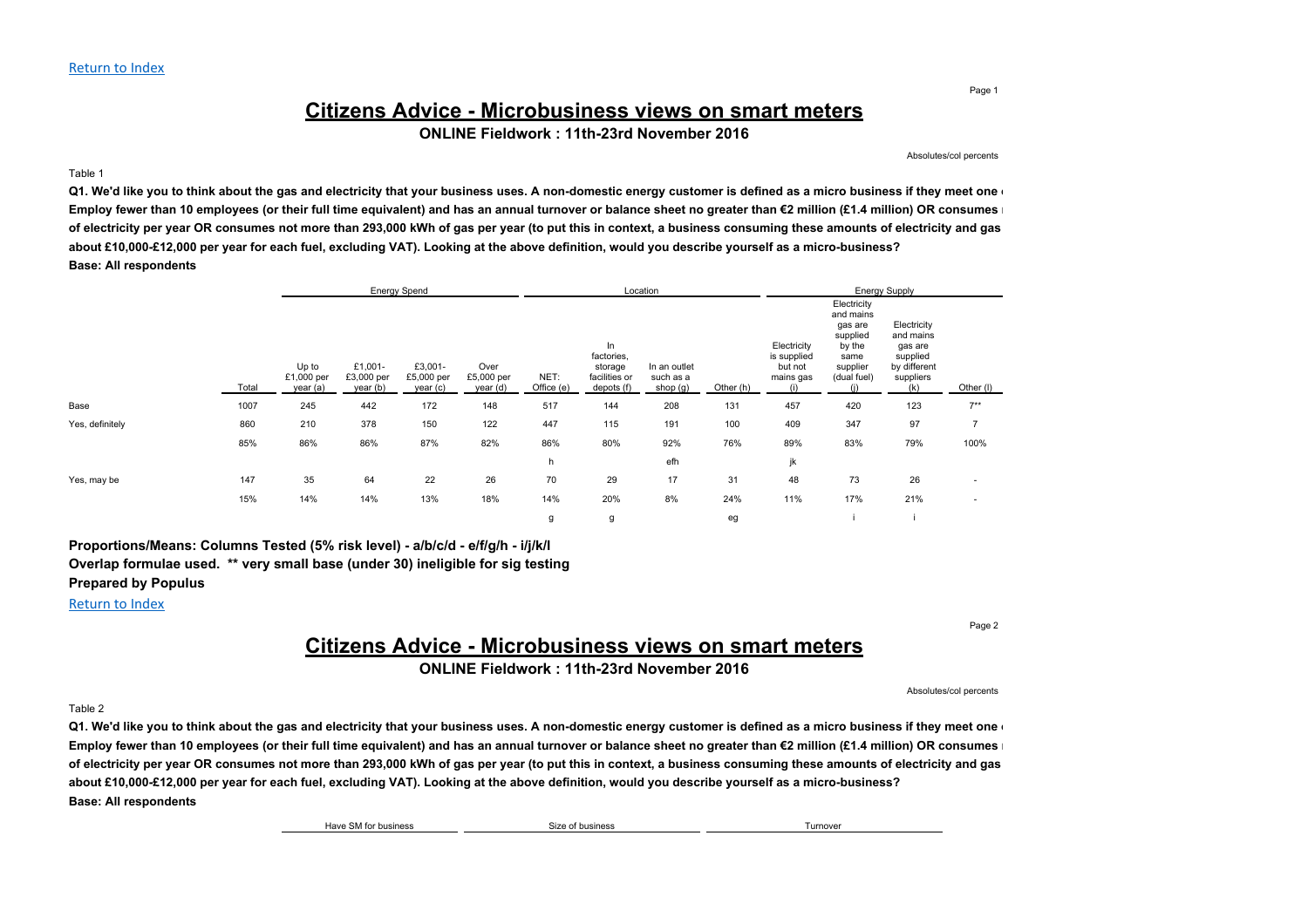Return to Index

# Citizens Advice - Microbusiness views on smart meters

**ONLINE Fieldwork : 11th-23rd November 2016**

Absolutes/col percents

Table 1

**Q1. We'd like you to think about the gas and electricity that your business uses. A non-domestic energy customer is defined as a micro business if they meet one Employ fewer than 10 employees (or their full time equivalent) and has an annual turnover or balance sheet no greater than €2 million (£1.4 million) OR consumes of electricity per year OR consumes not more than 293,000 kWh of gas per year (to put this in context, a business consuming these amounts of electricity and gas about £10,000-£12,000 per year for each fuel, excluding VAT). Looking at the above definition, would you describe yourself as a micro-business?**

**Base: All respondents**

| | | Energy Spend | | | | Location | | | | Energy Supply | | | |
|---|---|---|---|---|---|---|---|---|---|---|---|---|---|
| | Total | Up to £1,000 per year (a) | £1,001- £3,000 per year (b) | £3,001- £5,000 per year (c) | Over £5,000 per year (d) | NET: Office (e) | In factories, storage facilities or depots (f) | In an outlet such as a shop (g) | Other (h) | Electricity is supplied but not mains gas (i) | Electricity and mains gas are supplied by the same supplier (dual fuel) (j) | Electricity and mains gas are supplied by different suppliers (k) | Other (l) |
| Base | 1007 | 245 | 442 | 172 | 148 | 517 | 144 | 208 | 131 | 457 | 420 | 123 | 7** |
| Yes, definitely | 860 | 210 | 378 | 150 | 122 | 447 | 115 | 191 | 100 | 409 | 347 | 97 | 7 |
| | 85% | 86% | 86% | 87% | 82% | 86% | 80% | 92% | 76% | 89% | 83% | 79% | 100% |
| | | | | | | h | | efh | | jk | | | |
| Yes, may be | 147 | 35 | 64 | 22 | 26 | 70 | 29 | 17 | 31 | 48 | 73 | 26 | - |
| | 15% | 14% | 14% | 13% | 18% | 14% | 20% | 8% | 24% | 11% | 17% | 21% | - |
| | | | | | | g | g | | eg | | i | i | |

**Proportions/Means: Columns Tested (5% risk level) - a/b/c/d - e/f/g/h - i/j/k/l**

**Overlap formulae used. ** very small base (under 30) ineligible for sig testing**

**Prepared by Populus**

Return to Index

# Citizens Advice - Microbusiness views on smart meters

**ONLINE Fieldwork : 11th-23rd November 2016**

Absolutes/col percents

Table 2

**Q1. We'd like you to think about the gas and electricity that your business uses. A non-domestic energy customer is defined as a micro business if they meet one Employ fewer than 10 employees (or their full time equivalent) and has an annual turnover or balance sheet no greater than €2 million (£1.4 million) OR consumes of electricity per year OR consumes not more than 293,000 kWh of gas per year (to put this in context, a business consuming these amounts of electricity and gas about £10,000-£12,000 per year for each fuel, excluding VAT). Looking at the above definition, would you describe yourself as a micro-business?**

**Base: All respondents**

| Have SM for business | Size of business | Turnover |
|---|---|---|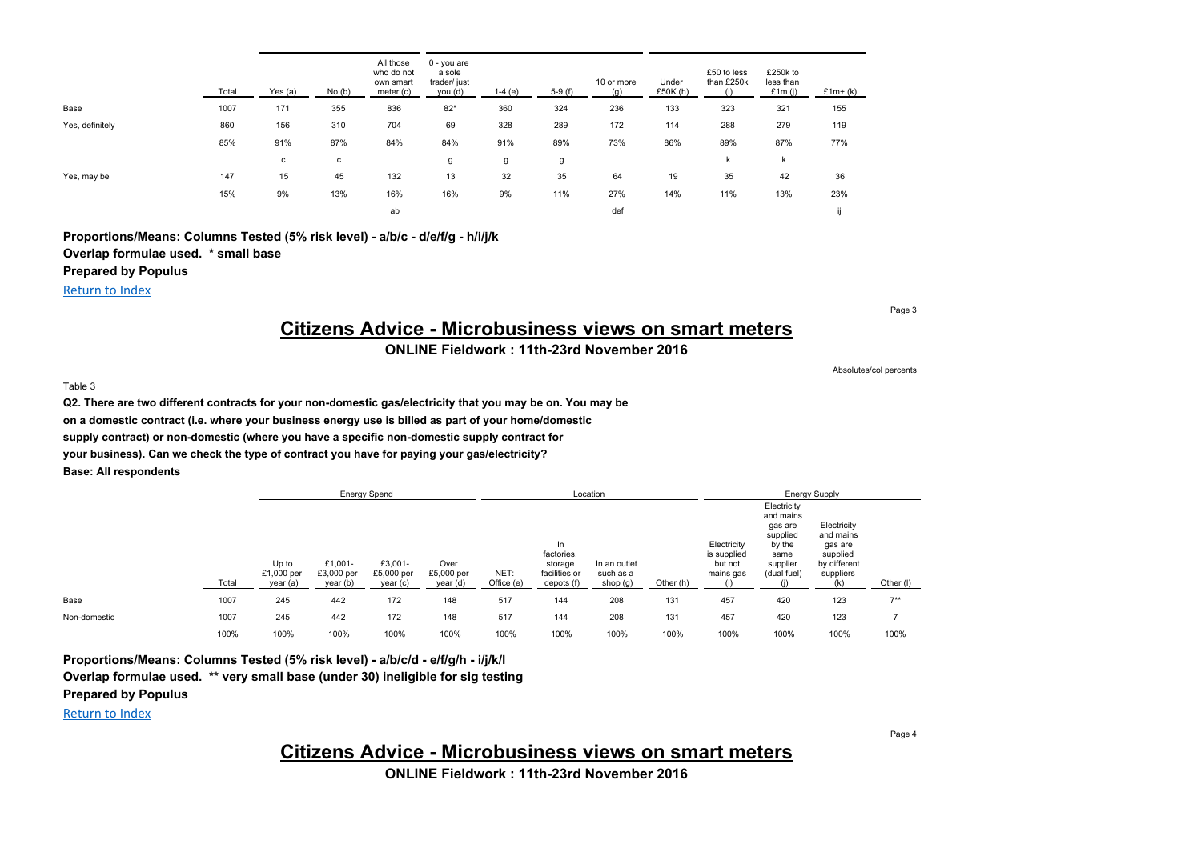| | Total | Yes (a) | No (b) | All those who do not own smart meter (c) | 0 - you are a sole trader/ just you (d) | 1-4 (e) | 5-9 (f) | 10 or more (g) | Under £50K (h) | £50 to less than £250k (i) | £250k to less than £1m (j) | £1m+ (k) |
|---|---|---|---|---|---|---|---|---|---|---|---|---|
| Base | 1007 | 171 | 355 | 836 | 82* | 360 | 324 | 236 | 133 | 323 | 321 | 155 |
| Yes, definitely | 860 | 156 | 310 | 704 | 69 | 328 | 289 | 172 | 114 | 288 | 279 | 119 |
| | 85% | 91% | 87% | 84% | 84% | 91% | 89% | 73% | 86% | 89% | 87% | 77% |
| | | c | c | | g | g | g | | | k | k | |
| Yes, may be | 147 | 15 | 45 | 132 | 13 | 32 | 35 | 64 | 19 | 35 | 42 | 36 |
| | 15% | 9% | 13% | 16% | 16% | 9% | 11% | 27% | 14% | 11% | 13% | 23% |
| | | | | ab | | | | def | | | | ij |

**Proportions/Means: Columns Tested (5% risk level) - a/b/c - d/e/f/g - h/i/j/k**

**Overlap formulae used. * small base**

**Prepared by Populus**

Return to Index

# Citizens Advice - Microbusiness views on smart meters

**ONLINE Fieldwork : 11th-23rd November 2016**

Absolutes/col percents

Table 3

**Q2. There are two different contracts for your non-domestic gas/electricity that you may be on. You may be on a domestic contract (i.e. where your business energy use is billed as part of your home/domestic supply contract) or non-domestic (where you have a specific non-domestic supply contract for your business). Can we check the type of contract you have for paying your gas/electricity?**

**Base: All respondents**

| | | Energy Spend | | | | Location | | | | Energy Supply | | | |
|---|---|---|---|---|---|---|---|---|---|---|---|---|---|
| | Total | Up to £1,000 per year (a) | £1,001-£3,000 per year (b) | £3,001-£5,000 per year (c) | Over £5,000 per year (d) | NET: Office (e) | In factories, storage facilities or depots (f) | In an outlet such as a shop (g) | Other (h) | Electricity is supplied but not mains gas (i) | Electricity and mains gas are supplied by the same supplier (dual fuel) (j) | Electricity and mains gas are supplied by different suppliers (k) | Other (l) |
| Base | 1007 | 245 | 442 | 172 | 148 | 517 | 144 | 208 | 131 | 457 | 420 | 123 | 7** |
| Non-domestic | 1007 | 245 | 442 | 172 | 148 | 517 | 144 | 208 | 131 | 457 | 420 | 123 | 7 |
| | 100% | 100% | 100% | 100% | 100% | 100% | 100% | 100% | 100% | 100% | 100% | 100% | 100% |

**Proportions/Means: Columns Tested (5% risk level) - a/b/c/d - e/f/g/h - i/j/k/l**

**Overlap formulae used. ** very small base (under 30) ineligible for sig testing**

**Prepared by Populus**

Return to Index

# Citizens Advice - Microbusiness views on smart meters

**ONLINE Fieldwork : 11th-23rd November 2016**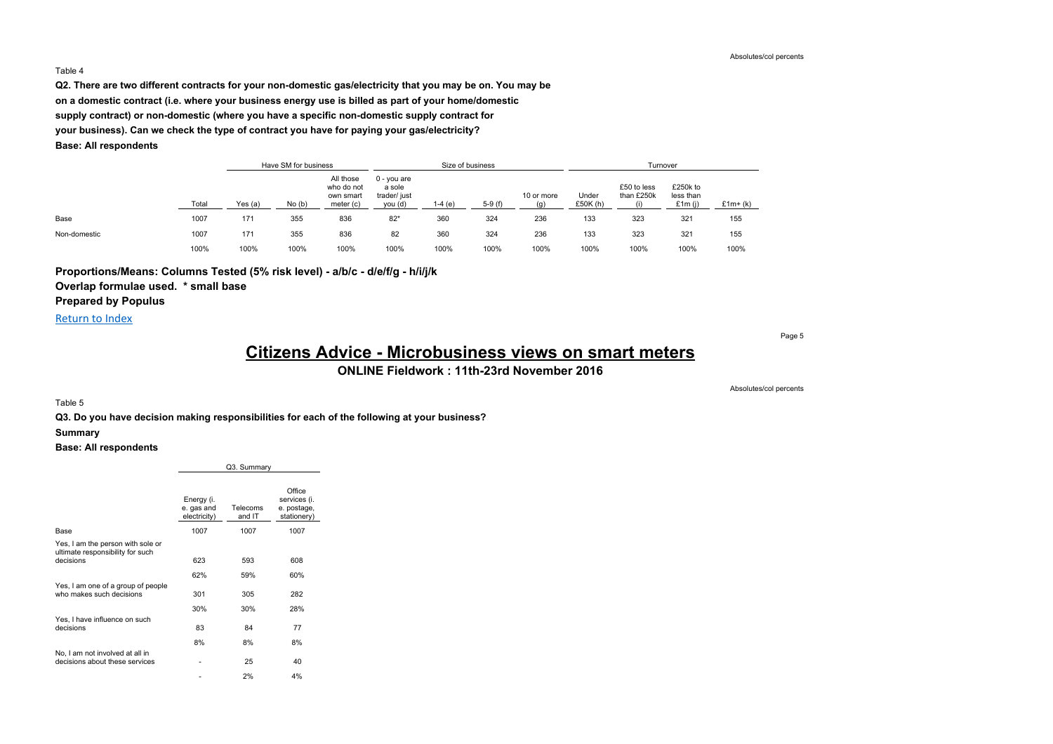Absolutes/col percents

Table 4

**Q2. There are two different contracts for your non-domestic gas/electricity that you may be on. You may be on a domestic contract (i.e. where your business energy use is billed as part of your home/domestic supply contract) or non-domestic (where you have a specific non-domestic supply contract for your business). Can we check the type of contract you have for paying your gas/electricity?**

**Base: All respondents**

| | | Have SM for business | | | Size of business | | | | Turnover | | | |
|---|---|---|---|---|---|---|---|---|---|---|---|---|
| | Total | Yes (a) | No (b) | All those who do not own smart meter (c) | 0 - you are a sole trader/ just you (d) | 1-4 (e) | 5-9 (f) | 10 or more (g) | Under £50K (h) | £50 to less than £250k (i) | £250k to less than £1m (j) | £1m+ (k) |
| Base | 1007 | 171 | 355 | 836 | 82* | 360 | 324 | 236 | 133 | 323 | 321 | 155 |
| Non-domestic | 1007 | 171 | 355 | 836 | 82 | 360 | 324 | 236 | 133 | 323 | 321 | 155 |
| | 100% | 100% | 100% | 100% | 100% | 100% | 100% | 100% | 100% | 100% | 100% | 100% |

**Proportions/Means: Columns Tested (5% risk level) - a/b/c - d/e/f/g - h/i/j/k**

**Overlap formulae used. * small base**

**Prepared by Populus**

Return to Index

# Citizens Advice - Microbusiness views on smart meters

**ONLINE Fieldwork : 11th-23rd November 2016**

Absolutes/col percents

Table 5

**Q3. Do you have decision making responsibilities for each of the following at your business?**

**Summary**

**Base: All respondents**

| | Q3. Summary | | |
|---|---|---|---|
| | Energy (i.e. gas and electricity) | Telecoms and IT | Office services (i.e. postage, stationery) |
| Base | 1007 | 1007 | 1007 |
| Yes, I am the person with sole or ultimate responsibility for such decisions | 623 | 593 | 608 |
| | 62% | 59% | 60% |
| Yes, I am one of a group of people who makes such decisions | 301 | 305 | 282 |
| | 30% | 30% | 28% |
| Yes, I have influence on such decisions | 83 | 84 | 77 |
| | 8% | 8% | 8% |
| No, I am not involved at all in decisions about these services | - | 25 | 40 |
| | - | 2% | 4% |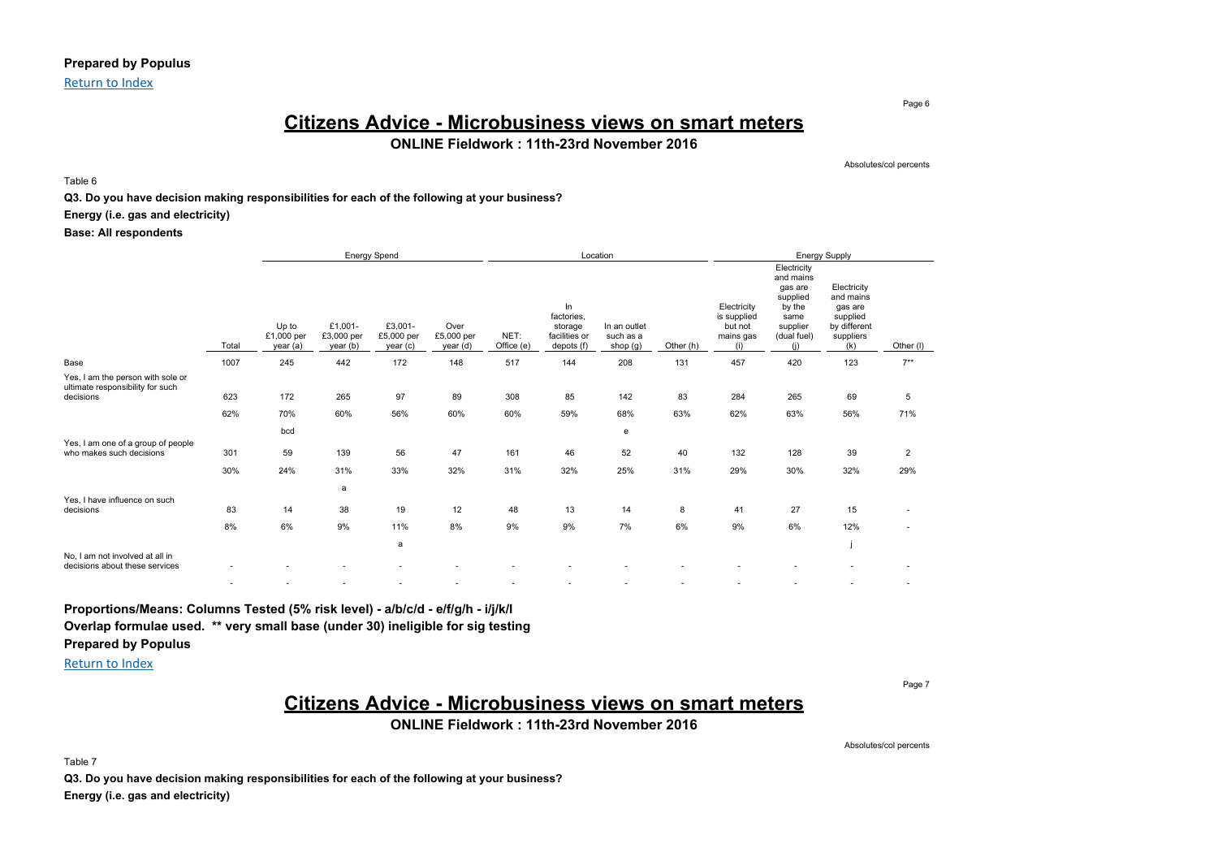**Prepared by Populus**

Return to Index

# Citizens Advice - Microbusiness views on smart meters

**ONLINE Fieldwork : 11th-23rd November 2016**

Absolutes/col percents

Table 6

**Q3. Do you have decision making responsibilities for each of the following at your business?**

**Energy (i.e. gas and electricity)**

**Base: All respondents**

| | | Energy Spend | | | | Location | | | | Energy Supply | | | |
|---|---|---|---|---|---|---|---|---|---|---|---|---|---|
| | Total | Up to £1,000 per year (a) | £1,001-£3,000 per year (b) | £3,001-£5,000 per year (c) | Over £5,000 per year (d) | NET: Office (e) | In factories, storage facilities or depots (f) | In an outlet such as a shop (g) | Other (h) | Electricity is supplied but not mains gas (i) | Electricity and mains gas are supplied by the same supplier (dual fuel) (j) | Electricity and mains gas are supplied by different suppliers (k) | Other (l) |
| Base | 1007 | 245 | 442 | 172 | 148 | 517 | 144 | 208 | 131 | 457 | 420 | 123 | 7** |
| Yes, I am the person with sole or ultimate responsibility for such decisions | 623 | 172 | 265 | 97 | 89 | 308 | 85 | 142 | 83 | 284 | 265 | 69 | 5 |
| | 62% | 70% | 60% | 56% | 60% | 60% | 59% | 68% | 63% | 62% | 63% | 56% | 71% |
| | | bcd | | | | | | e | | | | | |
| Yes, I am one of a group of people who makes such decisions | 301 | 59 | 139 | 56 | 47 | 161 | 46 | 52 | 40 | 132 | 128 | 39 | 2 |
| | 30% | 24% | 31% | 33% | 32% | 31% | 32% | 25% | 31% | 29% | 30% | 32% | 29% |
| | | | a | | | | | | | | | | |
| Yes, I have influence on such decisions | 83 | 14 | 38 | 19 | 12 | 48 | 13 | 14 | 8 | 41 | 27 | 15 | - |
| | 8% | 6% | 9% | 11% | 8% | 9% | 9% | 7% | 6% | 9% | 6% | 12% | - |
| | | | | a | | | | | | | | j | |
| No, I am not involved at all in decisions about these services | - | - | - | - | - | - | - | - | - | - | - | - | - |
| | - | - | - | - | - | - | - | - | - | - | - | - | - |

**Proportions/Means: Columns Tested (5% risk level) - a/b/c/d - e/f/g/h - i/j/k/l**

**Overlap formulae used. ** very small base (under 30) ineligible for sig testing**

**Prepared by Populus**

Return to Index

# Citizens Advice - Microbusiness views on smart meters

**ONLINE Fieldwork : 11th-23rd November 2016**

Absolutes/col percents

Table 7

**Q3. Do you have decision making responsibilities for each of the following at your business?**

**Energy (i.e. gas and electricity)**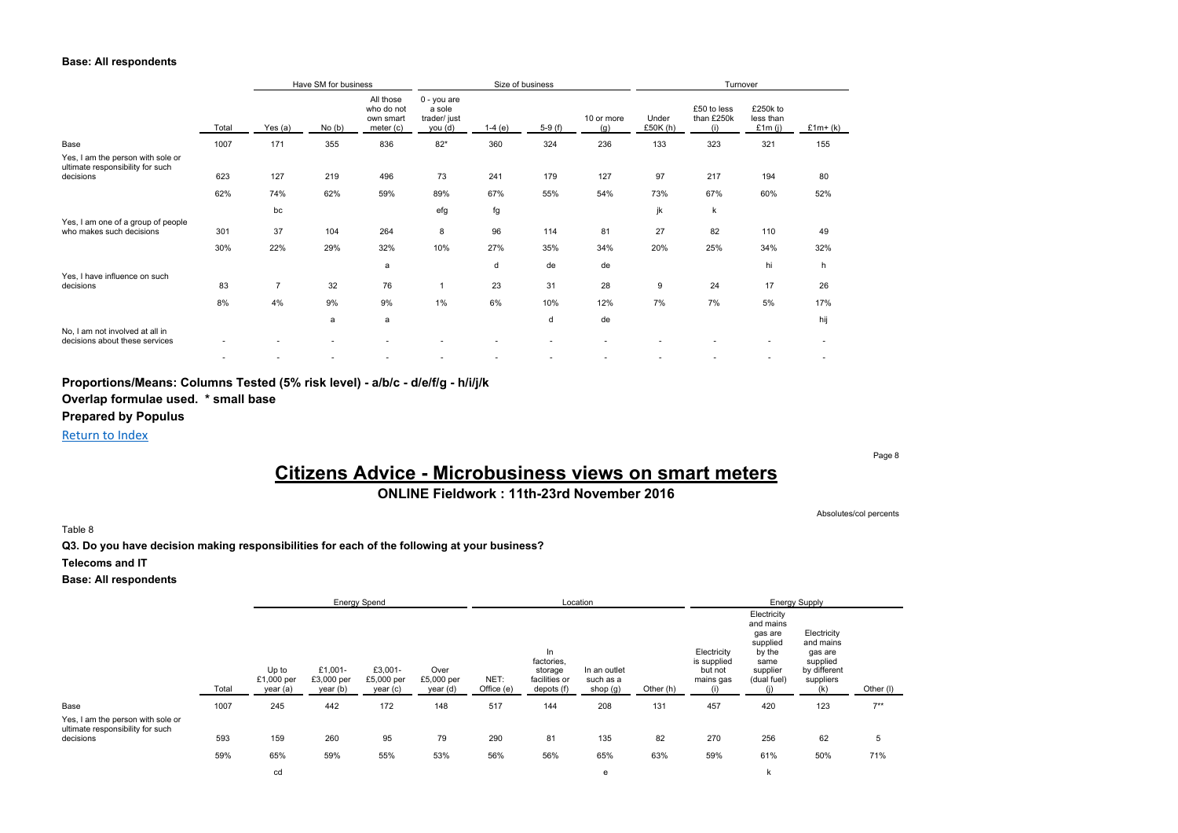**Base: All respondents**

| | Total | Have SM for business | | | Size of business | | | | Turnover | | | |
|---|---|---|---|---|---|---|---|---|---|---|---|---|
| | | Yes (a) | No (b) | All those who do not own smart meter (c) | 0 - you are a sole trader/ just you (d) | 1-4 (e) | 5-9 (f) | 10 or more (g) | Under £50K (h) | £50 to less than £250k (i) | £250k to less than £1m (j) | £1m+ (k) |
| Base | 1007 | 171 | 355 | 836 | 82* | 360 | 324 | 236 | 133 | 323 | 321 | 155 |
| Yes, I am the person with sole or ultimate responsibility for such decisions | 623 | 127 | 219 | 496 | 73 | 241 | 179 | 127 | 97 | 217 | 194 | 80 |
| | 62% | 74% | 62% | 59% | 89% | 67% | 55% | 54% | 73% | 67% | 60% | 52% |
| | | bc | | | efg | fg | | | jk | k | | |
| Yes, I am one of a group of people who makes such decisions | 301 | 37 | 104 | 264 | 8 | 96 | 114 | 81 | 27 | 82 | 110 | 49 |
| | 30% | 22% | 29% | 32% | 10% | 27% | 35% | 34% | 20% | 25% | 34% | 32% |
| | | | | a | | d | de | de | | | hi | h |
| Yes, I have influence on such decisions | 83 | 7 | 32 | 76 | 1 | 23 | 31 | 28 | 9 | 24 | 17 | 26 |
| | 8% | 4% | 9% | 9% | 1% | 6% | 10% | 12% | 7% | 7% | 5% | 17% |
| | | | a | a | | | d | de | | | | hij |
| No, I am not involved at all in decisions about these services | - | - | - | - | - | - | - | - | - | - | - | - |
| | - | - | - | - | - | - | - | - | - | - | - | - |

**Proportions/Means: Columns Tested (5% risk level) - a/b/c - d/e/f/g - h/i/j/k**

**Overlap formulae used. * small base**

**Prepared by Populus**

Return to Index

# Citizens Advice - Microbusiness views on smart meters

**ONLINE Fieldwork : 11th-23rd November 2016**

Absolutes/col percents

Table 8

**Q3. Do you have decision making responsibilities for each of the following at your business?**

**Telecoms and IT**

**Base: All respondents**

| | Total | Energy Spend | | | | Location | | | | Energy Supply | | | |
|---|---|---|---|---|---|---|---|---|---|---|---|---|---|
| | | Up to £1,000 per year (a) | £1,001-£3,000 per year (b) | £3,001-£5,000 per year (c) | Over £5,000 per year (d) | NET: Office (e) | In factories, storage facilities or depots (f) | In an outlet such as a shop (g) | Other (h) | Electricity is supplied but not mains gas (i) | Electricity and mains gas are supplied by the same supplier (dual fuel) (j) | Electricity and mains gas are supplied by different suppliers (k) | Other (l) |
| Base | 1007 | 245 | 442 | 172 | 148 | 517 | 144 | 208 | 131 | 457 | 420 | 123 | 7** |
| Yes, I am the person with sole or ultimate responsibility for such decisions | 593 | 159 | 260 | 95 | 79 | 290 | 81 | 135 | 82 | 270 | 256 | 62 | 5 |
| | 59% | 65% | 59% | 55% | 53% | 56% | 56% | 65% | 63% | 59% | 61% | 50% | 71% |
| | | cd | | | | | | e | | | k | | |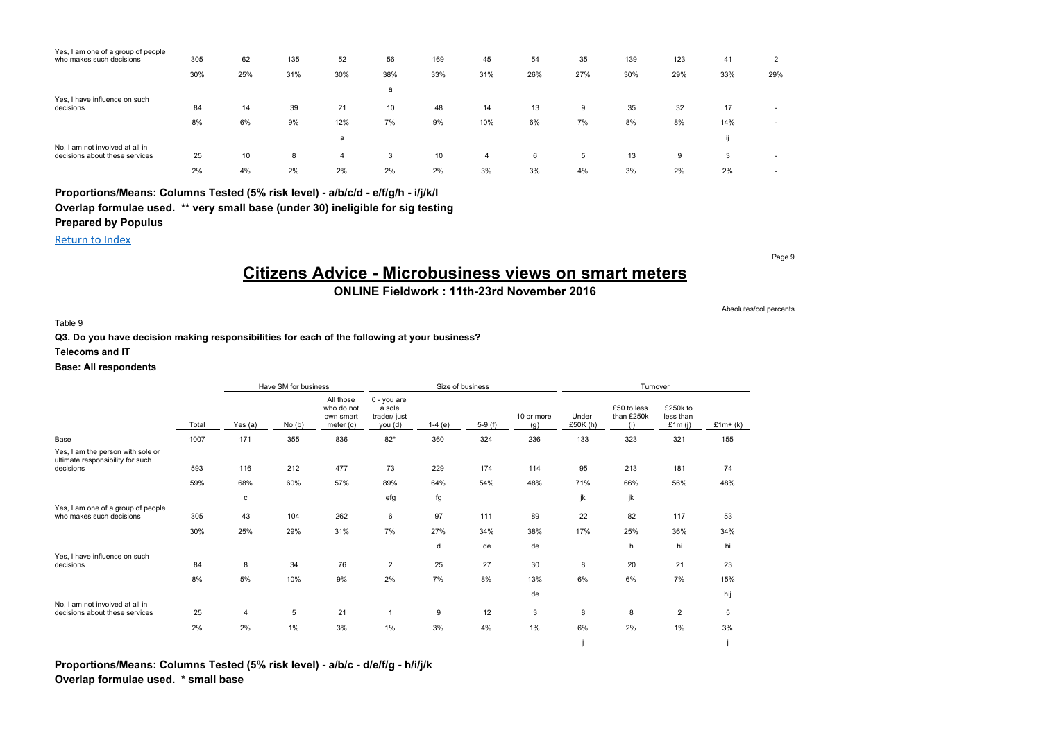| | | | | | | | | | | | | | |
|---|---|---|---|---|---|---|---|---|---|---|---|---|---|
| Yes, I am one of a group of people who makes such decisions | 305 | 62 | 135 | 52 | 56 | 169 | 45 | 54 | 35 | 139 | 123 | 41 | 2 |
| | 30% | 25% | 31% | 30% | 38% | 33% | 31% | 26% | 27% | 30% | 29% | 33% | 29% |
| | | | | | a | | | | | | | | |
| Yes, I have influence on such decisions | 84 | 14 | 39 | 21 | 10 | 48 | 14 | 13 | 9 | 35 | 32 | 17 | - |
| | 8% | 6% | 9% | 12% | 7% | 9% | 10% | 6% | 7% | 8% | 8% | 14% | - |
| | | | | a | | | | | | | | ij | |
| No, I am not involved at all in decisions about these services | 25 | 10 | 8 | 4 | 3 | 10 | 4 | 6 | 5 | 13 | 9 | 3 | - |
| | 2% | 4% | 2% | 2% | 2% | 2% | 3% | 3% | 4% | 3% | 2% | 2% | - |

**Proportions/Means: Columns Tested (5% risk level) - a/b/c/d - e/f/g/h - i/j/k/l**

**Overlap formulae used. ** very small base (under 30) ineligible for sig testing**

**Prepared by Populus**

[Return to Index]

# Citizens Advice - Microbusiness views on smart meters

## ONLINE Fieldwork : 11th-23rd November 2016

Absolutes/col percents

Table 9

**Q3. Do you have decision making responsibilities for each of the following at your business?**

**Telecoms and IT**

**Base: All respondents**

| | | Have SM for business | | | Size of business | | | | Turnover | | | |
|---|---|---|---|---|---|---|---|---|---|---|---|---|
| | Total | Yes (a) | No (b) | All those who do not own smart meter (c) | 0 - you are a sole trader/ just you (d) | 1-4 (e) | 5-9 (f) | 10 or more (g) | Under £50K (h) | £50 to less than £250k (i) | £250k to less than £1m (j) | £1m+ (k) |
| Base | 1007 | 171 | 355 | 836 | 82* | 360 | 324 | 236 | 133 | 323 | 321 | 155 |
| Yes, I am the person with sole or ultimate responsibility for such decisions | 593 | 116 | 212 | 477 | 73 | 229 | 174 | 114 | 95 | 213 | 181 | 74 |
| | 59% | 68% | 60% | 57% | 89% | 64% | 54% | 48% | 71% | 66% | 56% | 48% |
| | | c | | | efg | fg | | | jk | jk | | |
| Yes, I am one of a group of people who makes such decisions | 305 | 43 | 104 | 262 | 6 | 97 | 111 | 89 | 22 | 82 | 117 | 53 |
| | 30% | 25% | 29% | 31% | 7% | 27% | 34% | 38% | 17% | 25% | 36% | 34% |
| | | | | | | d | de | de | | h | hi | hi |
| Yes, I have influence on such decisions | 84 | 8 | 34 | 76 | 2 | 25 | 27 | 30 | 8 | 20 | 21 | 23 |
| | 8% | 5% | 10% | 9% | 2% | 7% | 8% | 13% | 6% | 6% | 7% | 15% |
| | | | | | | | | de | | | | hij |
| No, I am not involved at all in decisions about these services | 25 | 4 | 5 | 21 | 1 | 9 | 12 | 3 | 8 | 8 | 2 | 5 |
| | 2% | 2% | 1% | 3% | 1% | 3% | 4% | 1% | 6% | 2% | 1% | 3% |
| | | | | | | | | | j | | | j |

**Proportions/Means: Columns Tested (5% risk level) - a/b/c - d/e/f/g - h/i/j/k**

**Overlap formulae used. * small base**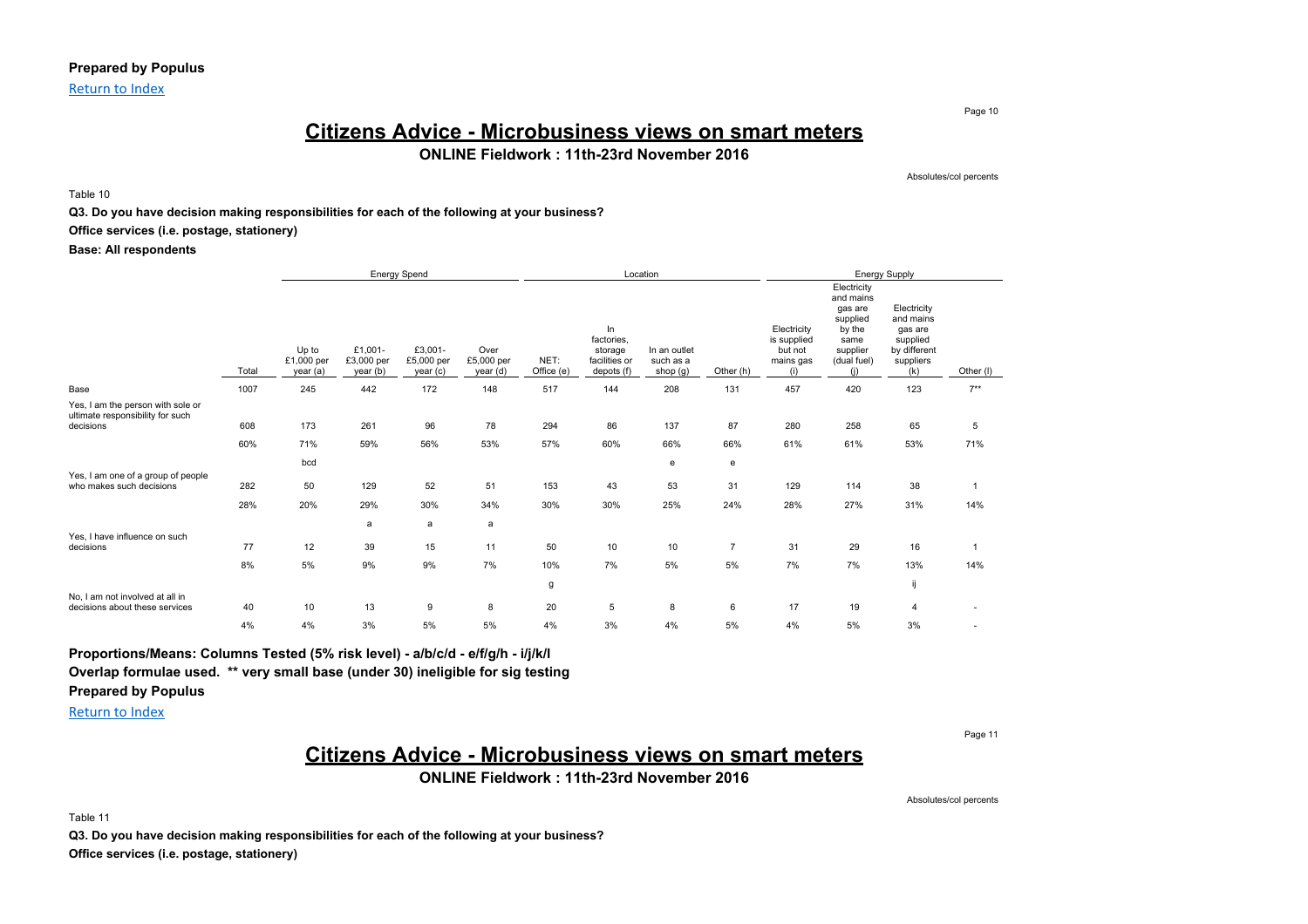**Prepared by Populus**

Return to Index

# Citizens Advice - Microbusiness views on smart meters

**ONLINE Fieldwork : 11th-23rd November 2016**

Absolutes/col percents

Table 10

**Q3. Do you have decision making responsibilities for each of the following at your business?**

**Office services (i.e. postage, stationery)**

**Base: All respondents**

| | Total | Energy Spend | | | | Location | | | | Energy Supply | | | |
|---|---|---|---|---|---|---|---|---|---|---|---|---|---|
| | | Up to £1,000 per year (a) | £1,001- £3,000 per year (b) | £3,001- £5,000 per year (c) | Over £5,000 per year (d) | NET: Office (e) | In factories, storage facilities or depots (f) | In an outlet such as a shop (g) | Other (h) | Electricity is supplied but not mains gas (i) | Electricity and mains gas are supplied by the same supplier (dual fuel) (j) | Electricity and mains gas are supplied by different suppliers (k) | Other (l) |
| Base | 1007 | 245 | 442 | 172 | 148 | 517 | 144 | 208 | 131 | 457 | 420 | 123 | 7** |
| Yes, I am the person with sole or ultimate responsibility for such decisions | 608 | 173 | 261 | 96 | 78 | 294 | 86 | 137 | 87 | 280 | 258 | 65 | 5 |
| | 60% | 71% | 59% | 56% | 53% | 57% | 60% | 66% | 66% | 61% | 61% | 53% | 71% |
| | | bcd | | | | | | e | e | | | | |
| Yes, I am one of a group of people who makes such decisions | 282 | 50 | 129 | 52 | 51 | 153 | 43 | 53 | 31 | 129 | 114 | 38 | 1 |
| | 28% | 20% | 29% | 30% | 34% | 30% | 30% | 25% | 24% | 28% | 27% | 31% | 14% |
| | | | a | a | a | | | | | | | | |
| Yes, I have influence on such decisions | 77 | 12 | 39 | 15 | 11 | 50 | 10 | 10 | 7 | 31 | 29 | 16 | 1 |
| | 8% | 5% | 9% | 9% | 7% | 10% | 7% | 5% | 5% | 7% | 7% | 13% | 14% |
| | | | | | | g | | | | | | ij | |
| No, I am not involved at all in decisions about these services | 40 | 10 | 13 | 9 | 8 | 20 | 5 | 8 | 6 | 17 | 19 | 4 | - |
| | 4% | 4% | 3% | 5% | 5% | 4% | 3% | 4% | 5% | 4% | 5% | 3% | - |

**Proportions/Means: Columns Tested (5% risk level) - a/b/c/d - e/f/g/h - i/j/k/l**

**Overlap formulae used. ** very small base (under 30) ineligible for sig testing**

**Prepared by Populus**

Return to Index

# Citizens Advice - Microbusiness views on smart meters

**ONLINE Fieldwork : 11th-23rd November 2016**

Absolutes/col percents

Table 11

**Q3. Do you have decision making responsibilities for each of the following at your business?**

**Office services (i.e. postage, stationery)**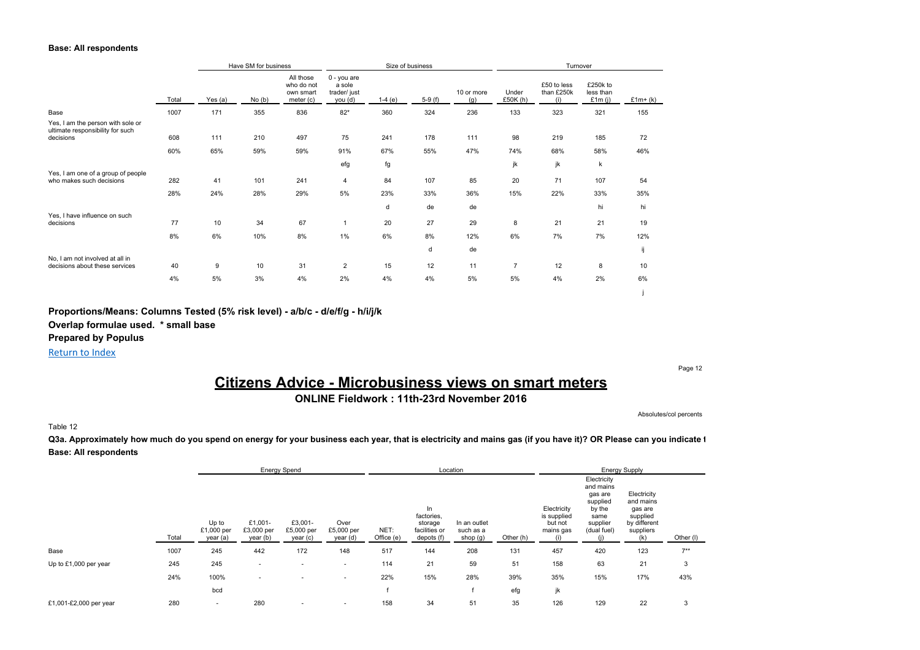**Base: All respondents**

| | Total | Have SM for business | | | Size of business | | | | Turnover | | | |
|---|---|---|---|---|---|---|---|---|---|---|---|---|
| | | Yes (a) | No (b) | All those who do not own smart meter (c) | 0 - you are a sole trader/ just you (d) | 1-4 (e) | 5-9 (f) | 10 or more (g) | Under £50K (h) | £50 to less than £250k (i) | £250k to less than £1m (j) | £1m+ (k) |
| Base | 1007 | 171 | 355 | 836 | 82* | 360 | 324 | 236 | 133 | 323 | 321 | 155 |
| Yes, I am the person with sole or ultimate responsibility for such decisions | 608 | 111 | 210 | 497 | 75 | 241 | 178 | 111 | 98 | 219 | 185 | 72 |
| | 60% | 65% | 59% | 59% | 91% | 67% | 55% | 47% | 74% | 68% | 58% | 46% |
| | | | | | efg | fg | | | jk | jk | k | |
| Yes, I am one of a group of people who makes such decisions | 282 | 41 | 101 | 241 | 4 | 84 | 107 | 85 | 20 | 71 | 107 | 54 |
| | 28% | 24% | 28% | 29% | 5% | 23% | 33% | 36% | 15% | 22% | 33% | 35% |
| | | | | | | d | de | de | | | hi | hi |
| Yes, I have influence on such decisions | 77 | 10 | 34 | 67 | 1 | 20 | 27 | 29 | 8 | 21 | 21 | 19 |
| | 8% | 6% | 10% | 8% | 1% | 6% | 8% | 12% | 6% | 7% | 7% | 12% |
| | | | | | | | d | de | | | | ij |
| No, I am not involved at all in decisions about these services | 40 | 9 | 10 | 31 | 2 | 15 | 12 | 11 | 7 | 12 | 8 | 10 |
| | 4% | 5% | 3% | 4% | 2% | 4% | 4% | 5% | 5% | 4% | 2% | 6% |
| | | | | | | | | | | | | j |

**Proportions/Means: Columns Tested (5% risk level) - a/b/c - d/e/f/g - h/i/j/k**

**Overlap formulae used. * small base**

**Prepared by Populus**

Return to Index

# Citizens Advice - Microbusiness views on smart meters

**ONLINE Fieldwork : 11th-23rd November 2016**

Absolutes/col percents

Table 12

**Q3a. Approximately how much do you spend on energy for your business each year, that is electricity and mains gas (if you have it)? OR Please can you indicate t**

**Base: All respondents**

| | Total | Energy Spend | | | | Location | | | | Energy Supply | | | |
|---|---|---|---|---|---|---|---|---|---|---|---|---|---|
| | | Up to £1,000 per year (a) | £1,001-£3,000 per year (b) | £3,001-£5,000 per year (c) | Over £5,000 per year (d) | NET: Office (e) | In factories, storage facilities or depots (f) | In an outlet such as a shop (g) | Other (h) | Electricity is supplied but not mains gas (i) | Electricity and mains gas are supplied by the same supplier (dual fuel) (j) | Electricity and mains gas are supplied by different suppliers (k) | Other (l) |
| Base | 1007 | 245 | 442 | 172 | 148 | 517 | 144 | 208 | 131 | 457 | 420 | 123 | 7** |
| Up to £1,000 per year | 245 | 245 | - | - | - | 114 | 21 | 59 | 51 | 158 | 63 | 21 | 3 |
| | 24% | 100% | - | - | - | 22% | 15% | 28% | 39% | 35% | 15% | 17% | 43% |
| | | bcd | | | | f | | f | efg | jk | | | |
| £1,001-£2,000 per year | 280 | - | 280 | - | - | 158 | 34 | 51 | 35 | 126 | 129 | 22 | 3 |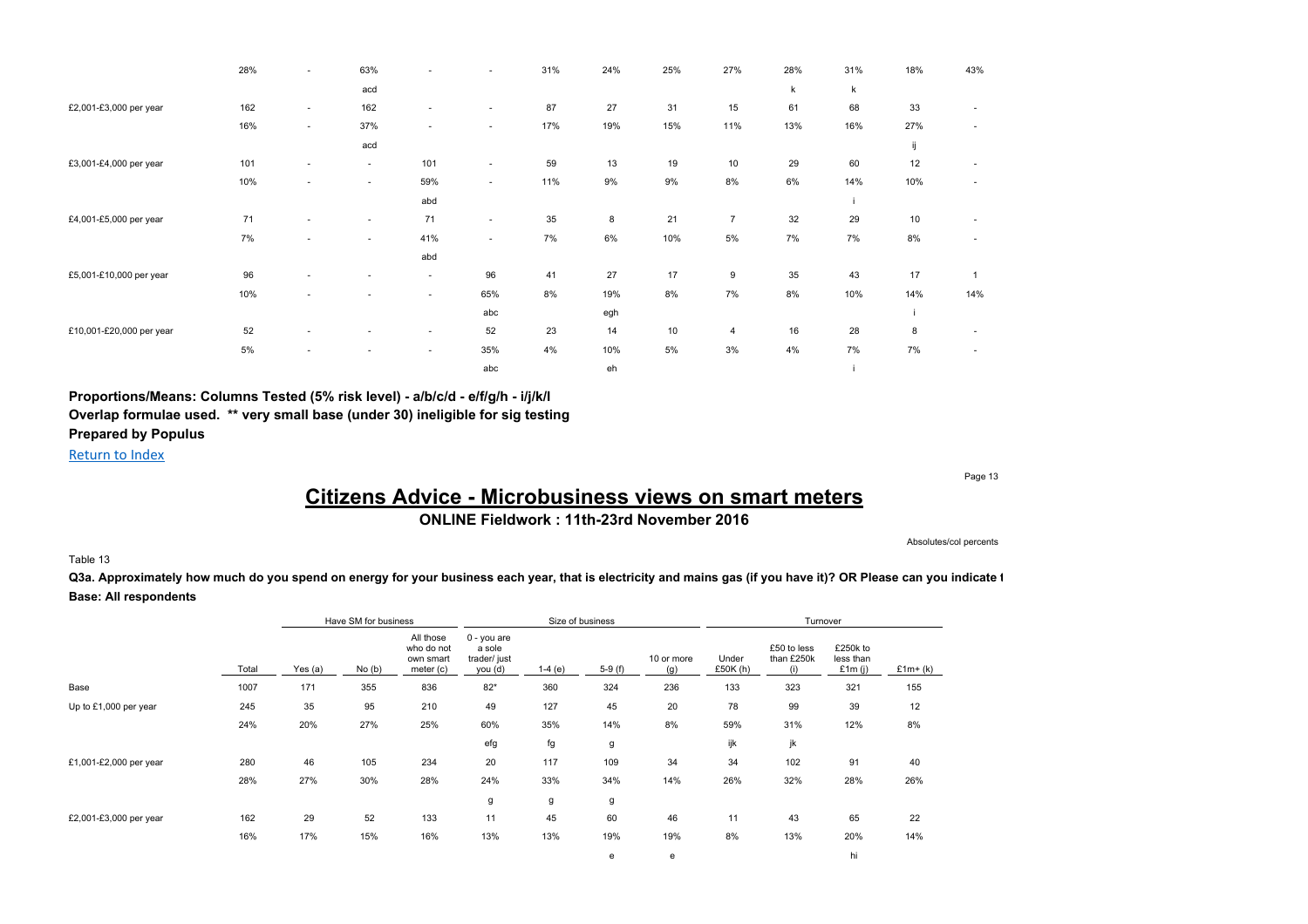| | | | | | | | | | | | | |
|---|---|---|---|---|---|---|---|---|---|---|---|---|
| | 28% | - | 63% | - | - | 31% | 24% | 25% | 27% | 28% | 31% | 18% | 43% |
| | | | acd | | | | | | | k | k | | |
| £2,001-£3,000 per year | 162 | - | 162 | - | - | 87 | 27 | 31 | 15 | 61 | 68 | 33 | - |
| | 16% | - | 37% | - | - | 17% | 19% | 15% | 11% | 13% | 16% | 27% | - |
| | | | acd | | | | | | | | | ij | |
| £3,001-£4,000 per year | 101 | - | - | 101 | - | 59 | 13 | 19 | 10 | 29 | 60 | 12 | - |
| | 10% | - | - | 59% | - | 11% | 9% | 9% | 8% | 6% | 14% | 10% | - |
| | | | | abd | | | | | | | i | | |
| £4,001-£5,000 per year | 71 | - | - | 71 | - | 35 | 8 | 21 | 7 | 32 | 29 | 10 | - |
| | 7% | - | - | 41% | - | 7% | 6% | 10% | 5% | 7% | 7% | 8% | - |
| | | | | abd | | | | | | | | | |
| £5,001-£10,000 per year | 96 | - | - | - | 96 | 41 | 27 | 17 | 9 | 35 | 43 | 17 | 1 |
| | 10% | - | - | - | 65% | 8% | 19% | 8% | 7% | 8% | 10% | 14% | 14% |
| | | | | | abc | | egh | | | | | i | |
| £10,001-£20,000 per year | 52 | - | - | - | 52 | 23 | 14 | 10 | 4 | 16 | 28 | 8 | - |
| | 5% | - | - | - | 35% | 4% | 10% | 5% | 3% | 4% | 7% | 7% | - |
| | | | | | abc | | eh | | | | i | | |

**Proportions/Means: Columns Tested (5% risk level) - a/b/c/d - e/f/g/h - i/j/k/l**
**Overlap formulae used. ** very small base (under 30) ineligible for sig testing**
**Prepared by Populus**

Return to Index

# Citizens Advice - Microbusiness views on smart meters

**ONLINE Fieldwork : 11th-23rd November 2016**

Absolutes/col percents

Table 13

**Q3a. Approximately how much do you spend on energy for your business each year, that is electricity and mains gas (if you have it)? OR Please can you indicate t**

**Base: All respondents**

| | | Have SM for business | | | Size of business | | | | Turnover | | | |
|---|---|---|---|---|---|---|---|---|---|---|---|---|
| | Total | Yes (a) | No (b) | All those who do not own smart meter (c) | 0 - you are a sole trader/ just you (d) | 1-4 (e) | 5-9 (f) | 10 or more (g) | Under £50K (h) | £50 to less than £250k (i) | £250k to less than £1m (j) | £1m+ (k) |
| Base | 1007 | 171 | 355 | 836 | 82* | 360 | 324 | 236 | 133 | 323 | 321 | 155 |
| Up to £1,000 per year | 245 | 35 | 95 | 210 | 49 | 127 | 45 | 20 | 78 | 99 | 39 | 12 |
| | 24% | 20% | 27% | 25% | 60% | 35% | 14% | 8% | 59% | 31% | 12% | 8% |
| | | | | | efg | fg | g | | ijk | jk | | |
| £1,001-£2,000 per year | 280 | 46 | 105 | 234 | 20 | 117 | 109 | 34 | 34 | 102 | 91 | 40 |
| | 28% | 27% | 30% | 28% | 24% | 33% | 34% | 14% | 26% | 32% | 28% | 26% |
| | | | | | g | g | g | | | | | |
| £2,001-£3,000 per year | 162 | 29 | 52 | 133 | 11 | 45 | 60 | 46 | 11 | 43 | 65 | 22 |
| | 16% | 17% | 15% | 16% | 13% | 13% | 19% | 19% | 8% | 13% | 20% | 14% |
| | | | | | | | e | e | | | hi | |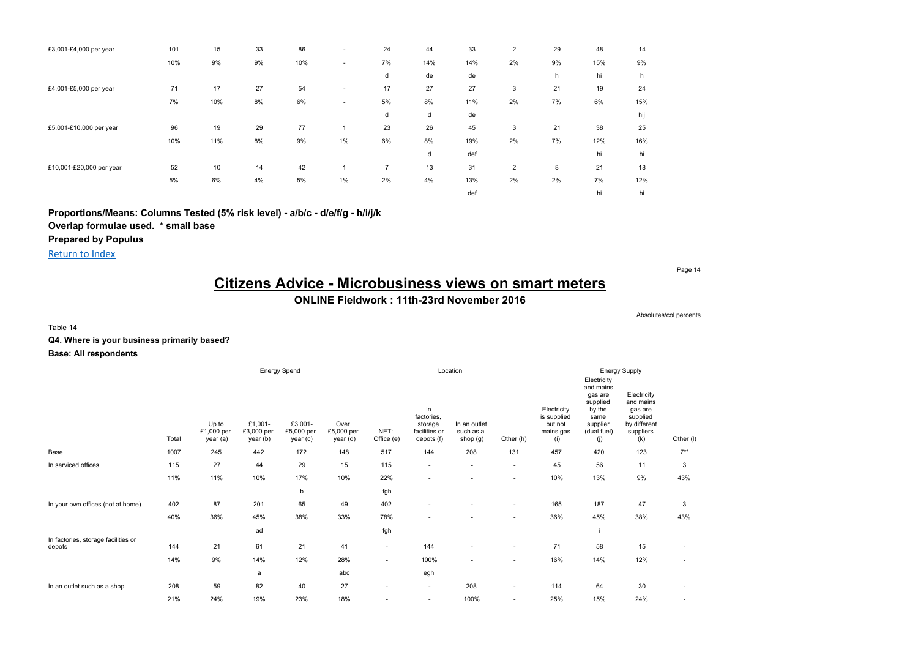| | Total | Up to £1,000 per year (a) | £1,001-£3,000 per year (b) | £3,001-£5,000 per year (c) | Over £5,000 per year (d) | NET: Office (e) | In factories, storage facilities or depots (f) | In an outlet such as a shop (g) | Other (h) | Electricity is supplied but not mains gas (i) | Electricity and mains gas are supplied by the same supplier (dual fuel) (j) | Electricity and mains gas are supplied by different suppliers (k) | Other (l) |
|---|---|---|---|---|---|---|---|---|---|---|---|---|---|
| £3,001-£4,000 per year | 101 | 15 | 33 | 86 | - | 24 | 44 | 33 | 2 | 29 | 48 | 14 | |
| | 10% | 9% | 9% | 10% | - | 7% | 14% | 14% | 2% | 9% | 15% | 9% | |
| | | | | | | d | de | de | | h | hi | h | |
| £4,001-£5,000 per year | 71 | 17 | 27 | 54 | - | 17 | 27 | 27 | 3 | 21 | 19 | 24 | |
| | 7% | 10% | 8% | 6% | - | 5% | 8% | 11% | 2% | 7% | 6% | 15% | |
| | | | | | | d | d | de | | | | hij | |
| £5,001-£10,000 per year | 96 | 19 | 29 | 77 | 1 | 23 | 26 | 45 | 3 | 21 | 38 | 25 | |
| | 10% | 11% | 8% | 9% | 1% | 6% | 8% | 19% | 2% | 7% | 12% | 16% | |
| | | | | | | | d | def | | | hi | hi | |
| £10,001-£20,000 per year | 52 | 10 | 14 | 42 | 1 | 7 | 13 | 31 | 2 | 8 | 21 | 18 | |
| | 5% | 6% | 4% | 5% | 1% | 2% | 4% | 13% | 2% | 2% | 7% | 12% | |
| | | | | | | | | def | | | hi | hi | |

**Proportions/Means: Columns Tested (5% risk level) - a/b/c - d/e/f/g - h/i/j/k**
**Overlap formulae used. * small base**
**Prepared by Populus**

Return to Index

# Citizens Advice - Microbusiness views on smart meters

## ONLINE Fieldwork : 11th-23rd November 2016

Absolutes/col percents

Table 14

**Q4. Where is your business primarily based?**

**Base: All respondents**

| | | Energy Spend | | | | Location | | | | Energy Supply | | | |
|---|---|---|---|---|---|---|---|---|---|---|---|---|---|
| | Total | Up to £1,000 per year (a) | £1,001-£3,000 per year (b) | £3,001-£5,000 per year (c) | Over £5,000 per year (d) | NET: Office (e) | In factories, storage facilities or depots (f) | In an outlet such as a shop (g) | Other (h) | Electricity is supplied but not mains gas (i) | Electricity and mains gas are supplied by the same supplier (dual fuel) (j) | Electricity and mains gas are supplied by different suppliers (k) | Other (l) |
| Base | 1007 | 245 | 442 | 172 | 148 | 517 | 144 | 208 | 131 | 457 | 420 | 123 | 7** |
| In serviced offices | 115 | 27 | 44 | 29 | 15 | 115 | - | - | - | 45 | 56 | 11 | 3 |
| | 11% | 11% | 10% | 17% | 10% | 22% | - | - | - | 10% | 13% | 9% | 43% |
| | | | | b | | fgh | | | | | | | |
| In your own offices (not at home) | 402 | 87 | 201 | 65 | 49 | 402 | - | - | - | 165 | 187 | 47 | 3 |
| | 40% | 36% | 45% | 38% | 33% | 78% | - | - | - | 36% | 45% | 38% | 43% |
| | | | ad | | | fgh | | | | | i | | |
| In factories, storage facilities or depots | 144 | 21 | 61 | 21 | 41 | - | 144 | - | - | 71 | 58 | 15 | - |
| | 14% | 9% | 14% | 12% | 28% | - | 100% | - | - | 16% | 14% | 12% | - |
| | | | a | | abc | | egh | | | | | | |
| In an outlet such as a shop | 208 | 59 | 82 | 40 | 27 | - | - | 208 | - | 114 | 64 | 30 | - |
| | 21% | 24% | 19% | 23% | 18% | - | - | 100% | - | 25% | 15% | 24% | - |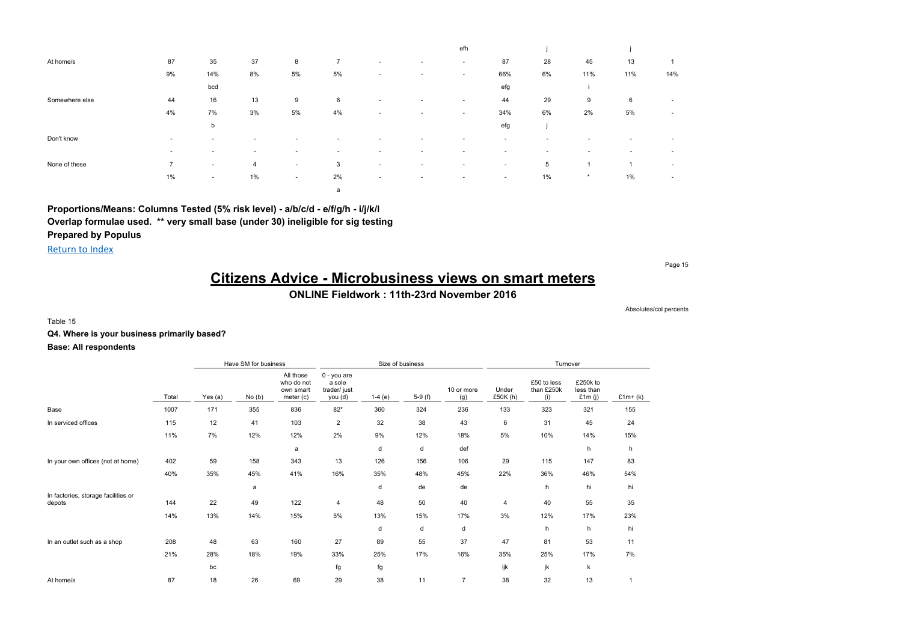| | | | | | | | | efh | | j | | j | |
|---|---|---|---|---|---|---|---|---|---|---|---|---|---|
| At home/s | 87 | 35 | 37 | 8 | 7 | - | - | - | 87 | 28 | 45 | 13 | 1 |
| | 9% | 14% | 8% | 5% | 5% | - | - | - | 66% | 6% | 11% | 11% | 14% |
| | | bcd | | | | | | | efg | | i | | |
| Somewhere else | 44 | 16 | 13 | 9 | 6 | - | - | - | 44 | 29 | 9 | 6 | - |
| | 4% | 7% | 3% | 5% | 4% | - | - | - | 34% | 6% | 2% | 5% | - |
| | | b | | | | | | | efg | j | | | |
| Don't know | - | - | - | - | - | - | - | - | - | - | - | - | - |
| | - | - | - | - | - | - | - | - | - | - | - | - | - |
| None of these | 7 | - | 4 | - | 3 | - | - | - | - | 5 | 1 | 1 | - |
| | 1% | - | 1% | - | 2% | - | - | - | - | 1% | * | 1% | - |
| | | | | | a | | | | | | | | |

**Proportions/Means: Columns Tested (5% risk level) - a/b/c/d - e/f/g/h - i/j/k/l**
**Overlap formulae used. ** very small base (under 30) ineligible for sig testing**
**Prepared by Populus**

Return to Index

# Citizens Advice - Microbusiness views on smart meters

**ONLINE Fieldwork : 11th-23rd November 2016**

Absolutes/col percents

Table 15

**Q4. Where is your business primarily based?**

**Base: All respondents**

| | | Have SM for business | | | Size of business | | | | Turnover | | | |
|---|---|---|---|---|---|---|---|---|---|---|---|---|
| | Total | Yes (a) | No (b) | All those who do not own smart meter (c) | 0 - you are a sole trader/ just you (d) | 1-4 (e) | 5-9 (f) | 10 or more (g) | Under £50K (h) | £50 to less than £250k (i) | £250k to less than £1m (j) | £1m+ (k) |
| Base | 1007 | 171 | 355 | 836 | 82* | 360 | 324 | 236 | 133 | 323 | 321 | 155 |
| In serviced offices | 115 | 12 | 41 | 103 | 2 | 32 | 38 | 43 | 6 | 31 | 45 | 24 |
| | 11% | 7% | 12% | 12% | 2% | 9% | 12% | 18% | 5% | 10% | 14% | 15% |
| | | | | a | | d | d | def | | | h | h |
| In your own offices (not at home) | 402 | 59 | 158 | 343 | 13 | 126 | 156 | 106 | 29 | 115 | 147 | 83 |
| | 40% | 35% | 45% | 41% | 16% | 35% | 48% | 45% | 22% | 36% | 46% | 54% |
| | | | a | | | d | de | de | | h | hi | hi |
| In factories, storage facilities or depots | 144 | 22 | 49 | 122 | 4 | 48 | 50 | 40 | 4 | 40 | 55 | 35 |
| | 14% | 13% | 14% | 15% | 5% | 13% | 15% | 17% | 3% | 12% | 17% | 23% |
| | | | | | | d | d | d | | h | h | hi |
| In an outlet such as a shop | 208 | 48 | 63 | 160 | 27 | 89 | 55 | 37 | 47 | 81 | 53 | 11 |
| | 21% | 28% | 18% | 19% | 33% | 25% | 17% | 16% | 35% | 25% | 17% | 7% |
| | | bc | | | fg | fg | | | ijk | jk | k | |
| At home/s | 87 | 18 | 26 | 69 | 29 | 38 | 11 | 7 | 38 | 32 | 13 | 1 |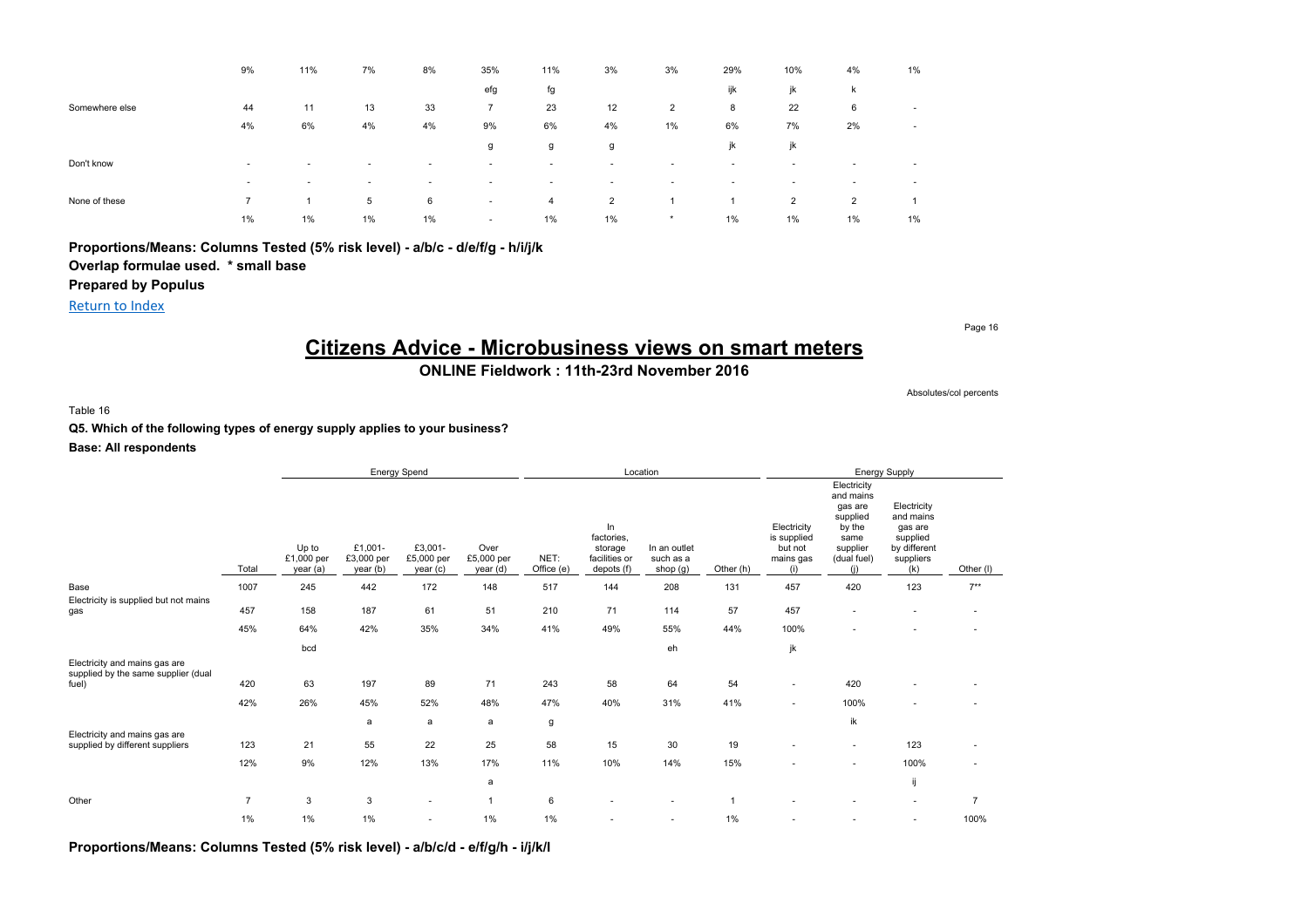| | | | | | | | | | | | | |
|---|---|---|---|---|---|---|---|---|---|---|---|---|
| | 9% | 11% | 7% | 8% | 35% | 11% | 3% | 3% | 29% | 10% | 4% | 1% |
| | | | | | efg | fg | | | ijk | jk | k | |
| Somewhere else | 44 | 11 | 13 | 33 | 7 | 23 | 12 | 2 | 8 | 22 | 6 | - |
| | 4% | 6% | 4% | 4% | 9% | 6% | 4% | 1% | 6% | 7% | 2% | - |
| | | | | | g | g | g | | jk | jk | | |
| Don't know | - | - | - | - | - | - | - | - | - | - | - | - |
| | - | - | - | - | - | - | - | - | - | - | - | - |
| None of these | 7 | 1 | 5 | 6 | - | 4 | 2 | 1 | 1 | 2 | 2 | 1 |
| | 1% | 1% | 1% | 1% | - | 1% | 1% | * | 1% | 1% | 1% | 1% |

**Proportions/Means: Columns Tested (5% risk level) - a/b/c - d/e/f/g - h/i/j/k**

**Overlap formulae used. * small base**

**Prepared by Populus**

Return to Index

# Citizens Advice - Microbusiness views on smart meters

## ONLINE Fieldwork : 11th-23rd November 2016

Absolutes/col percents

Table 16

**Q5. Which of the following types of energy supply applies to your business?**

**Base: All respondents**

| | | Energy Spend | | | | Location | | | | Energy Supply | | | |
|---|---|---|---|---|---|---|---|---|---|---|---|---|---|
| | Total | Up to £1,000 per year (a) | £1,001-£3,000 per year (b) | £3,001-£5,000 per year (c) | Over £5,000 per year (d) | NET: Office (e) | In factories, storage facilities or depots (f) | In an outlet such as a shop (g) | Other (h) | Electricity is supplied but not mains gas (i) | Electricity and mains gas are supplied by the same supplier (dual fuel) (j) | Electricity and mains gas are supplied by different suppliers (k) | Other (l) |
| Base | 1007 | 245 | 442 | 172 | 148 | 517 | 144 | 208 | 131 | 457 | 420 | 123 | 7** |
| Electricity is supplied but not mains gas | 457 | 158 | 187 | 61 | 51 | 210 | 71 | 114 | 57 | 457 | - | - | - |
| | 45% | 64% | 42% | 35% | 34% | 41% | 49% | 55% | 44% | 100% | - | - | - |
| | | bcd | | | | | | eh | | jk | | | |
| Electricity and mains gas are supplied by the same supplier (dual fuel) | 420 | 63 | 197 | 89 | 71 | 243 | 58 | 64 | 54 | - | 420 | - | - |
| | 42% | 26% | 45% | 52% | 48% | 47% | 40% | 31% | 41% | - | 100% | - | - |
| | | | a | a | a | g | | | | | ik | | |
| Electricity and mains gas are supplied by different suppliers | 123 | 21 | 55 | 22 | 25 | 58 | 15 | 30 | 19 | - | - | 123 | - |
| | 12% | 9% | 12% | 13% | 17% | 11% | 10% | 14% | 15% | - | - | 100% | - |
| | | | | | a | | | | | | | ij | |
| Other | 7 | 3 | 3 | - | 1 | 6 | - | - | 1 | - | - | - | 7 |
| | 1% | 1% | 1% | - | 1% | 1% | - | - | 1% | - | - | - | 100% |

**Proportions/Means: Columns Tested (5% risk level) - a/b/c/d - e/f/g/h - i/j/k/l**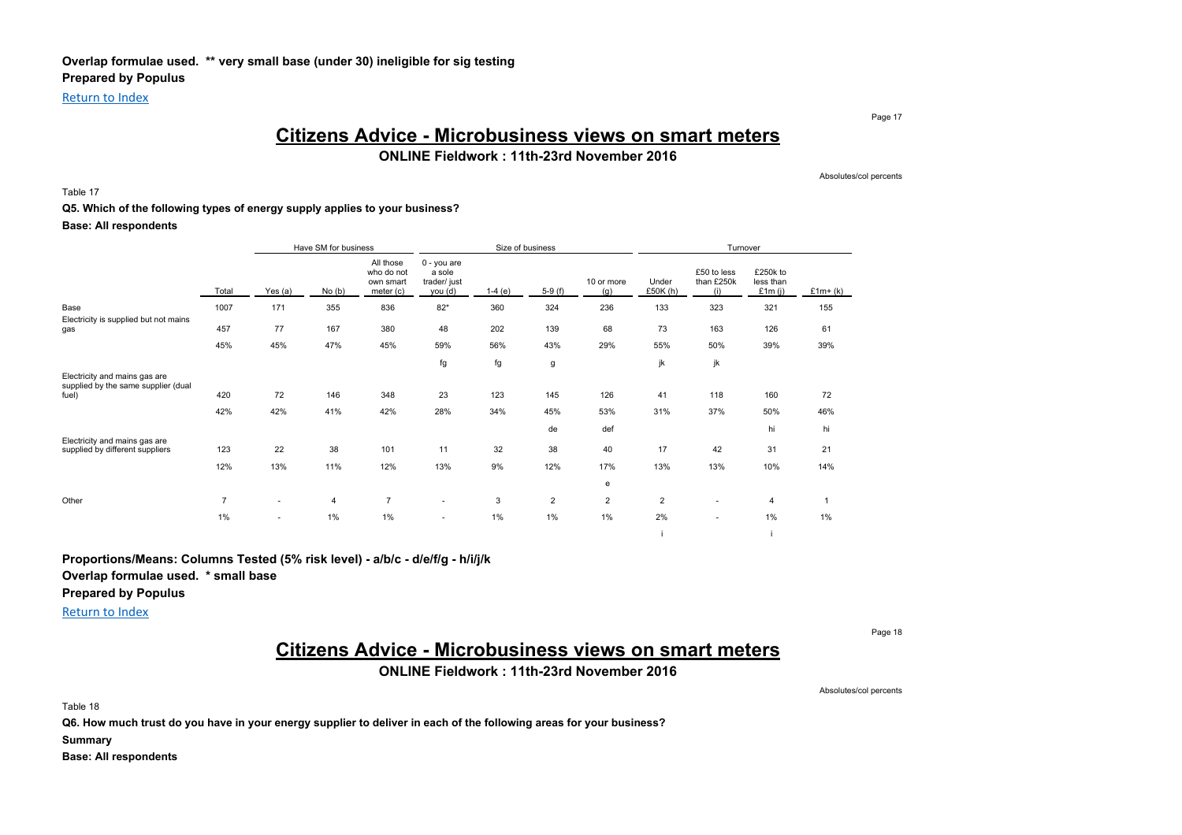Overlap formulae used. ** very small base (under 30) ineligible for sig testing
**Prepared by Populus**

Return to Index

# Citizens Advice - Microbusiness views on smart meters

**ONLINE Fieldwork : 11th-23rd November 2016**

Absolutes/col percents

Table 17

**Q5. Which of the following types of energy supply applies to your business?**

**Base: All respondents**

| | | Have SM for business | | | Size of business | | | | Turnover | | | |
|---|---|---|---|---|---|---|---|---|---|---|---|---|
| | Total | Yes (a) | No (b) | All those who do not own smart meter (c) | 0 - you are a sole trader/ just you (d) | 1-4 (e) | 5-9 (f) | 10 or more (g) | Under £50K (h) | £50 to less than £250k (i) | £250k to less than £1m (j) | £1m+ (k) |
| Base | 1007 | 171 | 355 | 836 | 82* | 360 | 324 | 236 | 133 | 323 | 321 | 155 |
| Electricity is supplied but not mains gas | 457 | 77 | 167 | 380 | 48 | 202 | 139 | 68 | 73 | 163 | 126 | 61 |
| | 45% | 45% | 47% | 45% | 59% | 56% | 43% | 29% | 55% | 50% | 39% | 39% |
| | | | | | fg | fg | g | | jk | jk | | |
| Electricity and mains gas are supplied by the same supplier (dual fuel) | 420 | 72 | 146 | 348 | 23 | 123 | 145 | 126 | 41 | 118 | 160 | 72 |
| | 42% | 42% | 41% | 42% | 28% | 34% | 45% | 53% | 31% | 37% | 50% | 46% |
| | | | | | | | de | def | | | hi | hi |
| Electricity and mains gas are supplied by different suppliers | 123 | 22 | 38 | 101 | 11 | 32 | 38 | 40 | 17 | 42 | 31 | 21 |
| | 12% | 13% | 11% | 12% | 13% | 9% | 12% | 17% | 13% | 13% | 10% | 14% |
| | | | | | | | | e | | | | |
| Other | 7 | - | 4 | 7 | - | 3 | 2 | 2 | 2 | - | 4 | 1 |
| | 1% | - | 1% | 1% | - | 1% | 1% | 1% | 2% | - | 1% | 1% |
| | | | | | | | | | i | | i | |

**Proportions/Means: Columns Tested (5% risk level) - a/b/c - d/e/f/g - h/i/j/k**
**Overlap formulae used. * small base**
**Prepared by Populus**

Return to Index

# Citizens Advice - Microbusiness views on smart meters

**ONLINE Fieldwork : 11th-23rd November 2016**

Absolutes/col percents

Table 18

**Q6. How much trust do you have in your energy supplier to deliver in each of the following areas for your business?**

**Summary**

**Base: All respondents**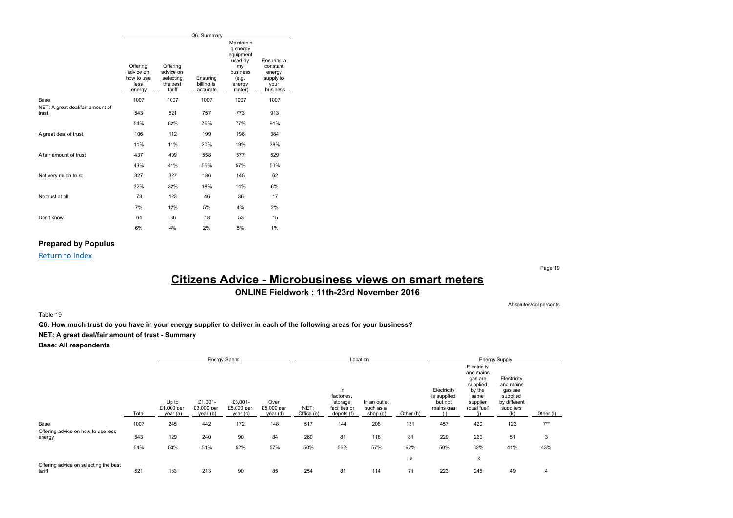| | Q6. Summary | | | | |
|---|---|---|---|---|---|
| | Offering advice on how to use less energy | Offering advice on selecting the best tariff | Ensuring billing is accurate | Maintaining energy equipment used by my business (e.g. energy meter) | Ensuring a constant energy supply to your business |
| Base | 1007 | 1007 | 1007 | 1007 | 1007 |
| NET: A great deal/fair amount of trust | 543 | 521 | 757 | 773 | 913 |
| | 54% | 52% | 75% | 77% | 91% |
| A great deal of trust | 106 | 112 | 199 | 196 | 384 |
| | 11% | 11% | 20% | 19% | 38% |
| A fair amount of trust | 437 | 409 | 558 | 577 | 529 |
| | 43% | 41% | 55% | 57% | 53% |
| Not very much trust | 327 | 327 | 186 | 145 | 62 |
| | 32% | 32% | 18% | 14% | 6% |
| No trust at all | 73 | 123 | 46 | 36 | 17 |
| | 7% | 12% | 5% | 4% | 2% |
| Don't know | 64 | 36 | 18 | 53 | 15 |
| | 6% | 4% | 2% | 5% | 1% |

**Prepared by Populus**

Return to Index

# Citizens Advice - Microbusiness views on smart meters

## ONLINE Fieldwork : 11th-23rd November 2016

Absolutes/col percents

Table 19

**Q6. How much trust do you have in your energy supplier to deliver in each of the following areas for your business?**

**NET: A great deal/fair amount of trust - Summary**

**Base: All respondents**

| | | Energy Spend | | | | Location | | | | Energy Supply | | | |
|---|---|---|---|---|---|---|---|---|---|---|---|---|---|
| | Total | Up to £1,000 per year (a) | £1,001-£3,000 per year (b) | £3,001-£5,000 per year (c) | Over £5,000 per year (d) | NET: Office (e) | In factories, storage facilities or depots (f) | In an outlet such as a shop (g) | Other (h) | Electricity is supplied but not mains gas (i) | Electricity and mains gas are supplied by the same supplier (dual fuel) (j) | Electricity and mains gas are supplied by different suppliers (k) | Other (l) |
| Base | 1007 | 245 | 442 | 172 | 148 | 517 | 144 | 208 | 131 | 457 | 420 | 123 | 7** |
| Offering advice on how to use less energy | 543 | 129 | 240 | 90 | 84 | 260 | 81 | 118 | 81 | 229 | 260 | 51 | 3 |
| | 54% | 53% | 54% | 52% | 57% | 50% | 56% | 57% | 62% | 50% | 62% | 41% | 43% |
| | | | | | | | | | e | | ik | | |
| Offering advice on selecting the best tariff | 521 | 133 | 213 | 90 | 85 | 254 | 81 | 114 | 71 | 223 | 245 | 49 | 4 |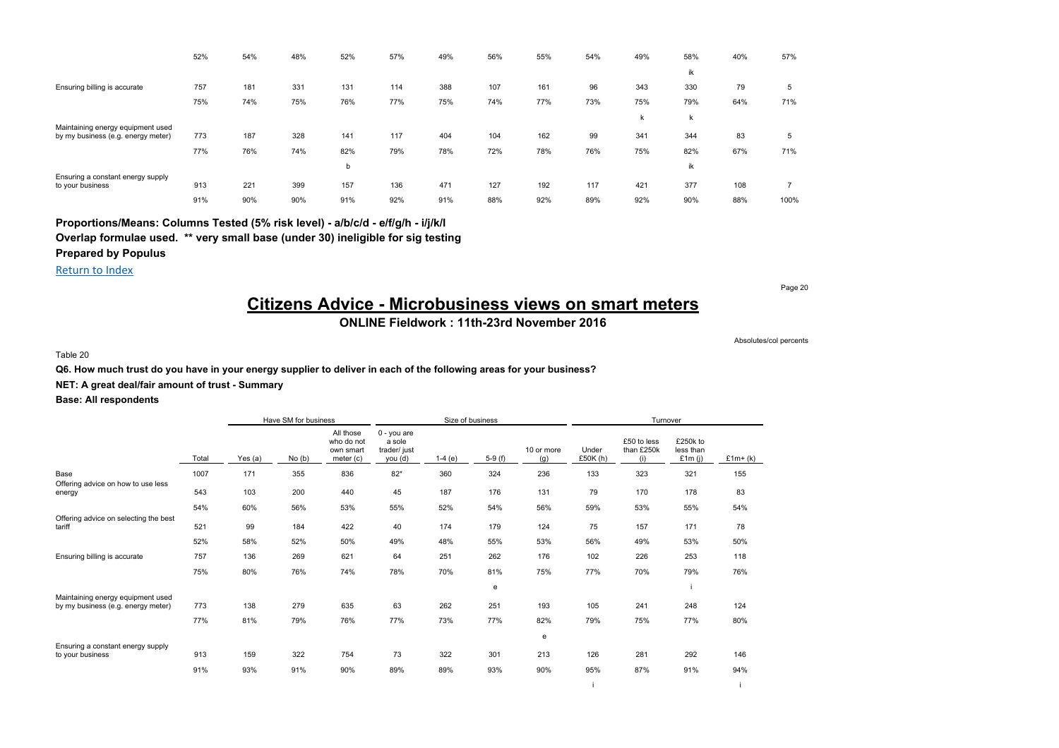| | | | | | | | | | | | | | |
|---|---|---|---|---|---|---|---|---|---|---|---|---|---|
| | 52% | 54% | 48% | 52% | 57% | 49% | 56% | 55% | 54% | 49% | 58% | 40% | 57% |
| | | | | | | | | | | | ik | | |
| Ensuring billing is accurate | 757 | 181 | 331 | 131 | 114 | 388 | 107 | 161 | 96 | 343 | 330 | 79 | 5 |
| | 75% | 74% | 75% | 76% | 77% | 75% | 74% | 77% | 73% | 75% | 79% | 64% | 71% |
| | | | | | | | | | | k | k | | |
| Maintaining energy equipment used by my business (e.g. energy meter) | 773 | 187 | 328 | 141 | 117 | 404 | 104 | 162 | 99 | 341 | 344 | 83 | 5 |
| | 77% | 76% | 74% | 82% | 79% | 78% | 72% | 78% | 76% | 75% | 82% | 67% | 71% |
| | | | | b | | | | | | | ik | | |
| Ensuring a constant energy supply to your business | 913 | 221 | 399 | 157 | 136 | 471 | 127 | 192 | 117 | 421 | 377 | 108 | 7 |
| | 91% | 90% | 90% | 91% | 92% | 91% | 88% | 92% | 89% | 92% | 90% | 88% | 100% |

**Proportions/Means: Columns Tested (5% risk level) - a/b/c/d - e/f/g/h - i/j/k/l**
**Overlap formulae used. ** very small base (under 30) ineligible for sig testing**
**Prepared by Populus**

Return to Index

# Citizens Advice - Microbusiness views on smart meters

## ONLINE Fieldwork : 11th-23rd November 2016

Absolutes/col percents

Table 20

**Q6. How much trust do you have in your energy supplier to deliver in each of the following areas for your business?**

**NET: A great deal/fair amount of trust - Summary**

**Base: All respondents**

| | | Have SM for business | | | Size of business | | | | Turnover | | | |
|---|---|---|---|---|---|---|---|---|---|---|---|---|
| | Total | Yes (a) | No (b) | All those who do not own smart meter (c) | 0 - you are a sole trader/ just you (d) | 1-4 (e) | 5-9 (f) | 10 or more (g) | Under £50K (h) | £50 to less than £250k (i) | £250k to less than £1m (j) | £1m+ (k) |
| Base | 1007 | 171 | 355 | 836 | 82* | 360 | 324 | 236 | 133 | 323 | 321 | 155 |
| Offering advice on how to use less energy | 543 | 103 | 200 | 440 | 45 | 187 | 176 | 131 | 79 | 170 | 178 | 83 |
| | 54% | 60% | 56% | 53% | 55% | 52% | 54% | 56% | 59% | 53% | 55% | 54% |
| Offering advice on selecting the best tariff | 521 | 99 | 184 | 422 | 40 | 174 | 179 | 124 | 75 | 157 | 171 | 78 |
| | 52% | 58% | 52% | 50% | 49% | 48% | 55% | 53% | 56% | 49% | 53% | 50% |
| Ensuring billing is accurate | 757 | 136 | 269 | 621 | 64 | 251 | 262 | 176 | 102 | 226 | 253 | 118 |
| | 75% | 80% | 76% | 74% | 78% | 70% | 81% | 75% | 77% | 70% | 79% | 76% |
| | | | | | | | e | | | | i | |
| Maintaining energy equipment used by my business (e.g. energy meter) | 773 | 138 | 279 | 635 | 63 | 262 | 251 | 193 | 105 | 241 | 248 | 124 |
| | 77% | 81% | 79% | 76% | 77% | 73% | 77% | 82% | 79% | 75% | 77% | 80% |
| | | | | | | | | e | | | | |
| Ensuring a constant energy supply to your business | 913 | 159 | 322 | 754 | 73 | 322 | 301 | 213 | 126 | 281 | 292 | 146 |
| | 91% | 93% | 91% | 90% | 89% | 89% | 93% | 90% | 95% | 87% | 91% | 94% |
| | | | | | | | | | i | | | i |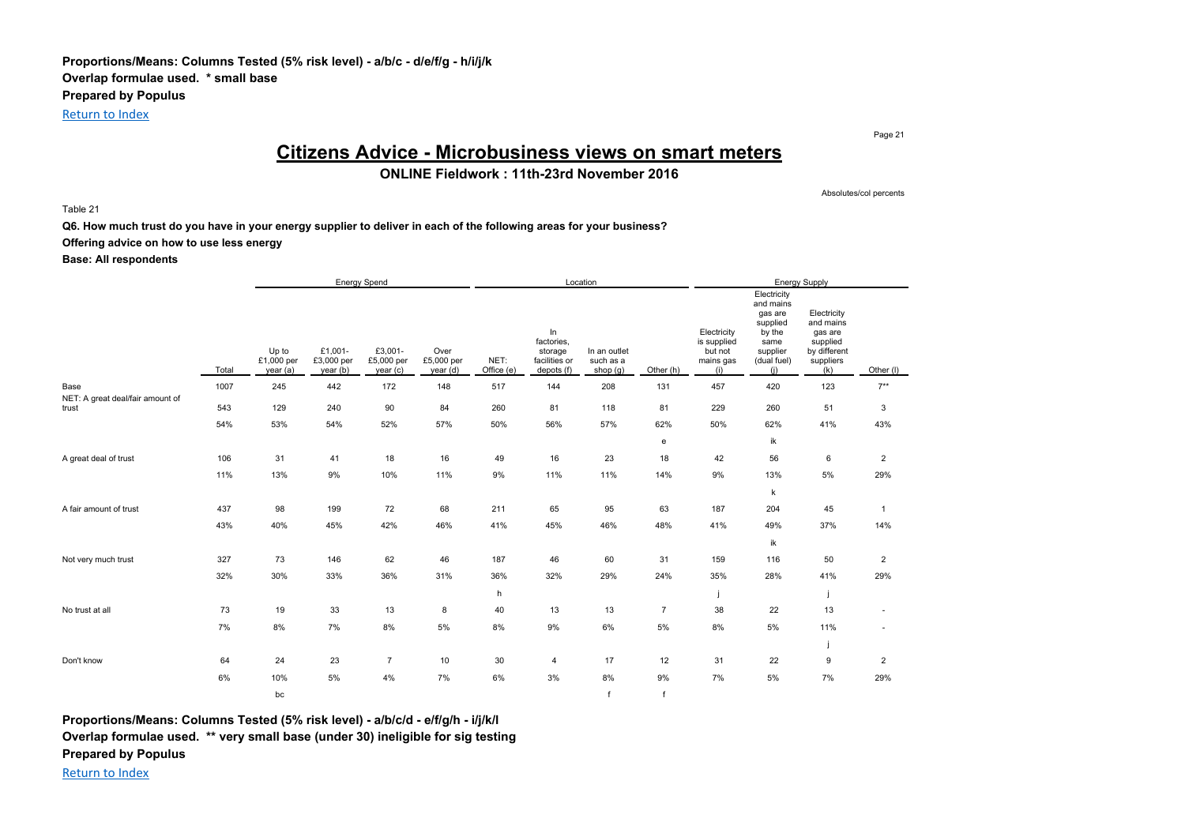**Proportions/Means: Columns Tested (5% risk level) - a/b/c - d/e/f/g - h/i/j/k**
**Overlap formulae used. * small base**
**Prepared by Populus**
Return to Index

# Citizens Advice - Microbusiness views on smart meters

**ONLINE Fieldwork : 11th-23rd November 2016**

Absolutes/col percents

Table 21

**Q6. How much trust do you have in your energy supplier to deliver in each of the following areas for your business?**
**Offering advice on how to use less energy**
**Base: All respondents**

| | | Energy Spend | | | | Location | | | | Energy Supply | | | |
|---|---|---|---|---|---|---|---|---|---|---|---|---|---|
| | Total | Up to £1,000 per year (a) | £1,001-£3,000 per year (b) | £3,001-£5,000 per year (c) | Over £5,000 per year (d) | NET: Office (e) | In factories, storage facilities or depots (f) | In an outlet such as a shop (g) | Other (h) | Electricity is supplied but not mains gas (i) | Electricity and mains gas are supplied by the same supplier (dual fuel) (j) | Electricity and mains gas are supplied by different suppliers (k) | Other (l) |
| Base | 1007 | 245 | 442 | 172 | 148 | 517 | 144 | 208 | 131 | 457 | 420 | 123 | 7** |
| NET: A great deal/fair amount of trust | 543 | 129 | 240 | 90 | 84 | 260 | 81 | 118 | 81 | 229 | 260 | 51 | 3 |
| | 54% | 53% | 54% | 52% | 57% | 50% | 56% | 57% | 62% | 50% | 62% | 41% | 43% |
| | | | | | | | | | e | | ik | | |
| A great deal of trust | 106 | 31 | 41 | 18 | 16 | 49 | 16 | 23 | 18 | 42 | 56 | 6 | 2 |
| | 11% | 13% | 9% | 10% | 11% | 9% | 11% | 11% | 14% | 9% | 13% | 5% | 29% |
| | | | | | | | | | | | k | | |
| A fair amount of trust | 437 | 98 | 199 | 72 | 68 | 211 | 65 | 95 | 63 | 187 | 204 | 45 | 1 |
| | 43% | 40% | 45% | 42% | 46% | 41% | 45% | 46% | 48% | 41% | 49% | 37% | 14% |
| | | | | | | | | | | | ik | | |
| Not very much trust | 327 | 73 | 146 | 62 | 46 | 187 | 46 | 60 | 31 | 159 | 116 | 50 | 2 |
| | 32% | 30% | 33% | 36% | 31% | 36% | 32% | 29% | 24% | 35% | 28% | 41% | 29% |
| | | | | | | h | | | | j | | j | |
| No trust at all | 73 | 19 | 33 | 13 | 8 | 40 | 13 | 13 | 7 | 38 | 22 | 13 | - |
| | 7% | 8% | 7% | 8% | 5% | 8% | 9% | 6% | 5% | 8% | 5% | 11% | - |
| | | | | | | | | | | | | j | |
| Don't know | 64 | 24 | 23 | 7 | 10 | 30 | 4 | 17 | 12 | 31 | 22 | 9 | 2 |
| | 6% | 10% | 5% | 4% | 7% | 6% | 3% | 8% | 9% | 7% | 5% | 7% | 29% |
| | | bc | | | | | | f | f | | | | |

**Proportions/Means: Columns Tested (5% risk level) - a/b/c/d - e/f/g/h - i/j/k/l**
**Overlap formulae used. ** very small base (under 30) ineligible for sig testing**
**Prepared by Populus**
Return to Index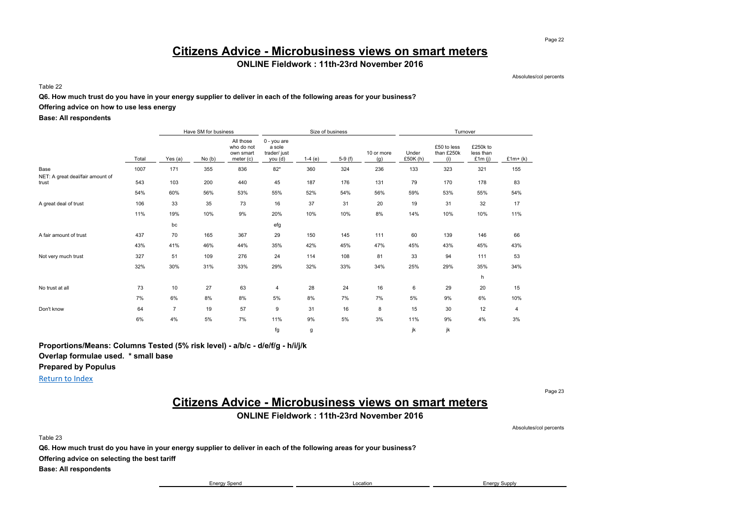# Citizens Advice - Microbusiness views on smart meters

**ONLINE Fieldwork : 11th-23rd November 2016**

Absolutes/col percents

Table 22

**Q6. How much trust do you have in your energy supplier to deliver in each of the following areas for your business?**

**Offering advice on how to use less energy**

**Base: All respondents**

| | | Have SM for business | | | Size of business | | | | Turnover | | | |
|---|---|---|---|---|---|---|---|---|---|---|---|---|
| | Total | Yes (a) | No (b) | All those who do not own smart meter (c) | 0 - you are a sole trader/ just you (d) | 1-4 (e) | 5-9 (f) | 10 or more (g) | Under £50K (h) | £50 to less than £250k (i) | £250k to less than £1m (j) | £1m+ (k) |
| Base | 1007 | 171 | 355 | 836 | 82* | 360 | 324 | 236 | 133 | 323 | 321 | 155 |
| NET: A great deal/fair amount of trust | 543 | 103 | 200 | 440 | 45 | 187 | 176 | 131 | 79 | 170 | 178 | 83 |
| | 54% | 60% | 56% | 53% | 55% | 52% | 54% | 56% | 59% | 53% | 55% | 54% |
| A great deal of trust | 106 | 33 | 35 | 73 | 16 | 37 | 31 | 20 | 19 | 31 | 32 | 17 |
| | 11% | 19% | 10% | 9% | 20% | 10% | 10% | 8% | 14% | 10% | 10% | 11% |
| | | bc | | | efg | | | | | | | |
| A fair amount of trust | 437 | 70 | 165 | 367 | 29 | 150 | 145 | 111 | 60 | 139 | 146 | 66 |
| | 43% | 41% | 46% | 44% | 35% | 42% | 45% | 47% | 45% | 43% | 45% | 43% |
| Not very much trust | 327 | 51 | 109 | 276 | 24 | 114 | 108 | 81 | 33 | 94 | 111 | 53 |
| | 32% | 30% | 31% | 33% | 29% | 32% | 33% | 34% | 25% | 29% | 35% | 34% |
| | | | | | | | | | | | h | |
| No trust at all | 73 | 10 | 27 | 63 | 4 | 28 | 24 | 16 | 6 | 29 | 20 | 15 |
| | 7% | 6% | 8% | 8% | 5% | 8% | 7% | 7% | 5% | 9% | 6% | 10% |
| Don't know | 64 | 7 | 19 | 57 | 9 | 31 | 16 | 8 | 15 | 30 | 12 | 4 |
| | 6% | 4% | 5% | 7% | 11% | 9% | 5% | 3% | 11% | 9% | 4% | 3% |
| | | | | | fg | g | | | jk | jk | | |

**Proportions/Means: Columns Tested (5% risk level) - a/b/c - d/e/f/g - h/i/j/k**

**Overlap formulae used. * small base**

**Prepared by Populus**

Return to Index

# Citizens Advice - Microbusiness views on smart meters

**ONLINE Fieldwork : 11th-23rd November 2016**

Absolutes/col percents

Table 23

**Q6. How much trust do you have in your energy supplier to deliver in each of the following areas for your business?**

**Offering advice on selecting the best tariff**

**Base: All respondents**

| Energy Spend | Location | Energy Supply |
|---|---|---|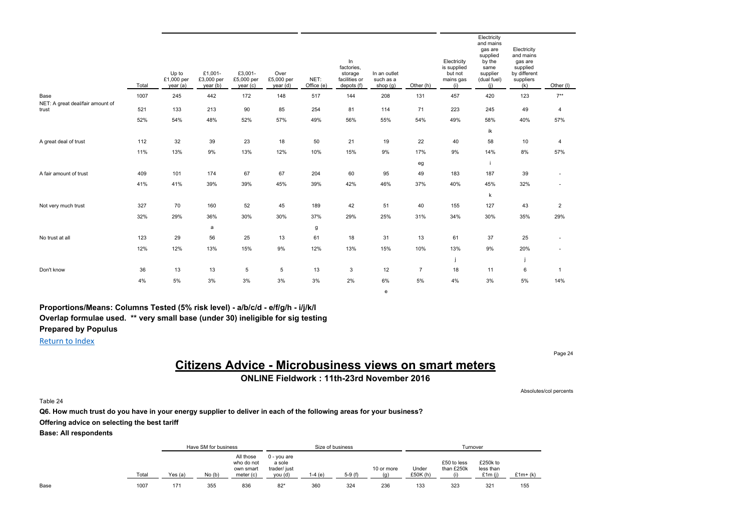| | Total | Up to £1,000 per year (a) | £1,001-£3,000 per year (b) | £3,001-£5,000 per year (c) | Over £5,000 per year (d) | NET: Office (e) | In factories, storage facilities or depots (f) | In an outlet such as a shop (g) | Other (h) | Electricity is supplied but not mains gas (i) | Electricity and mains gas are supplied by the same supplier (dual fuel) (j) | Electricity and mains gas are supplied by different suppliers (k) | Other (l) |
|---|---|---|---|---|---|---|---|---|---|---|---|---|---|
| Base | 1007 | 245 | 442 | 172 | 148 | 517 | 144 | 208 | 131 | 457 | 420 | 123 | 7** |
| NET: A great deal/fair amount of trust | 521 | 133 | 213 | 90 | 85 | 254 | 81 | 114 | 71 | 223 | 245 | 49 | 4 |
| | 52% | 54% | 48% | 52% | 57% | 49% | 56% | 55% | 54% | 49% | 58% | 40% | 57% |
| | | | | | | | | | | | ik | | |
| A great deal of trust | 112 | 32 | 39 | 23 | 18 | 50 | 21 | 19 | 22 | 40 | 58 | 10 | 4 |
| | 11% | 13% | 9% | 13% | 12% | 10% | 15% | 9% | 17% | 9% | 14% | 8% | 57% |
| | | | | | | | | | eg | | i | | |
| A fair amount of trust | 409 | 101 | 174 | 67 | 67 | 204 | 60 | 95 | 49 | 183 | 187 | 39 | - |
| | 41% | 41% | 39% | 39% | 45% | 39% | 42% | 46% | 37% | 40% | 45% | 32% | - |
| | | | | | | | | | | | k | | |
| Not very much trust | 327 | 70 | 160 | 52 | 45 | 189 | 42 | 51 | 40 | 155 | 127 | 43 | 2 |
| | 32% | 29% | 36% | 30% | 30% | 37% | 29% | 25% | 31% | 34% | 30% | 35% | 29% |
| | | | a | | | g | | | | | | | |
| No trust at all | 123 | 29 | 56 | 25 | 13 | 61 | 18 | 31 | 13 | 61 | 37 | 25 | - |
| | 12% | 12% | 13% | 15% | 9% | 12% | 13% | 15% | 10% | 13% | 9% | 20% | - |
| | | | | | | | | | | j | | j | |
| Don't know | 36 | 13 | 13 | 5 | 5 | 13 | 3 | 12 | 7 | 18 | 11 | 6 | 1 |
| | 4% | 5% | 3% | 3% | 3% | 3% | 2% | 6% | 5% | 4% | 3% | 5% | 14% |
| | | | | | | | | e | | | | | |

**Proportions/Means: Columns Tested (5% risk level) - a/b/c/d - e/f/g/h - i/j/k/l**
**Overlap formulae used. ** very small base (under 30) ineligible for sig testing**
**Prepared by Populus**

Return to Index

# Citizens Advice - Microbusiness views on smart meters

**ONLINE Fieldwork : 11th-23rd November 2016**

Absolutes/col percents

Table 24

**Q6. How much trust do you have in your energy supplier to deliver in each of the following areas for your business?**

**Offering advice on selecting the best tariff**

**Base: All respondents**

| | | Have SM for business | | | Size of business | | | | Turnover | | | |
|---|---|---|---|---|---|---|---|---|---|---|---|---|
| | Total | Yes (a) | No (b) | All those who do not own smart meter (c) | 0 - you are a sole trader/ just you (d) | 1-4 (e) | 5-9 (f) | 10 or more (g) | Under £50K (h) | £50 to less than £250k (i) | £250k to less than £1m (j) | £1m+ (k) |
| Base | 1007 | 171 | 355 | 836 | 82* | 360 | 324 | 236 | 133 | 323 | 321 | 155 |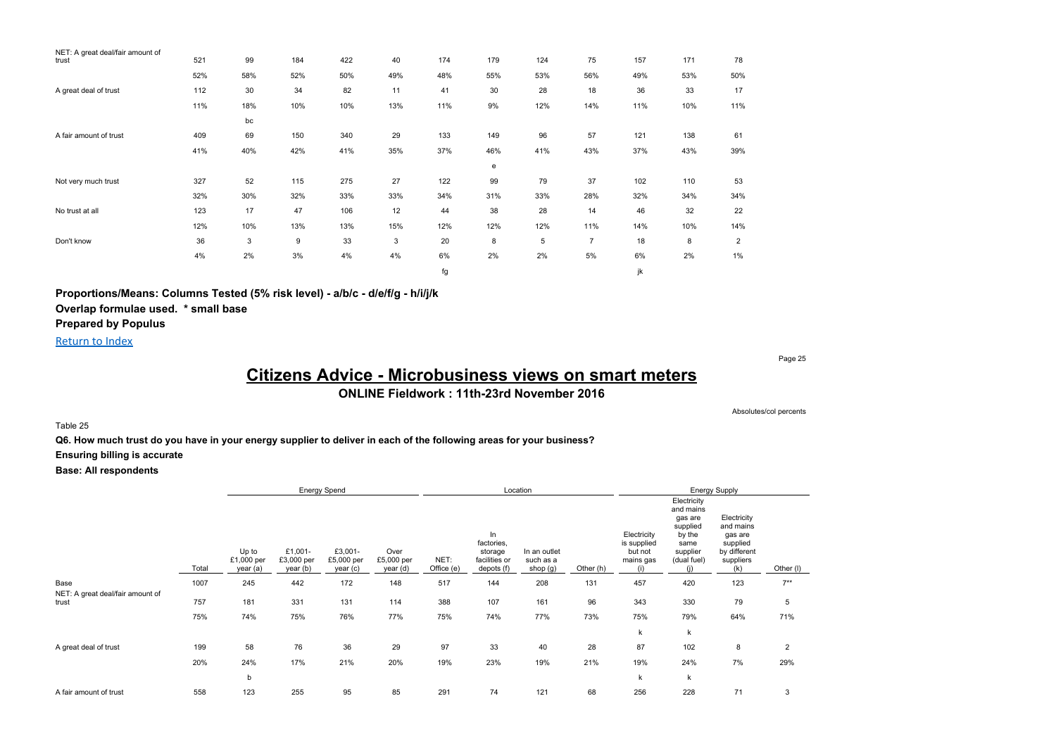| | | | | | | | | | | | | |
|---|---|---|---|---|---|---|---|---|---|---|---|---|
| NET: A great deal/fair amount of trust | 521 | 99 | 184 | 422 | 40 | 174 | 179 | 124 | 75 | 157 | 171 | 78 |
| | 52% | 58% | 52% | 50% | 49% | 48% | 55% | 53% | 56% | 49% | 53% | 50% |
| A great deal of trust | 112 | 30 | 34 | 82 | 11 | 41 | 30 | 28 | 18 | 36 | 33 | 17 |
| | 11% | 18% | 10% | 10% | 13% | 11% | 9% | 12% | 14% | 11% | 10% | 11% |
| | | bc | | | | | | | | | | |
| A fair amount of trust | 409 | 69 | 150 | 340 | 29 | 133 | 149 | 96 | 57 | 121 | 138 | 61 |
| | 41% | 40% | 42% | 41% | 35% | 37% | 46% | 41% | 43% | 37% | 43% | 39% |
| | | | | | | | e | | | | | |
| Not very much trust | 327 | 52 | 115 | 275 | 27 | 122 | 99 | 79 | 37 | 102 | 110 | 53 |
| | 32% | 30% | 32% | 33% | 33% | 34% | 31% | 33% | 28% | 32% | 34% | 34% |
| No trust at all | 123 | 17 | 47 | 106 | 12 | 44 | 38 | 28 | 14 | 46 | 32 | 22 |
| | 12% | 10% | 13% | 13% | 15% | 12% | 12% | 12% | 11% | 14% | 10% | 14% |
| Don't know | 36 | 3 | 9 | 33 | 3 | 20 | 8 | 5 | 7 | 18 | 8 | 2 |
| | 4% | 2% | 3% | 4% | 4% | 6% | 2% | 2% | 5% | 6% | 2% | 1% |
| | | | | | | fg | | | | jk | | |

**Proportions/Means: Columns Tested (5% risk level) - a/b/c - d/e/f/g - h/i/j/k**

**Overlap formulae used. * small base**

**Prepared by Populus**

Return to Index

# Citizens Advice - Microbusiness views on smart meters

**ONLINE Fieldwork : 11th-23rd November 2016**

Absolutes/col percents

Table 25

**Q6. How much trust do you have in your energy supplier to deliver in each of the following areas for your business?**

**Ensuring billing is accurate**

**Base: All respondents**

| | | Energy Spend | | | | Location | | | | Energy Supply | | | |
|---|---|---|---|---|---|---|---|---|---|---|---|---|---|
| | Total | Up to £1,000 per year (a) | £1,001-£3,000 per year (b) | £3,001-£5,000 per year (c) | Over £5,000 per year (d) | NET: Office (e) | In factories, storage facilities or depots (f) | In an outlet such as a shop (g) | Other (h) | Electricity is supplied but not mains gas (i) | Electricity and mains gas are supplied by the same supplier (dual fuel) (j) | Electricity and mains gas are supplied by different suppliers (k) | Other (l) |
| Base | 1007 | 245 | 442 | 172 | 148 | 517 | 144 | 208 | 131 | 457 | 420 | 123 | 7** |
| NET: A great deal/fair amount of trust | 757 | 181 | 331 | 131 | 114 | 388 | 107 | 161 | 96 | 343 | 330 | 79 | 5 |
| | 75% | 74% | 75% | 76% | 77% | 75% | 74% | 77% | 73% | 75% | 79% | 64% | 71% |
| | | | | | | | | | | k | k | | |
| A great deal of trust | 199 | 58 | 76 | 36 | 29 | 97 | 33 | 40 | 28 | 87 | 102 | 8 | 2 |
| | 20% | 24% | 17% | 21% | 20% | 19% | 23% | 19% | 21% | 19% | 24% | 7% | 29% |
| | | b | | | | | | | | k | k | | |
| A fair amount of trust | 558 | 123 | 255 | 95 | 85 | 291 | 74 | 121 | 68 | 256 | 228 | 71 | 3 |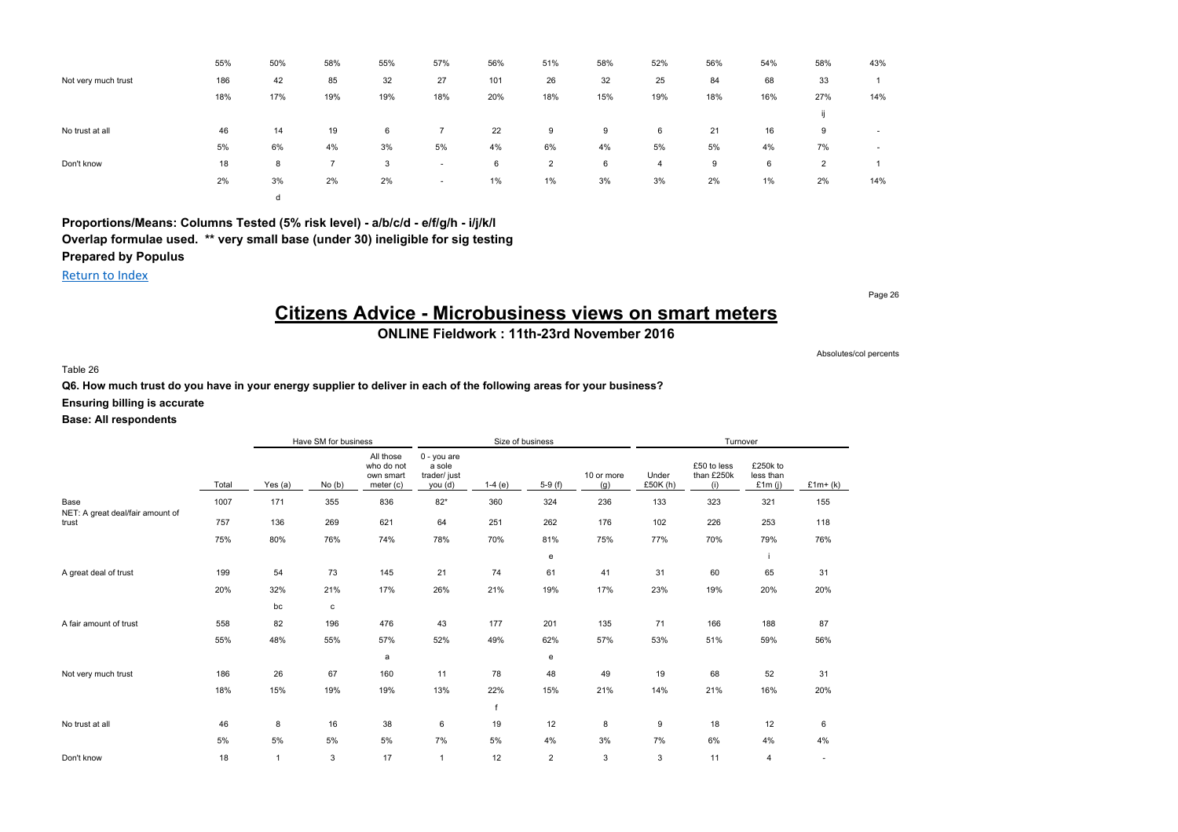| | | | | | | | | | | | | | |
|---|---|---|---|---|---|---|---|---|---|---|---|---|---|
| | 55% | 50% | 58% | 55% | 57% | 56% | 51% | 58% | 52% | 56% | 54% | 58% | 43% |
| Not very much trust | 186 | 42 | 85 | 32 | 27 | 101 | 26 | 32 | 25 | 84 | 68 | 33 | 1 |
| | 18% | 17% | 19% | 19% | 18% | 20% | 18% | 15% | 19% | 18% | 16% | 27% | 14% |
| | | | | | | | | | | | | ij | |
| No trust at all | 46 | 14 | 19 | 6 | 7 | 22 | 9 | 9 | 6 | 21 | 16 | 9 | - |
| | 5% | 6% | 4% | 3% | 5% | 4% | 6% | 4% | 5% | 5% | 4% | 7% | - |
| Don't know | 18 | 8 | 7 | 3 | - | 6 | 2 | 6 | 4 | 9 | 6 | 2 | 1 |
| | 2% | 3% | 2% | 2% | - | 1% | 1% | 3% | 3% | 2% | 1% | 2% | 14% |
| | | d | | | | | | | | | | | |

**Proportions/Means: Columns Tested (5% risk level) - a/b/c/d - e/f/g/h - i/j/k/l**
**Overlap formulae used. ** very small base (under 30) ineligible for sig testing**
**Prepared by Populus**

Return to Index

# Citizens Advice - Microbusiness views on smart meters

**ONLINE Fieldwork : 11th-23rd November 2016**

Absolutes/col percents

Table 26

**Q6. How much trust do you have in your energy supplier to deliver in each of the following areas for your business?**

**Ensuring billing is accurate**

**Base: All respondents**

| | | Have SM for business | | | Size of business | | | | Turnover | | | |
|---|---|---|---|---|---|---|---|---|---|---|---|---|
| | Total | Yes (a) | No (b) | All those who do not own smart meter (c) | 0 - you are a sole trader/ just you (d) | 1-4 (e) | 5-9 (f) | 10 or more (g) | Under £50K (h) | £50 to less than £250k (i) | £250k to less than £1m (j) | £1m+ (k) |
| Base | 1007 | 171 | 355 | 836 | 82* | 360 | 324 | 236 | 133 | 323 | 321 | 155 |
| NET: A great deal/fair amount of trust | 757 | 136 | 269 | 621 | 64 | 251 | 262 | 176 | 102 | 226 | 253 | 118 |
| | 75% | 80% | 76% | 74% | 78% | 70% | 81% | 75% | 77% | 70% | 79% | 76% |
| | | | | | | | e | | | | i | |
| A great deal of trust | 199 | 54 | 73 | 145 | 21 | 74 | 61 | 41 | 31 | 60 | 65 | 31 |
| | 20% | 32% | 21% | 17% | 26% | 21% | 19% | 17% | 23% | 19% | 20% | 20% |
| | | bc | c | | | | | | | | | |
| A fair amount of trust | 558 | 82 | 196 | 476 | 43 | 177 | 201 | 135 | 71 | 166 | 188 | 87 |
| | 55% | 48% | 55% | 57% | 52% | 49% | 62% | 57% | 53% | 51% | 59% | 56% |
| | | | | a | | | e | | | | | |
| Not very much trust | 186 | 26 | 67 | 160 | 11 | 78 | 48 | 49 | 19 | 68 | 52 | 31 |
| | 18% | 15% | 19% | 19% | 13% | 22% | 15% | 21% | 14% | 21% | 16% | 20% |
| | | | | | | f | | | | | | |
| No trust at all | 46 | 8 | 16 | 38 | 6 | 19 | 12 | 8 | 9 | 18 | 12 | 6 |
| | 5% | 5% | 5% | 5% | 7% | 5% | 4% | 3% | 7% | 6% | 4% | 4% |
| Don't know | 18 | 1 | 3 | 17 | 1 | 12 | 2 | 3 | 3 | 11 | 4 | - |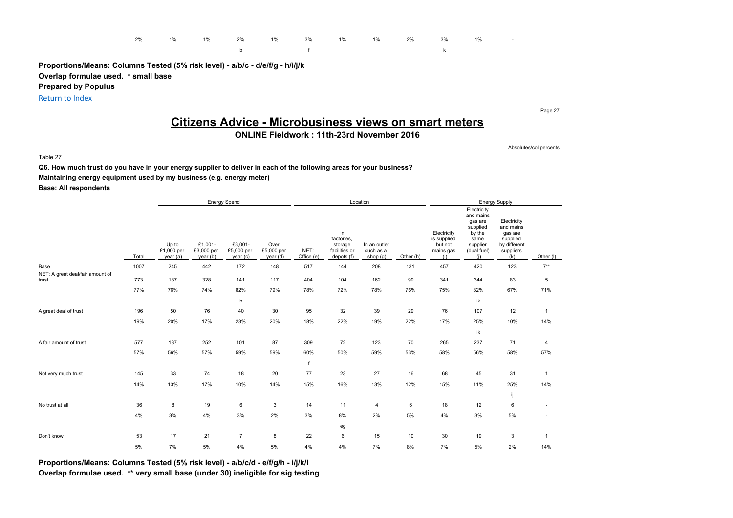| 2% | 1% | 1% | 2% | 1% | 3% | 1% | 1% | 2% | 3% | 1% | - |
|---|---|---|---|---|---|---|---|---|---|---|---|
| | | | b | | f | | | | k | | |

**Proportions/Means: Columns Tested (5% risk level) - a/b/c - d/e/f/g - h/i/j/k**
**Overlap formulae used. * small base**
**Prepared by Populus**

Return to Index

# Citizens Advice - Microbusiness views on smart meters

**ONLINE Fieldwork : 11th-23rd November 2016**

Absolutes/col percents

Table 27

**Q6. How much trust do you have in your energy supplier to deliver in each of the following areas for your business?**
**Maintaining energy equipment used by my business (e.g. energy meter)**
**Base: All respondents**

| | | Energy Spend | | | | Location | | | | Energy Supply | | | |
|---|---|---|---|---|---|---|---|---|---|---|---|---|---|
| | Total | Up to £1,000 per year (a) | £1,001-£3,000 per year (b) | £3,001-£5,000 per year (c) | Over £5,000 per year (d) | NET: Office (e) | In factories, storage facilities or depots (f) | In an outlet such as a shop (g) | Other (h) | Electricity is supplied but not mains gas (i) | Electricity and mains gas are supplied by the same supplier (dual fuel) (j) | Electricity and mains gas are supplied by different suppliers (k) | Other (l) |
| Base | 1007 | 245 | 442 | 172 | 148 | 517 | 144 | 208 | 131 | 457 | 420 | 123 | 7** |
| NET: A great deal/fair amount of trust | 773 | 187 | 328 | 141 | 117 | 404 | 104 | 162 | 99 | 341 | 344 | 83 | 5 |
| | 77% | 76% | 74% | 82% | 79% | 78% | 72% | 78% | 76% | 75% | 82% | 67% | 71% |
| | | | | b | | | | | | | ik | | |
| A great deal of trust | 196 | 50 | 76 | 40 | 30 | 95 | 32 | 39 | 29 | 76 | 107 | 12 | 1 |
| | 19% | 20% | 17% | 23% | 20% | 18% | 22% | 19% | 22% | 17% | 25% | 10% | 14% |
| | | | | | | | | | | | ik | | |
| A fair amount of trust | 577 | 137 | 252 | 101 | 87 | 309 | 72 | 123 | 70 | 265 | 237 | 71 | 4 |
| | 57% | 56% | 57% | 59% | 59% | 60% | 50% | 59% | 53% | 58% | 56% | 58% | 57% |
| | | | | | | f | | | | | | | |
| Not very much trust | 145 | 33 | 74 | 18 | 20 | 77 | 23 | 27 | 16 | 68 | 45 | 31 | 1 |
| | 14% | 13% | 17% | 10% | 14% | 15% | 16% | 13% | 12% | 15% | 11% | 25% | 14% |
| | | | | | | | | | | | | ij | |
| No trust at all | 36 | 8 | 19 | 6 | 3 | 14 | 11 | 4 | 6 | 18 | 12 | 6 | - |
| | 4% | 3% | 4% | 3% | 2% | 3% | 8% | 2% | 5% | 4% | 3% | 5% | - |
| | | | | | | | eg | | | | | | |
| Don't know | 53 | 17 | 21 | 7 | 8 | 22 | 6 | 15 | 10 | 30 | 19 | 3 | 1 |
| | 5% | 7% | 5% | 4% | 5% | 4% | 4% | 7% | 8% | 7% | 5% | 2% | 14% |

**Proportions/Means: Columns Tested (5% risk level) - a/b/c/d - e/f/g/h - i/j/k/l**
**Overlap formulae used. ** very small base (under 30) ineligible for sig testing**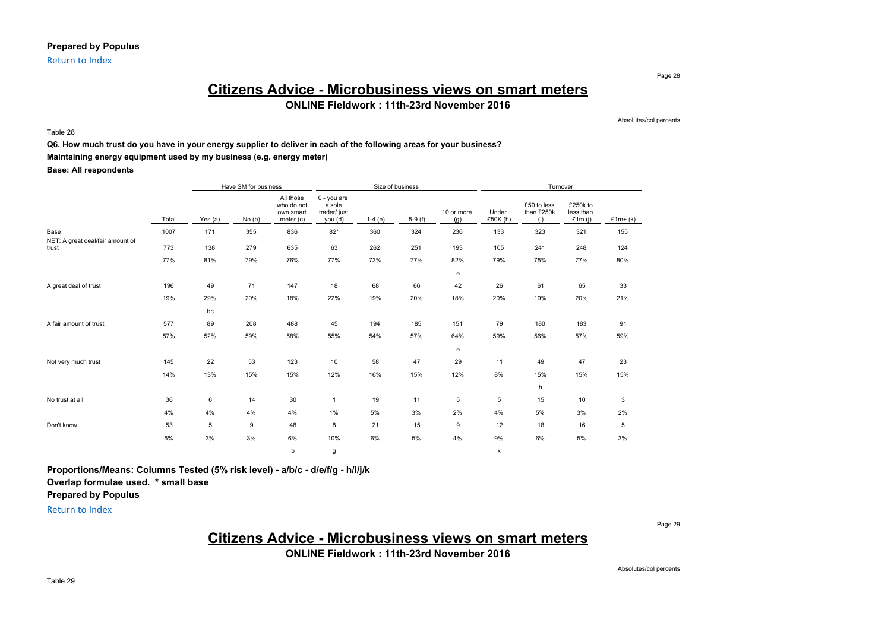**Prepared by Populus**

Return to Index

# Citizens Advice - Microbusiness views on smart meters

**ONLINE Fieldwork : 11th-23rd November 2016**

Absolutes/col percents

Table 28

**Q6. How much trust do you have in your energy supplier to deliver in each of the following areas for your business?**

**Maintaining energy equipment used by my business (e.g. energy meter)**

**Base: All respondents**

| | | Have SM for business | | | Size of business | | | | Turnover | | | |
|---|---|---|---|---|---|---|---|---|---|---|---|---|
| | Total | Yes (a) | No (b) | All those who do not own smart meter (c) | 0 - you are a sole trader/ just you (d) | 1-4 (e) | 5-9 (f) | 10 or more (g) | Under £50K (h) | £50 to less than £250k (i) | £250k to less than £1m (j) | £1m+ (k) |
| Base | 1007 | 171 | 355 | 836 | 82* | 360 | 324 | 236 | 133 | 323 | 321 | 155 |
| NET: A great deal/fair amount of trust | 773 | 138 | 279 | 635 | 63 | 262 | 251 | 193 | 105 | 241 | 248 | 124 |
| | 77% | 81% | 79% | 76% | 77% | 73% | 77% | 82% | 79% | 75% | 77% | 80% |
| | | | | | | | | e | | | | |
| A great deal of trust | 196 | 49 | 71 | 147 | 18 | 68 | 66 | 42 | 26 | 61 | 65 | 33 |
| | 19% | 29% | 20% | 18% | 22% | 19% | 20% | 18% | 20% | 19% | 20% | 21% |
| | | bc | | | | | | | | | | |
| A fair amount of trust | 577 | 89 | 208 | 488 | 45 | 194 | 185 | 151 | 79 | 180 | 183 | 91 |
| | 57% | 52% | 59% | 58% | 55% | 54% | 57% | 64% | 59% | 56% | 57% | 59% |
| | | | | | | | | e | | | | |
| Not very much trust | 145 | 22 | 53 | 123 | 10 | 58 | 47 | 29 | 11 | 49 | 47 | 23 |
| | 14% | 13% | 15% | 15% | 12% | 16% | 15% | 12% | 8% | 15% | 15% | 15% |
| | | | | | | | | | | h | | |
| No trust at all | 36 | 6 | 14 | 30 | 1 | 19 | 11 | 5 | 5 | 15 | 10 | 3 |
| | 4% | 4% | 4% | 4% | 1% | 5% | 3% | 2% | 4% | 5% | 3% | 2% |
| Don't know | 53 | 5 | 9 | 48 | 8 | 21 | 15 | 9 | 12 | 18 | 16 | 5 |
| | 5% | 3% | 3% | 6% | 10% | 6% | 5% | 4% | 9% | 6% | 5% | 3% |
| | | | | b | g | | | | k | | | |

**Proportions/Means: Columns Tested (5% risk level) - a/b/c - d/e/f/g - h/i/j/k**

**Overlap formulae used. * small base**

**Prepared by Populus**

Return to Index

# Citizens Advice - Microbusiness views on smart meters

**ONLINE Fieldwork : 11th-23rd November 2016**

Absolutes/col percents

Table 29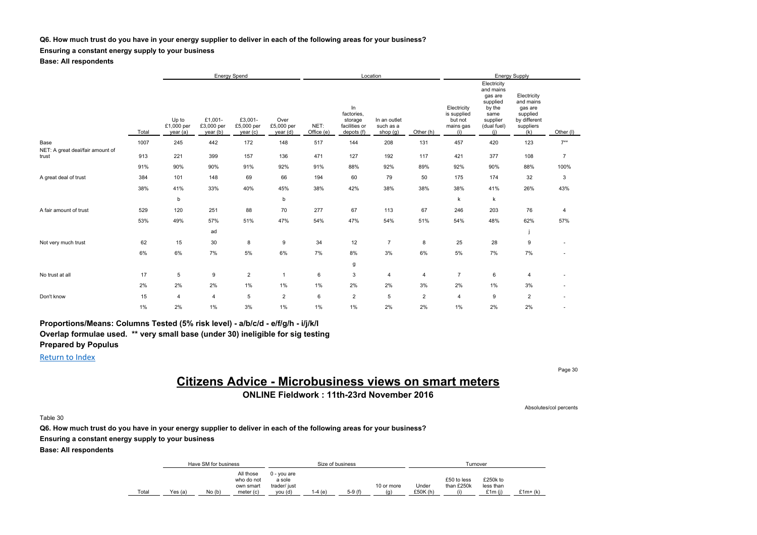**Q6. How much trust do you have in your energy supplier to deliver in each of the following areas for your business?**

**Ensuring a constant energy supply to your business**

**Base: All respondents**

| | | Energy Spend | | | | Location | | | | Energy Supply | | | |
|---|---|---|---|---|---|---|---|---|---|---|---|---|---|
| | Total | Up to £1,000 per year (a) | £1,001- £3,000 per year (b) | £3,001- £5,000 per year (c) | Over £5,000 per year (d) | NET: Office (e) | In factories, storage facilities or depots (f) | In an outlet such as a shop (g) | Other (h) | Electricity is supplied but not mains gas (i) | Electricity and mains gas are supplied by the same supplier (dual fuel) (j) | Electricity and mains gas are supplied by different suppliers (k) | Other (l) |
| Base | 1007 | 245 | 442 | 172 | 148 | 517 | 144 | 208 | 131 | 457 | 420 | 123 | 7** |
| NET: A great deal/fair amount of trust | 913 | 221 | 399 | 157 | 136 | 471 | 127 | 192 | 117 | 421 | 377 | 108 | 7 |
| | 91% | 90% | 90% | 91% | 92% | 91% | 88% | 92% | 89% | 92% | 90% | 88% | 100% |
| A great deal of trust | 384 | 101 | 148 | 69 | 66 | 194 | 60 | 79 | 50 | 175 | 174 | 32 | 3 |
| | 38% | 41% | 33% | 40% | 45% | 38% | 42% | 38% | 38% | 38% | 41% | 26% | 43% |
| | | b | | | b | | | | | k | k | | |
| A fair amount of trust | 529 | 120 | 251 | 88 | 70 | 277 | 67 | 113 | 67 | 246 | 203 | 76 | 4 |
| | 53% | 49% | 57% | 51% | 47% | 54% | 47% | 54% | 51% | 54% | 48% | 62% | 57% |
| | | | ad | | | | | | | | | j | |
| Not very much trust | 62 | 15 | 30 | 8 | 9 | 34 | 12 | 7 | 8 | 25 | 28 | 9 | - |
| | 6% | 6% | 7% | 5% | 6% | 7% | 8% | 3% | 6% | 5% | 7% | 7% | - |
| | | | | | | | g | | | | | | |
| No trust at all | 17 | 5 | 9 | 2 | 1 | 6 | 3 | 4 | 4 | 7 | 6 | 4 | - |
| | 2% | 2% | 2% | 1% | 1% | 1% | 2% | 2% | 3% | 2% | 1% | 3% | - |
| Don't know | 15 | 4 | 4 | 5 | 2 | 6 | 2 | 5 | 2 | 4 | 9 | 2 | - |
| | 1% | 2% | 1% | 3% | 1% | 1% | 1% | 2% | 2% | 1% | 2% | 2% | - |

**Proportions/Means: Columns Tested (5% risk level) - a/b/c/d - e/f/g/h - i/j/k/l**
**Overlap formulae used. \*\* very small base (under 30) ineligible for sig testing**
**Prepared by Populus**

Return to Index

# Citizens Advice - Microbusiness views on smart meters

**ONLINE Fieldwork : 11th-23rd November 2016**

Absolutes/col percents

Table 30

**Q6. How much trust do you have in your energy supplier to deliver in each of the following areas for your business?**

**Ensuring a constant energy supply to your business**

**Base: All respondents**

| | | Have SM for business | | | Size of business | | | | Turnover | | | |
|---|---|---|---|---|---|---|---|---|---|---|---|---|
| | Total | Yes (a) | No (b) | All those who do not own smart meter (c) | 0 - you are a sole trader/ just you (d) | 1-4 (e) | 5-9 (f) | 10 or more (g) | Under £50K (h) | £50 to less than £250k (i) | £250k to less than £1m (j) | £1m+ (k) |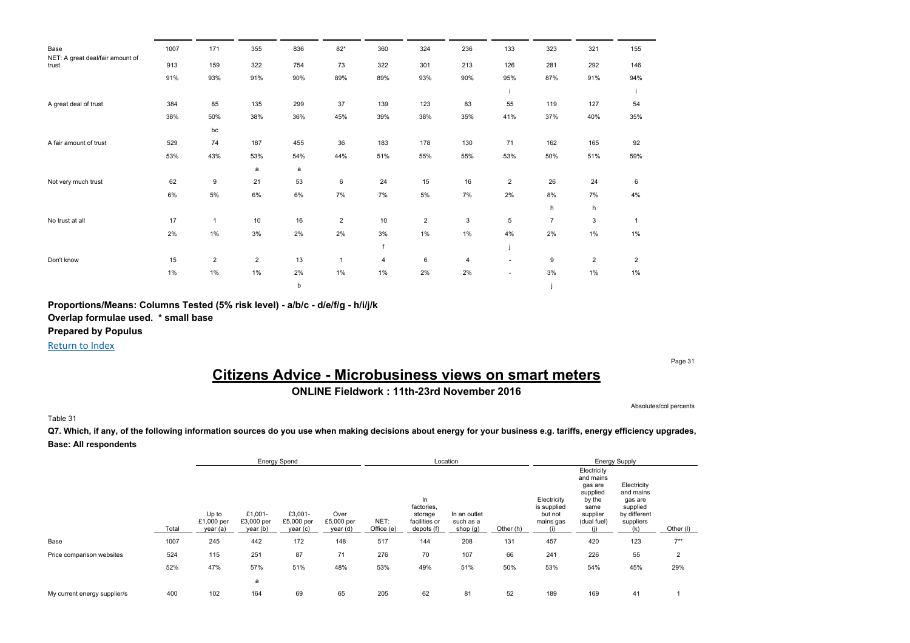| | | | | | | | | | | | | |
|---|---|---|---|---|---|---|---|---|---|---|---|---|
| Base | 1007 | 171 | 355 | 836 | 82* | 360 | 324 | 236 | 133 | 323 | 321 | 155 |
| NET: A great deal/fair amount of trust | 913 | 159 | 322 | 754 | 73 | 322 | 301 | 213 | 126 | 281 | 292 | 146 |
| | 91% | 93% | 91% | 90% | 89% | 89% | 93% | 90% | 95% | 87% | 91% | 94% |
| | | | | | | | | | i | | | i |
| A great deal of trust | 384 | 85 | 135 | 299 | 37 | 139 | 123 | 83 | 55 | 119 | 127 | 54 |
| | 38% | 50% | 38% | 36% | 45% | 39% | 38% | 35% | 41% | 37% | 40% | 35% |
| | | bc | | | | | | | | | | |
| A fair amount of trust | 529 | 74 | 187 | 455 | 36 | 183 | 178 | 130 | 71 | 162 | 165 | 92 |
| | 53% | 43% | 53% | 54% | 44% | 51% | 55% | 55% | 53% | 50% | 51% | 59% |
| | | | a | a | | | | | | | | |
| Not very much trust | 62 | 9 | 21 | 53 | 6 | 24 | 15 | 16 | 2 | 26 | 24 | 6 |
| | 6% | 5% | 6% | 6% | 7% | 7% | 5% | 7% | 2% | 8% | 7% | 4% |
| | | | | | | | | | | h | h | |
| No trust at all | 17 | 1 | 10 | 16 | 2 | 10 | 2 | 3 | 5 | 7 | 3 | 1 |
| | 2% | 1% | 3% | 2% | 2% | 3% | 1% | 1% | 4% | 2% | 1% | 1% |
| | | | | | | f | | | j | | | |
| Don't know | 15 | 2 | 2 | 13 | 1 | 4 | 6 | 4 | - | 9 | 2 | 2 |
| | 1% | 1% | 1% | 2% | 1% | 1% | 2% | 2% | - | 3% | 1% | 1% |
| | | | | b | | | | | | j | | |

**Proportions/Means: Columns Tested (5% risk level) - a/b/c - d/e/f/g - h/i/j/k**

**Overlap formulae used. * small base**

**Prepared by Populus**

Return to Index

# Citizens Advice - Microbusiness views on smart meters

## ONLINE Fieldwork : 11th-23rd November 2016

Absolutes/col percents

Table 31

**Q7. Which, if any, of the following information sources do you use when making decisions about energy for your business e.g. tariffs, energy efficiency upgrades,**

**Base: All respondents**

| | | Energy Spend | | | | Location | | | | Energy Supply | | | |
|---|---|---|---|---|---|---|---|---|---|---|---|---|---|
| | Total | Up to £1,000 per year (a) | £1,001-£3,000 per year (b) | £3,001-£5,000 per year (c) | Over £5,000 per year (d) | NET: Office (e) | In factories, storage facilities or depots (f) | In an outlet such as a shop (g) | Other (h) | Electricity is supplied but not mains gas (i) | Electricity and mains gas are supplied by the same supplier (dual fuel) (j) | Electricity and mains gas are supplied by different suppliers (k) | Other (l) |
| Base | 1007 | 245 | 442 | 172 | 148 | 517 | 144 | 208 | 131 | 457 | 420 | 123 | 7** |
| Price comparison websites | 524 | 115 | 251 | 87 | 71 | 276 | 70 | 107 | 66 | 241 | 226 | 55 | 2 |
| | 52% | 47% | 57% | 51% | 48% | 53% | 49% | 51% | 50% | 53% | 54% | 45% | 29% |
| | | | a | | | | | | | | | | |
| My current energy supplier/s | 400 | 102 | 164 | 69 | 65 | 205 | 62 | 81 | 52 | 189 | 169 | 41 | 1 |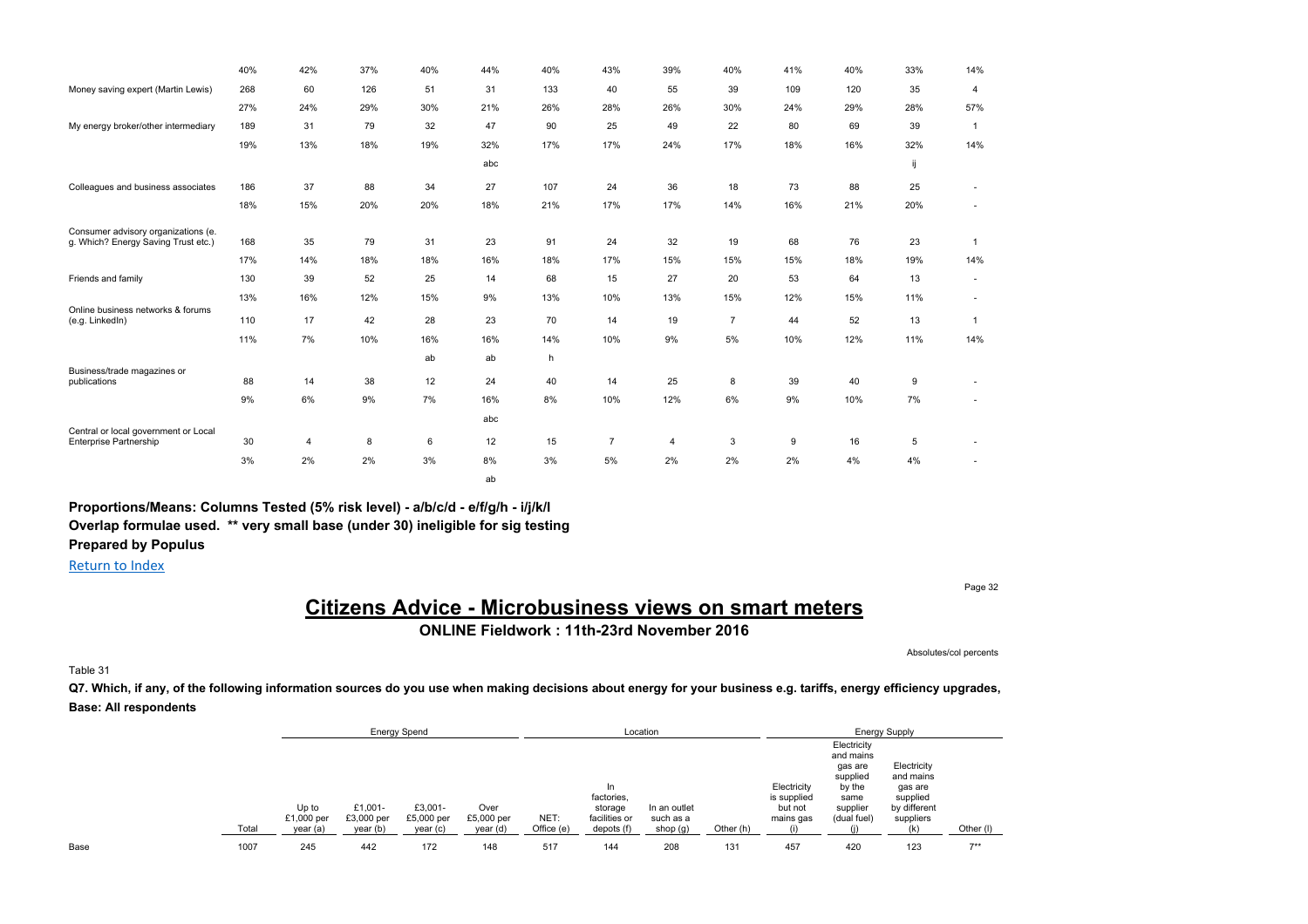| | Total | Up to £1,000 per year (a) | £1,001- £3,000 per year (b) | £3,001- £5,000 per year (c) | Over £5,000 per year (d) | NET: Office (e) | In factories, storage facilities or depots (f) | In an outlet such as a shop (g) | Other (h) | Electricity is supplied but not mains gas (i) | Electricity and mains gas are supplied by the same supplier (dual fuel) (j) | Electricity and mains gas are supplied by different suppliers (k) | Other (l) |
|---|---|---|---|---|---|---|---|---|---|---|---|---|---|
| | 40% | 42% | 37% | 40% | 44% | 40% | 43% | 39% | 40% | 41% | 40% | 33% | 14% |
| Money saving expert (Martin Lewis) | 268 | 60 | 126 | 51 | 31 | 133 | 40 | 55 | 39 | 109 | 120 | 35 | 4 |
| | 27% | 24% | 29% | 30% | 21% | 26% | 28% | 26% | 30% | 24% | 29% | 28% | 57% |
| My energy broker/other intermediary | 189 | 31 | 79 | 32 | 47 | 90 | 25 | 49 | 22 | 80 | 69 | 39 | 1 |
| | 19% | 13% | 18% | 19% | 32% | 17% | 17% | 24% | 17% | 18% | 16% | 32% | 14% |
| | | | | | abc | | | | | | | ij | |
| Colleagues and business associates | 186 | 37 | 88 | 34 | 27 | 107 | 24 | 36 | 18 | 73 | 88 | 25 | - |
| | 18% | 15% | 20% | 20% | 18% | 21% | 17% | 17% | 14% | 16% | 21% | 20% | - |
| Consumer advisory organizations (e. g. Which? Energy Saving Trust etc.) | 168 | 35 | 79 | 31 | 23 | 91 | 24 | 32 | 19 | 68 | 76 | 23 | 1 |
| | 17% | 14% | 18% | 18% | 16% | 18% | 17% | 15% | 15% | 15% | 18% | 19% | 14% |
| Friends and family | 130 | 39 | 52 | 25 | 14 | 68 | 15 | 27 | 20 | 53 | 64 | 13 | - |
| | 13% | 16% | 12% | 15% | 9% | 13% | 10% | 13% | 15% | 12% | 15% | 11% | - |
| Online business networks & forums (e.g. LinkedIn) | 110 | 17 | 42 | 28 | 23 | 70 | 14 | 19 | 7 | 44 | 52 | 13 | 1 |
| | 11% | 7% | 10% | 16% | 16% | 14% | 10% | 9% | 5% | 10% | 12% | 11% | 14% |
| | | | | ab | ab | h | | | | | | | |
| Business/trade magazines or publications | 88 | 14 | 38 | 12 | 24 | 40 | 14 | 25 | 8 | 39 | 40 | 9 | - |
| | 9% | 6% | 9% | 7% | 16% | 8% | 10% | 12% | 6% | 9% | 10% | 7% | - |
| | | | | | abc | | | | | | | | |
| Central or local government or Local Enterprise Partnership | 30 | 4 | 8 | 6 | 12 | 15 | 7 | 4 | 3 | 9 | 16 | 5 | - |
| | 3% | 2% | 2% | 3% | 8% | 3% | 5% | 2% | 2% | 2% | 4% | 4% | - |
| | | | | | ab | | | | | | | | |

**Proportions/Means: Columns Tested (5% risk level) - a/b/c/d - e/f/g/h - i/j/k/l**
**Overlap formulae used. ** very small base (under 30) ineligible for sig testing**
**Prepared by Populus**

Return to Index

# Citizens Advice - Microbusiness views on smart meters

**ONLINE Fieldwork : 11th-23rd November 2016**

Absolutes/col percents

Table 31

**Q7. Which, if any, of the following information sources do you use when making decisions about energy for your business e.g. tariffs, energy efficiency upgrades,**
**Base: All respondents**

| | | Energy Spend | | | | Location | | | | Energy Supply | | | |
|---|---|---|---|---|---|---|---|---|---|---|---|---|---|
| | Total | Up to £1,000 per year (a) | £1,001- £3,000 per year (b) | £3,001- £5,000 per year (c) | Over £5,000 per year (d) | NET: Office (e) | In factories, storage facilities or depots (f) | In an outlet such as a shop (g) | Other (h) | Electricity is supplied but not mains gas (i) | Electricity and mains gas are supplied by the same supplier (dual fuel) (j) | Electricity and mains gas are supplied by different suppliers (k) | Other (l) |
| Base | 1007 | 245 | 442 | 172 | 148 | 517 | 144 | 208 | 131 | 457 | 420 | 123 | 7** |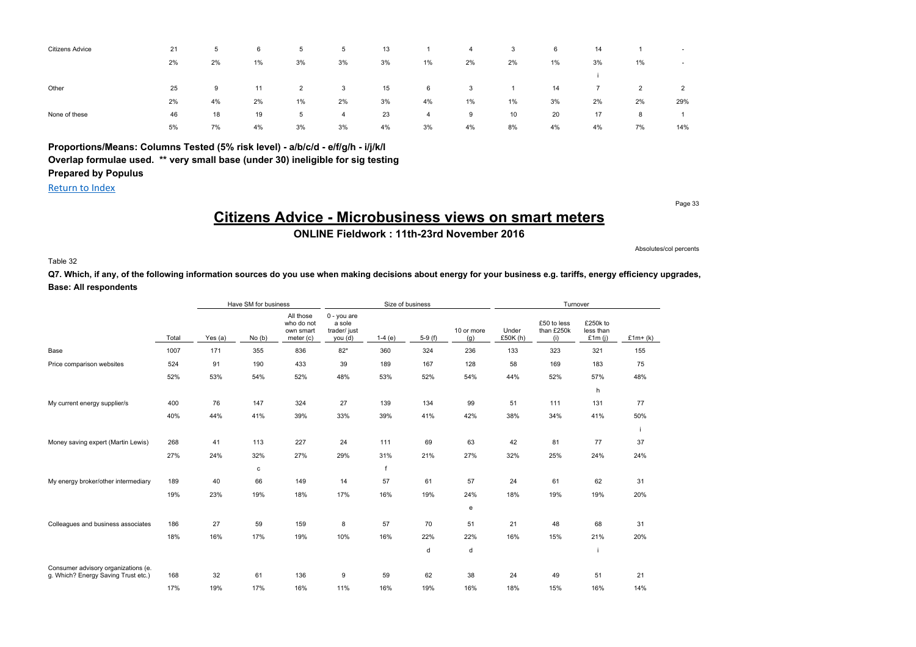| | | | | | | | | | | | | |
|---|---|---|---|---|---|---|---|---|---|---|---|---|
| Citizens Advice | 21 | 5 | 6 | 5 | 5 | 13 | 1 | 4 | 3 | 6 | 14 | 1 | - |
| | 2% | 2% | 1% | 3% | 3% | 3% | 1% | 2% | 2% | 1% | 3% | 1% | - |
| | | | | | | | | | | | i | | |
| Other | 25 | 9 | 11 | 2 | 3 | 15 | 6 | 3 | 1 | 14 | 7 | 2 | 2 |
| | 2% | 4% | 2% | 1% | 2% | 3% | 4% | 1% | 1% | 3% | 2% | 2% | 29% |
| None of these | 46 | 18 | 19 | 5 | 4 | 23 | 4 | 9 | 10 | 20 | 17 | 8 | 1 |
| | 5% | 7% | 4% | 3% | 3% | 4% | 3% | 4% | 8% | 4% | 4% | 7% | 14% |

**Proportions/Means: Columns Tested (5% risk level) - a/b/c/d - e/f/g/h - i/j/k/l**
**Overlap formulae used. ** very small base (under 30) ineligible for sig testing**
**Prepared by Populus**

Return to Index

# Citizens Advice - Microbusiness views on smart meters

## ONLINE Fieldwork : 11th-23rd November 2016

Absolutes/col percents

Table 32

**Q7. Which, if any, of the following information sources do you use when making decisions about energy for your business e.g. tariffs, energy efficiency upgrades,**
**Base: All respondents**

| | | Have SM for business | | | Size of business | | | | Turnover | | | |
|---|---|---|---|---|---|---|---|---|---|---|---|---|
| | Total | Yes (a) | No (b) | All those who do not own smart meter (c) | 0 - you are a sole trader/ just you (d) | 1-4 (e) | 5-9 (f) | 10 or more (g) | Under £50K (h) | £50 to less than £250k (i) | £250k to less than £1m (j) | £1m+ (k) |
| Base | 1007 | 171 | 355 | 836 | 82* | 360 | 324 | 236 | 133 | 323 | 321 | 155 |
| Price comparison websites | 524 | 91 | 190 | 433 | 39 | 189 | 167 | 128 | 58 | 169 | 183 | 75 |
| | 52% | 53% | 54% | 52% | 48% | 53% | 52% | 54% | 44% | 52% | 57% | 48% |
| | | | | | | | | | | | h | |
| My current energy supplier/s | 400 | 76 | 147 | 324 | 27 | 139 | 134 | 99 | 51 | 111 | 131 | 77 |
| | 40% | 44% | 41% | 39% | 33% | 39% | 41% | 42% | 38% | 34% | 41% | 50% |
| | | | | | | | | | | | | i |
| Money saving expert (Martin Lewis) | 268 | 41 | 113 | 227 | 24 | 111 | 69 | 63 | 42 | 81 | 77 | 37 |
| | 27% | 24% | 32% | 27% | 29% | 31% | 21% | 27% | 32% | 25% | 24% | 24% |
| | | | c | | | f | | | | | | |
| My energy broker/other intermediary | 189 | 40 | 66 | 149 | 14 | 57 | 61 | 57 | 24 | 61 | 62 | 31 |
| | 19% | 23% | 19% | 18% | 17% | 16% | 19% | 24% | 18% | 19% | 19% | 20% |
| | | | | | | | | e | | | | |
| Colleagues and business associates | 186 | 27 | 59 | 159 | 8 | 57 | 70 | 51 | 21 | 48 | 68 | 31 |
| | 18% | 16% | 17% | 19% | 10% | 16% | 22% | 22% | 16% | 15% | 21% | 20% |
| | | | | | | | d | d | | | i | |
| Consumer advisory organizations (e. g. Which? Energy Saving Trust etc.) | 168 | 32 | 61 | 136 | 9 | 59 | 62 | 38 | 24 | 49 | 51 | 21 |
| | 17% | 19% | 17% | 16% | 11% | 16% | 19% | 16% | 18% | 15% | 16% | 14% |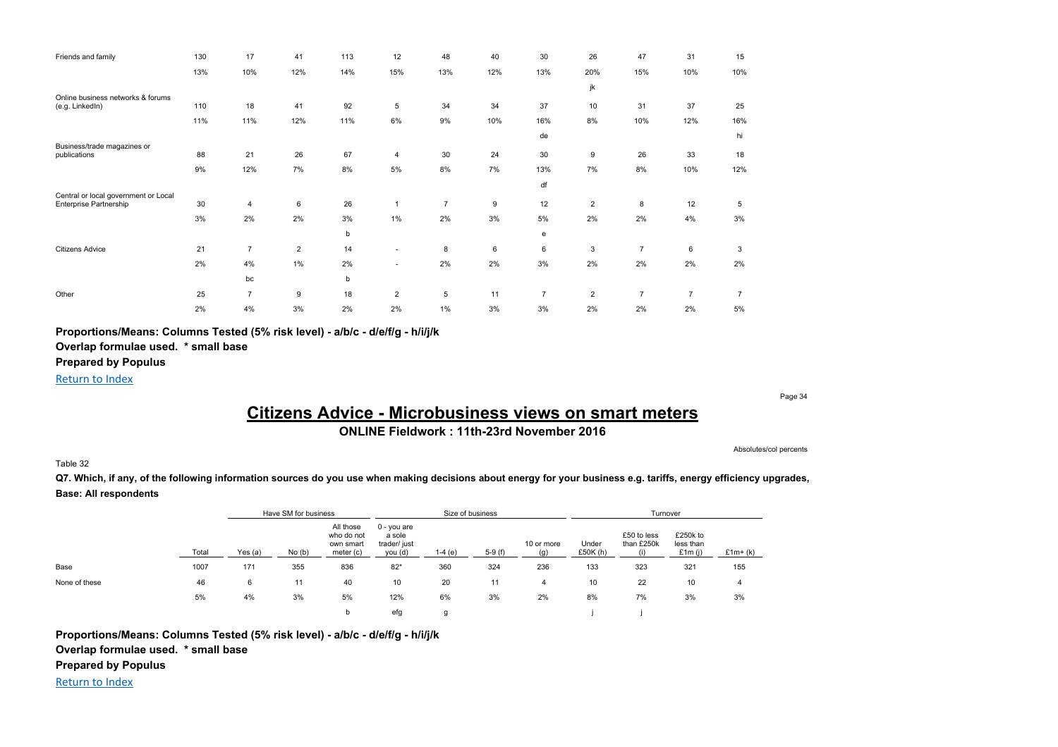| | | | | | | | | | | | | |
|---|---|---|---|---|---|---|---|---|---|---|---|---|
| Friends and family | 130 | 17 | 41 | 113 | 12 | 48 | 40 | 30 | 26 | 47 | 31 | 15 |
| | 13% | 10% | 12% | 14% | 15% | 13% | 12% | 13% | 20% | 15% | 10% | 10% |
| | | | | | | | | | jk | | | |
| Online business networks & forums (e.g. LinkedIn) | 110 | 18 | 41 | 92 | 5 | 34 | 34 | 37 | 10 | 31 | 37 | 25 |
| | 11% | 11% | 12% | 11% | 6% | 9% | 10% | 16% | 8% | 10% | 12% | 16% |
| | | | | | | | | de | | | | hi |
| Business/trade magazines or publications | 88 | 21 | 26 | 67 | 4 | 30 | 24 | 30 | 9 | 26 | 33 | 18 |
| | 9% | 12% | 7% | 8% | 5% | 8% | 7% | 13% | 7% | 8% | 10% | 12% |
| | | | | | | | | df | | | | |
| Central or local government or Local Enterprise Partnership | 30 | 4 | 6 | 26 | 1 | 7 | 9 | 12 | 2 | 8 | 12 | 5 |
| | 3% | 2% | 2% | 3% | 1% | 2% | 3% | 5% | 2% | 2% | 4% | 3% |
| | | | | b | | | | e | | | | |
| Citizens Advice | 21 | 7 | 2 | 14 | - | 8 | 6 | 6 | 3 | 7 | 6 | 3 |
| | 2% | 4% | 1% | 2% | - | 2% | 2% | 3% | 2% | 2% | 2% | 2% |
| | | bc | | b | | | | | | | | |
| Other | 25 | 7 | 9 | 18 | 2 | 5 | 11 | 7 | 2 | 7 | 7 | 7 |
| | 2% | 4% | 3% | 2% | 2% | 1% | 3% | 3% | 2% | 2% | 2% | 5% |

**Proportions/Means: Columns Tested (5% risk level) - a/b/c - d/e/f/g - h/i/j/k**

**Overlap formulae used. * small base**

**Prepared by Populus**

Return to Index

# Citizens Advice - Microbusiness views on smart meters

**ONLINE Fieldwork : 11th-23rd November 2016**

Absolutes/col percents

Table 32

**Q7. Which, if any, of the following information sources do you use when making decisions about energy for your business e.g. tariffs, energy efficiency upgrades,**

**Base: All respondents**

| | | Have SM for business | | | Size of business | | | | Turnover | | | |
|---|---|---|---|---|---|---|---|---|---|---|---|---|
| | Total | Yes (a) | No (b) | All those who do not own smart meter (c) | 0 - you are a sole trader/ just you (d) | 1-4 (e) | 5-9 (f) | 10 or more (g) | Under £50K (h) | £50 to less than £250k (i) | £250k to less than £1m (j) | £1m+ (k) |
| Base | 1007 | 171 | 355 | 836 | 82* | 360 | 324 | 236 | 133 | 323 | 321 | 155 |
| None of these | 46 | 6 | 11 | 40 | 10 | 20 | 11 | 4 | 10 | 22 | 10 | 4 |
| | 5% | 4% | 3% | 5% | 12% | 6% | 3% | 2% | 8% | 7% | 3% | 3% |
| | | | | b | efg | g | | | j | j | | |

**Proportions/Means: Columns Tested (5% risk level) - a/b/c - d/e/f/g - h/i/j/k**

**Overlap formulae used. * small base**

**Prepared by Populus**

Return to Index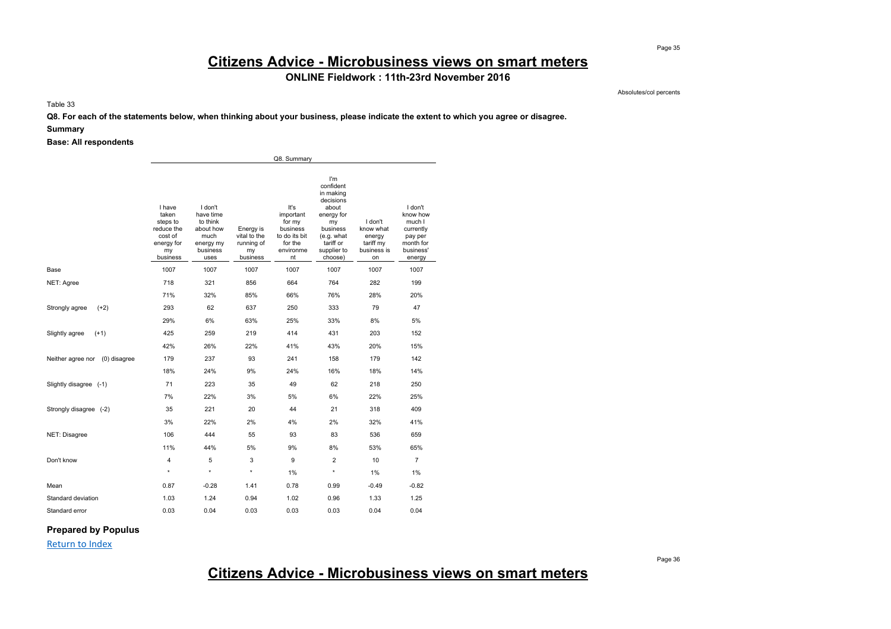# Citizens Advice - Microbusiness views on smart meters

**ONLINE Fieldwork : 11th-23rd November 2016**

Absolutes/col percents

Table 33

**Q8. For each of the statements below, when thinking about your business, please indicate the extent to which you agree or disagree.**

**Summary**

**Base: All respondents**

| | Q8. Summary | | | | | | |
|---|---|---|---|---|---|---|---|
| | I have taken steps to reduce the cost of energy for my business | I don't have time to think about how much energy my business uses | Energy is vital to the running of my business | It's important for my business to do its bit for the environment | I'm confident in making decisions about energy for my business (e.g. what tariff or supplier to choose) | I don't know what energy tariff my business is on | I don't know how much I currently pay per month for business' energy |
| Base | 1007 | 1007 | 1007 | 1007 | 1007 | 1007 | 1007 |
| NET: Agree | 718 | 321 | 856 | 664 | 764 | 282 | 199 |
| | 71% | 32% | 85% | 66% | 76% | 28% | 20% |
| Strongly agree (+2) | 293 | 62 | 637 | 250 | 333 | 79 | 47 |
| | 29% | 6% | 63% | 25% | 33% | 8% | 5% |
| Slightly agree (+1) | 425 | 259 | 219 | 414 | 431 | 203 | 152 |
| | 42% | 26% | 22% | 41% | 43% | 20% | 15% |
| Neither agree nor (0) disagree | 179 | 237 | 93 | 241 | 158 | 179 | 142 |
| | 18% | 24% | 9% | 24% | 16% | 18% | 14% |
| Slightly disagree (-1) | 71 | 223 | 35 | 49 | 62 | 218 | 250 |
| | 7% | 22% | 3% | 5% | 6% | 22% | 25% |
| Strongly disagree (-2) | 35 | 221 | 20 | 44 | 21 | 318 | 409 |
| | 3% | 22% | 2% | 4% | 2% | 32% | 41% |
| NET: Disagree | 106 | 444 | 55 | 93 | 83 | 536 | 659 |
| | 11% | 44% | 5% | 9% | 8% | 53% | 65% |
| Don't know | 4 | 5 | 3 | 9 | 2 | 10 | 7 |
| | * | * | * | 1% | * | 1% | 1% |
| Mean | 0.87 | -0.28 | 1.41 | 0.78 | 0.99 | -0.49 | -0.82 |
| Standard deviation | 1.03 | 1.24 | 0.94 | 1.02 | 0.96 | 1.33 | 1.25 |
| Standard error | 0.03 | 0.04 | 0.03 | 0.03 | 0.03 | 0.04 | 0.04 |

**Prepared by Populus**

Return to Index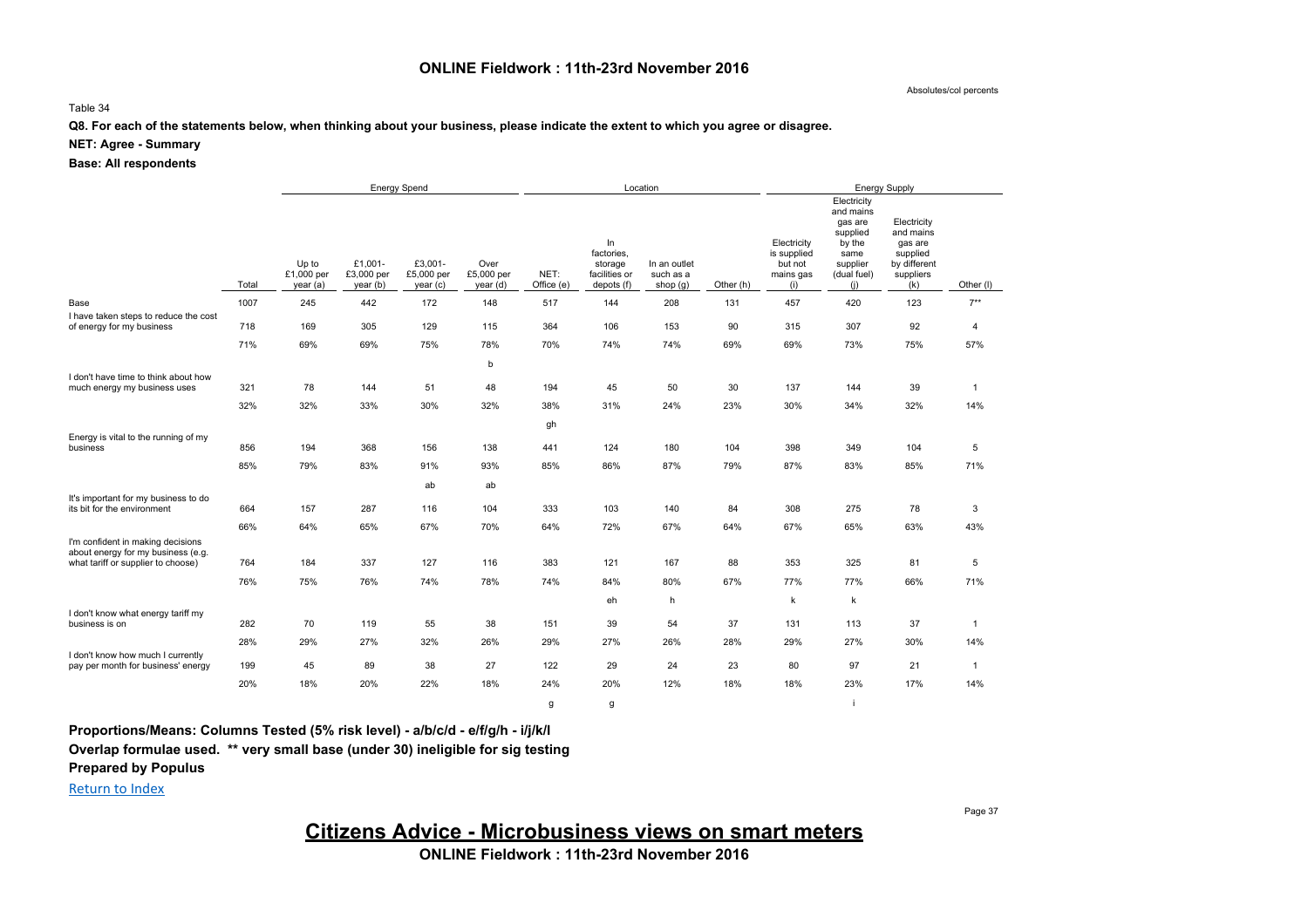Absolutes/col percents

Table 34

**Q8. For each of the statements below, when thinking about your business, please indicate the extent to which you agree or disagree.**

**NET: Agree - Summary**

**Base: All respondents**

| | | Energy Spend | | | | Location | | | | Energy Supply | | | |
|---|---|---|---|---|---|---|---|---|---|---|---|---|---|
| | Total | Up to £1,000 per year (a) | £1,001-£3,000 per year (b) | £3,001-£5,000 per year (c) | Over £5,000 per year (d) | NET: Office (e) | In factories, storage facilities or depots (f) | In an outlet such as a shop (g) | Other (h) | Electricity is supplied but not mains gas (i) | Electricity and mains gas are supplied by the same supplier (dual fuel) (j) | Electricity and mains gas are supplied by different suppliers (k) | Other (l) |
| Base | 1007 | 245 | 442 | 172 | 148 | 517 | 144 | 208 | 131 | 457 | 420 | 123 | 7** |
| I have taken steps to reduce the cost of energy for my business | 718 | 169 | 305 | 129 | 115 | 364 | 106 | 153 | 90 | 315 | 307 | 92 | 4 |
| | 71% | 69% | 69% | 75% | 78% | 70% | 74% | 74% | 69% | 69% | 73% | 75% | 57% |
| | | | | | b | | | | | | | | |
| I don't have time to think about how much energy my business uses | 321 | 78 | 144 | 51 | 48 | 194 | 45 | 50 | 30 | 137 | 144 | 39 | 1 |
| | 32% | 32% | 33% | 30% | 32% | 38% | 31% | 24% | 23% | 30% | 34% | 32% | 14% |
| | | | | | | gh | | | | | | | |
| Energy is vital to the running of my business | 856 | 194 | 368 | 156 | 138 | 441 | 124 | 180 | 104 | 398 | 349 | 104 | 5 |
| | 85% | 79% | 83% | 91% | 93% | 85% | 86% | 87% | 79% | 87% | 83% | 85% | 71% |
| | | | | ab | ab | | | | | | | | |
| It's important for my business to do its bit for the environment | 664 | 157 | 287 | 116 | 104 | 333 | 103 | 140 | 84 | 308 | 275 | 78 | 3 |
| | 66% | 64% | 65% | 67% | 70% | 64% | 72% | 67% | 64% | 67% | 65% | 63% | 43% |
| I'm confident in making decisions about energy for my business (e.g. what tariff or supplier to choose) | 764 | 184 | 337 | 127 | 116 | 383 | 121 | 167 | 88 | 353 | 325 | 81 | 5 |
| | 76% | 75% | 76% | 74% | 78% | 74% | 84% | 80% | 67% | 77% | 77% | 66% | 71% |
| | | | | | | | eh | h | | k | k | | |
| I don't know what energy tariff my business is on | 282 | 70 | 119 | 55 | 38 | 151 | 39 | 54 | 37 | 131 | 113 | 37 | 1 |
| | 28% | 29% | 27% | 32% | 26% | 29% | 27% | 26% | 28% | 29% | 27% | 30% | 14% |
| I don't know how much I currently pay per month for business' energy | 199 | 45 | 89 | 38 | 27 | 122 | 29 | 24 | 23 | 80 | 97 | 21 | 1 |
| | 20% | 18% | 20% | 22% | 18% | 24% | 20% | 12% | 18% | 18% | 23% | 17% | 14% |
| | | | | | | g | g | | | | i | | |

**Proportions/Means: Columns Tested (5% risk level) - a/b/c/d - e/f/g/h - i/j/k/l**

**Overlap formulae used. ** very small base (under 30) ineligible for sig testing**

**Prepared by Populus**

Return to Index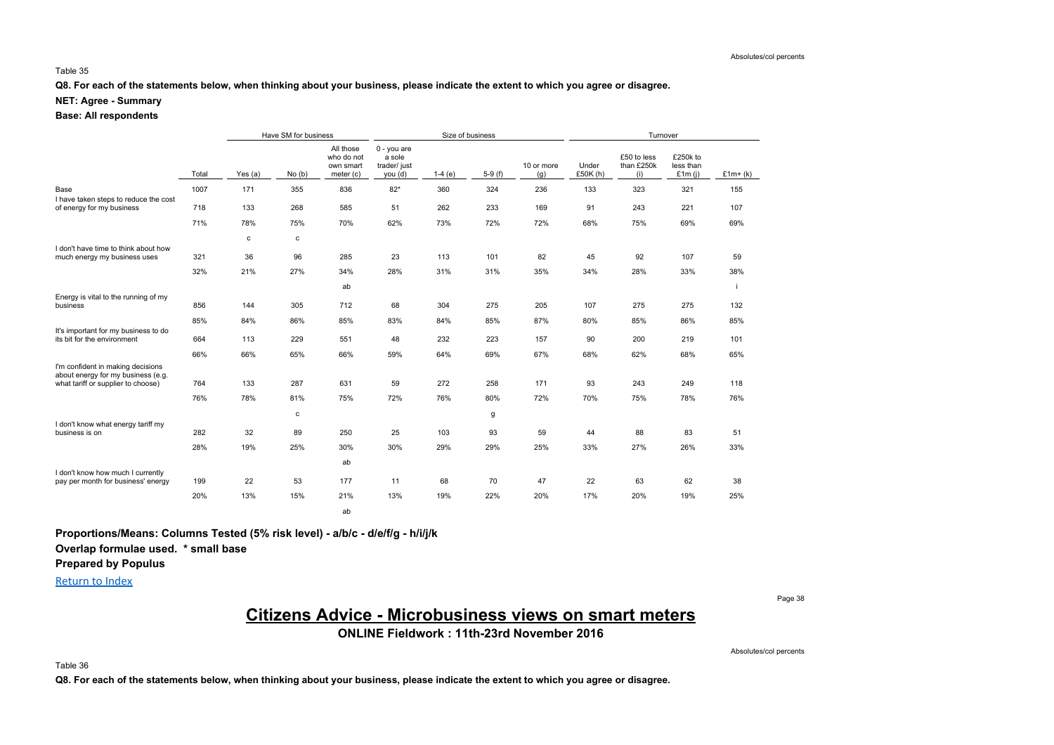Absolutes/col percents

Table 35

**Q8. For each of the statements below, when thinking about your business, please indicate the extent to which you agree or disagree.**

**NET: Agree - Summary**

**Base: All respondents**

| | | Have SM for business | | | Size of business | | | | Turnover | | | |
|---|---|---|---|---|---|---|---|---|---|---|---|---|
| | Total | Yes (a) | No (b) | All those who do not own smart meter (c) | 0 - you are a sole trader/ just you (d) | 1-4 (e) | 5-9 (f) | 10 or more (g) | Under £50K (h) | £50 to less than £250k (i) | £250k to less than £1m (j) | £1m+ (k) |
| Base | 1007 | 171 | 355 | 836 | 82* | 360 | 324 | 236 | 133 | 323 | 321 | 155 |
| I have taken steps to reduce the cost of energy for my business | 718 | 133 | 268 | 585 | 51 | 262 | 233 | 169 | 91 | 243 | 221 | 107 |
| | 71% | 78% | 75% | 70% | 62% | 73% | 72% | 72% | 68% | 75% | 69% | 69% |
| | | c | c | | | | | | | | | |
| I don't have time to think about how much energy my business uses | 321 | 36 | 96 | 285 | 23 | 113 | 101 | 82 | 45 | 92 | 107 | 59 |
| | 32% | 21% | 27% | 34% | 28% | 31% | 31% | 35% | 34% | 28% | 33% | 38% |
| | | | | ab | | | | | | | | i |
| Energy is vital to the running of my business | 856 | 144 | 305 | 712 | 68 | 304 | 275 | 205 | 107 | 275 | 275 | 132 |
| | 85% | 84% | 86% | 85% | 83% | 84% | 85% | 87% | 80% | 85% | 86% | 85% |
| It's important for my business to do its bit for the environment | 664 | 113 | 229 | 551 | 48 | 232 | 223 | 157 | 90 | 200 | 219 | 101 |
| | 66% | 66% | 65% | 66% | 59% | 64% | 69% | 67% | 68% | 62% | 68% | 65% |
| I'm confident in making decisions about energy for my business (e.g. what tariff or supplier to choose) | 764 | 133 | 287 | 631 | 59 | 272 | 258 | 171 | 93 | 243 | 249 | 118 |
| | 76% | 78% | 81% | 75% | 72% | 76% | 80% | 72% | 70% | 75% | 78% | 76% |
| | | | c | | | | g | | | | | |
| I don't know what energy tariff my business is on | 282 | 32 | 89 | 250 | 25 | 103 | 93 | 59 | 44 | 88 | 83 | 51 |
| | 28% | 19% | 25% | 30% | 30% | 29% | 29% | 25% | 33% | 27% | 26% | 33% |
| | | | | ab | | | | | | | | |
| I don't know how much I currently pay per month for business' energy | 199 | 22 | 53 | 177 | 11 | 68 | 70 | 47 | 22 | 63 | 62 | 38 |
| | 20% | 13% | 15% | 21% | 13% | 19% | 22% | 20% | 17% | 20% | 19% | 25% |
| | | | | ab | | | | | | | | |

**Proportions/Means: Columns Tested (5% risk level) - a/b/c - d/e/f/g - h/i/j/k**

**Overlap formulae used. * small base**

**Prepared by Populus**

Return to Index

# Citizens Advice - Microbusiness views on smart meters

**ONLINE Fieldwork : 11th-23rd November 2016**

Absolutes/col percents

Table 36

**Q8. For each of the statements below, when thinking about your business, please indicate the extent to which you agree or disagree.**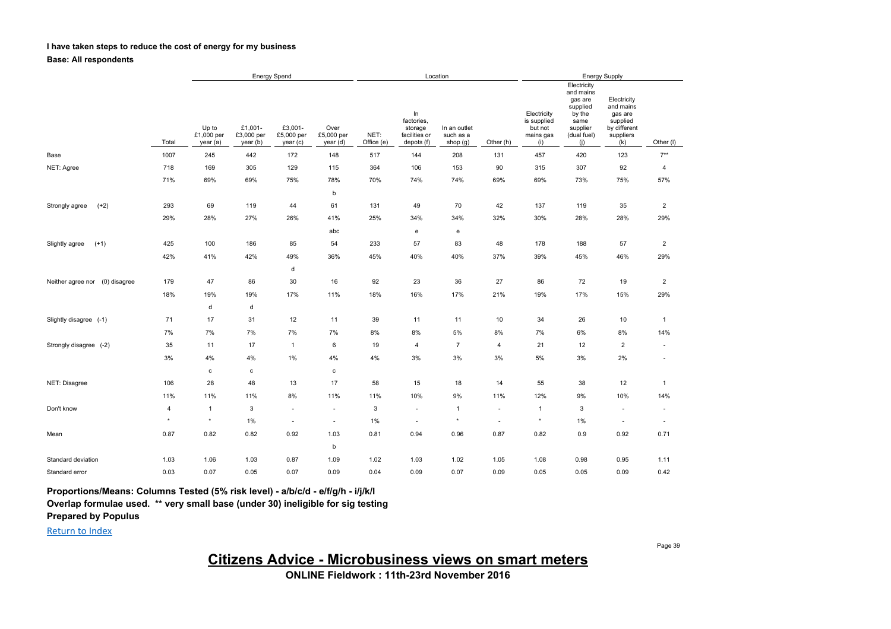**I have taken steps to reduce the cost of energy for my business**

**Base: All respondents**

| | | Energy Spend | | | | Location | | | | Energy Supply | | | |
|---|---|---|---|---|---|---|---|---|---|---|---|---|---|
| | Total | Up to £1,000 per year (a) | £1,001-£3,000 per year (b) | £3,001-£5,000 per year (c) | Over £5,000 per year (d) | NET: Office (e) | In factories, storage facilities or depots (f) | In an outlet such as a shop (g) | Other (h) | Electricity is supplied but not mains gas (i) | Electricity and mains gas are supplied by the same supplier (dual fuel) (j) | Electricity and mains gas are supplied by different suppliers (k) | Other (l) |
| Base | 1007 | 245 | 442 | 172 | 148 | 517 | 144 | 208 | 131 | 457 | 420 | 123 | 7** |
| NET: Agree | 718 | 169 | 305 | 129 | 115 | 364 | 106 | 153 | 90 | 315 | 307 | 92 | 4 |
| | 71% | 69% | 69% | 75% | 78% | 70% | 74% | 74% | 69% | 69% | 73% | 75% | 57% |
| | | | | | b | | | | | | | | |
| Strongly agree (+2) | 293 | 69 | 119 | 44 | 61 | 131 | 49 | 70 | 42 | 137 | 119 | 35 | 2 |
| | 29% | 28% | 27% | 26% | 41% | 25% | 34% | 34% | 32% | 30% | 28% | 28% | 29% |
| | | | | | abc | | e | e | | | | | |
| Slightly agree (+1) | 425 | 100 | 186 | 85 | 54 | 233 | 57 | 83 | 48 | 178 | 188 | 57 | 2 |
| | 42% | 41% | 42% | 49% | 36% | 45% | 40% | 40% | 37% | 39% | 45% | 46% | 29% |
| | | | | d | | | | | | | | | |
| Neither agree nor (0) disagree | 179 | 47 | 86 | 30 | 16 | 92 | 23 | 36 | 27 | 86 | 72 | 19 | 2 |
| | 18% | 19% | 19% | 17% | 11% | 18% | 16% | 17% | 21% | 19% | 17% | 15% | 29% |
| | | d | d | | | | | | | | | | |
| Slightly disagree (-1) | 71 | 17 | 31 | 12 | 11 | 39 | 11 | 11 | 10 | 34 | 26 | 10 | 1 |
| | 7% | 7% | 7% | 7% | 7% | 8% | 8% | 5% | 8% | 7% | 6% | 8% | 14% |
| Strongly disagree (-2) | 35 | 11 | 17 | 1 | 6 | 19 | 4 | 7 | 4 | 21 | 12 | 2 | - |
| | 3% | 4% | 4% | 1% | 4% | 4% | 3% | 3% | 3% | 5% | 3% | 2% | - |
| | | c | c | | c | | | | | | | | |
| NET: Disagree | 106 | 28 | 48 | 13 | 17 | 58 | 15 | 18 | 14 | 55 | 38 | 12 | 1 |
| | 11% | 11% | 11% | 8% | 11% | 11% | 10% | 9% | 11% | 12% | 9% | 10% | 14% |
| Don't know | 4 | 1 | 3 | - | - | 3 | - | 1 | - | 1 | 3 | - | - |
| | * | * | 1% | - | - | 1% | - | * | - | * | 1% | - | - |
| Mean | 0.87 | 0.82 | 0.82 | 0.92 | 1.03 | 0.81 | 0.94 | 0.96 | 0.87 | 0.82 | 0.9 | 0.92 | 0.71 |
| | | | | | b | | | | | | | | |
| Standard deviation | 1.03 | 1.06 | 1.03 | 0.87 | 1.09 | 1.02 | 1.03 | 1.02 | 1.05 | 1.08 | 0.98 | 0.95 | 1.11 |
| Standard error | 0.03 | 0.07 | 0.05 | 0.07 | 0.09 | 0.04 | 0.09 | 0.07 | 0.09 | 0.05 | 0.05 | 0.09 | 0.42 |

**Proportions/Means: Columns Tested (5% risk level) - a/b/c/d - e/f/g/h - i/j/k/l**

**Overlap formulae used. ** very small base (under 30) ineligible for sig testing**

**Prepared by Populus**

Return to Index

**Citizens Advice - Microbusiness views on smart meters**

**ONLINE Fieldwork : 11th-23rd November 2016**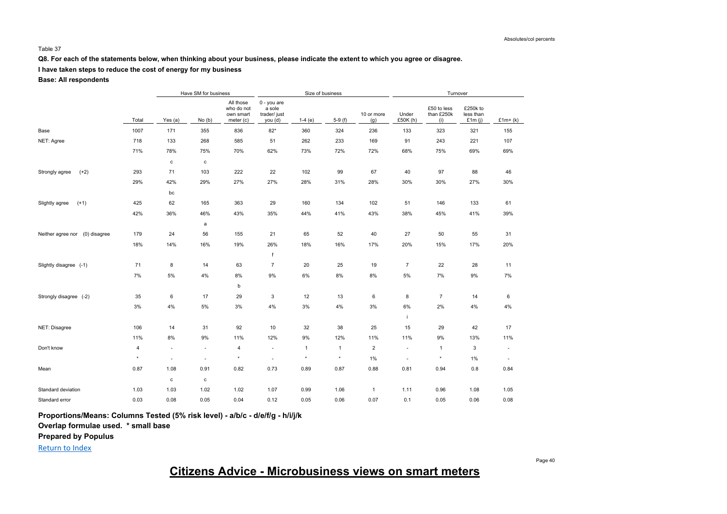Absolutes/col percents

Table 37

**Q8. For each of the statements below, when thinking about your business, please indicate the extent to which you agree or disagree.**

**I have taken steps to reduce the cost of energy for my business**

**Base: All respondents**

| | | Have SM for business | | | Size of business | | | | Turnover | | | |
|---|---|---|---|---|---|---|---|---|---|---|---|---|
| | Total | Yes (a) | No (b) | All those who do not own smart meter (c) | 0 - you are a sole trader/ just you (d) | 1-4 (e) | 5-9 (f) | 10 or more (g) | Under £50K (h) | £50 to less than £250k (i) | £250k to less than £1m (j) | £1m+ (k) |
| Base | 1007 | 171 | 355 | 836 | 82* | 360 | 324 | 236 | 133 | 323 | 321 | 155 |
| NET: Agree | 718 | 133 | 268 | 585 | 51 | 262 | 233 | 169 | 91 | 243 | 221 | 107 |
| | 71% | 78% | 75% | 70% | 62% | 73% | 72% | 72% | 68% | 75% | 69% | 69% |
| | | c | c | | | | | | | | | |
| Strongly agree (+2) | 293 | 71 | 103 | 222 | 22 | 102 | 99 | 67 | 40 | 97 | 88 | 46 |
| | 29% | 42% | 29% | 27% | 27% | 28% | 31% | 28% | 30% | 30% | 27% | 30% |
| | | bc | | | | | | | | | | |
| Slightly agree (+1) | 425 | 62 | 165 | 363 | 29 | 160 | 134 | 102 | 51 | 146 | 133 | 61 |
| | 42% | 36% | 46% | 43% | 35% | 44% | 41% | 43% | 38% | 45% | 41% | 39% |
| | | | a | | | | | | | | | |
| Neither agree nor (0) disagree | 179 | 24 | 56 | 155 | 21 | 65 | 52 | 40 | 27 | 50 | 55 | 31 |
| | 18% | 14% | 16% | 19% | 26% | 18% | 16% | 17% | 20% | 15% | 17% | 20% |
| | | | | | f | | | | | | | |
| Slightly disagree (-1) | 71 | 8 | 14 | 63 | 7 | 20 | 25 | 19 | 7 | 22 | 28 | 11 |
| | 7% | 5% | 4% | 8% | 9% | 6% | 8% | 8% | 5% | 7% | 9% | 7% |
| | | | | b | | | | | | | | |
| Strongly disagree (-2) | 35 | 6 | 17 | 29 | 3 | 12 | 13 | 6 | 8 | 7 | 14 | 6 |
| | 3% | 4% | 5% | 3% | 4% | 3% | 4% | 3% | 6% | 2% | 4% | 4% |
| | | | | | | | | | i | | | |
| NET: Disagree | 106 | 14 | 31 | 92 | 10 | 32 | 38 | 25 | 15 | 29 | 42 | 17 |
| | 11% | 8% | 9% | 11% | 12% | 9% | 12% | 11% | 11% | 9% | 13% | 11% |
| Don't know | 4 | - | - | 4 | - | 1 | 1 | 2 | - | 1 | 3 | - |
| | * | - | - | * | - | * | * | 1% | - | * | 1% | - |
| Mean | 0.87 | 1.08 | 0.91 | 0.82 | 0.73 | 0.89 | 0.87 | 0.88 | 0.81 | 0.94 | 0.8 | 0.84 |
| | | c | c | | | | | | | | | |
| Standard deviation | 1.03 | 1.03 | 1.02 | 1.02 | 1.07 | 0.99 | 1.06 | 1 | 1.11 | 0.96 | 1.08 | 1.05 |
| Standard error | 0.03 | 0.08 | 0.05 | 0.04 | 0.12 | 0.05 | 0.06 | 0.07 | 0.1 | 0.05 | 0.06 | 0.08 |

**Proportions/Means: Columns Tested (5% risk level) - a/b/c - d/e/f/g - h/i/j/k**

**Overlap formulae used. * small base**

**Prepared by Populus**

Return to Index

## Citizens Advice - Microbusiness views on smart meters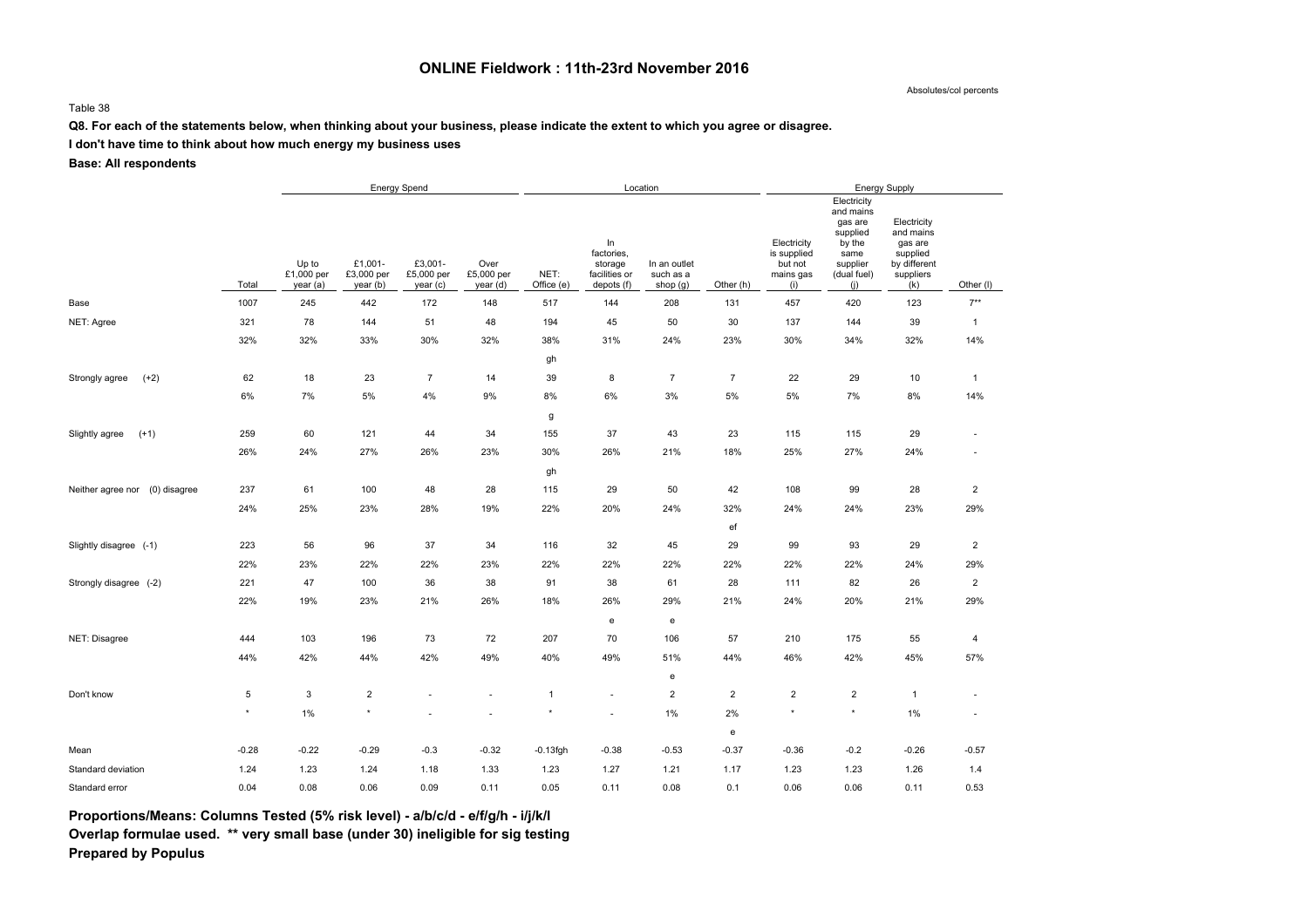## ONLINE Fieldwork : 11th-23rd November 2016

Absolutes/col percents

Table 38

**Q8. For each of the statements below, when thinking about your business, please indicate the extent to which you agree or disagree.**

**I don't have time to think about how much energy my business uses**

**Base: All respondents**

| | | Energy Spend | | | | Location | | | | Energy Supply | | | |
|---|---|---|---|---|---|---|---|---|---|---|---|---|---|
| | Total | Up to £1,000 per year (a) | £1,001-£3,000 per year (b) | £3,001-£5,000 per year (c) | Over £5,000 per year (d) | NET: Office (e) | In factories, storage facilities or depots (f) | In an outlet such as a shop (g) | Other (h) | Electricity is supplied but not mains gas (i) | Electricity and mains gas are supplied by the same supplier (dual fuel) (j) | Electricity and mains gas are supplied by different suppliers (k) | Other (l) |
| Base | 1007 | 245 | 442 | 172 | 148 | 517 | 144 | 208 | 131 | 457 | 420 | 123 | 7** |
| NET: Agree | 321 | 78 | 144 | 51 | 48 | 194 | 45 | 50 | 30 | 137 | 144 | 39 | 1 |
| | 32% | 32% | 33% | 30% | 32% | 38% | 31% | 24% | 23% | 30% | 34% | 32% | 14% |
| | | | | | | gh | | | | | | | |
| Strongly agree (+2) | 62 | 18 | 23 | 7 | 14 | 39 | 8 | 7 | 7 | 22 | 29 | 10 | 1 |
| | 6% | 7% | 5% | 4% | 9% | 8% | 6% | 3% | 5% | 5% | 7% | 8% | 14% |
| | | | | | | g | | | | | | | |
| Slightly agree (+1) | 259 | 60 | 121 | 44 | 34 | 155 | 37 | 43 | 23 | 115 | 115 | 29 | - |
| | 26% | 24% | 27% | 26% | 23% | 30% | 26% | 21% | 18% | 25% | 27% | 24% | - |
| | | | | | | gh | | | | | | | |
| Neither agree nor (0) disagree | 237 | 61 | 100 | 48 | 28 | 115 | 29 | 50 | 42 | 108 | 99 | 28 | 2 |
| | 24% | 25% | 23% | 28% | 19% | 22% | 20% | 24% | 32% | 24% | 24% | 23% | 29% |
| | | | | | | | | | ef | | | | |
| Slightly disagree (-1) | 223 | 56 | 96 | 37 | 34 | 116 | 32 | 45 | 29 | 99 | 93 | 29 | 2 |
| | 22% | 23% | 22% | 22% | 23% | 22% | 22% | 22% | 22% | 22% | 22% | 24% | 29% |
| Strongly disagree (-2) | 221 | 47 | 100 | 36 | 38 | 91 | 38 | 61 | 28 | 111 | 82 | 26 | 2 |
| | 22% | 19% | 23% | 21% | 26% | 18% | 26% | 29% | 21% | 24% | 20% | 21% | 29% |
| | | | | | | | e | e | | | | | |
| NET: Disagree | 444 | 103 | 196 | 73 | 72 | 207 | 70 | 106 | 57 | 210 | 175 | 55 | 4 |
| | 44% | 42% | 44% | 42% | 49% | 40% | 49% | 51% | 44% | 46% | 42% | 45% | 57% |
| | | | | | | | | e | | | | | |
| Don't know | 5 | 3 | 2 | - | - | 1 | - | 2 | 2 | 2 | 2 | 1 | - |
| | * | 1% | * | - | - | * | - | 1% | 2% | * | * | 1% | - |
| | | | | | | | | | e | | | | |
| Mean | -0.28 | -0.22 | -0.29 | -0.3 | -0.32 | -0.13fgh | -0.38 | -0.53 | -0.37 | -0.36 | -0.2 | -0.26 | -0.57 |
| Standard deviation | 1.24 | 1.23 | 1.24 | 1.18 | 1.33 | 1.23 | 1.27 | 1.21 | 1.17 | 1.23 | 1.23 | 1.26 | 1.4 |
| Standard error | 0.04 | 0.08 | 0.06 | 0.09 | 0.11 | 0.05 | 0.11 | 0.08 | 0.1 | 0.06 | 0.06 | 0.11 | 0.53 |

**Proportions/Means: Columns Tested (5% risk level) - a/b/c/d - e/f/g/h - i/j/k/l**
**Overlap formulae used. ** very small base (under 30) ineligible for sig testing**
**Prepared by Populus**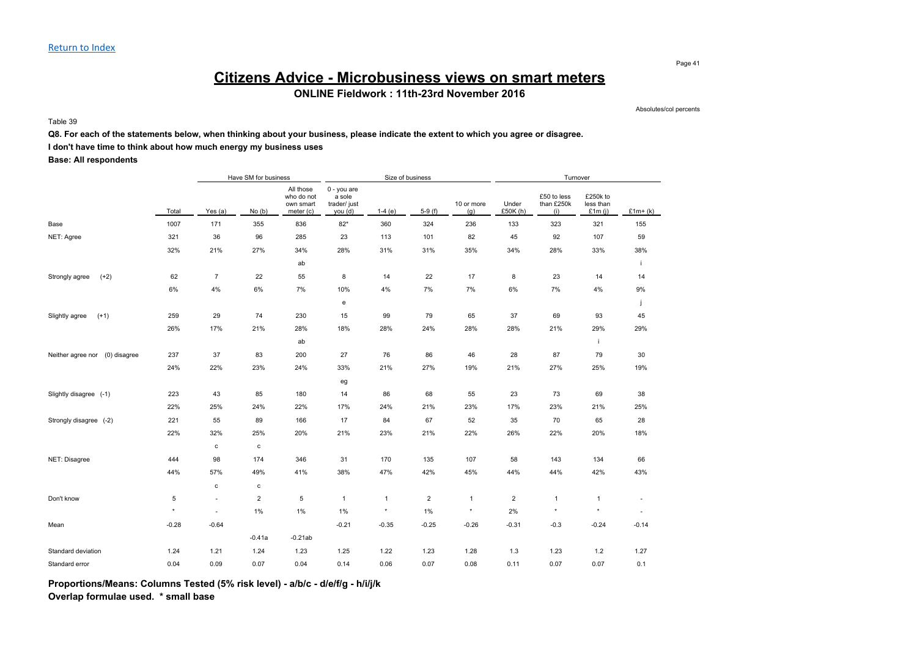Return to Index

# Citizens Advice - Microbusiness views on smart meters

**ONLINE Fieldwork : 11th-23rd November 2016**

Absolutes/col percents

Table 39

**Q8. For each of the statements below, when thinking about your business, please indicate the extent to which you agree or disagree.**

**I don't have time to think about how much energy my business uses**

**Base: All respondents**

| | | Have SM for business | | | Size of business | | | | Turnover | | | |
|---|---|---|---|---|---|---|---|---|---|---|---|---|
| | Total | Yes (a) | No (b) | All those who do not own smart meter (c) | 0 - you are a sole trader/ just you (d) | 1-4 (e) | 5-9 (f) | 10 or more (g) | Under £50K (h) | £50 to less than £250k (i) | £250k to less than £1m (j) | £1m+ (k) |
| Base | 1007 | 171 | 355 | 836 | 82* | 360 | 324 | 236 | 133 | 323 | 321 | 155 |
| NET: Agree | 321 | 36 | 96 | 285 | 23 | 113 | 101 | 82 | 45 | 92 | 107 | 59 |
| | 32% | 21% | 27% | 34% | 28% | 31% | 31% | 35% | 34% | 28% | 33% | 38% |
| | | | | ab | | | | | | | | i |
| Strongly agree (+2) | 62 | 7 | 22 | 55 | 8 | 14 | 22 | 17 | 8 | 23 | 14 | 14 |
| | 6% | 4% | 6% | 7% | 10% | 4% | 7% | 7% | 6% | 7% | 4% | 9% |
| | | | | | e | | | | | | | j |
| Slightly agree (+1) | 259 | 29 | 74 | 230 | 15 | 99 | 79 | 65 | 37 | 69 | 93 | 45 |
| | 26% | 17% | 21% | 28% | 18% | 28% | 24% | 28% | 28% | 21% | 29% | 29% |
| | | | | ab | | | | | | | i | |
| Neither agree nor (0) disagree | 237 | 37 | 83 | 200 | 27 | 76 | 86 | 46 | 28 | 87 | 79 | 30 |
| | 24% | 22% | 23% | 24% | 33% | 21% | 27% | 19% | 21% | 27% | 25% | 19% |
| | | | | | eg | | | | | | | |
| Slightly disagree (-1) | 223 | 43 | 85 | 180 | 14 | 86 | 68 | 55 | 23 | 73 | 69 | 38 |
| | 22% | 25% | 24% | 22% | 17% | 24% | 21% | 23% | 17% | 23% | 21% | 25% |
| Strongly disagree (-2) | 221 | 55 | 89 | 166 | 17 | 84 | 67 | 52 | 35 | 70 | 65 | 28 |
| | 22% | 32% | 25% | 20% | 21% | 23% | 21% | 22% | 26% | 22% | 20% | 18% |
| | | c | c | | | | | | | | | |
| NET: Disagree | 444 | 98 | 174 | 346 | 31 | 170 | 135 | 107 | 58 | 143 | 134 | 66 |
| | 44% | 57% | 49% | 41% | 38% | 47% | 42% | 45% | 44% | 44% | 42% | 43% |
| | | c | c | | | | | | | | | |
| Don't know | 5 | - | 2 | 5 | 1 | 1 | 2 | 1 | 2 | 1 | 1 | - |
| | * | - | 1% | 1% | 1% | * | 1% | * | 2% | * | * | - |
| Mean | -0.28 | -0.64 | | | -0.21 | -0.35 | -0.25 | -0.26 | -0.31 | -0.3 | -0.24 | -0.14 |
| | | | -0.41a | -0.21ab | | | | | | | | |
| Standard deviation | 1.24 | 1.21 | 1.24 | 1.23 | 1.25 | 1.22 | 1.23 | 1.28 | 1.3 | 1.23 | 1.2 | 1.27 |
| Standard error | 0.04 | 0.09 | 0.07 | 0.04 | 0.14 | 0.06 | 0.07 | 0.08 | 0.11 | 0.07 | 0.07 | 0.1 |

**Proportions/Means: Columns Tested (5% risk level) - a/b/c - d/e/f/g - h/i/j/k**
**Overlap formulae used. * small base**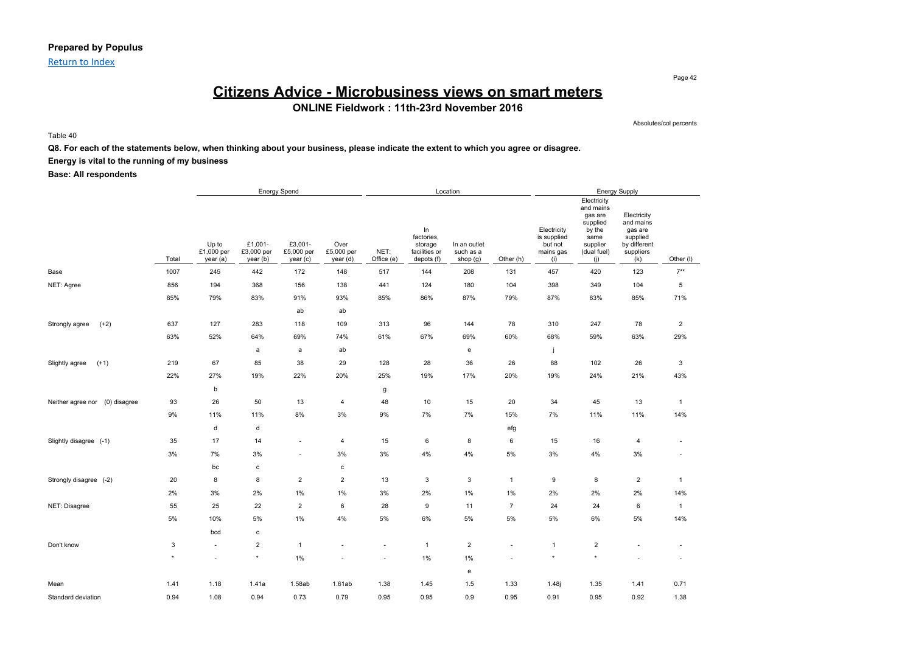**Prepared by Populus**

Return to Index

# Citizens Advice - Microbusiness views on smart meters

**ONLINE Fieldwork : 11th-23rd November 2016**

Absolutes/col percents

Table 40

**Q8. For each of the statements below, when thinking about your business, please indicate the extent to which you agree or disagree.**

**Energy is vital to the running of my business**

**Base: All respondents**

| | | Energy Spend | | | | Location | | | | Energy Supply | | | |
|---|---|---|---|---|---|---|---|---|---|---|---|---|---|
| | Total | Up to £1,000 per year (a) | £1,001- £3,000 per year (b) | £3,001- £5,000 per year (c) | Over £5,000 per year (d) | NET: Office (e) | In factories, storage facilities or depots (f) | In an outlet such as a shop (g) | Other (h) | Electricity is supplied but not mains gas (i) | Electricity and mains gas are supplied by the same supplier (dual fuel) (j) | Electricity and mains gas are supplied by different suppliers (k) | Other (l) |
| Base | 1007 | 245 | 442 | 172 | 148 | 517 | 144 | 208 | 131 | 457 | 420 | 123 | 7** |
| NET: Agree | 856 | 194 | 368 | 156 | 138 | 441 | 124 | 180 | 104 | 398 | 349 | 104 | 5 |
| | 85% | 79% | 83% | 91% | 93% | 85% | 86% | 87% | 79% | 87% | 83% | 85% | 71% |
| | | | | ab | ab | | | | | | | | |
| Strongly agree (+2) | 637 | 127 | 283 | 118 | 109 | 313 | 96 | 144 | 78 | 310 | 247 | 78 | 2 |
| | 63% | 52% | 64% | 69% | 74% | 61% | 67% | 69% | 60% | 68% | 59% | 63% | 29% |
| | | | a | a | ab | | | e | | j | | | |
| Slightly agree (+1) | 219 | 67 | 85 | 38 | 29 | 128 | 28 | 36 | 26 | 88 | 102 | 26 | 3 |
| | 22% | 27% | 19% | 22% | 20% | 25% | 19% | 17% | 20% | 19% | 24% | 21% | 43% |
| | | b | | | | g | | | | | | | |
| Neither agree nor (0) disagree | 93 | 26 | 50 | 13 | 4 | 48 | 10 | 15 | 20 | 34 | 45 | 13 | 1 |
| | 9% | 11% | 11% | 8% | 3% | 9% | 7% | 7% | 15% | 7% | 11% | 11% | 14% |
| | | d | d | | | | | | efg | | | | |
| Slightly disagree (-1) | 35 | 17 | 14 | - | 4 | 15 | 6 | 8 | 6 | 15 | 16 | 4 | - |
| | 3% | 7% | 3% | - | 3% | 3% | 4% | 4% | 5% | 3% | 4% | 3% | - |
| | | bc | c | | c | | | | | | | | |
| Strongly disagree (-2) | 20 | 8 | 8 | 2 | 2 | 13 | 3 | 3 | 1 | 9 | 8 | 2 | 1 |
| | 2% | 3% | 2% | 1% | 1% | 3% | 2% | 1% | 1% | 2% | 2% | 2% | 14% |
| NET: Disagree | 55 | 25 | 22 | 2 | 6 | 28 | 9 | 11 | 7 | 24 | 24 | 6 | 1 |
| | 5% | 10% | 5% | 1% | 4% | 5% | 6% | 5% | 5% | 5% | 6% | 5% | 14% |
| | | bcd | c | | | | | | | | | | |
| Don't know | 3 | - | 2 | 1 | - | - | 1 | 2 | - | 1 | 2 | - | - |
| | * | - | * | 1% | - | - | 1% | 1% | - | * | * | - | - |
| | | | | | | | | e | | | | | |
| Mean | 1.41 | 1.18 | 1.41a | 1.58ab | 1.61ab | 1.38 | 1.45 | 1.5 | 1.33 | 1.48j | 1.35 | 1.41 | 0.71 |
| Standard deviation | 0.94 | 1.08 | 0.94 | 0.73 | 0.79 | 0.95 | 0.95 | 0.9 | 0.95 | 0.91 | 0.95 | 0.92 | 1.38 |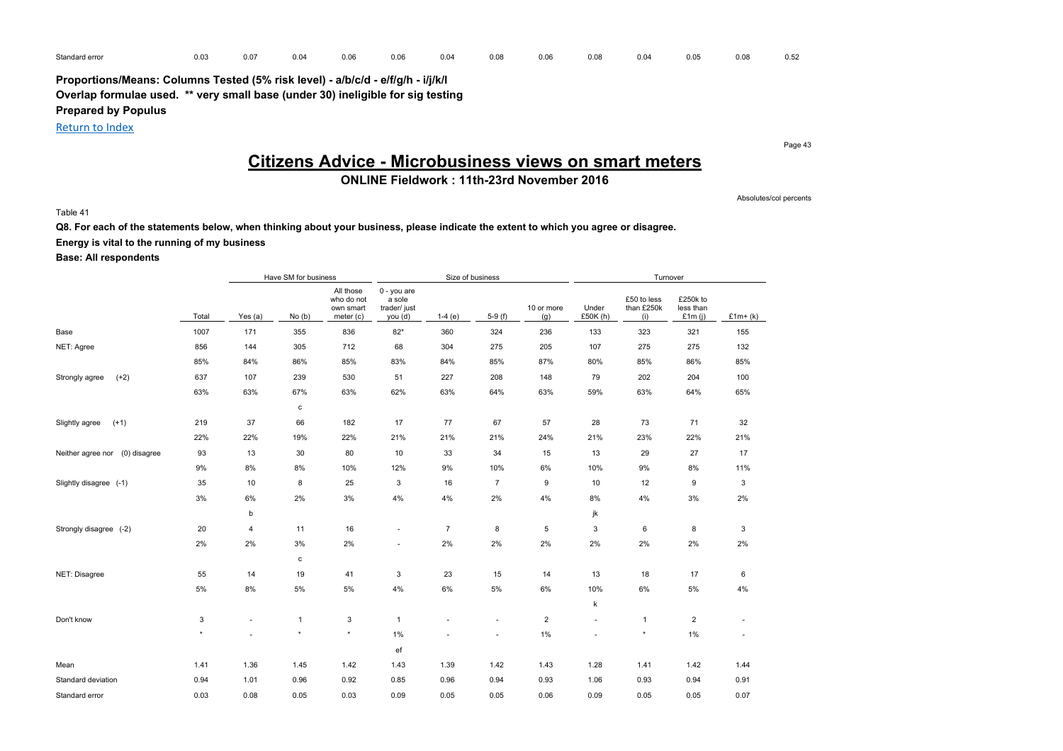| Standard error | 0.03 | 0.07 | 0.04 | 0.06 | 0.06 | 0.04 | 0.08 | 0.06 | 0.08 | 0.04 | 0.05 | 0.08 | 0.52 |
|---|---|---|---|---|---|---|---|---|---|---|---|---|---|

**Proportions/Means: Columns Tested (5% risk level) - a/b/c/d - e/f/g/h - i/j/k/l**

**Overlap formulae used. ** very small base (under 30) ineligible for sig testing**

**Prepared by Populus**

Return to Index

# Citizens Advice - Microbusiness views on smart meters

## ONLINE Fieldwork : 11th-23rd November 2016

Absolutes/col percents

Table 41

**Q8. For each of the statements below, when thinking about your business, please indicate the extent to which you agree or disagree.**

**Energy is vital to the running of my business**

**Base: All respondents**

| | | Have SM for business | | | Size of business | | | | Turnover | | | |
|---|---|---|---|---|---|---|---|---|---|---|---|---|
| | Total | Yes (a) | No (b) | All those who do not own smart meter (c) | 0 - you are a sole trader/ just you (d) | 1-4 (e) | 5-9 (f) | 10 or more (g) | Under £50K (h) | £50 to less than £250k (i) | £250k to less than £1m (j) | £1m+ (k) |
| Base | 1007 | 171 | 355 | 836 | 82* | 360 | 324 | 236 | 133 | 323 | 321 | 155 |
| NET: Agree | 856 | 144 | 305 | 712 | 68 | 304 | 275 | 205 | 107 | 275 | 275 | 132 |
| | 85% | 84% | 86% | 85% | 83% | 84% | 85% | 87% | 80% | 85% | 86% | 85% |
| Strongly agree (+2) | 637 | 107 | 239 | 530 | 51 | 227 | 208 | 148 | 79 | 202 | 204 | 100 |
| | 63% | 63% | 67% | 63% | 62% | 63% | 64% | 63% | 59% | 63% | 64% | 65% |
| | | | c | | | | | | | | | |
| Slightly agree (+1) | 219 | 37 | 66 | 182 | 17 | 77 | 67 | 57 | 28 | 73 | 71 | 32 |
| | 22% | 22% | 19% | 22% | 21% | 21% | 21% | 24% | 21% | 23% | 22% | 21% |
| Neither agree nor (0) disagree | 93 | 13 | 30 | 80 | 10 | 33 | 34 | 15 | 13 | 29 | 27 | 17 |
| | 9% | 8% | 8% | 10% | 12% | 9% | 10% | 6% | 10% | 9% | 8% | 11% |
| Slightly disagree (-1) | 35 | 10 | 8 | 25 | 3 | 16 | 7 | 9 | 10 | 12 | 9 | 3 |
| | 3% | 6% | 2% | 3% | 4% | 4% | 2% | 4% | 8% | 4% | 3% | 2% |
| | | b | | | | | | | jk | | | |
| Strongly disagree (-2) | 20 | 4 | 11 | 16 | - | 7 | 8 | 5 | 3 | 6 | 8 | 3 |
| | 2% | 2% | 3% | 2% | - | 2% | 2% | 2% | 2% | 2% | 2% | 2% |
| | | | c | | | | | | | | | |
| NET: Disagree | 55 | 14 | 19 | 41 | 3 | 23 | 15 | 14 | 13 | 18 | 17 | 6 |
| | 5% | 8% | 5% | 5% | 4% | 6% | 5% | 6% | 10% | 6% | 5% | 4% |
| | | | | | | | | | k | | | |
| Don't know | 3 | - | 1 | 3 | 1 | - | - | 2 | - | 1 | 2 | - |
| | * | - | * | * | 1% | - | - | 1% | - | * | 1% | - |
| | | | | | ef | | | | | | | |
| Mean | 1.41 | 1.36 | 1.45 | 1.42 | 1.43 | 1.39 | 1.42 | 1.43 | 1.28 | 1.41 | 1.42 | 1.44 |
| Standard deviation | 0.94 | 1.01 | 0.96 | 0.92 | 0.85 | 0.96 | 0.94 | 0.93 | 1.06 | 0.93 | 0.94 | 0.91 |
| Standard error | 0.03 | 0.08 | 0.05 | 0.03 | 0.09 | 0.05 | 0.05 | 0.06 | 0.09 | 0.05 | 0.05 | 0.07 |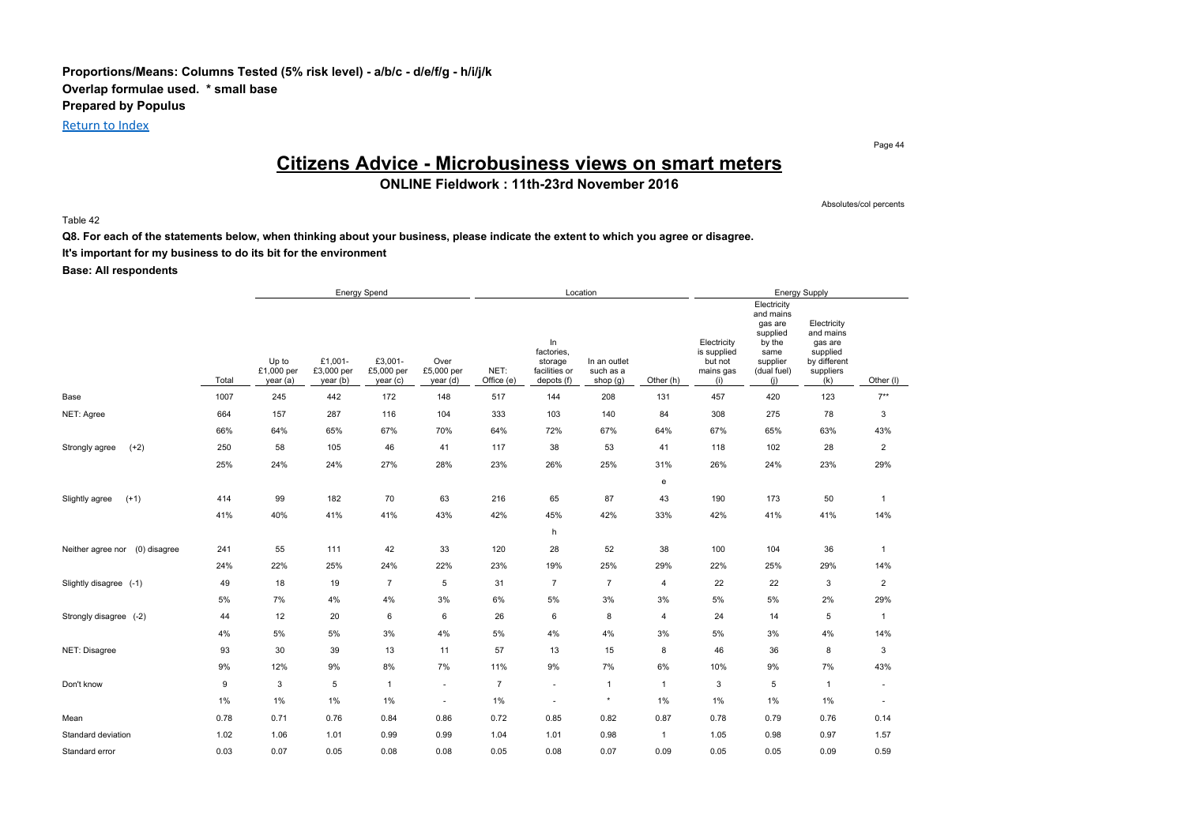**Proportions/Means: Columns Tested (5% risk level) - a/b/c - d/e/f/g - h/i/j/k**
**Overlap formulae used. * small base**
**Prepared by Populus**

Return to Index

# Citizens Advice - Microbusiness views on smart meters

**ONLINE Fieldwork : 11th-23rd November 2016**

Absolutes/col percents

Table 42

**Q8. For each of the statements below, when thinking about your business, please indicate the extent to which you agree or disagree.**

**It's important for my business to do its bit for the environment**

**Base: All respondents**

| | | Energy Spend | | | | Location | | | | Energy Supply | | | |
|---|---|---|---|---|---|---|---|---|---|---|---|---|---|
| | Total | Up to £1,000 per year (a) | £1,001- £3,000 per year (b) | £3,001- £5,000 per year (c) | Over £5,000 per year (d) | NET: Office (e) | In factories, storage facilities or depots (f) | In an outlet such as a shop (g) | Other (h) | Electricity is supplied but not mains gas (i) | Electricity and mains gas are supplied by the same supplier (dual fuel) (j) | Electricity and mains gas are supplied by different suppliers (k) | Other (l) |
| Base | 1007 | 245 | 442 | 172 | 148 | 517 | 144 | 208 | 131 | 457 | 420 | 123 | 7** |
| NET: Agree | 664 | 157 | 287 | 116 | 104 | 333 | 103 | 140 | 84 | 308 | 275 | 78 | 3 |
| | 66% | 64% | 65% | 67% | 70% | 64% | 72% | 67% | 64% | 67% | 65% | 63% | 43% |
| Strongly agree (+2) | 250 | 58 | 105 | 46 | 41 | 117 | 38 | 53 | 41 | 118 | 102 | 28 | 2 |
| | 25% | 24% | 24% | 27% | 28% | 23% | 26% | 25% | 31% | 26% | 24% | 23% | 29% |
| | | | | | | | | | e | | | | |
| Slightly agree (+1) | 414 | 99 | 182 | 70 | 63 | 216 | 65 | 87 | 43 | 190 | 173 | 50 | 1 |
| | 41% | 40% | 41% | 41% | 43% | 42% | 45% | 42% | 33% | 42% | 41% | 41% | 14% |
| | | | | | | | h | | | | | | |
| Neither agree nor (0) disagree | 241 | 55 | 111 | 42 | 33 | 120 | 28 | 52 | 38 | 100 | 104 | 36 | 1 |
| | 24% | 22% | 25% | 24% | 22% | 23% | 19% | 25% | 29% | 22% | 25% | 29% | 14% |
| Slightly disagree (-1) | 49 | 18 | 19 | 7 | 5 | 31 | 7 | 7 | 4 | 22 | 22 | 3 | 2 |
| | 5% | 7% | 4% | 4% | 3% | 6% | 5% | 3% | 3% | 5% | 5% | 2% | 29% |
| Strongly disagree (-2) | 44 | 12 | 20 | 6 | 6 | 26 | 6 | 8 | 4 | 24 | 14 | 5 | 1 |
| | 4% | 5% | 5% | 3% | 4% | 5% | 4% | 4% | 3% | 5% | 3% | 4% | 14% |
| NET: Disagree | 93 | 30 | 39 | 13 | 11 | 57 | 13 | 15 | 8 | 46 | 36 | 8 | 3 |
| | 9% | 12% | 9% | 8% | 7% | 11% | 9% | 7% | 6% | 10% | 9% | 7% | 43% |
| Don't know | 9 | 3 | 5 | 1 | - | 7 | - | 1 | 1 | 3 | 5 | 1 | - |
| | 1% | 1% | 1% | 1% | - | 1% | - | * | 1% | 1% | 1% | 1% | - |
| Mean | 0.78 | 0.71 | 0.76 | 0.84 | 0.86 | 0.72 | 0.85 | 0.82 | 0.87 | 0.78 | 0.79 | 0.76 | 0.14 |
| Standard deviation | 1.02 | 1.06 | 1.01 | 0.99 | 0.99 | 1.04 | 1.01 | 0.98 | 1 | 1.05 | 0.98 | 0.97 | 1.57 |
| Standard error | 0.03 | 0.07 | 0.05 | 0.08 | 0.08 | 0.05 | 0.08 | 0.07 | 0.09 | 0.05 | 0.05 | 0.09 | 0.59 |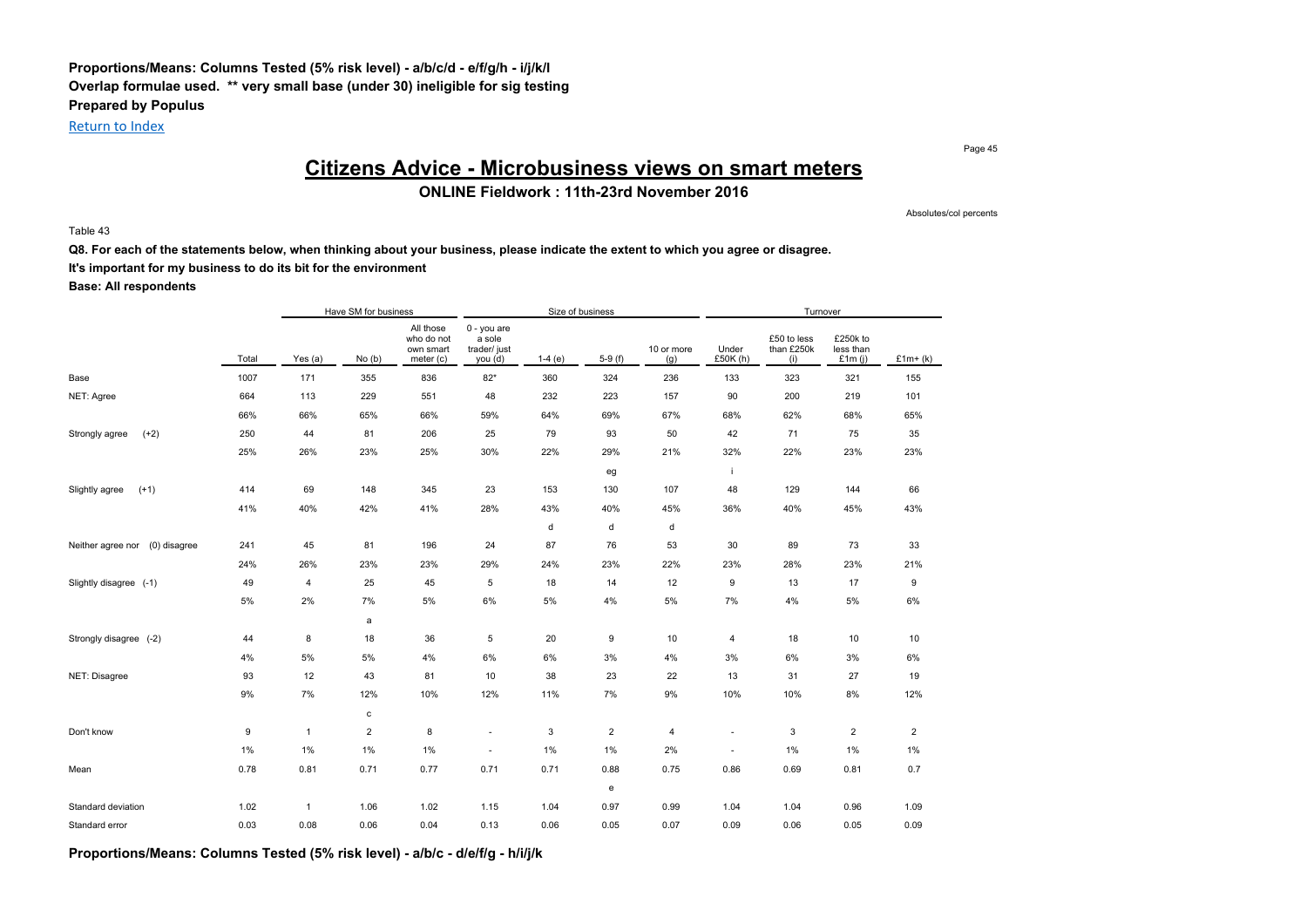**Proportions/Means: Columns Tested (5% risk level) - a/b/c/d - e/f/g/h - i/j/k/l**
**Overlap formulae used. ** very small base (under 30) ineligible for sig testing**
**Prepared by Populus**

Return to Index

# Citizens Advice - Microbusiness views on smart meters

## ONLINE Fieldwork : 11th-23rd November 2016

Absolutes/col percents

Table 43

**Q8. For each of the statements below, when thinking about your business, please indicate the extent to which you agree or disagree.**
**It's important for my business to do its bit for the environment**
**Base: All respondents**

| | | Have SM for business | | | Size of business | | | | Turnover | | | |
|---|---|---|---|---|---|---|---|---|---|---|---|---|
| | Total | Yes (a) | No (b) | All those who do not own smart meter (c) | 0 - you are a sole trader/ just you (d) | 1-4 (e) | 5-9 (f) | 10 or more (g) | Under £50K (h) | £50 to less than £250k (i) | £250k to less than £1m (j) | £1m+ (k) |
| Base | 1007 | 171 | 355 | 836 | 82* | 360 | 324 | 236 | 133 | 323 | 321 | 155 |
| NET: Agree | 664 | 113 | 229 | 551 | 48 | 232 | 223 | 157 | 90 | 200 | 219 | 101 |
| | 66% | 66% | 65% | 66% | 59% | 64% | 69% | 67% | 68% | 62% | 68% | 65% |
| Strongly agree (+2) | 250 | 44 | 81 | 206 | 25 | 79 | 93 | 50 | 42 | 71 | 75 | 35 |
| | 25% | 26% | 23% | 25% | 30% | 22% | 29% | 21% | 32% | 22% | 23% | 23% |
| | | | | | | | eg | | i | | | |
| Slightly agree (+1) | 414 | 69 | 148 | 345 | 23 | 153 | 130 | 107 | 48 | 129 | 144 | 66 |
| | 41% | 40% | 42% | 41% | 28% | 43% | 40% | 45% | 36% | 40% | 45% | 43% |
| | | | | | | d | d | d | | | | |
| Neither agree nor (0) disagree | 241 | 45 | 81 | 196 | 24 | 87 | 76 | 53 | 30 | 89 | 73 | 33 |
| | 24% | 26% | 23% | 23% | 29% | 24% | 23% | 22% | 23% | 28% | 23% | 21% |
| Slightly disagree (-1) | 49 | 4 | 25 | 45 | 5 | 18 | 14 | 12 | 9 | 13 | 17 | 9 |
| | 5% | 2% | 7% | 5% | 6% | 5% | 4% | 5% | 7% | 4% | 5% | 6% |
| | | | a | | | | | | | | | |
| Strongly disagree (-2) | 44 | 8 | 18 | 36 | 5 | 20 | 9 | 10 | 4 | 18 | 10 | 10 |
| | 4% | 5% | 5% | 4% | 6% | 6% | 3% | 4% | 3% | 6% | 3% | 6% |
| NET: Disagree | 93 | 12 | 43 | 81 | 10 | 38 | 23 | 22 | 13 | 31 | 27 | 19 |
| | 9% | 7% | 12% | 10% | 12% | 11% | 7% | 9% | 10% | 10% | 8% | 12% |
| | | | c | | | | | | | | | |
| Don't know | 9 | 1 | 2 | 8 | - | 3 | 2 | 4 | - | 3 | 2 | 2 |
| | 1% | 1% | 1% | 1% | - | 1% | 1% | 2% | - | 1% | 1% | 1% |
| Mean | 0.78 | 0.81 | 0.71 | 0.77 | 0.71 | 0.71 | 0.88 | 0.75 | 0.86 | 0.69 | 0.81 | 0.7 |
| | | | | | | | e | | | | | |
| Standard deviation | 1.02 | 1 | 1.06 | 1.02 | 1.15 | 1.04 | 0.97 | 0.99 | 1.04 | 1.04 | 0.96 | 1.09 |
| Standard error | 0.03 | 0.08 | 0.06 | 0.04 | 0.13 | 0.06 | 0.05 | 0.07 | 0.09 | 0.06 | 0.05 | 0.09 |

**Proportions/Means: Columns Tested (5% risk level) - a/b/c - d/e/f/g - h/i/j/k**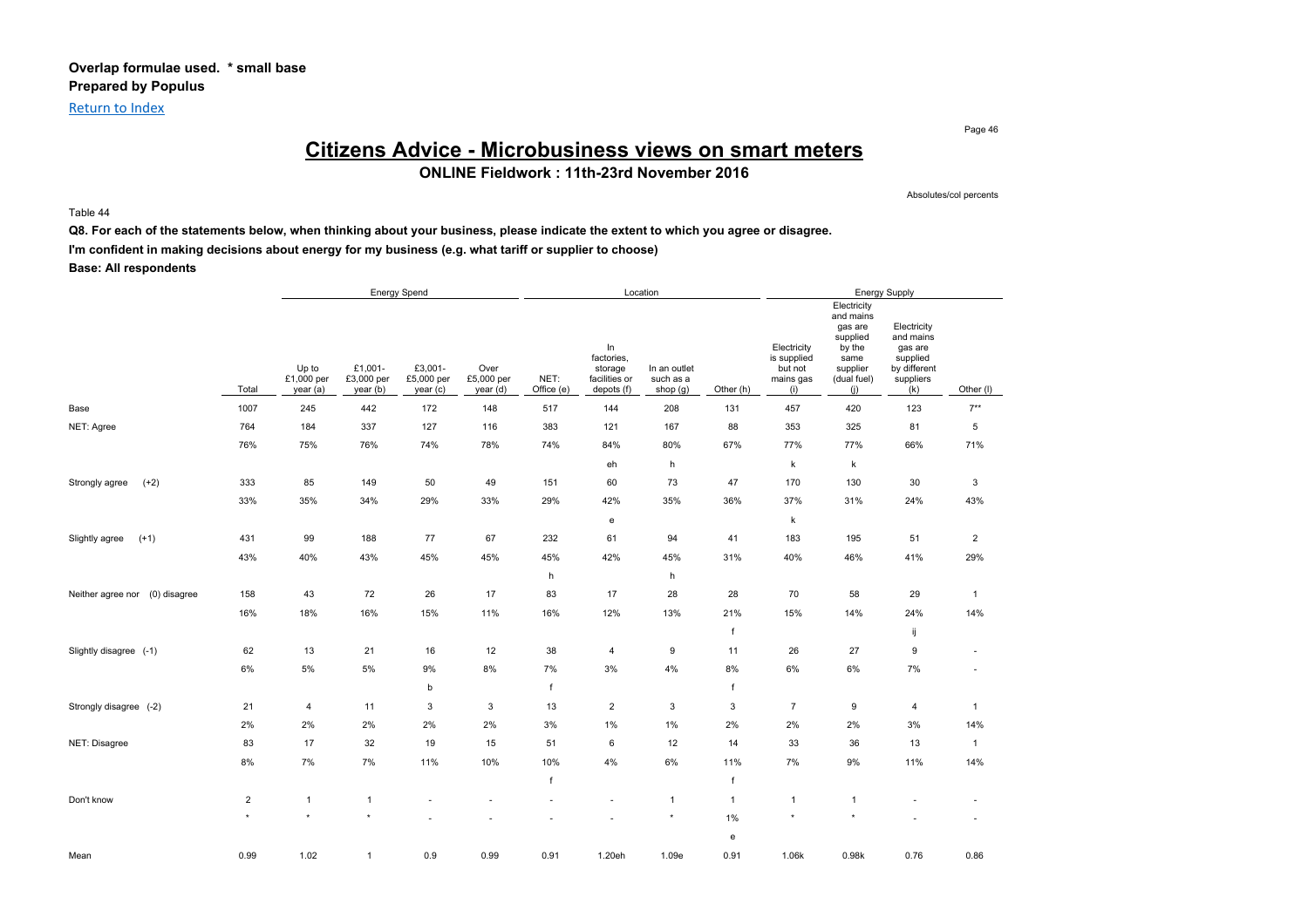**Overlap formulae used. * small base**
**Prepared by Populus**

Return to Index

# Citizens Advice - Microbusiness views on smart meters

**ONLINE Fieldwork : 11th-23rd November 2016**

Absolutes/col percents

Table 44

**Q8. For each of the statements below, when thinking about your business, please indicate the extent to which you agree or disagree.**

**I'm confident in making decisions about energy for my business (e.g. what tariff or supplier to choose)**

**Base: All respondents**

| | | Energy Spend | | | | Location | | | | Energy Supply | | | |
|---|---|---|---|---|---|---|---|---|---|---|---|---|---|
| | Total | Up to £1,000 per year (a) | £1,001-£3,000 per year (b) | £3,001-£5,000 per year (c) | Over £5,000 per year (d) | NET: Office (e) | In factories, storage facilities or depots (f) | In an outlet such as a shop (g) | Other (h) | Electricity is supplied but not mains gas (i) | Electricity and mains gas are supplied by the same supplier (dual fuel) (j) | Electricity and mains gas are supplied by different suppliers (k) | Other (l) |
| Base | 1007 | 245 | 442 | 172 | 148 | 517 | 144 | 208 | 131 | 457 | 420 | 123 | 7** |
| NET: Agree | 764 | 184 | 337 | 127 | 116 | 383 | 121 | 167 | 88 | 353 | 325 | 81 | 5 |
| | 76% | 75% | 76% | 74% | 78% | 74% | 84% | 80% | 67% | 77% | 77% | 66% | 71% |
| | | | | | | | eh | h | | k | k | | |
| Strongly agree (+2) | 333 | 85 | 149 | 50 | 49 | 151 | 60 | 73 | 47 | 170 | 130 | 30 | 3 |
| | 33% | 35% | 34% | 29% | 33% | 29% | 42% | 35% | 36% | 37% | 31% | 24% | 43% |
| | | | | | | | e | | | k | | | |
| Slightly agree (+1) | 431 | 99 | 188 | 77 | 67 | 232 | 61 | 94 | 41 | 183 | 195 | 51 | 2 |
| | 43% | 40% | 43% | 45% | 45% | 45% | 42% | 45% | 31% | 40% | 46% | 41% | 29% |
| | | | | | | h | | h | | | | | |
| Neither agree nor (0) disagree | 158 | 43 | 72 | 26 | 17 | 83 | 17 | 28 | 28 | 70 | 58 | 29 | 1 |
| | 16% | 18% | 16% | 15% | 11% | 16% | 12% | 13% | 21% | 15% | 14% | 24% | 14% |
| | | | | | | | | | f | | | ij | |
| Slightly disagree (-1) | 62 | 13 | 21 | 16 | 12 | 38 | 4 | 9 | 11 | 26 | 27 | 9 | - |
| | 6% | 5% | 5% | 9% | 8% | 7% | 3% | 4% | 8% | 6% | 6% | 7% | - |
| | | | | b | | f | | | f | | | | |
| Strongly disagree (-2) | 21 | 4 | 11 | 3 | 3 | 13 | 2 | 3 | 3 | 7 | 9 | 4 | 1 |
| | 2% | 2% | 2% | 2% | 2% | 3% | 1% | 1% | 2% | 2% | 2% | 3% | 14% |
| NET: Disagree | 83 | 17 | 32 | 19 | 15 | 51 | 6 | 12 | 14 | 33 | 36 | 13 | 1 |
| | 8% | 7% | 7% | 11% | 10% | 10% | 4% | 6% | 11% | 7% | 9% | 11% | 14% |
| | | | | | | f | | | f | | | | |
| Don't know | 2 | 1 | 1 | - | - | - | - | 1 | 1 | 1 | 1 | - | - |
| | * | * | * | - | - | - | - | * | 1% | * | * | - | - |
| | | | | | | | | | e | | | | |
| Mean | 0.99 | 1.02 | 1 | 0.9 | 0.99 | 0.91 | 1.20eh | 1.09e | 0.91 | 1.06k | 0.98k | 0.76 | 0.86 |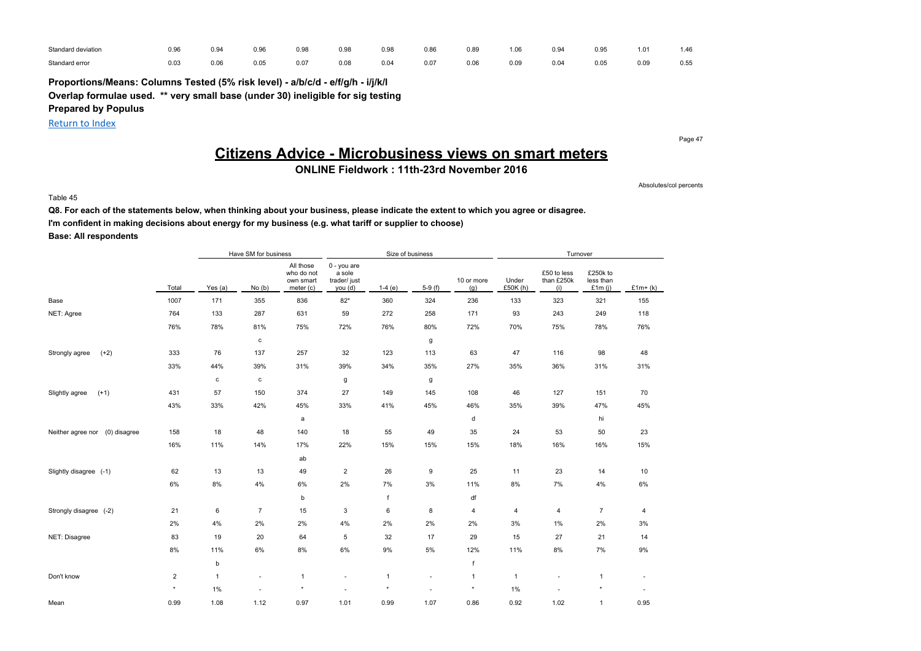| | | | | | | | | | | | | |
|---|---|---|---|---|---|---|---|---|---|---|---|---|
| Standard deviation | 0.96 | 0.94 | 0.96 | 0.98 | 0.98 | 0.98 | 0.86 | 0.89 | 1.06 | 0.94 | 0.95 | 1.01 | 1.46 |
| Standard error | 0.03 | 0.06 | 0.05 | 0.07 | 0.08 | 0.04 | 0.07 | 0.06 | 0.09 | 0.04 | 0.05 | 0.09 | 0.55 |

**Proportions/Means: Columns Tested (5% risk level) - a/b/c/d - e/f/g/h - i/j/k/l**
**Overlap formulae used. ** very small base (under 30) ineligible for sig testing**
**Prepared by Populus**

Return to Index

# Citizens Advice - Microbusiness views on smart meters

**ONLINE Fieldwork : 11th-23rd November 2016**

Absolutes/col percents

Table 45

**Q8. For each of the statements below, when thinking about your business, please indicate the extent to which you agree or disagree.**
**I'm confident in making decisions about energy for my business (e.g. what tariff or supplier to choose)**
**Base: All respondents**

| | | Have SM for business | | | Size of business | | | | Turnover | | | |
|---|---|---|---|---|---|---|---|---|---|---|---|---|
| | Total | Yes (a) | No (b) | All those who do not own smart meter (c) | 0 - you are a sole trader/ just you (d) | 1-4 (e) | 5-9 (f) | 10 or more (g) | Under £50K (h) | £50 to less than £250k (i) | £250k to less than £1m (j) | £1m+ (k) |
| Base | 1007 | 171 | 355 | 836 | 82* | 360 | 324 | 236 | 133 | 323 | 321 | 155 |
| NET: Agree | 764 | 133 | 287 | 631 | 59 | 272 | 258 | 171 | 93 | 243 | 249 | 118 |
| | 76% | 78% | 81% | 75% | 72% | 76% | 80% | 72% | 70% | 75% | 78% | 76% |
| | | | c | | | | g | | | | | |
| Strongly agree (+2) | 333 | 76 | 137 | 257 | 32 | 123 | 113 | 63 | 47 | 116 | 98 | 48 |
| | 33% | 44% | 39% | 31% | 39% | 34% | 35% | 27% | 35% | 36% | 31% | 31% |
| | | c | c | | g | | g | | | | | |
| Slightly agree (+1) | 431 | 57 | 150 | 374 | 27 | 149 | 145 | 108 | 46 | 127 | 151 | 70 |
| | 43% | 33% | 42% | 45% | 33% | 41% | 45% | 46% | 35% | 39% | 47% | 45% |
| | | | | a | | | | d | | | hi | |
| Neither agree nor (0) disagree | 158 | 18 | 48 | 140 | 18 | 55 | 49 | 35 | 24 | 53 | 50 | 23 |
| | 16% | 11% | 14% | 17% | 22% | 15% | 15% | 15% | 18% | 16% | 16% | 15% |
| | | | | ab | | | | | | | | |
| Slightly disagree (-1) | 62 | 13 | 13 | 49 | 2 | 26 | 9 | 25 | 11 | 23 | 14 | 10 |
| | 6% | 8% | 4% | 6% | 2% | 7% | 3% | 11% | 8% | 7% | 4% | 6% |
| | | | | b | | f | | df | | | | |
| Strongly disagree (-2) | 21 | 6 | 7 | 15 | 3 | 6 | 8 | 4 | 4 | 4 | 7 | 4 |
| | 2% | 4% | 2% | 2% | 4% | 2% | 2% | 2% | 3% | 1% | 2% | 3% |
| NET: Disagree | 83 | 19 | 20 | 64 | 5 | 32 | 17 | 29 | 15 | 27 | 21 | 14 |
| | 8% | 11% | 6% | 8% | 6% | 9% | 5% | 12% | 11% | 8% | 7% | 9% |
| | | b | | | | | | f | | | | |
| Don't know | 2 | 1 | - | 1 | - | 1 | - | 1 | 1 | - | 1 | - |
| | * | 1% | - | * | - | * | - | * | 1% | - | * | - |
| Mean | 0.99 | 1.08 | 1.12 | 0.97 | 1.01 | 0.99 | 1.07 | 0.86 | 0.92 | 1.02 | 1 | 0.95 |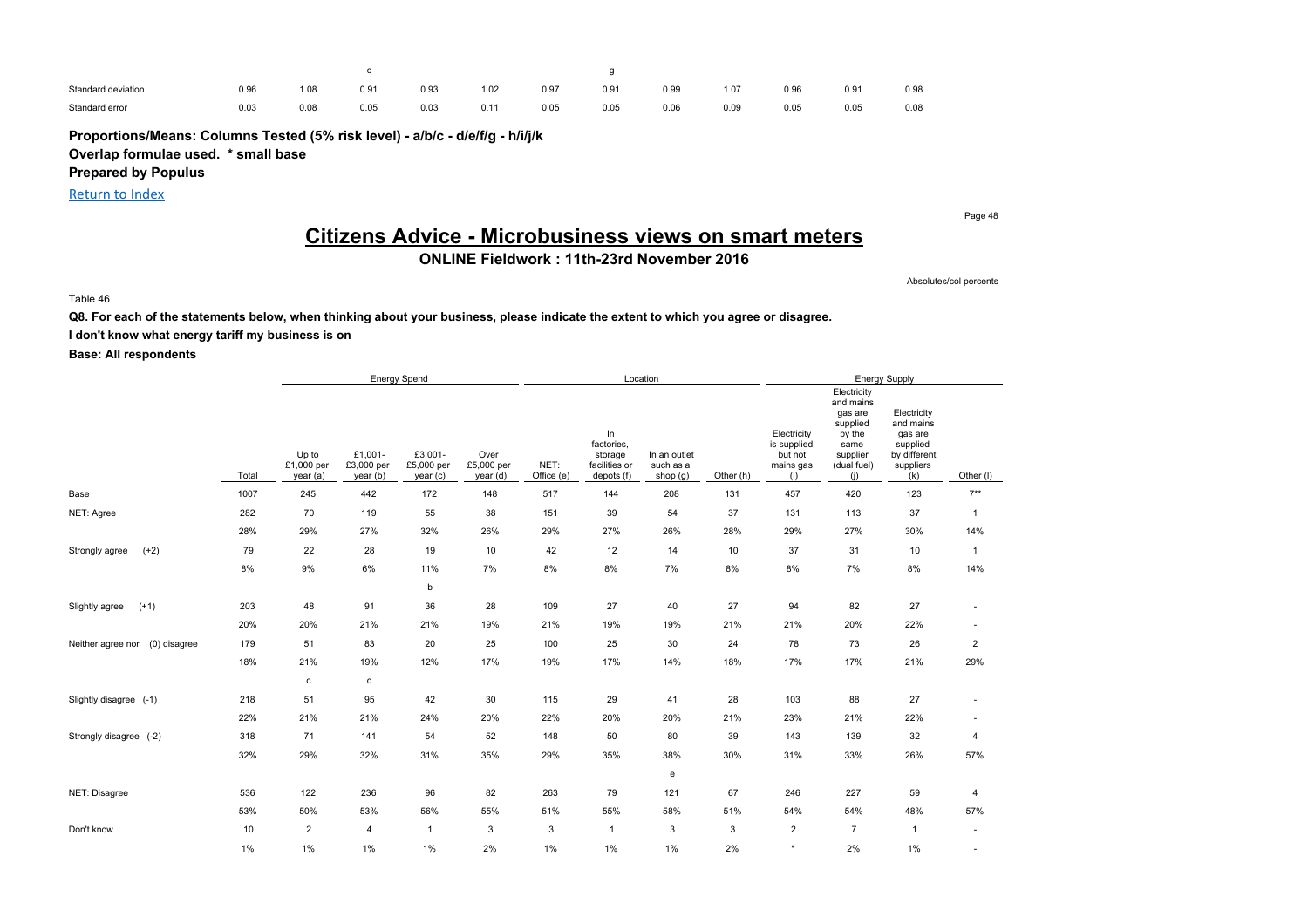| | | | c | | | | g | | | | | |
|---|---|---|---|---|---|---|---|---|---|---|---|---|
| Standard deviation | 0.96 | 1.08 | 0.91 | 0.93 | 1.02 | 0.97 | 0.91 | 0.99 | 1.07 | 0.96 | 0.91 | 0.98 |
| Standard error | 0.03 | 0.08 | 0.05 | 0.03 | 0.11 | 0.05 | 0.05 | 0.06 | 0.09 | 0.05 | 0.05 | 0.08 |

**Proportions/Means: Columns Tested (5% risk level) - a/b/c - d/e/f/g - h/i/j/k**
**Overlap formulae used. * small base**
**Prepared by Populus**

Return to Index

# Citizens Advice - Microbusiness views on smart meters

**ONLINE Fieldwork : 11th-23rd November 2016**

Absolutes/col percents

Table 46

**Q8. For each of the statements below, when thinking about your business, please indicate the extent to which you agree or disagree.**

**I don't know what energy tariff my business is on**

**Base: All respondents**

| | | Energy Spend | | | | Location | | | | Energy Supply | | | |
|---|---|---|---|---|---|---|---|---|---|---|---|---|---|
| | Total | Up to £1,000 per year (a) | £1,001-£3,000 per year (b) | £3,001-£5,000 per year (c) | Over £5,000 per year (d) | NET: Office (e) | In factories, storage facilities or depots (f) | In an outlet such as a shop (g) | Other (h) | Electricity is supplied but not mains gas (i) | Electricity and mains gas are supplied by the same supplier (dual fuel) (j) | Electricity and mains gas are supplied by different suppliers (k) | Other (l) |
| Base | 1007 | 245 | 442 | 172 | 148 | 517 | 144 | 208 | 131 | 457 | 420 | 123 | 7** |
| NET: Agree | 282 | 70 | 119 | 55 | 38 | 151 | 39 | 54 | 37 | 131 | 113 | 37 | 1 |
| | 28% | 29% | 27% | 32% | 26% | 29% | 27% | 26% | 28% | 29% | 27% | 30% | 14% |
| Strongly agree (+2) | 79 | 22 | 28 | 19 | 10 | 42 | 12 | 14 | 10 | 37 | 31 | 10 | 1 |
| | 8% | 9% | 6% | 11% | 7% | 8% | 8% | 7% | 8% | 8% | 7% | 8% | 14% |
| | | | | b | | | | | | | | | |
| Slightly agree (+1) | 203 | 48 | 91 | 36 | 28 | 109 | 27 | 40 | 27 | 94 | 82 | 27 | - |
| | 20% | 20% | 21% | 21% | 19% | 21% | 19% | 19% | 21% | 21% | 20% | 22% | - |
| Neither agree nor (0) disagree | 179 | 51 | 83 | 20 | 25 | 100 | 25 | 30 | 24 | 78 | 73 | 26 | 2 |
| | 18% | 21% | 19% | 12% | 17% | 19% | 17% | 14% | 18% | 17% | 17% | 21% | 29% |
| | | c | c | | | | | | | | | | |
| Slightly disagree (-1) | 218 | 51 | 95 | 42 | 30 | 115 | 29 | 41 | 28 | 103 | 88 | 27 | - |
| | 22% | 21% | 21% | 24% | 20% | 22% | 20% | 20% | 21% | 23% | 21% | 22% | - |
| Strongly disagree (-2) | 318 | 71 | 141 | 54 | 52 | 148 | 50 | 80 | 39 | 143 | 139 | 32 | 4 |
| | 32% | 29% | 32% | 31% | 35% | 29% | 35% | 38% | 30% | 31% | 33% | 26% | 57% |
| | | | | | | | | e | | | | | |
| NET: Disagree | 536 | 122 | 236 | 96 | 82 | 263 | 79 | 121 | 67 | 246 | 227 | 59 | 4 |
| | 53% | 50% | 53% | 56% | 55% | 51% | 55% | 58% | 51% | 54% | 54% | 48% | 57% |
| Don't know | 10 | 2 | 4 | 1 | 3 | 3 | 1 | 3 | 3 | 2 | 7 | 1 | - |
| | 1% | 1% | 1% | 1% | 2% | 1% | 1% | 1% | 2% | * | 2% | 1% | - |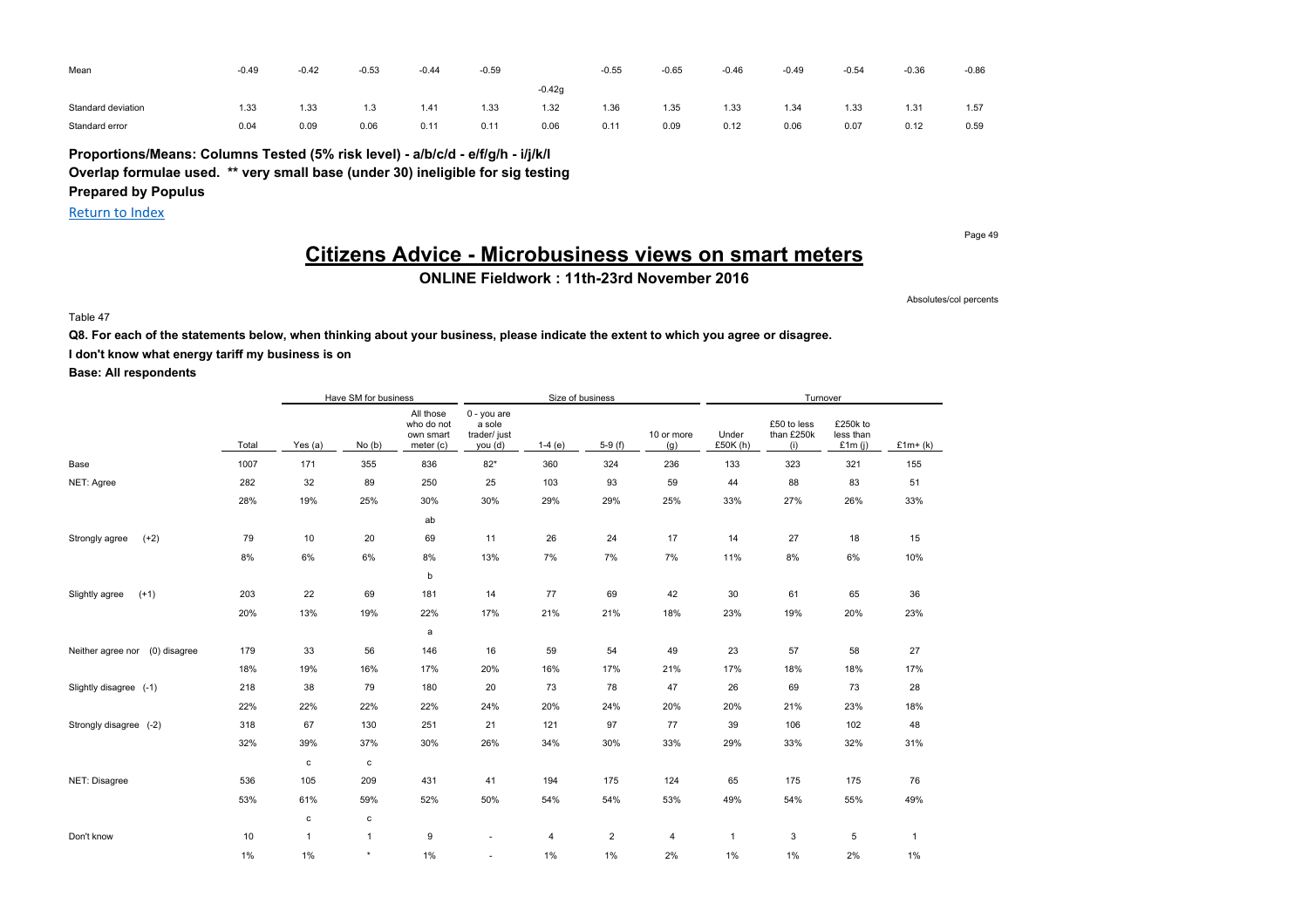| | | | | | | | | | | | | | |
|---|---|---|---|---|---|---|---|---|---|---|---|---|---|
| Mean | -0.49 | -0.42 | -0.53 | -0.44 | -0.59 | | -0.55 | -0.65 | -0.46 | -0.49 | -0.54 | -0.36 | -0.86 |
| | | | | | | -0.42g | | | | | | | |
| Standard deviation | 1.33 | 1.33 | 1.3 | 1.41 | 1.33 | 1.32 | 1.36 | 1.35 | 1.33 | 1.34 | 1.33 | 1.31 | 1.57 |
| Standard error | 0.04 | 0.09 | 0.06 | 0.11 | 0.11 | 0.06 | 0.11 | 0.09 | 0.12 | 0.06 | 0.07 | 0.12 | 0.59 |

**Proportions/Means: Columns Tested (5% risk level) - a/b/c/d - e/f/g/h - i/j/k/l**
**Overlap formulae used. ** very small base (under 30) ineligible for sig testing**
**Prepared by Populus**

Return to Index

# Citizens Advice - Microbusiness views on smart meters

## ONLINE Fieldwork : 11th-23rd November 2016

Absolutes/col percents

Table 47

**Q8. For each of the statements below, when thinking about your business, please indicate the extent to which you agree or disagree.**

**I don't know what energy tariff my business is on**

**Base: All respondents**

| | | Have SM for business | | | Size of business | | | | Turnover | | | |
|---|---|---|---|---|---|---|---|---|---|---|---|---|
| | Total | Yes (a) | No (b) | All those who do not own smart meter (c) | 0 - you are a sole trader/ just you (d) | 1-4 (e) | 5-9 (f) | 10 or more (g) | Under £50K (h) | £50 to less than £250k (i) | £250k to less than £1m (j) | £1m+ (k) |
| Base | 1007 | 171 | 355 | 836 | 82* | 360 | 324 | 236 | 133 | 323 | 321 | 155 |
| NET: Agree | 282 | 32 | 89 | 250 | 25 | 103 | 93 | 59 | 44 | 88 | 83 | 51 |
| | 28% | 19% | 25% | 30% | 30% | 29% | 29% | 25% | 33% | 27% | 26% | 33% |
| | | | | ab | | | | | | | | |
| Strongly agree (+2) | 79 | 10 | 20 | 69 | 11 | 26 | 24 | 17 | 14 | 27 | 18 | 15 |
| | 8% | 6% | 6% | 8% | 13% | 7% | 7% | 7% | 11% | 8% | 6% | 10% |
| | | | | b | | | | | | | | |
| Slightly agree (+1) | 203 | 22 | 69 | 181 | 14 | 77 | 69 | 42 | 30 | 61 | 65 | 36 |
| | 20% | 13% | 19% | 22% | 17% | 21% | 21% | 18% | 23% | 19% | 20% | 23% |
| | | | | a | | | | | | | | |
| Neither agree nor (0) disagree | 179 | 33 | 56 | 146 | 16 | 59 | 54 | 49 | 23 | 57 | 58 | 27 |
| | 18% | 19% | 16% | 17% | 20% | 16% | 17% | 21% | 17% | 18% | 18% | 17% |
| Slightly disagree (-1) | 218 | 38 | 79 | 180 | 20 | 73 | 78 | 47 | 26 | 69 | 73 | 28 |
| | 22% | 22% | 22% | 22% | 24% | 20% | 24% | 20% | 20% | 21% | 23% | 18% |
| Strongly disagree (-2) | 318 | 67 | 130 | 251 | 21 | 121 | 97 | 77 | 39 | 106 | 102 | 48 |
| | 32% | 39% | 37% | 30% | 26% | 34% | 30% | 33% | 29% | 33% | 32% | 31% |
| | | c | c | | | | | | | | | |
| NET: Disagree | 536 | 105 | 209 | 431 | 41 | 194 | 175 | 124 | 65 | 175 | 175 | 76 |
| | 53% | 61% | 59% | 52% | 50% | 54% | 54% | 53% | 49% | 54% | 55% | 49% |
| | | c | c | | | | | | | | | |
| Don't know | 10 | 1 | 1 | 9 | - | 4 | 2 | 4 | 1 | 3 | 5 | 1 |
| | 1% | 1% | * | 1% | - | 1% | 1% | 2% | 1% | 1% | 2% | 1% |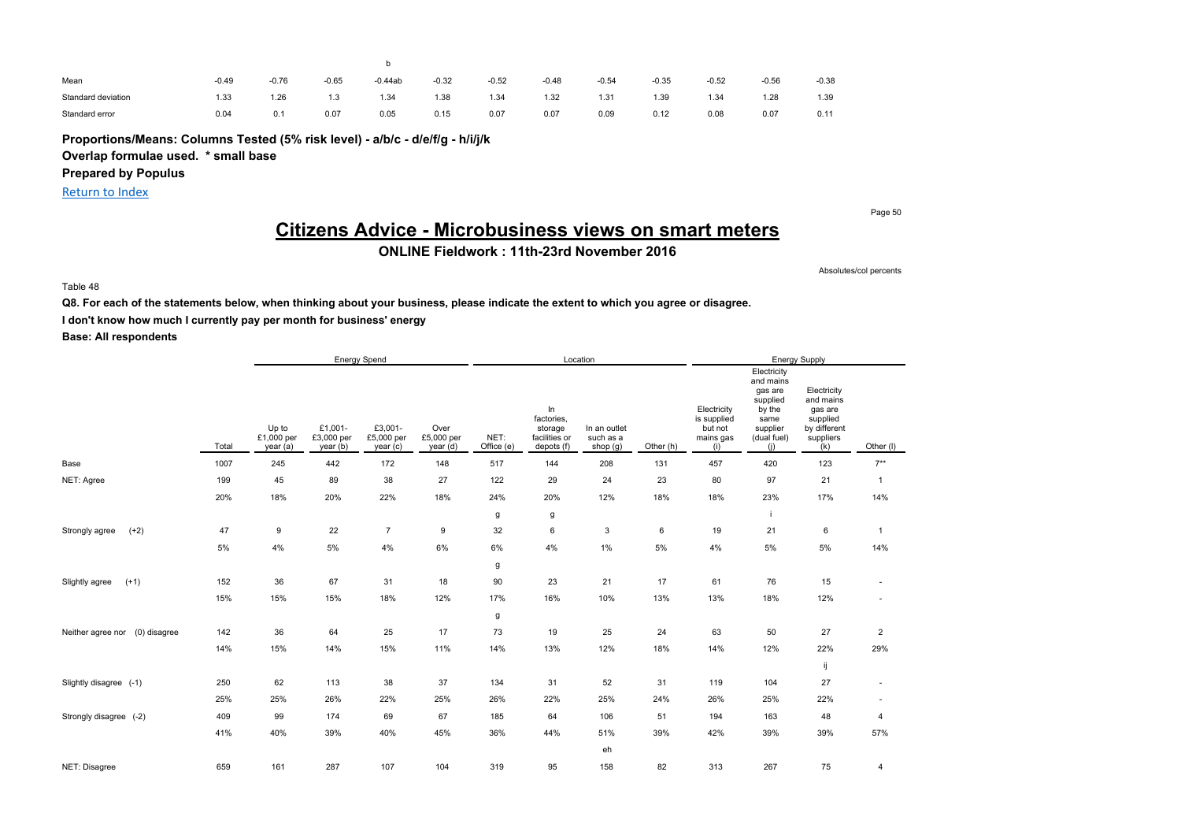| | | | | b | | | | | | | | |
|---|---|---|---|---|---|---|---|---|---|---|---|---|
| Mean | -0.49 | -0.76 | -0.65 | -0.44ab | -0.32 | -0.52 | -0.48 | -0.54 | -0.35 | -0.52 | -0.56 | -0.38 |
| Standard deviation | 1.33 | 1.26 | 1.3 | 1.34 | 1.38 | 1.34 | 1.32 | 1.31 | 1.39 | 1.34 | 1.28 | 1.39 |
| Standard error | 0.04 | 0.1 | 0.07 | 0.05 | 0.15 | 0.07 | 0.07 | 0.09 | 0.12 | 0.08 | 0.07 | 0.11 |

**Proportions/Means: Columns Tested (5% risk level) - a/b/c - d/e/f/g - h/i/j/k**

**Overlap formulae used. * small base**

**Prepared by Populus**

Return to Index

# Citizens Advice - Microbusiness views on smart meters

**ONLINE Fieldwork : 11th-23rd November 2016**

Absolutes/col percents

Table 48

**Q8. For each of the statements below, when thinking about your business, please indicate the extent to which you agree or disagree.**

**I don't know how much I currently pay per month for business' energy**

**Base: All respondents**

| | | Energy Spend | | | | Location | | | | Energy Supply | | | |
|---|---|---|---|---|---|---|---|---|---|---|---|---|---|
| | Total | Up to £1,000 per year (a) | £1,001- £3,000 per year (b) | £3,001- £5,000 per year (c) | Over £5,000 per year (d) | NET: Office (e) | In factories, storage facilities or depots (f) | In an outlet such as a shop (g) | Other (h) | Electricity is supplied but not mains gas (i) | Electricity and mains gas are supplied by the same supplier (dual fuel) (j) | Electricity and mains gas are supplied by different suppliers (k) | Other (l) |
| Base | 1007 | 245 | 442 | 172 | 148 | 517 | 144 | 208 | 131 | 457 | 420 | 123 | 7** |
| NET: Agree | 199 | 45 | 89 | 38 | 27 | 122 | 29 | 24 | 23 | 80 | 97 | 21 | 1 |
| | 20% | 18% | 20% | 22% | 18% | 24% | 20% | 12% | 18% | 18% | 23% | 17% | 14% |
| | | | | | | g | g | | | | i | | |
| Strongly agree (+2) | 47 | 9 | 22 | 7 | 9 | 32 | 6 | 3 | 6 | 19 | 21 | 6 | 1 |
| | 5% | 4% | 5% | 4% | 6% | 6% | 4% | 1% | 5% | 4% | 5% | 5% | 14% |
| | | | | | | g | | | | | | | |
| Slightly agree (+1) | 152 | 36 | 67 | 31 | 18 | 90 | 23 | 21 | 17 | 61 | 76 | 15 | - |
| | 15% | 15% | 15% | 18% | 12% | 17% | 16% | 10% | 13% | 13% | 18% | 12% | - |
| | | | | | | g | | | | | | | |
| Neither agree nor (0) disagree | 142 | 36 | 64 | 25 | 17 | 73 | 19 | 25 | 24 | 63 | 50 | 27 | 2 |
| | 14% | 15% | 14% | 15% | 11% | 14% | 13% | 12% | 18% | 14% | 12% | 22% | 29% |
| | | | | | | | | | | | | ij | |
| Slightly disagree (-1) | 250 | 62 | 113 | 38 | 37 | 134 | 31 | 52 | 31 | 119 | 104 | 27 | - |
| | 25% | 25% | 26% | 22% | 25% | 26% | 22% | 25% | 24% | 26% | 25% | 22% | - |
| Strongly disagree (-2) | 409 | 99 | 174 | 69 | 67 | 185 | 64 | 106 | 51 | 194 | 163 | 48 | 4 |
| | 41% | 40% | 39% | 40% | 45% | 36% | 44% | 51% | 39% | 42% | 39% | 39% | 57% |
| | | | | | | | | eh | | | | | |
| NET: Disagree | 659 | 161 | 287 | 107 | 104 | 319 | 95 | 158 | 82 | 313 | 267 | 75 | 4 |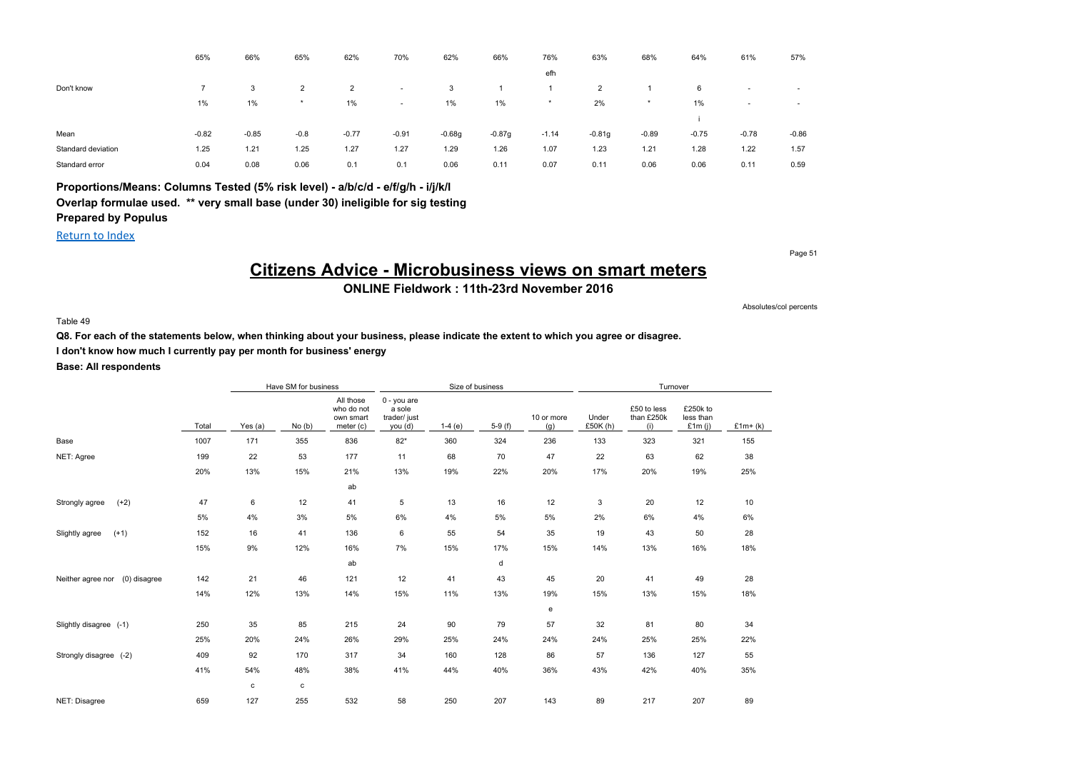| | | | | | | | | | | | | | |
|---|---|---|---|---|---|---|---|---|---|---|---|---|---|
| | 65% | 66% | 65% | 62% | 70% | 62% | 66% | 76% | 63% | 68% | 64% | 61% | 57% |
| | | | | | | | | efh | | | | | |
| Don't know | 7 | 3 | 2 | 2 | - | 3 | 1 | 1 | 2 | 1 | 6 | - | - |
| | 1% | 1% | * | 1% | - | 1% | 1% | * | 2% | * | 1% | - | - |
| | | | | | | | | | | | i | | |
| Mean | -0.82 | -0.85 | -0.8 | -0.77 | -0.91 | -0.68g | -0.87g | -1.14 | -0.81g | -0.89 | -0.75 | -0.78 | -0.86 |
| Standard deviation | 1.25 | 1.21 | 1.25 | 1.27 | 1.27 | 1.29 | 1.26 | 1.07 | 1.23 | 1.21 | 1.28 | 1.22 | 1.57 |
| Standard error | 0.04 | 0.08 | 0.06 | 0.1 | 0.1 | 0.06 | 0.11 | 0.07 | 0.11 | 0.06 | 0.06 | 0.11 | 0.59 |

**Proportions/Means: Columns Tested (5% risk level) - a/b/c/d - e/f/g/h - i/j/k/l**
**Overlap formulae used. ** very small base (under 30) ineligible for sig testing**
**Prepared by Populus**

Return to Index

# Citizens Advice - Microbusiness views on smart meters

**ONLINE Fieldwork : 11th-23rd November 2016**

Absolutes/col percents

Table 49

**Q8. For each of the statements below, when thinking about your business, please indicate the extent to which you agree or disagree.**

**I don't know how much I currently pay per month for business' energy**

**Base: All respondents**

| | | Have SM for business | | | Size of business | | | | Turnover | | | |
|---|---|---|---|---|---|---|---|---|---|---|---|---|
| | Total | Yes (a) | No (b) | All those who do not own smart meter (c) | 0 - you are a sole trader/ just you (d) | 1-4 (e) | 5-9 (f) | 10 or more (g) | Under £50K (h) | £50 to less than £250k (i) | £250k to less than £1m (j) | £1m+ (k) |
| Base | 1007 | 171 | 355 | 836 | 82* | 360 | 324 | 236 | 133 | 323 | 321 | 155 |
| NET: Agree | 199 | 22 | 53 | 177 | 11 | 68 | 70 | 47 | 22 | 63 | 62 | 38 |
| | 20% | 13% | 15% | 21% | 13% | 19% | 22% | 20% | 17% | 20% | 19% | 25% |
| | | | | ab | | | | | | | | |
| Strongly agree (+2) | 47 | 6 | 12 | 41 | 5 | 13 | 16 | 12 | 3 | 20 | 12 | 10 |
| | 5% | 4% | 3% | 5% | 6% | 4% | 5% | 5% | 2% | 6% | 4% | 6% |
| Slightly agree (+1) | 152 | 16 | 41 | 136 | 6 | 55 | 54 | 35 | 19 | 43 | 50 | 28 |
| | 15% | 9% | 12% | 16% | 7% | 15% | 17% | 15% | 14% | 13% | 16% | 18% |
| | | | | ab | | | d | | | | | |
| Neither agree nor (0) disagree | 142 | 21 | 46 | 121 | 12 | 41 | 43 | 45 | 20 | 41 | 49 | 28 |
| | 14% | 12% | 13% | 14% | 15% | 11% | 13% | 19% | 15% | 13% | 15% | 18% |
| | | | | | | | | e | | | | |
| Slightly disagree (-1) | 250 | 35 | 85 | 215 | 24 | 90 | 79 | 57 | 32 | 81 | 80 | 34 |
| | 25% | 20% | 24% | 26% | 29% | 25% | 24% | 24% | 24% | 25% | 25% | 22% |
| Strongly disagree (-2) | 409 | 92 | 170 | 317 | 34 | 160 | 128 | 86 | 57 | 136 | 127 | 55 |
| | 41% | 54% | 48% | 38% | 41% | 44% | 40% | 36% | 43% | 42% | 40% | 35% |
| | | c | c | | | | | | | | | |
| NET: Disagree | 659 | 127 | 255 | 532 | 58 | 250 | 207 | 143 | 89 | 217 | 207 | 89 |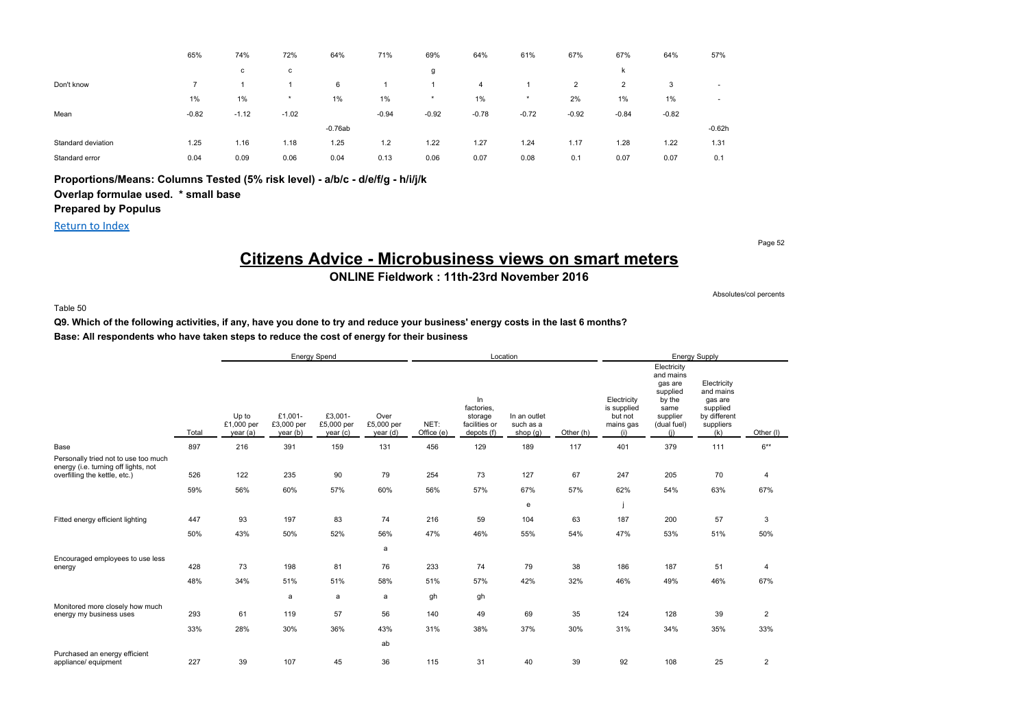| | | | | | | | | | | | | |
|---|---|---|---|---|---|---|---|---|---|---|---|---|
| | 65% | 74% | 72% | 64% | 71% | 69% | 64% | 61% | 67% | 67% | 64% | 57% |
| | | c | c | | | g | | | | k | | |
| Don't know | 7 | 1 | 1 | 6 | 1 | 1 | 4 | 1 | 2 | 2 | 3 | - |
| | 1% | 1% | * | 1% | 1% | * | 1% | * | 2% | 1% | 1% | - |
| Mean | -0.82 | -1.12 | -1.02 | | -0.94 | -0.92 | -0.78 | -0.72 | -0.92 | -0.84 | -0.82 | |
| | | | | -0.76ab | | | | | | | | -0.62h |
| Standard deviation | 1.25 | 1.16 | 1.18 | 1.25 | 1.2 | 1.22 | 1.27 | 1.24 | 1.17 | 1.28 | 1.22 | 1.31 |
| Standard error | 0.04 | 0.09 | 0.06 | 0.04 | 0.13 | 0.06 | 0.07 | 0.08 | 0.1 | 0.07 | 0.07 | 0.1 |

**Proportions/Means: Columns Tested (5% risk level) - a/b/c - d/e/f/g - h/i/j/k**

**Overlap formulae used. * small base**

**Prepared by Populus**

Return to Index

# Citizens Advice - Microbusiness views on smart meters

**ONLINE Fieldwork : 11th-23rd November 2016**

Absolutes/col percents

Table 50

**Q9. Which of the following activities, if any, have you done to try and reduce your business' energy costs in the last 6 months?**

**Base: All respondents who have taken steps to reduce the cost of energy for their business**

| | | Energy Spend | | | | Location | | | | Energy Supply | | | |
|---|---|---|---|---|---|---|---|---|---|---|---|---|---|
| | Total | Up to £1,000 per year (a) | £1,001-£3,000 per year (b) | £3,001-£5,000 per year (c) | Over £5,000 per year (d) | NET: Office (e) | In factories, storage facilities or depots (f) | In an outlet such as a shop (g) | Other (h) | Electricity is supplied but not mains gas (i) | Electricity and mains gas are supplied by the same supplier (dual fuel) (j) | Electricity and mains gas are supplied by different suppliers (k) | Other (l) |
| Base | 897 | 216 | 391 | 159 | 131 | 456 | 129 | 189 | 117 | 401 | 379 | 111 | 6** |
| Personally tried not to use too much energy (i.e. turning off lights, not overfilling the kettle, etc.) | 526 | 122 | 235 | 90 | 79 | 254 | 73 | 127 | 67 | 247 | 205 | 70 | 4 |
| | 59% | 56% | 60% | 57% | 60% | 56% | 57% | 67% | 57% | 62% | 54% | 63% | 67% |
| | | | | | | | | e | | j | | | |
| Fitted energy efficient lighting | 447 | 93 | 197 | 83 | 74 | 216 | 59 | 104 | 63 | 187 | 200 | 57 | 3 |
| | 50% | 43% | 50% | 52% | 56% | 47% | 46% | 55% | 54% | 47% | 53% | 51% | 50% |
| | | | | | a | | | | | | | | |
| Encouraged employees to use less energy | 428 | 73 | 198 | 81 | 76 | 233 | 74 | 79 | 38 | 186 | 187 | 51 | 4 |
| | 48% | 34% | 51% | 51% | 58% | 51% | 57% | 42% | 32% | 46% | 49% | 46% | 67% |
| | | | a | a | a | gh | gh | | | | | | |
| Monitored more closely how much energy my business uses | 293 | 61 | 119 | 57 | 56 | 140 | 49 | 69 | 35 | 124 | 128 | 39 | 2 |
| | 33% | 28% | 30% | 36% | 43% | 31% | 38% | 37% | 30% | 31% | 34% | 35% | 33% |
| | | | | | ab | | | | | | | | |
| Purchased an energy efficient appliance/ equipment | 227 | 39 | 107 | 45 | 36 | 115 | 31 | 40 | 39 | 92 | 108 | 25 | 2 |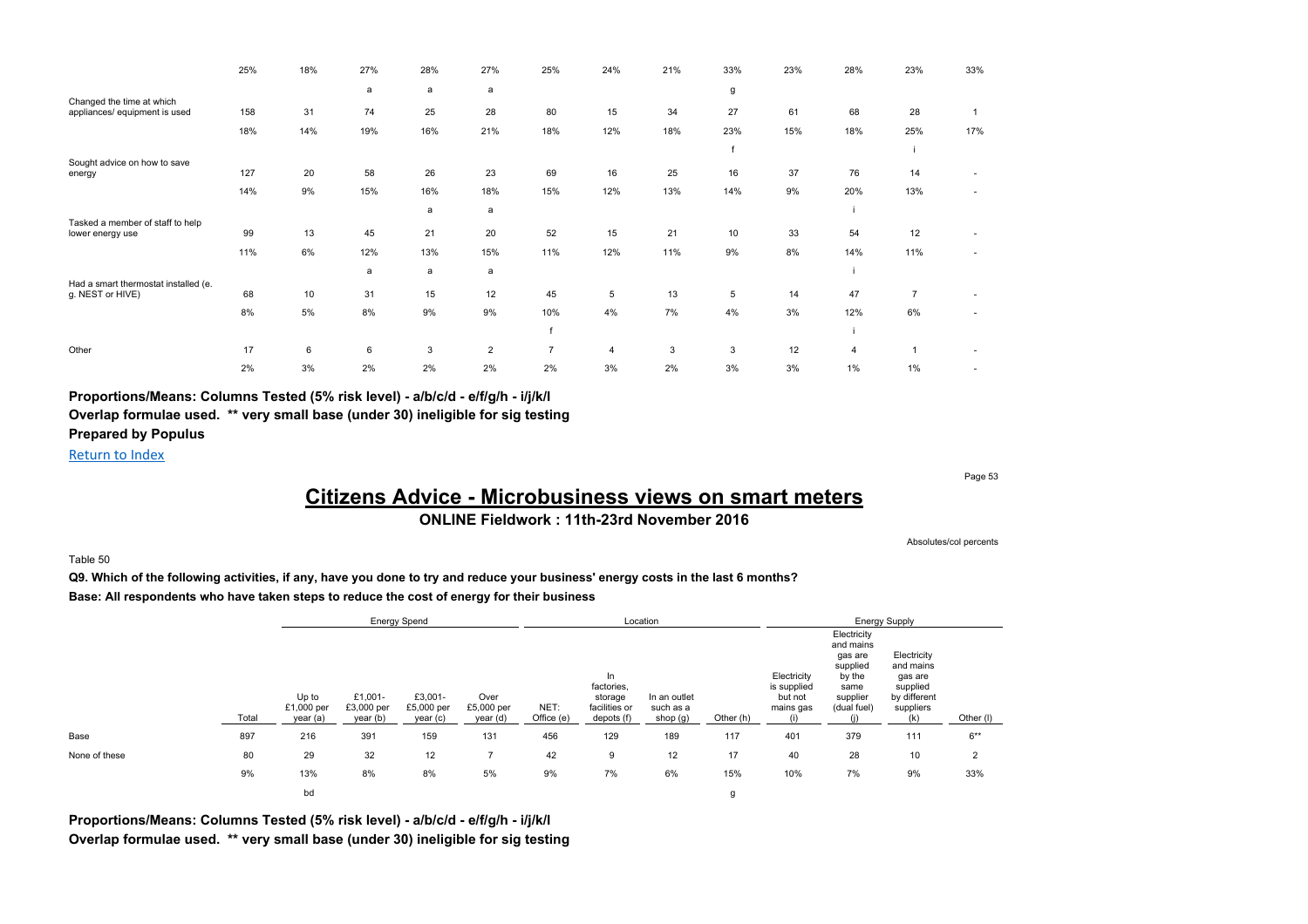| | Total | Up to £1,000 per year (a) | £1,001-£3,000 per year (b) | £3,001-£5,000 per year (c) | Over £5,000 per year (d) | NET: Office (e) | In factories, storage facilities or depots (f) | In an outlet such as a shop (g) | Other (h) | Electricity is supplied but not mains gas (i) | Electricity and mains gas are supplied by the same supplier (dual fuel) (j) | Electricity and mains gas are supplied by different suppliers (k) | Other (l) |
|---|---|---|---|---|---|---|---|---|---|---|---|---|---|
| | 25% | 18% | 27% | 28% | 27% | 25% | 24% | 21% | 33% | 23% | 28% | 23% | 33% |
| | | | a | a | a | | | | g | | | | |
| Changed the time at which appliances/ equipment is used | 158 | 31 | 74 | 25 | 28 | 80 | 15 | 34 | 27 | 61 | 68 | 28 | 1 |
| | 18% | 14% | 19% | 16% | 21% | 18% | 12% | 18% | 23% | 15% | 18% | 25% | 17% |
| | | | | | | | | | f | | | i | |
| Sought advice on how to save energy | 127 | 20 | 58 | 26 | 23 | 69 | 16 | 25 | 16 | 37 | 76 | 14 | - |
| | 14% | 9% | 15% | 16% | 18% | 15% | 12% | 13% | 14% | 9% | 20% | 13% | - |
| | | | | a | a | | | | | | i | | |
| Tasked a member of staff to help lower energy use | 99 | 13 | 45 | 21 | 20 | 52 | 15 | 21 | 10 | 33 | 54 | 12 | - |
| | 11% | 6% | 12% | 13% | 15% | 11% | 12% | 11% | 9% | 8% | 14% | 11% | - |
| | | | a | a | a | | | | | | i | | |
| Had a smart thermostat installed (e. g. NEST or HIVE) | 68 | 10 | 31 | 15 | 12 | 45 | 5 | 13 | 5 | 14 | 47 | 7 | - |
| | 8% | 5% | 8% | 9% | 9% | 10% | 4% | 7% | 4% | 3% | 12% | 6% | - |
| | | | | | | f | | | | | i | | |
| Other | 17 | 6 | 6 | 3 | 2 | 7 | 4 | 3 | 3 | 12 | 4 | 1 | - |
| | 2% | 3% | 2% | 2% | 2% | 2% | 3% | 2% | 3% | 3% | 1% | 1% | - |

**Proportions/Means: Columns Tested (5% risk level) - a/b/c/d - e/f/g/h - i/j/k/l**
**Overlap formulae used. ** very small base (under 30) ineligible for sig testing**
**Prepared by Populus**

Return to Index

# Citizens Advice - Microbusiness views on smart meters

**ONLINE Fieldwork : 11th-23rd November 2016**

Absolutes/col percents

Table 50

**Q9. Which of the following activities, if any, have you done to try and reduce your business' energy costs in the last 6 months?**
**Base: All respondents who have taken steps to reduce the cost of energy for their business**

| | | Energy Spend | | | | Location | | | | Energy Supply | | | |
|---|---|---|---|---|---|---|---|---|---|---|---|---|---|
| | Total | Up to £1,000 per year (a) | £1,001-£3,000 per year (b) | £3,001-£5,000 per year (c) | Over £5,000 per year (d) | NET: Office (e) | In factories, storage facilities or depots (f) | In an outlet such as a shop (g) | Other (h) | Electricity is supplied but not mains gas (i) | Electricity and mains gas are supplied by the same supplier (dual fuel) (j) | Electricity and mains gas are supplied by different suppliers (k) | Other (l) |
| Base | 897 | 216 | 391 | 159 | 131 | 456 | 129 | 189 | 117 | 401 | 379 | 111 | 6** |
| None of these | 80 | 29 | 32 | 12 | 7 | 42 | 9 | 12 | 17 | 40 | 28 | 10 | 2 |
| | 9% | 13% | 8% | 8% | 5% | 9% | 7% | 6% | 15% | 10% | 7% | 9% | 33% |
| | | bd | | | | | | | g | | | | |

**Proportions/Means: Columns Tested (5% risk level) - a/b/c/d - e/f/g/h - i/j/k/l**
**Overlap formulae used. ** very small base (under 30) ineligible for sig testing**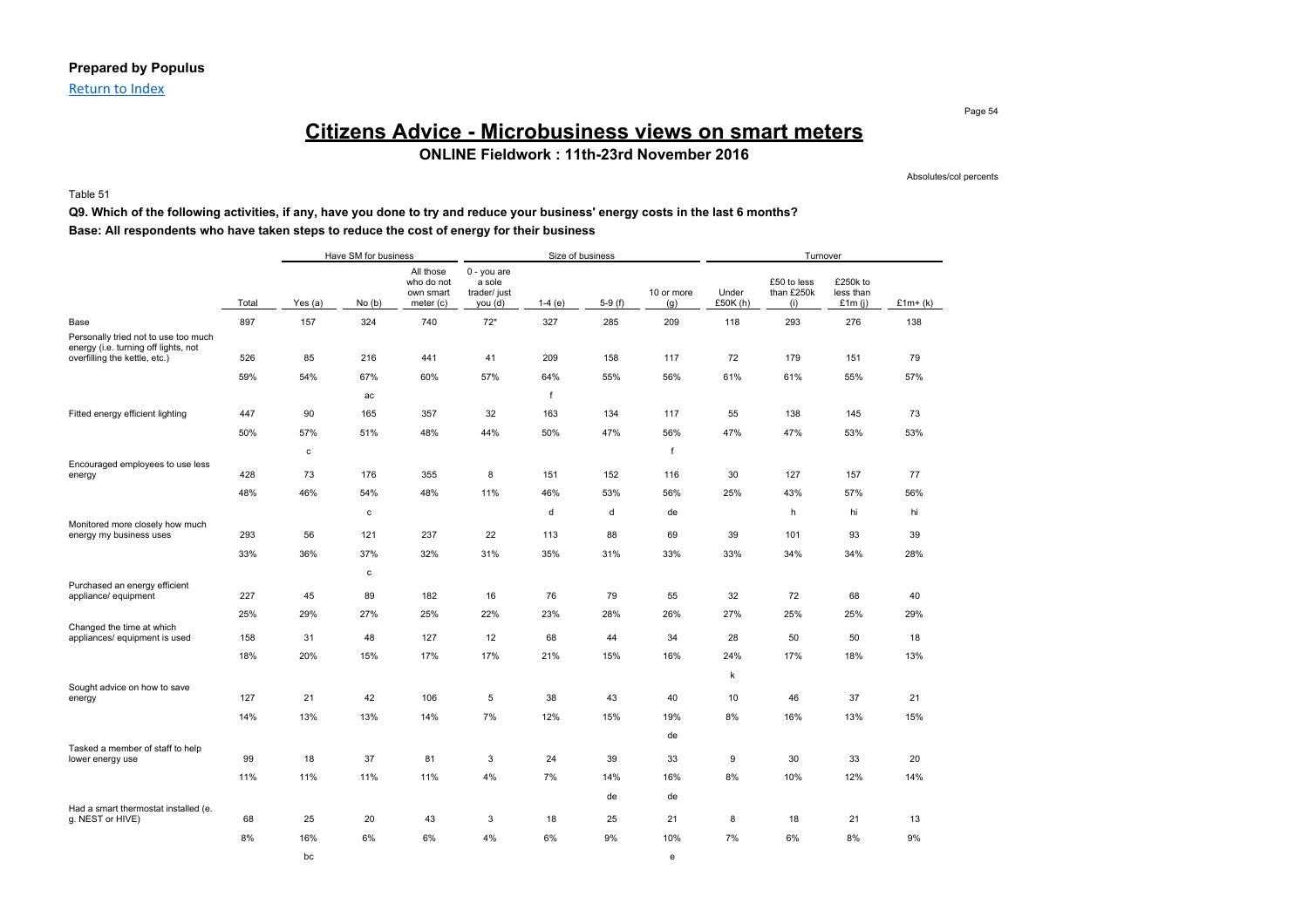**Prepared by Populus**

Return to Index

# Citizens Advice - Microbusiness views on smart meters

**ONLINE Fieldwork : 11th-23rd November 2016**

Absolutes/col percents

Table 51

**Q9. Which of the following activities, if any, have you done to try and reduce your business' energy costs in the last 6 months?**

**Base: All respondents who have taken steps to reduce the cost of energy for their business**

| | | Have SM for business | | | Size of business | | | | Turnover | | | |
|---|---|---|---|---|---|---|---|---|---|---|---|---|
| | Total | Yes (a) | No (b) | All those who do not own smart meter (c) | 0 - you are a sole trader/ just you (d) | 1-4 (e) | 5-9 (f) | 10 or more (g) | Under £50K (h) | £50 to less than £250k (i) | £250k to less than £1m (j) | £1m+ (k) |
| Base | 897 | 157 | 324 | 740 | 72* | 327 | 285 | 209 | 118 | 293 | 276 | 138 |
| Personally tried not to use too much energy (i.e. turning off lights, not overfilling the kettle, etc.) | 526 | 85 | 216 | 441 | 41 | 209 | 158 | 117 | 72 | 179 | 151 | 79 |
| | 59% | 54% | 67% | 60% | 57% | 64% | 55% | 56% | 61% | 61% | 55% | 57% |
| | | | ac | | | f | | | | | | |
| Fitted energy efficient lighting | 447 | 90 | 165 | 357 | 32 | 163 | 134 | 117 | 55 | 138 | 145 | 73 |
| | 50% | 57% | 51% | 48% | 44% | 50% | 47% | 56% | 47% | 47% | 53% | 53% |
| | | c | | | | | | f | | | | |
| Encouraged employees to use less energy | 428 | 73 | 176 | 355 | 8 | 151 | 152 | 116 | 30 | 127 | 157 | 77 |
| | 48% | 46% | 54% | 48% | 11% | 46% | 53% | 56% | 25% | 43% | 57% | 56% |
| | | | c | | | d | d | de | | h | hi | hi |
| Monitored more closely how much energy my business uses | 293 | 56 | 121 | 237 | 22 | 113 | 88 | 69 | 39 | 101 | 93 | 39 |
| | 33% | 36% | 37% | 32% | 31% | 35% | 31% | 33% | 33% | 34% | 34% | 28% |
| | | | c | | | | | | | | | |
| Purchased an energy efficient appliance/ equipment | 227 | 45 | 89 | 182 | 16 | 76 | 79 | 55 | 32 | 72 | 68 | 40 |
| | 25% | 29% | 27% | 25% | 22% | 23% | 28% | 26% | 27% | 25% | 25% | 29% |
| Changed the time at which appliances/ equipment is used | 158 | 31 | 48 | 127 | 12 | 68 | 44 | 34 | 28 | 50 | 50 | 18 |
| | 18% | 20% | 15% | 17% | 17% | 21% | 15% | 16% | 24% | 17% | 18% | 13% |
| | | | | | | | | | k | | | |
| Sought advice on how to save energy | 127 | 21 | 42 | 106 | 5 | 38 | 43 | 40 | 10 | 46 | 37 | 21 |
| | 14% | 13% | 13% | 14% | 7% | 12% | 15% | 19% | 8% | 16% | 13% | 15% |
| | | | | | | | | de | | | | |
| Tasked a member of staff to help lower energy use | 99 | 18 | 37 | 81 | 3 | 24 | 39 | 33 | 9 | 30 | 33 | 20 |
| | 11% | 11% | 11% | 11% | 4% | 7% | 14% | 16% | 8% | 10% | 12% | 14% |
| | | | | | | | de | de | | | | |
| Had a smart thermostat installed (e. g. NEST or HIVE) | 68 | 25 | 20 | 43 | 3 | 18 | 25 | 21 | 8 | 18 | 21 | 13 |
| | 8% | 16% | 6% | 6% | 4% | 6% | 9% | 10% | 7% | 6% | 8% | 9% |
| | | bc | | | | | | e | | | | |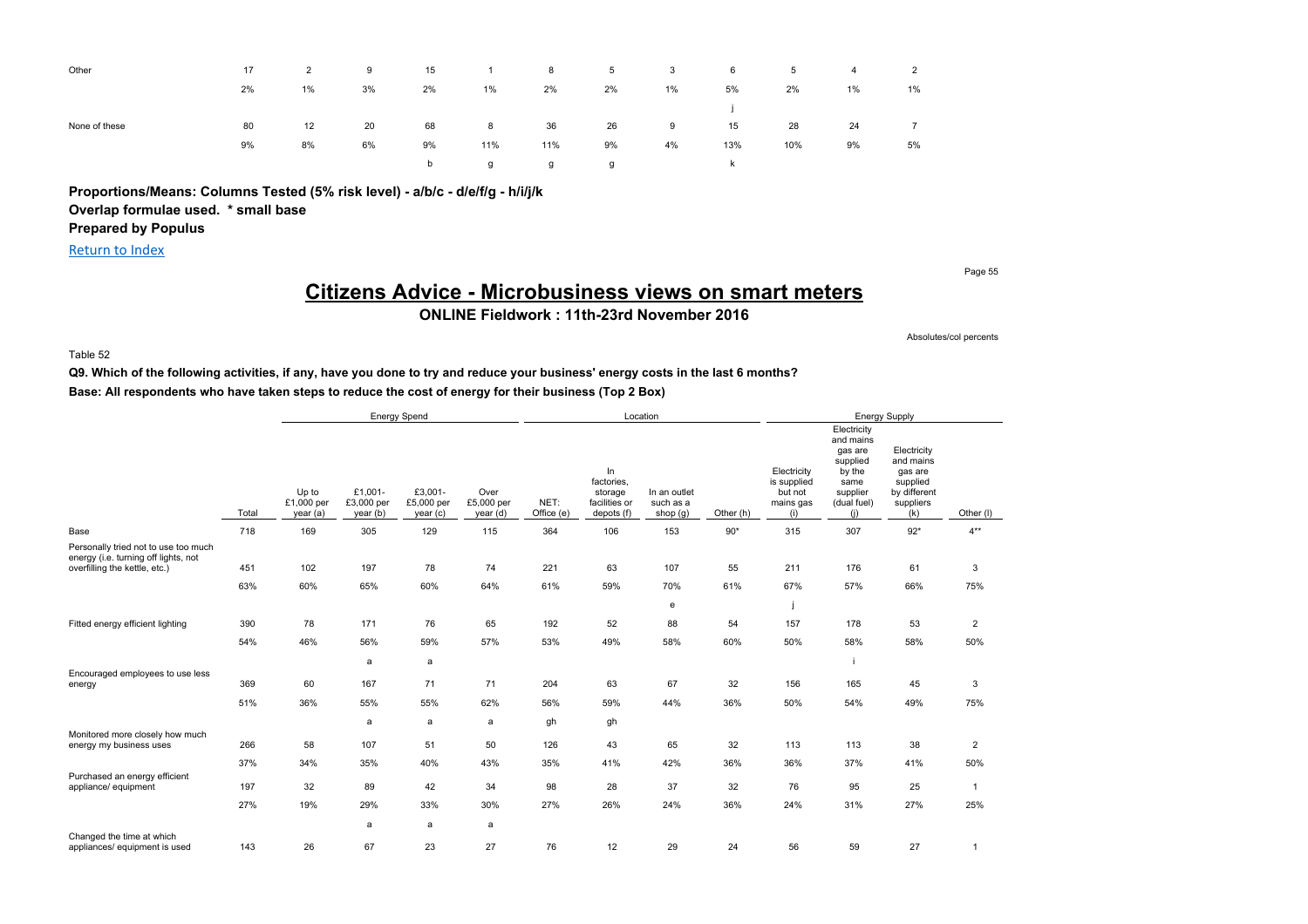| | | | | | | | | | | | | |
|---|---|---|---|---|---|---|---|---|---|---|---|---|
| Other | 17 | 2 | 9 | 15 | 1 | 8 | 5 | 3 | 6 | 5 | 4 | 2 |
| | 2% | 1% | 3% | 2% | 1% | 2% | 2% | 1% | 5% | 2% | 1% | 1% |
| | | | | | | | | | j | | | |
| None of these | 80 | 12 | 20 | 68 | 8 | 36 | 26 | 9 | 15 | 28 | 24 | 7 |
| | 9% | 8% | 6% | 9% | 11% | 11% | 9% | 4% | 13% | 10% | 9% | 5% |
| | | | | b | g | g | g | | k | | | |

**Proportions/Means: Columns Tested (5% risk level) - a/b/c - d/e/f/g - h/i/j/k**
**Overlap formulae used. * small base**
**Prepared by Populus**

Return to Index

# Citizens Advice - Microbusiness views on smart meters

**ONLINE Fieldwork : 11th-23rd November 2016**

Absolutes/col percents

Table 52

**Q9. Which of the following activities, if any, have you done to try and reduce your business' energy costs in the last 6 months?**
**Base: All respondents who have taken steps to reduce the cost of energy for their business (Top 2 Box)**

| | | Energy Spend | | | | Location | | | | Energy Supply | | | |
|---|---|---|---|---|---|---|---|---|---|---|---|---|---|
| | Total | Up to £1,000 per year (a) | £1,001-£3,000 per year (b) | £3,001-£5,000 per year (c) | Over £5,000 per year (d) | NET: Office (e) | In factories, storage facilities or depots (f) | In an outlet such as a shop (g) | Other (h) | Electricity is supplied but not mains gas (i) | Electricity and mains gas are supplied by the same supplier (dual fuel) (j) | Electricity and mains gas are supplied by different suppliers (k) | Other (l) |
| Base | 718 | 169 | 305 | 129 | 115 | 364 | 106 | 153 | 90* | 315 | 307 | 92* | 4** |
| Personally tried not to use too much energy (i.e. turning off lights, not overfilling the kettle, etc.) | 451 | 102 | 197 | 78 | 74 | 221 | 63 | 107 | 55 | 211 | 176 | 61 | 3 |
| | 63% | 60% | 65% | 60% | 64% | 61% | 59% | 70% | 61% | 67% | 57% | 66% | 75% |
| | | | | | | | | e | | j | | | |
| Fitted energy efficient lighting | 390 | 78 | 171 | 76 | 65 | 192 | 52 | 88 | 54 | 157 | 178 | 53 | 2 |
| | 54% | 46% | 56% | 59% | 57% | 53% | 49% | 58% | 60% | 50% | 58% | 58% | 50% |
| | | | a | a | | | | | | | i | | |
| Encouraged employees to use less energy | 369 | 60 | 167 | 71 | 71 | 204 | 63 | 67 | 32 | 156 | 165 | 45 | 3 |
| | 51% | 36% | 55% | 55% | 62% | 56% | 59% | 44% | 36% | 50% | 54% | 49% | 75% |
| | | | a | a | a | gh | gh | | | | | | |
| Monitored more closely how much energy my business uses | 266 | 58 | 107 | 51 | 50 | 126 | 43 | 65 | 32 | 113 | 113 | 38 | 2 |
| | 37% | 34% | 35% | 40% | 43% | 35% | 41% | 42% | 36% | 36% | 37% | 41% | 50% |
| Purchased an energy efficient appliance/ equipment | 197 | 32 | 89 | 42 | 34 | 98 | 28 | 37 | 32 | 76 | 95 | 25 | 1 |
| | 27% | 19% | 29% | 33% | 30% | 27% | 26% | 24% | 36% | 24% | 31% | 27% | 25% |
| | | | a | a | a | | | | | | | | |
| Changed the time at which appliances/ equipment is used | 143 | 26 | 67 | 23 | 27 | 76 | 12 | 29 | 24 | 56 | 59 | 27 | 1 |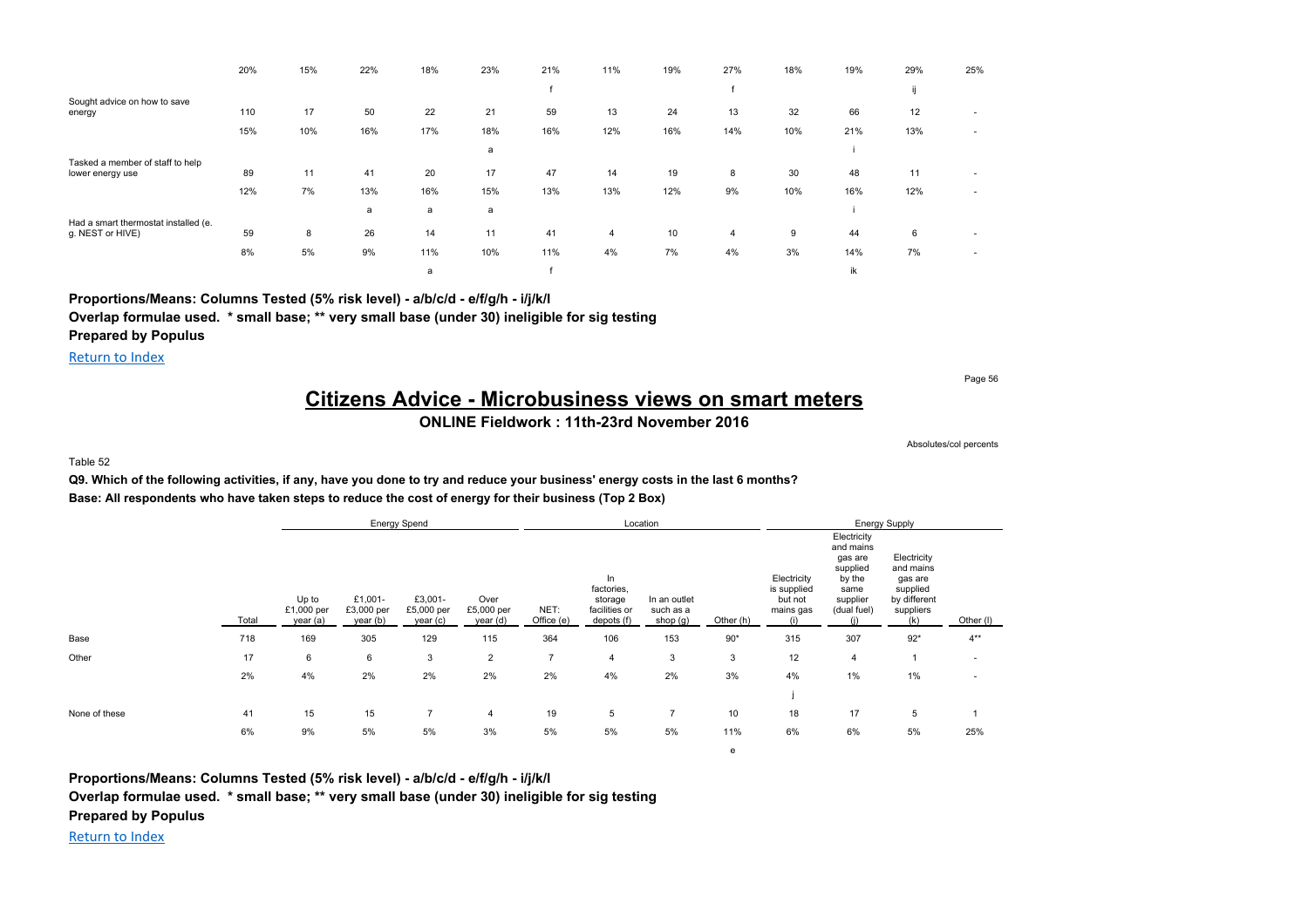| | Total | Up to £1,000 per year (a) | £1,001-£3,000 per year (b) | £3,001-£5,000 per year (c) | Over £5,000 per year (d) | NET: Office (e) | In factories, storage facilities or depots (f) | In an outlet such as a shop (g) | Other (h) | Electricity is supplied but not mains gas (i) | Electricity and mains gas are supplied by the same supplier (dual fuel) (j) | Electricity and mains gas are supplied by different suppliers (k) | Other (l) |
|---|---|---|---|---|---|---|---|---|---|---|---|---|---|
| | 20% | 15% | 22% | 18% | 23% | 21% | 11% | 19% | 27% | 18% | 19% | 29% | 25% |
| | | | | | | f | | | f | | | ij | |
| Sought advice on how to save energy | 110 | 17 | 50 | 22 | 21 | 59 | 13 | 24 | 13 | 32 | 66 | 12 | - |
| | 15% | 10% | 16% | 17% | 18% | 16% | 12% | 16% | 14% | 10% | 21% | 13% | - |
| | | | | | a | | | | | | i | | |
| Tasked a member of staff to help lower energy use | 89 | 11 | 41 | 20 | 17 | 47 | 14 | 19 | 8 | 30 | 48 | 11 | - |
| | 12% | 7% | 13% | 16% | 15% | 13% | 13% | 12% | 9% | 10% | 16% | 12% | - |
| | | | a | a | a | | | | | | i | | |
| Had a smart thermostat installed (e.g. NEST or HIVE) | 59 | 8 | 26 | 14 | 11 | 41 | 4 | 10 | 4 | 9 | 44 | 6 | - |
| | 8% | 5% | 9% | 11% | 10% | 11% | 4% | 7% | 4% | 3% | 14% | 7% | - |
| | | | | a | | f | | | | | ik | | |

**Proportions/Means: Columns Tested (5% risk level) - a/b/c/d - e/f/g/h - i/j/k/l**
**Overlap formulae used. * small base; ** very small base (under 30) ineligible for sig testing**
**Prepared by Populus**

Return to Index

# Citizens Advice - Microbusiness views on smart meters

**ONLINE Fieldwork : 11th-23rd November 2016**

Absolutes/col percents

Table 52

**Q9. Which of the following activities, if any, have you done to try and reduce your business' energy costs in the last 6 months?**
**Base: All respondents who have taken steps to reduce the cost of energy for their business (Top 2 Box)**

| | | Energy Spend | | | | Location | | | | Energy Supply | | | |
|---|---|---|---|---|---|---|---|---|---|---|---|---|---|
| | Total | Up to £1,000 per year (a) | £1,001-£3,000 per year (b) | £3,001-£5,000 per year (c) | Over £5,000 per year (d) | NET: Office (e) | In factories, storage facilities or depots (f) | In an outlet such as a shop (g) | Other (h) | Electricity is supplied but not mains gas (i) | Electricity and mains gas are supplied by the same supplier (dual fuel) (j) | Electricity and mains gas are supplied by different suppliers (k) | Other (l) |
| Base | 718 | 169 | 305 | 129 | 115 | 364 | 106 | 153 | 90* | 315 | 307 | 92* | 4** |
| Other | 17 | 6 | 6 | 3 | 2 | 7 | 4 | 3 | 3 | 12 | 4 | 1 | - |
| | 2% | 4% | 2% | 2% | 2% | 2% | 4% | 2% | 3% | 4% | 1% | 1% | - |
| | | | | | | | | | | j | | | |
| None of these | 41 | 15 | 15 | 7 | 4 | 19 | 5 | 7 | 10 | 18 | 17 | 5 | 1 |
| | 6% | 9% | 5% | 5% | 3% | 5% | 5% | 5% | 11% | 6% | 6% | 5% | 25% |
| | | | | | | | | | e | | | | |

**Proportions/Means: Columns Tested (5% risk level) - a/b/c/d - e/f/g/h - i/j/k/l**
**Overlap formulae used. * small base; ** very small base (under 30) ineligible for sig testing**
**Prepared by Populus**

Return to Index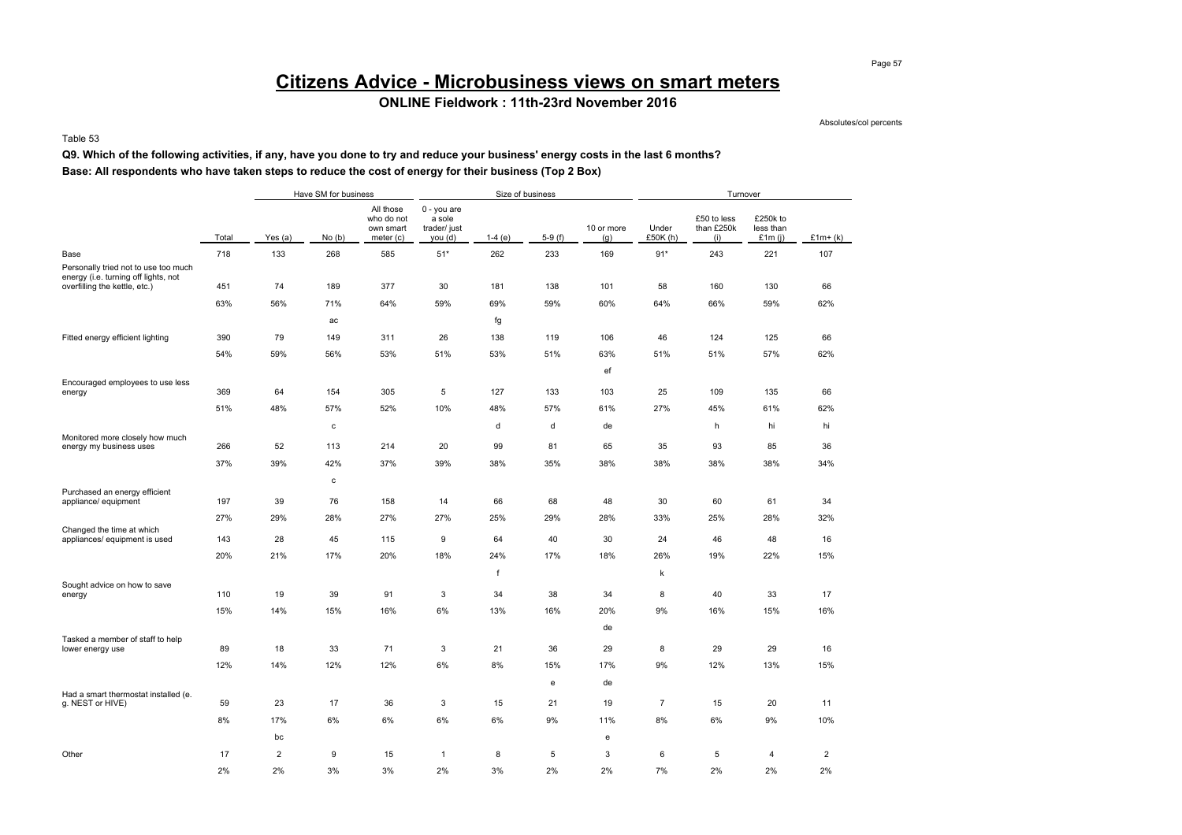# Citizens Advice - Microbusiness views on smart meters

**ONLINE Fieldwork : 11th-23rd November 2016**

Absolutes/col percents

Table 53

**Q9. Which of the following activities, if any, have you done to try and reduce your business' energy costs in the last 6 months?**

**Base: All respondents who have taken steps to reduce the cost of energy for their business (Top 2 Box)**

| | | Have SM for business | | | Size of business | | | | Turnover | | | |
|---|---|---|---|---|---|---|---|---|---|---|---|---|
| | Total | Yes (a) | No (b) | All those who do not own smart meter (c) | 0 - you are a sole trader/ just you (d) | 1-4 (e) | 5-9 (f) | 10 or more (g) | Under £50K (h) | £50 to less than £250k (i) | £250k to less than £1m (j) | £1m+ (k) |
| Base | 718 | 133 | 268 | 585 | 51* | 262 | 233 | 169 | 91* | 243 | 221 | 107 |
| Personally tried not to use too much energy (i.e. turning off lights, not overfilling the kettle, etc.) | 451 | 74 | 189 | 377 | 30 | 181 | 138 | 101 | 58 | 160 | 130 | 66 |
| | 63% | 56% | 71% | 64% | 59% | 69% | 59% | 60% | 64% | 66% | 59% | 62% |
| | | | ac | | | fg | | | | | | |
| Fitted energy efficient lighting | 390 | 79 | 149 | 311 | 26 | 138 | 119 | 106 | 46 | 124 | 125 | 66 |
| | 54% | 59% | 56% | 53% | 51% | 53% | 51% | 63% | 51% | 51% | 57% | 62% |
| | | | | | | | | ef | | | | |
| Encouraged employees to use less energy | 369 | 64 | 154 | 305 | 5 | 127 | 133 | 103 | 25 | 109 | 135 | 66 |
| | 51% | 48% | 57% | 52% | 10% | 48% | 57% | 61% | 27% | 45% | 61% | 62% |
| | | | c | | | d | d | de | | h | hi | hi |
| Monitored more closely how much energy my business uses | 266 | 52 | 113 | 214 | 20 | 99 | 81 | 65 | 35 | 93 | 85 | 36 |
| | 37% | 39% | 42% | 37% | 39% | 38% | 35% | 38% | 38% | 38% | 38% | 34% |
| | | | c | | | | | | | | | |
| Purchased an energy efficient appliance/ equipment | 197 | 39 | 76 | 158 | 14 | 66 | 68 | 48 | 30 | 60 | 61 | 34 |
| | 27% | 29% | 28% | 27% | 27% | 25% | 29% | 28% | 33% | 25% | 28% | 32% |
| Changed the time at which appliances/ equipment is used | 143 | 28 | 45 | 115 | 9 | 64 | 40 | 30 | 24 | 46 | 48 | 16 |
| | 20% | 21% | 17% | 20% | 18% | 24% | 17% | 18% | 26% | 19% | 22% | 15% |
| | | | | | | f | | | k | | | |
| Sought advice on how to save energy | 110 | 19 | 39 | 91 | 3 | 34 | 38 | 34 | 8 | 40 | 33 | 17 |
| | 15% | 14% | 15% | 16% | 6% | 13% | 16% | 20% | 9% | 16% | 15% | 16% |
| | | | | | | | | de | | | | |
| Tasked a member of staff to help lower energy use | 89 | 18 | 33 | 71 | 3 | 21 | 36 | 29 | 8 | 29 | 29 | 16 |
| | 12% | 14% | 12% | 12% | 6% | 8% | 15% | 17% | 9% | 12% | 13% | 15% |
| | | | | | | | e | de | | | | |
| Had a smart thermostat installed (e. g. NEST or HIVE) | 59 | 23 | 17 | 36 | 3 | 15 | 21 | 19 | 7 | 15 | 20 | 11 |
| | 8% | 17% | 6% | 6% | 6% | 6% | 9% | 11% | 8% | 6% | 9% | 10% |
| | | bc | | | | | | e | | | | |
| Other | 17 | 2 | 9 | 15 | 1 | 8 | 5 | 3 | 6 | 5 | 4 | 2 |
| | 2% | 2% | 3% | 3% | 2% | 3% | 2% | 2% | 7% | 2% | 2% | 2% |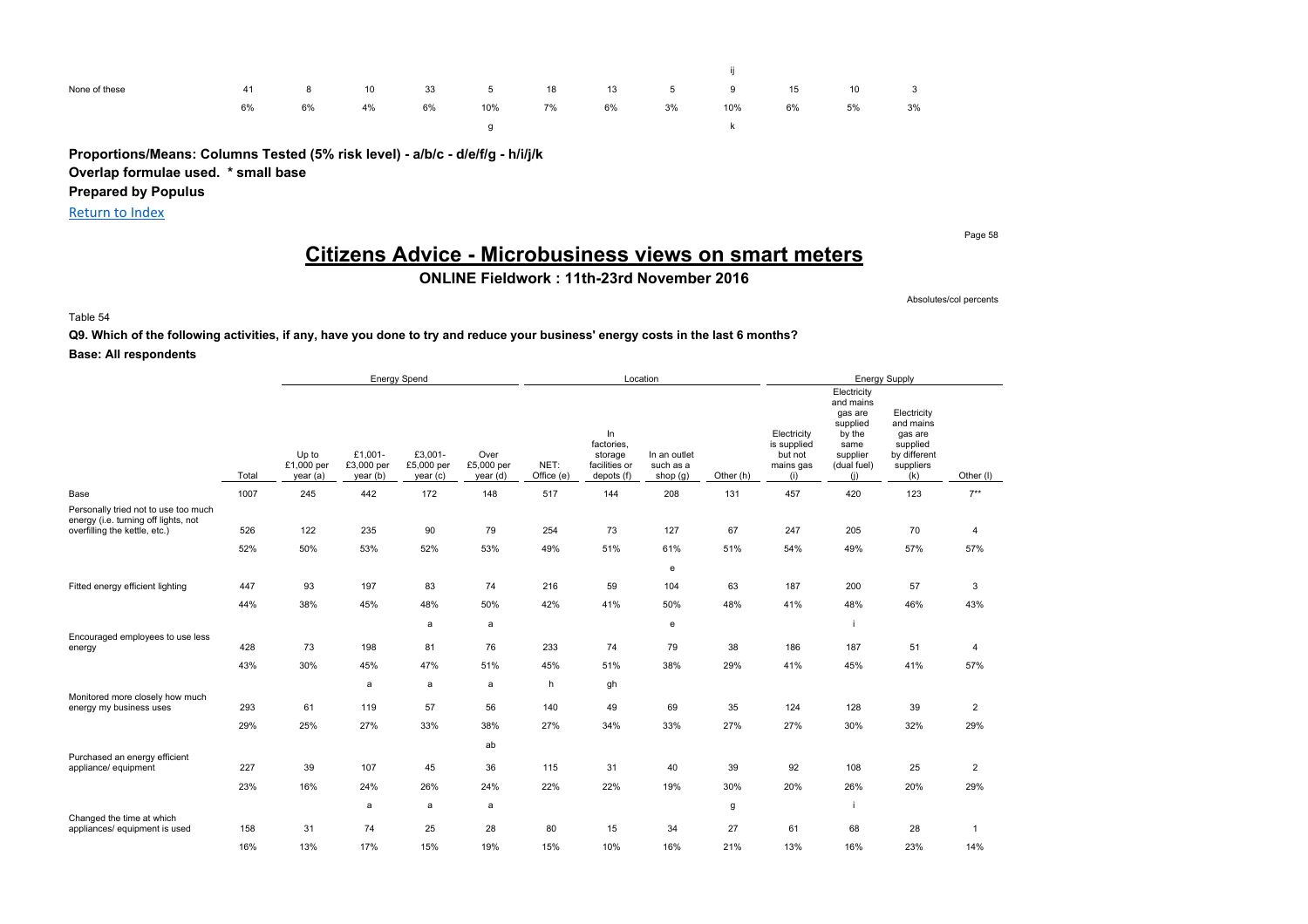| | | | | | | | | | ij | | | |
|---|---|---|---|---|---|---|---|---|---|---|---|---|
| None of these | 41 | 8 | 10 | 33 | 5 | 18 | 13 | 5 | 9 | 15 | 10 | 3 |
| | 6% | 6% | 4% | 6% | 10% | 7% | 6% | 3% | 10% | 6% | 5% | 3% |
| | | | | | g | | | | k | | | |

**Proportions/Means: Columns Tested (5% risk level) - a/b/c - d/e/f/g - h/i/j/k**

**Overlap formulae used. * small base**

**Prepared by Populus**

Return to Index

# Citizens Advice - Microbusiness views on smart meters

**ONLINE Fieldwork : 11th-23rd November 2016**

Absolutes/col percents

Table 54

**Q9. Which of the following activities, if any, have you done to try and reduce your business' energy costs in the last 6 months?**

**Base: All respondents**

| | | Energy Spend | | | | Location | | | | Energy Supply | | | |
|---|---|---|---|---|---|---|---|---|---|---|---|---|---|
| | Total | Up to £1,000 per year (a) | £1,001-£3,000 per year (b) | £3,001-£5,000 per year (c) | Over £5,000 per year (d) | NET: Office (e) | In factories, storage facilities or depots (f) | In an outlet such as a shop (g) | Other (h) | Electricity is supplied but not mains gas (i) | Electricity and mains gas are supplied by the same supplier (dual fuel) (j) | Electricity and mains gas are supplied by different suppliers (k) | Other (l) |
| Base | 1007 | 245 | 442 | 172 | 148 | 517 | 144 | 208 | 131 | 457 | 420 | 123 | 7** |
| Personally tried not to use too much energy (i.e. turning off lights, not overfilling the kettle, etc.) | 526 | 122 | 235 | 90 | 79 | 254 | 73 | 127 | 67 | 247 | 205 | 70 | 4 |
| | 52% | 50% | 53% | 52% | 53% | 49% | 51% | 61% | 51% | 54% | 49% | 57% | 57% |
| | | | | | | | | e | | | | | |
| Fitted energy efficient lighting | 447 | 93 | 197 | 83 | 74 | 216 | 59 | 104 | 63 | 187 | 200 | 57 | 3 |
| | 44% | 38% | 45% | 48% | 50% | 42% | 41% | 50% | 48% | 41% | 48% | 46% | 43% |
| | | | | a | a | | | e | | | i | | |
| Encouraged employees to use less energy | 428 | 73 | 198 | 81 | 76 | 233 | 74 | 79 | 38 | 186 | 187 | 51 | 4 |
| | 43% | 30% | 45% | 47% | 51% | 45% | 51% | 38% | 29% | 41% | 45% | 41% | 57% |
| | | | a | a | a | h | gh | | | | | | |
| Monitored more closely how much energy my business uses | 293 | 61 | 119 | 57 | 56 | 140 | 49 | 69 | 35 | 124 | 128 | 39 | 2 |
| | 29% | 25% | 27% | 33% | 38% | 27% | 34% | 33% | 27% | 27% | 30% | 32% | 29% |
| | | | | | ab | | | | | | | | |
| Purchased an energy efficient appliance/ equipment | 227 | 39 | 107 | 45 | 36 | 115 | 31 | 40 | 39 | 92 | 108 | 25 | 2 |
| | 23% | 16% | 24% | 26% | 24% | 22% | 22% | 19% | 30% | 20% | 26% | 20% | 29% |
| | | | a | a | a | | | | g | | i | | |
| Changed the time at which appliances/ equipment is used | 158 | 31 | 74 | 25 | 28 | 80 | 15 | 34 | 27 | 61 | 68 | 28 | 1 |
| | 16% | 13% | 17% | 15% | 19% | 15% | 10% | 16% | 21% | 13% | 16% | 23% | 14% |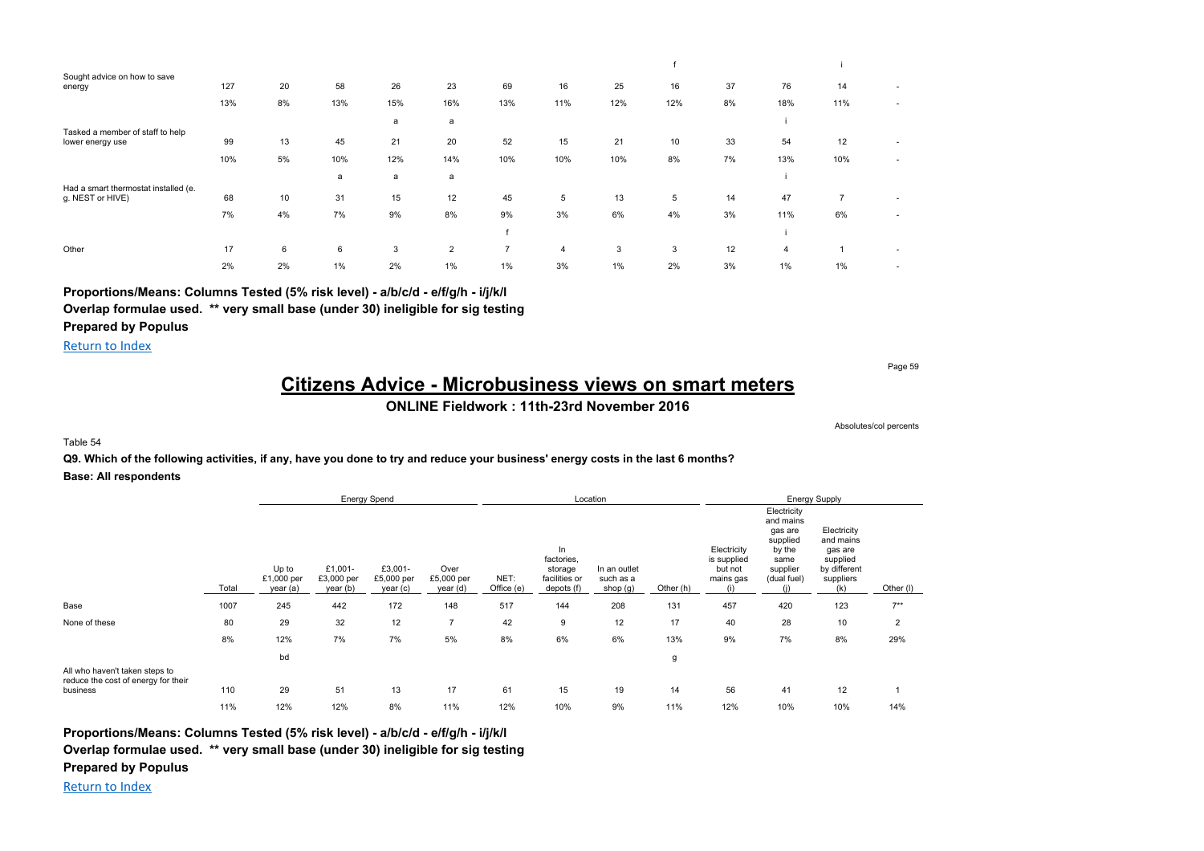| | Total | Up to £1,000 per year (a) | £1,001- £3,000 per year (b) | £3,001- £5,000 per year (c) | Over £5,000 per year (d) | NET: Office (e) | In factories, storage facilities or depots (f) | In an outlet such as a shop (g) | Other (h) | Electricity is supplied but not mains gas (i) | Electricity and mains gas are supplied by the same supplier (dual fuel) (j) | Electricity and mains gas are supplied by different suppliers (k) | Other (l) |
|---|---|---|---|---|---|---|---|---|---|---|---|---|---|
| | | | | | | | | | f | | | i | |
| Sought advice on how to save energy | 127 | 20 | 58 | 26 | 23 | 69 | 16 | 25 | 16 | 37 | 76 | 14 | - |
| | 13% | 8% | 13% | 15% | 16% | 13% | 11% | 12% | 12% | 8% | 18% | 11% | - |
| | | | | a | a | | | | | | i | | |
| Tasked a member of staff to help lower energy use | 99 | 13 | 45 | 21 | 20 | 52 | 15 | 21 | 10 | 33 | 54 | 12 | - |
| | 10% | 5% | 10% | 12% | 14% | 10% | 10% | 10% | 8% | 7% | 13% | 10% | - |
| | | | a | a | a | | | | | | i | | |
| Had a smart thermostat installed (e. g. NEST or HIVE) | 68 | 10 | 31 | 15 | 12 | 45 | 5 | 13 | 5 | 14 | 47 | 7 | - |
| | 7% | 4% | 7% | 9% | 8% | 9% | 3% | 6% | 4% | 3% | 11% | 6% | - |
| | | | | | | f | | | | | i | | |
| Other | 17 | 6 | 6 | 3 | 2 | 7 | 4 | 3 | 3 | 12 | 4 | 1 | - |
| | 2% | 2% | 1% | 2% | 1% | 1% | 3% | 1% | 2% | 3% | 1% | 1% | - |

**Proportions/Means: Columns Tested (5% risk level) - a/b/c/d - e/f/g/h - i/j/k/l**

**Overlap formulae used. ** very small base (under 30) ineligible for sig testing**

**Prepared by Populus**

Return to Index

# Citizens Advice - Microbusiness views on smart meters

## ONLINE Fieldwork : 11th-23rd November 2016

Absolutes/col percents

Table 54

**Q9. Which of the following activities, if any, have you done to try and reduce your business' energy costs in the last 6 months?**

**Base: All respondents**

| | | Energy Spend | | | | Location | | | | Energy Supply | | | |
|---|---|---|---|---|---|---|---|---|---|---|---|---|---|
| | Total | Up to £1,000 per year (a) | £1,001- £3,000 per year (b) | £3,001- £5,000 per year (c) | Over £5,000 per year (d) | NET: Office (e) | In factories, storage facilities or depots (f) | In an outlet such as a shop (g) | Other (h) | Electricity is supplied but not mains gas (i) | Electricity and mains gas are supplied by the same supplier (dual fuel) (j) | Electricity and mains gas are supplied by different suppliers (k) | Other (l) |
| Base | 1007 | 245 | 442 | 172 | 148 | 517 | 144 | 208 | 131 | 457 | 420 | 123 | 7** |
| None of these | 80 | 29 | 32 | 12 | 7 | 42 | 9 | 12 | 17 | 40 | 28 | 10 | 2 |
| | 8% | 12% | 7% | 7% | 5% | 8% | 6% | 6% | 13% | 9% | 7% | 8% | 29% |
| | | bd | | | | | | | g | | | | |
| All who haven't taken steps to reduce the cost of energy for their business | 110 | 29 | 51 | 13 | 17 | 61 | 15 | 19 | 14 | 56 | 41 | 12 | 1 |
| | 11% | 12% | 12% | 8% | 11% | 12% | 10% | 9% | 11% | 12% | 10% | 10% | 14% |

**Proportions/Means: Columns Tested (5% risk level) - a/b/c/d - e/f/g/h - i/j/k/l**

**Overlap formulae used. ** very small base (under 30) ineligible for sig testing**

**Prepared by Populus**

Return to Index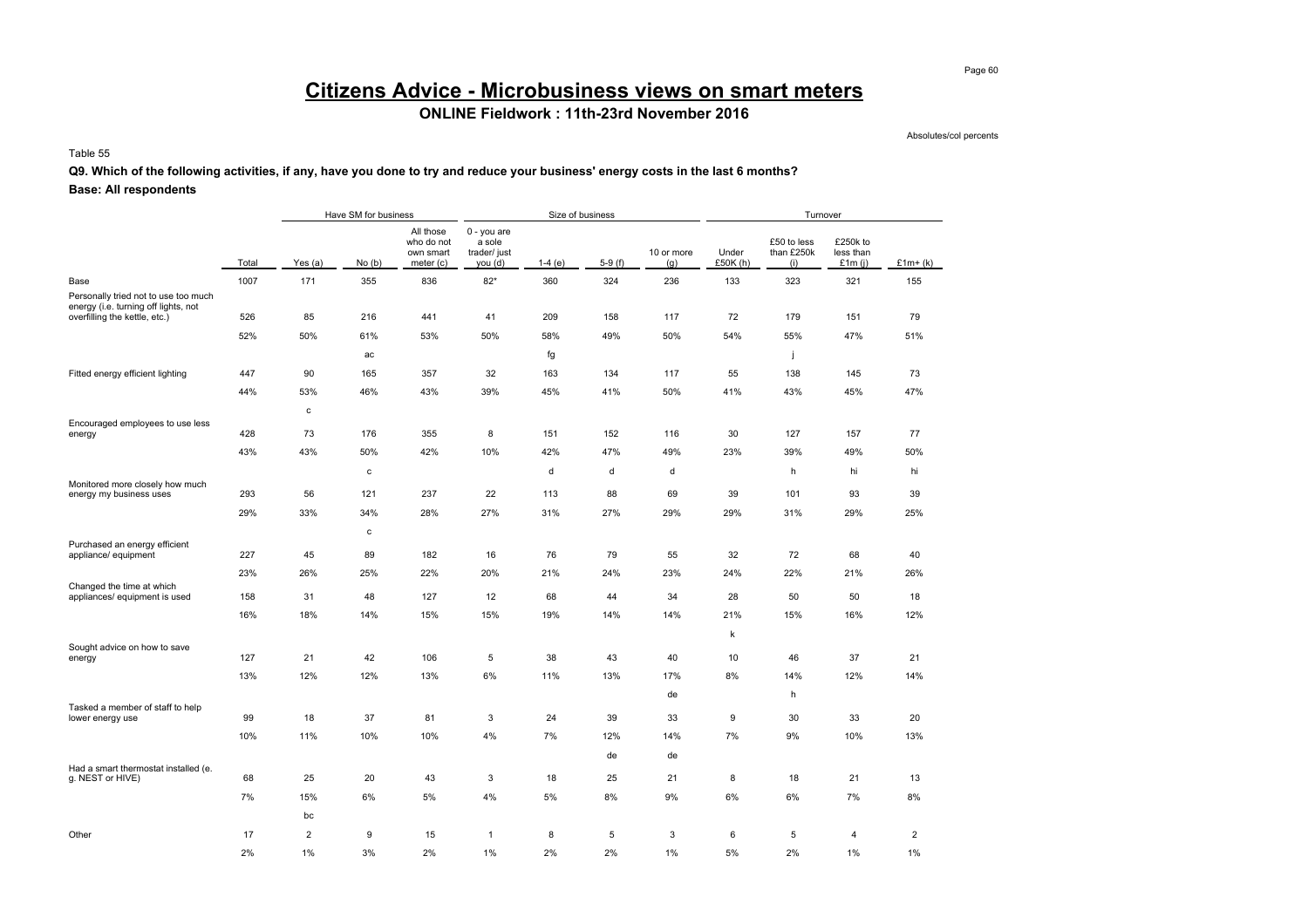# Citizens Advice - Microbusiness views on smart meters

**ONLINE Fieldwork : 11th-23rd November 2016**

Absolutes/col percents

Table 55

**Q9. Which of the following activities, if any, have you done to try and reduce your business' energy costs in the last 6 months?**

**Base: All respondents**

| | | Have SM for business | | | Size of business | | | | Turnover | | | |
|---|---|---|---|---|---|---|---|---|---|---|---|---|
| | Total | Yes (a) | No (b) | All those who do not own smart meter (c) | 0 - you are a sole trader/ just you (d) | 1-4 (e) | 5-9 (f) | 10 or more (g) | Under £50K (h) | £50 to less than £250k (i) | £250k to less than £1m (j) | £1m+ (k) |
| Base | 1007 | 171 | 355 | 836 | 82* | 360 | 324 | 236 | 133 | 323 | 321 | 155 |
| Personally tried not to use too much energy (i.e. turning off lights, not overfilling the kettle, etc.) | 526 | 85 | 216 | 441 | 41 | 209 | 158 | 117 | 72 | 179 | 151 | 79 |
| | 52% | 50% | 61% | 53% | 50% | 58% | 49% | 50% | 54% | 55% | 47% | 51% |
| | | | ac | | | fg | | | | j | | |
| Fitted energy efficient lighting | 447 | 90 | 165 | 357 | 32 | 163 | 134 | 117 | 55 | 138 | 145 | 73 |
| | 44% | 53% | 46% | 43% | 39% | 45% | 41% | 50% | 41% | 43% | 45% | 47% |
| | | c | | | | | | | | | | |
| Encouraged employees to use less energy | 428 | 73 | 176 | 355 | 8 | 151 | 152 | 116 | 30 | 127 | 157 | 77 |
| | 43% | 43% | 50% | 42% | 10% | 42% | 47% | 49% | 23% | 39% | 49% | 50% |
| | | | c | | | d | d | d | | h | hi | hi |
| Monitored more closely how much energy my business uses | 293 | 56 | 121 | 237 | 22 | 113 | 88 | 69 | 39 | 101 | 93 | 39 |
| | 29% | 33% | 34% | 28% | 27% | 31% | 27% | 29% | 29% | 31% | 29% | 25% |
| | | | c | | | | | | | | | |
| Purchased an energy efficient appliance/ equipment | 227 | 45 | 89 | 182 | 16 | 76 | 79 | 55 | 32 | 72 | 68 | 40 |
| | 23% | 26% | 25% | 22% | 20% | 21% | 24% | 23% | 24% | 22% | 21% | 26% |
| Changed the time at which appliances/ equipment is used | 158 | 31 | 48 | 127 | 12 | 68 | 44 | 34 | 28 | 50 | 50 | 18 |
| | 16% | 18% | 14% | 15% | 15% | 19% | 14% | 14% | 21% | 15% | 16% | 12% |
| | | | | | | | | | k | | | |
| Sought advice on how to save energy | 127 | 21 | 42 | 106 | 5 | 38 | 43 | 40 | 10 | 46 | 37 | 21 |
| | 13% | 12% | 12% | 13% | 6% | 11% | 13% | 17% | 8% | 14% | 12% | 14% |
| | | | | | | | | de | | h | | |
| Tasked a member of staff to help lower energy use | 99 | 18 | 37 | 81 | 3 | 24 | 39 | 33 | 9 | 30 | 33 | 20 |
| | 10% | 11% | 10% | 10% | 4% | 7% | 12% | 14% | 7% | 9% | 10% | 13% |
| | | | | | | | de | de | | | | |
| Had a smart thermostat installed (e. g. NEST or HIVE) | 68 | 25 | 20 | 43 | 3 | 18 | 25 | 21 | 8 | 18 | 21 | 13 |
| | 7% | 15% | 6% | 5% | 4% | 5% | 8% | 9% | 6% | 6% | 7% | 8% |
| | | bc | | | | | | | | | | |
| Other | 17 | 2 | 9 | 15 | 1 | 8 | 5 | 3 | 6 | 5 | 4 | 2 |
| | 2% | 1% | 3% | 2% | 1% | 2% | 2% | 1% | 5% | 2% | 1% | 1% |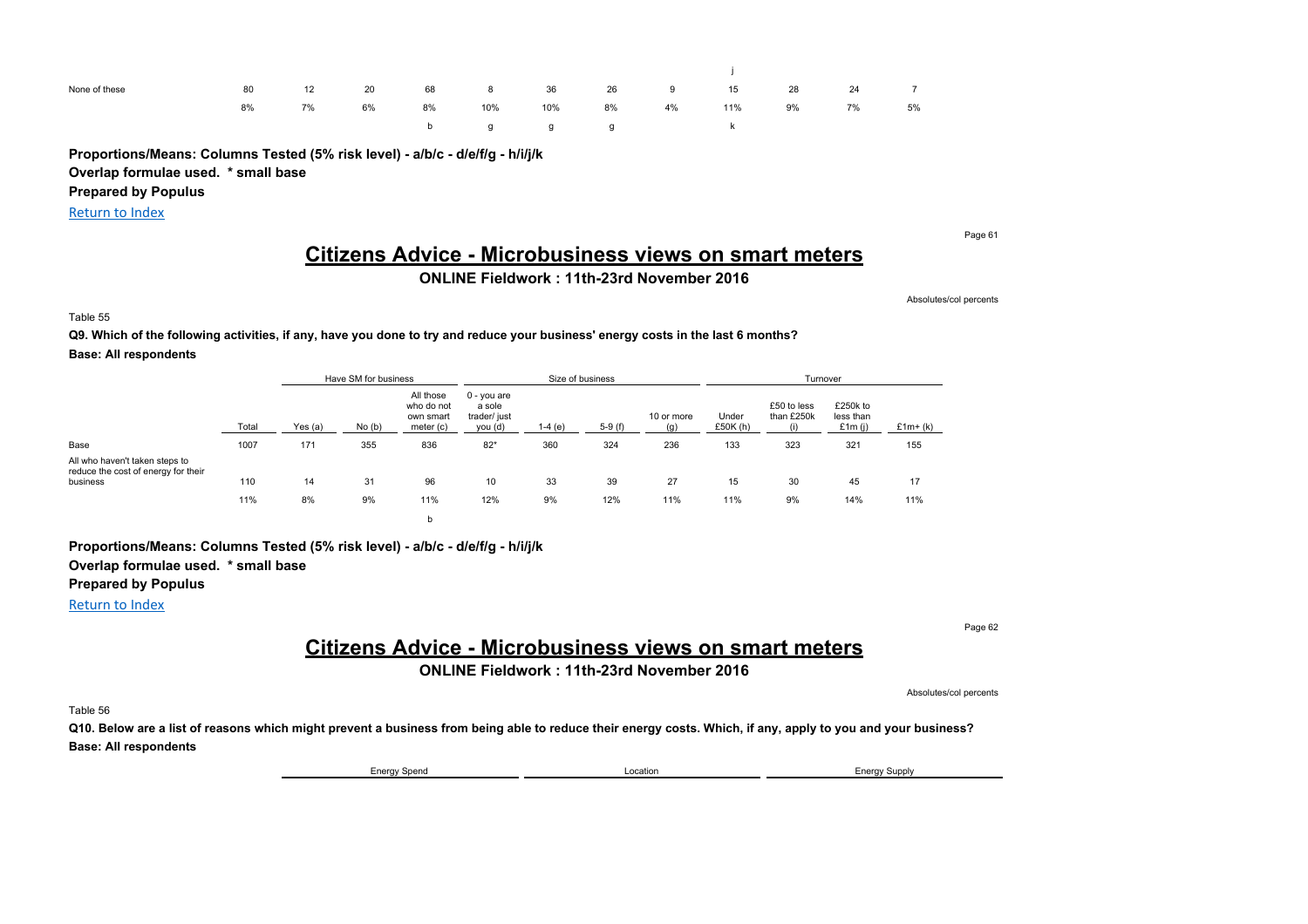| | | | | | | | | | | | | |
|---|---|---|---|---|---|---|---|---|---|---|---|---|
| | | | | | | | | | j | | | |
| None of these | 80 | 12 | 20 | 68 | 8 | 36 | 26 | 9 | 15 | 28 | 24 | 7 |
| | 8% | 7% | 6% | 8% | 10% | 10% | 8% | 4% | 11% | 9% | 7% | 5% |
| | | | | b | g | g | g | | k | | | |

**Proportions/Means: Columns Tested (5% risk level) - a/b/c - d/e/f/g - h/i/j/k**

**Overlap formulae used. * small base**

**Prepared by Populus**

Return to Index

# Citizens Advice - Microbusiness views on smart meters

**ONLINE Fieldwork : 11th-23rd November 2016**

Absolutes/col percents

Table 55

**Q9. Which of the following activities, if any, have you done to try and reduce your business' energy costs in the last 6 months?**

**Base: All respondents**

| | | Have SM for business | | | Size of business | | | | Turnover | | | |
|---|---|---|---|---|---|---|---|---|---|---|---|---|
| | Total | Yes (a) | No (b) | All those who do not own smart meter (c) | 0 - you are a sole trader/ just you (d) | 1-4 (e) | 5-9 (f) | 10 or more (g) | Under £50K (h) | £50 to less than £250k (i) | £250k to less than £1m (j) | £1m+ (k) |
| Base | 1007 | 171 | 355 | 836 | 82* | 360 | 324 | 236 | 133 | 323 | 321 | 155 |
| All who haven't taken steps to reduce the cost of energy for their business | 110 | 14 | 31 | 96 | 10 | 33 | 39 | 27 | 15 | 30 | 45 | 17 |
| | 11% | 8% | 9% | 11% | 12% | 9% | 12% | 11% | 11% | 9% | 14% | 11% |
| | | | | b | | | | | | | | |

**Proportions/Means: Columns Tested (5% risk level) - a/b/c - d/e/f/g - h/i/j/k**

**Overlap formulae used. * small base**

**Prepared by Populus**

Return to Index

# Citizens Advice - Microbusiness views on smart meters

**ONLINE Fieldwork : 11th-23rd November 2016**

Absolutes/col percents

Table 56

**Q10. Below are a list of reasons which might prevent a business from being able to reduce their energy costs. Which, if any, apply to you and your business?**

**Base: All respondents**

| Energy Spend | Location | Energy Supply |
|---|---|---|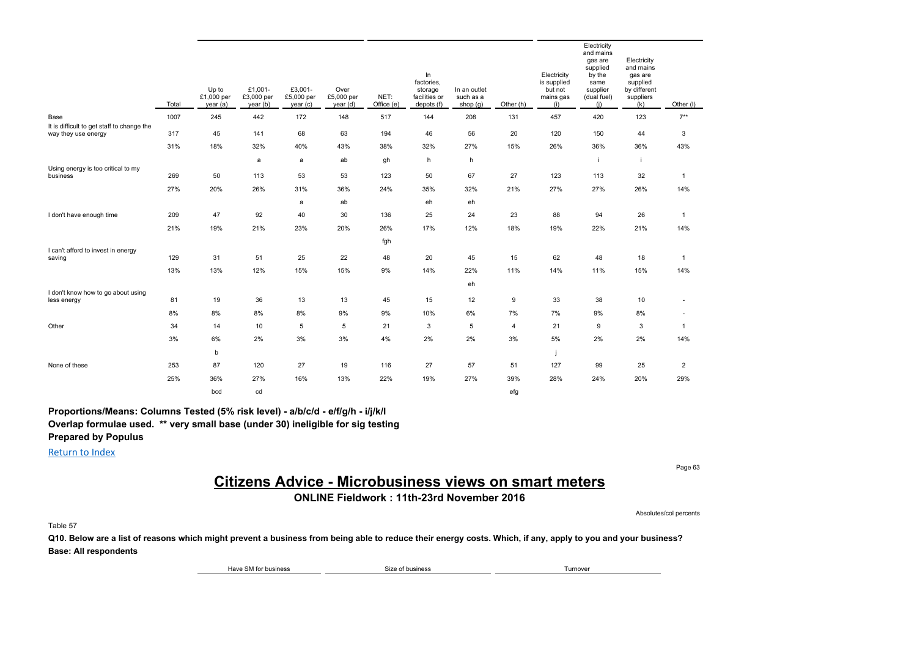| | Total | Up to £1,000 per year (a) | £1,001-£3,000 per year (b) | £3,001-£5,000 per year (c) | Over £5,000 per year (d) | NET: Office (e) | In factories, storage facilities or depots (f) | In an outlet such as a shop (g) | Other (h) | Electricity is supplied but not mains gas (i) | Electricity and mains gas are supplied by the same supplier (dual fuel) (j) | Electricity and mains gas are supplied by different suppliers (k) | Other (l) |
|---|---|---|---|---|---|---|---|---|---|---|---|---|---|
| Base | 1007 | 245 | 442 | 172 | 148 | 517 | 144 | 208 | 131 | 457 | 420 | 123 | 7** |
| It is difficult to get staff to change the way they use energy | 317 | 45 | 141 | 68 | 63 | 194 | 46 | 56 | 20 | 120 | 150 | 44 | 3 |
| | 31% | 18% | 32% | 40% | 43% | 38% | 32% | 27% | 15% | 26% | 36% | 36% | 43% |
| | | | a | a | ab | gh | h | h | | | i | i | |
| Using energy is too critical to my business | 269 | 50 | 113 | 53 | 53 | 123 | 50 | 67 | 27 | 123 | 113 | 32 | 1 |
| | 27% | 20% | 26% | 31% | 36% | 24% | 35% | 32% | 21% | 27% | 27% | 26% | 14% |
| | | | | a | ab | | eh | eh | | | | | |
| I don't have enough time | 209 | 47 | 92 | 40 | 30 | 136 | 25 | 24 | 23 | 88 | 94 | 26 | 1 |
| | 21% | 19% | 21% | 23% | 20% | 26% | 17% | 12% | 18% | 19% | 22% | 21% | 14% |
| | | | | | | fgh | | | | | | | |
| I can't afford to invest in energy saving | 129 | 31 | 51 | 25 | 22 | 48 | 20 | 45 | 15 | 62 | 48 | 18 | 1 |
| | 13% | 13% | 12% | 15% | 15% | 9% | 14% | 22% | 11% | 14% | 11% | 15% | 14% |
| | | | | | | | | eh | | | | | |
| I don't know how to go about using less energy | 81 | 19 | 36 | 13 | 13 | 45 | 15 | 12 | 9 | 33 | 38 | 10 | - |
| | 8% | 8% | 8% | 8% | 9% | 9% | 10% | 6% | 7% | 7% | 9% | 8% | - |
| Other | 34 | 14 | 10 | 5 | 5 | 21 | 3 | 5 | 4 | 21 | 9 | 3 | 1 |
| | 3% | 6% | 2% | 3% | 3% | 4% | 2% | 2% | 3% | 5% | 2% | 2% | 14% |
| | | b | | | | | | | | j | | | |
| None of these | 253 | 87 | 120 | 27 | 19 | 116 | 27 | 57 | 51 | 127 | 99 | 25 | 2 |
| | 25% | 36% | 27% | 16% | 13% | 22% | 19% | 27% | 39% | 28% | 24% | 20% | 29% |
| | | bcd | cd | | | | | | efg | | | | |

**Proportions/Means: Columns Tested (5% risk level) - a/b/c/d - e/f/g/h - i/j/k/l**
**Overlap formulae used. ** very small base (under 30) ineligible for sig testing**
**Prepared by Populus**

Return to Index

# Citizens Advice - Microbusiness views on smart meters

**ONLINE Fieldwork : 11th-23rd November 2016**

Absolutes/col percents

Table 57

**Q10. Below are a list of reasons which might prevent a business from being able to reduce their energy costs. Which, if any, apply to you and your business?**
**Base: All respondents**

| Have SM for business | Size of business | Turnover |
|---|---|---|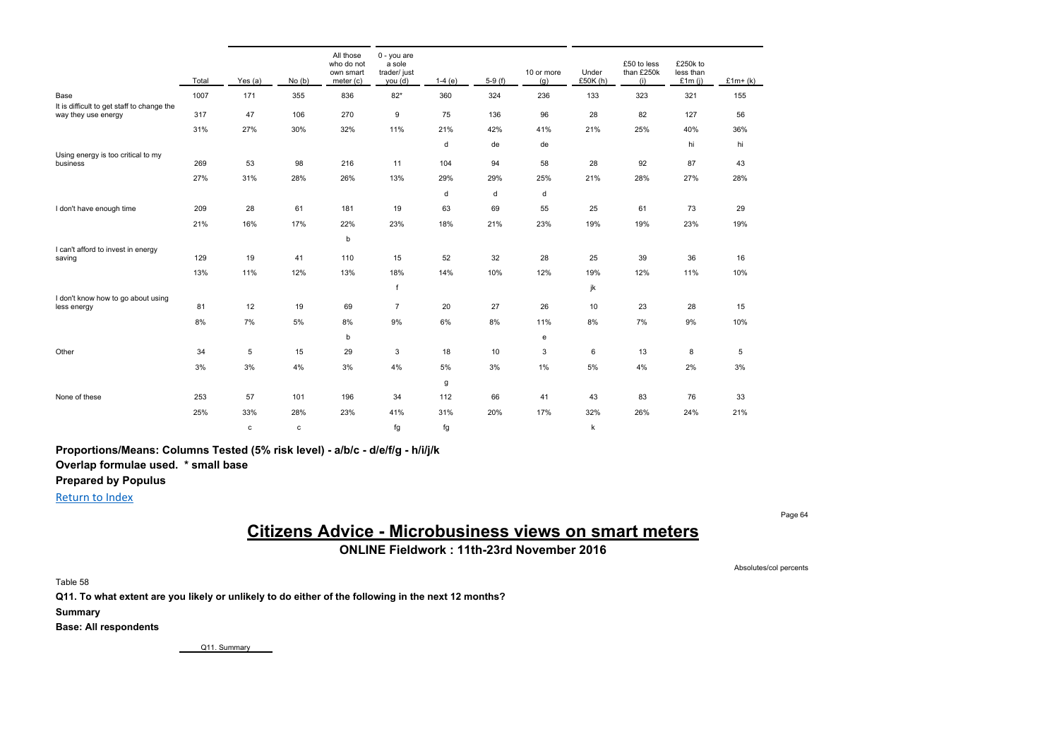| | Total | Yes (a) | No (b) | All those who do not own smart meter (c) | 0 - you are a sole trader/ just you (d) | 1-4 (e) | 5-9 (f) | 10 or more (g) | Under £50K (h) | £50 to less than £250k (i) | £250k to less than £1m (j) | £1m+ (k) |
|---|---|---|---|---|---|---|---|---|---|---|---|---|
| Base | 1007 | 171 | 355 | 836 | 82* | 360 | 324 | 236 | 133 | 323 | 321 | 155 |
| It is difficult to get staff to change the way they use energy | 317 | 47 | 106 | 270 | 9 | 75 | 136 | 96 | 28 | 82 | 127 | 56 |
| | 31% | 27% | 30% | 32% | 11% | 21% | 42% | 41% | 21% | 25% | 40% | 36% |
| | | | | | | d | de | de | | | hi | hi |
| Using energy is too critical to my business | 269 | 53 | 98 | 216 | 11 | 104 | 94 | 58 | 28 | 92 | 87 | 43 |
| | 27% | 31% | 28% | 26% | 13% | 29% | 29% | 25% | 21% | 28% | 27% | 28% |
| | | | | | | d | d | d | | | | |
| I don't have enough time | 209 | 28 | 61 | 181 | 19 | 63 | 69 | 55 | 25 | 61 | 73 | 29 |
| | 21% | 16% | 17% | 22% | 23% | 18% | 21% | 23% | 19% | 19% | 23% | 19% |
| | | | | b | | | | | | | | |
| I can't afford to invest in energy saving | 129 | 19 | 41 | 110 | 15 | 52 | 32 | 28 | 25 | 39 | 36 | 16 |
| | 13% | 11% | 12% | 13% | 18% | 14% | 10% | 12% | 19% | 12% | 11% | 10% |
| | | | | | f | | | | jk | | | |
| I don't know how to go about using less energy | 81 | 12 | 19 | 69 | 7 | 20 | 27 | 26 | 10 | 23 | 28 | 15 |
| | 8% | 7% | 5% | 8% | 9% | 6% | 8% | 11% | 8% | 7% | 9% | 10% |
| | | | | b | | | | e | | | | |
| Other | 34 | 5 | 15 | 29 | 3 | 18 | 10 | 3 | 6 | 13 | 8 | 5 |
| | 3% | 3% | 4% | 3% | 4% | 5% | 3% | 1% | 5% | 4% | 2% | 3% |
| | | | | | | g | | | | | | |
| None of these | 253 | 57 | 101 | 196 | 34 | 112 | 66 | 41 | 43 | 83 | 76 | 33 |
| | 25% | 33% | 28% | 23% | 41% | 31% | 20% | 17% | 32% | 26% | 24% | 21% |
| | | c | c | | fg | fg | | | k | | | |

**Proportions/Means: Columns Tested (5% risk level) - a/b/c - d/e/f/g - h/i/j/k**

**Overlap formulae used. * small base**

**Prepared by Populus**

Return to Index

# Citizens Advice - Microbusiness views on smart meters

**ONLINE Fieldwork : 11th-23rd November 2016**

Absolutes/col percents

Table 58

**Q11. To what extent are you likely or unlikely to do either of the following in the next 12 months?**

**Summary**

**Base: All respondents**

Q11. Summary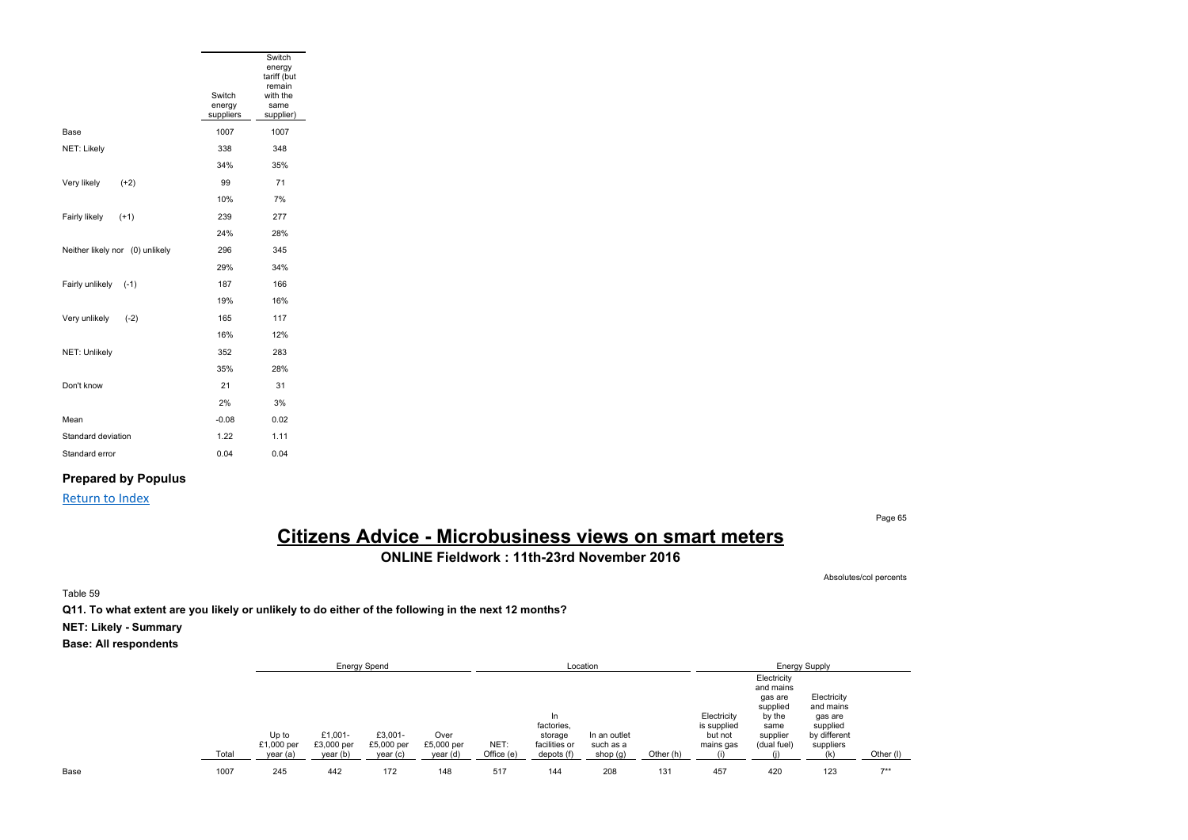| | Switch energy suppliers | Switch energy tariff (but remain with the same supplier) |
|---|---|---|
| Base | 1007 | 1007 |
| NET: Likely | 338 | 348 |
| | 34% | 35% |
| Very likely (+2) | 99 | 71 |
| | 10% | 7% |
| Fairly likely (+1) | 239 | 277 |
| | 24% | 28% |
| Neither likely nor (0) unlikely | 296 | 345 |
| | 29% | 34% |
| Fairly unlikely (-1) | 187 | 166 |
| | 19% | 16% |
| Very unlikely (-2) | 165 | 117 |
| | 16% | 12% |
| NET: Unlikely | 352 | 283 |
| | 35% | 28% |
| Don't know | 21 | 31 |
| | 2% | 3% |
| Mean | -0.08 | 0.02 |
| Standard deviation | 1.22 | 1.11 |
| Standard error | 0.04 | 0.04 |

**Prepared by Populus**

Return to Index

# Citizens Advice - Microbusiness views on smart meters

**ONLINE Fieldwork : 11th-23rd November 2016**

Absolutes/col percents

Table 59

**Q11. To what extent are you likely or unlikely to do either of the following in the next 12 months?**

**NET: Likely - Summary**

**Base: All respondents**

| | | Energy Spend | | | | Location | | | | Energy Supply | | | |
|---|---|---|---|---|---|---|---|---|---|---|---|---|---|
| | Total | Up to £1,000 per year (a) | £1,001-£3,000 per year (b) | £3,001-£5,000 per year (c) | Over £5,000 per year (d) | NET: Office (e) | In factories, storage facilities or depots (f) | In an outlet such as a shop (g) | Other (h) | Electricity is supplied but not mains gas (i) | Electricity and mains gas are supplied by the same supplier (dual fuel) (j) | Electricity and mains gas are supplied by different suppliers (k) | Other (l) |
| Base | 1007 | 245 | 442 | 172 | 148 | 517 | 144 | 208 | 131 | 457 | 420 | 123 | 7** |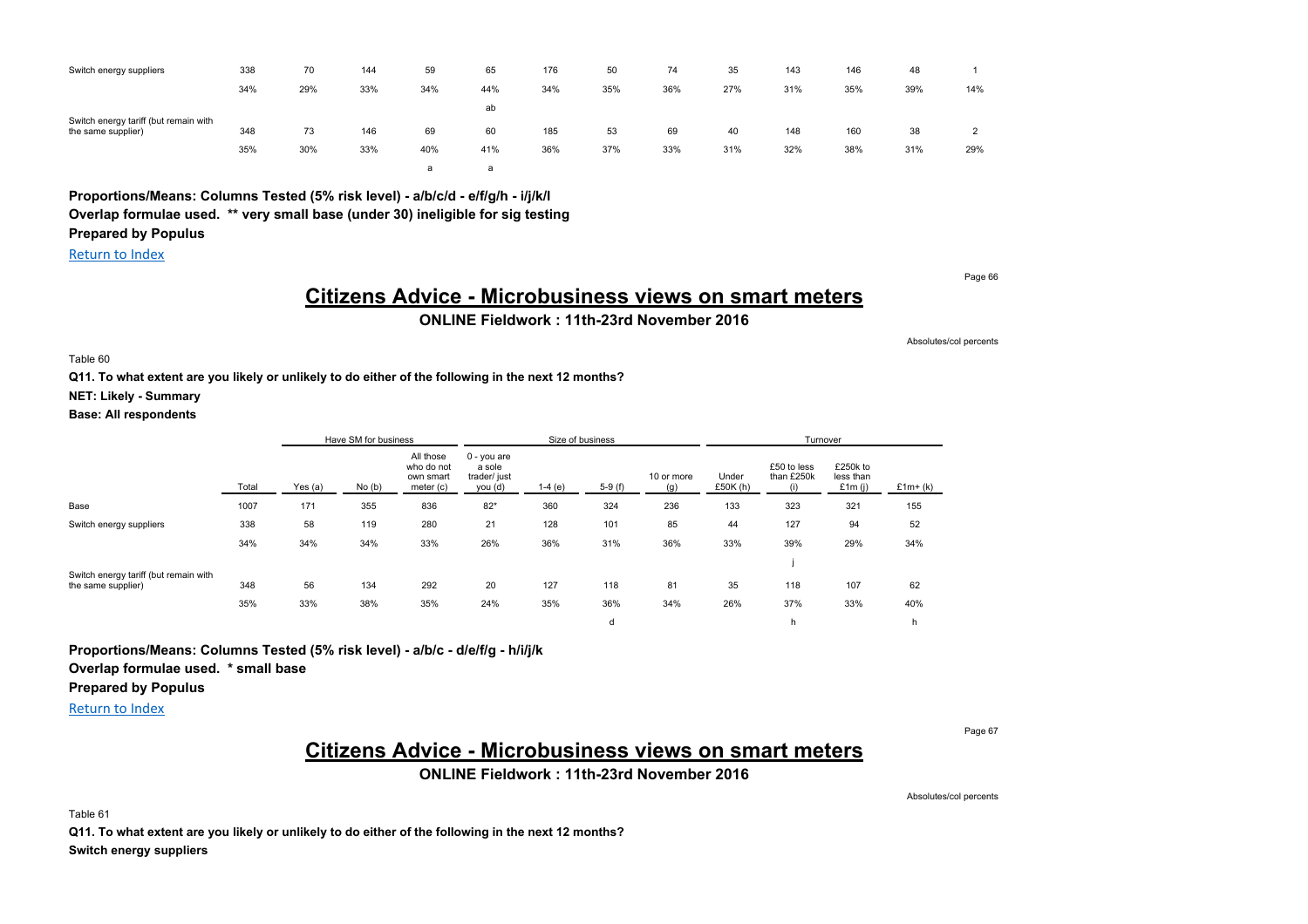| | | | | | | | | | | | | | |
|---|---|---|---|---|---|---|---|---|---|---|---|---|---|
| Switch energy suppliers | 338 | 70 | 144 | 59 | 65 | 176 | 50 | 74 | 35 | 143 | 146 | 48 | 1 |
| | 34% | 29% | 33% | 34% | 44% | 34% | 35% | 36% | 27% | 31% | 35% | 39% | 14% |
| | | | | | ab | | | | | | | | |
| Switch energy tariff (but remain with the same supplier) | 348 | 73 | 146 | 69 | 60 | 185 | 53 | 69 | 40 | 148 | 160 | 38 | 2 |
| | 35% | 30% | 33% | 40% | 41% | 36% | 37% | 33% | 31% | 32% | 38% | 31% | 29% |
| | | | | a | a | | | | | | | | |

**Proportions/Means: Columns Tested (5% risk level) - a/b/c/d - e/f/g/h - i/j/k/l**
**Overlap formulae used. ** very small base (under 30) ineligible for sig testing**
**Prepared by Populus**

Return to Index

# Citizens Advice - Microbusiness views on smart meters

**ONLINE Fieldwork : 11th-23rd November 2016**

Absolutes/col percents

Table 60

**Q11. To what extent are you likely or unlikely to do either of the following in the next 12 months?**

**NET: Likely - Summary**

**Base: All respondents**

| | | Have SM for business | | | Size of business | | | | Turnover | | | |
|---|---|---|---|---|---|---|---|---|---|---|---|---|
| | Total | Yes (a) | No (b) | All those who do not own smart meter (c) | 0 - you are a sole trader/ just you (d) | 1-4 (e) | 5-9 (f) | 10 or more (g) | Under £50K (h) | £50 to less than £250k (i) | £250k to less than £1m (j) | £1m+ (k) |
| Base | 1007 | 171 | 355 | 836 | 82* | 360 | 324 | 236 | 133 | 323 | 321 | 155 |
| Switch energy suppliers | 338 | 58 | 119 | 280 | 21 | 128 | 101 | 85 | 44 | 127 | 94 | 52 |
| | 34% | 34% | 34% | 33% | 26% | 36% | 31% | 36% | 33% | 39% | 29% | 34% |
| | | | | | | | | | | j | | |
| Switch energy tariff (but remain with the same supplier) | 348 | 56 | 134 | 292 | 20 | 127 | 118 | 81 | 35 | 118 | 107 | 62 |
| | 35% | 33% | 38% | 35% | 24% | 35% | 36% | 34% | 26% | 37% | 33% | 40% |
| | | | | | | | d | | | h | | h |

**Proportions/Means: Columns Tested (5% risk level) - a/b/c - d/e/f/g - h/i/j/k**
**Overlap formulae used. * small base**
**Prepared by Populus**

Return to Index

# Citizens Advice - Microbusiness views on smart meters

**ONLINE Fieldwork : 11th-23rd November 2016**

Absolutes/col percents

Table 61

**Q11. To what extent are you likely or unlikely to do either of the following in the next 12 months?**
**Switch energy suppliers**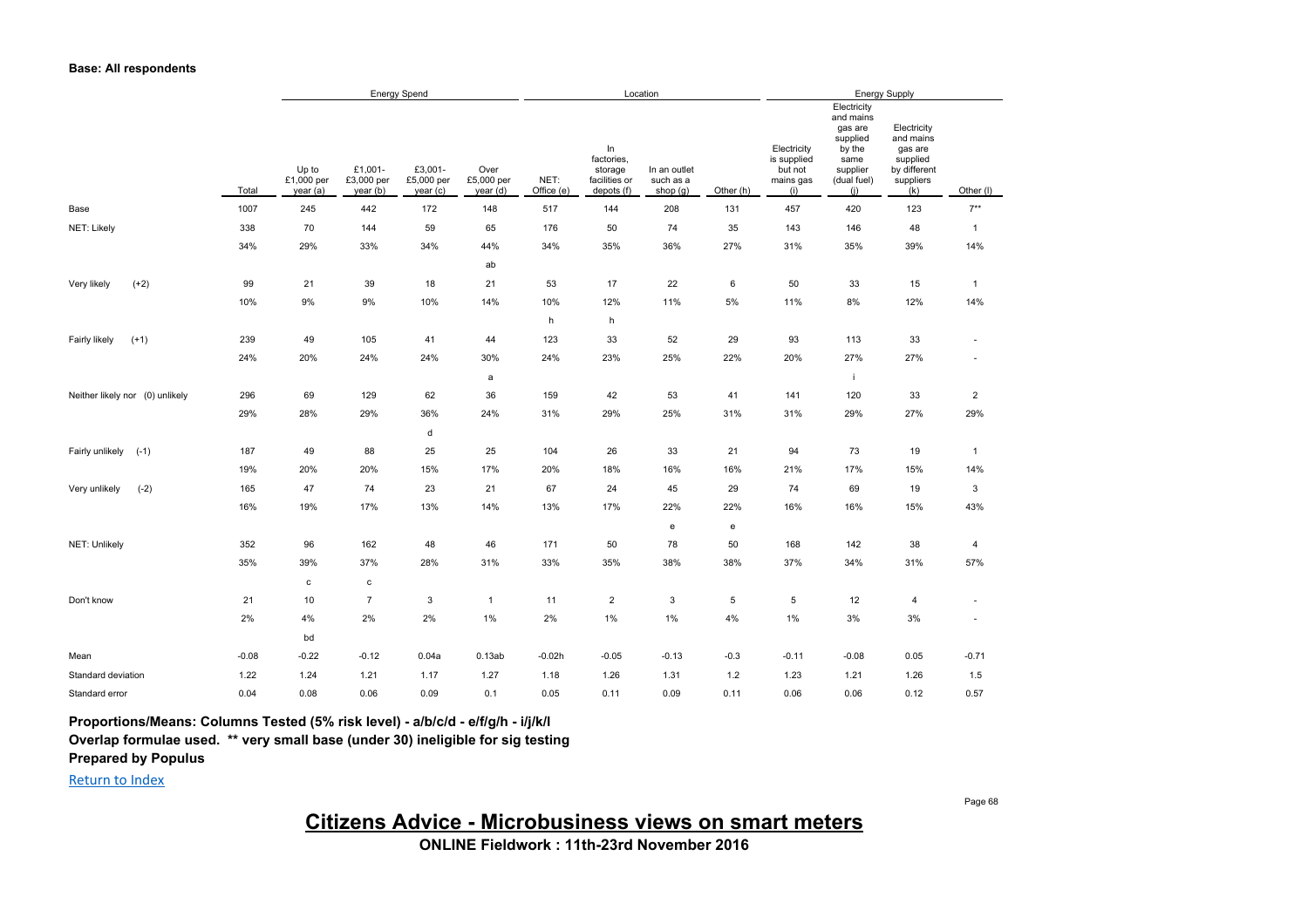**Base: All respondents**

| | Total | Energy Spend | | | | Location | | | | Energy Supply | | | |
|---|---|---|---|---|---|---|---|---|---|---|---|---|---|
| | | Up to £1,000 per year (a) | £1,001-£3,000 per year (b) | £3,001-£5,000 per year (c) | Over £5,000 per year (d) | NET: Office (e) | In factories, storage facilities or depots (f) | In an outlet such as a shop (g) | Other (h) | Electricity is supplied but not mains gas (i) | Electricity and mains gas are supplied by the same supplier (dual fuel) (j) | Electricity and mains gas are supplied by different suppliers (k) | Other (l) |
| Base | 1007 | 245 | 442 | 172 | 148 | 517 | 144 | 208 | 131 | 457 | 420 | 123 | 7** |
| NET: Likely | 338 | 70 | 144 | 59 | 65 | 176 | 50 | 74 | 35 | 143 | 146 | 48 | 1 |
| | 34% | 29% | 33% | 34% | 44% | 34% | 35% | 36% | 27% | 31% | 35% | 39% | 14% |
| | | | | | ab | | | | | | | | |
| Very likely (+2) | 99 | 21 | 39 | 18 | 21 | 53 | 17 | 22 | 6 | 50 | 33 | 15 | 1 |
| | 10% | 9% | 9% | 10% | 14% | 10% | 12% | 11% | 5% | 11% | 8% | 12% | 14% |
| | | | | | | h | h | | | | | | |
| Fairly likely (+1) | 239 | 49 | 105 | 41 | 44 | 123 | 33 | 52 | 29 | 93 | 113 | 33 | - |
| | 24% | 20% | 24% | 24% | 30% | 24% | 23% | 25% | 22% | 20% | 27% | 27% | - |
| | | | | | a | | | | | | i | | |
| Neither likely nor (0) unlikely | 296 | 69 | 129 | 62 | 36 | 159 | 42 | 53 | 41 | 141 | 120 | 33 | 2 |
| | 29% | 28% | 29% | 36% | 24% | 31% | 29% | 25% | 31% | 31% | 29% | 27% | 29% |
| | | | | d | | | | | | | | | |
| Fairly unlikely (-1) | 187 | 49 | 88 | 25 | 25 | 104 | 26 | 33 | 21 | 94 | 73 | 19 | 1 |
| | 19% | 20% | 20% | 15% | 17% | 20% | 18% | 16% | 16% | 21% | 17% | 15% | 14% |
| Very unlikely (-2) | 165 | 47 | 74 | 23 | 21 | 67 | 24 | 45 | 29 | 74 | 69 | 19 | 3 |
| | 16% | 19% | 17% | 13% | 14% | 13% | 17% | 22% | 22% | 16% | 16% | 15% | 43% |
| | | | | | | | | e | e | | | | |
| NET: Unlikely | 352 | 96 | 162 | 48 | 46 | 171 | 50 | 78 | 50 | 168 | 142 | 38 | 4 |
| | 35% | 39% | 37% | 28% | 31% | 33% | 35% | 38% | 38% | 37% | 34% | 31% | 57% |
| | | c | c | | | | | | | | | | |
| Don't know | 21 | 10 | 7 | 3 | 1 | 11 | 2 | 3 | 5 | 5 | 12 | 4 | - |
| | 2% | 4% | 2% | 2% | 1% | 2% | 1% | 1% | 4% | 1% | 3% | 3% | - |
| | | bd | | | | | | | | | | | |
| Mean | -0.08 | -0.22 | -0.12 | 0.04a | 0.13ab | -0.02h | -0.05 | -0.13 | -0.3 | -0.11 | -0.08 | 0.05 | -0.71 |
| Standard deviation | 1.22 | 1.24 | 1.21 | 1.17 | 1.27 | 1.18 | 1.26 | 1.31 | 1.2 | 1.23 | 1.21 | 1.26 | 1.5 |
| Standard error | 0.04 | 0.08 | 0.06 | 0.09 | 0.1 | 0.05 | 0.11 | 0.09 | 0.11 | 0.06 | 0.06 | 0.12 | 0.57 |

**Proportions/Means: Columns Tested (5% risk level) - a/b/c/d - e/f/g/h - i/j/k/l**
**Overlap formulae used. ** very small base (under 30) ineligible for sig testing**
**Prepared by Populus**

Return to Index

## Citizens Advice - Microbusiness views on smart meters

**ONLINE Fieldwork : 11th-23rd November 2016**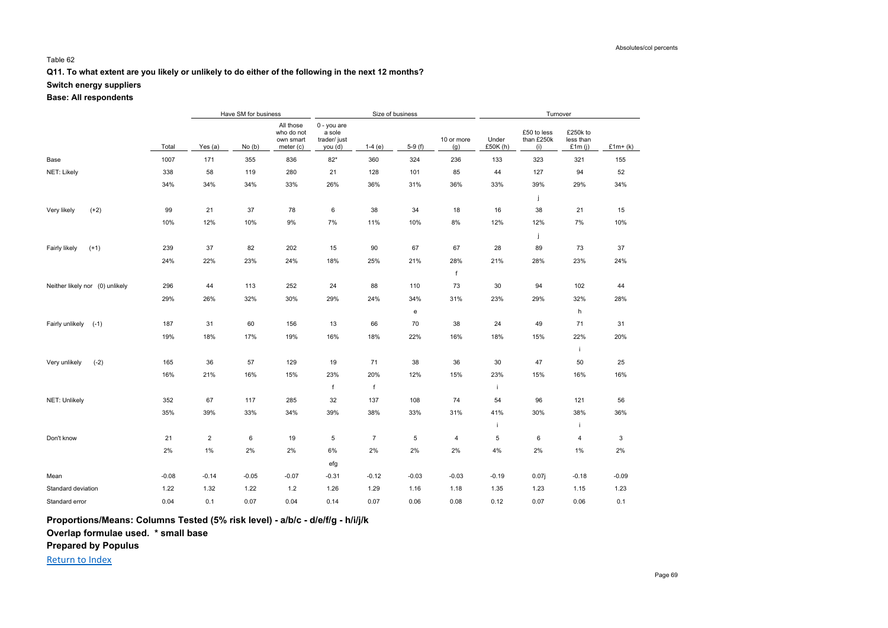Absolutes/col percents

Table 62

**Q11. To what extent are you likely or unlikely to do either of the following in the next 12 months?**

**Switch energy suppliers**

**Base: All respondents**

| | | Have SM for business | | | Size of business | | | | Turnover | | | |
|---|---|---|---|---|---|---|---|---|---|---|---|---|
| | Total | Yes (a) | No (b) | All those who do not own smart meter (c) | 0 - you are a sole trader/ just you (d) | 1-4 (e) | 5-9 (f) | 10 or more (g) | Under £50K (h) | £50 to less than £250k (i) | £250k to less than £1m (j) | £1m+ (k) |
| Base | 1007 | 171 | 355 | 836 | 82* | 360 | 324 | 236 | 133 | 323 | 321 | 155 |
| NET: Likely | 338 | 58 | 119 | 280 | 21 | 128 | 101 | 85 | 44 | 127 | 94 | 52 |
| | 34% | 34% | 34% | 33% | 26% | 36% | 31% | 36% | 33% | 39% | 29% | 34% |
| | | | | | | | | | | j | | |
| Very likely (+2) | 99 | 21 | 37 | 78 | 6 | 38 | 34 | 18 | 16 | 38 | 21 | 15 |
| | 10% | 12% | 10% | 9% | 7% | 11% | 10% | 8% | 12% | 12% | 7% | 10% |
| | | | | | | | | | | j | | |
| Fairly likely (+1) | 239 | 37 | 82 | 202 | 15 | 90 | 67 | 67 | 28 | 89 | 73 | 37 |
| | 24% | 22% | 23% | 24% | 18% | 25% | 21% | 28% | 21% | 28% | 23% | 24% |
| | | | | | | | | f | | | | |
| Neither likely nor (0) unlikely | 296 | 44 | 113 | 252 | 24 | 88 | 110 | 73 | 30 | 94 | 102 | 44 |
| | 29% | 26% | 32% | 30% | 29% | 24% | 34% | 31% | 23% | 29% | 32% | 28% |
| | | | | | | | e | | | | h | |
| Fairly unlikely (-1) | 187 | 31 | 60 | 156 | 13 | 66 | 70 | 38 | 24 | 49 | 71 | 31 |
| | 19% | 18% | 17% | 19% | 16% | 18% | 22% | 16% | 18% | 15% | 22% | 20% |
| | | | | | | | | | | | i | |
| Very unlikely (-2) | 165 | 36 | 57 | 129 | 19 | 71 | 38 | 36 | 30 | 47 | 50 | 25 |
| | 16% | 21% | 16% | 15% | 23% | 20% | 12% | 15% | 23% | 15% | 16% | 16% |
| | | | | | f | f | | | i | | | |
| NET: Unlikely | 352 | 67 | 117 | 285 | 32 | 137 | 108 | 74 | 54 | 96 | 121 | 56 |
| | 35% | 39% | 33% | 34% | 39% | 38% | 33% | 31% | 41% | 30% | 38% | 36% |
| | | | | | | | | | i | | i | |
| Don't know | 21 | 2 | 6 | 19 | 5 | 7 | 5 | 4 | 5 | 6 | 4 | 3 |
| | 2% | 1% | 2% | 2% | 6% | 2% | 2% | 2% | 4% | 2% | 1% | 2% |
| | | | | | efg | | | | | | | |
| Mean | -0.08 | -0.14 | -0.05 | -0.07 | -0.31 | -0.12 | -0.03 | -0.03 | -0.19 | 0.07j | -0.18 | -0.09 |
| Standard deviation | 1.22 | 1.32 | 1.22 | 1.2 | 1.26 | 1.29 | 1.16 | 1.18 | 1.35 | 1.23 | 1.15 | 1.23 |
| Standard error | 0.04 | 0.1 | 0.07 | 0.04 | 0.14 | 0.07 | 0.06 | 0.08 | 0.12 | 0.07 | 0.06 | 0.1 |

**Proportions/Means: Columns Tested (5% risk level) - a/b/c - d/e/f/g - h/i/j/k**

**Overlap formulae used. * small base**

**Prepared by Populus**

Return to Index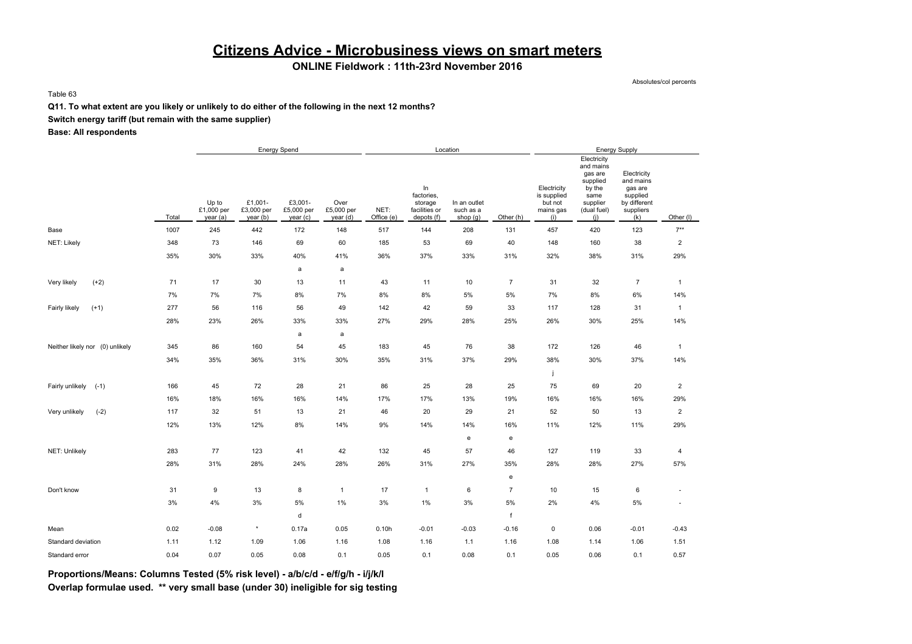# Citizens Advice - Microbusiness views on smart meters

**ONLINE Fieldwork : 11th-23rd November 2016**

Absolutes/col percents

Table 63

**Q11. To what extent are you likely or unlikely to do either of the following in the next 12 months?**

**Switch energy tariff (but remain with the same supplier)**

**Base: All respondents**

| | | Energy Spend | | | | Location | | | | Energy Supply | | | |
|---|---|---|---|---|---|---|---|---|---|---|---|---|---|
| | Total | Up to £1,000 per year (a) | £1,001- £3,000 per year (b) | £3,001- £5,000 per year (c) | Over £5,000 per year (d) | NET: Office (e) | In factories, storage facilities or depots (f) | In an outlet such as a shop (g) | Other (h) | Electricity is supplied but not mains gas (i) | Electricity and mains gas are supplied by the same supplier (dual fuel) (j) | Electricity and mains gas are supplied by different suppliers (k) | Other (l) |
| Base | 1007 | 245 | 442 | 172 | 148 | 517 | 144 | 208 | 131 | 457 | 420 | 123 | 7** |
| NET: Likely | 348 | 73 | 146 | 69 | 60 | 185 | 53 | 69 | 40 | 148 | 160 | 38 | 2 |
| | 35% | 30% | 33% | 40% | 41% | 36% | 37% | 33% | 31% | 32% | 38% | 31% | 29% |
| | | | | a | a | | | | | | | | |
| Very likely (+2) | 71 | 17 | 30 | 13 | 11 | 43 | 11 | 10 | 7 | 31 | 32 | 7 | 1 |
| | 7% | 7% | 7% | 8% | 7% | 8% | 8% | 5% | 5% | 7% | 8% | 6% | 14% |
| Fairly likely (+1) | 277 | 56 | 116 | 56 | 49 | 142 | 42 | 59 | 33 | 117 | 128 | 31 | 1 |
| | 28% | 23% | 26% | 33% | 33% | 27% | 29% | 28% | 25% | 26% | 30% | 25% | 14% |
| | | | | a | a | | | | | | | | |
| Neither likely nor (0) unlikely | 345 | 86 | 160 | 54 | 45 | 183 | 45 | 76 | 38 | 172 | 126 | 46 | 1 |
| | 34% | 35% | 36% | 31% | 30% | 35% | 31% | 37% | 29% | 38% | 30% | 37% | 14% |
| | | | | | | | | | | j | | | |
| Fairly unlikely (-1) | 166 | 45 | 72 | 28 | 21 | 86 | 25 | 28 | 25 | 75 | 69 | 20 | 2 |
| | 16% | 18% | 16% | 16% | 14% | 17% | 17% | 13% | 19% | 16% | 16% | 16% | 29% |
| Very unlikely (-2) | 117 | 32 | 51 | 13 | 21 | 46 | 20 | 29 | 21 | 52 | 50 | 13 | 2 |
| | 12% | 13% | 12% | 8% | 14% | 9% | 14% | 14% | 16% | 11% | 12% | 11% | 29% |
| | | | | | | | | e | e | | | | |
| NET: Unlikely | 283 | 77 | 123 | 41 | 42 | 132 | 45 | 57 | 46 | 127 | 119 | 33 | 4 |
| | 28% | 31% | 28% | 24% | 28% | 26% | 31% | 27% | 35% | 28% | 28% | 27% | 57% |
| | | | | | | | | | e | | | | |
| Don't know | 31 | 9 | 13 | 8 | 1 | 17 | 1 | 6 | 7 | 10 | 15 | 6 | - |
| | 3% | 4% | 3% | 5% | 1% | 3% | 1% | 3% | 5% | 2% | 4% | 5% | - |
| | | | | d | | | | | f | | | | |
| Mean | 0.02 | -0.08 | * | 0.17a | 0.05 | 0.10h | -0.01 | -0.03 | -0.16 | 0 | 0.06 | -0.01 | -0.43 |
| Standard deviation | 1.11 | 1.12 | 1.09 | 1.06 | 1.16 | 1.08 | 1.16 | 1.1 | 1.16 | 1.08 | 1.14 | 1.06 | 1.51 |
| Standard error | 0.04 | 0.07 | 0.05 | 0.08 | 0.1 | 0.05 | 0.1 | 0.08 | 0.1 | 0.05 | 0.06 | 0.1 | 0.57 |

**Proportions/Means: Columns Tested (5% risk level) - a/b/c/d - e/f/g/h - i/j/k/l**
**Overlap formulae used. ** very small base (under 30) ineligible for sig testing**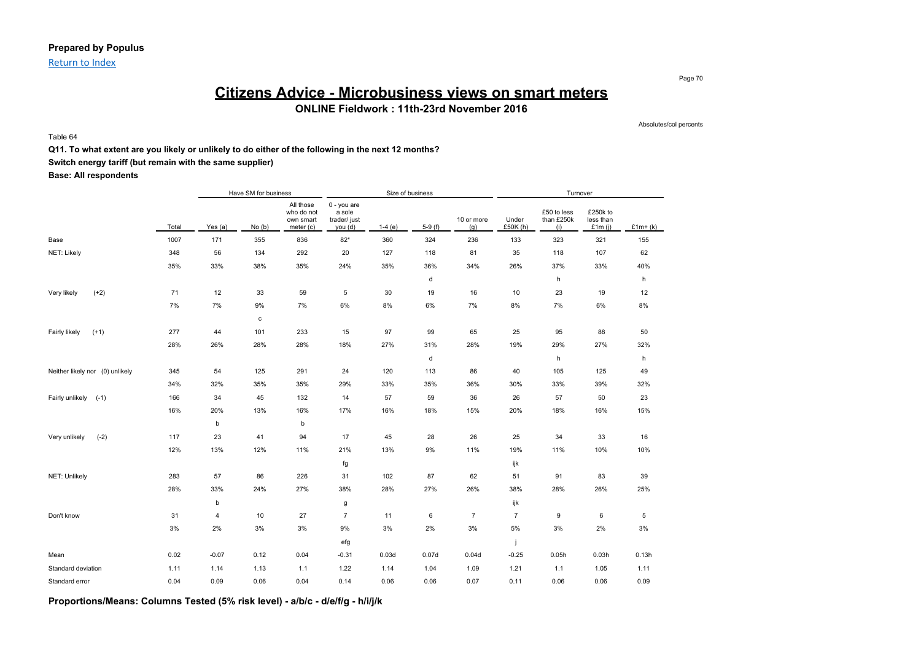**Prepared by Populus**

Return to Index

# Citizens Advice - Microbusiness views on smart meters

**ONLINE Fieldwork : 11th-23rd November 2016**

Absolutes/col percents

Table 64

**Q11. To what extent are you likely or unlikely to do either of the following in the next 12 months?**

**Switch energy tariff (but remain with the same supplier)**

**Base: All respondents**

| | | Have SM for business | | | Size of business | | | | Turnover | | | |
|---|---|---|---|---|---|---|---|---|---|---|---|---|
| | Total | Yes (a) | No (b) | All those who do not own smart meter (c) | 0 - you are a sole trader/ just you (d) | 1-4 (e) | 5-9 (f) | 10 or more (g) | Under £50K (h) | £50 to less than £250k (i) | £250k to less than £1m (j) | £1m+ (k) |
| Base | 1007 | 171 | 355 | 836 | 82* | 360 | 324 | 236 | 133 | 323 | 321 | 155 |
| NET: Likely | 348 | 56 | 134 | 292 | 20 | 127 | 118 | 81 | 35 | 118 | 107 | 62 |
| | 35% | 33% | 38% | 35% | 24% | 35% | 36% | 34% | 26% | 37% | 33% | 40% |
| | | | | | | | d | | | h | | h |
| Very likely (+2) | 71 | 12 | 33 | 59 | 5 | 30 | 19 | 16 | 10 | 23 | 19 | 12 |
| | 7% | 7% | 9% | 7% | 6% | 8% | 6% | 7% | 8% | 7% | 6% | 8% |
| | | | c | | | | | | | | | |
| Fairly likely (+1) | 277 | 44 | 101 | 233 | 15 | 97 | 99 | 65 | 25 | 95 | 88 | 50 |
| | 28% | 26% | 28% | 28% | 18% | 27% | 31% | 28% | 19% | 29% | 27% | 32% |
| | | | | | | | d | | | h | | h |
| Neither likely nor (0) unlikely | 345 | 54 | 125 | 291 | 24 | 120 | 113 | 86 | 40 | 105 | 125 | 49 |
| | 34% | 32% | 35% | 35% | 29% | 33% | 35% | 36% | 30% | 33% | 39% | 32% |
| Fairly unlikely (-1) | 166 | 34 | 45 | 132 | 14 | 57 | 59 | 36 | 26 | 57 | 50 | 23 |
| | 16% | 20% | 13% | 16% | 17% | 16% | 18% | 15% | 20% | 18% | 16% | 15% |
| | | b | | b | | | | | | | | |
| Very unlikely (-2) | 117 | 23 | 41 | 94 | 17 | 45 | 28 | 26 | 25 | 34 | 33 | 16 |
| | 12% | 13% | 12% | 11% | 21% | 13% | 9% | 11% | 19% | 11% | 10% | 10% |
| | | | | | fg | | | | ijk | | | |
| NET: Unlikely | 283 | 57 | 86 | 226 | 31 | 102 | 87 | 62 | 51 | 91 | 83 | 39 |
| | 28% | 33% | 24% | 27% | 38% | 28% | 27% | 26% | 38% | 28% | 26% | 25% |
| | | b | | | g | | | | ijk | | | |
| Don't know | 31 | 4 | 10 | 27 | 7 | 11 | 6 | 7 | 7 | 9 | 6 | 5 |
| | 3% | 2% | 3% | 3% | 9% | 3% | 2% | 3% | 5% | 3% | 2% | 3% |
| | | | | | efg | | | | j | | | |
| Mean | 0.02 | -0.07 | 0.12 | 0.04 | -0.31 | 0.03d | 0.07d | 0.04d | -0.25 | 0.05h | 0.03h | 0.13h |
| Standard deviation | 1.11 | 1.14 | 1.13 | 1.1 | 1.22 | 1.14 | 1.04 | 1.09 | 1.21 | 1.1 | 1.05 | 1.11 |
| Standard error | 0.04 | 0.09 | 0.06 | 0.04 | 0.14 | 0.06 | 0.06 | 0.07 | 0.11 | 0.06 | 0.06 | 0.09 |

**Proportions/Means: Columns Tested (5% risk level) - a/b/c - d/e/f/g - h/i/j/k**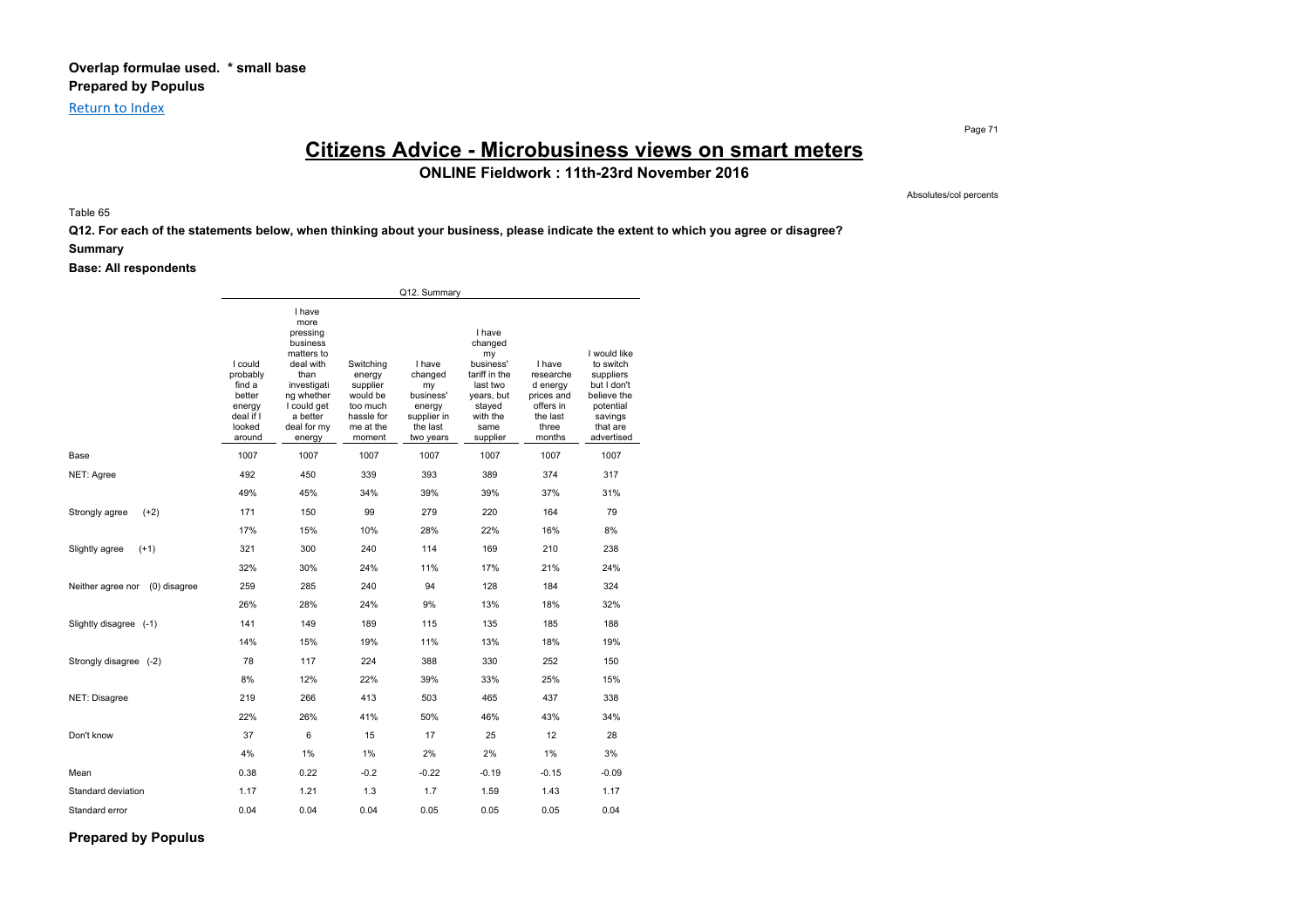**Overlap formulae used. * small base**
**Prepared by Populus**

Return to Index

# Citizens Advice - Microbusiness views on smart meters

## ONLINE Fieldwork : 11th-23rd November 2016

Absolutes/col percents

Table 65

**Q12. For each of the statements below, when thinking about your business, please indicate the extent to which you agree or disagree?**

**Summary**

**Base: All respondents**

| | Q12. Summary | | | | | | |
|---|---|---|---|---|---|---|---|
| | I could probably find a better energy deal if I looked around | I have more pressing business matters to deal with than investigating whether I could get a better deal for my energy | Switching energy supplier would be too much hassle for me at the moment | I have changed my business' energy supplier in the last two years | I have changed my business' tariff in the last two years, but stayed with the same supplier | I have researched energy prices and offers in the last three months | I would like to switch suppliers but I don't believe the potential savings that are advertised |
| Base | 1007 | 1007 | 1007 | 1007 | 1007 | 1007 | 1007 |
| NET: Agree | 492 | 450 | 339 | 393 | 389 | 374 | 317 |
| | 49% | 45% | 34% | 39% | 39% | 37% | 31% |
| Strongly agree (+2) | 171 | 150 | 99 | 279 | 220 | 164 | 79 |
| | 17% | 15% | 10% | 28% | 22% | 16% | 8% |
| Slightly agree (+1) | 321 | 300 | 240 | 114 | 169 | 210 | 238 |
| | 32% | 30% | 24% | 11% | 17% | 21% | 24% |
| Neither agree nor (0) disagree | 259 | 285 | 240 | 94 | 128 | 184 | 324 |
| | 26% | 28% | 24% | 9% | 13% | 18% | 32% |
| Slightly disagree (-1) | 141 | 149 | 189 | 115 | 135 | 185 | 188 |
| | 14% | 15% | 19% | 11% | 13% | 18% | 19% |
| Strongly disagree (-2) | 78 | 117 | 224 | 388 | 330 | 252 | 150 |
| | 8% | 12% | 22% | 39% | 33% | 25% | 15% |
| NET: Disagree | 219 | 266 | 413 | 503 | 465 | 437 | 338 |
| | 22% | 26% | 41% | 50% | 46% | 43% | 34% |
| Don't know | 37 | 6 | 15 | 17 | 25 | 12 | 28 |
| | 4% | 1% | 1% | 2% | 2% | 1% | 3% |
| Mean | 0.38 | 0.22 | -0.2 | -0.22 | -0.19 | -0.15 | -0.09 |
| Standard deviation | 1.17 | 1.21 | 1.3 | 1.7 | 1.59 | 1.43 | 1.17 |
| Standard error | 0.04 | 0.04 | 0.04 | 0.05 | 0.05 | 0.05 | 0.04 |

**Prepared by Populus**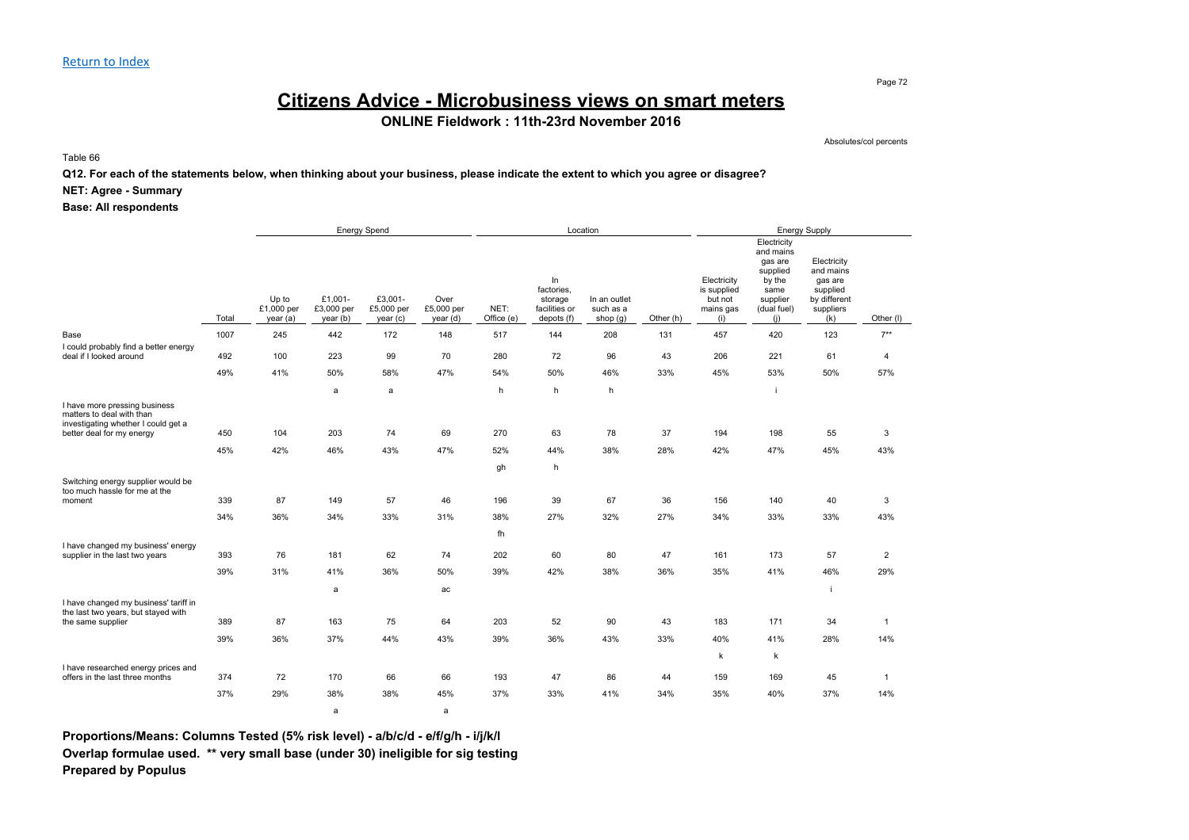Return to Index

# Citizens Advice - Microbusiness views on smart meters

**ONLINE Fieldwork : 11th-23rd November 2016**

Absolutes/col percents

Table 66

**Q12. For each of the statements below, when thinking about your business, please indicate the extent to which you agree or disagree?**

**NET: Agree - Summary**

**Base: All respondents**

| | | Energy Spend | | | | Location | | | | Energy Supply | | | |
|---|---|---|---|---|---|---|---|---|---|---|---|---|---|
| | Total | Up to £1,000 per year (a) | £1,001-£3,000 per year (b) | £3,001-£5,000 per year (c) | Over £5,000 per year (d) | NET: Office (e) | In factories, storage facilities or depots (f) | In an outlet such as a shop (g) | Other (h) | Electricity is supplied but not mains gas (i) | Electricity and mains gas are supplied by the same supplier (dual fuel) (j) | Electricity and mains gas are supplied by different suppliers (k) | Other (l) |
| Base | 1007 | 245 | 442 | 172 | 148 | 517 | 144 | 208 | 131 | 457 | 420 | 123 | 7** |
| I could probably find a better energy deal if I looked around | 492 | 100 | 223 | 99 | 70 | 280 | 72 | 96 | 43 | 206 | 221 | 61 | 4 |
| | 49% | 41% | 50% | 58% | 47% | 54% | 50% | 46% | 33% | 45% | 53% | 50% | 57% |
| | | | a | a | | h | h | h | | | i | | |
| I have more pressing business matters to deal with than investigating whether I could get a better deal for my energy | 450 | 104 | 203 | 74 | 69 | 270 | 63 | 78 | 37 | 194 | 198 | 55 | 3 |
| | 45% | 42% | 46% | 43% | 47% | 52% | 44% | 38% | 28% | 42% | 47% | 45% | 43% |
| | | | | | | gh | h | | | | | | |
| Switching energy supplier would be too much hassle for me at the moment | 339 | 87 | 149 | 57 | 46 | 196 | 39 | 67 | 36 | 156 | 140 | 40 | 3 |
| | 34% | 36% | 34% | 33% | 31% | 38% | 27% | 32% | 27% | 34% | 33% | 33% | 43% |
| | | | | | | fh | | | | | | | |
| I have changed my business' energy supplier in the last two years | 393 | 76 | 181 | 62 | 74 | 202 | 60 | 80 | 47 | 161 | 173 | 57 | 2 |
| | 39% | 31% | 41% | 36% | 50% | 39% | 42% | 38% | 36% | 35% | 41% | 46% | 29% |
| | | | a | | ac | | | | | | | i | |
| I have changed my business' tariff in the last two years, but stayed with the same supplier | 389 | 87 | 163 | 75 | 64 | 203 | 52 | 90 | 43 | 183 | 171 | 34 | 1 |
| | 39% | 36% | 37% | 44% | 43% | 39% | 36% | 43% | 33% | 40% | 41% | 28% | 14% |
| | | | | | | | | | | k | k | | |
| I have researched energy prices and offers in the last three months | 374 | 72 | 170 | 66 | 66 | 193 | 47 | 86 | 44 | 159 | 169 | 45 | 1 |
| | 37% | 29% | 38% | 38% | 45% | 37% | 33% | 41% | 34% | 35% | 40% | 37% | 14% |
| | | | a | | a | | | | | | | | |

**Proportions/Means: Columns Tested (5% risk level) - a/b/c/d - e/f/g/h - i/j/k/l**
**Overlap formulae used. ** very small base (under 30) ineligible for sig testing**
**Prepared by Populus**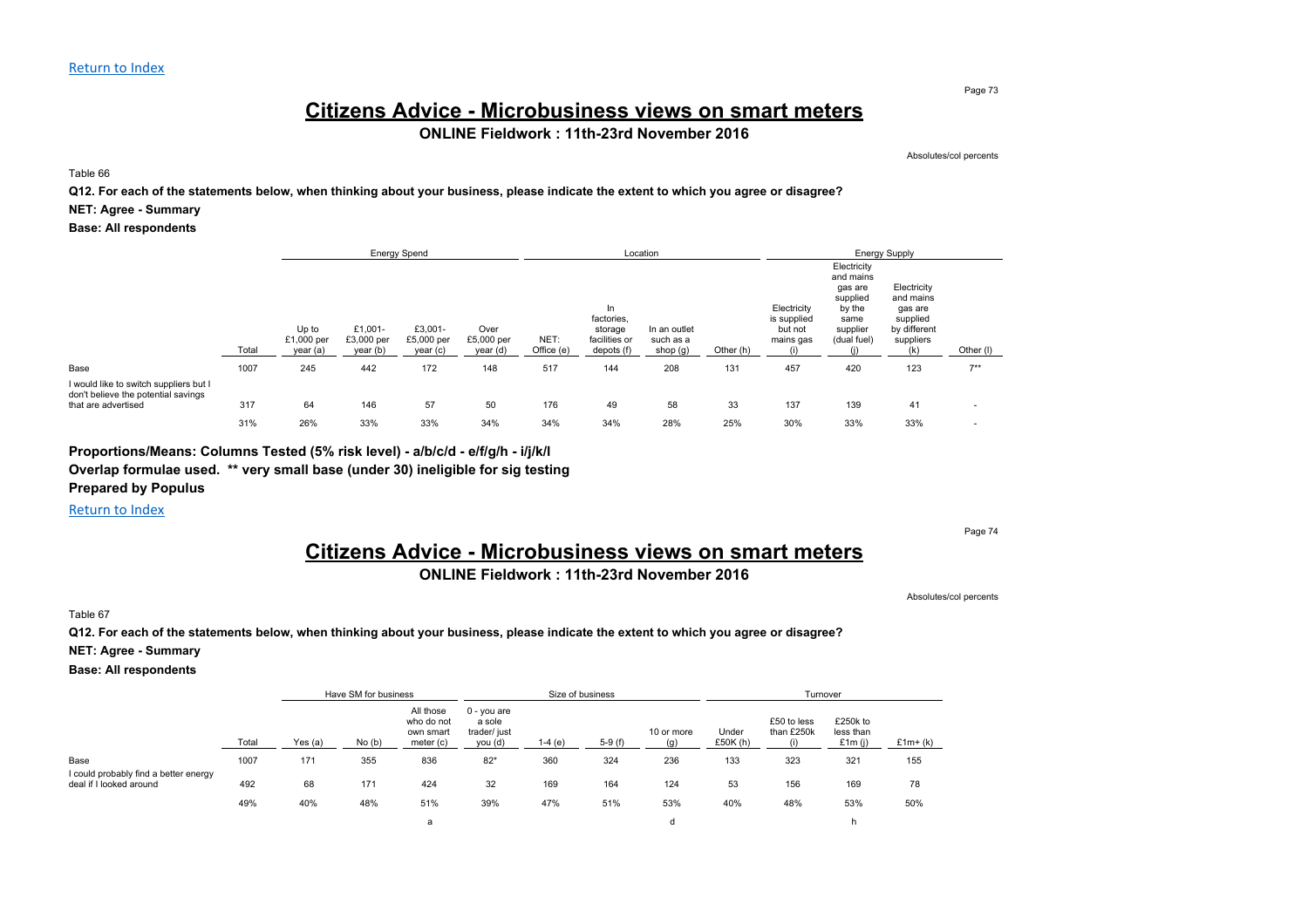[Return to Index](#)

# Citizens Advice - Microbusiness views on smart meters

**ONLINE Fieldwork : 11th-23rd November 2016**

Absolutes/col percents

Table 66

**Q12. For each of the statements below, when thinking about your business, please indicate the extent to which you agree or disagree?**

**NET: Agree - Summary**

**Base: All respondents**

| | | Energy Spend | | | | Location | | | | Energy Supply | | | |
|---|---|---|---|---|---|---|---|---|---|---|---|---|---|
| | Total | Up to £1,000 per year (a) | £1,001- £3,000 per year (b) | £3,001- £5,000 per year (c) | Over £5,000 per year (d) | NET: Office (e) | In factories, storage facilities or depots (f) | In an outlet such as a shop (g) | Other (h) | Electricity is supplied but not mains gas (i) | Electricity and mains gas are supplied by the same supplier (dual fuel) (j) | Electricity and mains gas are supplied by different suppliers (k) | Other (l) |
| Base | 1007 | 245 | 442 | 172 | 148 | 517 | 144 | 208 | 131 | 457 | 420 | 123 | 7** |
| I would like to switch suppliers but I don't believe the potential savings that are advertised | 317 | 64 | 146 | 57 | 50 | 176 | 49 | 58 | 33 | 137 | 139 | 41 | - |
| | 31% | 26% | 33% | 33% | 34% | 34% | 34% | 28% | 25% | 30% | 33% | 33% | - |

**Proportions/Means: Columns Tested (5% risk level) - a/b/c/d - e/f/g/h - i/j/k/l**
**Overlap formulae used. ** very small base (under 30) ineligible for sig testing**
**Prepared by Populus**

[Return to Index](#)

# Citizens Advice - Microbusiness views on smart meters

**ONLINE Fieldwork : 11th-23rd November 2016**

Absolutes/col percents

Table 67

**Q12. For each of the statements below, when thinking about your business, please indicate the extent to which you agree or disagree?**

**NET: Agree - Summary**

**Base: All respondents**

| | | Have SM for business | | | Size of business | | | | Turnover | | | |
|---|---|---|---|---|---|---|---|---|---|---|---|---|
| | Total | Yes (a) | No (b) | All those who do not own smart meter (c) | 0 - you are a sole trader/ just you (d) | 1-4 (e) | 5-9 (f) | 10 or more (g) | Under £50K (h) | £50 to less than £250k (i) | £250k to less than £1m (j) | £1m+ (k) |
| Base | 1007 | 171 | 355 | 836 | 82* | 360 | 324 | 236 | 133 | 323 | 321 | 155 |
| I could probably find a better energy deal if I looked around | 492 | 68 | 171 | 424 | 32 | 169 | 164 | 124 | 53 | 156 | 169 | 78 |
| | 49% | 40% | 48% | 51% | 39% | 47% | 51% | 53% | 40% | 48% | 53% | 50% |
| | | | | a | | | | d | | | h | |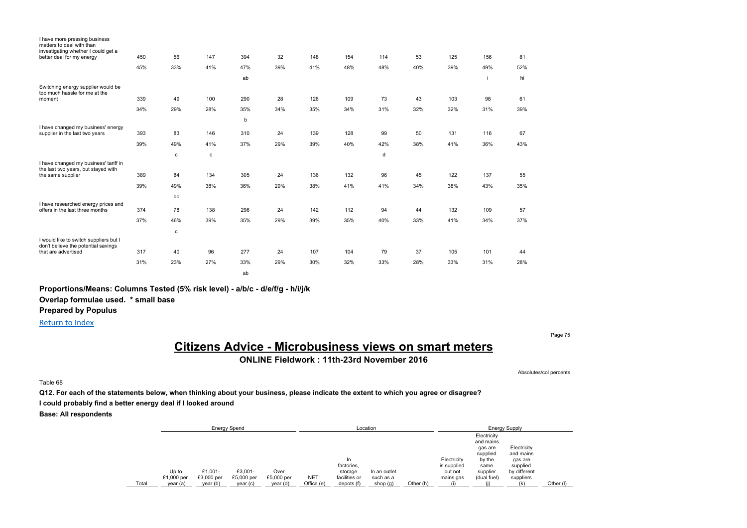| | Total | Up to £1,000 per year (a) | £1,001-£3,000 per year (b) | £3,001-£5,000 per year (c) | Over £5,000 per year (d) | NET: Office (e) | In factories, storage facilities or depots (f) | In an outlet such as a shop (g) | Other (h) | Electricity is supplied but not mains gas (i) | Electricity and mains gas are supplied by the same supplier (dual fuel) (j) | Electricity and mains gas are supplied by different suppliers (k) | Other (l) |
|---|---|---|---|---|---|---|---|---|---|---|---|---|---|
| I have more pressing business matters to deal with than investigating whether I could get a better deal for my energy | 450 | 56 | 147 | 394 | 32 | 148 | 154 | 114 | 53 | 125 | 156 | 81 | |
| | 45% | 33% | 41% | 47% | 39% | 41% | 48% | 48% | 40% | 39% | 49% | 52% | |
| | | | | ab | | | | | | | i | hi | |
| Switching energy supplier would be too much hassle for me at the moment | 339 | 49 | 100 | 290 | 28 | 126 | 109 | 73 | 43 | 103 | 98 | 61 | |
| | 34% | 29% | 28% | 35% | 34% | 35% | 34% | 31% | 32% | 32% | 31% | 39% | |
| | | | | b | | | | | | | | | |
| I have changed my business' energy supplier in the last two years | 393 | 83 | 146 | 310 | 24 | 139 | 128 | 99 | 50 | 131 | 116 | 67 | |
| | 39% | 49% | 41% | 37% | 29% | 39% | 40% | 42% | 38% | 41% | 36% | 43% | |
| | | c | c | | | | | d | | | | | |
| I have changed my business' tariff in the last two years, but stayed with the same supplier | 389 | 84 | 134 | 305 | 24 | 136 | 132 | 96 | 45 | 122 | 137 | 55 | |
| | 39% | 49% | 38% | 36% | 29% | 38% | 41% | 41% | 34% | 38% | 43% | 35% | |
| | | bc | | | | | | | | | | | |
| I have researched energy prices and offers in the last three months | 374 | 78 | 138 | 296 | 24 | 142 | 112 | 94 | 44 | 132 | 109 | 57 | |
| | 37% | 46% | 39% | 35% | 29% | 39% | 35% | 40% | 33% | 41% | 34% | 37% | |
| | | c | | | | | | | | | | | |
| I would like to switch suppliers but I don't believe the potential savings that are advertised | 317 | 40 | 96 | 277 | 24 | 107 | 104 | 79 | 37 | 105 | 101 | 44 | |
| | 31% | 23% | 27% | 33% | 29% | 30% | 32% | 33% | 28% | 33% | 31% | 28% | |
| | | | | ab | | | | | | | | | |

**Proportions/Means: Columns Tested (5% risk level) - a/b/c - d/e/f/g - h/i/j/k**

**Overlap formulae used. * small base**

**Prepared by Populus**

Return to Index

# Citizens Advice - Microbusiness views on smart meters

**ONLINE Fieldwork : 11th-23rd November 2016**

Absolutes/col percents

Table 68

**Q12. For each of the statements below, when thinking about your business, please indicate the extent to which you agree or disagree?**

**I could probably find a better energy deal if I looked around**

**Base: All respondents**

| | Energy Spend | | | | Location | | | | Energy Supply | | | |
|---|---|---|---|---|---|---|---|---|---|---|---|---|
| Total | Up to £1,000 per year (a) | £1,001-£3,000 per year (b) | £3,001-£5,000 per year (c) | Over £5,000 per year (d) | NET: Office (e) | In factories, storage facilities or depots (f) | In an outlet such as a shop (g) | Other (h) | Electricity is supplied but not mains gas (i) | Electricity and mains gas are supplied by the same supplier (dual fuel) (j) | Electricity and mains gas are supplied by different suppliers (k) | Other (l) |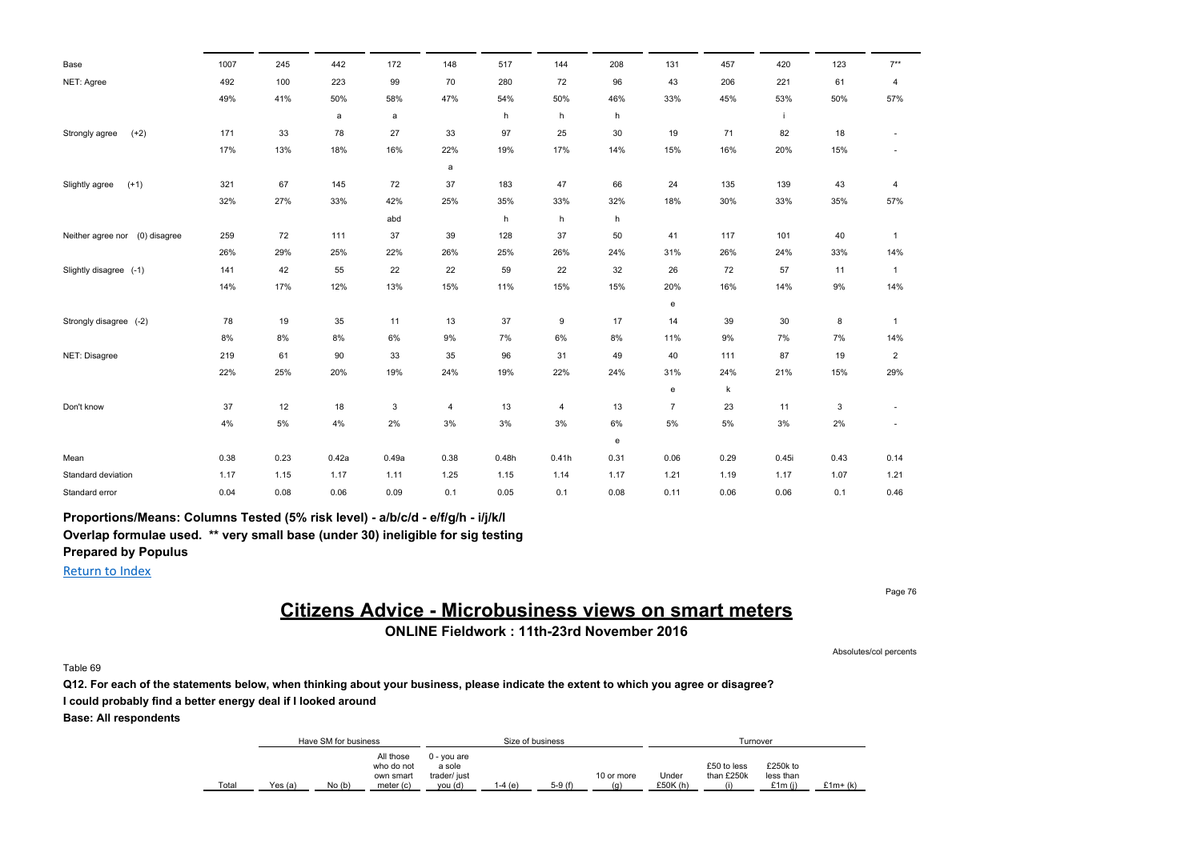| | | | | | | | | | | | | | |
|---|---|---|---|---|---|---|---|---|---|---|---|---|---|
| Base | 1007 | 245 | 442 | 172 | 148 | 517 | 144 | 208 | 131 | 457 | 420 | 123 | 7** |
| NET: Agree | 492 | 100 | 223 | 99 | 70 | 280 | 72 | 96 | 43 | 206 | 221 | 61 | 4 |
| | 49% | 41% | 50% | 58% | 47% | 54% | 50% | 46% | 33% | 45% | 53% | 50% | 57% |
| | | | a | a | | h | h | h | | | i | | |
| Strongly agree (+2) | 171 | 33 | 78 | 27 | 33 | 97 | 25 | 30 | 19 | 71 | 82 | 18 | - |
| | 17% | 13% | 18% | 16% | 22% | 19% | 17% | 14% | 15% | 16% | 20% | 15% | - |
| | | | | | a | | | | | | | | |
| Slightly agree (+1) | 321 | 67 | 145 | 72 | 37 | 183 | 47 | 66 | 24 | 135 | 139 | 43 | 4 |
| | 32% | 27% | 33% | 42% | 25% | 35% | 33% | 32% | 18% | 30% | 33% | 35% | 57% |
| | | | | abd | | h | h | h | | | | | |
| Neither agree nor (0) disagree | 259 | 72 | 111 | 37 | 39 | 128 | 37 | 50 | 41 | 117 | 101 | 40 | 1 |
| | 26% | 29% | 25% | 22% | 26% | 25% | 26% | 24% | 31% | 26% | 24% | 33% | 14% |
| Slightly disagree (-1) | 141 | 42 | 55 | 22 | 22 | 59 | 22 | 32 | 26 | 72 | 57 | 11 | 1 |
| | 14% | 17% | 12% | 13% | 15% | 11% | 15% | 15% | 20% | 16% | 14% | 9% | 14% |
| | | | | | | | | | e | | | | |
| Strongly disagree (-2) | 78 | 19 | 35 | 11 | 13 | 37 | 9 | 17 | 14 | 39 | 30 | 8 | 1 |
| | 8% | 8% | 8% | 6% | 9% | 7% | 6% | 8% | 11% | 9% | 7% | 7% | 14% |
| NET: Disagree | 219 | 61 | 90 | 33 | 35 | 96 | 31 | 49 | 40 | 111 | 87 | 19 | 2 |
| | 22% | 25% | 20% | 19% | 24% | 19% | 22% | 24% | 31% | 24% | 21% | 15% | 29% |
| | | | | | | | | | e | k | | | |
| Don't know | 37 | 12 | 18 | 3 | 4 | 13 | 4 | 13 | 7 | 23 | 11 | 3 | - |
| | 4% | 5% | 4% | 2% | 3% | 3% | 3% | 6% | 5% | 5% | 3% | 2% | - |
| | | | | | | | | e | | | | | |
| Mean | 0.38 | 0.23 | 0.42a | 0.49a | 0.38 | 0.48h | 0.41h | 0.31 | 0.06 | 0.29 | 0.45i | 0.43 | 0.14 |
| Standard deviation | 1.17 | 1.15 | 1.17 | 1.11 | 1.25 | 1.15 | 1.14 | 1.17 | 1.21 | 1.19 | 1.17 | 1.07 | 1.21 |
| Standard error | 0.04 | 0.08 | 0.06 | 0.09 | 0.1 | 0.05 | 0.1 | 0.08 | 0.11 | 0.06 | 0.06 | 0.1 | 0.46 |

**Proportions/Means: Columns Tested (5% risk level) - a/b/c/d - e/f/g/h - i/j/k/l**

**Overlap formulae used. ** very small base (under 30) ineligible for sig testing**

**Prepared by Populus**

Return to Index

# Citizens Advice - Microbusiness views on smart meters

**ONLINE Fieldwork : 11th-23rd November 2016**

Absolutes/col percents

Table 69

**Q12. For each of the statements below, when thinking about your business, please indicate the extent to which you agree or disagree?**

**I could probably find a better energy deal if I looked around**

**Base: All respondents**

| | Have SM for business | | | Size of business | | | | Turnover | | | |
|---|---|---|---|---|---|---|---|---|---|---|---|
| Total | Yes (a) | No (b) | All those who do not own smart meter (c) | 0 - you are a sole trader/ just you (d) | 1-4 (e) | 5-9 (f) | 10 or more (g) | Under £50K (h) | £50 to less than £250k (i) | £250k to less than £1m (j) | £1m+ (k) |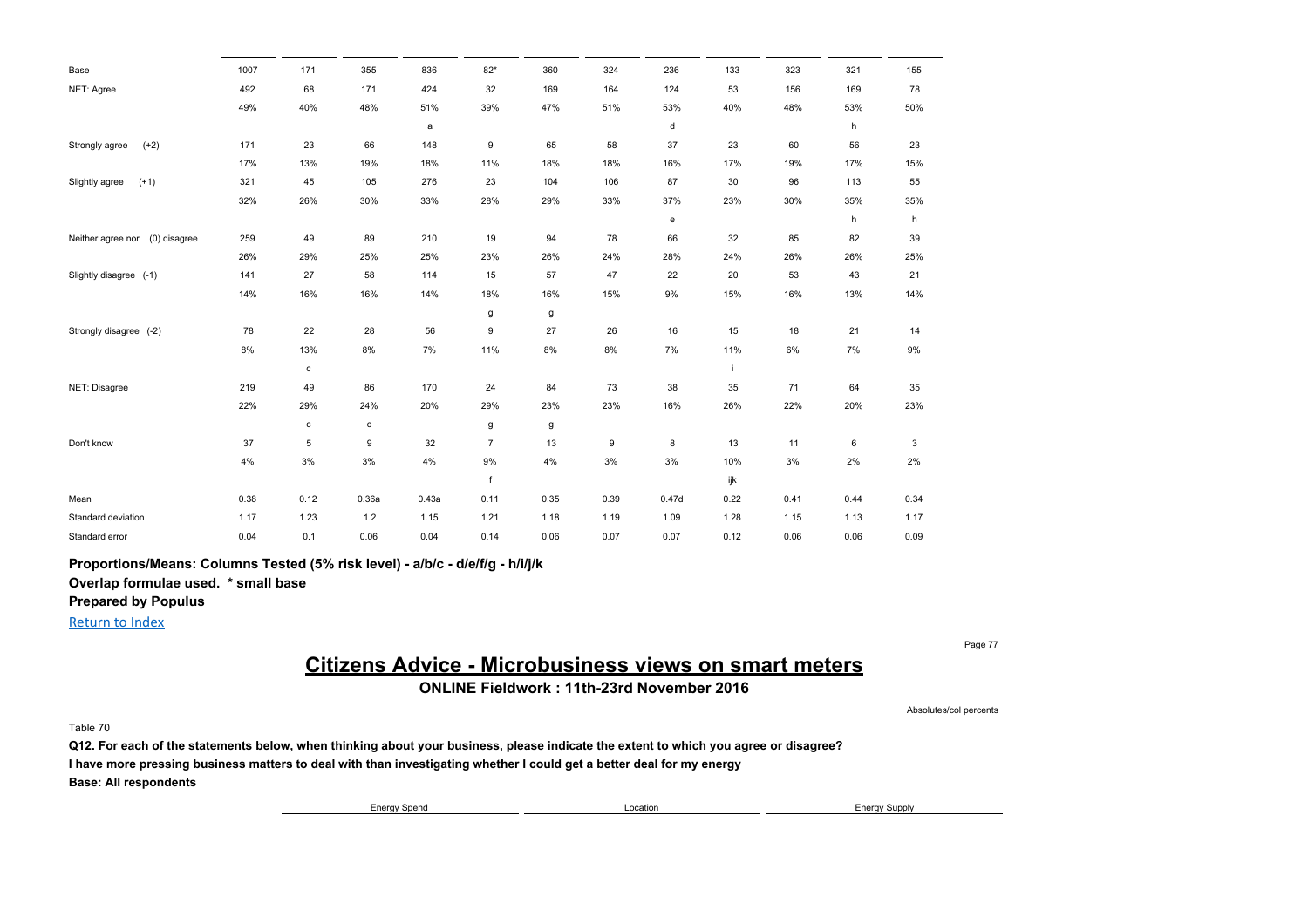| | | | | | | | | | | | | |
|---|---|---|---|---|---|---|---|---|---|---|---|---|
| Base | 1007 | 171 | 355 | 836 | 82* | 360 | 324 | 236 | 133 | 323 | 321 | 155 |
| NET: Agree | 492 | 68 | 171 | 424 | 32 | 169 | 164 | 124 | 53 | 156 | 169 | 78 |
| | 49% | 40% | 48% | 51% | 39% | 47% | 51% | 53% | 40% | 48% | 53% | 50% |
| | | | | a | | | | d | | | h | |
| Strongly agree (+2) | 171 | 23 | 66 | 148 | 9 | 65 | 58 | 37 | 23 | 60 | 56 | 23 |
| | 17% | 13% | 19% | 18% | 11% | 18% | 18% | 16% | 17% | 19% | 17% | 15% |
| Slightly agree (+1) | 321 | 45 | 105 | 276 | 23 | 104 | 106 | 87 | 30 | 96 | 113 | 55 |
| | 32% | 26% | 30% | 33% | 28% | 29% | 33% | 37% | 23% | 30% | 35% | 35% |
| | | | | | | | | e | | | h | h |
| Neither agree nor (0) disagree | 259 | 49 | 89 | 210 | 19 | 94 | 78 | 66 | 32 | 85 | 82 | 39 |
| | 26% | 29% | 25% | 25% | 23% | 26% | 24% | 28% | 24% | 26% | 26% | 25% |
| Slightly disagree (-1) | 141 | 27 | 58 | 114 | 15 | 57 | 47 | 22 | 20 | 53 | 43 | 21 |
| | 14% | 16% | 16% | 14% | 18% | 16% | 15% | 9% | 15% | 16% | 13% | 14% |
| | | | | | g | g | | | | | | |
| Strongly disagree (-2) | 78 | 22 | 28 | 56 | 9 | 27 | 26 | 16 | 15 | 18 | 21 | 14 |
| | 8% | 13% | 8% | 7% | 11% | 8% | 8% | 7% | 11% | 6% | 7% | 9% |
| | | c | | | | | | | i | | | |
| NET: Disagree | 219 | 49 | 86 | 170 | 24 | 84 | 73 | 38 | 35 | 71 | 64 | 35 |
| | 22% | 29% | 24% | 20% | 29% | 23% | 23% | 16% | 26% | 22% | 20% | 23% |
| | | c | c | | g | g | | | | | | |
| Don't know | 37 | 5 | 9 | 32 | 7 | 13 | 9 | 8 | 13 | 11 | 6 | 3 |
| | 4% | 3% | 3% | 4% | 9% | 4% | 3% | 3% | 10% | 3% | 2% | 2% |
| | | | | | f | | | | ijk | | | |
| Mean | 0.38 | 0.12 | 0.36a | 0.43a | 0.11 | 0.35 | 0.39 | 0.47d | 0.22 | 0.41 | 0.44 | 0.34 |
| Standard deviation | 1.17 | 1.23 | 1.2 | 1.15 | 1.21 | 1.18 | 1.19 | 1.09 | 1.28 | 1.15 | 1.13 | 1.17 |
| Standard error | 0.04 | 0.1 | 0.06 | 0.04 | 0.14 | 0.06 | 0.07 | 0.07 | 0.12 | 0.06 | 0.06 | 0.09 |

**Proportions/Means: Columns Tested (5% risk level) - a/b/c - d/e/f/g - h/i/j/k**

**Overlap formulae used. * small base**

**Prepared by Populus**

Return to Index

# Citizens Advice - Microbusiness views on smart meters

**ONLINE Fieldwork : 11th-23rd November 2016**

Absolutes/col percents

Table 70

**Q12. For each of the statements below, when thinking about your business, please indicate the extent to which you agree or disagree?**

**I have more pressing business matters to deal with than investigating whether I could get a better deal for my energy**

**Base: All respondents**

| Energy Spend | Location | Energy Supply |
|---|---|---|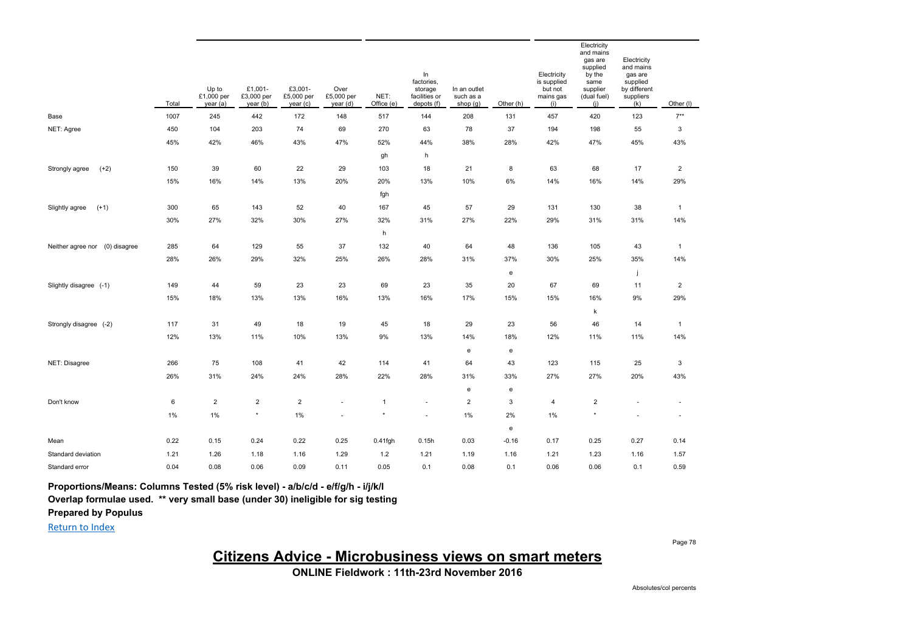| | Total | Up to £1,000 per year (a) | £1,001-£3,000 per year (b) | £3,001-£5,000 per year (c) | Over £5,000 per year (d) | NET: Office (e) | In factories, storage facilities or depots (f) | In an outlet such as a shop (g) | Other (h) | Electricity is supplied but not mains gas (i) | Electricity and mains gas are supplied by the same supplier (dual fuel) (j) | Electricity and mains gas are supplied by different suppliers (k) | Other (l) |
|---|---|---|---|---|---|---|---|---|---|---|---|---|---|
| Base | 1007 | 245 | 442 | 172 | 148 | 517 | 144 | 208 | 131 | 457 | 420 | 123 | 7** |
| NET: Agree | 450 | 104 | 203 | 74 | 69 | 270 | 63 | 78 | 37 | 194 | 198 | 55 | 3 |
| | 45% | 42% | 46% | 43% | 47% | 52% | 44% | 38% | 28% | 42% | 47% | 45% | 43% |
| | | | | | | gh | h | | | | | | |
| Strongly agree (+2) | 150 | 39 | 60 | 22 | 29 | 103 | 18 | 21 | 8 | 63 | 68 | 17 | 2 |
| | 15% | 16% | 14% | 13% | 20% | 20% | 13% | 10% | 6% | 14% | 16% | 14% | 29% |
| | | | | | | fgh | | | | | | | |
| Slightly agree (+1) | 300 | 65 | 143 | 52 | 40 | 167 | 45 | 57 | 29 | 131 | 130 | 38 | 1 |
| | 30% | 27% | 32% | 30% | 27% | 32% | 31% | 27% | 22% | 29% | 31% | 31% | 14% |
| | | | | | | h | | | | | | | |
| Neither agree nor (0) disagree | 285 | 64 | 129 | 55 | 37 | 132 | 40 | 64 | 48 | 136 | 105 | 43 | 1 |
| | 28% | 26% | 29% | 32% | 25% | 26% | 28% | 31% | 37% | 30% | 25% | 35% | 14% |
| | | | | | | | | | e | | | j | |
| Slightly disagree (-1) | 149 | 44 | 59 | 23 | 23 | 69 | 23 | 35 | 20 | 67 | 69 | 11 | 2 |
| | 15% | 18% | 13% | 13% | 16% | 13% | 16% | 17% | 15% | 15% | 16% | 9% | 29% |
| | | | | | | | | | | | k | | |
| Strongly disagree (-2) | 117 | 31 | 49 | 18 | 19 | 45 | 18 | 29 | 23 | 56 | 46 | 14 | 1 |
| | 12% | 13% | 11% | 10% | 13% | 9% | 13% | 14% | 18% | 12% | 11% | 11% | 14% |
| | | | | | | | | e | e | | | | |
| NET: Disagree | 266 | 75 | 108 | 41 | 42 | 114 | 41 | 64 | 43 | 123 | 115 | 25 | 3 |
| | 26% | 31% | 24% | 24% | 28% | 22% | 28% | 31% | 33% | 27% | 27% | 20% | 43% |
| | | | | | | | | e | e | | | | |
| Don't know | 6 | 2 | 2 | 2 | - | 1 | - | 2 | 3 | 4 | 2 | - | - |
| | 1% | 1% | * | 1% | - | * | - | 1% | 2% | 1% | * | - | - |
| | | | | | | | | | e | | | | |
| Mean | 0.22 | 0.15 | 0.24 | 0.22 | 0.25 | 0.41fgh | 0.15h | 0.03 | -0.16 | 0.17 | 0.25 | 0.27 | 0.14 |
| Standard deviation | 1.21 | 1.26 | 1.18 | 1.16 | 1.29 | 1.2 | 1.21 | 1.19 | 1.16 | 1.21 | 1.23 | 1.16 | 1.57 |
| Standard error | 0.04 | 0.08 | 0.06 | 0.09 | 0.11 | 0.05 | 0.1 | 0.08 | 0.1 | 0.06 | 0.06 | 0.1 | 0.59 |

**Proportions/Means: Columns Tested (5% risk level) - a/b/c/d - e/f/g/h - i/j/k/l**

**Overlap formulae used. ** very small base (under 30) ineligible for sig testing**

**Prepared by Populus**

Return to Index

## Citizens Advice - Microbusiness views on smart meters

**ONLINE Fieldwork : 11th-23rd November 2016**

Absolutes/col percents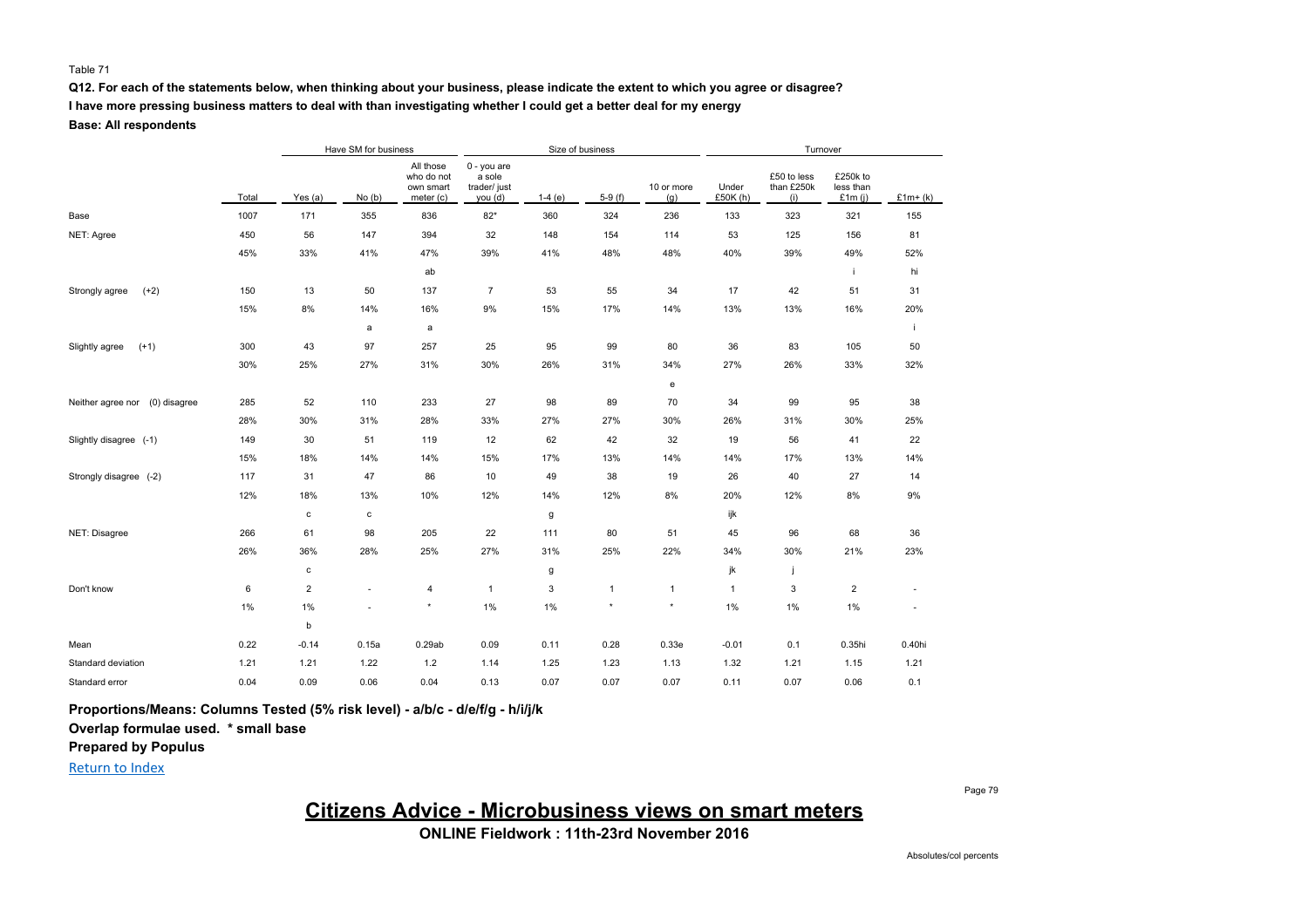Table 71

**Q12. For each of the statements below, when thinking about your business, please indicate the extent to which you agree or disagree?**

**I have more pressing business matters to deal with than investigating whether I could get a better deal for my energy**

**Base: All respondents**

| | | Have SM for business | | | Size of business | | | | Turnover | | | |
|---|---|---|---|---|---|---|---|---|---|---|---|---|
| | Total | Yes (a) | No (b) | All those who do not own smart meter (c) | 0 - you are a sole trader/ just you (d) | 1-4 (e) | 5-9 (f) | 10 or more (g) | Under £50K (h) | £50 to less than £250k (i) | £250k to less than £1m (j) | £1m+ (k) |
| Base | 1007 | 171 | 355 | 836 | 82* | 360 | 324 | 236 | 133 | 323 | 321 | 155 |
| NET: Agree | 450 | 56 | 147 | 394 | 32 | 148 | 154 | 114 | 53 | 125 | 156 | 81 |
| | 45% | 33% | 41% | 47% | 39% | 41% | 48% | 48% | 40% | 39% | 49% | 52% |
| | | | | ab | | | | | | | i | hi |
| Strongly agree (+2) | 150 | 13 | 50 | 137 | 7 | 53 | 55 | 34 | 17 | 42 | 51 | 31 |
| | 15% | 8% | 14% | 16% | 9% | 15% | 17% | 14% | 13% | 13% | 16% | 20% |
| | | | a | a | | | | | | | | i |
| Slightly agree (+1) | 300 | 43 | 97 | 257 | 25 | 95 | 99 | 80 | 36 | 83 | 105 | 50 |
| | 30% | 25% | 27% | 31% | 30% | 26% | 31% | 34% | 27% | 26% | 33% | 32% |
| | | | | | | | | e | | | | |
| Neither agree nor (0) disagree | 285 | 52 | 110 | 233 | 27 | 98 | 89 | 70 | 34 | 99 | 95 | 38 |
| | 28% | 30% | 31% | 28% | 33% | 27% | 27% | 30% | 26% | 31% | 30% | 25% |
| Slightly disagree (-1) | 149 | 30 | 51 | 119 | 12 | 62 | 42 | 32 | 19 | 56 | 41 | 22 |
| | 15% | 18% | 14% | 14% | 15% | 17% | 13% | 14% | 14% | 17% | 13% | 14% |
| Strongly disagree (-2) | 117 | 31 | 47 | 86 | 10 | 49 | 38 | 19 | 26 | 40 | 27 | 14 |
| | 12% | 18% | 13% | 10% | 12% | 14% | 12% | 8% | 20% | 12% | 8% | 9% |
| | | c | c | | | g | | | ijk | | | |
| NET: Disagree | 266 | 61 | 98 | 205 | 22 | 111 | 80 | 51 | 45 | 96 | 68 | 36 |
| | 26% | 36% | 28% | 25% | 27% | 31% | 25% | 22% | 34% | 30% | 21% | 23% |
| | | c | | | | g | | | jk | j | | |
| Don't know | 6 | 2 | - | 4 | 1 | 3 | 1 | 1 | 1 | 3 | 2 | - |
| | 1% | 1% | - | * | 1% | 1% | * | * | 1% | 1% | 1% | - |
| | | b | | | | | | | | | | |
| Mean | 0.22 | -0.14 | 0.15a | 0.29ab | 0.09 | 0.11 | 0.28 | 0.33e | -0.01 | 0.1 | 0.35hi | 0.40hi |
| Standard deviation | 1.21 | 1.21 | 1.22 | 1.2 | 1.14 | 1.25 | 1.23 | 1.13 | 1.32 | 1.21 | 1.15 | 1.21 |
| Standard error | 0.04 | 0.09 | 0.06 | 0.04 | 0.13 | 0.07 | 0.07 | 0.07 | 0.11 | 0.07 | 0.06 | 0.1 |

**Proportions/Means: Columns Tested (5% risk level) - a/b/c - d/e/f/g - h/i/j/k**

**Overlap formulae used. * small base**

**Prepared by Populus**

Return to Index

# Citizens Advice - Microbusiness views on smart meters

**ONLINE Fieldwork : 11th-23rd November 2016**

Absolutes/col percents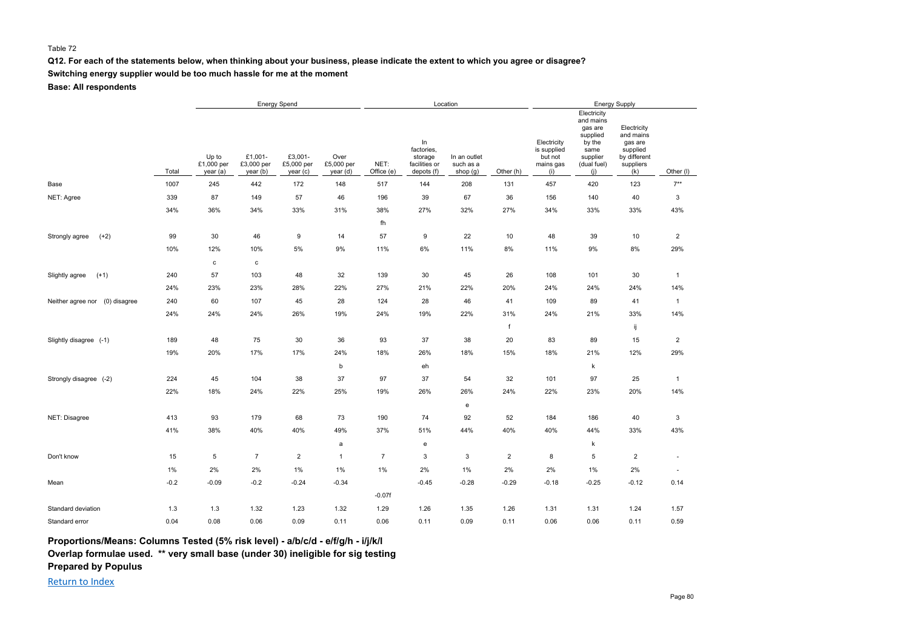Table 72

**Q12. For each of the statements below, when thinking about your business, please indicate the extent to which you agree or disagree?**

**Switching energy supplier would be too much hassle for me at the moment**

**Base: All respondents**

| | | Energy Spend | | | | Location | | | | Energy Supply | | | |
|---|---|---|---|---|---|---|---|---|---|---|---|---|---|
| | Total | Up to £1,000 per year (a) | £1,001-£3,000 per year (b) | £3,001-£5,000 per year (c) | Over £5,000 per year (d) | NET: Office (e) | In factories, storage facilities or depots (f) | In an outlet such as a shop (g) | Other (h) | Electricity is supplied but not mains gas (i) | Electricity and mains gas are supplied by the same supplier (dual fuel) (j) | Electricity and mains gas are supplied by different suppliers (k) | Other (l) |
| Base | 1007 | 245 | 442 | 172 | 148 | 517 | 144 | 208 | 131 | 457 | 420 | 123 | 7** |
| NET: Agree | 339 | 87 | 149 | 57 | 46 | 196 | 39 | 67 | 36 | 156 | 140 | 40 | 3 |
| | 34% | 36% | 34% | 33% | 31% | 38% | 27% | 32% | 27% | 34% | 33% | 33% | 43% |
| | | | | | | fh | | | | | | | |
| Strongly agree (+2) | 99 | 30 | 46 | 9 | 14 | 57 | 9 | 22 | 10 | 48 | 39 | 10 | 2 |
| | 10% | 12% | 10% | 5% | 9% | 11% | 6% | 11% | 8% | 11% | 9% | 8% | 29% |
| | | c | c | | | | | | | | | | |
| Slightly agree (+1) | 240 | 57 | 103 | 48 | 32 | 139 | 30 | 45 | 26 | 108 | 101 | 30 | 1 |
| | 24% | 23% | 23% | 28% | 22% | 27% | 21% | 22% | 20% | 24% | 24% | 24% | 14% |
| Neither agree nor (0) disagree | 240 | 60 | 107 | 45 | 28 | 124 | 28 | 46 | 41 | 109 | 89 | 41 | 1 |
| | 24% | 24% | 24% | 26% | 19% | 24% | 19% | 22% | 31% | 24% | 21% | 33% | 14% |
| | | | | | | | | | f | | | ij | |
| Slightly disagree (-1) | 189 | 48 | 75 | 30 | 36 | 93 | 37 | 38 | 20 | 83 | 89 | 15 | 2 |
| | 19% | 20% | 17% | 17% | 24% | 18% | 26% | 18% | 15% | 18% | 21% | 12% | 29% |
| | | | | | b | | eh | | | | k | | |
| Strongly disagree (-2) | 224 | 45 | 104 | 38 | 37 | 97 | 37 | 54 | 32 | 101 | 97 | 25 | 1 |
| | 22% | 18% | 24% | 22% | 25% | 19% | 26% | 26% | 24% | 22% | 23% | 20% | 14% |
| | | | | | | | | e | | | | | |
| NET: Disagree | 413 | 93 | 179 | 68 | 73 | 190 | 74 | 92 | 52 | 184 | 186 | 40 | 3 |
| | 41% | 38% | 40% | 40% | 49% | 37% | 51% | 44% | 40% | 40% | 44% | 33% | 43% |
| | | | | | a | | e | | | | k | | |
| Don't know | 15 | 5 | 7 | 2 | 1 | 7 | 3 | 3 | 2 | 8 | 5 | 2 | - |
| | 1% | 2% | 2% | 1% | 1% | 1% | 2% | 1% | 2% | 2% | 1% | 2% | - |
| Mean | -0.2 | -0.09 | -0.2 | -0.24 | -0.34 | | -0.45 | -0.28 | -0.29 | -0.18 | -0.25 | -0.12 | 0.14 |
| | | | | | | -0.07f | | | | | | | |
| Standard deviation | 1.3 | 1.3 | 1.32 | 1.23 | 1.32 | 1.29 | 1.26 | 1.35 | 1.26 | 1.31 | 1.31 | 1.24 | 1.57 |
| Standard error | 0.04 | 0.08 | 0.06 | 0.09 | 0.11 | 0.06 | 0.11 | 0.09 | 0.11 | 0.06 | 0.06 | 0.11 | 0.59 |

**Proportions/Means: Columns Tested (5% risk level) - a/b/c/d - e/f/g/h - i/j/k/l**
**Overlap formulae used. ** very small base (under 30) ineligible for sig testing**
**Prepared by Populus**

Return to Index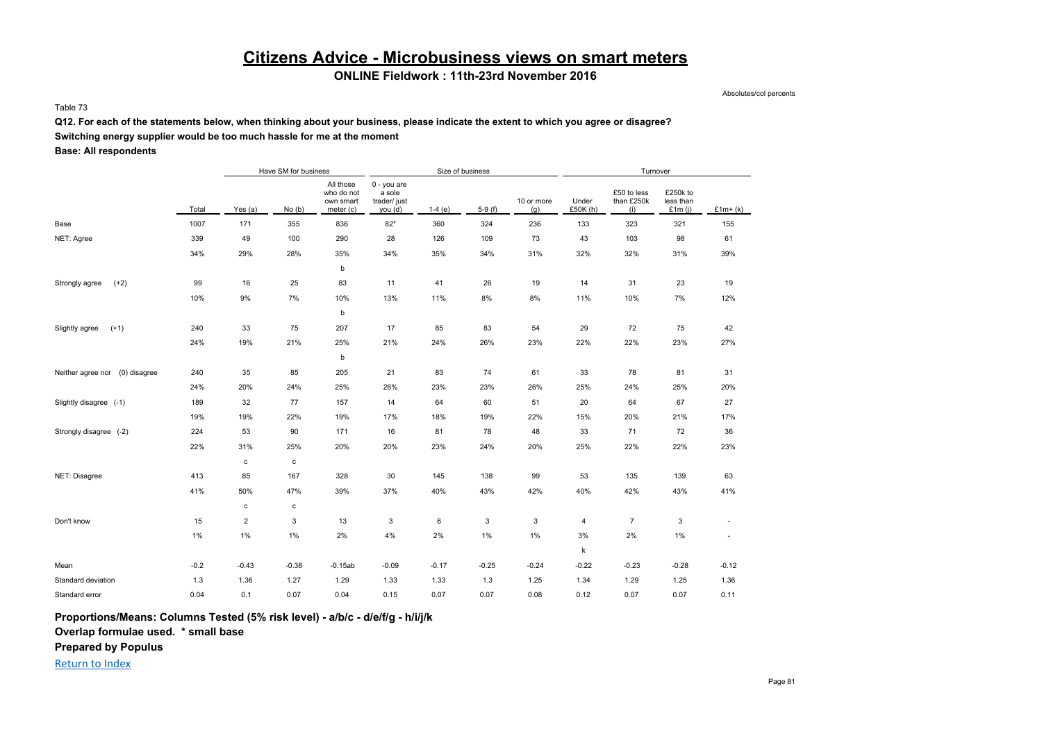# Citizens Advice - Microbusiness views on smart meters

**ONLINE Fieldwork : 11th-23rd November 2016**

Absolutes/col percents

Table 73

**Q12. For each of the statements below, when thinking about your business, please indicate the extent to which you agree or disagree?**

**Switching energy supplier would be too much hassle for me at the moment**

**Base: All respondents**

| | | Have SM for business | | | Size of business | | | | Turnover | | | |
|---|---|---|---|---|---|---|---|---|---|---|---|---|
| | Total | Yes (a) | No (b) | All those who do not own smart meter (c) | 0 - you are a sole trader/ just you (d) | 1-4 (e) | 5-9 (f) | 10 or more (g) | Under £50K (h) | £50 to less than £250k (i) | £250k to less than £1m (j) | £1m+ (k) |
| Base | 1007 | 171 | 355 | 836 | 82* | 360 | 324 | 236 | 133 | 323 | 321 | 155 |
| NET: Agree | 339 | 49 | 100 | 290 | 28 | 126 | 109 | 73 | 43 | 103 | 98 | 61 |
| | 34% | 29% | 28% | 35% | 34% | 35% | 34% | 31% | 32% | 32% | 31% | 39% |
| | | | | b | | | | | | | | |
| Strongly agree (+2) | 99 | 16 | 25 | 83 | 11 | 41 | 26 | 19 | 14 | 31 | 23 | 19 |
| | 10% | 9% | 7% | 10% | 13% | 11% | 8% | 8% | 11% | 10% | 7% | 12% |
| | | | | b | | | | | | | | |
| Slightly agree (+1) | 240 | 33 | 75 | 207 | 17 | 85 | 83 | 54 | 29 | 72 | 75 | 42 |
| | 24% | 19% | 21% | 25% | 21% | 24% | 26% | 23% | 22% | 22% | 23% | 27% |
| | | | | b | | | | | | | | |
| Neither agree nor (0) disagree | 240 | 35 | 85 | 205 | 21 | 83 | 74 | 61 | 33 | 78 | 81 | 31 |
| | 24% | 20% | 24% | 25% | 26% | 23% | 23% | 26% | 25% | 24% | 25% | 20% |
| Slightly disagree (-1) | 189 | 32 | 77 | 157 | 14 | 64 | 60 | 51 | 20 | 64 | 67 | 27 |
| | 19% | 19% | 22% | 19% | 17% | 18% | 19% | 22% | 15% | 20% | 21% | 17% |
| Strongly disagree (-2) | 224 | 53 | 90 | 171 | 16 | 81 | 78 | 48 | 33 | 71 | 72 | 36 |
| | 22% | 31% | 25% | 20% | 20% | 23% | 24% | 20% | 25% | 22% | 22% | 23% |
| | | c | c | | | | | | | | | |
| NET: Disagree | 413 | 85 | 167 | 328 | 30 | 145 | 138 | 99 | 53 | 135 | 139 | 63 |
| | 41% | 50% | 47% | 39% | 37% | 40% | 43% | 42% | 40% | 42% | 43% | 41% |
| | | c | c | | | | | | | | | |
| Don't know | 15 | 2 | 3 | 13 | 3 | 6 | 3 | 3 | 4 | 7 | 3 | - |
| | 1% | 1% | 1% | 2% | 4% | 2% | 1% | 1% | 3% | 2% | 1% | - |
| | | | | | | | | | k | | | |
| Mean | -0.2 | -0.43 | -0.38 | -0.15ab | -0.09 | -0.17 | -0.25 | -0.24 | -0.22 | -0.23 | -0.28 | -0.12 |
| Standard deviation | 1.3 | 1.36 | 1.27 | 1.29 | 1.33 | 1.33 | 1.3 | 1.25 | 1.34 | 1.29 | 1.25 | 1.36 |
| Standard error | 0.04 | 0.1 | 0.07 | 0.04 | 0.15 | 0.07 | 0.07 | 0.08 | 0.12 | 0.07 | 0.07 | 0.11 |

**Proportions/Means: Columns Tested (5% risk level) - a/b/c - d/e/f/g - h/i/j/k**

**Overlap formulae used. * small base**

**Prepared by Populus**

Return to Index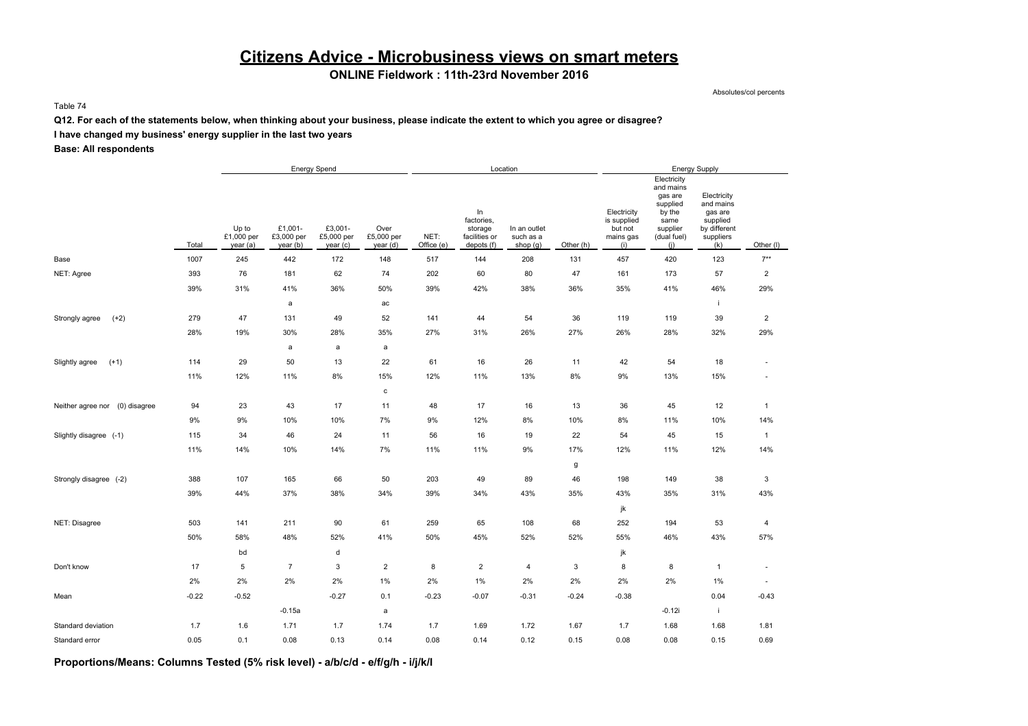# Citizens Advice - Microbusiness views on smart meters

**ONLINE Fieldwork : 11th-23rd November 2016**

Absolutes/col percents

Table 74

**Q12. For each of the statements below, when thinking about your business, please indicate the extent to which you agree or disagree?**

**I have changed my business' energy supplier in the last two years**

**Base: All respondents**

| | | Energy Spend | | | | Location | | | | Energy Supply | | | |
|---|---|---|---|---|---|---|---|---|---|---|---|---|---|
| | Total | Up to £1,000 per year (a) | £1,001- £3,000 per year (b) | £3,001- £5,000 per year (c) | Over £5,000 per year (d) | NET: Office (e) | In factories, storage facilities or depots (f) | In an outlet such as a shop (g) | Other (h) | Electricity is supplied but not mains gas (i) | Electricity and mains gas are supplied by the same supplier (dual fuel) (j) | Electricity and mains gas are supplied by different suppliers (k) | Other (l) |
| Base | 1007 | 245 | 442 | 172 | 148 | 517 | 144 | 208 | 131 | 457 | 420 | 123 | 7** |
| NET: Agree | 393 | 76 | 181 | 62 | 74 | 202 | 60 | 80 | 47 | 161 | 173 | 57 | 2 |
| | 39% | 31% | 41% | 36% | 50% | 39% | 42% | 38% | 36% | 35% | 41% | 46% | 29% |
| | | | a | | ac | | | | | | | i | |
| Strongly agree (+2) | 279 | 47 | 131 | 49 | 52 | 141 | 44 | 54 | 36 | 119 | 119 | 39 | 2 |
| | 28% | 19% | 30% | 28% | 35% | 27% | 31% | 26% | 27% | 26% | 28% | 32% | 29% |
| | | | a | a | a | | | | | | | | |
| Slightly agree (+1) | 114 | 29 | 50 | 13 | 22 | 61 | 16 | 26 | 11 | 42 | 54 | 18 | - |
| | 11% | 12% | 11% | 8% | 15% | 12% | 11% | 13% | 8% | 9% | 13% | 15% | - |
| | | | | | c | | | | | | | | |
| Neither agree nor (0) disagree | 94 | 23 | 43 | 17 | 11 | 48 | 17 | 16 | 13 | 36 | 45 | 12 | 1 |
| | 9% | 9% | 10% | 10% | 7% | 9% | 12% | 8% | 10% | 8% | 11% | 10% | 14% |
| Slightly disagree (-1) | 115 | 34 | 46 | 24 | 11 | 56 | 16 | 19 | 22 | 54 | 45 | 15 | 1 |
| | 11% | 14% | 10% | 14% | 7% | 11% | 11% | 9% | 17% | 12% | 11% | 12% | 14% |
| | | | | | | | | | g | | | | |
| Strongly disagree (-2) | 388 | 107 | 165 | 66 | 50 | 203 | 49 | 89 | 46 | 198 | 149 | 38 | 3 |
| | 39% | 44% | 37% | 38% | 34% | 39% | 34% | 43% | 35% | 43% | 35% | 31% | 43% |
| | | | | | | | | | | jk | | | |
| NET: Disagree | 503 | 141 | 211 | 90 | 61 | 259 | 65 | 108 | 68 | 252 | 194 | 53 | 4 |
| | 50% | 58% | 48% | 52% | 41% | 50% | 45% | 52% | 52% | 55% | 46% | 43% | 57% |
| | | bd | | d | | | | | | jk | | | |
| Don't know | 17 | 5 | 7 | 3 | 2 | 8 | 2 | 4 | 3 | 8 | 8 | 1 | - |
| | 2% | 2% | 2% | 2% | 1% | 2% | 1% | 2% | 2% | 2% | 2% | 1% | - |
| Mean | -0.22 | -0.52 | | -0.27 | 0.1 | -0.23 | -0.07 | -0.31 | -0.24 | -0.38 | | 0.04 | -0.43 |
| | | | -0.15a | | a | | | | | | -0.12i | i | |
| Standard deviation | 1.7 | 1.6 | 1.71 | 1.7 | 1.74 | 1.7 | 1.69 | 1.72 | 1.67 | 1.7 | 1.68 | 1.68 | 1.81 |
| Standard error | 0.05 | 0.1 | 0.08 | 0.13 | 0.14 | 0.08 | 0.14 | 0.12 | 0.15 | 0.08 | 0.08 | 0.15 | 0.69 |

**Proportions/Means: Columns Tested (5% risk level) - a/b/c/d - e/f/g/h - i/j/k/l**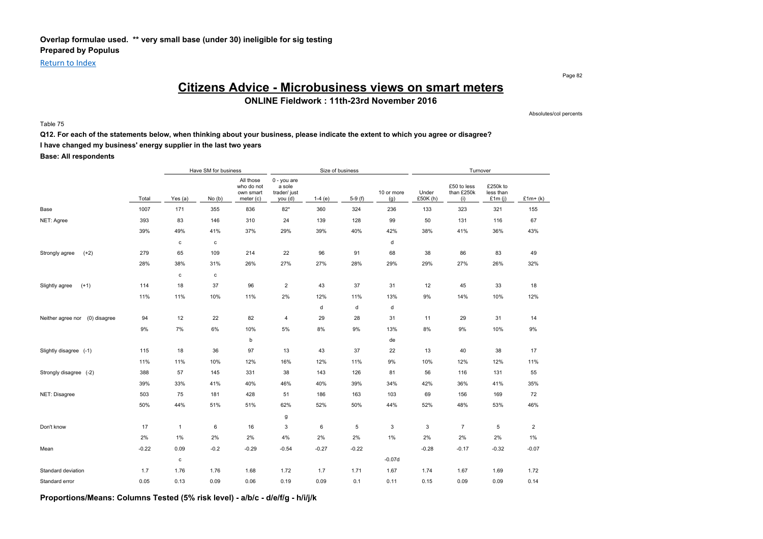**Overlap formulae used. ** very small base (under 30) ineligible for sig testing**
**Prepared by Populus**

Return to Index

# Citizens Advice - Microbusiness views on smart meters

**ONLINE Fieldwork : 11th-23rd November 2016**

Absolutes/col percents

Table 75

**Q12. For each of the statements below, when thinking about your business, please indicate the extent to which you agree or disagree?**
**I have changed my business' energy supplier in the last two years**
**Base: All respondents**

| | | Have SM for business | | | Size of business | | | | Turnover | | | |
|---|---|---|---|---|---|---|---|---|---|---|---|---|
| | Total | Yes (a) | No (b) | All those who do not own smart meter (c) | 0 - you are a sole trader/ just you (d) | 1-4 (e) | 5-9 (f) | 10 or more (g) | Under £50K (h) | £50 to less than £250k (i) | £250k to less than £1m (j) | £1m+ (k) |
| Base | 1007 | 171 | 355 | 836 | 82* | 360 | 324 | 236 | 133 | 323 | 321 | 155 |
| NET: Agree | 393 | 83 | 146 | 310 | 24 | 139 | 128 | 99 | 50 | 131 | 116 | 67 |
| | 39% | 49% | 41% | 37% | 29% | 39% | 40% | 42% | 38% | 41% | 36% | 43% |
| | | c | c | | | | | d | | | | |
| Strongly agree (+2) | 279 | 65 | 109 | 214 | 22 | 96 | 91 | 68 | 38 | 86 | 83 | 49 |
| | 28% | 38% | 31% | 26% | 27% | 27% | 28% | 29% | 29% | 27% | 26% | 32% |
| | | c | c | | | | | | | | | |
| Slightly agree (+1) | 114 | 18 | 37 | 96 | 2 | 43 | 37 | 31 | 12 | 45 | 33 | 18 |
| | 11% | 11% | 10% | 11% | 2% | 12% | 11% | 13% | 9% | 14% | 10% | 12% |
| | | | | | | d | d | d | | | | |
| Neither agree nor (0) disagree | 94 | 12 | 22 | 82 | 4 | 29 | 28 | 31 | 11 | 29 | 31 | 14 |
| | 9% | 7% | 6% | 10% | 5% | 8% | 9% | 13% | 8% | 9% | 10% | 9% |
| | | | | b | | | | de | | | | |
| Slightly disagree (-1) | 115 | 18 | 36 | 97 | 13 | 43 | 37 | 22 | 13 | 40 | 38 | 17 |
| | 11% | 11% | 10% | 12% | 16% | 12% | 11% | 9% | 10% | 12% | 12% | 11% |
| Strongly disagree (-2) | 388 | 57 | 145 | 331 | 38 | 143 | 126 | 81 | 56 | 116 | 131 | 55 |
| | 39% | 33% | 41% | 40% | 46% | 40% | 39% | 34% | 42% | 36% | 41% | 35% |
| NET: Disagree | 503 | 75 | 181 | 428 | 51 | 186 | 163 | 103 | 69 | 156 | 169 | 72 |
| | 50% | 44% | 51% | 51% | 62% | 52% | 50% | 44% | 52% | 48% | 53% | 46% |
| | | | | | g | | | | | | | |
| Don't know | 17 | 1 | 6 | 16 | 3 | 6 | 5 | 3 | 3 | 7 | 5 | 2 |
| | 2% | 1% | 2% | 2% | 4% | 2% | 2% | 1% | 2% | 2% | 2% | 1% |
| Mean | -0.22 | 0.09 | -0.2 | -0.29 | -0.54 | -0.27 | -0.22 | -0.07d | -0.28 | -0.17 | -0.32 | -0.07 |
| | | c | | | | | | | | | | |
| Standard deviation | 1.7 | 1.76 | 1.76 | 1.68 | 1.72 | 1.7 | 1.71 | 1.67 | 1.74 | 1.67 | 1.69 | 1.72 |
| Standard error | 0.05 | 0.13 | 0.09 | 0.06 | 0.19 | 0.09 | 0.1 | 0.11 | 0.15 | 0.09 | 0.09 | 0.14 |

**Proportions/Means: Columns Tested (5% risk level) - a/b/c - d/e/f/g - h/i/j/k**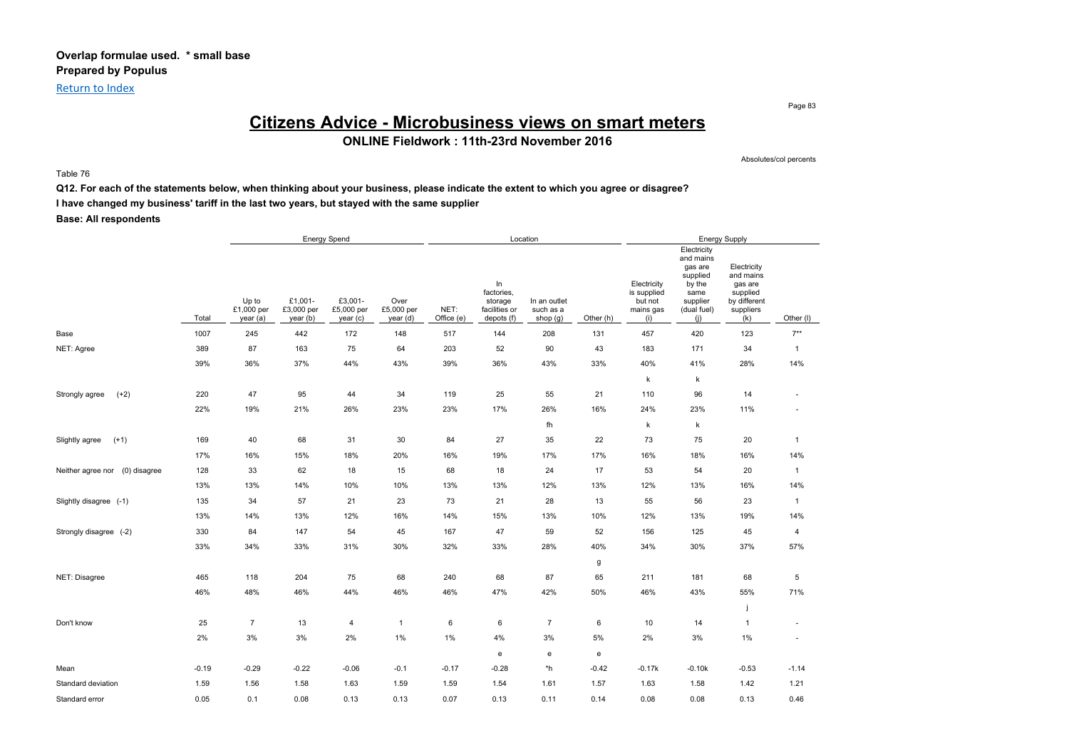Overlap formulae used. * small base
**Prepared by Populus**

Return to Index

# Citizens Advice - Microbusiness views on smart meters

**ONLINE Fieldwork : 11th-23rd November 2016**

Absolutes/col percents

Table 76

**Q12. For each of the statements below, when thinking about your business, please indicate the extent to which you agree or disagree?**
**I have changed my business' tariff in the last two years, but stayed with the same supplier**
**Base: All respondents**

| | | Energy Spend | | | | Location | | | | Energy Supply | | | |
|---|---|---|---|---|---|---|---|---|---|---|---|---|---|
| | Total | Up to £1,000 per year (a) | £1,001-£3,000 per year (b) | £3,001-£5,000 per year (c) | Over £5,000 per year (d) | NET: Office (e) | In factories, storage facilities or depots (f) | In an outlet such as a shop (g) | Other (h) | Electricity is supplied but not mains gas (i) | Electricity and mains gas are supplied by the same supplier (dual fuel) (j) | Electricity and mains gas are supplied by different suppliers (k) | Other (l) |
| Base | 1007 | 245 | 442 | 172 | 148 | 517 | 144 | 208 | 131 | 457 | 420 | 123 | 7** |
| NET: Agree | 389 | 87 | 163 | 75 | 64 | 203 | 52 | 90 | 43 | 183 | 171 | 34 | 1 |
| | 39% | 36% | 37% | 44% | 43% | 39% | 36% | 43% | 33% | 40% | 41% | 28% | 14% |
| | | | | | | | | | | k | k | | |
| Strongly agree (+2) | 220 | 47 | 95 | 44 | 34 | 119 | 25 | 55 | 21 | 110 | 96 | 14 | - |
| | 22% | 19% | 21% | 26% | 23% | 23% | 17% | 26% | 16% | 24% | 23% | 11% | - |
| | | | | | | | | fh | | k | k | | |
| Slightly agree (+1) | 169 | 40 | 68 | 31 | 30 | 84 | 27 | 35 | 22 | 73 | 75 | 20 | 1 |
| | 17% | 16% | 15% | 18% | 20% | 16% | 19% | 17% | 17% | 16% | 18% | 16% | 14% |
| Neither agree nor (0) disagree | 128 | 33 | 62 | 18 | 15 | 68 | 18 | 24 | 17 | 53 | 54 | 20 | 1 |
| | 13% | 13% | 14% | 10% | 10% | 13% | 13% | 12% | 13% | 12% | 13% | 16% | 14% |
| Slightly disagree (-1) | 135 | 34 | 57 | 21 | 23 | 73 | 21 | 28 | 13 | 55 | 56 | 23 | 1 |
| | 13% | 14% | 13% | 12% | 16% | 14% | 15% | 13% | 10% | 12% | 13% | 19% | 14% |
| Strongly disagree (-2) | 330 | 84 | 147 | 54 | 45 | 167 | 47 | 59 | 52 | 156 | 125 | 45 | 4 |
| | 33% | 34% | 33% | 31% | 30% | 32% | 33% | 28% | 40% | 34% | 30% | 37% | 57% |
| | | | | | | | | | g | | | | |
| NET: Disagree | 465 | 118 | 204 | 75 | 68 | 240 | 68 | 87 | 65 | 211 | 181 | 68 | 5 |
| | 46% | 48% | 46% | 44% | 46% | 46% | 47% | 42% | 50% | 46% | 43% | 55% | 71% |
| | | | | | | | | | | | | j | |
| Don't know | 25 | 7 | 13 | 4 | 1 | 6 | 6 | 7 | 6 | 10 | 14 | 1 | - |
| | 2% | 3% | 3% | 2% | 1% | 1% | 4% | 3% | 5% | 2% | 3% | 1% | - |
| | | | | | | | e | e | e | | | | |
| Mean | -0.19 | -0.29 | -0.22 | -0.06 | -0.1 | -0.17 | -0.28 | *h | -0.42 | -0.17k | -0.10k | -0.53 | -1.14 |
| Standard deviation | 1.59 | 1.56 | 1.58 | 1.63 | 1.59 | 1.59 | 1.54 | 1.61 | 1.57 | 1.63 | 1.58 | 1.42 | 1.21 |
| Standard error | 0.05 | 0.1 | 0.08 | 0.13 | 0.13 | 0.07 | 0.13 | 0.11 | 0.14 | 0.08 | 0.08 | 0.13 | 0.46 |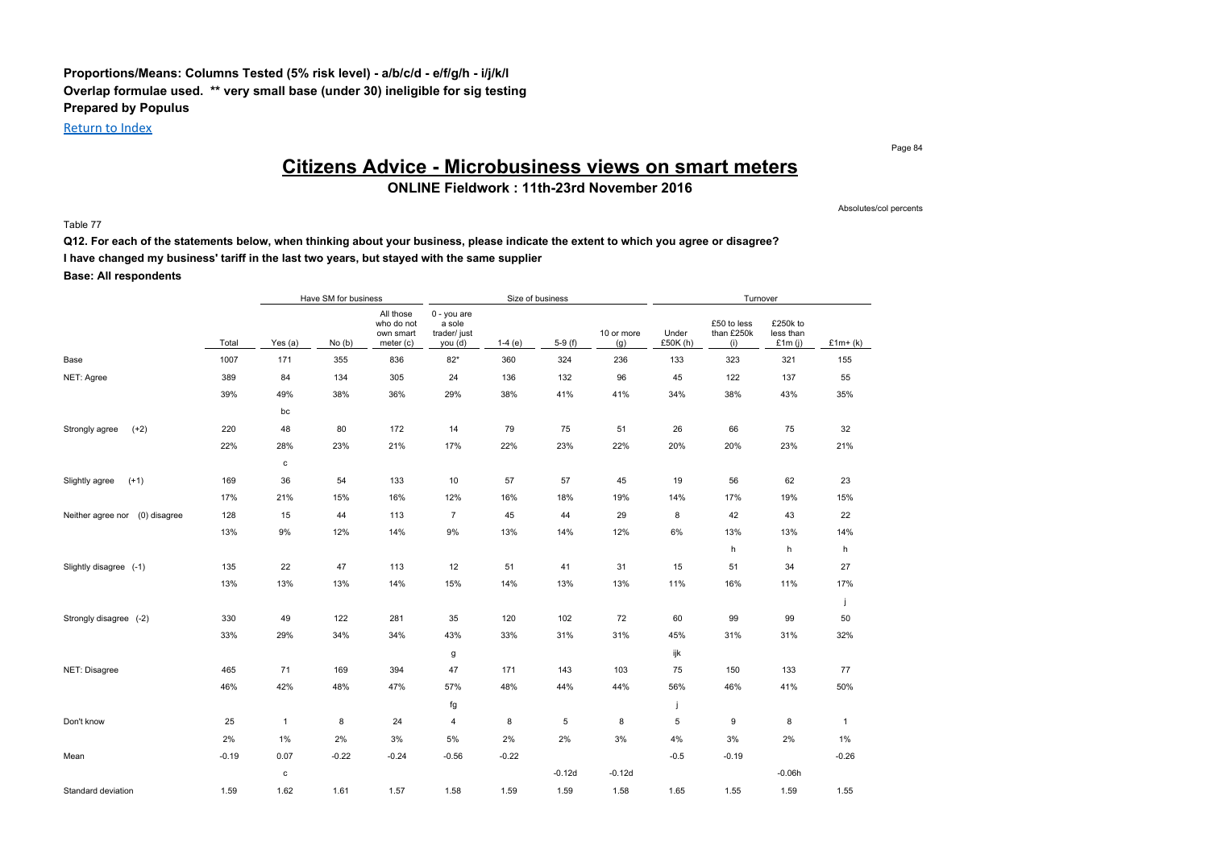**Proportions/Means: Columns Tested (5% risk level) - a/b/c/d - e/f/g/h - i/j/k/l**
**Overlap formulae used. ** very small base (under 30) ineligible for sig testing**
**Prepared by Populus**

Return to Index

# Citizens Advice - Microbusiness views on smart meters

**ONLINE Fieldwork : 11th-23rd November 2016**

Absolutes/col percents

Table 77

**Q12. For each of the statements below, when thinking about your business, please indicate the extent to which you agree or disagree?**
**I have changed my business' tariff in the last two years, but stayed with the same supplier**
**Base: All respondents**

| | | Have SM for business | | | Size of business | | | | Turnover | | | |
|---|---|---|---|---|---|---|---|---|---|---|---|---|
| | Total | Yes (a) | No (b) | All those who do not own smart meter (c) | 0 - you are a sole trader/ just you (d) | 1-4 (e) | 5-9 (f) | 10 or more (g) | Under £50K (h) | £50 to less than £250k (i) | £250k to less than £1m (j) | £1m+ (k) |
| Base | 1007 | 171 | 355 | 836 | 82* | 360 | 324 | 236 | 133 | 323 | 321 | 155 |
| NET: Agree | 389 | 84 | 134 | 305 | 24 | 136 | 132 | 96 | 45 | 122 | 137 | 55 |
| | 39% | 49% | 38% | 36% | 29% | 38% | 41% | 41% | 34% | 38% | 43% | 35% |
| | | bc | | | | | | | | | | |
| Strongly agree (+2) | 220 | 48 | 80 | 172 | 14 | 79 | 75 | 51 | 26 | 66 | 75 | 32 |
| | 22% | 28% | 23% | 21% | 17% | 22% | 23% | 22% | 20% | 20% | 23% | 21% |
| | | c | | | | | | | | | | |
| Slightly agree (+1) | 169 | 36 | 54 | 133 | 10 | 57 | 57 | 45 | 19 | 56 | 62 | 23 |
| | 17% | 21% | 15% | 16% | 12% | 16% | 18% | 19% | 14% | 17% | 19% | 15% |
| Neither agree nor (0) disagree | 128 | 15 | 44 | 113 | 7 | 45 | 44 | 29 | 8 | 42 | 43 | 22 |
| | 13% | 9% | 12% | 14% | 9% | 13% | 14% | 12% | 6% | 13% | 13% | 14% |
| | | | | | | | | | | h | h | h |
| Slightly disagree (-1) | 135 | 22 | 47 | 113 | 12 | 51 | 41 | 31 | 15 | 51 | 34 | 27 |
| | 13% | 13% | 13% | 14% | 15% | 14% | 13% | 13% | 11% | 16% | 11% | 17% |
| | | | | | | | | | | | | j |
| Strongly disagree (-2) | 330 | 49 | 122 | 281 | 35 | 120 | 102 | 72 | 60 | 99 | 99 | 50 |
| | 33% | 29% | 34% | 34% | 43% | 33% | 31% | 31% | 45% | 31% | 31% | 32% |
| | | | | | g | | | | ijk | | | |
| NET: Disagree | 465 | 71 | 169 | 394 | 47 | 171 | 143 | 103 | 75 | 150 | 133 | 77 |
| | 46% | 42% | 48% | 47% | 57% | 48% | 44% | 44% | 56% | 46% | 41% | 50% |
| | | | | | fg | | | | j | | | |
| Don't know | 25 | 1 | 8 | 24 | 4 | 8 | 5 | 8 | 5 | 9 | 8 | 1 |
| | 2% | 1% | 2% | 3% | 5% | 2% | 2% | 3% | 4% | 3% | 2% | 1% |
| Mean | -0.19 | 0.07 | -0.22 | -0.24 | -0.56 | -0.22 | | | -0.5 | -0.19 | | -0.26 |
| | | c | | | | | -0.12d | -0.12d | | | -0.06h | |
| Standard deviation | 1.59 | 1.62 | 1.61 | 1.57 | 1.58 | 1.59 | 1.59 | 1.58 | 1.65 | 1.55 | 1.59 | 1.55 |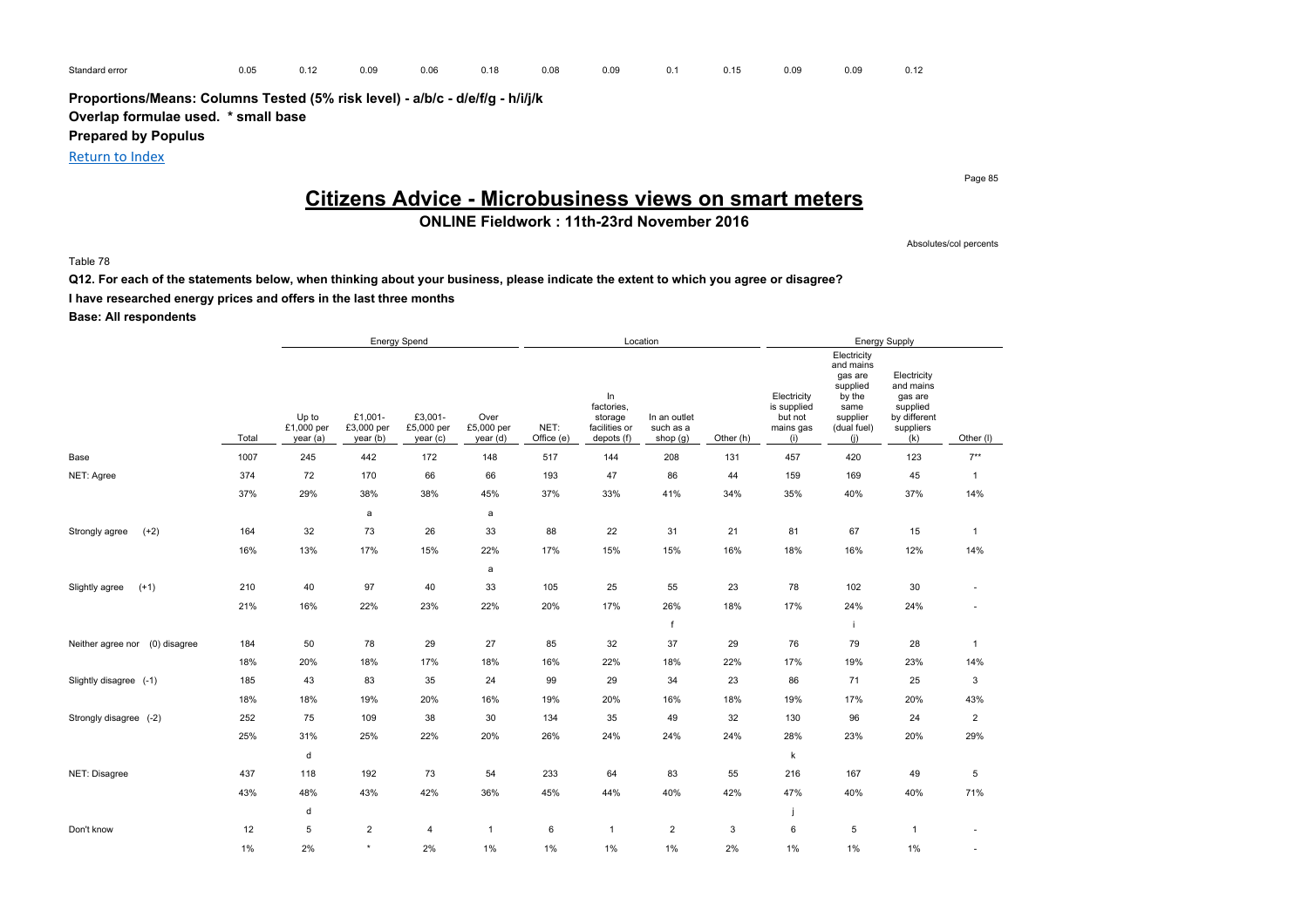| Standard error | 0.05 | 0.12 | 0.09 | 0.06 | 0.18 | 0.08 | 0.09 | 0.1 | 0.15 | 0.09 | 0.09 | 0.12 |
|---|---|---|---|---|---|---|---|---|---|---|---|---|

**Proportions/Means: Columns Tested (5% risk level) - a/b/c - d/e/f/g - h/i/j/k**
**Overlap formulae used. * small base**
**Prepared by Populus**

Return to Index

# Citizens Advice - Microbusiness views on smart meters

## ONLINE Fieldwork : 11th-23rd November 2016

Absolutes/col percents

Table 78

**Q12. For each of the statements below, when thinking about your business, please indicate the extent to which you agree or disagree?**

**I have researched energy prices and offers in the last three months**

**Base: All respondents**

| | | Energy Spend | | | | Location | | | | Energy Supply | | | |
|---|---|---|---|---|---|---|---|---|---|---|---|---|---|
| | Total | Up to £1,000 per year (a) | £1,001- £3,000 per year (b) | £3,001- £5,000 per year (c) | Over £5,000 per year (d) | NET: Office (e) | In factories, storage facilities or depots (f) | In an outlet such as a shop (g) | Other (h) | Electricity is supplied but not mains gas (i) | Electricity and mains gas are supplied by the same supplier (dual fuel) (j) | Electricity and mains gas are supplied by different suppliers (k) | Other (l) |
| Base | 1007 | 245 | 442 | 172 | 148 | 517 | 144 | 208 | 131 | 457 | 420 | 123 | 7** |
| NET: Agree | 374 | 72 | 170 | 66 | 66 | 193 | 47 | 86 | 44 | 159 | 169 | 45 | 1 |
| | 37% | 29% | 38% | 38% | 45% | 37% | 33% | 41% | 34% | 35% | 40% | 37% | 14% |
| | | | a | | a | | | | | | | | |
| Strongly agree (+2) | 164 | 32 | 73 | 26 | 33 | 88 | 22 | 31 | 21 | 81 | 67 | 15 | 1 |
| | 16% | 13% | 17% | 15% | 22% | 17% | 15% | 15% | 16% | 18% | 16% | 12% | 14% |
| | | | | | a | | | | | | | | |
| Slightly agree (+1) | 210 | 40 | 97 | 40 | 33 | 105 | 25 | 55 | 23 | 78 | 102 | 30 | - |
| | 21% | 16% | 22% | 23% | 22% | 20% | 17% | 26% | 18% | 17% | 24% | 24% | - |
| | | | | | | | | f | | | i | | |
| Neither agree nor (0) disagree | 184 | 50 | 78 | 29 | 27 | 85 | 32 | 37 | 29 | 76 | 79 | 28 | 1 |
| | 18% | 20% | 18% | 17% | 18% | 16% | 22% | 18% | 22% | 17% | 19% | 23% | 14% |
| Slightly disagree (-1) | 185 | 43 | 83 | 35 | 24 | 99 | 29 | 34 | 23 | 86 | 71 | 25 | 3 |
| | 18% | 18% | 19% | 20% | 16% | 19% | 20% | 16% | 18% | 19% | 17% | 20% | 43% |
| Strongly disagree (-2) | 252 | 75 | 109 | 38 | 30 | 134 | 35 | 49 | 32 | 130 | 96 | 24 | 2 |
| | 25% | 31% | 25% | 22% | 20% | 26% | 24% | 24% | 24% | 28% | 23% | 20% | 29% |
| | | d | | | | | | | | k | | | |
| NET: Disagree | 437 | 118 | 192 | 73 | 54 | 233 | 64 | 83 | 55 | 216 | 167 | 49 | 5 |
| | 43% | 48% | 43% | 42% | 36% | 45% | 44% | 40% | 42% | 47% | 40% | 40% | 71% |
| | | d | | | | | | | | j | | | |
| Don't know | 12 | 5 | 2 | 4 | 1 | 6 | 1 | 2 | 3 | 6 | 5 | 1 | - |
| | 1% | 2% | * | 2% | 1% | 1% | 1% | 1% | 2% | 1% | 1% | 1% | - |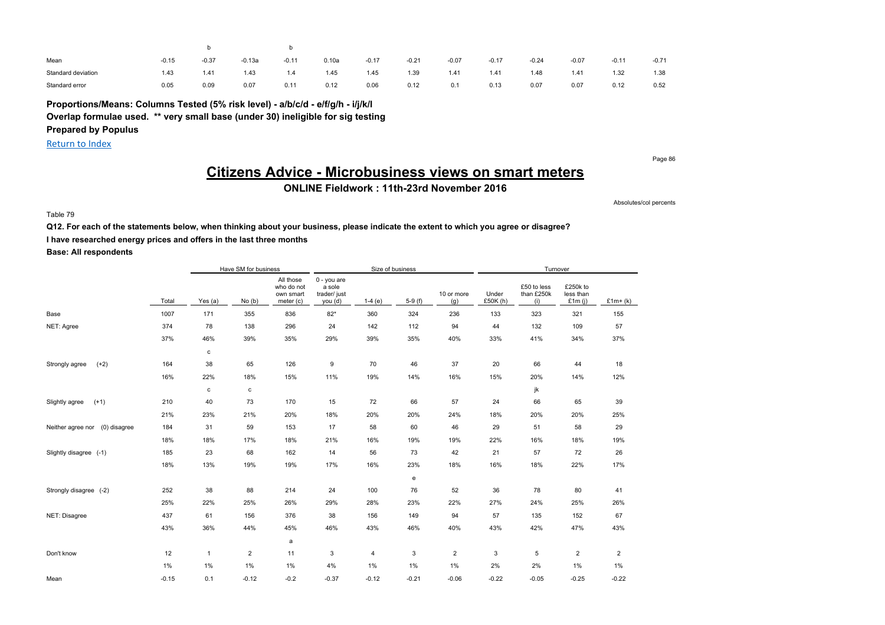| | | | | | | | | | | | | | |
|---|---|---|---|---|---|---|---|---|---|---|---|---|---|
| | | b | | b | | | | | | | | | |
| Mean | -0.15 | -0.37 | -0.13a | -0.11 | 0.10a | -0.17 | -0.21 | -0.07 | -0.17 | -0.24 | -0.07 | -0.11 | -0.71 |
| Standard deviation | 1.43 | 1.41 | 1.43 | 1.4 | 1.45 | 1.45 | 1.39 | 1.41 | 1.41 | 1.48 | 1.41 | 1.32 | 1.38 |
| Standard error | 0.05 | 0.09 | 0.07 | 0.11 | 0.12 | 0.06 | 0.12 | 0.1 | 0.13 | 0.07 | 0.07 | 0.12 | 0.52 |

**Proportions/Means: Columns Tested (5% risk level) - a/b/c/d - e/f/g/h - i/j/k/l**
**Overlap formulae used. ** very small base (under 30) ineligible for sig testing**
**Prepared by Populus**

Return to Index

# Citizens Advice - Microbusiness views on smart meters

**ONLINE Fieldwork : 11th-23rd November 2016**

Absolutes/col percents

Table 79

**Q12. For each of the statements below, when thinking about your business, please indicate the extent to which you agree or disagree?**

**I have researched energy prices and offers in the last three months**

**Base: All respondents**

| | | Have SM for business | | | Size of business | | | | Turnover | | | |
|---|---|---|---|---|---|---|---|---|---|---|---|---|
| | Total | Yes (a) | No (b) | All those who do not own smart meter (c) | 0 - you are a sole trader/ just you (d) | 1-4 (e) | 5-9 (f) | 10 or more (g) | Under £50K (h) | £50 to less than £250k (i) | £250k to less than £1m (j) | £1m+ (k) |
| Base | 1007 | 171 | 355 | 836 | 82* | 360 | 324 | 236 | 133 | 323 | 321 | 155 |
| NET: Agree | 374 | 78 | 138 | 296 | 24 | 142 | 112 | 94 | 44 | 132 | 109 | 57 |
| | 37% | 46% | 39% | 35% | 29% | 39% | 35% | 40% | 33% | 41% | 34% | 37% |
| | | c | | | | | | | | | | |
| Strongly agree (+2) | 164 | 38 | 65 | 126 | 9 | 70 | 46 | 37 | 20 | 66 | 44 | 18 |
| | 16% | 22% | 18% | 15% | 11% | 19% | 14% | 16% | 15% | 20% | 14% | 12% |
| | | c | c | | | | | | | jk | | |
| Slightly agree (+1) | 210 | 40 | 73 | 170 | 15 | 72 | 66 | 57 | 24 | 66 | 65 | 39 |
| | 21% | 23% | 21% | 20% | 18% | 20% | 20% | 24% | 18% | 20% | 20% | 25% |
| Neither agree nor (0) disagree | 184 | 31 | 59 | 153 | 17 | 58 | 60 | 46 | 29 | 51 | 58 | 29 |
| | 18% | 18% | 17% | 18% | 21% | 16% | 19% | 19% | 22% | 16% | 18% | 19% |
| Slightly disagree (-1) | 185 | 23 | 68 | 162 | 14 | 56 | 73 | 42 | 21 | 57 | 72 | 26 |
| | 18% | 13% | 19% | 19% | 17% | 16% | 23% | 18% | 16% | 18% | 22% | 17% |
| | | | | | | | e | | | | | |
| Strongly disagree (-2) | 252 | 38 | 88 | 214 | 24 | 100 | 76 | 52 | 36 | 78 | 80 | 41 |
| | 25% | 22% | 25% | 26% | 29% | 28% | 23% | 22% | 27% | 24% | 25% | 26% |
| NET: Disagree | 437 | 61 | 156 | 376 | 38 | 156 | 149 | 94 | 57 | 135 | 152 | 67 |
| | 43% | 36% | 44% | 45% | 46% | 43% | 46% | 40% | 43% | 42% | 47% | 43% |
| | | | | a | | | | | | | | |
| Don't know | 12 | 1 | 2 | 11 | 3 | 4 | 3 | 2 | 3 | 5 | 2 | 2 |
| | 1% | 1% | 1% | 1% | 4% | 1% | 1% | 1% | 2% | 2% | 1% | 1% |
| Mean | -0.15 | 0.1 | -0.12 | -0.2 | -0.37 | -0.12 | -0.21 | -0.06 | -0.22 | -0.05 | -0.25 | -0.22 |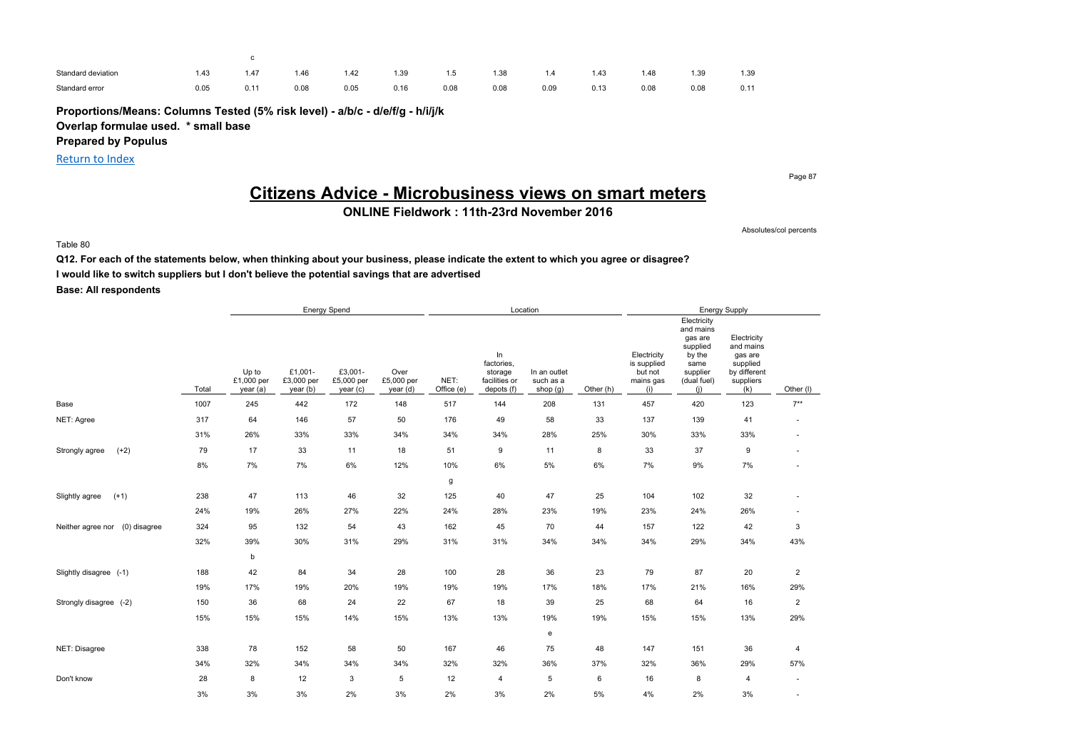| | | c | | | | | | | | | | |
|---|---|---|---|---|---|---|---|---|---|---|---|---|
| Standard deviation | 1.43 | 1.47 | 1.46 | 1.42 | 1.39 | 1.5 | 1.38 | 1.4 | 1.43 | 1.48 | 1.39 | 1.39 |
| Standard error | 0.05 | 0.11 | 0.08 | 0.05 | 0.16 | 0.08 | 0.08 | 0.09 | 0.13 | 0.08 | 0.08 | 0.11 |

**Proportions/Means: Columns Tested (5% risk level) - a/b/c - d/e/f/g - h/i/j/k**
**Overlap formulae used. * small base**
**Prepared by Populus**

Return to Index

# Citizens Advice - Microbusiness views on smart meters

## ONLINE Fieldwork : 11th-23rd November 2016

Absolutes/col percents

Table 80

**Q12. For each of the statements below, when thinking about your business, please indicate the extent to which you agree or disagree?**
**I would like to switch suppliers but I don't believe the potential savings that are advertised**
**Base: All respondents**

| | | Energy Spend | | | | Location | | | | Energy Supply | | | |
|---|---|---|---|---|---|---|---|---|---|---|---|---|---|
| | Total | Up to £1,000 per year (a) | £1,001-£3,000 per year (b) | £3,001-£5,000 per year (c) | Over £5,000 per year (d) | NET: Office (e) | In factories, storage facilities or depots (f) | In an outlet such as a shop (g) | Other (h) | Electricity is supplied but not mains gas (i) | Electricity and mains gas are supplied by the same supplier (dual fuel) (j) | Electricity and mains gas are supplied by different suppliers (k) | Other (l) |
| Base | 1007 | 245 | 442 | 172 | 148 | 517 | 144 | 208 | 131 | 457 | 420 | 123 | 7** |
| NET: Agree | 317 | 64 | 146 | 57 | 50 | 176 | 49 | 58 | 33 | 137 | 139 | 41 | - |
| | 31% | 26% | 33% | 33% | 34% | 34% | 34% | 28% | 25% | 30% | 33% | 33% | - |
| Strongly agree (+2) | 79 | 17 | 33 | 11 | 18 | 51 | 9 | 11 | 8 | 33 | 37 | 9 | - |
| | 8% | 7% | 7% | 6% | 12% | 10% | 6% | 5% | 6% | 7% | 9% | 7% | - |
| | | | | | | g | | | | | | | |
| Slightly agree (+1) | 238 | 47 | 113 | 46 | 32 | 125 | 40 | 47 | 25 | 104 | 102 | 32 | - |
| | 24% | 19% | 26% | 27% | 22% | 24% | 28% | 23% | 19% | 23% | 24% | 26% | - |
| Neither agree nor (0) disagree | 324 | 95 | 132 | 54 | 43 | 162 | 45 | 70 | 44 | 157 | 122 | 42 | 3 |
| | 32% | 39% | 30% | 31% | 29% | 31% | 31% | 34% | 34% | 34% | 29% | 34% | 43% |
| | | b | | | | | | | | | | | |
| Slightly disagree (-1) | 188 | 42 | 84 | 34 | 28 | 100 | 28 | 36 | 23 | 79 | 87 | 20 | 2 |
| | 19% | 17% | 19% | 20% | 19% | 19% | 19% | 17% | 18% | 17% | 21% | 16% | 29% |
| Strongly disagree (-2) | 150 | 36 | 68 | 24 | 22 | 67 | 18 | 39 | 25 | 68 | 64 | 16 | 2 |
| | 15% | 15% | 15% | 14% | 15% | 13% | 13% | 19% | 19% | 15% | 15% | 13% | 29% |
| | | | | | | | | e | | | | | |
| NET: Disagree | 338 | 78 | 152 | 58 | 50 | 167 | 46 | 75 | 48 | 147 | 151 | 36 | 4 |
| | 34% | 32% | 34% | 34% | 34% | 32% | 32% | 36% | 37% | 32% | 36% | 29% | 57% |
| Don't know | 28 | 8 | 12 | 3 | 5 | 12 | 4 | 5 | 6 | 16 | 8 | 4 | - |
| | 3% | 3% | 3% | 2% | 3% | 2% | 3% | 2% | 5% | 4% | 2% | 3% | - |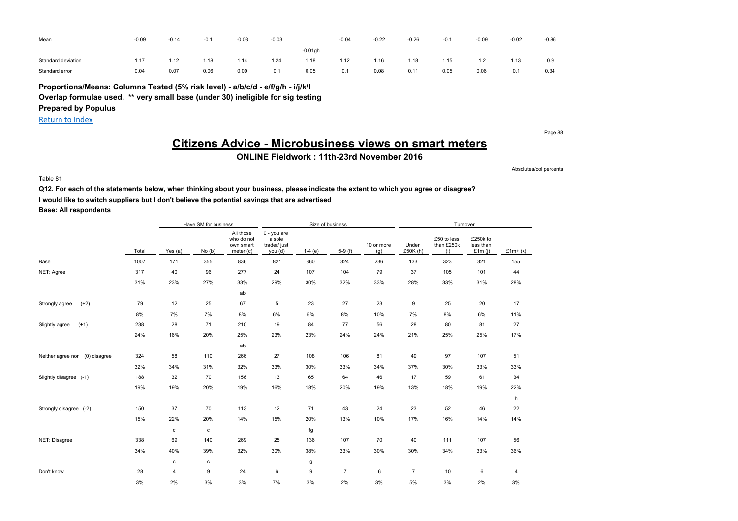| | | | | | | | | | | | | |
|---|---|---|---|---|---|---|---|---|---|---|---|---|
| Mean | -0.09 | -0.14 | -0.1 | -0.08 | -0.03 | | -0.04 | -0.22 | -0.26 | -0.1 | -0.09 | -0.02 | -0.86 |
| | | | | | | -0.01gh | | | | | | | |
| Standard deviation | 1.17 | 1.12 | 1.18 | 1.14 | 1.24 | 1.18 | 1.12 | 1.16 | 1.18 | 1.15 | 1.2 | 1.13 | 0.9 |
| Standard error | 0.04 | 0.07 | 0.06 | 0.09 | 0.1 | 0.05 | 0.1 | 0.08 | 0.11 | 0.05 | 0.06 | 0.1 | 0.34 |

**Proportions/Means: Columns Tested (5% risk level) - a/b/c/d - e/f/g/h - i/j/k/l**
**Overlap formulae used. ** very small base (under 30) ineligible for sig testing**
**Prepared by Populus**

Return to Index

# Citizens Advice - Microbusiness views on smart meters

## ONLINE Fieldwork : 11th-23rd November 2016

Absolutes/col percents

Table 81

**Q12. For each of the statements below, when thinking about your business, please indicate the extent to which you agree or disagree?**
**I would like to switch suppliers but I don't believe the potential savings that are advertised**
**Base: All respondents**

| | | Have SM for business | | | Size of business | | | | Turnover | | | |
|---|---|---|---|---|---|---|---|---|---|---|---|---|
| | Total | Yes (a) | No (b) | All those who do not own smart meter (c) | 0 - you are a sole trader/ just you (d) | 1-4 (e) | 5-9 (f) | 10 or more (g) | Under £50K (h) | £50 to less than £250k (i) | £250k to less than £1m (j) | £1m+ (k) |
| Base | 1007 | 171 | 355 | 836 | 82* | 360 | 324 | 236 | 133 | 323 | 321 | 155 |
| NET: Agree | 317 | 40 | 96 | 277 | 24 | 107 | 104 | 79 | 37 | 105 | 101 | 44 |
| | 31% | 23% | 27% | 33% | 29% | 30% | 32% | 33% | 28% | 33% | 31% | 28% |
| | | | | ab | | | | | | | | |
| Strongly agree (+2) | 79 | 12 | 25 | 67 | 5 | 23 | 27 | 23 | 9 | 25 | 20 | 17 |
| | 8% | 7% | 7% | 8% | 6% | 6% | 8% | 10% | 7% | 8% | 6% | 11% |
| Slightly agree (+1) | 238 | 28 | 71 | 210 | 19 | 84 | 77 | 56 | 28 | 80 | 81 | 27 |
| | 24% | 16% | 20% | 25% | 23% | 23% | 24% | 24% | 21% | 25% | 25% | 17% |
| | | | | ab | | | | | | | | |
| Neither agree nor (0) disagree | 324 | 58 | 110 | 266 | 27 | 108 | 106 | 81 | 49 | 97 | 107 | 51 |
| | 32% | 34% | 31% | 32% | 33% | 30% | 33% | 34% | 37% | 30% | 33% | 33% |
| Slightly disagree (-1) | 188 | 32 | 70 | 156 | 13 | 65 | 64 | 46 | 17 | 59 | 61 | 34 |
| | 19% | 19% | 20% | 19% | 16% | 18% | 20% | 19% | 13% | 18% | 19% | 22% |
| | | | | | | | | | | | | h |
| Strongly disagree (-2) | 150 | 37 | 70 | 113 | 12 | 71 | 43 | 24 | 23 | 52 | 46 | 22 |
| | 15% | 22% | 20% | 14% | 15% | 20% | 13% | 10% | 17% | 16% | 14% | 14% |
| | | c | c | | | fg | | | | | | |
| NET: Disagree | 338 | 69 | 140 | 269 | 25 | 136 | 107 | 70 | 40 | 111 | 107 | 56 |
| | 34% | 40% | 39% | 32% | 30% | 38% | 33% | 30% | 30% | 34% | 33% | 36% |
| | | c | c | | | g | | | | | | |
| Don't know | 28 | 4 | 9 | 24 | 6 | 9 | 7 | 6 | 7 | 10 | 6 | 4 |
| | 3% | 2% | 3% | 3% | 7% | 3% | 2% | 3% | 5% | 3% | 2% | 3% |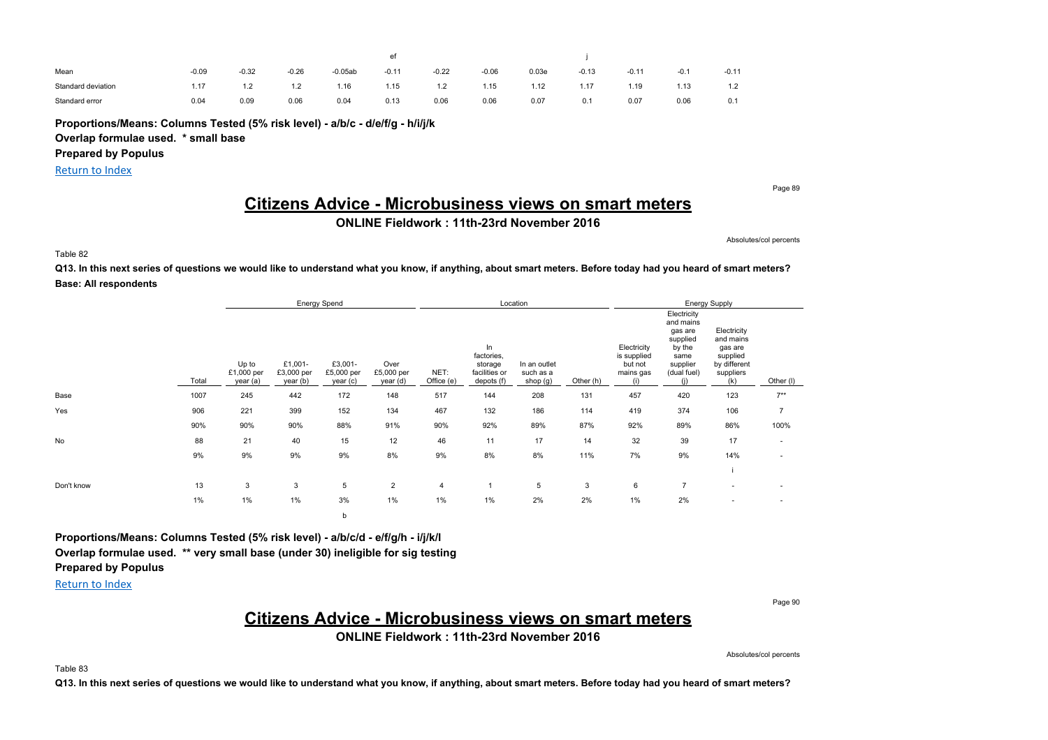| | | | | | | | | | | | | |
|---|---|---|---|---|---|---|---|---|---|---|---|---|
| | | | | | ef | | | | j | | | |
| Mean | -0.09 | -0.32 | -0.26 | -0.05ab | -0.11 | -0.22 | -0.06 | 0.03e | -0.13 | -0.11 | -0.1 | -0.11 |
| Standard deviation | 1.17 | 1.2 | 1.2 | 1.16 | 1.15 | 1.2 | 1.15 | 1.12 | 1.17 | 1.19 | 1.13 | 1.2 |
| Standard error | 0.04 | 0.09 | 0.06 | 0.04 | 0.13 | 0.06 | 0.06 | 0.07 | 0.1 | 0.07 | 0.06 | 0.1 |

**Proportions/Means: Columns Tested (5% risk level) - a/b/c - d/e/f/g - h/i/j/k**
**Overlap formulae used. * small base**
**Prepared by Populus**

Return to Index

# Citizens Advice - Microbusiness views on smart meters

**ONLINE Fieldwork : 11th-23rd November 2016**

Absolutes/col percents

Table 82

**Q13. In this next series of questions we would like to understand what you know, if anything, about smart meters. Before today had you heard of smart meters?**
**Base: All respondents**

| | | Energy Spend | | | | Location | | | | Energy Supply | | | |
|---|---|---|---|---|---|---|---|---|---|---|---|---|---|
| | Total | Up to £1,000 per year (a) | £1,001-£3,000 per year (b) | £3,001-£5,000 per year (c) | Over £5,000 per year (d) | NET: Office (e) | In factories, storage facilities or depots (f) | In an outlet such as a shop (g) | Other (h) | Electricity is supplied but not mains gas (i) | Electricity and mains gas are supplied by the same supplier (dual fuel) (j) | Electricity and mains gas are supplied by different suppliers (k) | Other (l) |
| Base | 1007 | 245 | 442 | 172 | 148 | 517 | 144 | 208 | 131 | 457 | 420 | 123 | 7** |
| Yes | 906 | 221 | 399 | 152 | 134 | 467 | 132 | 186 | 114 | 419 | 374 | 106 | 7 |
| | 90% | 90% | 90% | 88% | 91% | 90% | 92% | 89% | 87% | 92% | 89% | 86% | 100% |
| No | 88 | 21 | 40 | 15 | 12 | 46 | 11 | 17 | 14 | 32 | 39 | 17 | - |
| | 9% | 9% | 9% | 9% | 8% | 9% | 8% | 8% | 11% | 7% | 9% | 14% | - |
| | | | | | | | | | | | | i | |
| Don't know | 13 | 3 | 3 | 5 | 2 | 4 | 1 | 5 | 3 | 6 | 7 | - | - |
| | 1% | 1% | 1% | 3% | 1% | 1% | 1% | 2% | 2% | 1% | 2% | - | - |
| | | | | b | | | | | | | | | |

**Proportions/Means: Columns Tested (5% risk level) - a/b/c/d - e/f/g/h - i/j/k/l**
**Overlap formulae used. ** very small base (under 30) ineligible for sig testing**
**Prepared by Populus**

Return to Index

# Citizens Advice - Microbusiness views on smart meters

**ONLINE Fieldwork : 11th-23rd November 2016**

Absolutes/col percents

Table 83

**Q13. In this next series of questions we would like to understand what you know, if anything, about smart meters. Before today had you heard of smart meters?**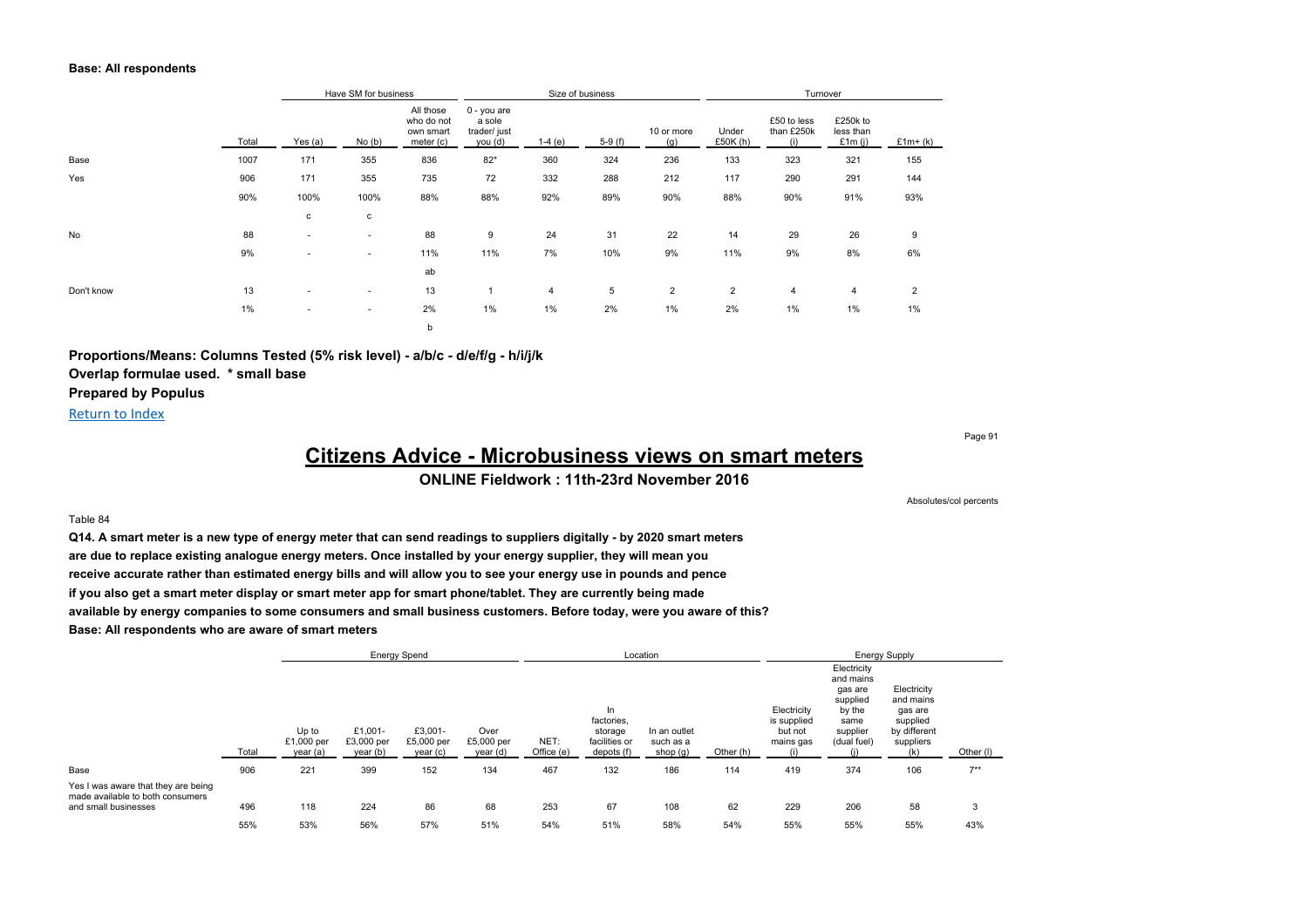**Base: All respondents**

| | Total | Have SM for business | | | Size of business | | | | Turnover | | | |
|---|---|---|---|---|---|---|---|---|---|---|---|---|
| | | Yes (a) | No (b) | All those who do not own smart meter (c) | 0 - you are a sole trader/ just you (d) | 1-4 (e) | 5-9 (f) | 10 or more (g) | Under £50K (h) | £50 to less than £250k (i) | £250k to less than £1m (j) | £1m+ (k) |
| Base | 1007 | 171 | 355 | 836 | 82* | 360 | 324 | 236 | 133 | 323 | 321 | 155 |
| Yes | 906 | 171 | 355 | 735 | 72 | 332 | 288 | 212 | 117 | 290 | 291 | 144 |
| | 90% | 100% | 100% | 88% | 88% | 92% | 89% | 90% | 88% | 90% | 91% | 93% |
| | | c | c | | | | | | | | | |
| No | 88 | - | - | 88 | 9 | 24 | 31 | 22 | 14 | 29 | 26 | 9 |
| | 9% | - | - | 11% | 11% | 7% | 10% | 9% | 11% | 9% | 8% | 6% |
| | | | | ab | | | | | | | | |
| Don't know | 13 | - | - | 13 | 1 | 4 | 5 | 2 | 2 | 4 | 4 | 2 |
| | 1% | - | - | 2% | 1% | 1% | 2% | 1% | 2% | 1% | 1% | 1% |
| | | | | b | | | | | | | | |

**Proportions/Means: Columns Tested (5% risk level) - a/b/c - d/e/f/g - h/i/j/k**
**Overlap formulae used. * small base**
**Prepared by Populus**

Return to Index

# Citizens Advice - Microbusiness views on smart meters

## ONLINE Fieldwork : 11th-23rd November 2016

Absolutes/col percents

Table 84

**Q14. A smart meter is a new type of energy meter that can send readings to suppliers digitally - by 2020 smart meters are due to replace existing analogue energy meters. Once installed by your energy supplier, they will mean you receive accurate rather than estimated energy bills and will allow you to see your energy use in pounds and pence if you also get a smart meter display or smart meter app for smart phone/tablet. They are currently being made available by energy companies to some consumers and small business customers. Before today, were you aware of this?**
**Base: All respondents who are aware of smart meters**

| | Total | Energy Spend | | | | Location | | | | Energy Supply | | | |
|---|---|---|---|---|---|---|---|---|---|---|---|---|---|
| | | Up to £1,000 per year (a) | £1,001-£3,000 per year (b) | £3,001-£5,000 per year (c) | Over £5,000 per year (d) | NET: Office (e) | In factories, storage facilities or depots (f) | In an outlet such as a shop (g) | Other (h) | Electricity is supplied but not mains gas (i) | Electricity and mains gas are supplied by the same supplier (dual fuel) (j) | Electricity and mains gas are supplied by different suppliers (k) | Other (l) |
| Base | 906 | 221 | 399 | 152 | 134 | 467 | 132 | 186 | 114 | 419 | 374 | 106 | 7** |
| Yes I was aware that they are being made available to both consumers and small businesses | 496 | 118 | 224 | 86 | 68 | 253 | 67 | 108 | 62 | 229 | 206 | 58 | 3 |
| | 55% | 53% | 56% | 57% | 51% | 54% | 51% | 58% | 54% | 55% | 55% | 55% | 43% |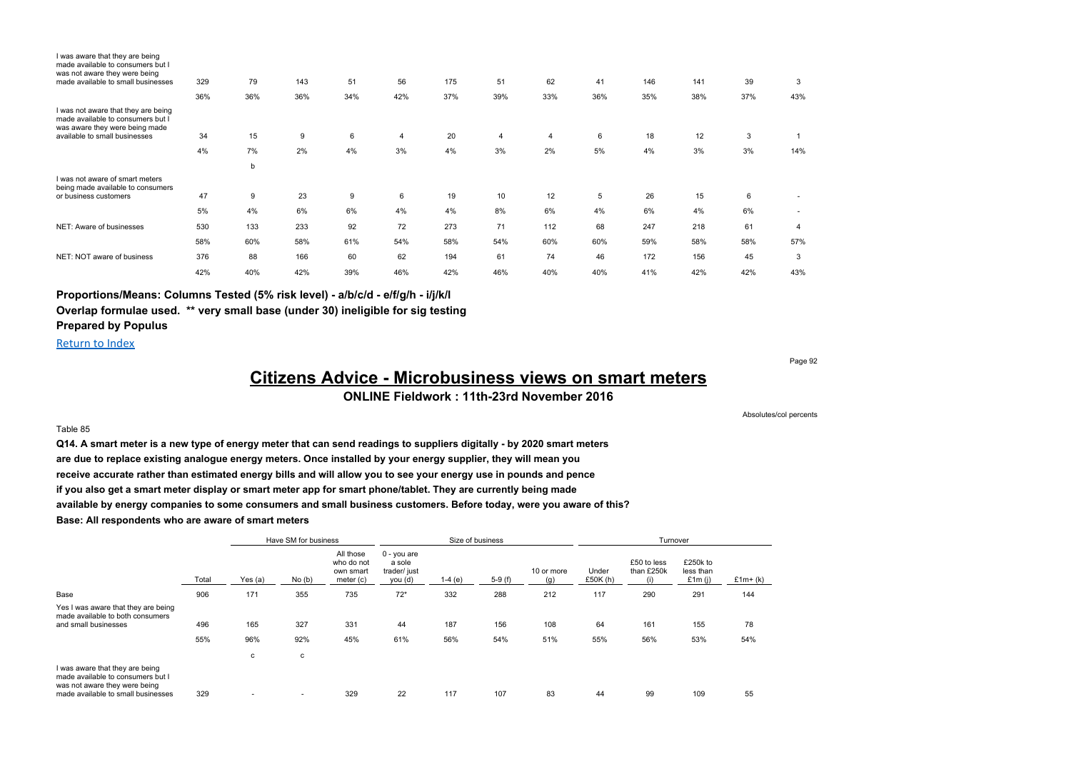| | | | | | | | | | | | | |
|---|---|---|---|---|---|---|---|---|---|---|---|---|
| I was aware that they are being made available to consumers but I was not aware they were being made available to small businesses | 329 | 79 | 143 | 51 | 56 | 175 | 51 | 62 | 41 | 146 | 141 | 39 | 3 |
| | 36% | 36% | 36% | 34% | 42% | 37% | 39% | 33% | 36% | 35% | 38% | 37% | 43% |
| I was not aware that they are being made available to consumers but I was aware they were being made available to small businesses | 34 | 15 | 9 | 6 | 4 | 20 | 4 | 4 | 6 | 18 | 12 | 3 | 1 |
| | 4% | 7% | 2% | 4% | 3% | 4% | 3% | 2% | 5% | 4% | 3% | 3% | 14% |
| | | b | | | | | | | | | | | |
| I was not aware of smart meters being made available to consumers or business customers | 47 | 9 | 23 | 9 | 6 | 19 | 10 | 12 | 5 | 26 | 15 | 6 | - |
| | 5% | 4% | 6% | 6% | 4% | 4% | 8% | 6% | 4% | 6% | 4% | 6% | - |
| NET: Aware of businesses | 530 | 133 | 233 | 92 | 72 | 273 | 71 | 112 | 68 | 247 | 218 | 61 | 4 |
| | 58% | 60% | 58% | 61% | 54% | 58% | 54% | 60% | 60% | 59% | 58% | 58% | 57% |
| NET: NOT aware of business | 376 | 88 | 166 | 60 | 62 | 194 | 61 | 74 | 46 | 172 | 156 | 45 | 3 |
| | 42% | 40% | 42% | 39% | 46% | 42% | 46% | 40% | 40% | 41% | 42% | 42% | 43% |

**Proportions/Means: Columns Tested (5% risk level) - a/b/c/d - e/f/g/h - i/j/k/l**
**Overlap formulae used. ** very small base (under 30) ineligible for sig testing**
**Prepared by Populus**

Return to Index

# Citizens Advice - Microbusiness views on smart meters

**ONLINE Fieldwork : 11th-23rd November 2016**

Absolutes/col percents

Table 85

**Q14. A smart meter is a new type of energy meter that can send readings to suppliers digitally - by 2020 smart meters are due to replace existing analogue energy meters. Once installed by your energy supplier, they will mean you receive accurate rather than estimated energy bills and will allow you to see your energy use in pounds and pence if you also get a smart meter display or smart meter app for smart phone/tablet. They are currently being made available by energy companies to some consumers and small business customers. Before today, were you aware of this?**
**Base: All respondents who are aware of smart meters**

| | | Have SM for business | | | Size of business | | | | Turnover | | | |
|---|---|---|---|---|---|---|---|---|---|---|---|---|
| | Total | Yes (a) | No (b) | All those who do not own smart meter (c) | 0 - you are a sole trader/ just you (d) | 1-4 (e) | 5-9 (f) | 10 or more (g) | Under £50K (h) | £50 to less than £250k (i) | £250k to less than £1m (j) | £1m+ (k) |
| Base | 906 | 171 | 355 | 735 | 72* | 332 | 288 | 212 | 117 | 290 | 291 | 144 |
| Yes I was aware that they are being made available to both consumers and small businesses | 496 | 165 | 327 | 331 | 44 | 187 | 156 | 108 | 64 | 161 | 155 | 78 |
| | 55% | 96% | 92% | 45% | 61% | 56% | 54% | 51% | 55% | 56% | 53% | 54% |
| | | c | c | | | | | | | | | |
| I was aware that they are being made available to consumers but I was not aware they were being made available to small businesses | 329 | - | - | 329 | 22 | 117 | 107 | 83 | 44 | 99 | 109 | 55 |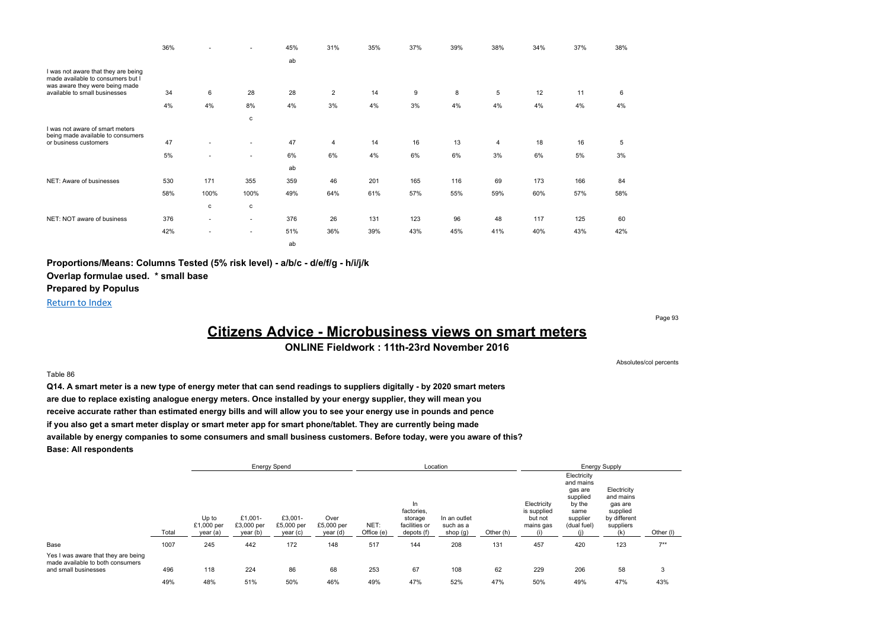| | Total | Up to £1,000 per year (a) | £1,001-£3,000 per year (b) | £3,001-£5,000 per year (c) | Over £5,000 per year (d) | NET: Office (e) | In factories, storage facilities or depots (f) | In an outlet such as a shop (g) | Other (h) | Electricity is supplied but not mains gas (i) | Electricity and mains gas are supplied by the same supplier (dual fuel) (j) | Electricity and mains gas are supplied by different suppliers (k) | Other (l) |
|---|---|---|---|---|---|---|---|---|---|---|---|---|---|
| | 36% | - | - | 45% | 31% | 35% | 37% | 39% | 38% | 34% | 37% | 38% | |
| | | | | ab | | | | | | | | | |
| I was not aware that they are being made available to consumers but I was aware they were being made available to small businesses | 34 | 6 | 28 | 28 | 2 | 14 | 9 | 8 | 5 | 12 | 11 | 6 | |
| | 4% | 4% | 8% | 4% | 3% | 4% | 3% | 4% | 4% | 4% | 4% | 4% | |
| | | | c | | | | | | | | | | |
| I was not aware of smart meters being made available to consumers or business customers | 47 | - | - | 47 | 4 | 14 | 16 | 13 | 4 | 18 | 16 | 5 | |
| | 5% | - | - | 6% | 6% | 4% | 6% | 6% | 3% | 6% | 5% | 3% | |
| | | | | ab | | | | | | | | | |
| NET: Aware of businesses | 530 | 171 | 355 | 359 | 46 | 201 | 165 | 116 | 69 | 173 | 166 | 84 | |
| | 58% | 100% | 100% | 49% | 64% | 61% | 57% | 55% | 59% | 60% | 57% | 58% | |
| | | c | c | | | | | | | | | | |
| NET: NOT aware of business | 376 | - | - | 376 | 26 | 131 | 123 | 96 | 48 | 117 | 125 | 60 | |
| | 42% | - | - | 51% | 36% | 39% | 43% | 45% | 41% | 40% | 43% | 42% | |
| | | | | ab | | | | | | | | | |

**Proportions/Means: Columns Tested (5% risk level) - a/b/c - d/e/f/g - h/i/j/k**
**Overlap formulae used. * small base**
**Prepared by Populus**

Return to Index

# Citizens Advice - Microbusiness views on smart meters

**ONLINE Fieldwork : 11th-23rd November 2016**

Absolutes/col percents

Table 86

**Q14. A smart meter is a new type of energy meter that can send readings to suppliers digitally - by 2020 smart meters are due to replace existing analogue energy meters. Once installed by your energy supplier, they will mean you receive accurate rather than estimated energy bills and will allow you to see your energy use in pounds and pence if you also get a smart meter display or smart meter app for smart phone/tablet. They are currently being made available by energy companies to some consumers and small business customers. Before today, were you aware of this?**
**Base: All respondents**

| | | Energy Spend | | | | Location | | | | Energy Supply | | | |
|---|---|---|---|---|---|---|---|---|---|---|---|---|---|
| | Total | Up to £1,000 per year (a) | £1,001-£3,000 per year (b) | £3,001-£5,000 per year (c) | Over £5,000 per year (d) | NET: Office (e) | In factories, storage facilities or depots (f) | In an outlet such as a shop (g) | Other (h) | Electricity is supplied but not mains gas (i) | Electricity and mains gas are supplied by the same supplier (dual fuel) (j) | Electricity and mains gas are supplied by different suppliers (k) | Other (l) |
| Base | 1007 | 245 | 442 | 172 | 148 | 517 | 144 | 208 | 131 | 457 | 420 | 123 | 7** |
| Yes I was aware that they are being made available to both consumers and small businesses | 496 | 118 | 224 | 86 | 68 | 253 | 67 | 108 | 62 | 229 | 206 | 58 | 3 |
| | 49% | 48% | 51% | 50% | 46% | 49% | 47% | 52% | 47% | 50% | 49% | 47% | 43% |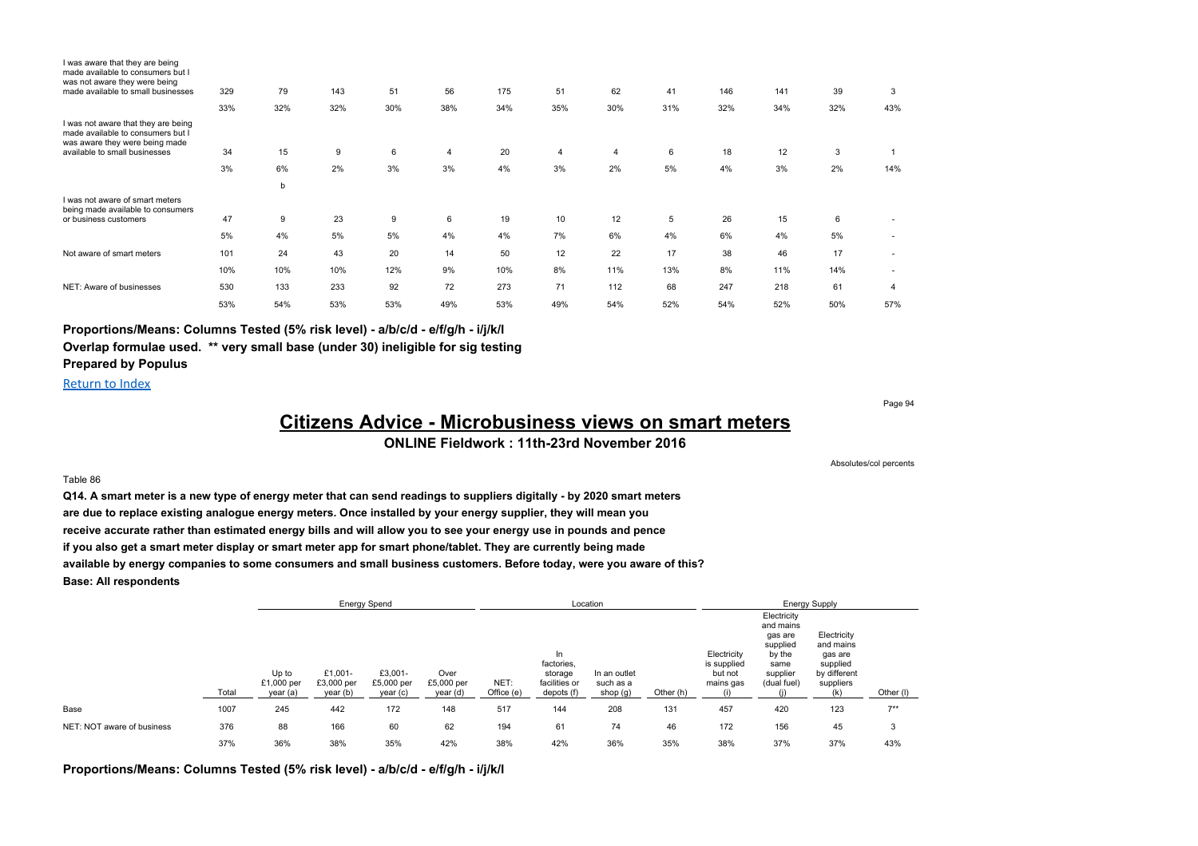| | Total | Up to £1,000 per year (a) | £1,001-£3,000 per year (b) | £3,001-£5,000 per year (c) | Over £5,000 per year (d) | NET: Office (e) | In factories, storage facilities or depots (f) | In an outlet such as a shop (g) | Other (h) | Electricity is supplied but not mains gas (i) | Electricity and mains gas are supplied by the same supplier (dual fuel) (j) | Electricity and mains gas are supplied by different suppliers (k) | Other (l) |
|---|---|---|---|---|---|---|---|---|---|---|---|---|---|
| I was aware that they are being made available to consumers but I was not aware they were being made available to small businesses | 329 | 79 | 143 | 51 | 56 | 175 | 51 | 62 | 41 | 146 | 141 | 39 | 3 |
| | 33% | 32% | 32% | 30% | 38% | 34% | 35% | 30% | 31% | 32% | 34% | 32% | 43% |
| I was not aware that they are being made available to consumers but I was aware they were being made available to small businesses | 34 | 15 | 9 | 6 | 4 | 20 | 4 | 4 | 6 | 18 | 12 | 3 | 1 |
| | 3% | 6% | 2% | 3% | 3% | 4% | 3% | 2% | 5% | 4% | 3% | 2% | 14% |
| | | b | | | | | | | | | | | |
| I was not aware of smart meters being made available to consumers or business customers | 47 | 9 | 23 | 9 | 6 | 19 | 10 | 12 | 5 | 26 | 15 | 6 | - |
| | 5% | 4% | 5% | 5% | 4% | 4% | 7% | 6% | 4% | 6% | 4% | 5% | - |
| Not aware of smart meters | 101 | 24 | 43 | 20 | 14 | 50 | 12 | 22 | 17 | 38 | 46 | 17 | - |
| | 10% | 10% | 10% | 12% | 9% | 10% | 8% | 11% | 13% | 8% | 11% | 14% | - |
| NET: Aware of businesses | 530 | 133 | 233 | 92 | 72 | 273 | 71 | 112 | 68 | 247 | 218 | 61 | 4 |
| | 53% | 54% | 53% | 53% | 49% | 53% | 49% | 54% | 52% | 54% | 52% | 50% | 57% |

**Proportions/Means: Columns Tested (5% risk level) - a/b/c/d - e/f/g/h - i/j/k/l**

**Overlap formulae used. \*\* very small base (under 30) ineligible for sig testing**

**Prepared by Populus**

Return to Index

# Citizens Advice - Microbusiness views on smart meters

**ONLINE Fieldwork : 11th-23rd November 2016**

Absolutes/col percents

Table 86

**Q14. A smart meter is a new type of energy meter that can send readings to suppliers digitally - by 2020 smart meters are due to replace existing analogue energy meters. Once installed by your energy supplier, they will mean you receive accurate rather than estimated energy bills and will allow you to see your energy use in pounds and pence if you also get a smart meter display or smart meter app for smart phone/tablet. They are currently being made available by energy companies to some consumers and small business customers. Before today, were you aware of this?**

**Base: All respondents**

| | | Energy Spend | | | | Location | | | | Energy Supply | | | |
|---|---|---|---|---|---|---|---|---|---|---|---|---|---|
| | Total | Up to £1,000 per year (a) | £1,001-£3,000 per year (b) | £3,001-£5,000 per year (c) | Over £5,000 per year (d) | NET: Office (e) | In factories, storage facilities or depots (f) | In an outlet such as a shop (g) | Other (h) | Electricity is supplied but not mains gas (i) | Electricity and mains gas are supplied by the same supplier (dual fuel) (j) | Electricity and mains gas are supplied by different suppliers (k) | Other (l) |
| Base | 1007 | 245 | 442 | 172 | 148 | 517 | 144 | 208 | 131 | 457 | 420 | 123 | 7** |
| NET: NOT aware of business | 376 | 88 | 166 | 60 | 62 | 194 | 61 | 74 | 46 | 172 | 156 | 45 | 3 |
| | 37% | 36% | 38% | 35% | 42% | 38% | 42% | 36% | 35% | 38% | 37% | 37% | 43% |

**Proportions/Means: Columns Tested (5% risk level) - a/b/c/d - e/f/g/h - i/j/k/l**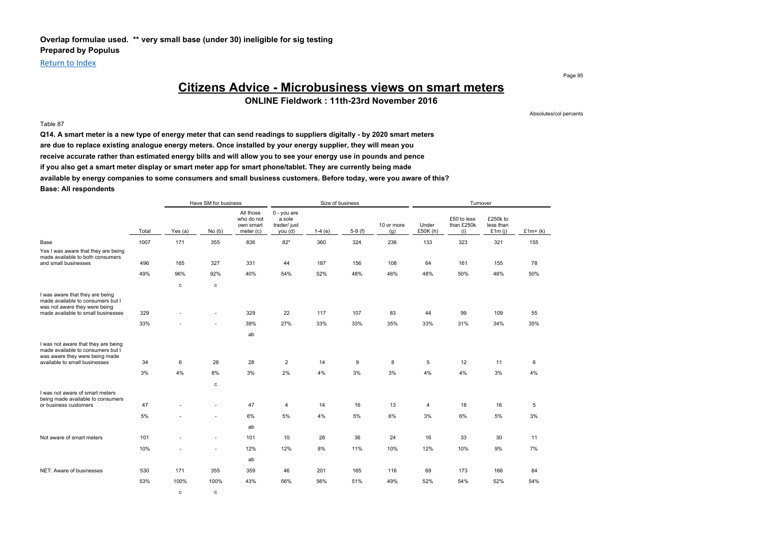**Overlap formulae used. ** very small base (under 30) ineligible for sig testing**
**Prepared by Populus**

Return to Index

# Citizens Advice - Microbusiness views on smart meters

**ONLINE Fieldwork : 11th-23rd November 2016**

Absolutes/col percents

Table 87

**Q14. A smart meter is a new type of energy meter that can send readings to suppliers digitally - by 2020 smart meters are due to replace existing analogue energy meters. Once installed by your energy supplier, they will mean you receive accurate rather than estimated energy bills and will allow you to see your energy use in pounds and pence if you also get a smart meter display or smart meter app for smart phone/tablet. They are currently being made available by energy companies to some consumers and small business customers. Before today, were you aware of this?**
**Base: All respondents**

| | | Have SM for business | | | Size of business | | | | Turnover | | | |
|---|---|---|---|---|---|---|---|---|---|---|---|---|
| | Total | Yes (a) | No (b) | All those who do not own smart meter (c) | 0 - you are a sole trader/ just you (d) | 1-4 (e) | 5-9 (f) | 10 or more (g) | Under £50K (h) | £50 to less than £250k (i) | £250k to less than £1m (j) | £1m+ (k) |
| Base | 1007 | 171 | 355 | 836 | 82* | 360 | 324 | 236 | 133 | 323 | 321 | 155 |
| Yes I was aware that they are being made available to both consumers and small businesses | 496 | 165 | 327 | 331 | 44 | 187 | 156 | 108 | 64 | 161 | 155 | 78 |
| | 49% | 96% | 92% | 40% | 54% | 52% | 48% | 46% | 48% | 50% | 48% | 50% |
| | | c | c | | | | | | | | | |
| I was aware that they are being made available to consumers but I was not aware they were being made available to small businesses | 329 | - | - | 329 | 22 | 117 | 107 | 83 | 44 | 99 | 109 | 55 |
| | 33% | - | - | 39% | 27% | 33% | 33% | 35% | 33% | 31% | 34% | 35% |
| | | | | ab | | | | | | | | |
| I was not aware that they are being made available to consumers but I was aware they were being made available to small businesses | 34 | 6 | 28 | 28 | 2 | 14 | 9 | 8 | 5 | 12 | 11 | 6 |
| | 3% | 4% | 8% | 3% | 2% | 4% | 3% | 3% | 4% | 4% | 3% | 4% |
| | | | c | | | | | | | | | |
| I was not aware of smart meters being made available to consumers or business customers | 47 | - | - | 47 | 4 | 14 | 16 | 13 | 4 | 18 | 16 | 5 |
| | 5% | - | - | 6% | 5% | 4% | 5% | 6% | 3% | 6% | 5% | 3% |
| | | | | ab | | | | | | | | |
| Not aware of smart meters | 101 | - | - | 101 | 10 | 28 | 36 | 24 | 16 | 33 | 30 | 11 |
| | 10% | - | - | 12% | 12% | 8% | 11% | 10% | 12% | 10% | 9% | 7% |
| | | | | ab | | | | | | | | |
| NET: Aware of businesses | 530 | 171 | 355 | 359 | 46 | 201 | 165 | 116 | 69 | 173 | 166 | 84 |
| | 53% | 100% | 100% | 43% | 56% | 56% | 51% | 49% | 52% | 54% | 52% | 54% |
| | | c | c | | | | | | | | | |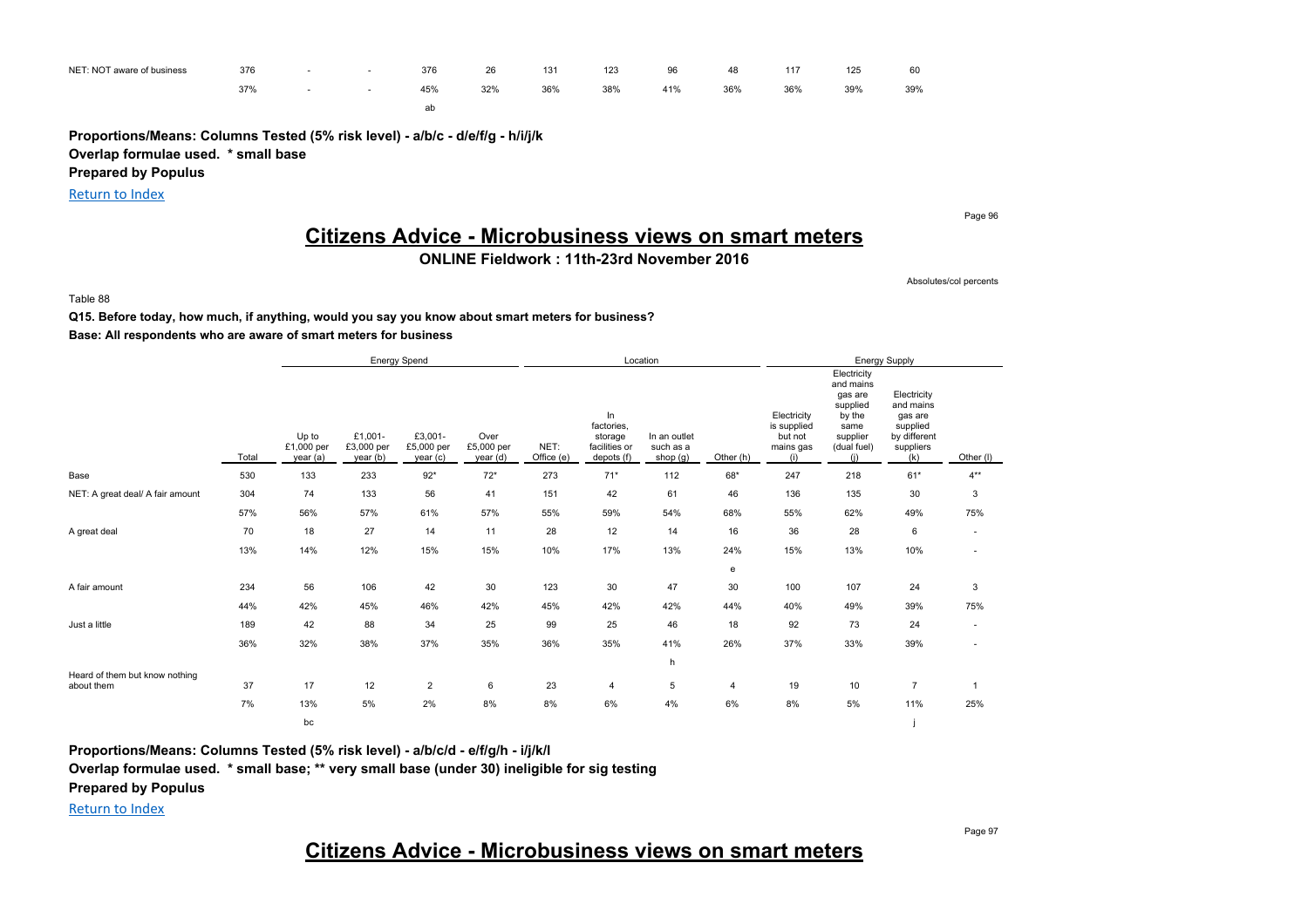| | | | | | | | | | | | | |
|---|---|---|---|---|---|---|---|---|---|---|---|---|
| NET: NOT aware of business | 376 | - | - | 376 | 26 | 131 | 123 | 96 | 48 | 117 | 125 | 60 |
| | 37% | - | - | 45% | 32% | 36% | 38% | 41% | 36% | 36% | 39% | 39% |
| | | | | ab | | | | | | | | |

**Proportions/Means: Columns Tested (5% risk level) - a/b/c - d/e/f/g - h/i/j/k**
**Overlap formulae used. * small base**
**Prepared by Populus**

Return to Index

# Citizens Advice - Microbusiness views on smart meters

## ONLINE Fieldwork : 11th-23rd November 2016

Absolutes/col percents

Table 88

**Q15. Before today, how much, if anything, would you say you know about smart meters for business?**
**Base: All respondents who are aware of smart meters for business**

| | | Energy Spend | | | | Location | | | | Energy Supply | | | |
|---|---|---|---|---|---|---|---|---|---|---|---|---|---|
| | Total | Up to £1,000 per year (a) | £1,001- £3,000 per year (b) | £3,001- £5,000 per year (c) | Over £5,000 per year (d) | NET: Office (e) | In factories, storage facilities or depots (f) | In an outlet such as a shop (g) | Other (h) | Electricity is supplied but not mains gas (i) | Electricity and mains gas are supplied by the same supplier (dual fuel) (j) | Electricity and mains gas are supplied by different suppliers (k) | Other (l) |
| Base | 530 | 133 | 233 | 92* | 72* | 273 | 71* | 112 | 68* | 247 | 218 | 61* | 4** |
| NET: A great deal/ A fair amount | 304 | 74 | 133 | 56 | 41 | 151 | 42 | 61 | 46 | 136 | 135 | 30 | 3 |
| | 57% | 56% | 57% | 61% | 57% | 55% | 59% | 54% | 68% | 55% | 62% | 49% | 75% |
| A great deal | 70 | 18 | 27 | 14 | 11 | 28 | 12 | 14 | 16 | 36 | 28 | 6 | - |
| | 13% | 14% | 12% | 15% | 15% | 10% | 17% | 13% | 24% | 15% | 13% | 10% | - |
| | | | | | | | | | e | | | | |
| A fair amount | 234 | 56 | 106 | 42 | 30 | 123 | 30 | 47 | 30 | 100 | 107 | 24 | 3 |
| | 44% | 42% | 45% | 46% | 42% | 45% | 42% | 42% | 44% | 40% | 49% | 39% | 75% |
| Just a little | 189 | 42 | 88 | 34 | 25 | 99 | 25 | 46 | 18 | 92 | 73 | 24 | - |
| | 36% | 32% | 38% | 37% | 35% | 36% | 35% | 41% | 26% | 37% | 33% | 39% | - |
| | | | | | | | | h | | | | | |
| Heard of them but know nothing about them | 37 | 17 | 12 | 2 | 6 | 23 | 4 | 5 | 4 | 19 | 10 | 7 | 1 |
| | 7% | 13% | 5% | 2% | 8% | 8% | 6% | 4% | 6% | 8% | 5% | 11% | 25% |
| | | bc | | | | | | | | | | j | |

**Proportions/Means: Columns Tested (5% risk level) - a/b/c/d - e/f/g/h - i/j/k/l**
**Overlap formulae used. * small base; ** very small base (under 30) ineligible for sig testing**
**Prepared by Populus**

Return to Index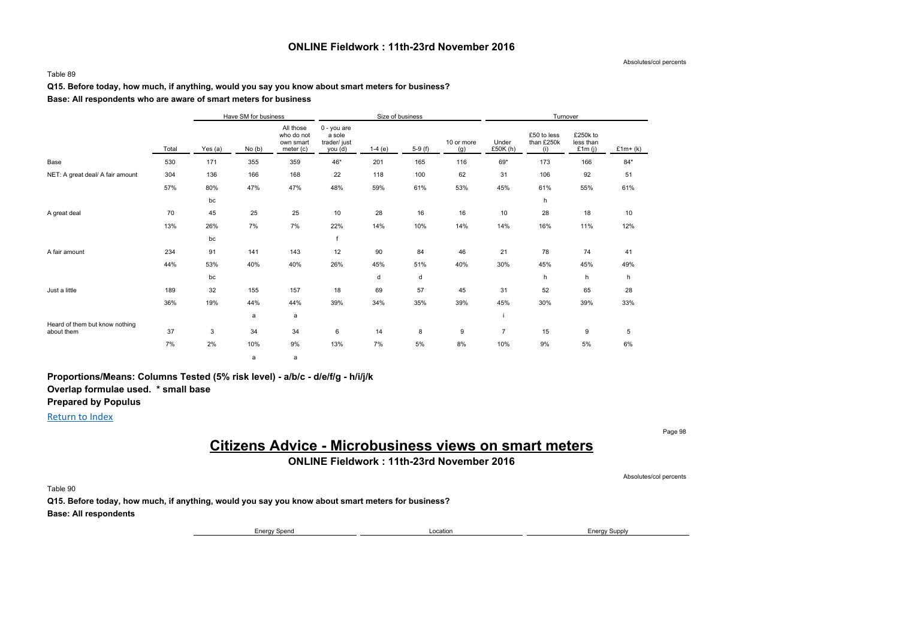## ONLINE Fieldwork : 11th-23rd November 2016

Absolutes/col percents

Table 89

**Q15. Before today, how much, if anything, would you say you know about smart meters for business?**

**Base: All respondents who are aware of smart meters for business**

| | | Have SM for business | | | Size of business | | | | Turnover | | | |
|---|---|---|---|---|---|---|---|---|---|---|---|---|
| | Total | Yes (a) | No (b) | All those who do not own smart meter (c) | 0 - you are a sole trader/ just you (d) | 1-4 (e) | 5-9 (f) | 10 or more (g) | Under £50K (h) | £50 to less than £250k (i) | £250k to less than £1m (j) | £1m+ (k) |
| Base | 530 | 171 | 355 | 359 | 46* | 201 | 165 | 116 | 69* | 173 | 166 | 84* |
| NET: A great deal/ A fair amount | 304 | 136 | 166 | 168 | 22 | 118 | 100 | 62 | 31 | 106 | 92 | 51 |
| | 57% | 80% | 47% | 47% | 48% | 59% | 61% | 53% | 45% | 61% | 55% | 61% |
| | | bc | | | | | | | | h | | |
| A great deal | 70 | 45 | 25 | 25 | 10 | 28 | 16 | 16 | 10 | 28 | 18 | 10 |
| | 13% | 26% | 7% | 7% | 22% | 14% | 10% | 14% | 14% | 16% | 11% | 12% |
| | | bc | | | f | | | | | | | |
| A fair amount | 234 | 91 | 141 | 143 | 12 | 90 | 84 | 46 | 21 | 78 | 74 | 41 |
| | 44% | 53% | 40% | 40% | 26% | 45% | 51% | 40% | 30% | 45% | 45% | 49% |
| | | bc | | | | d | d | | | h | h | h |
| Just a little | 189 | 32 | 155 | 157 | 18 | 69 | 57 | 45 | 31 | 52 | 65 | 28 |
| | 36% | 19% | 44% | 44% | 39% | 34% | 35% | 39% | 45% | 30% | 39% | 33% |
| | | | a | a | | | | | i | | | |
| Heard of them but know nothing about them | 37 | 3 | 34 | 34 | 6 | 14 | 8 | 9 | 7 | 15 | 9 | 5 |
| | 7% | 2% | 10% | 9% | 13% | 7% | 5% | 8% | 10% | 9% | 5% | 6% |
| | | | a | a | | | | | | | | |

**Proportions/Means: Columns Tested (5% risk level) - a/b/c - d/e/f/g - h/i/j/k**
**Overlap formulae used. * small base**
**Prepared by Populus**

Return to Index

# Citizens Advice - Microbusiness views on smart meters

## ONLINE Fieldwork : 11th-23rd November 2016

Absolutes/col percents

Table 90

**Q15. Before today, how much, if anything, would you say you know about smart meters for business?**

**Base: All respondents**

| Energy Spend | Location | Energy Supply |
|---|---|---|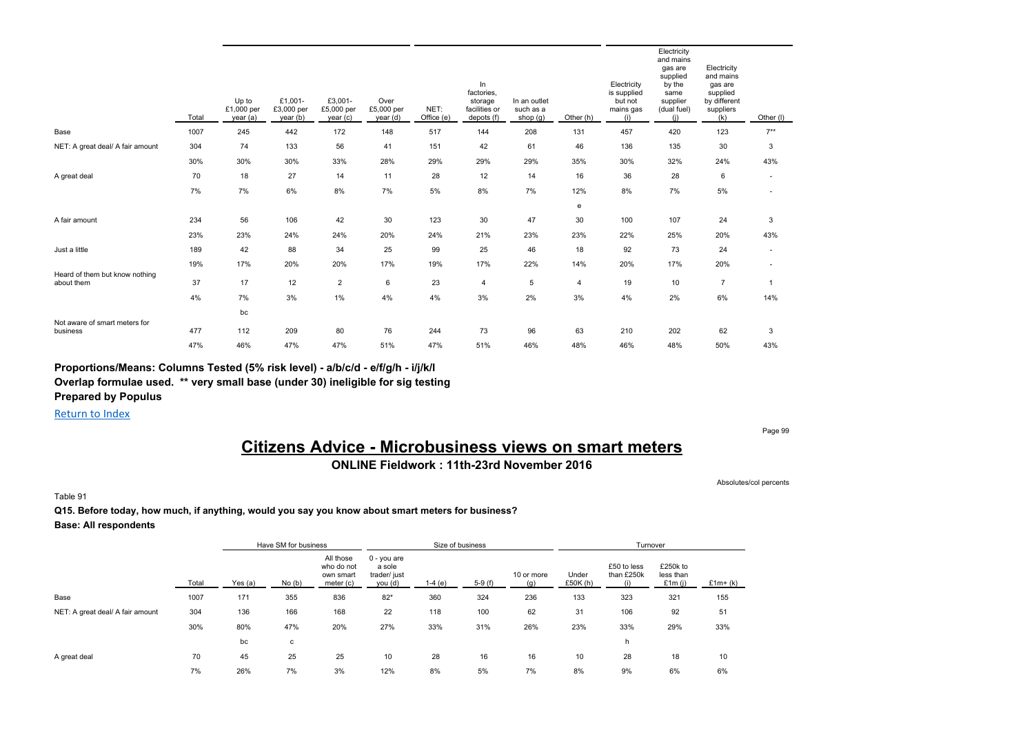| | Total | Up to £1,000 per year (a) | £1,001- £3,000 per year (b) | £3,001- £5,000 per year (c) | Over £5,000 per year (d) | NET: Office (e) | In factories, storage facilities or depots (f) | In an outlet such as a shop (g) | Other (h) | Electricity is supplied but not mains gas (i) | Electricity and mains gas are supplied by the same supplier (dual fuel) (j) | Electricity and mains gas are supplied by different suppliers (k) | Other (l) |
|---|---|---|---|---|---|---|---|---|---|---|---|---|---|
| Base | 1007 | 245 | 442 | 172 | 148 | 517 | 144 | 208 | 131 | 457 | 420 | 123 | 7** |
| NET: A great deal/ A fair amount | 304 | 74 | 133 | 56 | 41 | 151 | 42 | 61 | 46 | 136 | 135 | 30 | 3 |
| | 30% | 30% | 30% | 33% | 28% | 29% | 29% | 29% | 35% | 30% | 32% | 24% | 43% |
| A great deal | 70 | 18 | 27 | 14 | 11 | 28 | 12 | 14 | 16 | 36 | 28 | 6 | - |
| | 7% | 7% | 6% | 8% | 7% | 5% | 8% | 7% | 12% | 8% | 7% | 5% | - |
| | | | | | | | | | e | | | | |
| A fair amount | 234 | 56 | 106 | 42 | 30 | 123 | 30 | 47 | 30 | 100 | 107 | 24 | 3 |
| | 23% | 23% | 24% | 24% | 20% | 24% | 21% | 23% | 23% | 22% | 25% | 20% | 43% |
| Just a little | 189 | 42 | 88 | 34 | 25 | 99 | 25 | 46 | 18 | 92 | 73 | 24 | - |
| | 19% | 17% | 20% | 20% | 17% | 19% | 17% | 22% | 14% | 20% | 17% | 20% | - |
| Heard of them but know nothing about them | 37 | 17 | 12 | 2 | 6 | 23 | 4 | 5 | 4 | 19 | 10 | 7 | 1 |
| | 4% | 7% | 3% | 1% | 4% | 4% | 3% | 2% | 3% | 4% | 2% | 6% | 14% |
| | | bc | | | | | | | | | | | |
| Not aware of smart meters for business | 477 | 112 | 209 | 80 | 76 | 244 | 73 | 96 | 63 | 210 | 202 | 62 | 3 |
| | 47% | 46% | 47% | 47% | 51% | 47% | 51% | 46% | 48% | 46% | 48% | 50% | 43% |

**Proportions/Means: Columns Tested (5% risk level) - a/b/c/d - e/f/g/h - i/j/k/l**
**Overlap formulae used. ** very small base (under 30) ineligible for sig testing**
**Prepared by Populus**

Return to Index

# Citizens Advice - Microbusiness views on smart meters

**ONLINE Fieldwork : 11th-23rd November 2016**

Absolutes/col percents

Table 91

**Q15. Before today, how much, if anything, would you say you know about smart meters for business?**
**Base: All respondents**

| | | Have SM for business | | | Size of business | | | | Turnover | | | |
|---|---|---|---|---|---|---|---|---|---|---|---|---|
| | Total | Yes (a) | No (b) | All those who do not own smart meter (c) | 0 - you are a sole trader/ just you (d) | 1-4 (e) | 5-9 (f) | 10 or more (g) | Under £50K (h) | £50 to less than £250k (i) | £250k to less than £1m (j) | £1m+ (k) |
| Base | 1007 | 171 | 355 | 836 | 82* | 360 | 324 | 236 | 133 | 323 | 321 | 155 |
| NET: A great deal/ A fair amount | 304 | 136 | 166 | 168 | 22 | 118 | 100 | 62 | 31 | 106 | 92 | 51 |
| | 30% | 80% | 47% | 20% | 27% | 33% | 31% | 26% | 23% | 33% | 29% | 33% |
| | | bc | c | | | | | | | h | | |
| A great deal | 70 | 45 | 25 | 25 | 10 | 28 | 16 | 16 | 10 | 28 | 18 | 10 |
| | 7% | 26% | 7% | 3% | 12% | 8% | 5% | 7% | 8% | 9% | 6% | 6% |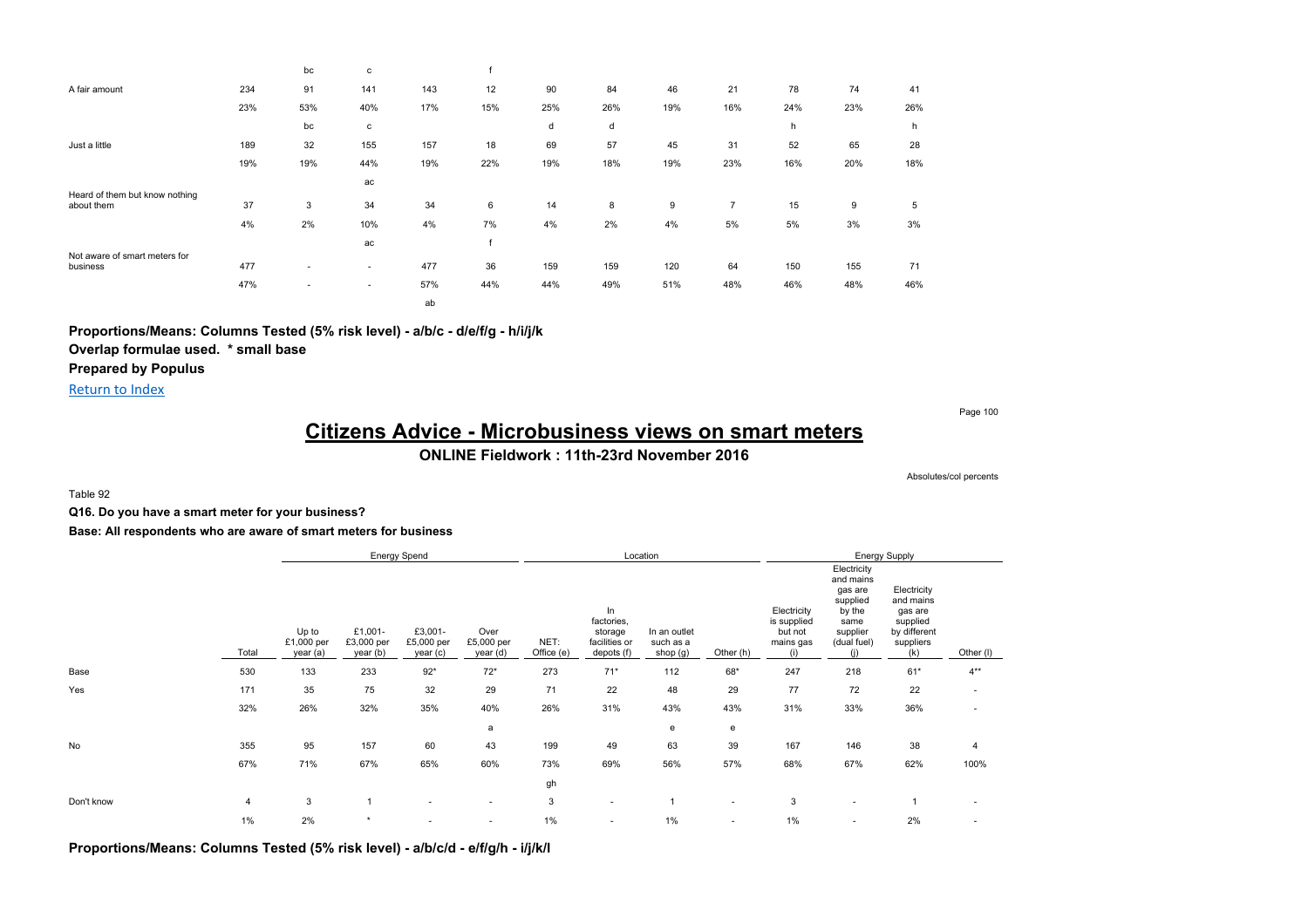| | | bc | c | | f | | | | | | | |
|---|---|---|---|---|---|---|---|---|---|---|---|---|
| A fair amount | 234 | 91 | 141 | 143 | 12 | 90 | 84 | 46 | 21 | 78 | 74 | 41 |
| | 23% | 53% | 40% | 17% | 15% | 25% | 26% | 19% | 16% | 24% | 23% | 26% |
| | | bc | c | | | d | d | | | h | | h |
| Just a little | 189 | 32 | 155 | 157 | 18 | 69 | 57 | 45 | 31 | 52 | 65 | 28 |
| | 19% | 19% | 44% | 19% | 22% | 19% | 18% | 19% | 23% | 16% | 20% | 18% |
| | | | ac | | | | | | | | | |
| Heard of them but know nothing about them | 37 | 3 | 34 | 34 | 6 | 14 | 8 | 9 | 7 | 15 | 9 | 5 |
| | 4% | 2% | 10% | 4% | 7% | 4% | 2% | 4% | 5% | 5% | 3% | 3% |
| | | | ac | | f | | | | | | | |
| Not aware of smart meters for business | 477 | - | - | 477 | 36 | 159 | 159 | 120 | 64 | 150 | 155 | 71 |
| | 47% | - | - | 57% | 44% | 44% | 49% | 51% | 48% | 46% | 48% | 46% |
| | | | | ab | | | | | | | | |

**Proportions/Means: Columns Tested (5% risk level) - a/b/c - d/e/f/g - h/i/j/k**

**Overlap formulae used. * small base**

**Prepared by Populus**

Return to Index

# Citizens Advice - Microbusiness views on smart meters

**ONLINE Fieldwork : 11th-23rd November 2016**

Absolutes/col percents

Table 92

**Q16. Do you have a smart meter for your business?**

**Base: All respondents who are aware of smart meters for business**

| | | Energy Spend | | | | Location | | | | Energy Supply | | | |
|---|---|---|---|---|---|---|---|---|---|---|---|---|---|
| | Total | Up to £1,000 per year (a) | £1,001-£3,000 per year (b) | £3,001-£5,000 per year (c) | Over £5,000 per year (d) | NET: Office (e) | In factories, storage facilities or depots (f) | In an outlet such as a shop (g) | Other (h) | Electricity is supplied but not mains gas (i) | Electricity and mains gas are supplied by the same supplier (dual fuel) (j) | Electricity and mains gas are supplied by different suppliers (k) | Other (l) |
| Base | 530 | 133 | 233 | 92* | 72* | 273 | 71* | 112 | 68* | 247 | 218 | 61* | 4** |
| Yes | 171 | 35 | 75 | 32 | 29 | 71 | 22 | 48 | 29 | 77 | 72 | 22 | - |
| | 32% | 26% | 32% | 35% | 40% | 26% | 31% | 43% | 43% | 31% | 33% | 36% | - |
| | | | | | a | | | e | e | | | | |
| No | 355 | 95 | 157 | 60 | 43 | 199 | 49 | 63 | 39 | 167 | 146 | 38 | 4 |
| | 67% | 71% | 67% | 65% | 60% | 73% | 69% | 56% | 57% | 68% | 67% | 62% | 100% |
| | | | | | | gh | | | | | | | |
| Don't know | 4 | 3 | 1 | - | - | 3 | - | 1 | - | 3 | - | 1 | - |
| | 1% | 2% | * | - | - | 1% | - | 1% | - | 1% | - | 2% | - |

**Proportions/Means: Columns Tested (5% risk level) - a/b/c/d - e/f/g/h - i/j/k/l**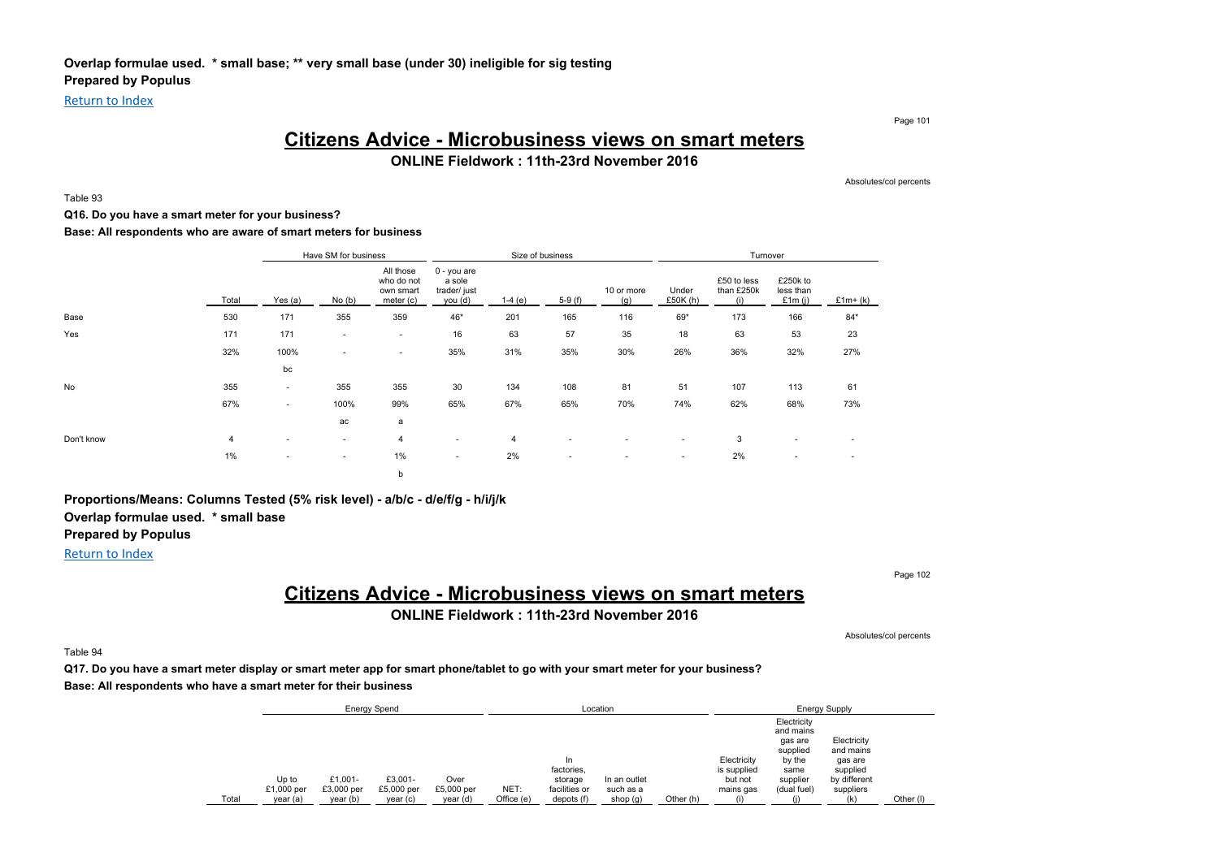**Overlap formulae used. * small base; ** very small base (under 30) ineligible for sig testing**
**Prepared by Populus**

Return to Index

# Citizens Advice - Microbusiness views on smart meters

## ONLINE Fieldwork : 11th-23rd November 2016

Absolutes/col percents

Table 93

**Q16. Do you have a smart meter for your business?**

**Base: All respondents who are aware of smart meters for business**

| | | Have SM for business | | | Size of business | | | | Turnover | | | |
|---|---|---|---|---|---|---|---|---|---|---|---|---|
| | Total | Yes (a) | No (b) | All those who do not own smart meter (c) | 0 - you are a sole trader/ just you (d) | 1-4 (e) | 5-9 (f) | 10 or more (g) | Under £50K (h) | £50 to less than £250k (i) | £250k to less than £1m (j) | £1m+ (k) |
| Base | 530 | 171 | 355 | 359 | 46* | 201 | 165 | 116 | 69* | 173 | 166 | 84* |
| Yes | 171 | 171 | - | - | 16 | 63 | 57 | 35 | 18 | 63 | 53 | 23 |
| | 32% | 100% | - | - | 35% | 31% | 35% | 30% | 26% | 36% | 32% | 27% |
| | | bc | | | | | | | | | | |
| No | 355 | - | 355 | 355 | 30 | 134 | 108 | 81 | 51 | 107 | 113 | 61 |
| | 67% | - | 100% | 99% | 65% | 67% | 65% | 70% | 74% | 62% | 68% | 73% |
| | | | ac | a | | | | | | | | |
| Don't know | 4 | - | - | 4 | - | 4 | - | - | - | 3 | - | - |
| | 1% | - | - | 1% | - | 2% | - | - | - | 2% | - | - |
| | | | | b | | | | | | | | |

**Proportions/Means: Columns Tested (5% risk level) - a/b/c - d/e/f/g - h/i/j/k**
**Overlap formulae used. * small base**
**Prepared by Populus**

Return to Index

# Citizens Advice - Microbusiness views on smart meters

## ONLINE Fieldwork : 11th-23rd November 2016

Absolutes/col percents

Table 94

**Q17. Do you have a smart meter display or smart meter app for smart phone/tablet to go with your smart meter for your business?**

**Base: All respondents who have a smart meter for their business**

| | | Energy Spend | | | | Location | | | | Energy Supply | | | |
|---|---|---|---|---|---|---|---|---|---|---|---|---|---|
| | Total | Up to £1,000 per year (a) | £1,001- £3,000 per year (b) | £3,001- £5,000 per year (c) | Over £5,000 per year (d) | NET: Office (e) | In factories, storage facilities or depots (f) | In an outlet such as a shop (g) | Other (h) | Electricity is supplied but not mains gas (i) | Electricity and mains gas are supplied by the same supplier (dual fuel) (j) | Electricity and mains gas are supplied by different suppliers (k) | Other (l) |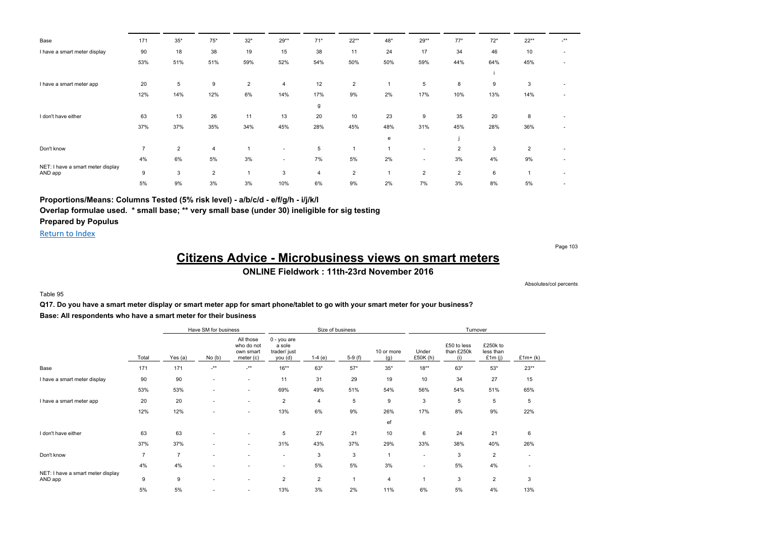| | | | | | | | | | | | | | |
|---|---|---|---|---|---|---|---|---|---|---|---|---|---|
| Base | 171 | 35* | 75* | 32* | 29** | 71* | 22** | 48* | 29** | 77* | 72* | 22** | -** |
| I have a smart meter display | 90 | 18 | 38 | 19 | 15 | 38 | 11 | 24 | 17 | 34 | 46 | 10 | - |
| | 53% | 51% | 51% | 59% | 52% | 54% | 50% | 50% | 59% | 44% | 64% | 45% | - |
| | | | | | | | | | | | i | | |
| I have a smart meter app | 20 | 5 | 9 | 2 | 4 | 12 | 2 | 1 | 5 | 8 | 9 | 3 | - |
| | 12% | 14% | 12% | 6% | 14% | 17% | 9% | 2% | 17% | 10% | 13% | 14% | - |
| | | | | | | g | | | | | | | |
| I don't have either | 63 | 13 | 26 | 11 | 13 | 20 | 10 | 23 | 9 | 35 | 20 | 8 | - |
| | 37% | 37% | 35% | 34% | 45% | 28% | 45% | 48% | 31% | 45% | 28% | 36% | - |
| | | | | | | | | e | | j | | | |
| Don't know | 7 | 2 | 4 | 1 | - | 5 | 1 | 1 | - | 2 | 3 | 2 | - |
| | 4% | 6% | 5% | 3% | - | 7% | 5% | 2% | - | 3% | 4% | 9% | - |
| NET: I have a smart meter display AND app | 9 | 3 | 2 | 1 | 3 | 4 | 2 | 1 | 2 | 2 | 6 | 1 | - |
| | 5% | 9% | 3% | 3% | 10% | 6% | 9% | 2% | 7% | 3% | 8% | 5% | - |

**Proportions/Means: Columns Tested (5% risk level) - a/b/c/d - e/f/g/h - i/j/k/l**

**Overlap formulae used. \* small base; \*\* very small base (under 30) ineligible for sig testing**

**Prepared by Populus**

Return to Index

# Citizens Advice - Microbusiness views on smart meters

**ONLINE Fieldwork : 11th-23rd November 2016**

Absolutes/col percents

Table 95

**Q17. Do you have a smart meter display or smart meter app for smart phone/tablet to go with your smart meter for your business?**

**Base: All respondents who have a smart meter for their business**

| | | Have SM for business | | | Size of business | | | | Turnover | | | |
|---|---|---|---|---|---|---|---|---|---|---|---|---|
| | Total | Yes (a) | No (b) | All those who do not own smart meter (c) | 0 - you are a sole trader/ just you (d) | 1-4 (e) | 5-9 (f) | 10 or more (g) | Under £50K (h) | £50 to less than £250k (i) | £250k to less than £1m (j) | £1m+ (k) |
| Base | 171 | 171 | -** | -** | 16** | 63* | 57* | 35* | 18** | 63* | 53* | 23** |
| I have a smart meter display | 90 | 90 | - | - | 11 | 31 | 29 | 19 | 10 | 34 | 27 | 15 |
| | 53% | 53% | - | - | 69% | 49% | 51% | 54% | 56% | 54% | 51% | 65% |
| I have a smart meter app | 20 | 20 | - | - | 2 | 4 | 5 | 9 | 3 | 5 | 5 | 5 |
| | 12% | 12% | - | - | 13% | 6% | 9% | 26% | 17% | 8% | 9% | 22% |
| | | | | | | | | ef | | | | |
| I don't have either | 63 | 63 | - | - | 5 | 27 | 21 | 10 | 6 | 24 | 21 | 6 |
| | 37% | 37% | - | - | 31% | 43% | 37% | 29% | 33% | 38% | 40% | 26% |
| Don't know | 7 | 7 | - | - | - | 3 | 3 | 1 | - | 3 | 2 | - |
| | 4% | 4% | - | - | - | 5% | 5% | 3% | - | 5% | 4% | - |
| NET: I have a smart meter display AND app | 9 | 9 | - | - | 2 | 2 | 1 | 4 | 1 | 3 | 2 | 3 |
| | 5% | 5% | - | - | 13% | 3% | 2% | 11% | 6% | 5% | 4% | 13% |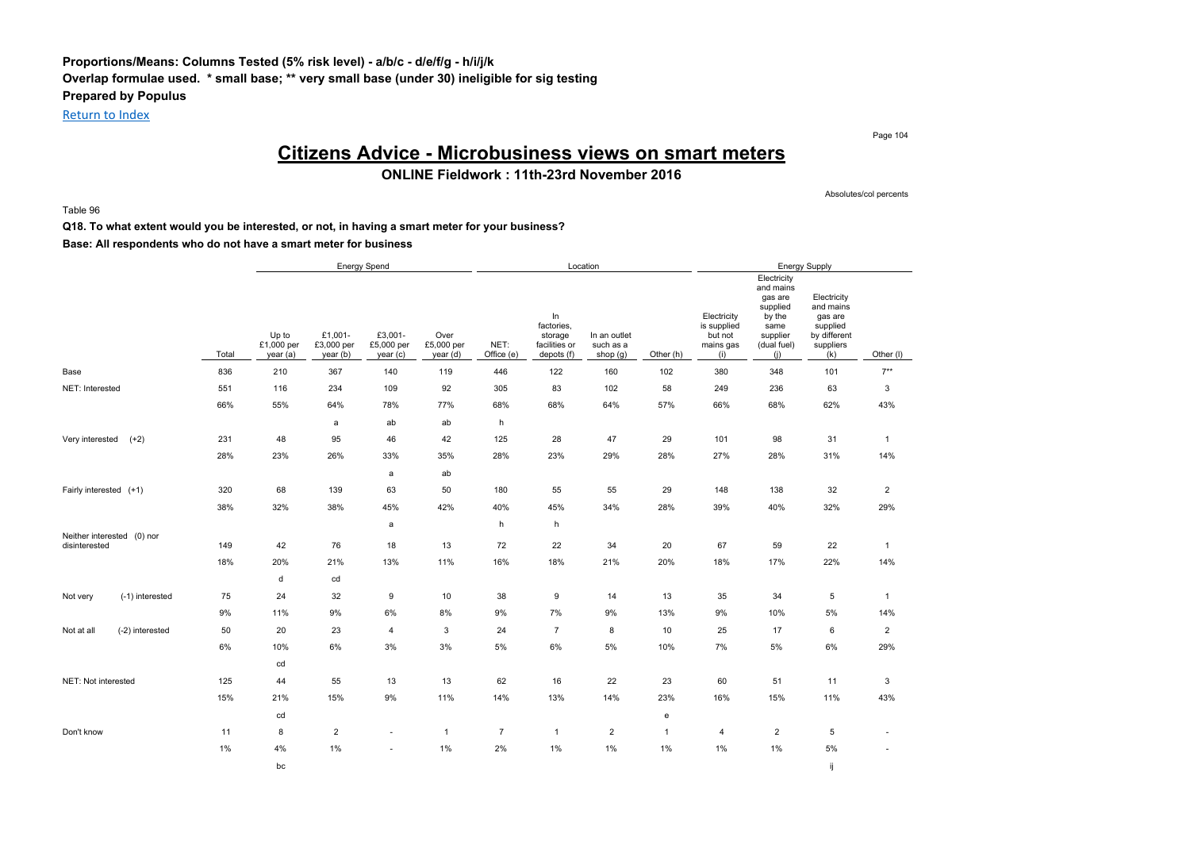**Proportions/Means: Columns Tested (5% risk level) - a/b/c - d/e/f/g - h/i/j/k**
**Overlap formulae used. * small base; ** very small base (under 30) ineligible for sig testing**
**Prepared by Populus**

Return to Index

# Citizens Advice - Microbusiness views on smart meters

**ONLINE Fieldwork : 11th-23rd November 2016**

Absolutes/col percents

Table 96

**Q18. To what extent would you be interested, or not, in having a smart meter for your business?**

**Base: All respondents who do not have a smart meter for business**

| | | Energy Spend | | | | Location | | | | Energy Supply | | | |
|---|---|---|---|---|---|---|---|---|---|---|---|---|---|
| | Total | Up to £1,000 per year (a) | £1,001-£3,000 per year (b) | £3,001-£5,000 per year (c) | Over £5,000 per year (d) | NET: Office (e) | In factories, storage facilities or depots (f) | In an outlet such as a shop (g) | Other (h) | Electricity is supplied but not mains gas (i) | Electricity and mains gas are supplied by the same supplier (dual fuel) (j) | Electricity and mains gas are supplied by different suppliers (k) | Other (l) |
| Base | 836 | 210 | 367 | 140 | 119 | 446 | 122 | 160 | 102 | 380 | 348 | 101 | 7** |
| NET: Interested | 551 | 116 | 234 | 109 | 92 | 305 | 83 | 102 | 58 | 249 | 236 | 63 | 3 |
| | 66% | 55% | 64% | 78% | 77% | 68% | 68% | 64% | 57% | 66% | 68% | 62% | 43% |
| | | | a | ab | ab | h | | | | | | | |
| Very interested (+2) | 231 | 48 | 95 | 46 | 42 | 125 | 28 | 47 | 29 | 101 | 98 | 31 | 1 |
| | 28% | 23% | 26% | 33% | 35% | 28% | 23% | 29% | 28% | 27% | 28% | 31% | 14% |
| | | | | a | ab | | | | | | | | |
| Fairly interested (+1) | 320 | 68 | 139 | 63 | 50 | 180 | 55 | 55 | 29 | 148 | 138 | 32 | 2 |
| | 38% | 32% | 38% | 45% | 42% | 40% | 45% | 34% | 28% | 39% | 40% | 32% | 29% |
| | | | | a | | h | h | | | | | | |
| Neither interested (0) nor disinterested | 149 | 42 | 76 | 18 | 13 | 72 | 22 | 34 | 20 | 67 | 59 | 22 | 1 |
| | 18% | 20% | 21% | 13% | 11% | 16% | 18% | 21% | 20% | 18% | 17% | 22% | 14% |
| | | d | cd | | | | | | | | | | |
| Not very (-1) interested | 75 | 24 | 32 | 9 | 10 | 38 | 9 | 14 | 13 | 35 | 34 | 5 | 1 |
| | 9% | 11% | 9% | 6% | 8% | 9% | 7% | 9% | 13% | 9% | 10% | 5% | 14% |
| Not at all (-2) interested | 50 | 20 | 23 | 4 | 3 | 24 | 7 | 8 | 10 | 25 | 17 | 6 | 2 |
| | 6% | 10% | 6% | 3% | 3% | 5% | 6% | 5% | 10% | 7% | 5% | 6% | 29% |
| | | cd | | | | | | | | | | | |
| NET: Not interested | 125 | 44 | 55 | 13 | 13 | 62 | 16 | 22 | 23 | 60 | 51 | 11 | 3 |
| | 15% | 21% | 15% | 9% | 11% | 14% | 13% | 14% | 23% | 16% | 15% | 11% | 43% |
| | | cd | | | | | | | e | | | | |
| Don't know | 11 | 8 | 2 | - | 1 | 7 | 1 | 2 | 1 | 4 | 2 | 5 | - |
| | 1% | 4% | 1% | - | 1% | 2% | 1% | 1% | 1% | 1% | 1% | 5% | - |
| | | bc | | | | | | | | | | ij | |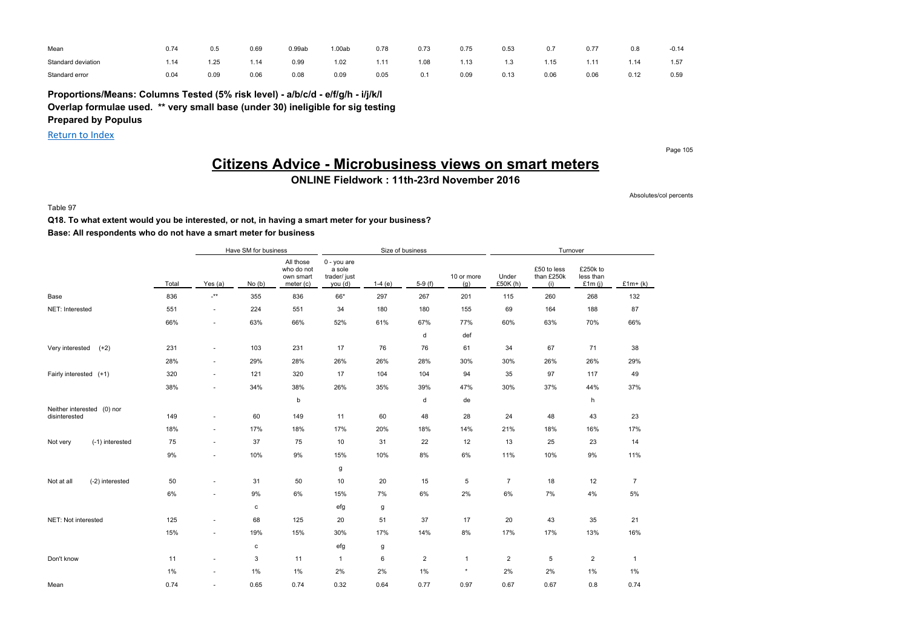| | | | | | | | | | | | | | |
|---|---|---|---|---|---|---|---|---|---|---|---|---|---|
| Mean | 0.74 | 0.5 | 0.69 | 0.99ab | 1.00ab | 0.78 | 0.73 | 0.75 | 0.53 | 0.7 | 0.77 | 0.8 | -0.14 |
| Standard deviation | 1.14 | 1.25 | 1.14 | 0.99 | 1.02 | 1.11 | 1.08 | 1.13 | 1.3 | 1.15 | 1.11 | 1.14 | 1.57 |
| Standard error | 0.04 | 0.09 | 0.06 | 0.08 | 0.09 | 0.05 | 0.1 | 0.09 | 0.13 | 0.06 | 0.06 | 0.12 | 0.59 |

**Proportions/Means: Columns Tested (5% risk level) - a/b/c/d - e/f/g/h - i/j/k/l**
**Overlap formulae used. ** very small base (under 30) ineligible for sig testing**
**Prepared by Populus**

Return to Index

# Citizens Advice - Microbusiness views on smart meters

## ONLINE Fieldwork : 11th-23rd November 2016

Absolutes/col percents

Table 97

**Q18. To what extent would you be interested, or not, in having a smart meter for your business?**
**Base: All respondents who do not have a smart meter for business**

| | | Have SM for business | | | Size of business | | | | Turnover | | | |
|---|---|---|---|---|---|---|---|---|---|---|---|---|
| | Total | Yes (a) | No (b) | All those who do not own smart meter (c) | 0 - you are a sole trader/ just you (d) | 1-4 (e) | 5-9 (f) | 10 or more (g) | Under £50K (h) | £50 to less than £250k (i) | £250k to less than £1m (j) | £1m+ (k) |
| Base | 836 | -** | 355 | 836 | 66* | 297 | 267 | 201 | 115 | 260 | 268 | 132 |
| NET: Interested | 551 | - | 224 | 551 | 34 | 180 | 180 | 155 | 69 | 164 | 188 | 87 |
| | 66% | - | 63% | 66% | 52% | 61% | 67% | 77% | 60% | 63% | 70% | 66% |
| | | | | | | | d | def | | | | |
| Very interested (+2) | 231 | - | 103 | 231 | 17 | 76 | 76 | 61 | 34 | 67 | 71 | 38 |
| | 28% | - | 29% | 28% | 26% | 26% | 28% | 30% | 30% | 26% | 26% | 29% |
| Fairly interested (+1) | 320 | - | 121 | 320 | 17 | 104 | 104 | 94 | 35 | 97 | 117 | 49 |
| | 38% | - | 34% | 38% | 26% | 35% | 39% | 47% | 30% | 37% | 44% | 37% |
| | | | | b | | | d | de | | | h | |
| Neither interested (0) nor disinterested | 149 | - | 60 | 149 | 11 | 60 | 48 | 28 | 24 | 48 | 43 | 23 |
| | 18% | - | 17% | 18% | 17% | 20% | 18% | 14% | 21% | 18% | 16% | 17% |
| Not very (-1) interested | 75 | - | 37 | 75 | 10 | 31 | 22 | 12 | 13 | 25 | 23 | 14 |
| | 9% | - | 10% | 9% | 15% | 10% | 8% | 6% | 11% | 10% | 9% | 11% |
| | | | | | g | | | | | | | |
| Not at all (-2) interested | 50 | - | 31 | 50 | 10 | 20 | 15 | 5 | 7 | 18 | 12 | 7 |
| | 6% | - | 9% | 6% | 15% | 7% | 6% | 2% | 6% | 7% | 4% | 5% |
| | | | c | | efg | g | | | | | | |
| NET: Not interested | 125 | - | 68 | 125 | 20 | 51 | 37 | 17 | 20 | 43 | 35 | 21 |
| | 15% | - | 19% | 15% | 30% | 17% | 14% | 8% | 17% | 17% | 13% | 16% |
| | | | c | | efg | g | | | | | | |
| Don't know | 11 | - | 3 | 11 | 1 | 6 | 2 | 1 | 2 | 5 | 2 | 1 |
| | 1% | - | 1% | 1% | 2% | 2% | 1% | * | 2% | 2% | 1% | 1% |
| Mean | 0.74 | - | 0.65 | 0.74 | 0.32 | 0.64 | 0.77 | 0.97 | 0.67 | 0.67 | 0.8 | 0.74 |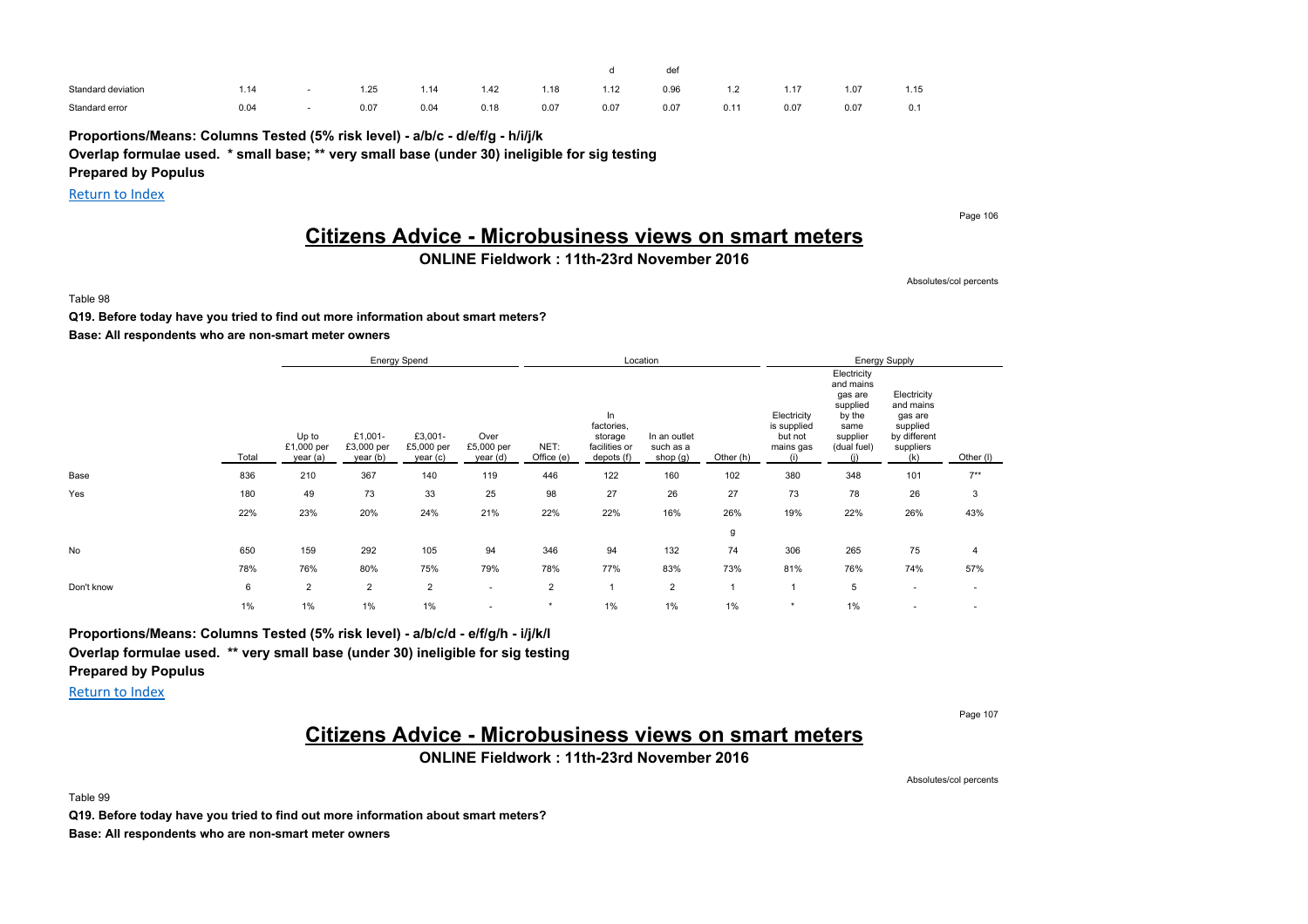| | | | | | | | d | def | | | | |
|---|---|---|---|---|---|---|---|---|---|---|---|---|
| Standard deviation | 1.14 | - | 1.25 | 1.14 | 1.42 | 1.18 | 1.12 | 0.96 | 1.2 | 1.17 | 1.07 | 1.15 |
| Standard error | 0.04 | - | 0.07 | 0.04 | 0.18 | 0.07 | 0.07 | 0.07 | 0.11 | 0.07 | 0.07 | 0.1 |

**Proportions/Means: Columns Tested (5% risk level) - a/b/c - d/e/f/g - h/i/j/k**
**Overlap formulae used. * small base; ** very small base (under 30) ineligible for sig testing**
**Prepared by Populus**

Return to Index

# Citizens Advice - Microbusiness views on smart meters

## ONLINE Fieldwork : 11th-23rd November 2016

Absolutes/col percents

Table 98

**Q19. Before today have you tried to find out more information about smart meters?**
**Base: All respondents who are non-smart meter owners**

| | | Energy Spend | | | | Location | | | | Energy Supply | | | |
|---|---|---|---|---|---|---|---|---|---|---|---|---|---|
| | Total | Up to £1,000 per year (a) | £1,001-£3,000 per year (b) | £3,001-£5,000 per year (c) | Over £5,000 per year (d) | NET: Office (e) | In factories, storage facilities or depots (f) | In an outlet such as a shop (g) | Other (h) | Electricity is supplied but not mains gas (i) | Electricity and mains gas are supplied by the same supplier (dual fuel) (j) | Electricity and mains gas are supplied by different suppliers (k) | Other (l) |
| Base | 836 | 210 | 367 | 140 | 119 | 446 | 122 | 160 | 102 | 380 | 348 | 101 | 7** |
| Yes | 180 | 49 | 73 | 33 | 25 | 98 | 27 | 26 | 27 | 73 | 78 | 26 | 3 |
| | 22% | 23% | 20% | 24% | 21% | 22% | 22% | 16% | 26% | 19% | 22% | 26% | 43% |
| | | | | | | | | | g | | | | |
| No | 650 | 159 | 292 | 105 | 94 | 346 | 94 | 132 | 74 | 306 | 265 | 75 | 4 |
| | 78% | 76% | 80% | 75% | 79% | 78% | 77% | 83% | 73% | 81% | 76% | 74% | 57% |
| Don't know | 6 | 2 | 2 | 2 | - | 2 | 1 | 2 | 1 | 1 | 5 | - | - |
| | 1% | 1% | 1% | 1% | - | * | 1% | 1% | 1% | * | 1% | - | - |

**Proportions/Means: Columns Tested (5% risk level) - a/b/c/d - e/f/g/h - i/j/k/l**
**Overlap formulae used. ** very small base (under 30) ineligible for sig testing**
**Prepared by Populus**

Return to Index

# Citizens Advice - Microbusiness views on smart meters

## ONLINE Fieldwork : 11th-23rd November 2016

Absolutes/col percents

Table 99

**Q19. Before today have you tried to find out more information about smart meters?**
**Base: All respondents who are non-smart meter owners**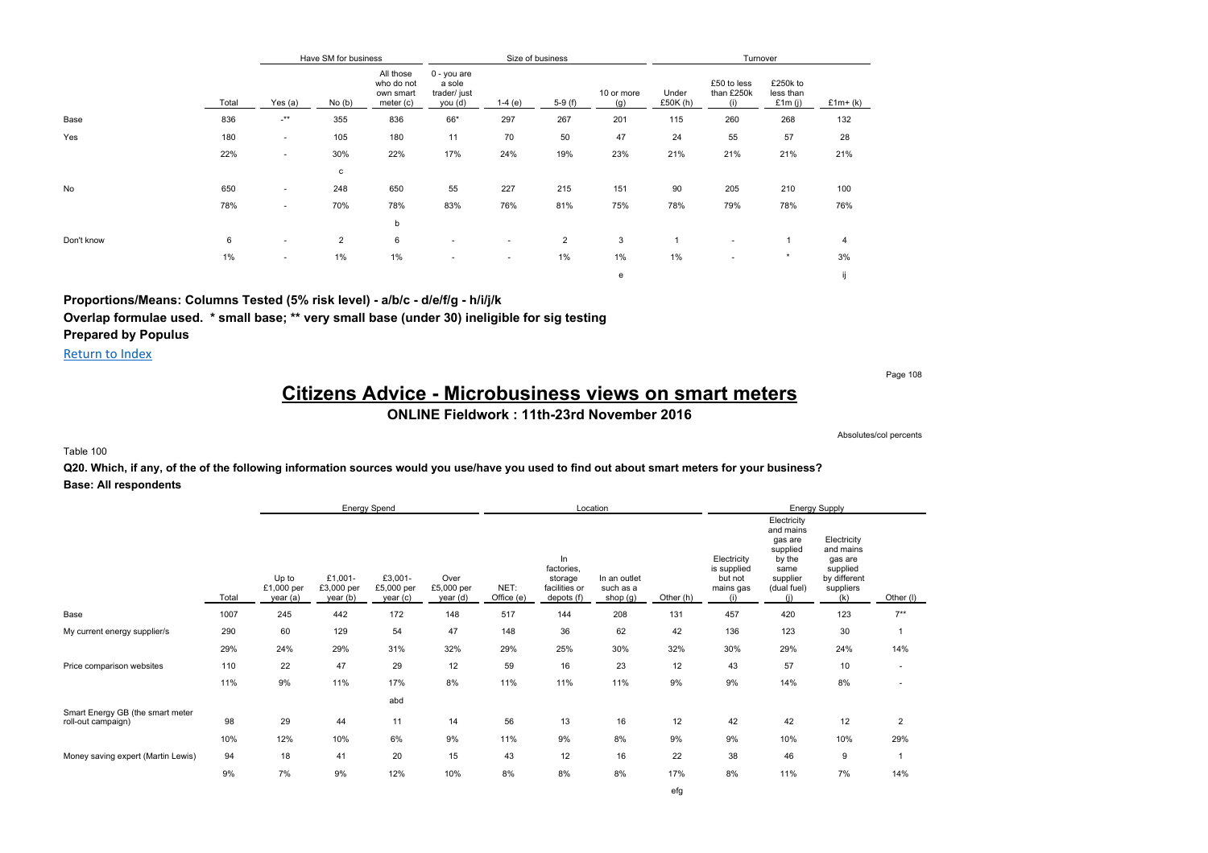| | Total | Have SM for business | | All those who do not own smart meter (c) | Size of business | | | | Turnover | | | |
|---|---|---|---|---|---|---|---|---|---|---|---|---|
| | | Yes (a) | No (b) | | 0 - you are a sole trader/ just you (d) | 1-4 (e) | 5-9 (f) | 10 or more (g) | Under £50K (h) | £50 to less than £250k (i) | £250k to less than £1m (j) | £1m+ (k) |
| Base | 836 | -** | 355 | 836 | 66* | 297 | 267 | 201 | 115 | 260 | 268 | 132 |
| Yes | 180 | - | 105 | 180 | 11 | 70 | 50 | 47 | 24 | 55 | 57 | 28 |
| | 22% | - | 30% | 22% | 17% | 24% | 19% | 23% | 21% | 21% | 21% | 21% |
| | | | c | | | | | | | | | |
| No | 650 | - | 248 | 650 | 55 | 227 | 215 | 151 | 90 | 205 | 210 | 100 |
| | 78% | - | 70% | 78% | 83% | 76% | 81% | 75% | 78% | 79% | 78% | 76% |
| | | | | b | | | | | | | | |
| Don't know | 6 | - | 2 | 6 | - | - | 2 | 3 | 1 | - | 1 | 4 |
| | 1% | - | 1% | 1% | - | - | 1% | 1% | 1% | - | * | 3% |
| | | | | | | | | e | | | | ij |

**Proportions/Means: Columns Tested (5% risk level) - a/b/c - d/e/f/g - h/i/j/k**

**Overlap formulae used. * small base; ** very small base (under 30) ineligible for sig testing**

**Prepared by Populus**

Return to Index

# Citizens Advice - Microbusiness views on smart meters

**ONLINE Fieldwork : 11th-23rd November 2016**

Absolutes/col percents

Table 100

**Q20. Which, if any, of the of the following information sources would you use/have you used to find out about smart meters for your business?**

**Base: All respondents**

| | Total | Energy Spend | | | | Location | | | | Energy Supply | | | |
|---|---|---|---|---|---|---|---|---|---|---|---|---|---|
| | | Up to £1,000 per year (a) | £1,001-£3,000 per year (b) | £3,001-£5,000 per year (c) | Over £5,000 per year (d) | NET: Office (e) | In factories, storage facilities or depots (f) | In an outlet such as a shop (g) | Other (h) | Electricity is supplied but not mains gas (i) | Electricity and mains gas are supplied by the same supplier (dual fuel) (j) | Electricity and mains gas are supplied by different suppliers (k) | Other (l) |
| Base | 1007 | 245 | 442 | 172 | 148 | 517 | 144 | 208 | 131 | 457 | 420 | 123 | 7** |
| My current energy supplier/s | 290 | 60 | 129 | 54 | 47 | 148 | 36 | 62 | 42 | 136 | 123 | 30 | 1 |
| | 29% | 24% | 29% | 31% | 32% | 29% | 25% | 30% | 32% | 30% | 29% | 24% | 14% |
| Price comparison websites | 110 | 22 | 47 | 29 | 12 | 59 | 16 | 23 | 12 | 43 | 57 | 10 | - |
| | 11% | 9% | 11% | 17% | 8% | 11% | 11% | 11% | 9% | 9% | 14% | 8% | - |
| | | | | abd | | | | | | | | | |
| Smart Energy GB (the smart meter roll-out campaign) | 98 | 29 | 44 | 11 | 14 | 56 | 13 | 16 | 12 | 42 | 42 | 12 | 2 |
| | 10% | 12% | 10% | 6% | 9% | 11% | 9% | 8% | 9% | 9% | 10% | 10% | 29% |
| Money saving expert (Martin Lewis) | 94 | 18 | 41 | 20 | 15 | 43 | 12 | 16 | 22 | 38 | 46 | 9 | 1 |
| | 9% | 7% | 9% | 12% | 10% | 8% | 8% | 8% | 17% | 8% | 11% | 7% | 14% |
| | | | | | | | | | efg | | | | |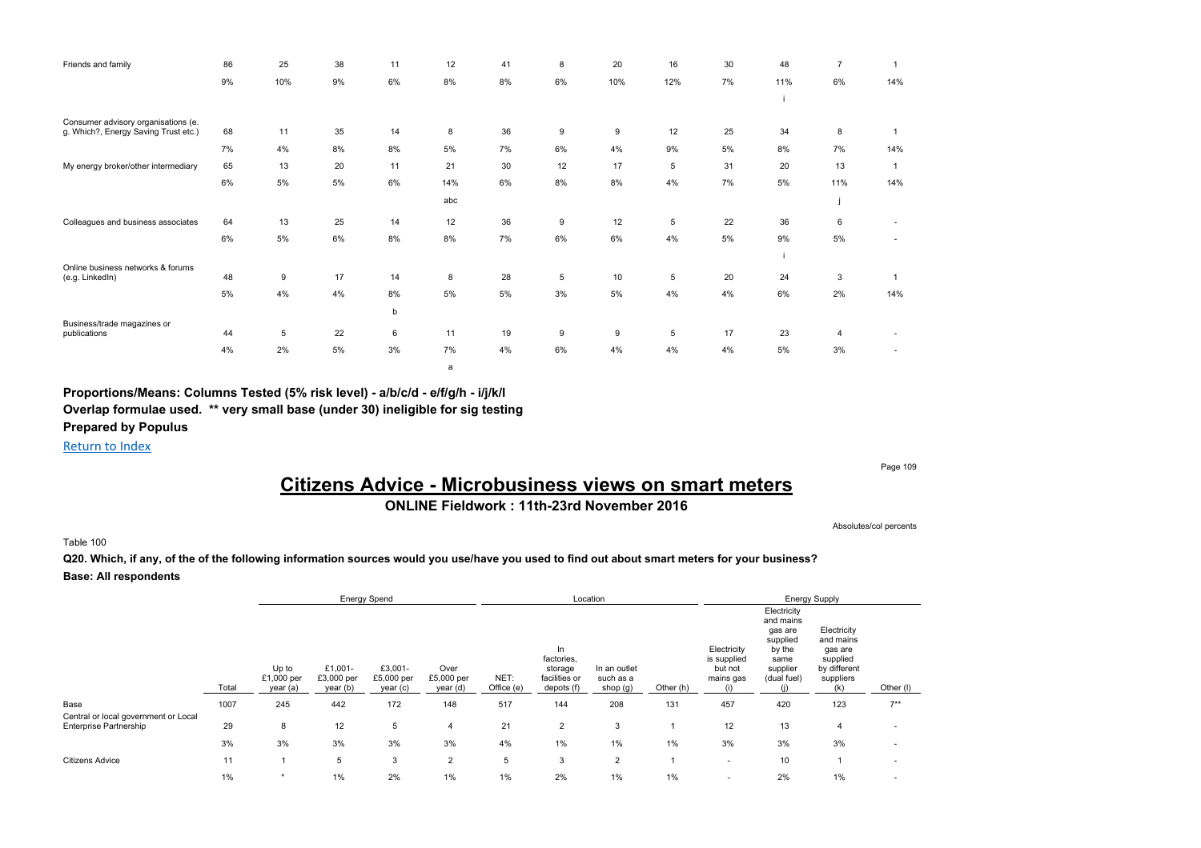| | Total | Up to £1,000 per year (a) | £1,001-£3,000 per year (b) | £3,001-£5,000 per year (c) | Over £5,000 per year (d) | NET: Office (e) | In factories, storage facilities or depots (f) | In an outlet such as a shop (g) | Other (h) | Electricity is supplied but not mains gas (i) | Electricity and mains gas are supplied by the same supplier (dual fuel) (j) | Electricity and mains gas are supplied by different suppliers (k) | Other (l) |
|---|---|---|---|---|---|---|---|---|---|---|---|---|---|
| Friends and family | 86 | 25 | 38 | 11 | 12 | 41 | 8 | 20 | 16 | 30 | 48 | 7 | 1 |
| | 9% | 10% | 9% | 6% | 8% | 8% | 6% | 10% | 12% | 7% | 11% | 6% | 14% |
| | | | | | | | | | | | i | | |
| Consumer advisory organisations (e. g. Which?, Energy Saving Trust etc.) | 68 | 11 | 35 | 14 | 8 | 36 | 9 | 9 | 12 | 25 | 34 | 8 | 1 |
| | 7% | 4% | 8% | 8% | 5% | 7% | 6% | 4% | 9% | 5% | 8% | 7% | 14% |
| My energy broker/other intermediary | 65 | 13 | 20 | 11 | 21 | 30 | 12 | 17 | 5 | 31 | 20 | 13 | 1 |
| | 6% | 5% | 5% | 6% | 14% | 6% | 8% | 8% | 4% | 7% | 5% | 11% | 14% |
| | | | | | abc | | | | | | | j | |
| Colleagues and business associates | 64 | 13 | 25 | 14 | 12 | 36 | 9 | 12 | 5 | 22 | 36 | 6 | - |
| | 6% | 5% | 6% | 8% | 8% | 7% | 6% | 6% | 4% | 5% | 9% | 5% | - |
| | | | | | | | | | | | i | | |
| Online business networks & forums (e.g. LinkedIn) | 48 | 9 | 17 | 14 | 8 | 28 | 5 | 10 | 5 | 20 | 24 | 3 | 1 |
| | 5% | 4% | 4% | 8% | 5% | 5% | 3% | 5% | 4% | 4% | 6% | 2% | 14% |
| | | | | b | | | | | | | | | |
| Business/trade magazines or publications | 44 | 5 | 22 | 6 | 11 | 19 | 9 | 9 | 5 | 17 | 23 | 4 | - |
| | 4% | 2% | 5% | 3% | 7% | 4% | 6% | 4% | 4% | 4% | 5% | 3% | - |
| | | | | | a | | | | | | | | |

**Proportions/Means: Columns Tested (5% risk level) - a/b/c/d - e/f/g/h - i/j/k/l**
**Overlap formulae used. ** very small base (under 30) ineligible for sig testing**
**Prepared by Populus**

Return to Index

# Citizens Advice - Microbusiness views on smart meters

**ONLINE Fieldwork : 11th-23rd November 2016**

Absolutes/col percents

Table 100

**Q20. Which, if any, of the of the following information sources would you use/have you used to find out about smart meters for your business?**
**Base: All respondents**

| | | Energy Spend | | | | Location | | | | Energy Supply | | | |
|---|---|---|---|---|---|---|---|---|---|---|---|---|---|
| | Total | Up to £1,000 per year (a) | £1,001-£3,000 per year (b) | £3,001-£5,000 per year (c) | Over £5,000 per year (d) | NET: Office (e) | In factories, storage facilities or depots (f) | In an outlet such as a shop (g) | Other (h) | Electricity is supplied but not mains gas (i) | Electricity and mains gas are supplied by the same supplier (dual fuel) (j) | Electricity and mains gas are supplied by different suppliers (k) | Other (l) |
| Base | 1007 | 245 | 442 | 172 | 148 | 517 | 144 | 208 | 131 | 457 | 420 | 123 | 7** |
| Central or local government or Local Enterprise Partnership | 29 | 8 | 12 | 5 | 4 | 21 | 2 | 3 | 1 | 12 | 13 | 4 | - |
| | 3% | 3% | 3% | 3% | 3% | 4% | 1% | 1% | 1% | 3% | 3% | 3% | - |
| Citizens Advice | 11 | 1 | 5 | 3 | 2 | 5 | 3 | 2 | 1 | - | 10 | 1 | - |
| | 1% | * | 1% | 2% | 1% | 1% | 2% | 1% | 1% | - | 2% | 1% | - |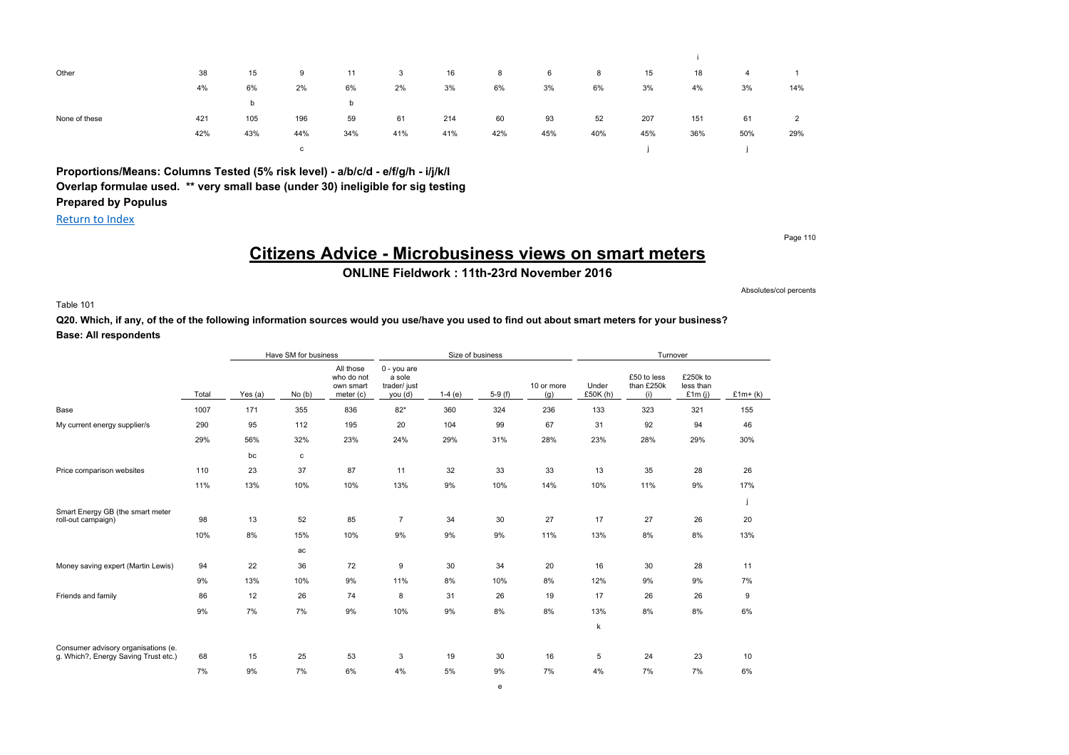| | | | | | | | | | | | | | |
|---|---|---|---|---|---|---|---|---|---|---|---|---|---|
| | | | | | | | | | | | i | | |
| Other | 38 | 15 | 9 | 11 | 3 | 16 | 8 | 6 | 8 | 15 | 18 | 4 | 1 |
| | 4% | 6% | 2% | 6% | 2% | 3% | 6% | 3% | 6% | 3% | 4% | 3% | 14% |
| | | b | | b | | | | | | | | | |
| None of these | 421 | 105 | 196 | 59 | 61 | 214 | 60 | 93 | 52 | 207 | 151 | 61 | 2 |
| | 42% | 43% | 44% | 34% | 41% | 41% | 42% | 45% | 40% | 45% | 36% | 50% | 29% |
| | | | c | | | | | | | j | | j | |

**Proportions/Means: Columns Tested (5% risk level) - a/b/c/d - e/f/g/h - i/j/k/l**
**Overlap formulae used. ** very small base (under 30) ineligible for sig testing**
**Prepared by Populus**

Return to Index

# Citizens Advice - Microbusiness views on smart meters

## ONLINE Fieldwork : 11th-23rd November 2016

Absolutes/col percents

Table 101

**Q20. Which, if any, of the of the following information sources would you use/have you used to find out about smart meters for your business?**
**Base: All respondents**

| | | Have SM for business | | | Size of business | | | | Turnover | | | |
|---|---|---|---|---|---|---|---|---|---|---|---|---|
| | Total | Yes (a) | No (b) | All those who do not own smart meter (c) | 0 - you are a sole trader/ just you (d) | 1-4 (e) | 5-9 (f) | 10 or more (g) | Under £50K (h) | £50 to less than £250k (i) | £250k to less than £1m (j) | £1m+ (k) |
| Base | 1007 | 171 | 355 | 836 | 82* | 360 | 324 | 236 | 133 | 323 | 321 | 155 |
| My current energy supplier/s | 290 | 95 | 112 | 195 | 20 | 104 | 99 | 67 | 31 | 92 | 94 | 46 |
| | 29% | 56% | 32% | 23% | 24% | 29% | 31% | 28% | 23% | 28% | 29% | 30% |
| | | bc | c | | | | | | | | | |
| Price comparison websites | 110 | 23 | 37 | 87 | 11 | 32 | 33 | 33 | 13 | 35 | 28 | 26 |
| | 11% | 13% | 10% | 10% | 13% | 9% | 10% | 14% | 10% | 11% | 9% | 17% |
| | | | | | | | | | | | | j |
| Smart Energy GB (the smart meter roll-out campaign) | 98 | 13 | 52 | 85 | 7 | 34 | 30 | 27 | 17 | 27 | 26 | 20 |
| | 10% | 8% | 15% | 10% | 9% | 9% | 9% | 11% | 13% | 8% | 8% | 13% |
| | | | ac | | | | | | | | | |
| Money saving expert (Martin Lewis) | 94 | 22 | 36 | 72 | 9 | 30 | 34 | 20 | 16 | 30 | 28 | 11 |
| | 9% | 13% | 10% | 9% | 11% | 8% | 10% | 8% | 12% | 9% | 9% | 7% |
| Friends and family | 86 | 12 | 26 | 74 | 8 | 31 | 26 | 19 | 17 | 26 | 26 | 9 |
| | 9% | 7% | 7% | 9% | 10% | 9% | 8% | 8% | 13% | 8% | 8% | 6% |
| | | | | | | | | | k | | | |
| Consumer advisory organisations (e. g. Which?, Energy Saving Trust etc.) | 68 | 15 | 25 | 53 | 3 | 19 | 30 | 16 | 5 | 24 | 23 | 10 |
| | 7% | 9% | 7% | 6% | 4% | 5% | 9% | 7% | 4% | 7% | 7% | 6% |
| | | | | | | | e | | | | | |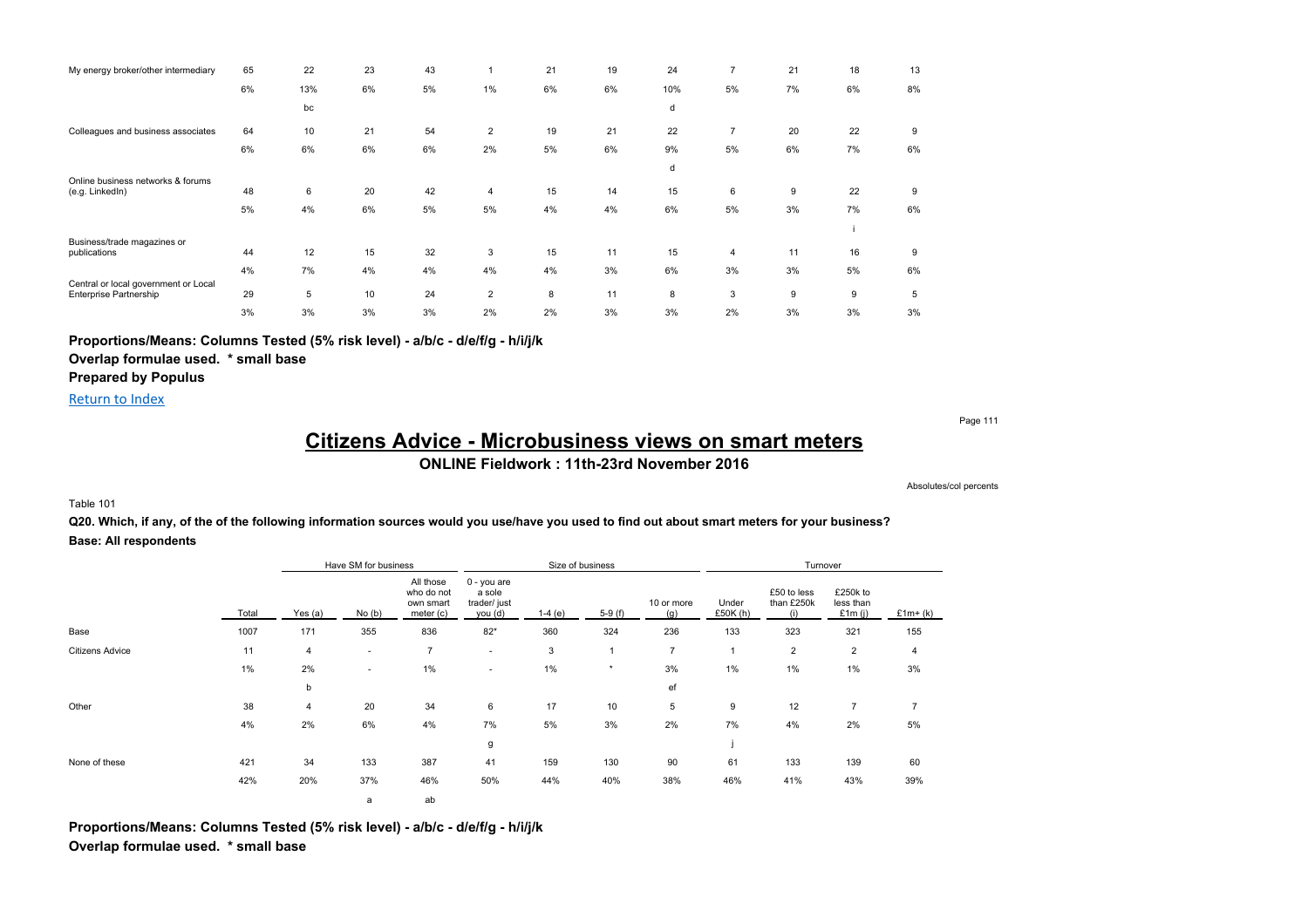| | Total | Yes (a) | No (b) | All those who do not own smart meter (c) | 0 - you are a sole trader/ just you (d) | 1-4 (e) | 5-9 (f) | 10 or more (g) | Under £50K (h) | £50 to less than £250k (i) | £250k to less than £1m (j) | £1m+ (k) |
|---|---|---|---|---|---|---|---|---|---|---|---|---|
| My energy broker/other intermediary | 65 | 22 | 23 | 43 | 1 | 21 | 19 | 24 | 7 | 21 | 18 | 13 |
| | 6% | 13% | 6% | 5% | 1% | 6% | 6% | 10% | 5% | 7% | 6% | 8% |
| | | bc | | | | | | d | | | | |
| Colleagues and business associates | 64 | 10 | 21 | 54 | 2 | 19 | 21 | 22 | 7 | 20 | 22 | 9 |
| | 6% | 6% | 6% | 6% | 2% | 5% | 6% | 9% | 5% | 6% | 7% | 6% |
| | | | | | | | | d | | | | |
| Online business networks & forums (e.g. LinkedIn) | 48 | 6 | 20 | 42 | 4 | 15 | 14 | 15 | 6 | 9 | 22 | 9 |
| | 5% | 4% | 6% | 5% | 5% | 4% | 4% | 6% | 5% | 3% | 7% | 6% |
| | | | | | | | | | | | i | |
| Business/trade magazines or publications | 44 | 12 | 15 | 32 | 3 | 15 | 11 | 15 | 4 | 11 | 16 | 9 |
| | 4% | 7% | 4% | 4% | 4% | 4% | 3% | 6% | 3% | 3% | 5% | 6% |
| Central or local government or Local Enterprise Partnership | 29 | 5 | 10 | 24 | 2 | 8 | 11 | 8 | 3 | 9 | 9 | 5 |
| | 3% | 3% | 3% | 3% | 2% | 2% | 3% | 3% | 2% | 3% | 3% | 3% |

**Proportions/Means: Columns Tested (5% risk level) - a/b/c - d/e/f/g - h/i/j/k**
**Overlap formulae used. \* small base**
**Prepared by Populus**

Return to Index

# Citizens Advice - Microbusiness views on smart meters

## ONLINE Fieldwork : 11th-23rd November 2016

Absolutes/col percents

Table 101

**Q20. Which, if any, of the of the following information sources would you use/have you used to find out about smart meters for your business?**
**Base: All respondents**

| | | Have SM for business | | | Size of business | | | | Turnover | | | |
|---|---|---|---|---|---|---|---|---|---|---|---|---|
| | Total | Yes (a) | No (b) | All those who do not own smart meter (c) | 0 - you are a sole trader/ just you (d) | 1-4 (e) | 5-9 (f) | 10 or more (g) | Under £50K (h) | £50 to less than £250k (i) | £250k to less than £1m (j) | £1m+ (k) |
| Base | 1007 | 171 | 355 | 836 | 82* | 360 | 324 | 236 | 133 | 323 | 321 | 155 |
| Citizens Advice | 11 | 4 | - | 7 | - | 3 | 1 | 7 | 1 | 2 | 2 | 4 |
| | 1% | 2% | - | 1% | - | 1% | * | 3% | 1% | 1% | 1% | 3% |
| | | b | | | | | | ef | | | | |
| Other | 38 | 4 | 20 | 34 | 6 | 17 | 10 | 5 | 9 | 12 | 7 | 7 |
| | 4% | 2% | 6% | 4% | 7% | 5% | 3% | 2% | 7% | 4% | 2% | 5% |
| | | | | | g | | | | j | | | |
| None of these | 421 | 34 | 133 | 387 | 41 | 159 | 130 | 90 | 61 | 133 | 139 | 60 |
| | 42% | 20% | 37% | 46% | 50% | 44% | 40% | 38% | 46% | 41% | 43% | 39% |
| | | | a | ab | | | | | | | | |

**Proportions/Means: Columns Tested (5% risk level) - a/b/c - d/e/f/g - h/i/j/k**
**Overlap formulae used. \* small base**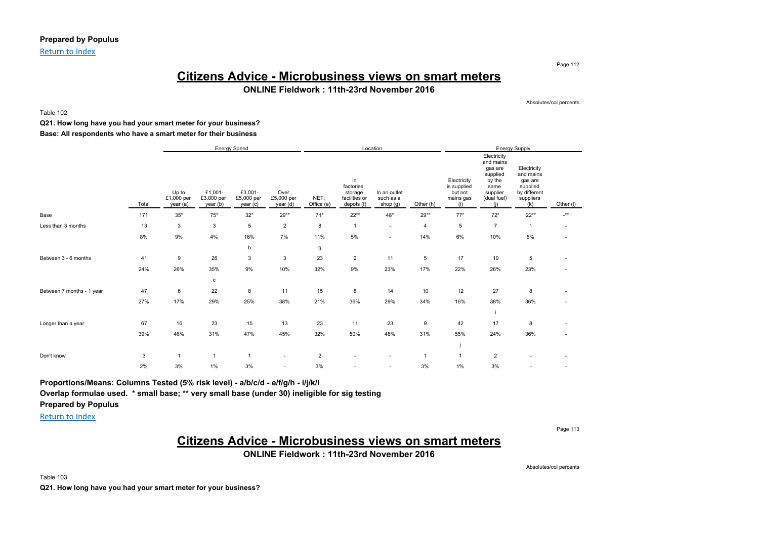**Prepared by Populus**

Return to Index

# Citizens Advice - Microbusiness views on smart meters

**ONLINE Fieldwork : 11th-23rd November 2016**

Absolutes/col percents

Table 102

**Q21. How long have you had your smart meter for your business?**

**Base: All respondents who have a smart meter for their business**

| | | Energy Spend | | | | Location | | | | Energy Supply | | | |
|---|---|---|---|---|---|---|---|---|---|---|---|---|---|
| | Total | Up to £1,000 per year (a) | £1,001-£3,000 per year (b) | £3,001-£5,000 per year (c) | Over £5,000 per year (d) | NET: Office (e) | In factories, storage facilities or depots (f) | In an outlet such as a shop (g) | Other (h) | Electricity is supplied but not mains gas (i) | Electricity and mains gas are supplied by the same supplier (dual fuel) (j) | Electricity and mains gas are supplied by different suppliers (k) | Other (l) |
| Base | 171 | 35* | 75* | 32* | 29** | 71* | 22** | 48* | 29** | 77* | 72* | 22** | -** |
| Less than 3 months | 13 | 3 | 3 | 5 | 2 | 8 | 1 | - | 4 | 5 | 7 | 1 | - |
| | 8% | 9% | 4% | 16% | 7% | 11% | 5% | - | 14% | 6% | 10% | 5% | - |
| | | | | b | | g | | | | | | | |
| Between 3 - 6 months | 41 | 9 | 26 | 3 | 3 | 23 | 2 | 11 | 5 | 17 | 19 | 5 | - |
| | 24% | 26% | 35% | 9% | 10% | 32% | 9% | 23% | 17% | 22% | 26% | 23% | - |
| | | | c | | | | | | | | | | |
| Between 7 months - 1 year | 47 | 6 | 22 | 8 | 11 | 15 | 8 | 14 | 10 | 12 | 27 | 8 | - |
| | 27% | 17% | 29% | 25% | 38% | 21% | 36% | 29% | 34% | 16% | 38% | 36% | - |
| | | | | | | | | | | | i | | |
| Longer than a year | 67 | 16 | 23 | 15 | 13 | 23 | 11 | 23 | 9 | 42 | 17 | 8 | - |
| | 39% | 46% | 31% | 47% | 45% | 32% | 50% | 48% | 31% | 55% | 24% | 36% | - |
| | | | | | | | | | | j | | | |
| Don't know | 3 | 1 | 1 | 1 | - | 2 | - | - | 1 | 1 | 2 | - | - |
| | 2% | 3% | 1% | 3% | - | 3% | - | - | 3% | 1% | 3% | - | - |

**Proportions/Means: Columns Tested (5% risk level) - a/b/c/d - e/f/g/h - i/j/k/l**

**Overlap formulae used. * small base; ** very small base (under 30) ineligible for sig testing**

**Prepared by Populus**

Return to Index

# Citizens Advice - Microbusiness views on smart meters

**ONLINE Fieldwork : 11th-23rd November 2016**

Absolutes/col percents

Table 103

**Q21. How long have you had your smart meter for your business?**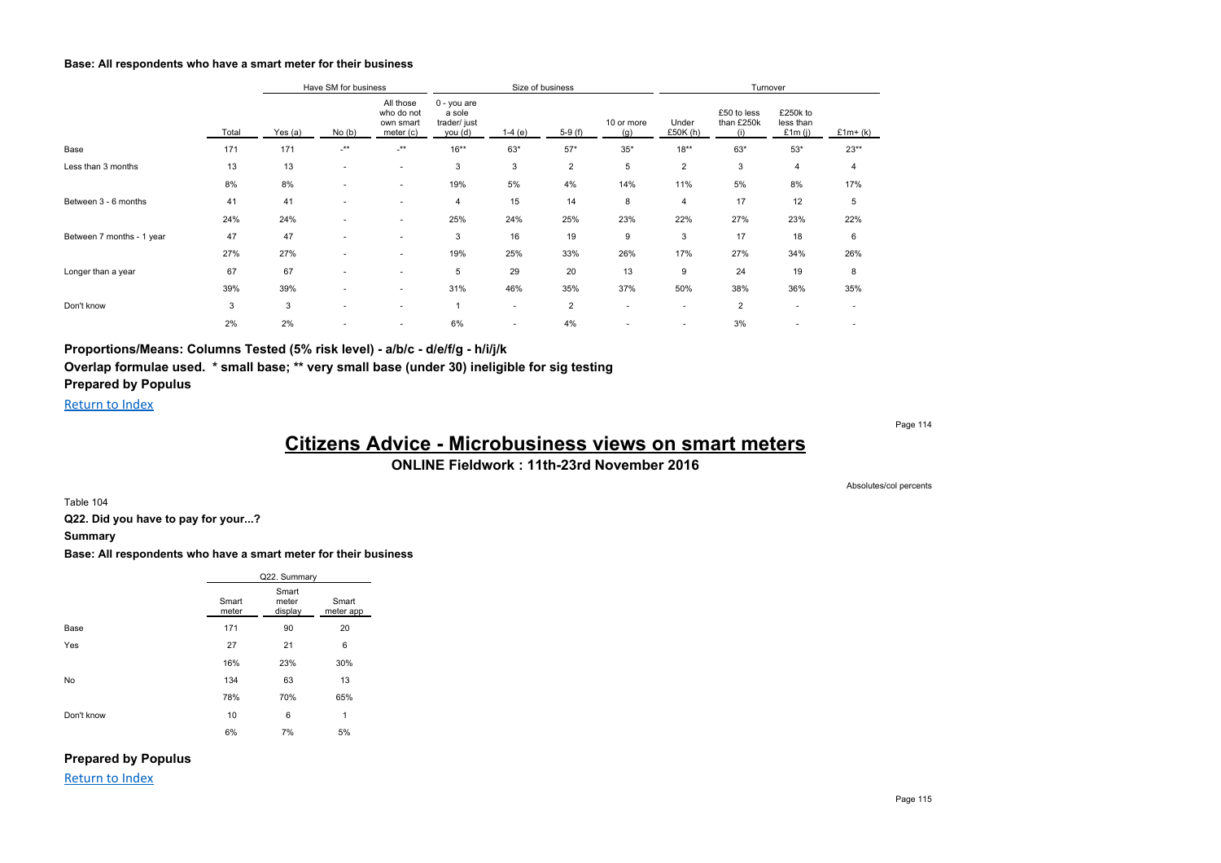**Base: All respondents who have a smart meter for their business**

| | | Have SM for business | | | Size of business | | | | Turnover | | | |
|---|---|---|---|---|---|---|---|---|---|---|---|---|
| | Total | Yes (a) | No (b) | All those who do not own smart meter (c) | 0 - you are a sole trader/ just you (d) | 1-4 (e) | 5-9 (f) | 10 or more (g) | Under £50K (h) | £50 to less than £250k (i) | £250k to less than £1m (j) | £1m+ (k) |
| Base | 171 | 171 | -** | -** | 16** | 63* | 57* | 35* | 18** | 63* | 53* | 23** |
| Less than 3 months | 13 | 13 | - | - | 3 | 3 | 2 | 5 | 2 | 3 | 4 | 4 |
| | 8% | 8% | - | - | 19% | 5% | 4% | 14% | 11% | 5% | 8% | 17% |
| Between 3 - 6 months | 41 | 41 | - | - | 4 | 15 | 14 | 8 | 4 | 17 | 12 | 5 |
| | 24% | 24% | - | - | 25% | 24% | 25% | 23% | 22% | 27% | 23% | 22% |
| Between 7 months - 1 year | 47 | 47 | - | - | 3 | 16 | 19 | 9 | 3 | 17 | 18 | 6 |
| | 27% | 27% | - | - | 19% | 25% | 33% | 26% | 17% | 27% | 34% | 26% |
| Longer than a year | 67 | 67 | - | - | 5 | 29 | 20 | 13 | 9 | 24 | 19 | 8 |
| | 39% | 39% | - | - | 31% | 46% | 35% | 37% | 50% | 38% | 36% | 35% |
| Don't know | 3 | 3 | - | - | 1 | - | 2 | - | - | 2 | - | - |
| | 2% | 2% | - | - | 6% | - | 4% | - | - | 3% | - | - |

**Proportions/Means: Columns Tested (5% risk level) - a/b/c - d/e/f/g - h/i/j/k**

**Overlap formulae used. * small base; ** very small base (under 30) ineligible for sig testing**

**Prepared by Populus**

Return to Index

# Citizens Advice - Microbusiness views on smart meters

**ONLINE Fieldwork : 11th-23rd November 2016**

Absolutes/col percents

Table 104

**Q22. Did you have to pay for your...?**

**Summary**

**Base: All respondents who have a smart meter for their business**

| | Q22. Summary | | |
|---|---|---|---|
| | Smart meter | Smart meter display | Smart meter app |
| Base | 171 | 90 | 20 |
| Yes | 27 | 21 | 6 |
| | 16% | 23% | 30% |
| No | 134 | 63 | 13 |
| | 78% | 70% | 65% |
| Don't know | 10 | 6 | 1 |
| | 6% | 7% | 5% |

**Prepared by Populus**

Return to Index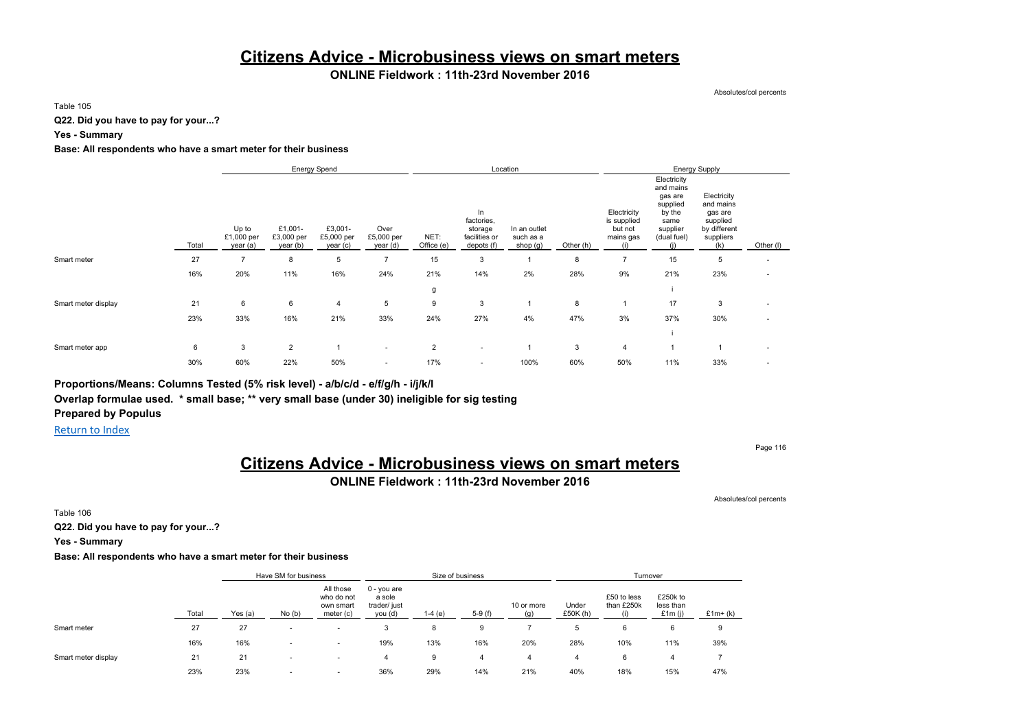# Citizens Advice - Microbusiness views on smart meters

**ONLINE Fieldwork : 11th-23rd November 2016**

Absolutes/col percents

Table 105

**Q22. Did you have to pay for your...?**

**Yes - Summary**

**Base: All respondents who have a smart meter for their business**

| | | Energy Spend | | | | Location | | | | Energy Supply | | | |
|---|---|---|---|---|---|---|---|---|---|---|---|---|---|
| | Total | Up to £1,000 per year (a) | £1,001-£3,000 per year (b) | £3,001-£5,000 per year (c) | Over £5,000 per year (d) | NET: Office (e) | In factories, storage facilities or depots (f) | In an outlet such as a shop (g) | Other (h) | Electricity is supplied but not mains gas (i) | Electricity and mains gas are supplied by the same supplier (dual fuel) (j) | Electricity and mains gas are supplied by different suppliers (k) | Other (l) |
| Smart meter | 27 | 7 | 8 | 5 | 7 | 15 | 3 | 1 | 8 | 7 | 15 | 5 | - |
| | 16% | 20% | 11% | 16% | 24% | 21% | 14% | 2% | 28% | 9% | 21% | 23% | - |
| | | | | | | g | | | | | i | | |
| Smart meter display | 21 | 6 | 6 | 4 | 5 | 9 | 3 | 1 | 8 | 1 | 17 | 3 | - |
| | 23% | 33% | 16% | 21% | 33% | 24% | 27% | 4% | 47% | 3% | 37% | 30% | - |
| | | | | | | | | | | | i | | |
| Smart meter app | 6 | 3 | 2 | 1 | - | 2 | - | 1 | 3 | 4 | 1 | 1 | - |
| | 30% | 60% | 22% | 50% | - | 17% | - | 100% | 60% | 50% | 11% | 33% | - |

**Proportions/Means: Columns Tested (5% risk level) - a/b/c/d - e/f/g/h - i/j/k/l**

**Overlap formulae used. * small base; ** very small base (under 30) ineligible for sig testing**

**Prepared by Populus**

Return to Index

# Citizens Advice - Microbusiness views on smart meters

**ONLINE Fieldwork : 11th-23rd November 2016**

Absolutes/col percents

Table 106

**Q22. Did you have to pay for your...?**

**Yes - Summary**

**Base: All respondents who have a smart meter for their business**

| | | Have SM for business | | | Size of business | | | | Turnover | | | |
|---|---|---|---|---|---|---|---|---|---|---|---|---|
| | Total | Yes (a) | No (b) | All those who do not own smart meter (c) | 0 - you are a sole trader/ just you (d) | 1-4 (e) | 5-9 (f) | 10 or more (g) | Under £50K (h) | £50 to less than £250k (i) | £250k to less than £1m (j) | £1m+ (k) |
| Smart meter | 27 | 27 | - | - | 3 | 8 | 9 | 7 | 5 | 6 | 6 | 9 |
| | 16% | 16% | - | - | 19% | 13% | 16% | 20% | 28% | 10% | 11% | 39% |
| Smart meter display | 21 | 21 | - | - | 4 | 9 | 4 | 4 | 4 | 6 | 4 | 7 |
| | 23% | 23% | - | - | 36% | 29% | 14% | 21% | 40% | 18% | 15% | 47% |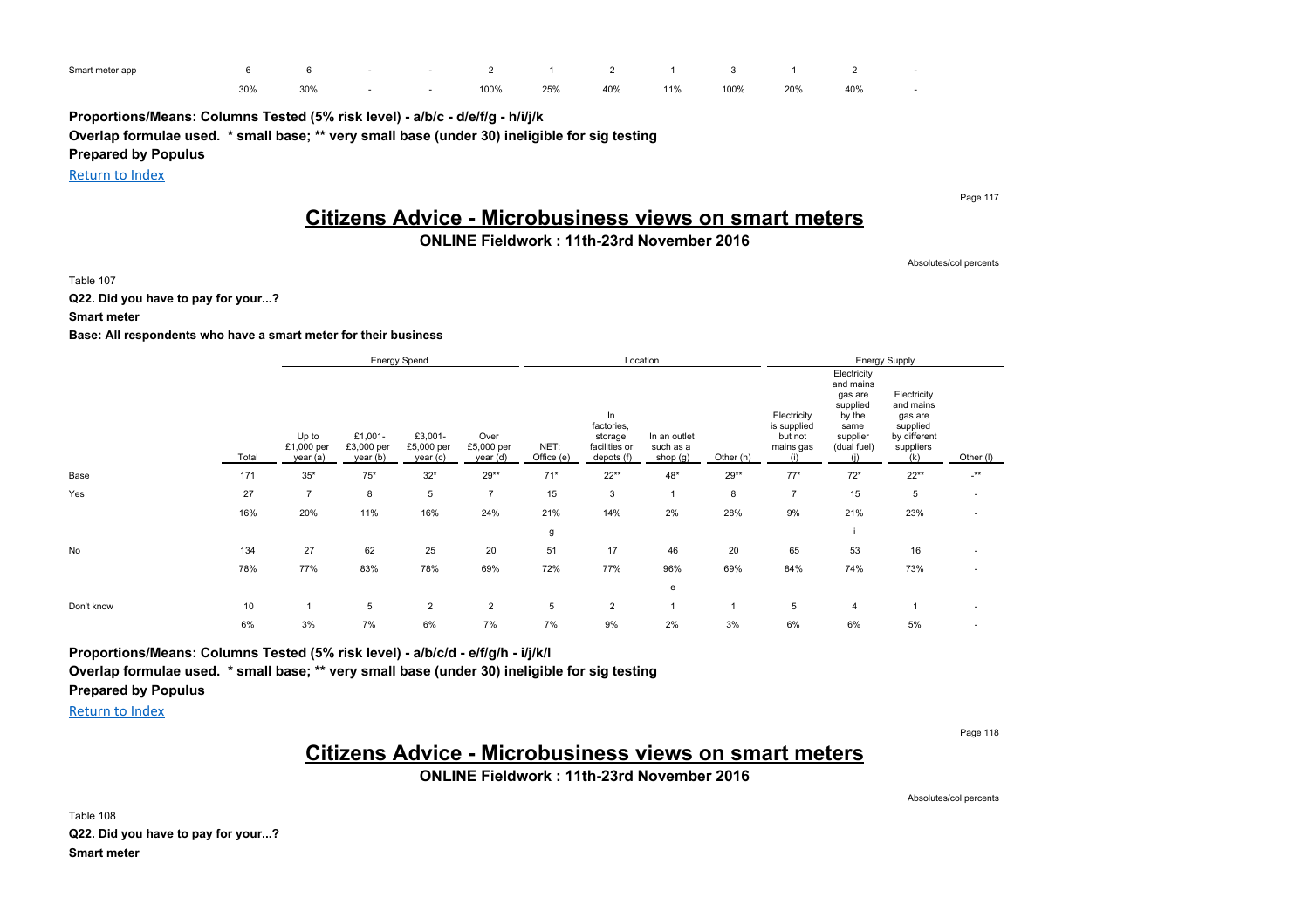| | | | | | | | | | | | | |
|---|---|---|---|---|---|---|---|---|---|---|---|---|
| Smart meter app | 6 | 6 | - | - | 2 | 1 | 2 | 1 | 3 | 1 | 2 | - |
| | 30% | 30% | - | - | 100% | 25% | 40% | 11% | 100% | 20% | 40% | - |

**Proportions/Means: Columns Tested (5% risk level) - a/b/c - d/e/f/g - h/i/j/k**

**Overlap formulae used. * small base; ** very small base (under 30) ineligible for sig testing**

**Prepared by Populus**

Return to Index

# Citizens Advice - Microbusiness views on smart meters

## ONLINE Fieldwork : 11th-23rd November 2016

Absolutes/col percents

Table 107

**Q22. Did you have to pay for your...?**

**Smart meter**

**Base: All respondents who have a smart meter for their business**

| | | Energy Spend | | | | Location | | | | Energy Supply | | | |
|---|---|---|---|---|---|---|---|---|---|---|---|---|---|
| | Total | Up to £1,000 per year (a) | £1,001-£3,000 per year (b) | £3,001-£5,000 per year (c) | Over £5,000 per year (d) | NET: Office (e) | In factories, storage facilities or depots (f) | In an outlet such as a shop (g) | Other (h) | Electricity is supplied but not mains gas (i) | Electricity and mains gas are supplied by the same supplier (dual fuel) (j) | Electricity and mains gas are supplied by different suppliers (k) | Other (l) |
| Base | 171 | 35* | 75* | 32* | 29** | 71* | 22** | 48* | 29** | 77* | 72* | 22** | -** |
| Yes | 27 | 7 | 8 | 5 | 7 | 15 | 3 | 1 | 8 | 7 | 15 | 5 | - |
| | 16% | 20% | 11% | 16% | 24% | 21% | 14% | 2% | 28% | 9% | 21% | 23% | - |
| | | | | | | g | | | | | i | | |
| No | 134 | 27 | 62 | 25 | 20 | 51 | 17 | 46 | 20 | 65 | 53 | 16 | - |
| | 78% | 77% | 83% | 78% | 69% | 72% | 77% | 96% | 69% | 84% | 74% | 73% | - |
| | | | | | | | | e | | | | | |
| Don't know | 10 | 1 | 5 | 2 | 2 | 5 | 2 | 1 | 1 | 5 | 4 | 1 | - |
| | 6% | 3% | 7% | 6% | 7% | 7% | 9% | 2% | 3% | 6% | 6% | 5% | - |

**Proportions/Means: Columns Tested (5% risk level) - a/b/c/d - e/f/g/h - i/j/k/l**

**Overlap formulae used. * small base; ** very small base (under 30) ineligible for sig testing**

**Prepared by Populus**

Return to Index

# Citizens Advice - Microbusiness views on smart meters

## ONLINE Fieldwork : 11th-23rd November 2016

Absolutes/col percents

Table 108

**Q22. Did you have to pay for your...?**

**Smart meter**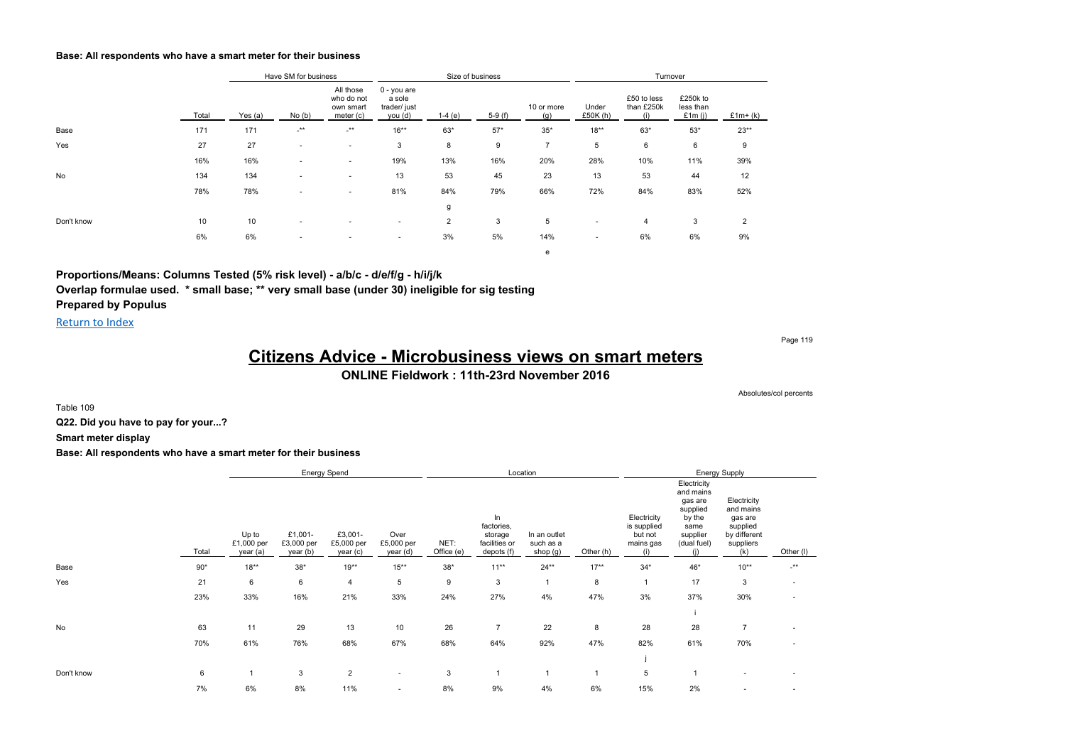**Base: All respondents who have a smart meter for their business**

| | Total | Have SM for business | | | Size of business | | | | Turnover | | | |
|---|---|---|---|---|---|---|---|---|---|---|---|---|
| | | Yes (a) | No (b) | All those who do not own smart meter (c) | 0 - you are a sole trader/ just you (d) | 1-4 (e) | 5-9 (f) | 10 or more (g) | Under £50K (h) | £50 to less than £250k (i) | £250k to less than £1m (j) | £1m+ (k) |
| Base | 171 | 171 | -** | -** | 16** | 63* | 57* | 35* | 18** | 63* | 53* | 23** |
| Yes | 27 | 27 | - | - | 3 | 8 | 9 | 7 | 5 | 6 | 6 | 9 |
| | 16% | 16% | - | - | 19% | 13% | 16% | 20% | 28% | 10% | 11% | 39% |
| No | 134 | 134 | - | - | 13 | 53 | 45 | 23 | 13 | 53 | 44 | 12 |
| | 78% | 78% | - | - | 81% | 84% | 79% | 66% | 72% | 84% | 83% | 52% |
| | | | | | | g | | | | | | |
| Don't know | 10 | 10 | - | - | - | 2 | 3 | 5 | - | 4 | 3 | 2 |
| | 6% | 6% | - | - | - | 3% | 5% | 14% | - | 6% | 6% | 9% |
| | | | | | | | | e | | | | |

**Proportions/Means: Columns Tested (5% risk level) - a/b/c - d/e/f/g - h/i/j/k**
**Overlap formulae used. * small base; ** very small base (under 30) ineligible for sig testing**
**Prepared by Populus**

Return to Index

# Citizens Advice - Microbusiness views on smart meters

**ONLINE Fieldwork : 11th-23rd November 2016**

Absolutes/col percents

Table 109

**Q22. Did you have to pay for your...?**

**Smart meter display**

**Base: All respondents who have a smart meter for their business**

| | Total | Energy Spend | | | | Location | | | | Energy Supply | | | |
|---|---|---|---|---|---|---|---|---|---|---|---|---|---|
| | | Up to £1,000 per year (a) | £1,001-£3,000 per year (b) | £3,001-£5,000 per year (c) | Over £5,000 per year (d) | NET: Office (e) | In factories, storage facilities or depots (f) | In an outlet such as a shop (g) | Other (h) | Electricity is supplied but not mains gas (i) | Electricity and mains gas are supplied by the same supplier (dual fuel) (j) | Electricity and mains gas are supplied by different suppliers (k) | Other (l) |
| Base | 90* | 18** | 38* | 19** | 15** | 38* | 11** | 24** | 17** | 34* | 46* | 10** | -** |
| Yes | 21 | 6 | 6 | 4 | 5 | 9 | 3 | 1 | 8 | 1 | 17 | 3 | - |
| | 23% | 33% | 16% | 21% | 33% | 24% | 27% | 4% | 47% | 3% | 37% | 30% | - |
| | | | | | | | | | | | i | | |
| No | 63 | 11 | 29 | 13 | 10 | 26 | 7 | 22 | 8 | 28 | 28 | 7 | - |
| | 70% | 61% | 76% | 68% | 67% | 68% | 64% | 92% | 47% | 82% | 61% | 70% | - |
| | | | | | | | | | | j | | | |
| Don't know | 6 | 1 | 3 | 2 | - | 3 | 1 | 1 | 1 | 5 | 1 | - | - |
| | 7% | 6% | 8% | 11% | - | 8% | 9% | 4% | 6% | 15% | 2% | - | - |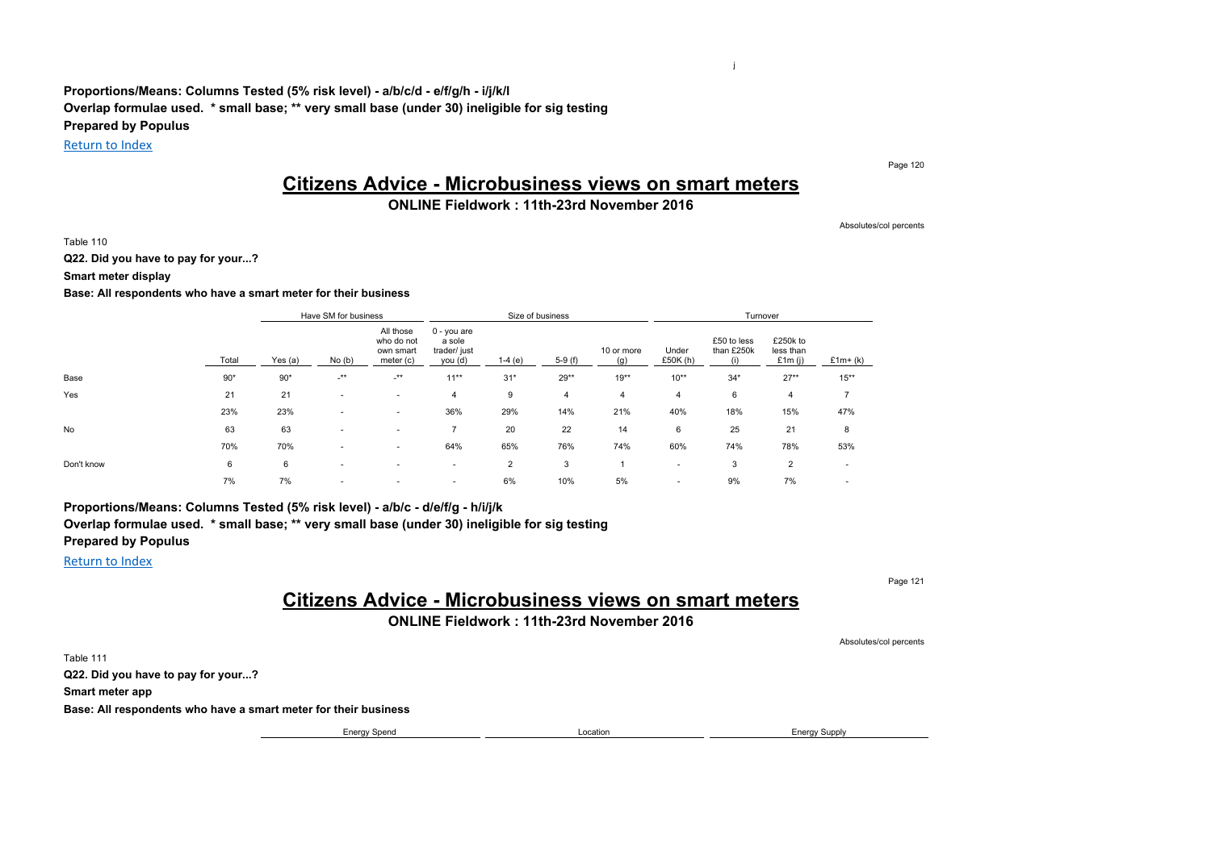**Proportions/Means: Columns Tested (5% risk level) - a/b/c/d - e/f/g/h - i/j/k/l**

**Overlap formulae used. * small base; ** very small base (under 30) ineligible for sig testing**

**Prepared by Populus**

Return to Index

# Citizens Advice - Microbusiness views on smart meters

## ONLINE Fieldwork : 11th-23rd November 2016

Absolutes/col percents

Table 110

**Q22. Did you have to pay for your...?**

**Smart meter display**

**Base: All respondents who have a smart meter for their business**

| | | Have SM for business | | | Size of business | | | | Turnover | | | |
|---|---|---|---|---|---|---|---|---|---|---|---|---|
| | Total | Yes (a) | No (b) | All those who do not own smart meter (c) | 0 - you are a sole trader/ just you (d) | 1-4 (e) | 5-9 (f) | 10 or more (g) | Under £50K (h) | £50 to less than £250k (i) | £250k to less than £1m (j) | £1m+ (k) |
| Base | 90* | 90* | -** | -** | 11** | 31* | 29** | 19** | 10** | 34* | 27** | 15** |
| Yes | 21 | 21 | - | - | 4 | 9 | 4 | 4 | 4 | 6 | 4 | 7 |
| | 23% | 23% | - | - | 36% | 29% | 14% | 21% | 40% | 18% | 15% | 47% |
| No | 63 | 63 | - | - | 7 | 20 | 22 | 14 | 6 | 25 | 21 | 8 |
| | 70% | 70% | - | - | 64% | 65% | 76% | 74% | 60% | 74% | 78% | 53% |
| Don't know | 6 | 6 | - | - | - | 2 | 3 | 1 | - | 3 | 2 | - |
| | 7% | 7% | - | - | - | 6% | 10% | 5% | - | 9% | 7% | - |

**Proportions/Means: Columns Tested (5% risk level) - a/b/c - d/e/f/g - h/i/j/k**

**Overlap formulae used. * small base; ** very small base (under 30) ineligible for sig testing**

**Prepared by Populus**

Return to Index

# Citizens Advice - Microbusiness views on smart meters

## ONLINE Fieldwork : 11th-23rd November 2016

Absolutes/col percents

Table 111

**Q22. Did you have to pay for your...?**

**Smart meter app**

**Base: All respondents who have a smart meter for their business**

| Energy Spend | Location | Energy Supply |
|---|---|---|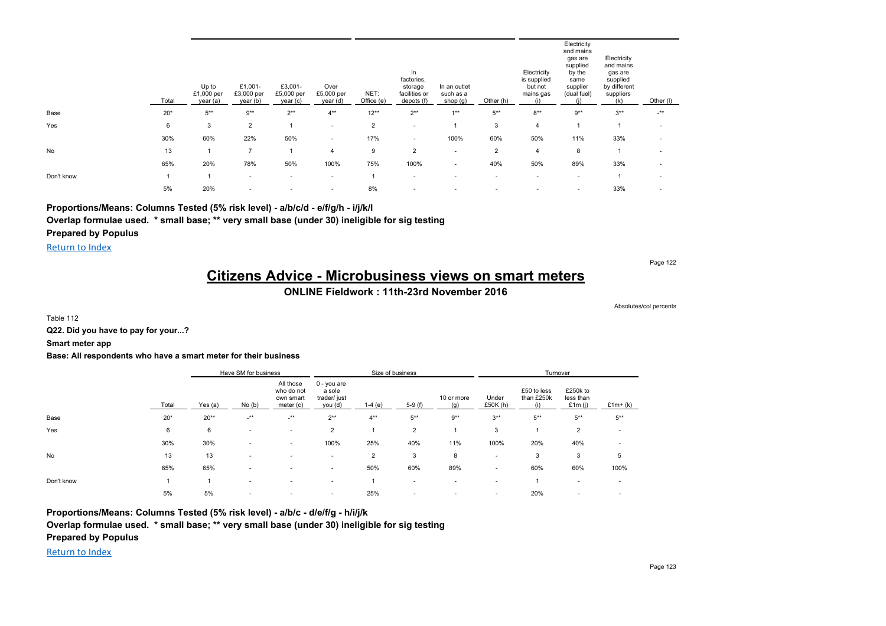| | Total | Up to £1,000 per year (a) | £1,001-£3,000 per year (b) | £3,001-£5,000 per year (c) | Over £5,000 per year (d) | NET: Office (e) | In factories, storage facilities or depots (f) | In an outlet such as a shop (g) | Other (h) | Electricity is supplied but not mains gas (i) | Electricity and mains gas are supplied by the same supplier (dual fuel) (j) | Electricity and mains gas are supplied by different suppliers (k) | Other (l) |
|---|---|---|---|---|---|---|---|---|---|---|---|---|---|
| Base | 20* | 5** | 9** | 2** | 4** | 12** | 2** | 1** | 5** | 8** | 9** | 3** | -** |
| Yes | 6 | 3 | 2 | 1 | - | 2 | - | 1 | 3 | 4 | 1 | 1 | - |
| | 30% | 60% | 22% | 50% | - | 17% | - | 100% | 60% | 50% | 11% | 33% | - |
| No | 13 | 1 | 7 | 1 | 4 | 9 | 2 | - | 2 | 4 | 8 | 1 | - |
| | 65% | 20% | 78% | 50% | 100% | 75% | 100% | - | 40% | 50% | 89% | 33% | - |
| Don't know | 1 | 1 | - | - | - | 1 | - | - | - | - | - | 1 | - |
| | 5% | 20% | - | - | - | 8% | - | - | - | - | - | 33% | - |

**Proportions/Means: Columns Tested (5% risk level) - a/b/c/d - e/f/g/h - i/j/k/l**
**Overlap formulae used. * small base; ** very small base (under 30) ineligible for sig testing**
**Prepared by Populus**

Return to Index

# Citizens Advice - Microbusiness views on smart meters

**ONLINE Fieldwork : 11th-23rd November 2016**

Absolutes/col percents

Table 112

**Q22. Did you have to pay for your...?**

**Smart meter app**

**Base: All respondents who have a smart meter for their business**

| | | Have SM for business | | | Size of business | | | | Turnover | | | |
|---|---|---|---|---|---|---|---|---|---|---|---|---|
| | Total | Yes (a) | No (b) | All those who do not own smart meter (c) | 0 - you are a sole trader/ just you (d) | 1-4 (e) | 5-9 (f) | 10 or more (g) | Under £50K (h) | £50 to less than £250k (i) | £250k to less than £1m (j) | £1m+ (k) |
| Base | 20* | 20** | -** | -** | 2** | 4** | 5** | 9** | 3** | 5** | 5** | 5** |
| Yes | 6 | 6 | - | - | 2 | 1 | 2 | 1 | 3 | 1 | 2 | - |
| | 30% | 30% | - | - | 100% | 25% | 40% | 11% | 100% | 20% | 40% | - |
| No | 13 | 13 | - | - | - | 2 | 3 | 8 | - | 3 | 3 | 5 |
| | 65% | 65% | - | - | - | 50% | 60% | 89% | - | 60% | 60% | 100% |
| Don't know | 1 | 1 | - | - | - | 1 | - | - | - | 1 | - | - |
| | 5% | 5% | - | - | - | 25% | - | - | - | 20% | - | - |

**Proportions/Means: Columns Tested (5% risk level) - a/b/c - d/e/f/g - h/i/j/k**
**Overlap formulae used. * small base; ** very small base (under 30) ineligible for sig testing**
**Prepared by Populus**

Return to Index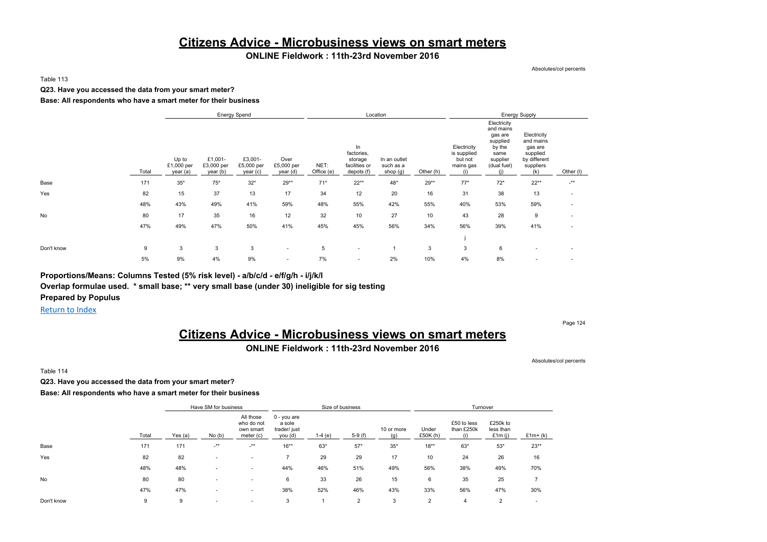# Citizens Advice - Microbusiness views on smart meters

**ONLINE Fieldwork : 11th-23rd November 2016**

Absolutes/col percents

Table 113

**Q23. Have you accessed the data from your smart meter?**

**Base: All respondents who have a smart meter for their business**

| | | Energy Spend | | | | Location | | | | Energy Supply | | | |
|---|---|---|---|---|---|---|---|---|---|---|---|---|---|
| | Total | Up to £1,000 per year (a) | £1,001-£3,000 per year (b) | £3,001-£5,000 per year (c) | Over £5,000 per year (d) | NET: Office (e) | In factories, storage facilities or depots (f) | In an outlet such as a shop (g) | Other (h) | Electricity is supplied but not mains gas (i) | Electricity and mains gas are supplied by the same supplier (dual fuel) (j) | Electricity and mains gas are supplied by different suppliers (k) | Other (l) |
| Base | 171 | 35* | 75* | 32* | 29** | 71* | 22** | 48* | 29** | 77* | 72* | 22** | -** |
| Yes | 82 | 15 | 37 | 13 | 17 | 34 | 12 | 20 | 16 | 31 | 38 | 13 | - |
| | 48% | 43% | 49% | 41% | 59% | 48% | 55% | 42% | 55% | 40% | 53% | 59% | - |
| No | 80 | 17 | 35 | 16 | 12 | 32 | 10 | 27 | 10 | 43 | 28 | 9 | - |
| | 47% | 49% | 47% | 50% | 41% | 45% | 45% | 56% | 34% | 56% | 39% | 41% | - |
| | | | | | | | | | | j | | | |
| Don't know | 9 | 3 | 3 | 3 | - | 5 | - | 1 | 3 | 3 | 6 | - | - |
| | 5% | 9% | 4% | 9% | - | 7% | - | 2% | 10% | 4% | 8% | - | - |

**Proportions/Means: Columns Tested (5% risk level) - a/b/c/d - e/f/g/h - i/j/k/l**

**Overlap formulae used. * small base; ** very small base (under 30) ineligible for sig testing**

**Prepared by Populus**

Return to Index

# Citizens Advice - Microbusiness views on smart meters

**ONLINE Fieldwork : 11th-23rd November 2016**

Absolutes/col percents

Table 114

**Q23. Have you accessed the data from your smart meter?**

**Base: All respondents who have a smart meter for their business**

| | | Have SM for business | | | Size of business | | | | Turnover | | | |
|---|---|---|---|---|---|---|---|---|---|---|---|---|
| | Total | Yes (a) | No (b) | All those who do not own smart meter (c) | 0 - you are a sole trader/ just you (d) | 1-4 (e) | 5-9 (f) | 10 or more (g) | Under £50K (h) | £50 to less than £250k (i) | £250k to less than £1m (j) | £1m+ (k) |
| Base | 171 | 171 | -** | -** | 16** | 63* | 57* | 35* | 18** | 63* | 53* | 23** |
| Yes | 82 | 82 | - | - | 7 | 29 | 29 | 17 | 10 | 24 | 26 | 16 |
| | 48% | 48% | - | - | 44% | 46% | 51% | 49% | 56% | 38% | 49% | 70% |
| No | 80 | 80 | - | - | 6 | 33 | 26 | 15 | 6 | 35 | 25 | 7 |
| | 47% | 47% | - | - | 38% | 52% | 46% | 43% | 33% | 56% | 47% | 30% |
| Don't know | 9 | 9 | - | - | 3 | 1 | 2 | 3 | 2 | 4 | 2 | - |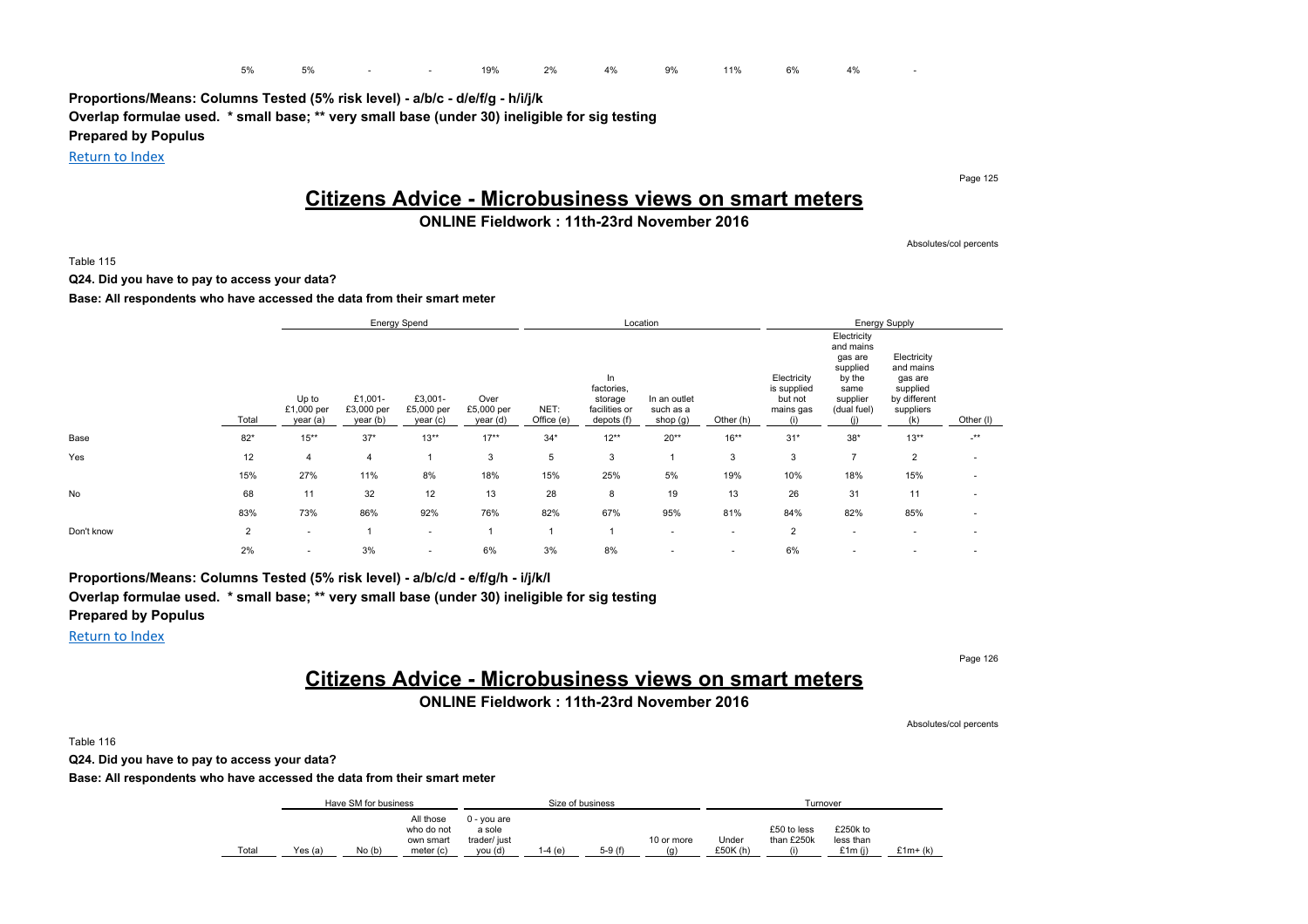| 5% | 5% | - | - | 19% | 2% | 4% | 9% | 11% | 6% | 4% | - |
|---|---|---|---|---|---|---|---|---|---|---|---|

**Proportions/Means: Columns Tested (5% risk level) - a/b/c - d/e/f/g - h/i/j/k**

**Overlap formulae used. * small base; ** very small base (under 30) ineligible for sig testing**

**Prepared by Populus**

Return to Index

# Citizens Advice - Microbusiness views on smart meters

**ONLINE Fieldwork : 11th-23rd November 2016**

Absolutes/col percents

Table 115

**Q24. Did you have to pay to access your data?**

**Base: All respondents who have accessed the data from their smart meter**

| | | Energy Spend | | | | Location | | | | Energy Supply | | | |
|---|---|---|---|---|---|---|---|---|---|---|---|---|---|
| | Total | Up to £1,000 per year (a) | £1,001-£3,000 per year (b) | £3,001-£5,000 per year (c) | Over £5,000 per year (d) | NET: Office (e) | In factories, storage facilities or depots (f) | In an outlet such as a shop (g) | Other (h) | Electricity is supplied but not mains gas (i) | Electricity and mains gas are supplied by the same supplier (dual fuel) (j) | Electricity and mains gas are supplied by different suppliers (k) | Other (l) |
| Base | 82* | 15** | 37* | 13** | 17** | 34* | 12** | 20** | 16** | 31* | 38* | 13** | -** |
| Yes | 12 | 4 | 4 | 1 | 3 | 5 | 3 | 1 | 3 | 3 | 7 | 2 | - |
| | 15% | 27% | 11% | 8% | 18% | 15% | 25% | 5% | 19% | 10% | 18% | 15% | - |
| No | 68 | 11 | 32 | 12 | 13 | 28 | 8 | 19 | 13 | 26 | 31 | 11 | - |
| | 83% | 73% | 86% | 92% | 76% | 82% | 67% | 95% | 81% | 84% | 82% | 85% | - |
| Don't know | 2 | - | 1 | - | 1 | 1 | 1 | - | - | 2 | - | - | - |
| | 2% | - | 3% | - | 6% | 3% | 8% | - | - | 6% | - | - | - |

**Proportions/Means: Columns Tested (5% risk level) - a/b/c/d - e/f/g/h - i/j/k/l**

**Overlap formulae used. * small base; ** very small base (under 30) ineligible for sig testing**

**Prepared by Populus**

Return to Index

# Citizens Advice - Microbusiness views on smart meters

**ONLINE Fieldwork : 11th-23rd November 2016**

Absolutes/col percents

Table 116

**Q24. Did you have to pay to access your data?**

**Base: All respondents who have accessed the data from their smart meter**

| | Have SM for business | | | Size of business | | | | Turnover | | | |
|---|---|---|---|---|---|---|---|---|---|---|---|
| Total | Yes (a) | No (b) | All those who do not own smart meter (c) | 0 - you are a sole trader/ just you (d) | 1-4 (e) | 5-9 (f) | 10 or more (g) | Under £50K (h) | £50 to less than £250k (i) | £250k to less than £1m (j) | £1m+ (k) |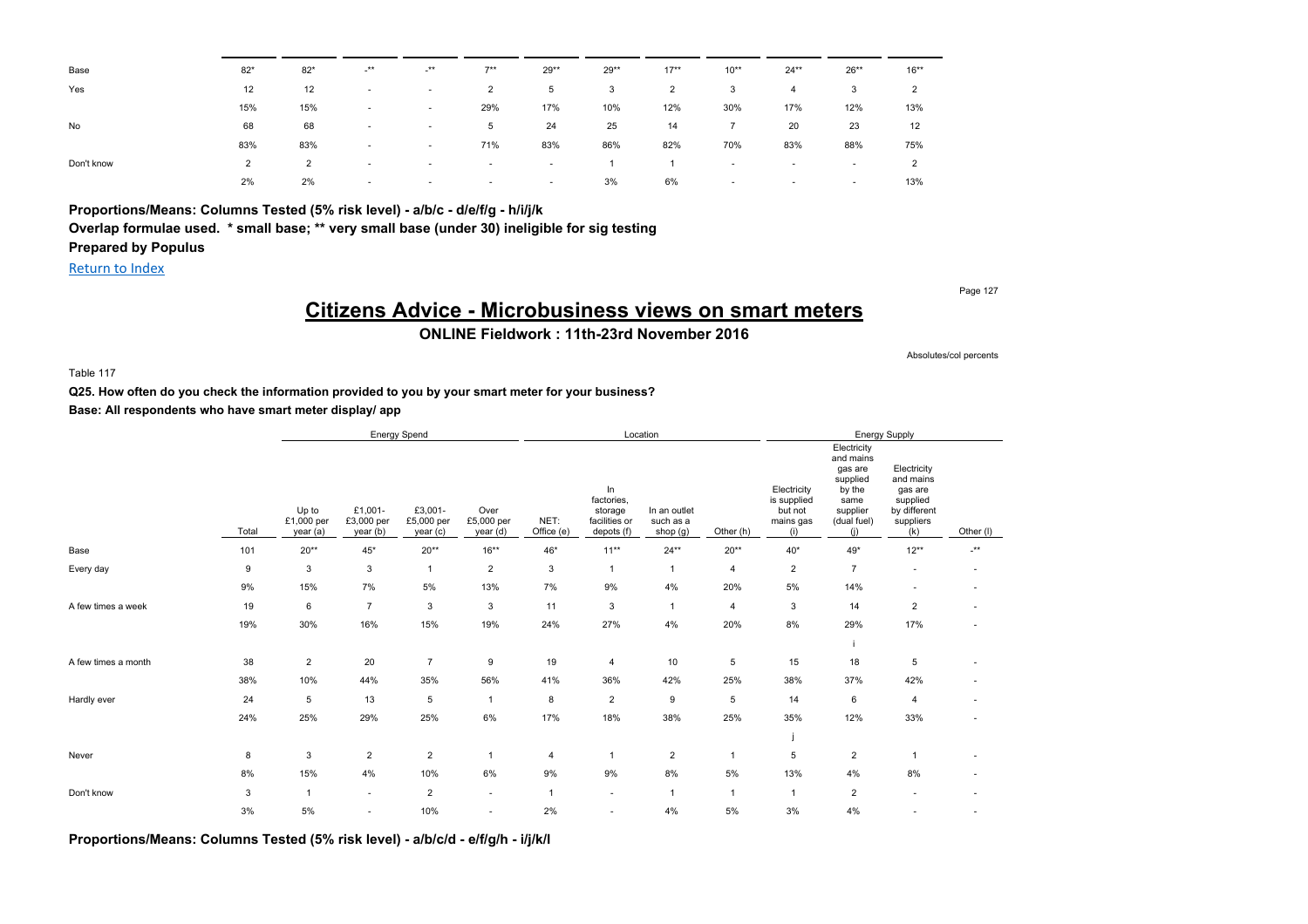| | | | | | | | | | | | | |
|---|---|---|---|---|---|---|---|---|---|---|---|---|
| Base | 82* | 82* | -** | -** | 7** | 29** | 29** | 17** | 10** | 24** | 26** | 16** |
| Yes | 12 | 12 | - | - | 2 | 5 | 3 | 2 | 3 | 4 | 3 | 2 |
| | 15% | 15% | - | - | 29% | 17% | 10% | 12% | 30% | 17% | 12% | 13% |
| No | 68 | 68 | - | - | 5 | 24 | 25 | 14 | 7 | 20 | 23 | 12 |
| | 83% | 83% | - | - | 71% | 83% | 86% | 82% | 70% | 83% | 88% | 75% |
| Don't know | 2 | 2 | - | - | - | - | 1 | 1 | - | - | - | 2 |
| | 2% | 2% | - | - | - | - | 3% | 6% | - | - | - | 13% |

**Proportions/Means: Columns Tested (5% risk level) - a/b/c - d/e/f/g - h/i/j/k**
**Overlap formulae used. * small base; ** very small base (under 30) ineligible for sig testing**
**Prepared by Populus**

Return to Index

# Citizens Advice - Microbusiness views on smart meters

**ONLINE Fieldwork : 11th-23rd November 2016**

Absolutes/col percents

Table 117

**Q25. How often do you check the information provided to you by your smart meter for your business?**
**Base: All respondents who have smart meter display/ app**

| | | Energy Spend | | | | Location | | | | Energy Supply | | | |
|---|---|---|---|---|---|---|---|---|---|---|---|---|---|
| | Total | Up to £1,000 per year (a) | £1,001-£3,000 per year (b) | £3,001-£5,000 per year (c) | Over £5,000 per year (d) | NET: Office (e) | In factories, storage facilities or depots (f) | In an outlet such as a shop (g) | Other (h) | Electricity is supplied but not mains gas (i) | Electricity and mains gas are supplied by the same supplier (dual fuel) (j) | Electricity and mains gas are supplied by different suppliers (k) | Other (l) |
| Base | 101 | 20** | 45* | 20** | 16** | 46* | 11** | 24** | 20** | 40* | 49* | 12** | -** |
| Every day | 9 | 3 | 3 | 1 | 2 | 3 | 1 | 1 | 4 | 2 | 7 | - | - |
| | 9% | 15% | 7% | 5% | 13% | 7% | 9% | 4% | 20% | 5% | 14% | - | - |
| A few times a week | 19 | 6 | 7 | 3 | 3 | 11 | 3 | 1 | 4 | 3 | 14 | 2 | - |
| | 19% | 30% | 16% | 15% | 19% | 24% | 27% | 4% | 20% | 8% | 29% | 17% | - |
| | | | | | | | | | | | i | | |
| A few times a month | 38 | 2 | 20 | 7 | 9 | 19 | 4 | 10 | 5 | 15 | 18 | 5 | - |
| | 38% | 10% | 44% | 35% | 56% | 41% | 36% | 42% | 25% | 38% | 37% | 42% | - |
| Hardly ever | 24 | 5 | 13 | 5 | 1 | 8 | 2 | 9 | 5 | 14 | 6 | 4 | - |
| | 24% | 25% | 29% | 25% | 6% | 17% | 18% | 38% | 25% | 35% | 12% | 33% | - |
| | | | | | | | | | | j | | | |
| Never | 8 | 3 | 2 | 2 | 1 | 4 | 1 | 2 | 1 | 5 | 2 | 1 | - |
| | 8% | 15% | 4% | 10% | 6% | 9% | 9% | 8% | 5% | 13% | 4% | 8% | - |
| Don't know | 3 | 1 | - | 2 | - | 1 | - | 1 | 1 | 1 | 2 | - | - |
| | 3% | 5% | - | 10% | - | 2% | - | 4% | 5% | 3% | 4% | - | - |

**Proportions/Means: Columns Tested (5% risk level) - a/b/c/d - e/f/g/h - i/j/k/l**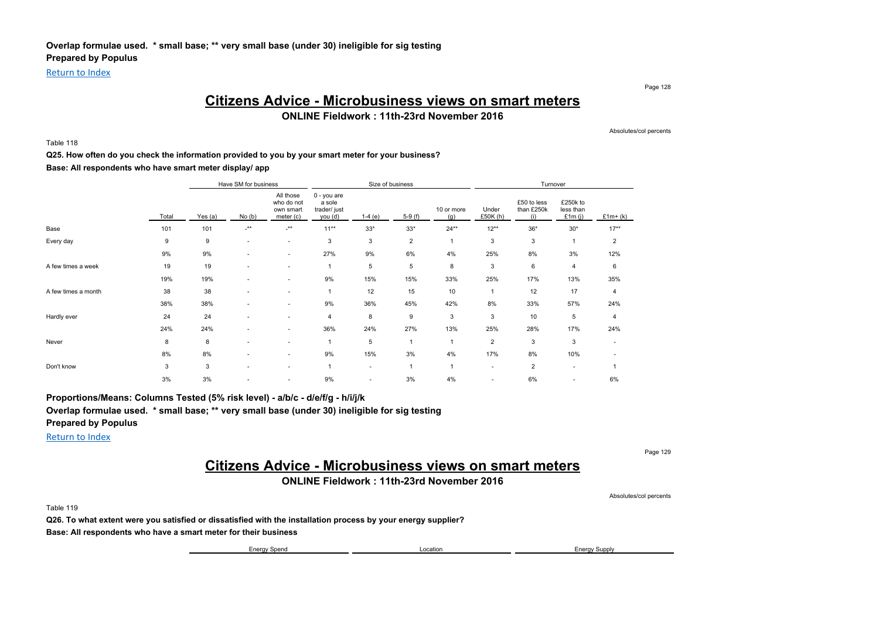Overlap formulae used. * small base; ** very small base (under 30) ineligible for sig testing
**Prepared by Populus**

Return to Index

## Citizens Advice - Microbusiness views on smart meters

**ONLINE Fieldwork : 11th-23rd November 2016**

Absolutes/col percents

Table 118

**Q25. How often do you check the information provided to you by your smart meter for your business?**

**Base: All respondents who have smart meter display/ app**

| | | Have SM for business | | | Size of business | | | | Turnover | | | |
|---|---|---|---|---|---|---|---|---|---|---|---|---|
| | Total | Yes (a) | No (b) | All those who do not own smart meter (c) | 0 - you are a sole trader/ just you (d) | 1-4 (e) | 5-9 (f) | 10 or more (g) | Under £50K (h) | £50 to less than £250k (i) | £250k to less than £1m (j) | £1m+ (k) |
| Base | 101 | 101 | -** | -** | 11** | 33* | 33* | 24** | 12** | 36* | 30* | 17** |
| Every day | 9 | 9 | - | - | 3 | 3 | 2 | 1 | 3 | 3 | 1 | 2 |
| | 9% | 9% | - | - | 27% | 9% | 6% | 4% | 25% | 8% | 3% | 12% |
| A few times a week | 19 | 19 | - | - | 1 | 5 | 5 | 8 | 3 | 6 | 4 | 6 |
| | 19% | 19% | - | - | 9% | 15% | 15% | 33% | 25% | 17% | 13% | 35% |
| A few times a month | 38 | 38 | - | - | 1 | 12 | 15 | 10 | 1 | 12 | 17 | 4 |
| | 38% | 38% | - | - | 9% | 36% | 45% | 42% | 8% | 33% | 57% | 24% |
| Hardly ever | 24 | 24 | - | - | 4 | 8 | 9 | 3 | 3 | 10 | 5 | 4 |
| | 24% | 24% | - | - | 36% | 24% | 27% | 13% | 25% | 28% | 17% | 24% |
| Never | 8 | 8 | - | - | 1 | 5 | 1 | 1 | 2 | 3 | 3 | - |
| | 8% | 8% | - | - | 9% | 15% | 3% | 4% | 17% | 8% | 10% | - |
| Don't know | 3 | 3 | - | - | 1 | - | 1 | 1 | - | 2 | - | 1 |
| | 3% | 3% | - | - | 9% | - | 3% | 4% | - | 6% | - | 6% |

**Proportions/Means: Columns Tested (5% risk level) - a/b/c - d/e/f/g - h/i/j/k**

**Overlap formulae used. * small base; ** very small base (under 30) ineligible for sig testing**

**Prepared by Populus**

Return to Index

## Citizens Advice - Microbusiness views on smart meters

**ONLINE Fieldwork : 11th-23rd November 2016**

Absolutes/col percents

Table 119

**Q26. To what extent were you satisfied or dissatisfied with the installation process by your energy supplier?**

**Base: All respondents who have a smart meter for their business**

| Energy Spend | Location | Energy Supply |
|---|---|---|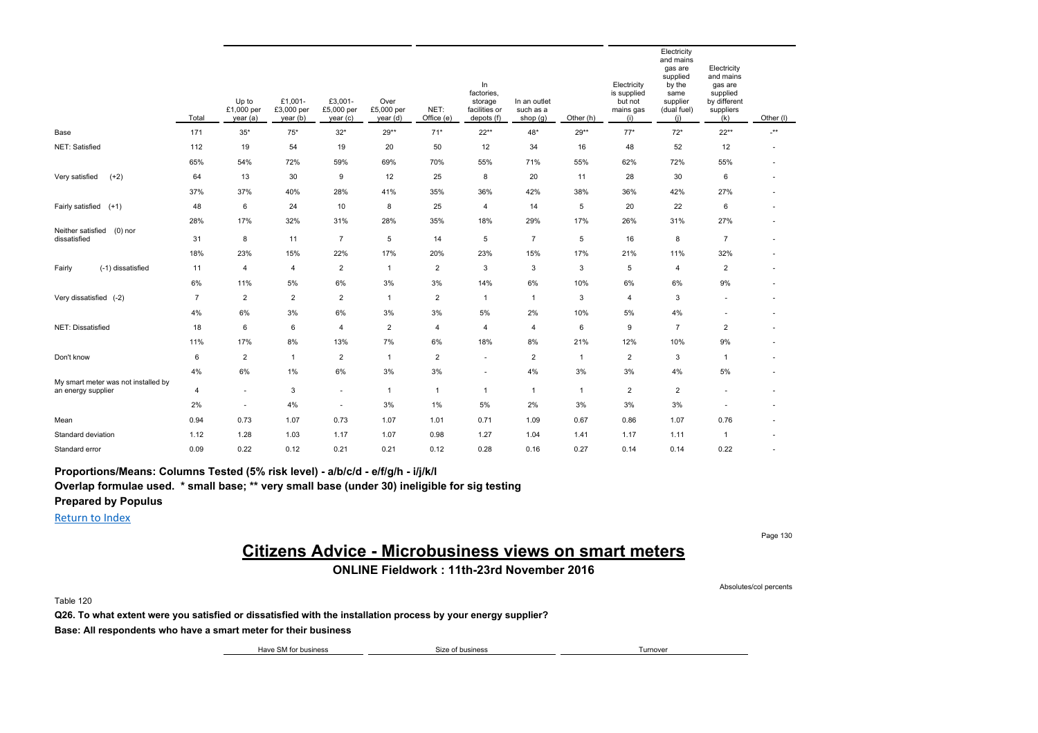| | Total | Up to £1,000 per year (a) | £1,001-£3,000 per year (b) | £3,001-£5,000 per year (c) | Over £5,000 per year (d) | NET: Office (e) | In factories, storage facilities or depots (f) | In an outlet such as a shop (g) | Other (h) | Electricity is supplied but not mains gas (i) | Electricity and mains gas are supplied by the same supplier (dual fuel) (j) | Electricity and mains gas are supplied by different suppliers (k) | Other (l) |
|---|---|---|---|---|---|---|---|---|---|---|---|---|---|
| Base | 171 | 35* | 75* | 32* | 29** | 71* | 22** | 48* | 29** | 77* | 72* | 22** | -** |
| NET: Satisfied | 112 | 19 | 54 | 19 | 20 | 50 | 12 | 34 | 16 | 48 | 52 | 12 | - |
| | 65% | 54% | 72% | 59% | 69% | 70% | 55% | 71% | 55% | 62% | 72% | 55% | - |
| Very satisfied (+2) | 64 | 13 | 30 | 9 | 12 | 25 | 8 | 20 | 11 | 28 | 30 | 6 | - |
| | 37% | 37% | 40% | 28% | 41% | 35% | 36% | 42% | 38% | 36% | 42% | 27% | - |
| Fairly satisfied (+1) | 48 | 6 | 24 | 10 | 8 | 25 | 4 | 14 | 5 | 20 | 22 | 6 | - |
| | 28% | 17% | 32% | 31% | 28% | 35% | 18% | 29% | 17% | 26% | 31% | 27% | - |
| Neither satisfied (0) nor dissatisfied | 31 | 8 | 11 | 7 | 5 | 14 | 5 | 7 | 5 | 16 | 8 | 7 | - |
| | 18% | 23% | 15% | 22% | 17% | 20% | 23% | 15% | 17% | 21% | 11% | 32% | - |
| Fairly (-1) dissatisfied | 11 | 4 | 4 | 2 | 1 | 2 | 3 | 3 | 3 | 5 | 4 | 2 | - |
| | 6% | 11% | 5% | 6% | 3% | 3% | 14% | 6% | 10% | 6% | 6% | 9% | - |
| Very dissatisfied (-2) | 7 | 2 | 2 | 2 | 1 | 2 | 1 | 1 | 3 | 4 | 3 | - | - |
| | 4% | 6% | 3% | 6% | 3% | 3% | 5% | 2% | 10% | 5% | 4% | - | - |
| NET: Dissatisfied | 18 | 6 | 6 | 4 | 2 | 4 | 4 | 4 | 6 | 9 | 7 | 2 | - |
| | 11% | 17% | 8% | 13% | 7% | 6% | 18% | 8% | 21% | 12% | 10% | 9% | - |
| Don't know | 6 | 2 | 1 | 2 | 1 | 2 | - | 2 | 1 | 2 | 3 | 1 | - |
| | 4% | 6% | 1% | 6% | 3% | 3% | - | 4% | 3% | 3% | 4% | 5% | - |
| My smart meter was not installed by an energy supplier | 4 | - | 3 | - | 1 | 1 | 1 | 1 | 1 | 2 | 2 | - | - |
| | 2% | - | 4% | - | 3% | 1% | 5% | 2% | 3% | 3% | 3% | - | - |
| Mean | 0.94 | 0.73 | 1.07 | 0.73 | 1.07 | 1.01 | 0.71 | 1.09 | 0.67 | 0.86 | 1.07 | 0.76 | - |
| Standard deviation | 1.12 | 1.28 | 1.03 | 1.17 | 1.07 | 0.98 | 1.27 | 1.04 | 1.41 | 1.17 | 1.11 | 1 | - |
| Standard error | 0.09 | 0.22 | 0.12 | 0.21 | 0.21 | 0.12 | 0.28 | 0.16 | 0.27 | 0.14 | 0.14 | 0.22 | - |

**Proportions/Means: Columns Tested (5% risk level) - a/b/c/d - e/f/g/h - i/j/k/l**

**Overlap formulae used. * small base; ** very small base (under 30) ineligible for sig testing**

**Prepared by Populus**

Return to Index

# Citizens Advice - Microbusiness views on smart meters

**ONLINE Fieldwork : 11th-23rd November 2016**

Absolutes/col percents

Table 120

**Q26. To what extent were you satisfied or dissatisfied with the installation process by your energy supplier?**

**Base: All respondents who have a smart meter for their business**

| Have SM for business | Size of business | Turnover |
|---|---|---|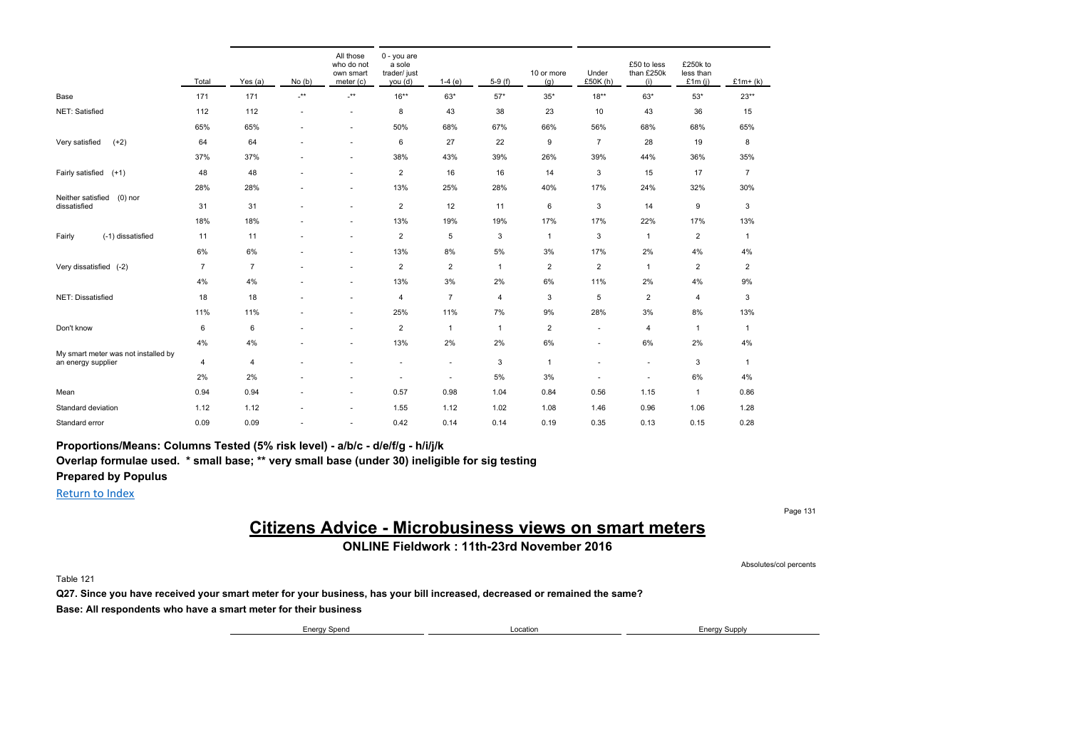| | Total | Yes (a) | No (b) | All those who do not own smart meter (c) | 0 - you are a sole trader/ just you (d) | 1-4 (e) | 5-9 (f) | 10 or more (g) | Under £50K (h) | £50 to less than £250k (i) | £250k to less than £1m (j) | £1m+ (k) |
|---|---|---|---|---|---|---|---|---|---|---|---|---|
| Base | 171 | 171 | -** | -** | 16** | 63* | 57* | 35* | 18** | 63* | 53* | 23** |
| NET: Satisfied | 112 | 112 | - | - | 8 | 43 | 38 | 23 | 10 | 43 | 36 | 15 |
| | 65% | 65% | - | - | 50% | 68% | 67% | 66% | 56% | 68% | 68% | 65% |
| Very satisfied (+2) | 64 | 64 | - | - | 6 | 27 | 22 | 9 | 7 | 28 | 19 | 8 |
| | 37% | 37% | - | - | 38% | 43% | 39% | 26% | 39% | 44% | 36% | 35% |
| Fairly satisfied (+1) | 48 | 48 | - | - | 2 | 16 | 16 | 14 | 3 | 15 | 17 | 7 |
| | 28% | 28% | - | - | 13% | 25% | 28% | 40% | 17% | 24% | 32% | 30% |
| Neither satisfied (0) nor dissatisfied | 31 | 31 | - | - | 2 | 12 | 11 | 6 | 3 | 14 | 9 | 3 |
| | 18% | 18% | - | - | 13% | 19% | 19% | 17% | 17% | 22% | 17% | 13% |
| Fairly (-1) dissatisfied | 11 | 11 | - | - | 2 | 5 | 3 | 1 | 3 | 1 | 2 | 1 |
| | 6% | 6% | - | - | 13% | 8% | 5% | 3% | 17% | 2% | 4% | 4% |
| Very dissatisfied (-2) | 7 | 7 | - | - | 2 | 2 | 1 | 2 | 2 | 1 | 2 | 2 |
| | 4% | 4% | - | - | 13% | 3% | 2% | 6% | 11% | 2% | 4% | 9% |
| NET: Dissatisfied | 18 | 18 | - | - | 4 | 7 | 4 | 3 | 5 | 2 | 4 | 3 |
| | 11% | 11% | - | - | 25% | 11% | 7% | 9% | 28% | 3% | 8% | 13% |
| Don't know | 6 | 6 | - | - | 2 | 1 | 1 | 2 | - | 4 | 1 | 1 |
| | 4% | 4% | - | - | 13% | 2% | 2% | 6% | - | 6% | 2% | 4% |
| My smart meter was not installed by an energy supplier | 4 | 4 | - | - | - | - | 3 | 1 | - | - | 3 | 1 |
| | 2% | 2% | - | - | - | - | 5% | 3% | - | - | 6% | 4% |
| Mean | 0.94 | 0.94 | - | - | 0.57 | 0.98 | 1.04 | 0.84 | 0.56 | 1.15 | 1 | 0.86 |
| Standard deviation | 1.12 | 1.12 | - | - | 1.55 | 1.12 | 1.02 | 1.08 | 1.46 | 0.96 | 1.06 | 1.28 |
| Standard error | 0.09 | 0.09 | - | - | 0.42 | 0.14 | 0.14 | 0.19 | 0.35 | 0.13 | 0.15 | 0.28 |

**Proportions/Means: Columns Tested (5% risk level) - a/b/c - d/e/f/g - h/i/j/k**

**Overlap formulae used. * small base; ** very small base (under 30) ineligible for sig testing**

**Prepared by Populus**

Return to Index

# Citizens Advice - Microbusiness views on smart meters

**ONLINE Fieldwork : 11th-23rd November 2016**

Absolutes/col percents

Table 121

**Q27. Since you have received your smart meter for your business, has your bill increased, decreased or remained the same?**

**Base: All respondents who have a smart meter for their business**

| Energy Spend | Location | Energy Supply |
|---|---|---|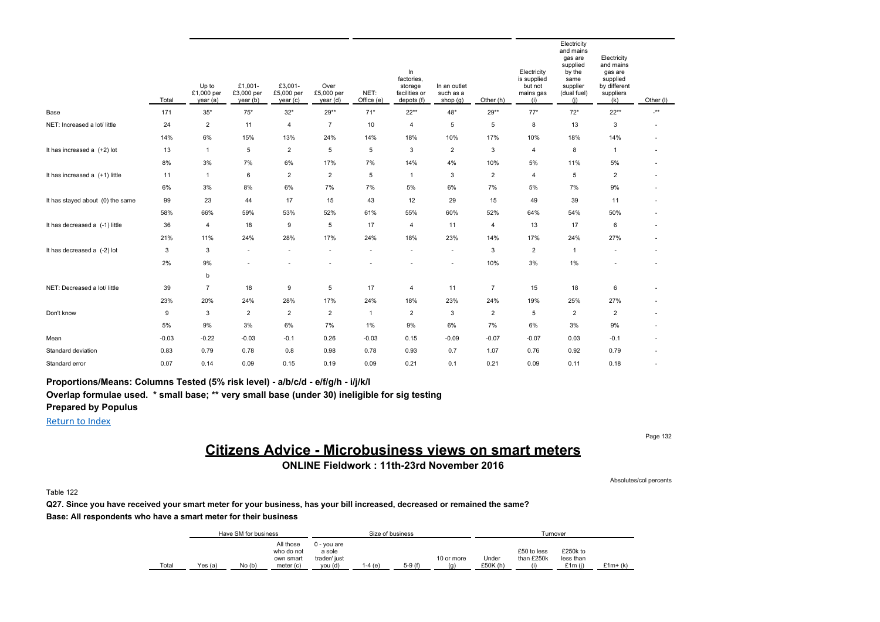| | Total | Up to £1,000 per year (a) | £1,001- £3,000 per year (b) | £3,001- £5,000 per year (c) | Over £5,000 per year (d) | NET: Office (e) | In factories, storage facilities or depots (f) | In an outlet such as a shop (g) | Other (h) | Electricity is supplied but not mains gas (i) | Electricity and mains gas are supplied by the same supplier (dual fuel) (j) | Electricity and mains gas are supplied by different suppliers (k) | Other (l) |
|---|---|---|---|---|---|---|---|---|---|---|---|---|---|
| Base | 171 | 35* | 75* | 32* | 29** | 71* | 22** | 48* | 29** | 77* | 72* | 22** | -** |
| NET: Increased a lot/ little | 24 | 2 | 11 | 4 | 7 | 10 | 4 | 5 | 5 | 8 | 13 | 3 | - |
| | 14% | 6% | 15% | 13% | 24% | 14% | 18% | 10% | 17% | 10% | 18% | 14% | - |
| It has increased a (+2) lot | 13 | 1 | 5 | 2 | 5 | 5 | 3 | 2 | 3 | 4 | 8 | 1 | - |
| | 8% | 3% | 7% | 6% | 17% | 7% | 14% | 4% | 10% | 5% | 11% | 5% | - |
| It has increased a (+1) little | 11 | 1 | 6 | 2 | 2 | 5 | 1 | 3 | 2 | 4 | 5 | 2 | - |
| | 6% | 3% | 8% | 6% | 7% | 7% | 5% | 6% | 7% | 5% | 7% | 9% | - |
| It has stayed about (0) the same | 99 | 23 | 44 | 17 | 15 | 43 | 12 | 29 | 15 | 49 | 39 | 11 | - |
| | 58% | 66% | 59% | 53% | 52% | 61% | 55% | 60% | 52% | 64% | 54% | 50% | - |
| It has decreased a (-1) little | 36 | 4 | 18 | 9 | 5 | 17 | 4 | 11 | 4 | 13 | 17 | 6 | - |
| | 21% | 11% | 24% | 28% | 17% | 24% | 18% | 23% | 14% | 17% | 24% | 27% | - |
| It has decreased a (-2) lot | 3 | 3 | - | - | - | - | - | - | 3 | 2 | 1 | - | - |
| | 2% | 9% | - | - | - | - | - | - | 10% | 3% | 1% | - | - |
| | | b | | | | | | | | | | | |
| NET: Decreased a lot/ little | 39 | 7 | 18 | 9 | 5 | 17 | 4 | 11 | 7 | 15 | 18 | 6 | - |
| | 23% | 20% | 24% | 28% | 17% | 24% | 18% | 23% | 24% | 19% | 25% | 27% | - |
| Don't know | 9 | 3 | 2 | 2 | 2 | 1 | 2 | 3 | 2 | 5 | 2 | 2 | - |
| | 5% | 9% | 3% | 6% | 7% | 1% | 9% | 6% | 7% | 6% | 3% | 9% | - |
| Mean | -0.03 | -0.22 | -0.03 | -0.1 | 0.26 | -0.03 | 0.15 | -0.09 | -0.07 | -0.07 | 0.03 | -0.1 | - |
| Standard deviation | 0.83 | 0.79 | 0.78 | 0.8 | 0.98 | 0.78 | 0.93 | 0.7 | 1.07 | 0.76 | 0.92 | 0.79 | - |
| Standard error | 0.07 | 0.14 | 0.09 | 0.15 | 0.19 | 0.09 | 0.21 | 0.1 | 0.21 | 0.09 | 0.11 | 0.18 | - |

**Proportions/Means: Columns Tested (5% risk level) - a/b/c/d - e/f/g/h - i/j/k/l**

**Overlap formulae used. * small base; ** very small base (under 30) ineligible for sig testing**

**Prepared by Populus**

Return to Index

# Citizens Advice - Microbusiness views on smart meters

**ONLINE Fieldwork : 11th-23rd November 2016**

Absolutes/col percents

Table 122

**Q27. Since you have received your smart meter for your business, has your bill increased, decreased or remained the same?**

**Base: All respondents who have a smart meter for their business**

| | Have SM for business | | | Size of business | | | | Turnover | | | |
|---|---|---|---|---|---|---|---|---|---|---|---|
| Total | Yes (a) | No (b) | All those who do not own smart meter (c) | 0 - you are a sole trader/ just you (d) | 1-4 (e) | 5-9 (f) | 10 or more (g) | Under £50K (h) | £50 to less than £250k (i) | £250k to less than £1m (j) | £1m+ (k) |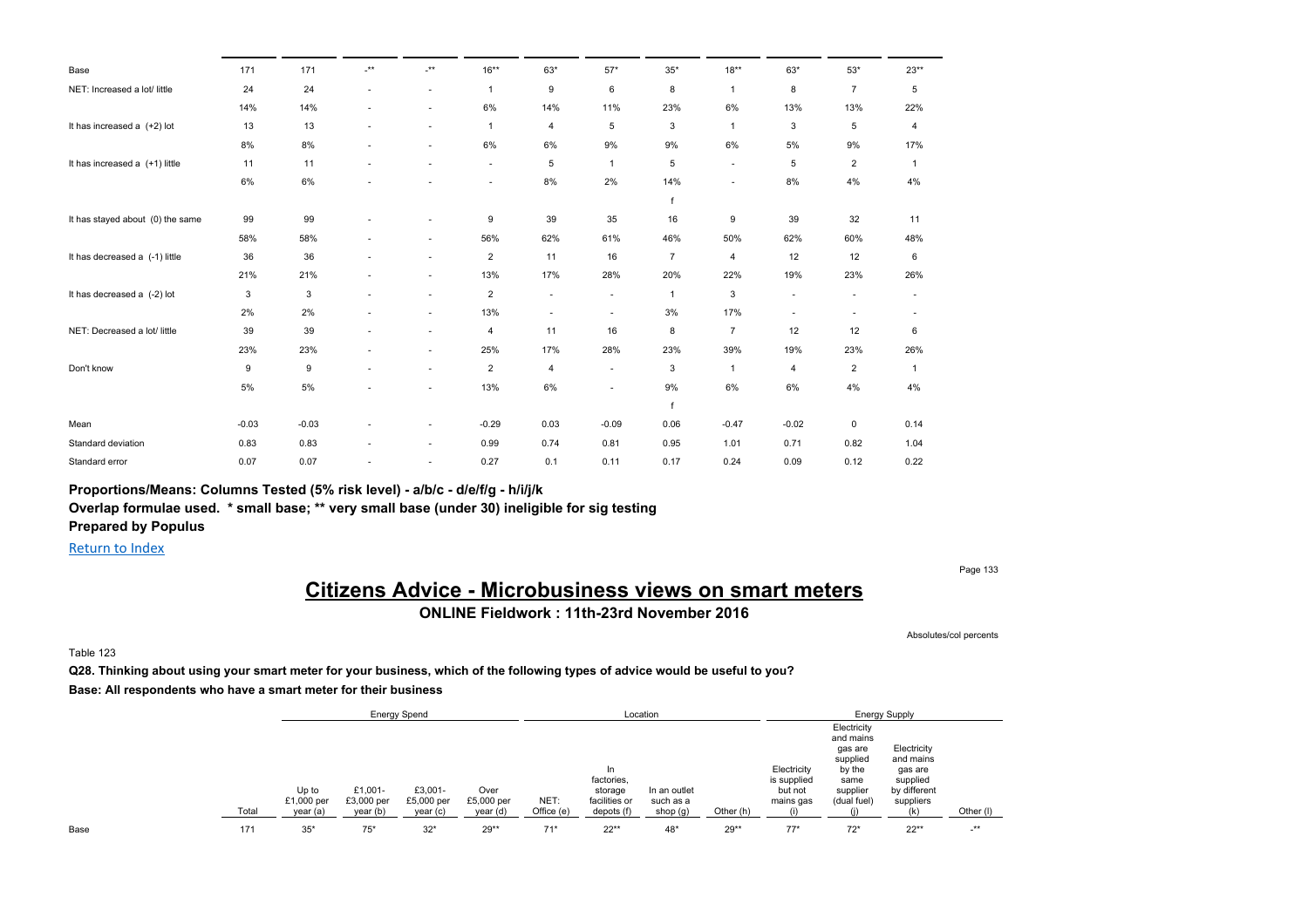| | | | | | | | | | | | | |
|---|---|---|---|---|---|---|---|---|---|---|---|---|
| Base | 171 | 171 | -** | -** | 16** | 63* | 57* | 35* | 18** | 63* | 53* | 23** |
| NET: Increased a lot/ little | 24 | 24 | - | - | 1 | 9 | 6 | 8 | 1 | 8 | 7 | 5 |
| | 14% | 14% | - | - | 6% | 14% | 11% | 23% | 6% | 13% | 13% | 22% |
| It has increased a (+2) lot | 13 | 13 | - | - | 1 | 4 | 5 | 3 | 1 | 3 | 5 | 4 |
| | 8% | 8% | - | - | 6% | 6% | 9% | 9% | 6% | 5% | 9% | 17% |
| It has increased a (+1) little | 11 | 11 | - | - | - | 5 | 1 | 5 | - | 5 | 2 | 1 |
| | 6% | 6% | - | - | - | 8% | 2% | 14% | - | 8% | 4% | 4% |
| | | | | | | | | f | | | | |
| It has stayed about (0) the same | 99 | 99 | - | - | 9 | 39 | 35 | 16 | 9 | 39 | 32 | 11 |
| | 58% | 58% | - | - | 56% | 62% | 61% | 46% | 50% | 62% | 60% | 48% |
| It has decreased a (-1) little | 36 | 36 | - | - | 2 | 11 | 16 | 7 | 4 | 12 | 12 | 6 |
| | 21% | 21% | - | - | 13% | 17% | 28% | 20% | 22% | 19% | 23% | 26% |
| It has decreased a (-2) lot | 3 | 3 | - | - | 2 | - | - | 1 | 3 | - | - | - |
| | 2% | 2% | - | - | 13% | - | - | 3% | 17% | - | - | - |
| NET: Decreased a lot/ little | 39 | 39 | - | - | 4 | 11 | 16 | 8 | 7 | 12 | 12 | 6 |
| | 23% | 23% | - | - | 25% | 17% | 28% | 23% | 39% | 19% | 23% | 26% |
| Don't know | 9 | 9 | - | - | 2 | 4 | - | 3 | 1 | 4 | 2 | 1 |
| | 5% | 5% | - | - | 13% | 6% | - | 9% | 6% | 6% | 4% | 4% |
| | | | | | | | | f | | | | |
| Mean | -0.03 | -0.03 | - | - | -0.29 | 0.03 | -0.09 | 0.06 | -0.47 | -0.02 | 0 | 0.14 |
| Standard deviation | 0.83 | 0.83 | - | - | 0.99 | 0.74 | 0.81 | 0.95 | 1.01 | 0.71 | 0.82 | 1.04 |
| Standard error | 0.07 | 0.07 | - | - | 0.27 | 0.1 | 0.11 | 0.17 | 0.24 | 0.09 | 0.12 | 0.22 |

**Proportions/Means: Columns Tested (5% risk level) - a/b/c - d/e/f/g - h/i/j/k**

**Overlap formulae used. * small base; ** very small base (under 30) ineligible for sig testing**

**Prepared by Populus**

Return to Index

# Citizens Advice - Microbusiness views on smart meters

## ONLINE Fieldwork : 11th-23rd November 2016

Absolutes/col percents

Table 123

**Q28. Thinking about using your smart meter for your business, which of the following types of advice would be useful to you?**

**Base: All respondents who have a smart meter for their business**

| | | Energy Spend | | | | Location | | | | Energy Supply | | | |
|---|---|---|---|---|---|---|---|---|---|---|---|---|---|
| | Total | Up to £1,000 per year (a) | £1,001-£3,000 per year (b) | £3,001-£5,000 per year (c) | Over £5,000 per year (d) | NET: Office (e) | In factories, storage facilities or depots (f) | In an outlet such as a shop (g) | Other (h) | Electricity is supplied but not mains gas (i) | Electricity and mains gas are supplied by the same supplier (dual fuel) (j) | Electricity and mains gas are supplied by different suppliers (k) | Other (l) |
| Base | 171 | 35* | 75* | 32* | 29** | 71* | 22** | 48* | 29** | 77* | 72* | 22** | -** |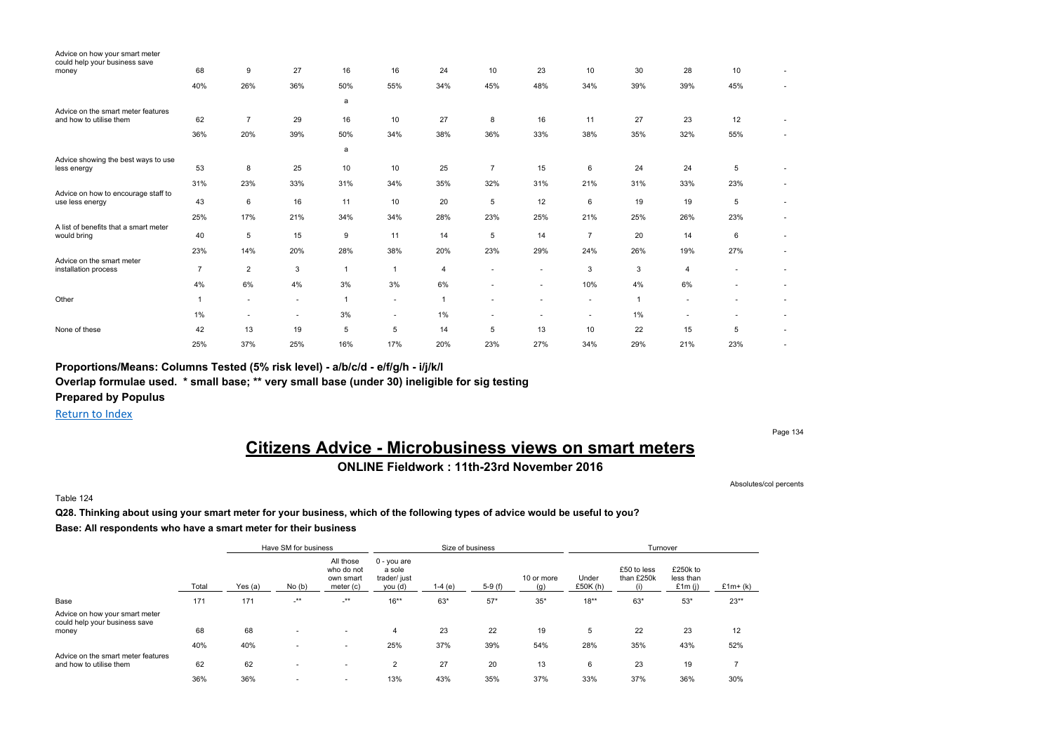| | | | | | | | | | | | | | |
|---|---|---|---|---|---|---|---|---|---|---|---|---|---|
| Advice on how your smart meter could help your business save money | 68 | 9 | 27 | 16 | 16 | 24 | 10 | 23 | 10 | 30 | 28 | 10 | - |
| | 40% | 26% | 36% | 50% | 55% | 34% | 45% | 48% | 34% | 39% | 39% | 45% | - |
| | | | | a | | | | | | | | | |
| Advice on the smart meter features and how to utilise them | 62 | 7 | 29 | 16 | 10 | 27 | 8 | 16 | 11 | 27 | 23 | 12 | - |
| | 36% | 20% | 39% | 50% | 34% | 38% | 36% | 33% | 38% | 35% | 32% | 55% | - |
| | | | | a | | | | | | | | | |
| Advice showing the best ways to use less energy | 53 | 8 | 25 | 10 | 10 | 25 | 7 | 15 | 6 | 24 | 24 | 5 | - |
| | 31% | 23% | 33% | 31% | 34% | 35% | 32% | 31% | 21% | 31% | 33% | 23% | - |
| Advice on how to encourage staff to use less energy | 43 | 6 | 16 | 11 | 10 | 20 | 5 | 12 | 6 | 19 | 19 | 5 | - |
| | 25% | 17% | 21% | 34% | 34% | 28% | 23% | 25% | 21% | 25% | 26% | 23% | - |
| A list of benefits that a smart meter would bring | 40 | 5 | 15 | 9 | 11 | 14 | 5 | 14 | 7 | 20 | 14 | 6 | - |
| | 23% | 14% | 20% | 28% | 38% | 20% | 23% | 29% | 24% | 26% | 19% | 27% | - |
| Advice on the smart meter installation process | 7 | 2 | 3 | 1 | 1 | 4 | - | - | 3 | 3 | 4 | - | - |
| | 4% | 6% | 4% | 3% | 3% | 6% | - | - | 10% | 4% | 6% | - | - |
| Other | 1 | - | - | 1 | - | 1 | - | - | - | 1 | - | - | - |
| | 1% | - | - | 3% | - | 1% | - | - | - | 1% | - | - | - |
| None of these | 42 | 13 | 19 | 5 | 5 | 14 | 5 | 13 | 10 | 22 | 15 | 5 | - |
| | 25% | 37% | 25% | 16% | 17% | 20% | 23% | 27% | 34% | 29% | 21% | 23% | - |

**Proportions/Means: Columns Tested (5% risk level) - a/b/c/d - e/f/g/h - i/j/k/l**

**Overlap formulae used. * small base; ** very small base (under 30) ineligible for sig testing**

**Prepared by Populus**

Return to Index

# Citizens Advice - Microbusiness views on smart meters

## ONLINE Fieldwork : 11th-23rd November 2016

Absolutes/col percents

Table 124

**Q28. Thinking about using your smart meter for your business, which of the following types of advice would be useful to you?**

**Base: All respondents who have a smart meter for their business**

| | | Have SM for business | | | Size of business | | | | Turnover | | | |
|---|---|---|---|---|---|---|---|---|---|---|---|---|
| | Total | Yes (a) | No (b) | All those who do not own smart meter (c) | 0 - you are a sole trader/ just you (d) | 1-4 (e) | 5-9 (f) | 10 or more (g) | Under £50K (h) | £50 to less than £250k (i) | £250k to less than £1m (j) | £1m+ (k) |
| Base | 171 | 171 | -** | -** | 16** | 63* | 57* | 35* | 18** | 63* | 53* | 23** |
| Advice on how your smart meter could help your business save money | 68 | 68 | - | - | 4 | 23 | 22 | 19 | 5 | 22 | 23 | 12 |
| | 40% | 40% | - | - | 25% | 37% | 39% | 54% | 28% | 35% | 43% | 52% |
| Advice on the smart meter features and how to utilise them | 62 | 62 | - | - | 2 | 27 | 20 | 13 | 6 | 23 | 19 | 7 |
| | 36% | 36% | - | - | 13% | 43% | 35% | 37% | 33% | 37% | 36% | 30% |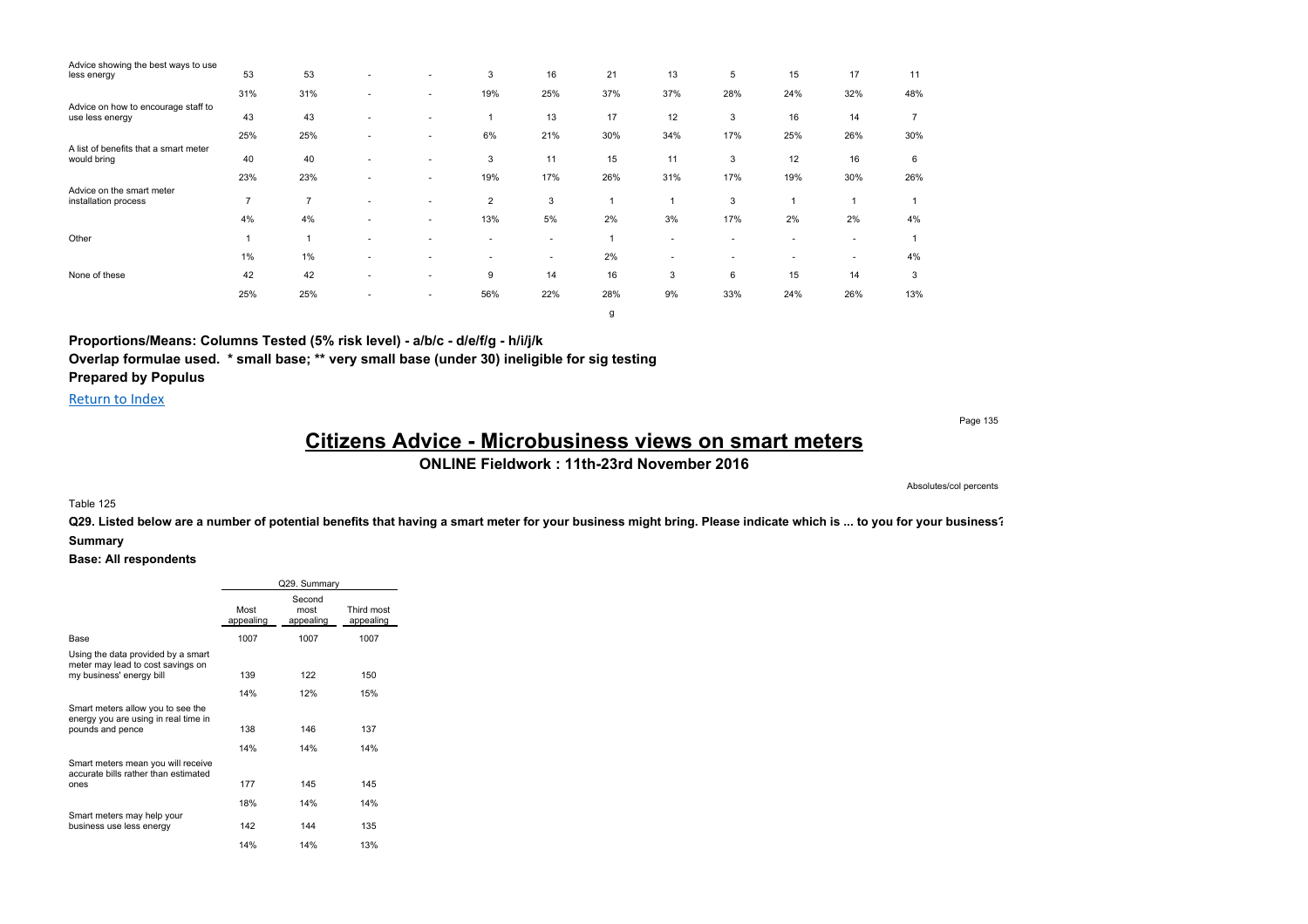| | | | | | | | | | | | | |
|---|---|---|---|---|---|---|---|---|---|---|---|---|
| Advice showing the best ways to use less energy | 53 | 53 | - | - | 3 | 16 | 21 | 13 | 5 | 15 | 17 | 11 |
| | 31% | 31% | - | - | 19% | 25% | 37% | 37% | 28% | 24% | 32% | 48% |
| Advice on how to encourage staff to use less energy | 43 | 43 | - | - | 1 | 13 | 17 | 12 | 3 | 16 | 14 | 7 |
| | 25% | 25% | - | - | 6% | 21% | 30% | 34% | 17% | 25% | 26% | 30% |
| A list of benefits that a smart meter would bring | 40 | 40 | - | - | 3 | 11 | 15 | 11 | 3 | 12 | 16 | 6 |
| | 23% | 23% | - | - | 19% | 17% | 26% | 31% | 17% | 19% | 30% | 26% |
| Advice on the smart meter installation process | 7 | 7 | - | - | 2 | 3 | 1 | 1 | 3 | 1 | 1 | 1 |
| | 4% | 4% | - | - | 13% | 5% | 2% | 3% | 17% | 2% | 2% | 4% |
| Other | 1 | 1 | - | - | - | - | 1 | - | - | - | - | 1 |
| | 1% | 1% | - | - | - | - | 2% | - | - | - | - | 4% |
| None of these | 42 | 42 | - | - | 9 | 14 | 16 | 3 | 6 | 15 | 14 | 3 |
| | 25% | 25% | - | - | 56% | 22% | 28% | 9% | 33% | 24% | 26% | 13% |
| | | | | | | | g | | | | | |

**Proportions/Means: Columns Tested (5% risk level) - a/b/c - d/e/f/g - h/i/j/k**
**Overlap formulae used. * small base; ** very small base (under 30) ineligible for sig testing**
**Prepared by Populus**

Return to Index

# Citizens Advice - Microbusiness views on smart meters

## ONLINE Fieldwork : 11th-23rd November 2016

Absolutes/col percents

Table 125

**Q29. Listed below are a number of potential benefits that having a smart meter for your business might bring. Please indicate which is ... to you for your business?**

**Summary**

**Base: All respondents**

| | Q29. Summary | | |
|---|---|---|---|
| | Most appealing | Second most appealing | Third most appealing |
| Base | 1007 | 1007 | 1007 |
| Using the data provided by a smart meter may lead to cost savings on my business' energy bill | 139 | 122 | 150 |
| | 14% | 12% | 15% |
| Smart meters allow you to see the energy you are using in real time in pounds and pence | 138 | 146 | 137 |
| | 14% | 14% | 14% |
| Smart meters mean you will receive accurate bills rather than estimated ones | 177 | 145 | 145 |
| | 18% | 14% | 14% |
| Smart meters may help your business use less energy | 142 | 144 | 135 |
| | 14% | 14% | 13% |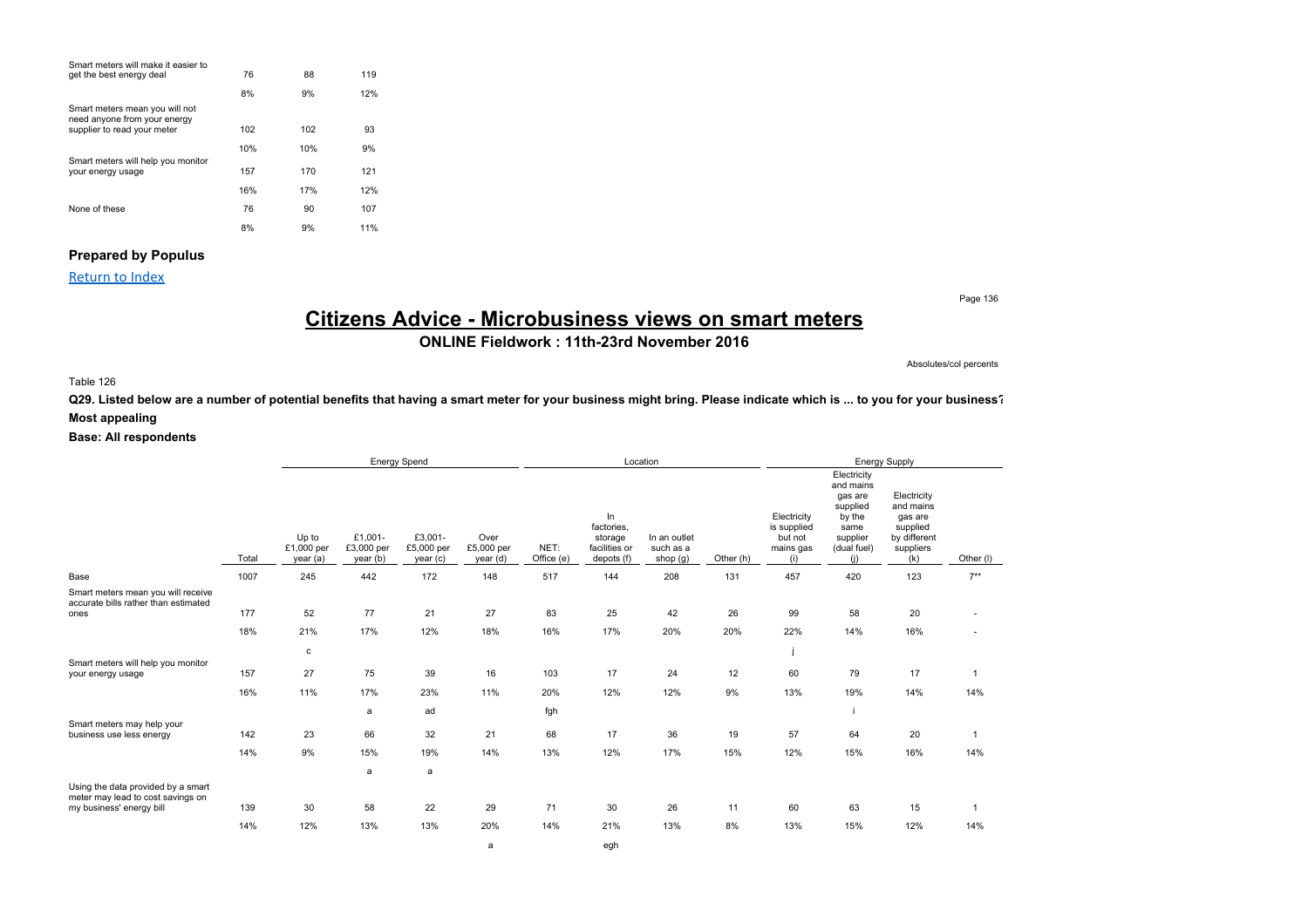| | | | |
|---|---|---|---|
| Smart meters will make it easier to get the best energy deal | 76 | 88 | 119 |
| | 8% | 9% | 12% |
| Smart meters mean you will not need anyone from your energy supplier to read your meter | 102 | 102 | 93 |
| | 10% | 10% | 9% |
| Smart meters will help you monitor your energy usage | 157 | 170 | 121 |
| | 16% | 17% | 12% |
| None of these | 76 | 90 | 107 |
| | 8% | 9% | 11% |

**Prepared by Populus**

Return to Index

# Citizens Advice - Microbusiness views on smart meters

## ONLINE Fieldwork : 11th-23rd November 2016

Absolutes/col percents

Table 126

**Q29. Listed below are a number of potential benefits that having a smart meter for your business might bring. Please indicate which is ... to you for your business?**

**Most appealing**

**Base: All respondents**

| | | Energy Spend | | | | Location | | | | Energy Supply | | | |
|---|---|---|---|---|---|---|---|---|---|---|---|---|---|
| | Total | Up to £1,000 per year (a) | £1,001-£3,000 per year (b) | £3,001-£5,000 per year (c) | Over £5,000 per year (d) | NET: Office (e) | In factories, storage facilities or depots (f) | In an outlet such as a shop (g) | Other (h) | Electricity is supplied but not mains gas (i) | Electricity and mains gas are supplied by the same supplier (dual fuel) (j) | Electricity and mains gas are supplied by different suppliers (k) | Other (l) |
| Base | 1007 | 245 | 442 | 172 | 148 | 517 | 144 | 208 | 131 | 457 | 420 | 123 | 7** |
| Smart meters mean you will receive accurate bills rather than estimated ones | 177 | 52 | 77 | 21 | 27 | 83 | 25 | 42 | 26 | 99 | 58 | 20 | - |
| | 18% | 21% | 17% | 12% | 18% | 16% | 17% | 20% | 20% | 22% | 14% | 16% | - |
| | | c | | | | | | | | j | | | |
| Smart meters will help you monitor your energy usage | 157 | 27 | 75 | 39 | 16 | 103 | 17 | 24 | 12 | 60 | 79 | 17 | 1 |
| | 16% | 11% | 17% | 23% | 11% | 20% | 12% | 12% | 9% | 13% | 19% | 14% | 14% |
| | | | a | ad | | fgh | | | | | i | | |
| Smart meters may help your business use less energy | 142 | 23 | 66 | 32 | 21 | 68 | 17 | 36 | 19 | 57 | 64 | 20 | 1 |
| | 14% | 9% | 15% | 19% | 14% | 13% | 12% | 17% | 15% | 12% | 15% | 16% | 14% |
| | | | a | a | | | | | | | | | |
| Using the data provided by a smart meter may lead to cost savings on my business' energy bill | 139 | 30 | 58 | 22 | 29 | 71 | 30 | 26 | 11 | 60 | 63 | 15 | 1 |
| | 14% | 12% | 13% | 13% | 20% | 14% | 21% | 13% | 8% | 13% | 15% | 12% | 14% |
| | | | | | a | | egh | | | | | | |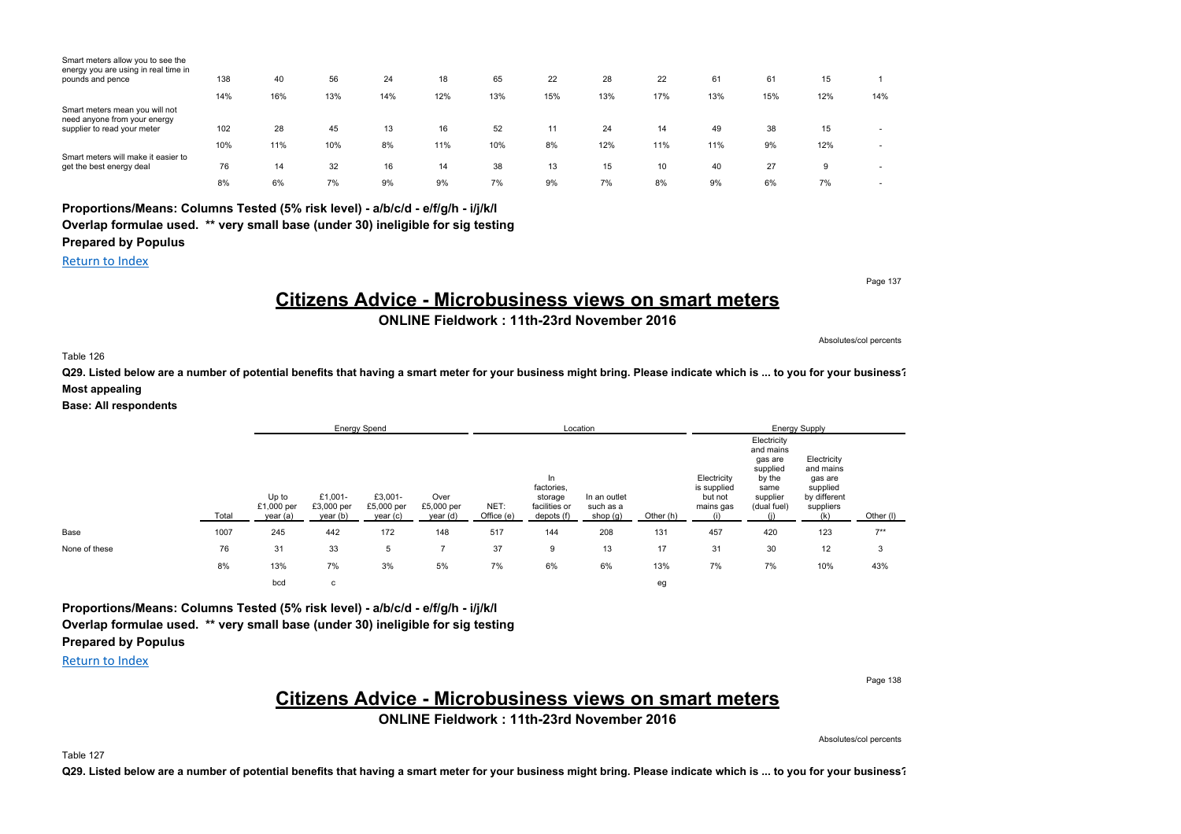| | Total | Up to £1,000 per year (a) | £1,001-£3,000 per year (b) | £3,001-£5,000 per year (c) | Over £5,000 per year (d) | NET: Office (e) | In factories, storage facilities or depots (f) | In an outlet such as a shop (g) | Other (h) | Electricity is supplied but not mains gas (i) | Electricity and mains gas are supplied by the same supplier (dual fuel) (j) | Electricity and mains gas are supplied by different suppliers (k) | Other (l) |
|---|---|---|---|---|---|---|---|---|---|---|---|---|---|
| Smart meters allow you to see the energy you are using in real time in pounds and pence | 138 | 40 | 56 | 24 | 18 | 65 | 22 | 28 | 22 | 61 | 61 | 15 | 1 |
| | 14% | 16% | 13% | 14% | 12% | 13% | 15% | 13% | 17% | 13% | 15% | 12% | 14% |
| Smart meters mean you will not need anyone from your energy supplier to read your meter | 102 | 28 | 45 | 13 | 16 | 52 | 11 | 24 | 14 | 49 | 38 | 15 | - |
| | 10% | 11% | 10% | 8% | 11% | 10% | 8% | 12% | 11% | 11% | 9% | 12% | - |
| Smart meters will make it easier to get the best energy deal | 76 | 14 | 32 | 16 | 14 | 38 | 13 | 15 | 10 | 40 | 27 | 9 | - |
| | 8% | 6% | 7% | 9% | 9% | 7% | 9% | 7% | 8% | 9% | 6% | 7% | - |

**Proportions/Means: Columns Tested (5% risk level) - a/b/c/d - e/f/g/h - i/j/k/l**
**Overlap formulae used. ** very small base (under 30) ineligible for sig testing**
**Prepared by Populus**

Return to Index

# Citizens Advice - Microbusiness views on smart meters

**ONLINE Fieldwork : 11th-23rd November 2016**

Absolutes/col percents

Table 126

**Q29. Listed below are a number of potential benefits that having a smart meter for your business might bring. Please indicate which is ... to you for your business?**
**Most appealing**
**Base: All respondents**

| | | Energy Spend | | | | Location | | | | Energy Supply | | | |
|---|---|---|---|---|---|---|---|---|---|---|---|---|---|
| | Total | Up to £1,000 per year (a) | £1,001-£3,000 per year (b) | £3,001-£5,000 per year (c) | Over £5,000 per year (d) | NET: Office (e) | In factories, storage facilities or depots (f) | In an outlet such as a shop (g) | Other (h) | Electricity is supplied but not mains gas (i) | Electricity and mains gas are supplied by the same supplier (dual fuel) (j) | Electricity and mains gas are supplied by different suppliers (k) | Other (l) |
| Base | 1007 | 245 | 442 | 172 | 148 | 517 | 144 | 208 | 131 | 457 | 420 | 123 | 7** |
| None of these | 76 | 31 | 33 | 5 | 7 | 37 | 9 | 13 | 17 | 31 | 30 | 12 | 3 |
| | 8% | 13% | 7% | 3% | 5% | 7% | 6% | 6% | 13% | 7% | 7% | 10% | 43% |
| | | bcd | c | | | | | | eg | | | | |

**Proportions/Means: Columns Tested (5% risk level) - a/b/c/d - e/f/g/h - i/j/k/l**
**Overlap formulae used. ** very small base (under 30) ineligible for sig testing**
**Prepared by Populus**

Return to Index

# Citizens Advice - Microbusiness views on smart meters

**ONLINE Fieldwork : 11th-23rd November 2016**

Absolutes/col percents

Table 127

**Q29. Listed below are a number of potential benefits that having a smart meter for your business might bring. Please indicate which is ... to you for your business?**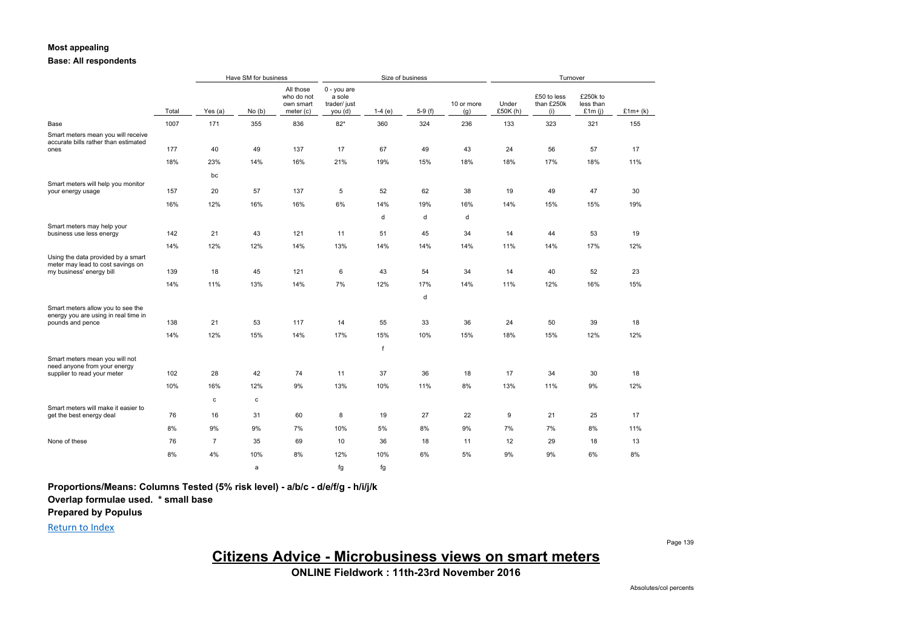**Most appealing**

**Base: All respondents**

| | Total | Have SM for business | | | Size of business | | | | Turnover | | | |
|---|---|---|---|---|---|---|---|---|---|---|---|---|
| | | Yes (a) | No (b) | All those who do not own smart meter (c) | 0 - you are a sole trader/ just you (d) | 1-4 (e) | 5-9 (f) | 10 or more (g) | Under £50K (h) | £50 to less than £250k (i) | £250k to less than £1m (j) | £1m+ (k) |
| Base | 1007 | 171 | 355 | 836 | 82* | 360 | 324 | 236 | 133 | 323 | 321 | 155 |
| Smart meters mean you will receive accurate bills rather than estimated ones | 177 | 40 | 49 | 137 | 17 | 67 | 49 | 43 | 24 | 56 | 57 | 17 |
| | 18% | 23% | 14% | 16% | 21% | 19% | 15% | 18% | 18% | 17% | 18% | 11% |
| | | bc | | | | | | | | | | |
| Smart meters will help you monitor your energy usage | 157 | 20 | 57 | 137 | 5 | 52 | 62 | 38 | 19 | 49 | 47 | 30 |
| | 16% | 12% | 16% | 16% | 6% | 14% | 19% | 16% | 14% | 15% | 15% | 19% |
| | | | | | | d | d | d | | | | |
| Smart meters may help your business use less energy | 142 | 21 | 43 | 121 | 11 | 51 | 45 | 34 | 14 | 44 | 53 | 19 |
| | 14% | 12% | 12% | 14% | 13% | 14% | 14% | 14% | 11% | 14% | 17% | 12% |
| Using the data provided by a smart meter may lead to cost savings on my business' energy bill | 139 | 18 | 45 | 121 | 6 | 43 | 54 | 34 | 14 | 40 | 52 | 23 |
| | 14% | 11% | 13% | 14% | 7% | 12% | 17% | 14% | 11% | 12% | 16% | 15% |
| | | | | | | | d | | | | | |
| Smart meters allow you to see the energy you are using in real time in pounds and pence | 138 | 21 | 53 | 117 | 14 | 55 | 33 | 36 | 24 | 50 | 39 | 18 |
| | 14% | 12% | 15% | 14% | 17% | 15% | 10% | 15% | 18% | 15% | 12% | 12% |
| | | | | | | f | | | | | | |
| Smart meters mean you will not need anyone from your energy supplier to read your meter | 102 | 28 | 42 | 74 | 11 | 37 | 36 | 18 | 17 | 34 | 30 | 18 |
| | 10% | 16% | 12% | 9% | 13% | 10% | 11% | 8% | 13% | 11% | 9% | 12% |
| | | c | c | | | | | | | | | |
| Smart meters will make it easier to get the best energy deal | 76 | 16 | 31 | 60 | 8 | 19 | 27 | 22 | 9 | 21 | 25 | 17 |
| | 8% | 9% | 9% | 7% | 10% | 5% | 8% | 9% | 7% | 7% | 8% | 11% |
| None of these | 76 | 7 | 35 | 69 | 10 | 36 | 18 | 11 | 12 | 29 | 18 | 13 |
| | 8% | 4% | 10% | 8% | 12% | 10% | 6% | 5% | 9% | 9% | 6% | 8% |
| | | | a | | fg | fg | | | | | | |

**Proportions/Means: Columns Tested (5% risk level) - a/b/c - d/e/f/g - h/i/j/k**

**Overlap formulae used. * small base**

**Prepared by Populus**

Return to Index

## Citizens Advice - Microbusiness views on smart meters

**ONLINE Fieldwork : 11th-23rd November 2016**

Absolutes/col percents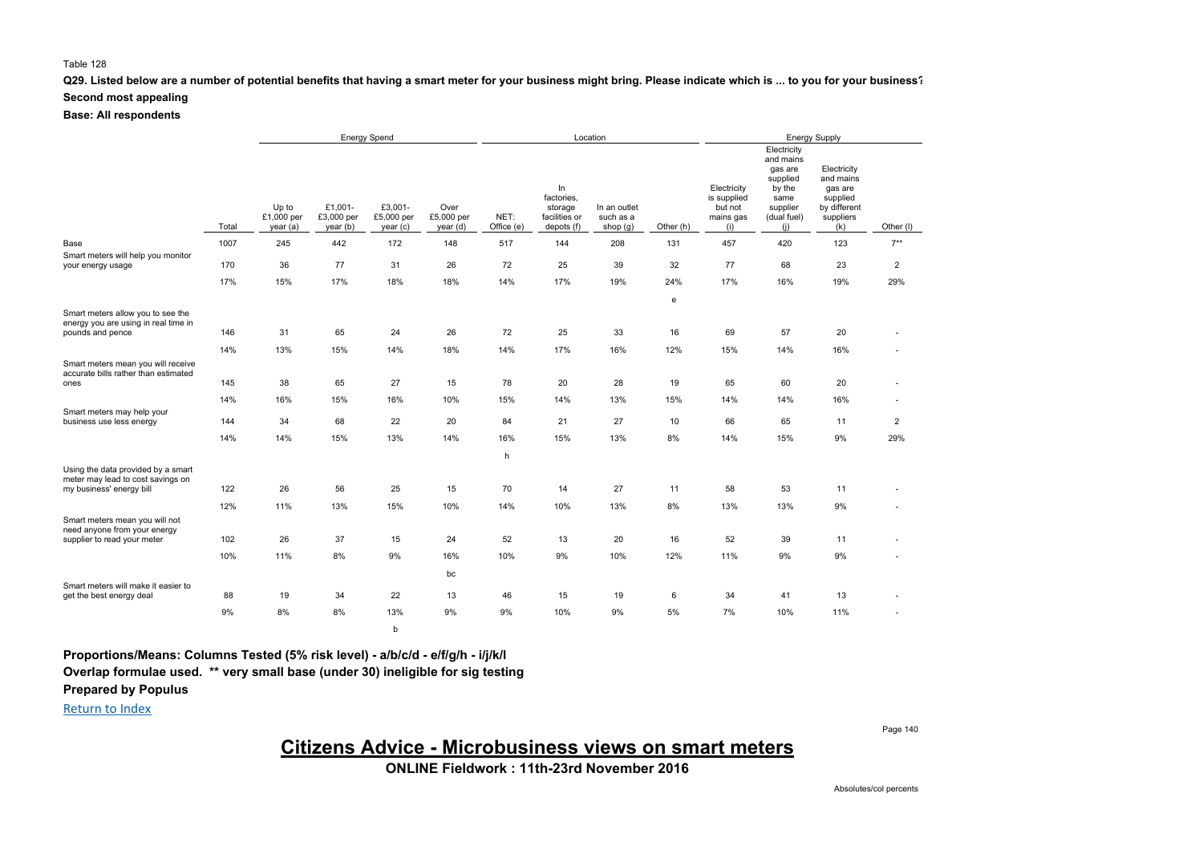Table 128

**Q29. Listed below are a number of potential benefits that having a smart meter for your business might bring. Please indicate which is ... to you for your business?**

**Second most appealing**

**Base: All respondents**

| | | Energy Spend | | | | Location | | | | Energy Supply | | | |
|---|---|---|---|---|---|---|---|---|---|---|---|---|---|
| | Total | Up to £1,000 per year (a) | £1,001- £3,000 per year (b) | £3,001- £5,000 per year (c) | Over £5,000 per year (d) | NET: Office (e) | In factories, storage facilities or depots (f) | In an outlet such as a shop (g) | Other (h) | Electricity is supplied but not mains gas (i) | Electricity and mains gas are supplied by the same supplier (dual fuel) (j) | Electricity and mains gas are supplied by different suppliers (k) | Other (l) |
| Base | 1007 | 245 | 442 | 172 | 148 | 517 | 144 | 208 | 131 | 457 | 420 | 123 | 7** |
| Smart meters will help you monitor your energy usage | 170 | 36 | 77 | 31 | 26 | 72 | 25 | 39 | 32 | 77 | 68 | 23 | 2 |
| | 17% | 15% | 17% | 18% | 18% | 14% | 17% | 19% | 24% | 17% | 16% | 19% | 29% |
| | | | | | | | | | e | | | | |
| Smart meters allow you to see the energy you are using in real time in pounds and pence | 146 | 31 | 65 | 24 | 26 | 72 | 25 | 33 | 16 | 69 | 57 | 20 | - |
| | 14% | 13% | 15% | 14% | 18% | 14% | 17% | 16% | 12% | 15% | 14% | 16% | - |
| Smart meters mean you will receive accurate bills rather than estimated ones | 145 | 38 | 65 | 27 | 15 | 78 | 20 | 28 | 19 | 65 | 60 | 20 | - |
| | 14% | 16% | 15% | 16% | 10% | 15% | 14% | 13% | 15% | 14% | 14% | 16% | - |
| Smart meters may help your business use less energy | 144 | 34 | 68 | 22 | 20 | 84 | 21 | 27 | 10 | 66 | 65 | 11 | 2 |
| | 14% | 14% | 15% | 13% | 14% | 16% | 15% | 13% | 8% | 14% | 15% | 9% | 29% |
| | | | | | | h | | | | | | | |
| Using the data provided by a smart meter may lead to cost savings on my business' energy bill | 122 | 26 | 56 | 25 | 15 | 70 | 14 | 27 | 11 | 58 | 53 | 11 | - |
| | 12% | 11% | 13% | 15% | 10% | 14% | 10% | 13% | 8% | 13% | 13% | 9% | - |
| Smart meters mean you will not need anyone from your energy supplier to read your meter | 102 | 26 | 37 | 15 | 24 | 52 | 13 | 20 | 16 | 52 | 39 | 11 | - |
| | 10% | 11% | 8% | 9% | 16% | 10% | 9% | 10% | 12% | 11% | 9% | 9% | - |
| | | | | | bc | | | | | | | | |
| Smart meters will make it easier to get the best energy deal | 88 | 19 | 34 | 22 | 13 | 46 | 15 | 19 | 6 | 34 | 41 | 13 | - |
| | 9% | 8% | 8% | 13% | 9% | 9% | 10% | 9% | 5% | 7% | 10% | 11% | - |
| | | | | b | | | | | | | | | |

**Proportions/Means: Columns Tested (5% risk level) - a/b/c/d - e/f/g/h - i/j/k/l**

**Overlap formulae used. \*\* very small base (under 30) ineligible for sig testing**

**Prepared by Populus**

Return to Index

# Citizens Advice - Microbusiness views on smart meters

**ONLINE Fieldwork : 11th-23rd November 2016**

Absolutes/col percents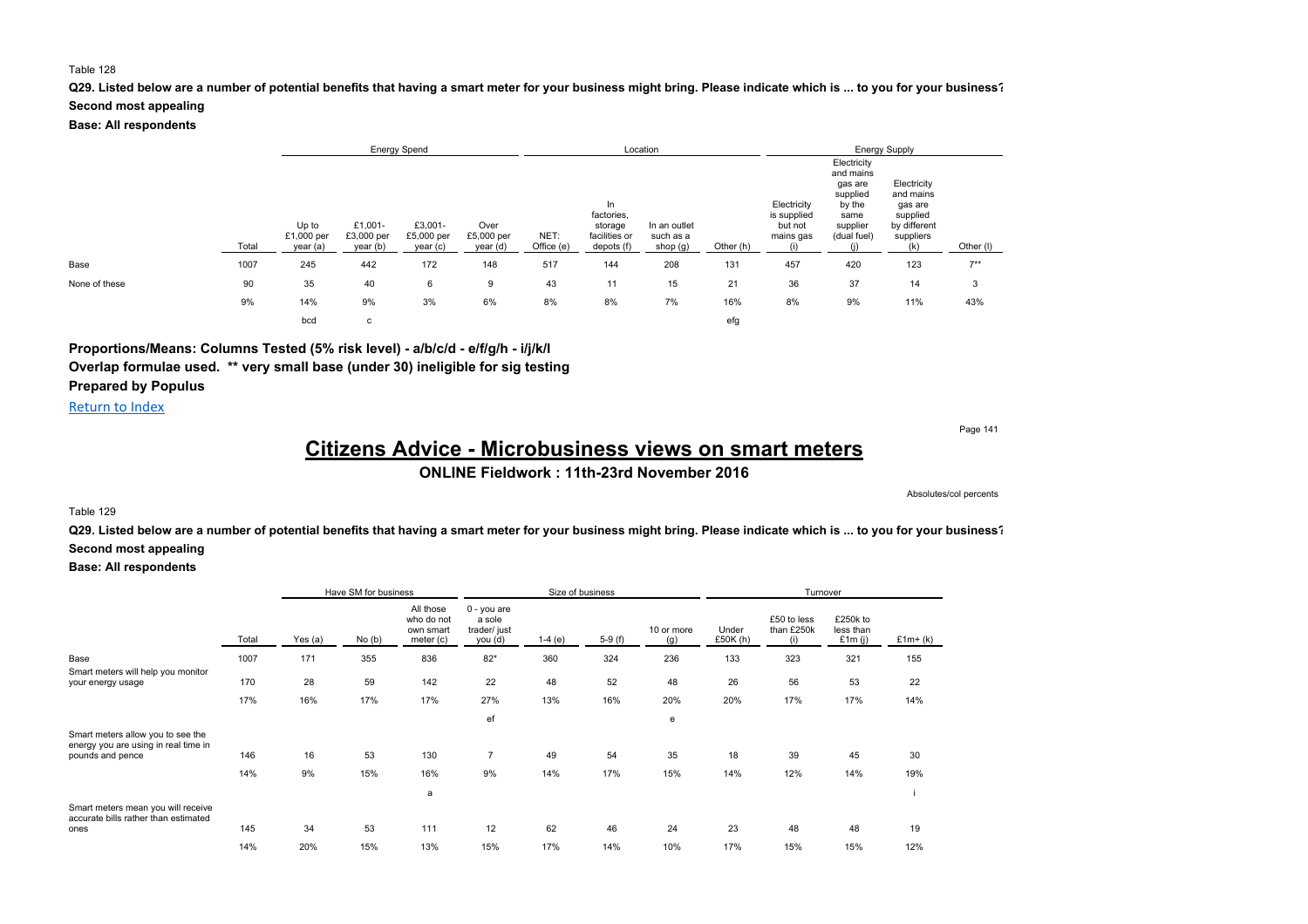Table 128

**Q29. Listed below are a number of potential benefits that having a smart meter for your business might bring. Please indicate which is ... to you for your business?**
**Second most appealing**
**Base: All respondents**

| | Total | Energy Spend | | | | Location | | | | Energy Supply | | | |
|---|---|---|---|---|---|---|---|---|---|---|---|---|---|
| | | Up to £1,000 per year (a) | £1,001- £3,000 per year (b) | £3,001- £5,000 per year (c) | Over £5,000 per year (d) | NET: Office (e) | In factories, storage facilities or depots (f) | In an outlet such as a shop (g) | Other (h) | Electricity is supplied but not mains gas (i) | Electricity and mains gas are supplied by the same supplier (dual fuel) (j) | Electricity and mains gas are supplied by different suppliers (k) | Other (l) |
| Base | 1007 | 245 | 442 | 172 | 148 | 517 | 144 | 208 | 131 | 457 | 420 | 123 | 7** |
| None of these | 90 | 35 | 40 | 6 | 9 | 43 | 11 | 15 | 21 | 36 | 37 | 14 | 3 |
| | 9% | 14% | 9% | 3% | 6% | 8% | 8% | 7% | 16% | 8% | 9% | 11% | 43% |
| | | bcd | c | | | | | | efg | | | | |

**Proportions/Means: Columns Tested (5% risk level) - a/b/c/d - e/f/g/h - i/j/k/l**
**Overlap formulae used. ** very small base (under 30) ineligible for sig testing**
**Prepared by Populus**

Return to Index

# Citizens Advice - Microbusiness views on smart meters

**ONLINE Fieldwork : 11th-23rd November 2016**

Absolutes/col percents

Table 129

**Q29. Listed below are a number of potential benefits that having a smart meter for your business might bring. Please indicate which is ... to you for your business?**
**Second most appealing**
**Base: All respondents**

| | Total | Have SM for business | | | Size of business | | | | Turnover | | | |
|---|---|---|---|---|---|---|---|---|---|---|---|---|
| | | Yes (a) | No (b) | All those who do not own smart meter (c) | 0 - you are a sole trader/ just you (d) | 1-4 (e) | 5-9 (f) | 10 or more (g) | Under £50K (h) | £50 to less than £250k (i) | £250k to less than £1m (j) | £1m+ (k) |
| Base | 1007 | 171 | 355 | 836 | 82* | 360 | 324 | 236 | 133 | 323 | 321 | 155 |
| Smart meters will help you monitor your energy usage | 170 | 28 | 59 | 142 | 22 | 48 | 52 | 48 | 26 | 56 | 53 | 22 |
| | 17% | 16% | 17% | 17% | 27% | 13% | 16% | 20% | 20% | 17% | 17% | 14% |
| | | | | | ef | | | e | | | | |
| Smart meters allow you to see the energy you are using in real time in pounds and pence | 146 | 16 | 53 | 130 | 7 | 49 | 54 | 35 | 18 | 39 | 45 | 30 |
| | 14% | 9% | 15% | 16% | 9% | 14% | 17% | 15% | 14% | 12% | 14% | 19% |
| | | | | a | | | | | | | | i |
| Smart meters mean you will receive accurate bills rather than estimated ones | 145 | 34 | 53 | 111 | 12 | 62 | 46 | 24 | 23 | 48 | 48 | 19 |
| | 14% | 20% | 15% | 13% | 15% | 17% | 14% | 10% | 17% | 15% | 15% | 12% |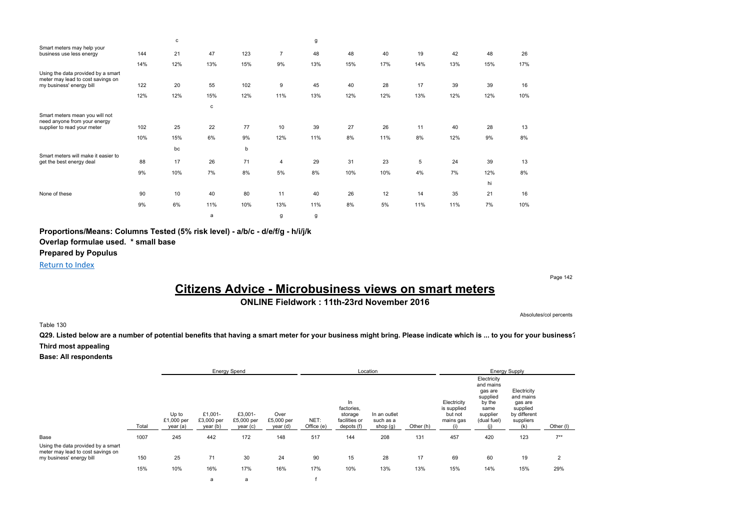| | | c | | | | g | | | | | | |
|---|---|---|---|---|---|---|---|---|---|---|---|---|
| Smart meters may help your business use less energy | 144 | 21 | 47 | 123 | 7 | 48 | 48 | 40 | 19 | 42 | 48 | 26 |
| | 14% | 12% | 13% | 15% | 9% | 13% | 15% | 17% | 14% | 13% | 15% | 17% |
| Using the data provided by a smart meter may lead to cost savings on my business' energy bill | 122 | 20 | 55 | 102 | 9 | 45 | 40 | 28 | 17 | 39 | 39 | 16 |
| | 12% | 12% | 15% | 12% | 11% | 13% | 12% | 12% | 13% | 12% | 12% | 10% |
| | | | c | | | | | | | | | |
| Smart meters mean you will not need anyone from your energy supplier to read your meter | 102 | 25 | 22 | 77 | 10 | 39 | 27 | 26 | 11 | 40 | 28 | 13 |
| | 10% | 15% | 6% | 9% | 12% | 11% | 8% | 11% | 8% | 12% | 9% | 8% |
| | | bc | | b | | | | | | | | |
| Smart meters will make it easier to get the best energy deal | 88 | 17 | 26 | 71 | 4 | 29 | 31 | 23 | 5 | 24 | 39 | 13 |
| | 9% | 10% | 7% | 8% | 5% | 8% | 10% | 10% | 4% | 7% | 12% | 8% |
| | | | | | | | | | | | hi | |
| None of these | 90 | 10 | 40 | 80 | 11 | 40 | 26 | 12 | 14 | 35 | 21 | 16 |
| | 9% | 6% | 11% | 10% | 13% | 11% | 8% | 5% | 11% | 11% | 7% | 10% |
| | | | a | | g | g | | | | | | |

**Proportions/Means: Columns Tested (5% risk level) - a/b/c - d/e/f/g - h/i/j/k**

**Overlap formulae used. * small base**

**Prepared by Populus**

Return to Index

# Citizens Advice - Microbusiness views on smart meters

**ONLINE Fieldwork : 11th-23rd November 2016**

Absolutes/col percents

Table 130

**Q29. Listed below are a number of potential benefits that having a smart meter for your business might bring. Please indicate which is ... to you for your business?**

**Third most appealing**

**Base: All respondents**

| | | Energy Spend | | | | Location | | | | Energy Supply | | | |
|---|---|---|---|---|---|---|---|---|---|---|---|---|---|
| | Total | Up to £1,000 per year (a) | £1,001- £3,000 per year (b) | £3,001- £5,000 per year (c) | Over £5,000 per year (d) | NET: Office (e) | In factories, storage facilities or depots (f) | In an outlet such as a shop (g) | Other (h) | Electricity is supplied but not mains gas (i) | Electricity and mains gas are supplied by the same supplier (dual fuel) (j) | Electricity and mains gas are supplied by different suppliers (k) | Other (l) |
| Base | 1007 | 245 | 442 | 172 | 148 | 517 | 144 | 208 | 131 | 457 | 420 | 123 | 7** |
| Using the data provided by a smart meter may lead to cost savings on my business' energy bill | 150 | 25 | 71 | 30 | 24 | 90 | 15 | 28 | 17 | 69 | 60 | 19 | 2 |
| | 15% | 10% | 16% | 17% | 16% | 17% | 10% | 13% | 13% | 15% | 14% | 15% | 29% |
| | | | a | a | | f | | | | | | | |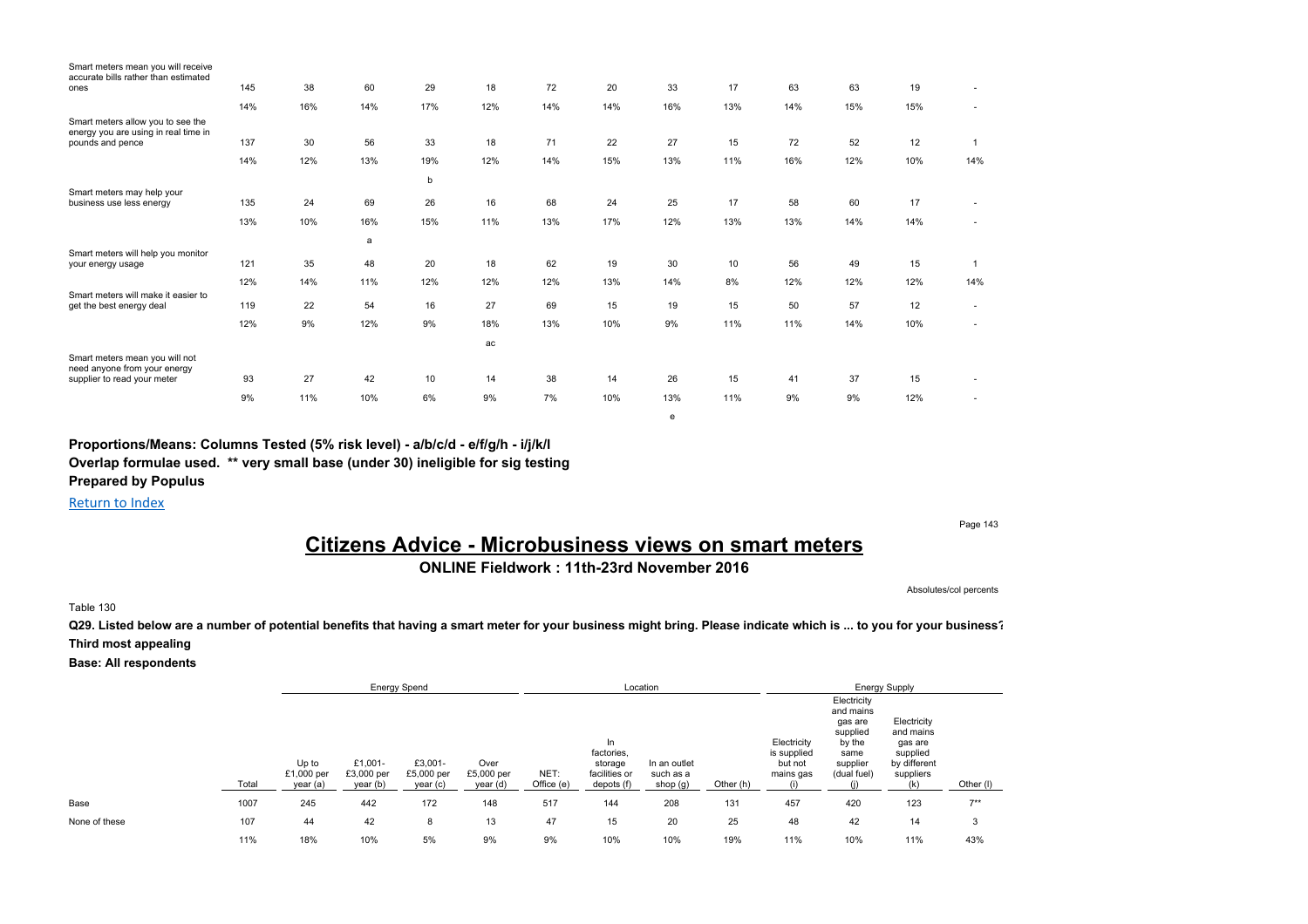| | Total | Up to £1,000 per year (a) | £1,001-£3,000 per year (b) | £3,001-£5,000 per year (c) | Over £5,000 per year (d) | NET: Office (e) | In factories, storage facilities or depots (f) | In an outlet such as a shop (g) | Other (h) | Electricity is supplied but not mains gas (i) | Electricity and mains gas are supplied by the same supplier (dual fuel) (j) | Electricity and mains gas are supplied by different suppliers (k) | Other (l) |
|---|---|---|---|---|---|---|---|---|---|---|---|---|---|
| Smart meters mean you will receive accurate bills rather than estimated ones | 145 | 38 | 60 | 29 | 18 | 72 | 20 | 33 | 17 | 63 | 63 | 19 | - |
| | 14% | 16% | 14% | 17% | 12% | 14% | 14% | 16% | 13% | 14% | 15% | 15% | - |
| Smart meters allow you to see the energy you are using in real time in pounds and pence | 137 | 30 | 56 | 33 | 18 | 71 | 22 | 27 | 15 | 72 | 52 | 12 | 1 |
| | 14% | 12% | 13% | 19% | 12% | 14% | 15% | 13% | 11% | 16% | 12% | 10% | 14% |
| | | | | b | | | | | | | | | |
| Smart meters may help your business use less energy | 135 | 24 | 69 | 26 | 16 | 68 | 24 | 25 | 17 | 58 | 60 | 17 | - |
| | 13% | 10% | 16% | 15% | 11% | 13% | 17% | 12% | 13% | 13% | 14% | 14% | - |
| | | | a | | | | | | | | | | |
| Smart meters will help you monitor your energy usage | 121 | 35 | 48 | 20 | 18 | 62 | 19 | 30 | 10 | 56 | 49 | 15 | 1 |
| | 12% | 14% | 11% | 12% | 12% | 12% | 13% | 14% | 8% | 12% | 12% | 12% | 14% |
| Smart meters will make it easier to get the best energy deal | 119 | 22 | 54 | 16 | 27 | 69 | 15 | 19 | 15 | 50 | 57 | 12 | - |
| | 12% | 9% | 12% | 9% | 18% | 13% | 10% | 9% | 11% | 11% | 14% | 10% | - |
| | | | | | ac | | | | | | | | |
| Smart meters mean you will not need anyone from your energy supplier to read your meter | 93 | 27 | 42 | 10 | 14 | 38 | 14 | 26 | 15 | 41 | 37 | 15 | - |
| | 9% | 11% | 10% | 6% | 9% | 7% | 10% | 13% | 11% | 9% | 9% | 12% | - |
| | | | | | | | | e | | | | | |

**Proportions/Means: Columns Tested (5% risk level) - a/b/c/d - e/f/g/h - i/j/k/l**
**Overlap formulae used. ** very small base (under 30) ineligible for sig testing**
**Prepared by Populus**

Return to Index

# Citizens Advice - Microbusiness views on smart meters

## ONLINE Fieldwork : 11th-23rd November 2016

Absolutes/col percents

Table 130

**Q29. Listed below are a number of potential benefits that having a smart meter for your business might bring. Please indicate which is ... to you for your business?**
**Third most appealing**
**Base: All respondents**

| | | Energy Spend | | | | Location | | | | Energy Supply | | | |
|---|---|---|---|---|---|---|---|---|---|---|---|---|---|
| | Total | Up to £1,000 per year (a) | £1,001-£3,000 per year (b) | £3,001-£5,000 per year (c) | Over £5,000 per year (d) | NET: Office (e) | In factories, storage facilities or depots (f) | In an outlet such as a shop (g) | Other (h) | Electricity is supplied but not mains gas (i) | Electricity and mains gas are supplied by the same supplier (dual fuel) (j) | Electricity and mains gas are supplied by different suppliers (k) | Other (l) |
| Base | 1007 | 245 | 442 | 172 | 148 | 517 | 144 | 208 | 131 | 457 | 420 | 123 | 7** |
| None of these | 107 | 44 | 42 | 8 | 13 | 47 | 15 | 20 | 25 | 48 | 42 | 14 | 3 |
| | 11% | 18% | 10% | 5% | 9% | 9% | 10% | 10% | 19% | 11% | 10% | 11% | 43% |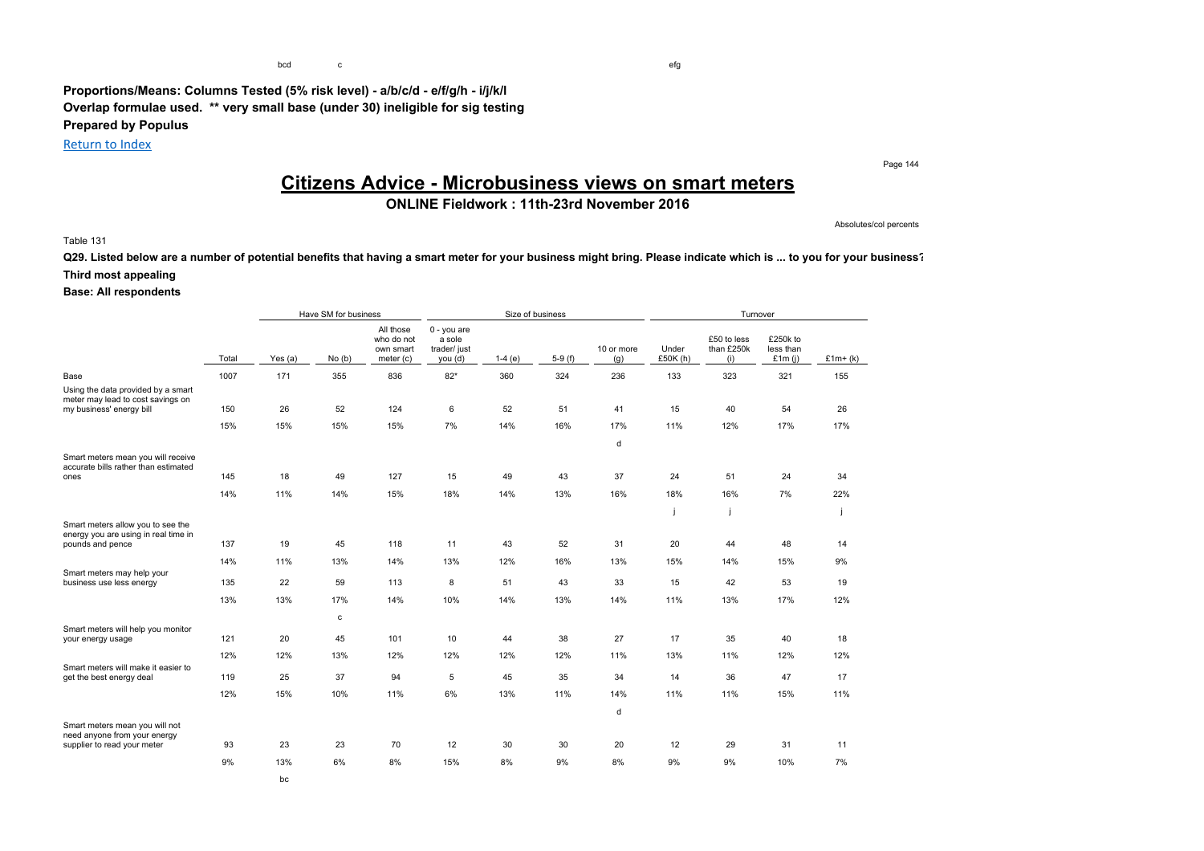bcd c efg

**Proportions/Means: Columns Tested (5% risk level) - a/b/c/d - e/f/g/h - i/j/k/l**
**Overlap formulae used. \*\* very small base (under 30) ineligible for sig testing**
**Prepared by Populus**

Return to Index

# Citizens Advice - Microbusiness views on smart meters

## ONLINE Fieldwork : 11th-23rd November 2016

Absolutes/col percents

Table 131

**Q29. Listed below are a number of potential benefits that having a smart meter for your business might bring. Please indicate which is ... to you for your business?**

**Third most appealing**

**Base: All respondents**

| | | Have SM for business | | | Size of business | | | | Turnover | | | |
|---|---|---|---|---|---|---|---|---|---|---|---|---|
| | Total | Yes (a) | No (b) | All those who do not own smart meter (c) | 0 - you are a sole trader/ just you (d) | 1-4 (e) | 5-9 (f) | 10 or more (g) | Under £50K (h) | £50 to less than £250k (i) | £250k to less than £1m (j) | £1m+ (k) |
| Base | 1007 | 171 | 355 | 836 | 82* | 360 | 324 | 236 | 133 | 323 | 321 | 155 |
| Using the data provided by a smart meter may lead to cost savings on my business' energy bill | 150 | 26 | 52 | 124 | 6 | 52 | 51 | 41 | 15 | 40 | 54 | 26 |
| | 15% | 15% | 15% | 15% | 7% | 14% | 16% | 17% | 11% | 12% | 17% | 17% |
| | | | | | | | | d | | | | |
| Smart meters mean you will receive accurate bills rather than estimated ones | 145 | 18 | 49 | 127 | 15 | 49 | 43 | 37 | 24 | 51 | 24 | 34 |
| | 14% | 11% | 14% | 15% | 18% | 14% | 13% | 16% | 18% | 16% | 7% | 22% |
| | | | | | | | | | j | j | | j |
| Smart meters allow you to see the energy you are using in real time in pounds and pence | 137 | 19 | 45 | 118 | 11 | 43 | 52 | 31 | 20 | 44 | 48 | 14 |
| | 14% | 11% | 13% | 14% | 13% | 12% | 16% | 13% | 15% | 14% | 15% | 9% |
| Smart meters may help your business use less energy | 135 | 22 | 59 | 113 | 8 | 51 | 43 | 33 | 15 | 42 | 53 | 19 |
| | 13% | 13% | 17% | 14% | 10% | 14% | 13% | 14% | 11% | 13% | 17% | 12% |
| | | | c | | | | | | | | | |
| Smart meters will help you monitor your energy usage | 121 | 20 | 45 | 101 | 10 | 44 | 38 | 27 | 17 | 35 | 40 | 18 |
| | 12% | 12% | 13% | 12% | 12% | 12% | 12% | 11% | 13% | 11% | 12% | 12% |
| Smart meters will make it easier to get the best energy deal | 119 | 25 | 37 | 94 | 5 | 45 | 35 | 34 | 14 | 36 | 47 | 17 |
| | 12% | 15% | 10% | 11% | 6% | 13% | 11% | 14% | 11% | 11% | 15% | 11% |
| | | | | | | | | d | | | | |
| Smart meters mean you will not need anyone from your energy supplier to read your meter | 93 | 23 | 23 | 70 | 12 | 30 | 30 | 20 | 12 | 29 | 31 | 11 |
| | 9% | 13% | 6% | 8% | 15% | 8% | 9% | 8% | 9% | 9% | 10% | 7% |
| | | bc | | | | | | | | | | |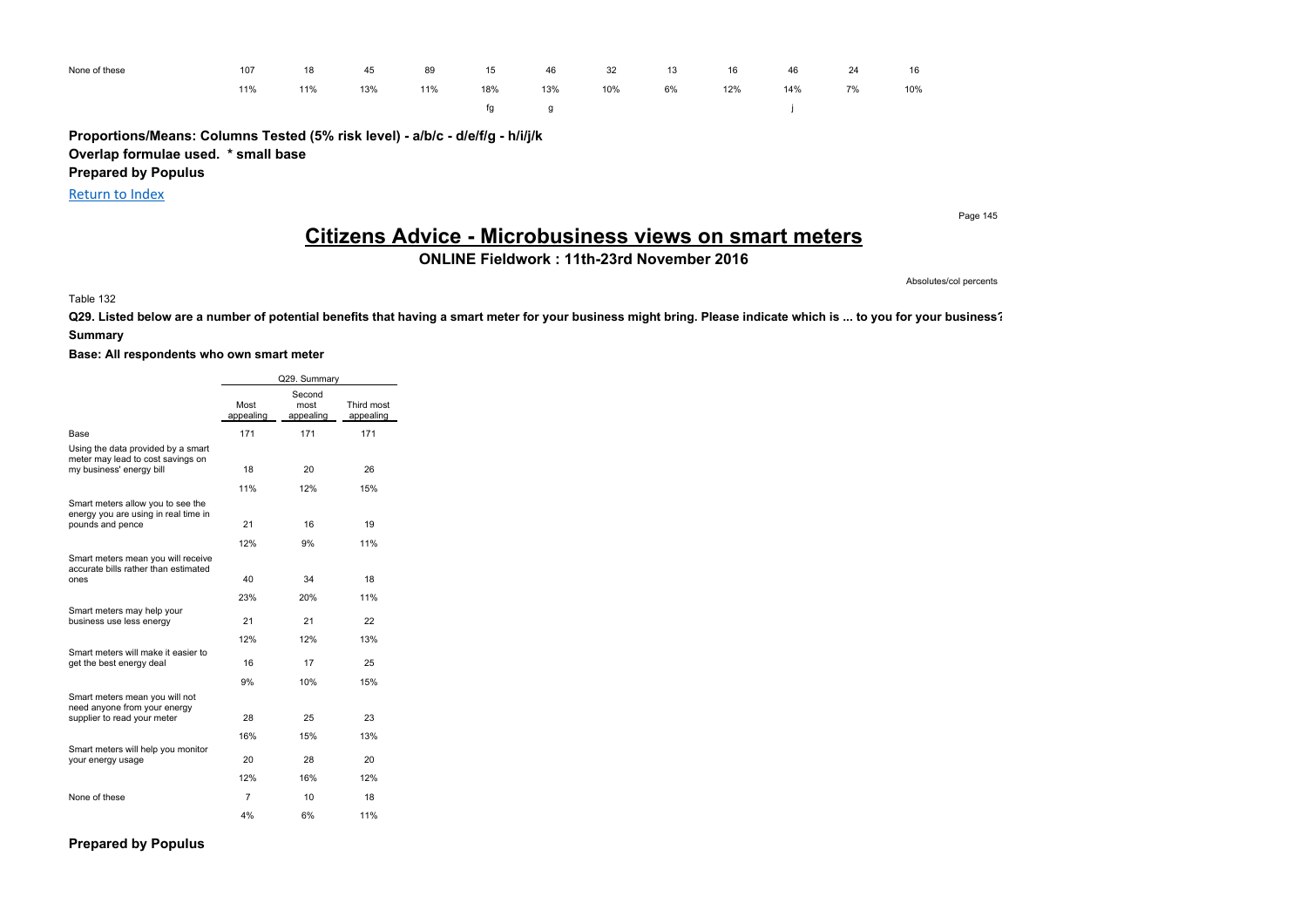| None of these | 107 | 18 | 45 | 89 | 15 | 46 | 32 | 13 | 16 | 46 | 24 | 16 |
|---|---|---|---|---|---|---|---|---|---|---|---|---|
| | 11% | 11% | 13% | 11% | 18% | 13% | 10% | 6% | 12% | 14% | 7% | 10% |
| | | | | | fg | g | | | | j | | |

**Proportions/Means: Columns Tested (5% risk level) - a/b/c - d/e/f/g - h/i/j/k**
**Overlap formulae used. * small base**
**Prepared by Populus**

Return to Index

# Citizens Advice - Microbusiness views on smart meters

## ONLINE Fieldwork : 11th-23rd November 2016

Absolutes/col percents

Table 132

**Q29. Listed below are a number of potential benefits that having a smart meter for your business might bring. Please indicate which is ... to you for your business?**
**Summary**

**Base: All respondents who own smart meter**

| | Q29. Summary | | |
|---|---|---|---|
| | Most appealing | Second most appealing | Third most appealing |
| Base | 171 | 171 | 171 |
| Using the data provided by a smart meter may lead to cost savings on my business' energy bill | 18 | 20 | 26 |
| | 11% | 12% | 15% |
| Smart meters allow you to see the energy you are using in real time in pounds and pence | 21 | 16 | 19 |
| | 12% | 9% | 11% |
| Smart meters mean you will receive accurate bills rather than estimated ones | 40 | 34 | 18 |
| | 23% | 20% | 11% |
| Smart meters may help your business use less energy | 21 | 21 | 22 |
| | 12% | 12% | 13% |
| Smart meters will make it easier to get the best energy deal | 16 | 17 | 25 |
| | 9% | 10% | 15% |
| Smart meters mean you will not need anyone from your energy supplier to read your meter | 28 | 25 | 23 |
| | 16% | 15% | 13% |
| Smart meters will help you monitor your energy usage | 20 | 28 | 20 |
| | 12% | 16% | 12% |
| None of these | 7 | 10 | 18 |
| | 4% | 6% | 11% |

**Prepared by Populus**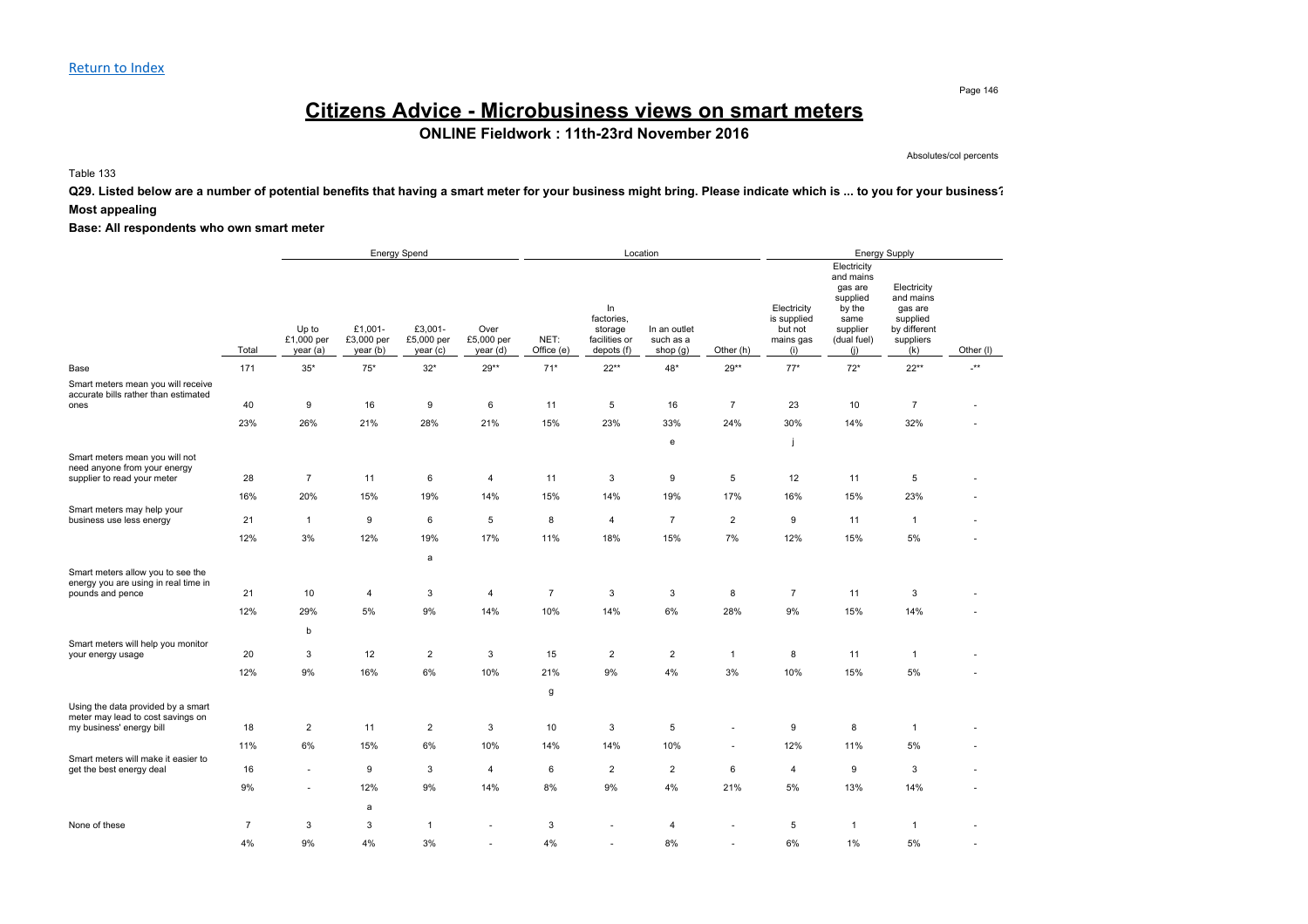[Return to Index](#)

# Citizens Advice - Microbusiness views on smart meters

## ONLINE Fieldwork : 11th-23rd November 2016

Absolutes/col percents

Table 133

**Q29. Listed below are a number of potential benefits that having a smart meter for your business might bring. Please indicate which is ... to you for your business?**

**Most appealing**

**Base: All respondents who own smart meter**

| | | Energy Spend | | | | Location | | | | Energy Supply | | | |
|---|---|---|---|---|---|---|---|---|---|---|---|---|---|
| | Total | Up to £1,000 per year (a) | £1,001-£3,000 per year (b) | £3,001-£5,000 per year (c) | Over £5,000 per year (d) | NET: Office (e) | In factories, storage facilities or depots (f) | In an outlet such as a shop (g) | Other (h) | Electricity is supplied but not mains gas (i) | Electricity and mains gas are supplied by the same supplier (dual fuel) (j) | Electricity and mains gas are supplied by different suppliers (k) | Other (l) |
| Base | 171 | 35* | 75* | 32* | 29** | 71* | 22** | 48* | 29** | 77* | 72* | 22** | -** |
| Smart meters mean you will receive accurate bills rather than estimated ones | 40 | 9 | 16 | 9 | 6 | 11 | 5 | 16 | 7 | 23 | 10 | 7 | - |
| | 23% | 26% | 21% | 28% | 21% | 15% | 23% | 33% | 24% | 30% | 14% | 32% | - |
| | | | | | | | | e | | j | | | |
| Smart meters mean you will not need anyone from your energy supplier to read your meter | 28 | 7 | 11 | 6 | 4 | 11 | 3 | 9 | 5 | 12 | 11 | 5 | - |
| | 16% | 20% | 15% | 19% | 14% | 15% | 14% | 19% | 17% | 16% | 15% | 23% | - |
| Smart meters may help your business use less energy | 21 | 1 | 9 | 6 | 5 | 8 | 4 | 7 | 2 | 9 | 11 | 1 | - |
| | 12% | 3% | 12% | 19% | 17% | 11% | 18% | 15% | 7% | 12% | 15% | 5% | - |
| | | | | a | | | | | | | | | |
| Smart meters allow you to see the energy you are using in real time in pounds and pence | 21 | 10 | 4 | 3 | 4 | 7 | 3 | 3 | 8 | 7 | 11 | 3 | - |
| | 12% | 29% | 5% | 9% | 14% | 10% | 14% | 6% | 28% | 9% | 15% | 14% | - |
| | | b | | | | | | | | | | | |
| Smart meters will help you monitor your energy usage | 20 | 3 | 12 | 2 | 3 | 15 | 2 | 2 | 1 | 8 | 11 | 1 | - |
| | 12% | 9% | 16% | 6% | 10% | 21% | 9% | 4% | 3% | 10% | 15% | 5% | - |
| | | | | | | g | | | | | | | |
| Using the data provided by a smart meter may lead to cost savings on my business' energy bill | 18 | 2 | 11 | 2 | 3 | 10 | 3 | 5 | - | 9 | 8 | 1 | - |
| | 11% | 6% | 15% | 6% | 10% | 14% | 14% | 10% | - | 12% | 11% | 5% | - |
| Smart meters will make it easier to get the best energy deal | 16 | - | 9 | 3 | 4 | 6 | 2 | 2 | 6 | 4 | 9 | 3 | - |
| | 9% | - | 12% | 9% | 14% | 8% | 9% | 4% | 21% | 5% | 13% | 14% | - |
| | | | a | | | | | | | | | | |
| None of these | 7 | 3 | 3 | 1 | - | 3 | - | 4 | - | 5 | 1 | 1 | - |
| | 4% | 9% | 4% | 3% | - | 4% | - | 8% | - | 6% | 1% | 5% | - |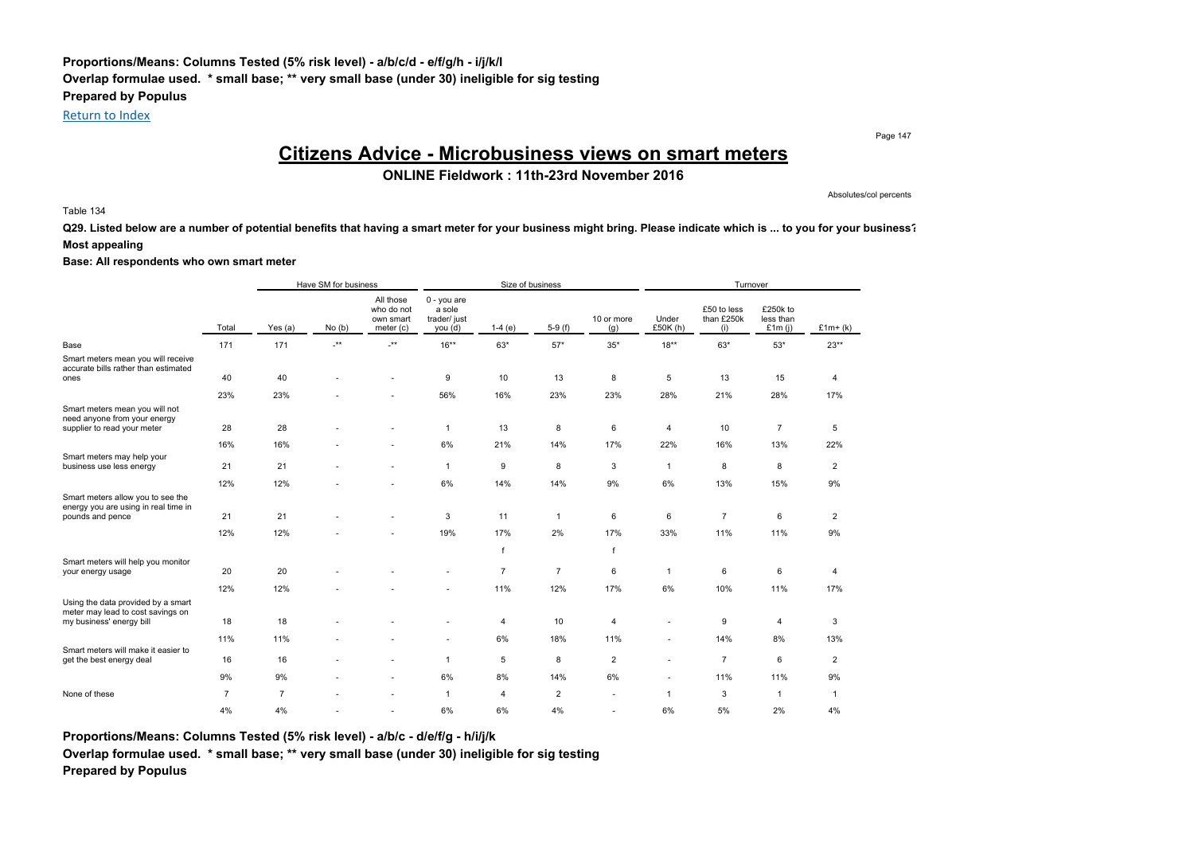**Proportions/Means: Columns Tested (5% risk level) - a/b/c/d - e/f/g/h - i/j/k/l**
**Overlap formulae used. * small base; ** very small base (under 30) ineligible for sig testing**
**Prepared by Populus**

Return to Index

# Citizens Advice - Microbusiness views on smart meters

## ONLINE Fieldwork : 11th-23rd November 2016

Absolutes/col percents

Table 134

**Q29. Listed below are a number of potential benefits that having a smart meter for your business might bring. Please indicate which is ... to you for your business?**
**Most appealing**
**Base: All respondents who own smart meter**

| | | Have SM for business | | | Size of business | | | | Turnover | | | |
|---|---|---|---|---|---|---|---|---|---|---|---|---|
| | Total | Yes (a) | No (b) | All those who do not own smart meter (c) | 0 - you are a sole trader/ just you (d) | 1-4 (e) | 5-9 (f) | 10 or more (g) | Under £50K (h) | £50 to less than £250k (i) | £250k to less than £1m (j) | £1m+ (k) |
| Base | 171 | 171 | -** | -** | 16** | 63* | 57* | 35* | 18** | 63* | 53* | 23** |
| Smart meters mean you will receive accurate bills rather than estimated ones | 40 | 40 | - | - | 9 | 10 | 13 | 8 | 5 | 13 | 15 | 4 |
| | 23% | 23% | - | - | 56% | 16% | 23% | 23% | 28% | 21% | 28% | 17% |
| Smart meters mean you will not need anyone from your energy supplier to read your meter | 28 | 28 | - | - | 1 | 13 | 8 | 6 | 4 | 10 | 7 | 5 |
| | 16% | 16% | - | - | 6% | 21% | 14% | 17% | 22% | 16% | 13% | 22% |
| Smart meters may help your business use less energy | 21 | 21 | - | - | 1 | 9 | 8 | 3 | 1 | 8 | 8 | 2 |
| | 12% | 12% | - | - | 6% | 14% | 14% | 9% | 6% | 13% | 15% | 9% |
| Smart meters allow you to see the energy you are using in real time in pounds and pence | 21 | 21 | - | - | 3 | 11 | 1 | 6 | 6 | 7 | 6 | 2 |
| | 12% | 12% | - | - | 19% | 17% | 2% | 17% | 33% | 11% | 11% | 9% |
| | | | | | | f | | f | | | | |
| Smart meters will help you monitor your energy usage | 20 | 20 | - | - | - | 7 | 7 | 6 | 1 | 6 | 6 | 4 |
| | 12% | 12% | - | - | - | 11% | 12% | 17% | 6% | 10% | 11% | 17% |
| Using the data provided by a smart meter may lead to cost savings on my business' energy bill | 18 | 18 | - | - | - | 4 | 10 | 4 | - | 9 | 4 | 3 |
| | 11% | 11% | - | - | - | 6% | 18% | 11% | - | 14% | 8% | 13% |
| Smart meters will make it easier to get the best energy deal | 16 | 16 | - | - | 1 | 5 | 8 | 2 | - | 7 | 6 | 2 |
| | 9% | 9% | - | - | 6% | 8% | 14% | 6% | - | 11% | 11% | 9% |
| None of these | 7 | 7 | - | - | 1 | 4 | 2 | - | 1 | 3 | 1 | 1 |
| | 4% | 4% | - | - | 6% | 6% | 4% | - | 6% | 5% | 2% | 4% |

**Proportions/Means: Columns Tested (5% risk level) - a/b/c - d/e/f/g - h/i/j/k**
**Overlap formulae used. * small base; ** very small base (under 30) ineligible for sig testing**
**Prepared by Populus**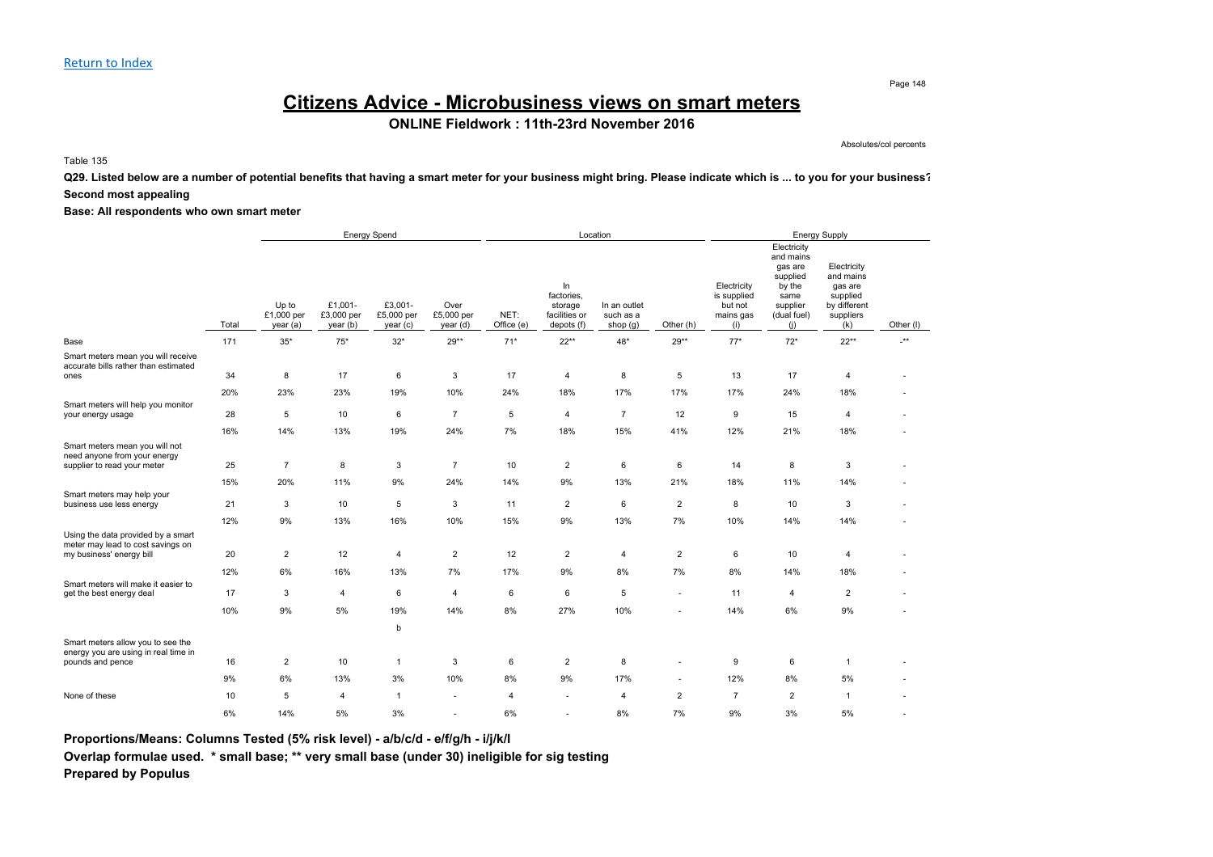Return to Index

# Citizens Advice - Microbusiness views on smart meters

**ONLINE Fieldwork : 11th-23rd November 2016**

Absolutes/col percents

Table 135

**Q29. Listed below are a number of potential benefits that having a smart meter for your business might bring. Please indicate which is ... to you for your business?**

**Second most appealing**

**Base: All respondents who own smart meter**

| | | Energy Spend | | | | Location | | | | Energy Supply | | | |
|---|---|---|---|---|---|---|---|---|---|---|---|---|---|
| | Total | Up to £1,000 per year (a) | £1,001-£3,000 per year (b) | £3,001-£5,000 per year (c) | Over £5,000 per year (d) | NET: Office (e) | In factories, storage facilities or depots (f) | In an outlet such as a shop (g) | Other (h) | Electricity is supplied but not mains gas (i) | Electricity and mains gas are supplied by the same supplier (dual fuel) (j) | Electricity and mains gas are supplied by different suppliers (k) | Other (l) |
| Base | 171 | 35* | 75* | 32* | 29** | 71* | 22** | 48* | 29** | 77* | 72* | 22** | -** |
| Smart meters mean you will receive accurate bills rather than estimated ones | 34 | 8 | 17 | 6 | 3 | 17 | 4 | 8 | 5 | 13 | 17 | 4 | - |
| | 20% | 23% | 23% | 19% | 10% | 24% | 18% | 17% | 17% | 17% | 24% | 18% | - |
| Smart meters will help you monitor your energy usage | 28 | 5 | 10 | 6 | 7 | 5 | 4 | 7 | 12 | 9 | 15 | 4 | - |
| | 16% | 14% | 13% | 19% | 24% | 7% | 18% | 15% | 41% | 12% | 21% | 18% | - |
| Smart meters mean you will not need anyone from your energy supplier to read your meter | 25 | 7 | 8 | 3 | 7 | 10 | 2 | 6 | 6 | 14 | 8 | 3 | - |
| | 15% | 20% | 11% | 9% | 24% | 14% | 9% | 13% | 21% | 18% | 11% | 14% | - |
| Smart meters may help your business use less energy | 21 | 3 | 10 | 5 | 3 | 11 | 2 | 6 | 2 | 8 | 10 | 3 | - |
| | 12% | 9% | 13% | 16% | 10% | 15% | 9% | 13% | 7% | 10% | 14% | 14% | - |
| Using the data provided by a smart meter may lead to cost savings on my business' energy bill | 20 | 2 | 12 | 4 | 2 | 12 | 2 | 4 | 2 | 6 | 10 | 4 | - |
| | 12% | 6% | 16% | 13% | 7% | 17% | 9% | 8% | 7% | 8% | 14% | 18% | - |
| Smart meters will make it easier to get the best energy deal | 17 | 3 | 4 | 6 | 4 | 6 | 6 | 5 | - | 11 | 4 | 2 | - |
| | 10% | 9% | 5% | 19% | 14% | 8% | 27% | 10% | - | 14% | 6% | 9% | - |
| | | | | b | | | | | | | | | |
| Smart meters allow you to see the energy you are using in real time in pounds and pence | 16 | 2 | 10 | 1 | 3 | 6 | 2 | 8 | - | 9 | 6 | 1 | - |
| | 9% | 6% | 13% | 3% | 10% | 8% | 9% | 17% | - | 12% | 8% | 5% | - |
| None of these | 10 | 5 | 4 | 1 | - | 4 | - | 4 | 2 | 7 | 2 | 1 | - |
| | 6% | 14% | 5% | 3% | - | 6% | - | 8% | 7% | 9% | 3% | 5% | - |

**Proportions/Means: Columns Tested (5% risk level) - a/b/c/d - e/f/g/h - i/j/k/l**
**Overlap formulae used. * small base; ** very small base (under 30) ineligible for sig testing**
**Prepared by Populus**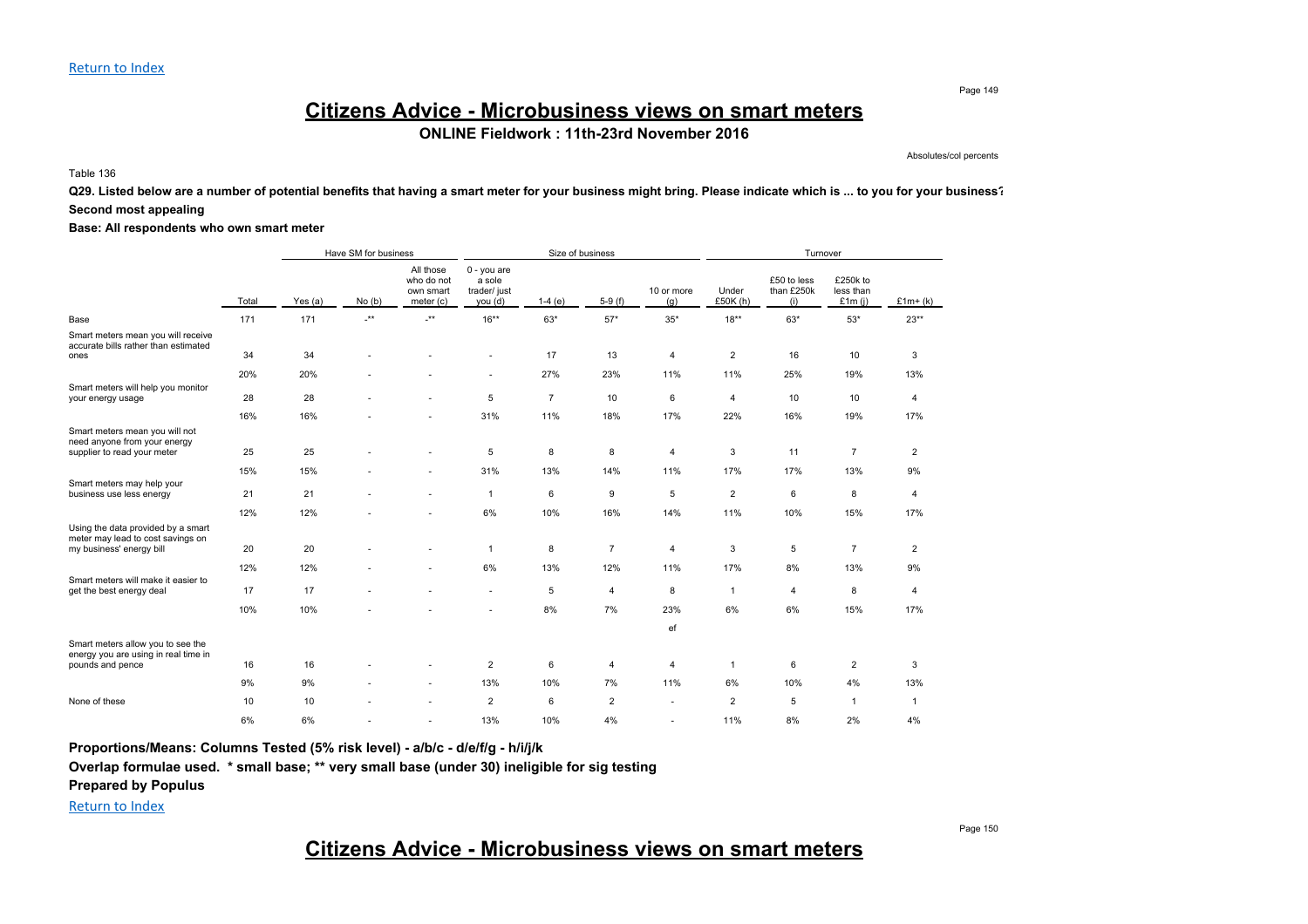[Return to Index](#)

# Citizens Advice - Microbusiness views on smart meters

**ONLINE Fieldwork : 11th-23rd November 2016**

Absolutes/col percents

Table 136

**Q29. Listed below are a number of potential benefits that having a smart meter for your business might bring. Please indicate which is ... to you for your business?**

**Second most appealing**

**Base: All respondents who own smart meter**

| | | Have SM for business | | | Size of business | | | | Turnover | | | |
|---|---|---|---|---|---|---|---|---|---|---|---|---|
| | Total | Yes (a) | No (b) | All those who do not own smart meter (c) | 0 - you are a sole trader/ just you (d) | 1-4 (e) | 5-9 (f) | 10 or more (g) | Under £50K (h) | £50 to less than £250k (i) | £250k to less than £1m (j) | £1m+ (k) |
| Base | 171 | 171 | -** | -** | 16** | 63* | 57* | 35* | 18** | 63* | 53* | 23** |
| Smart meters mean you will receive accurate bills rather than estimated ones | 34 | 34 | - | - | - | 17 | 13 | 4 | 2 | 16 | 10 | 3 |
| | 20% | 20% | - | - | - | 27% | 23% | 11% | 11% | 25% | 19% | 13% |
| Smart meters will help you monitor your energy usage | 28 | 28 | - | - | 5 | 7 | 10 | 6 | 4 | 10 | 10 | 4 |
| | 16% | 16% | - | - | 31% | 11% | 18% | 17% | 22% | 16% | 19% | 17% |
| Smart meters mean you will not need anyone from your energy supplier to read your meter | 25 | 25 | - | - | 5 | 8 | 8 | 4 | 3 | 11 | 7 | 2 |
| | 15% | 15% | - | - | 31% | 13% | 14% | 11% | 17% | 17% | 13% | 9% |
| Smart meters may help your business use less energy | 21 | 21 | - | - | 1 | 6 | 9 | 5 | 2 | 6 | 8 | 4 |
| | 12% | 12% | - | - | 6% | 10% | 16% | 14% | 11% | 10% | 15% | 17% |
| Using the data provided by a smart meter may lead to cost savings on my business' energy bill | 20 | 20 | - | - | 1 | 8 | 7 | 4 | 3 | 5 | 7 | 2 |
| | 12% | 12% | - | - | 6% | 13% | 12% | 11% | 17% | 8% | 13% | 9% |
| Smart meters will make it easier to get the best energy deal | 17 | 17 | - | - | - | 5 | 4 | 8 | 1 | 4 | 8 | 4 |
| | 10% | 10% | - | - | - | 8% | 7% | 23% | 6% | 6% | 15% | 17% |
| | | | | | | | | ef | | | | |
| Smart meters allow you to see the energy you are using in real time in pounds and pence | 16 | 16 | - | - | 2 | 6 | 4 | 4 | 1 | 6 | 2 | 3 |
| | 9% | 9% | - | - | 13% | 10% | 7% | 11% | 6% | 10% | 4% | 13% |
| None of these | 10 | 10 | - | - | 2 | 6 | 2 | - | 2 | 5 | 1 | 1 |
| | 6% | 6% | - | - | 13% | 10% | 4% | - | 11% | 8% | 2% | 4% |

**Proportions/Means: Columns Tested (5% risk level) - a/b/c - d/e/f/g - h/i/j/k**

**Overlap formulae used. * small base; ** very small base (under 30) ineligible for sig testing**

**Prepared by Populus**

[Return to Index](#)

# Citizens Advice - Microbusiness views on smart meters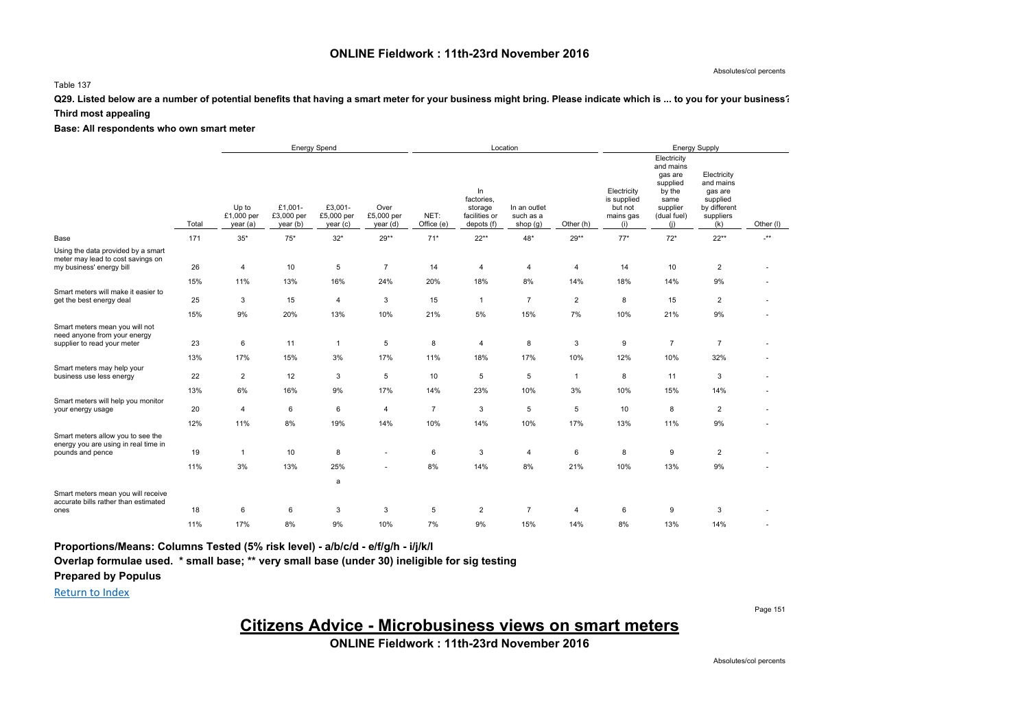## ONLINE Fieldwork : 11th-23rd November 2016

Absolutes/col percents

Table 137

**Q29. Listed below are a number of potential benefits that having a smart meter for your business might bring. Please indicate which is ... to you for your business?**

**Third most appealing**

**Base: All respondents who own smart meter**

| | | Energy Spend | | | | Location | | | | Energy Supply | | | |
|---|---|---|---|---|---|---|---|---|---|---|---|---|---|
| | Total | Up to £1,000 per year (a) | £1,001-£3,000 per year (b) | £3,001-£5,000 per year (c) | Over £5,000 per year (d) | NET: Office (e) | In factories, storage facilities or depots (f) | In an outlet such as a shop (g) | Other (h) | Electricity is supplied but not mains gas (i) | Electricity and mains gas are supplied by the same supplier (dual fuel) (j) | Electricity and mains gas are supplied by different suppliers (k) | Other (l) |
| Base | 171 | 35* | 75* | 32* | 29** | 71* | 22** | 48* | 29** | 77* | 72* | 22** | -** |
| Using the data provided by a smart meter may lead to cost savings on my business' energy bill | 26 | 4 | 10 | 5 | 7 | 14 | 4 | 4 | 4 | 14 | 10 | 2 | - |
| | 15% | 11% | 13% | 16% | 24% | 20% | 18% | 8% | 14% | 18% | 14% | 9% | - |
| Smart meters will make it easier to get the best energy deal | 25 | 3 | 15 | 4 | 3 | 15 | 1 | 7 | 2 | 8 | 15 | 2 | - |
| | 15% | 9% | 20% | 13% | 10% | 21% | 5% | 15% | 7% | 10% | 21% | 9% | - |
| Smart meters mean you will not need anyone from your energy supplier to read your meter | 23 | 6 | 11 | 1 | 5 | 8 | 4 | 8 | 3 | 9 | 7 | 7 | - |
| | 13% | 17% | 15% | 3% | 17% | 11% | 18% | 17% | 10% | 12% | 10% | 32% | - |
| Smart meters may help your business use less energy | 22 | 2 | 12 | 3 | 5 | 10 | 5 | 5 | 1 | 8 | 11 | 3 | - |
| | 13% | 6% | 16% | 9% | 17% | 14% | 23% | 10% | 3% | 10% | 15% | 14% | - |
| Smart meters will help you monitor your energy usage | 20 | 4 | 6 | 6 | 4 | 7 | 3 | 5 | 5 | 10 | 8 | 2 | - |
| | 12% | 11% | 8% | 19% | 14% | 10% | 14% | 10% | 17% | 13% | 11% | 9% | - |
| Smart meters allow you to see the energy you are using in real time in pounds and pence | 19 | 1 | 10 | 8 | - | 6 | 3 | 4 | 6 | 8 | 9 | 2 | - |
| | 11% | 3% | 13% | 25% | - | 8% | 14% | 8% | 21% | 10% | 13% | 9% | - |
| | | | | a | | | | | | | | | |
| Smart meters mean you will receive accurate bills rather than estimated ones | 18 | 6 | 6 | 3 | 3 | 5 | 2 | 7 | 4 | 6 | 9 | 3 | - |
| | 11% | 17% | 8% | 9% | 10% | 7% | 9% | 15% | 14% | 8% | 13% | 14% | - |

**Proportions/Means: Columns Tested (5% risk level) - a/b/c/d - e/f/g/h - i/j/k/l**

**Overlap formulae used. * small base; ** very small base (under 30) ineligible for sig testing**

**Prepared by Populus**

Return to Index

# Citizens Advice - Microbusiness views on smart meters

## ONLINE Fieldwork : 11th-23rd November 2016

Absolutes/col percents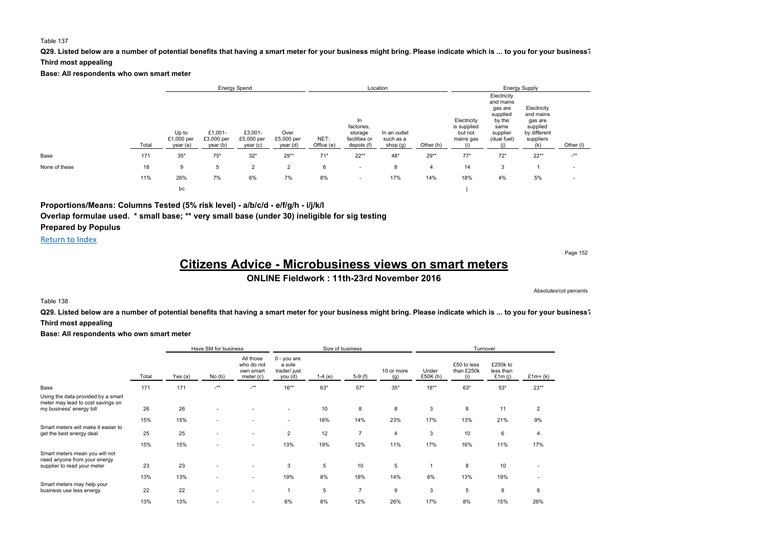Table 137

**Q29. Listed below are a number of potential benefits that having a smart meter for your business might bring. Please indicate which is ... to you for your business?**

**Third most appealing**

**Base: All respondents who own smart meter**

| | Total | Energy Spend | | | | Location | | | | Energy Supply | | | |
|---|---|---|---|---|---|---|---|---|---|---|---|---|---|
| | | Up to £1,000 per year (a) | £1,001-£3,000 per year (b) | £3,001-£5,000 per year (c) | Over £5,000 per year (d) | NET: Office (e) | In factories, storage facilities or depots (f) | In an outlet such as a shop (g) | Other (h) | Electricity is supplied but not mains gas (i) | Electricity and mains gas are supplied by the same supplier (dual fuel) (j) | Electricity and mains gas are supplied by different suppliers (k) | Other (l) |
| Base | 171 | 35* | 75* | 32* | 29** | 71* | 22** | 48* | 29** | 77* | 72* | 22** | -** |
| None of these | 18 | 9 | 5 | 2 | 2 | 6 | - | 8 | 4 | 14 | 3 | 1 | - |
| | 11% | 26% | 7% | 6% | 7% | 8% | - | 17% | 14% | 18% | 4% | 5% | - |
| | | bc | | | | | | | | j | | | |

**Proportions/Means: Columns Tested (5% risk level) - a/b/c/d - e/f/g/h - i/j/k/l**

**Overlap formulae used. * small base; ** very small base (under 30) ineligible for sig testing**

**Prepared by Populus**

Return to Index

# Citizens Advice - Microbusiness views on smart meters

## ONLINE Fieldwork : 11th-23rd November 2016

Absolutes/col percents

Table 138

**Q29. Listed below are a number of potential benefits that having a smart meter for your business might bring. Please indicate which is ... to you for your business?**

**Third most appealing**

**Base: All respondents who own smart meter**

| | Total | Have SM for business | | | Size of business | | | | Turnover | | | |
|---|---|---|---|---|---|---|---|---|---|---|---|---|
| | | Yes (a) | No (b) | All those who do not own smart meter (c) | 0 - you are a sole trader/ just you (d) | 1-4 (e) | 5-9 (f) | 10 or more (g) | Under £50K (h) | £50 to less than £250k (i) | £250k to less than £1m (j) | £1m+ (k) |
| Base | 171 | 171 | -** | -** | 16** | 63* | 57* | 35* | 18** | 63* | 53* | 23** |
| Using the data provided by a smart meter may lead to cost savings on my business' energy bill | 26 | 26 | - | - | - | 10 | 8 | 8 | 3 | 8 | 11 | 2 |
| | 15% | 15% | - | - | - | 16% | 14% | 23% | 17% | 13% | 21% | 9% |
| Smart meters will make it easier to get the best energy deal | 25 | 25 | - | - | 2 | 12 | 7 | 4 | 3 | 10 | 6 | 4 |
| | 15% | 15% | - | - | 13% | 19% | 12% | 11% | 17% | 16% | 11% | 17% |
| Smart meters mean you will not need anyone from your energy supplier to read your meter | 23 | 23 | - | - | 3 | 5 | 10 | 5 | 1 | 8 | 10 | - |
| | 13% | 13% | - | - | 19% | 8% | 18% | 14% | 6% | 13% | 19% | - |
| Smart meters may help your business use less energy | 22 | 22 | - | - | 1 | 5 | 7 | 9 | 3 | 5 | 8 | 6 |
| | 13% | 13% | - | - | 6% | 8% | 12% | 26% | 17% | 8% | 15% | 26% |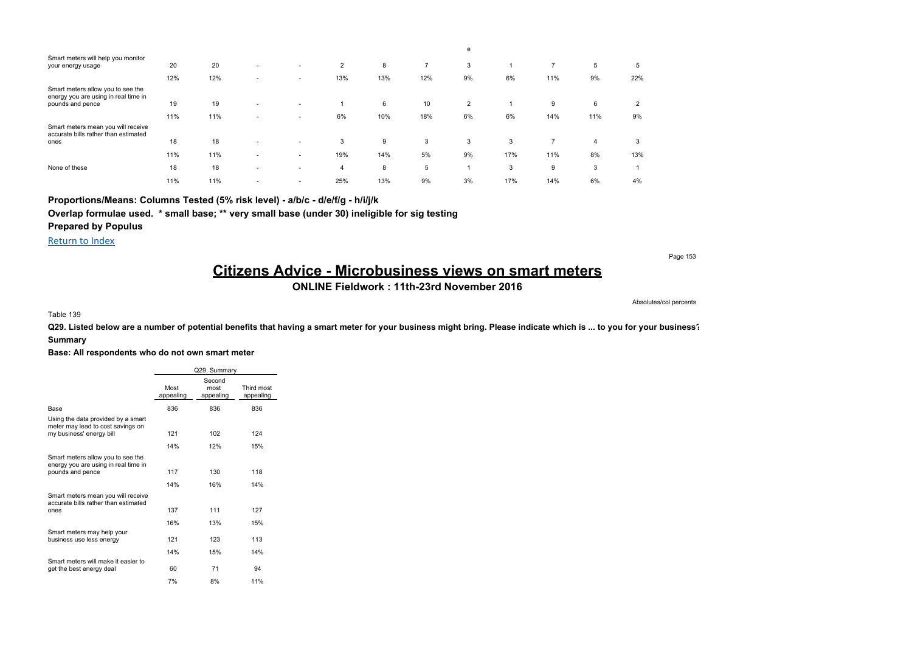| | | | | | | | | e | | | | |
|---|---|---|---|---|---|---|---|---|---|---|---|---|
| Smart meters will help you monitor your energy usage | 20 | 20 | - | - | 2 | 8 | 7 | 3 | 1 | 7 | 5 | 5 |
| | 12% | 12% | - | - | 13% | 13% | 12% | 9% | 6% | 11% | 9% | 22% |
| Smart meters allow you to see the energy you are using in real time in pounds and pence | 19 | 19 | - | - | 1 | 6 | 10 | 2 | 1 | 9 | 6 | 2 |
| | 11% | 11% | - | - | 6% | 10% | 18% | 6% | 6% | 14% | 11% | 9% |
| Smart meters mean you will receive accurate bills rather than estimated ones | 18 | 18 | - | - | 3 | 9 | 3 | 3 | 3 | 7 | 4 | 3 |
| | 11% | 11% | - | - | 19% | 14% | 5% | 9% | 17% | 11% | 8% | 13% |
| None of these | 18 | 18 | - | - | 4 | 8 | 5 | 1 | 3 | 9 | 3 | 1 |
| | 11% | 11% | - | - | 25% | 13% | 9% | 3% | 17% | 14% | 6% | 4% |

**Proportions/Means: Columns Tested (5% risk level) - a/b/c - d/e/f/g - h/i/j/k**

**Overlap formulae used. * small base; ** very small base (under 30) ineligible for sig testing**

**Prepared by Populus**

Return to Index

# Citizens Advice - Microbusiness views on smart meters

## ONLINE Fieldwork : 11th-23rd November 2016

Absolutes/col percents

Table 139

**Q29. Listed below are a number of potential benefits that having a smart meter for your business might bring. Please indicate which is ... to you for your business?**

**Summary**

**Base: All respondents who do not own smart meter**

| | Q29. Summary | | |
|---|---|---|---|
| | Most appealing | Second most appealing | Third most appealing |
| Base | 836 | 836 | 836 |
| Using the data provided by a smart meter may lead to cost savings on my business' energy bill | 121 | 102 | 124 |
| | 14% | 12% | 15% |
| Smart meters allow you to see the energy you are using in real time in pounds and pence | 117 | 130 | 118 |
| | 14% | 16% | 14% |
| Smart meters mean you will receive accurate bills rather than estimated ones | 137 | 111 | 127 |
| | 16% | 13% | 15% |
| Smart meters may help your business use less energy | 121 | 123 | 113 |
| | 14% | 15% | 14% |
| Smart meters will make it easier to get the best energy deal | 60 | 71 | 94 |
| | 7% | 8% | 11% |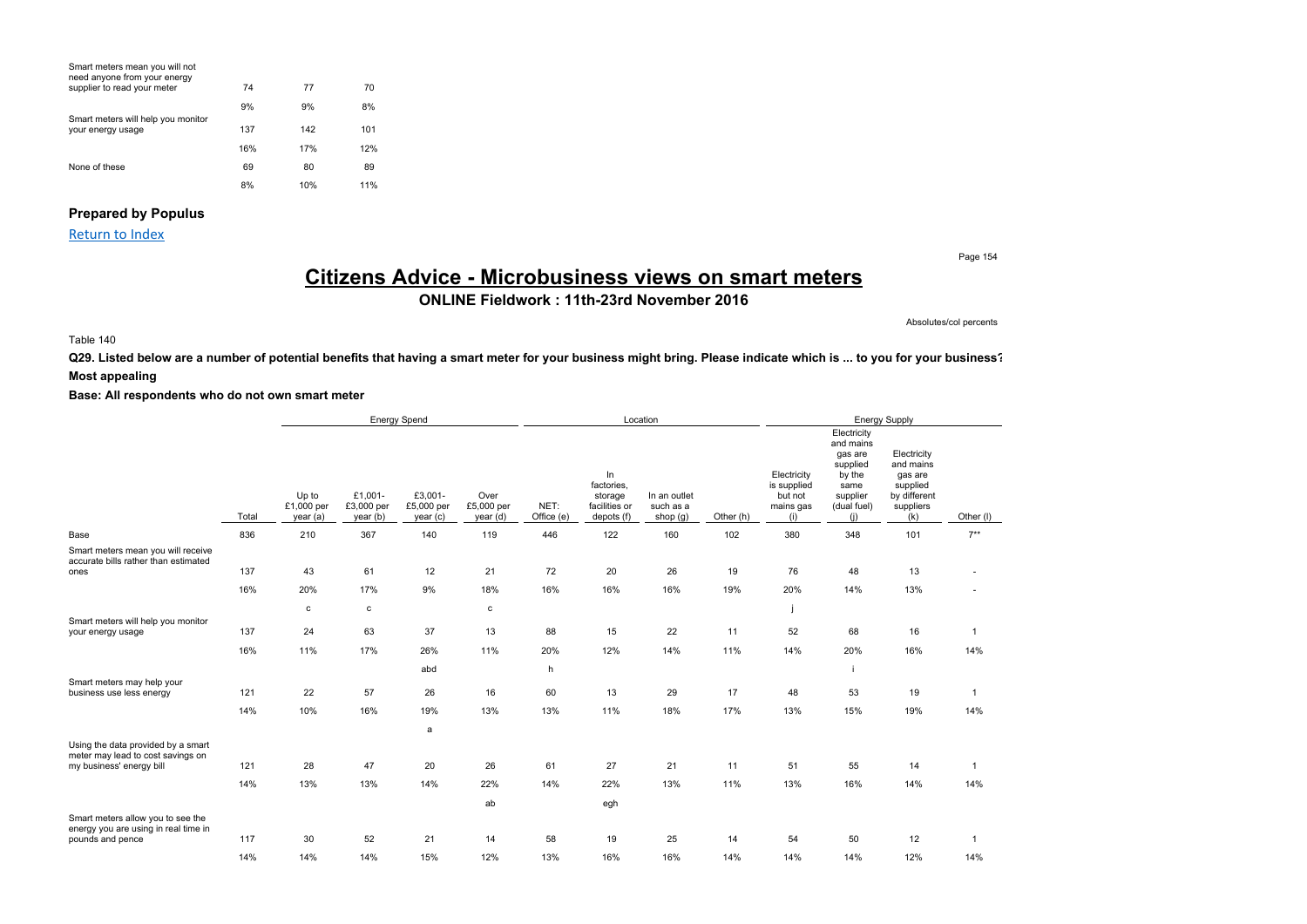| | | | |
|---|---|---|---|
| Smart meters mean you will not need anyone from your energy supplier to read your meter | 74 | 77 | 70 |
| | 9% | 9% | 8% |
| Smart meters will help you monitor your energy usage | 137 | 142 | 101 |
| | 16% | 17% | 12% |
| None of these | 69 | 80 | 89 |
| | 8% | 10% | 11% |

**Prepared by Populus**

Return to Index

# Citizens Advice - Microbusiness views on smart meters

**ONLINE Fieldwork : 11th-23rd November 2016**

Absolutes/col percents

Table 140

**Q29. Listed below are a number of potential benefits that having a smart meter for your business might bring. Please indicate which is ... to you for your business?**

**Most appealing**

**Base: All respondents who do not own smart meter**

| | | Energy Spend | | | | Location | | | | Energy Supply | | | |
|---|---|---|---|---|---|---|---|---|---|---|---|---|---|
| | Total | Up to £1,000 per year (a) | £1,001- £3,000 per year (b) | £3,001- £5,000 per year (c) | Over £5,000 per year (d) | NET: Office (e) | In factories, storage facilities or depots (f) | In an outlet such as a shop (g) | Other (h) | Electricity is supplied but not mains gas (i) | Electricity and mains gas are supplied by the same supplier (dual fuel) (j) | Electricity and mains gas are supplied by different suppliers (k) | Other (l) |
| Base | 836 | 210 | 367 | 140 | 119 | 446 | 122 | 160 | 102 | 380 | 348 | 101 | 7** |
| Smart meters mean you will receive accurate bills rather than estimated ones | 137 | 43 | 61 | 12 | 21 | 72 | 20 | 26 | 19 | 76 | 48 | 13 | - |
| | 16% | 20% | 17% | 9% | 18% | 16% | 16% | 16% | 19% | 20% | 14% | 13% | - |
| | | c | c | | c | | | | | j | | | |
| Smart meters will help you monitor your energy usage | 137 | 24 | 63 | 37 | 13 | 88 | 15 | 22 | 11 | 52 | 68 | 16 | 1 |
| | 16% | 11% | 17% | 26% | 11% | 20% | 12% | 14% | 11% | 14% | 20% | 16% | 14% |
| | | | | abd | | h | | | | | i | | |
| Smart meters may help your business use less energy | 121 | 22 | 57 | 26 | 16 | 60 | 13 | 29 | 17 | 48 | 53 | 19 | 1 |
| | 14% | 10% | 16% | 19% | 13% | 13% | 11% | 18% | 17% | 13% | 15% | 19% | 14% |
| | | | | a | | | | | | | | | |
| Using the data provided by a smart meter may lead to cost savings on my business' energy bill | 121 | 28 | 47 | 20 | 26 | 61 | 27 | 21 | 11 | 51 | 55 | 14 | 1 |
| | 14% | 13% | 13% | 14% | 22% | 14% | 22% | 13% | 11% | 13% | 16% | 14% | 14% |
| | | | | | ab | | egh | | | | | | |
| Smart meters allow you to see the energy you are using in real time in pounds and pence | 117 | 30 | 52 | 21 | 14 | 58 | 19 | 25 | 14 | 54 | 50 | 12 | 1 |
| | 14% | 14% | 14% | 15% | 12% | 13% | 16% | 16% | 14% | 14% | 14% | 12% | 14% |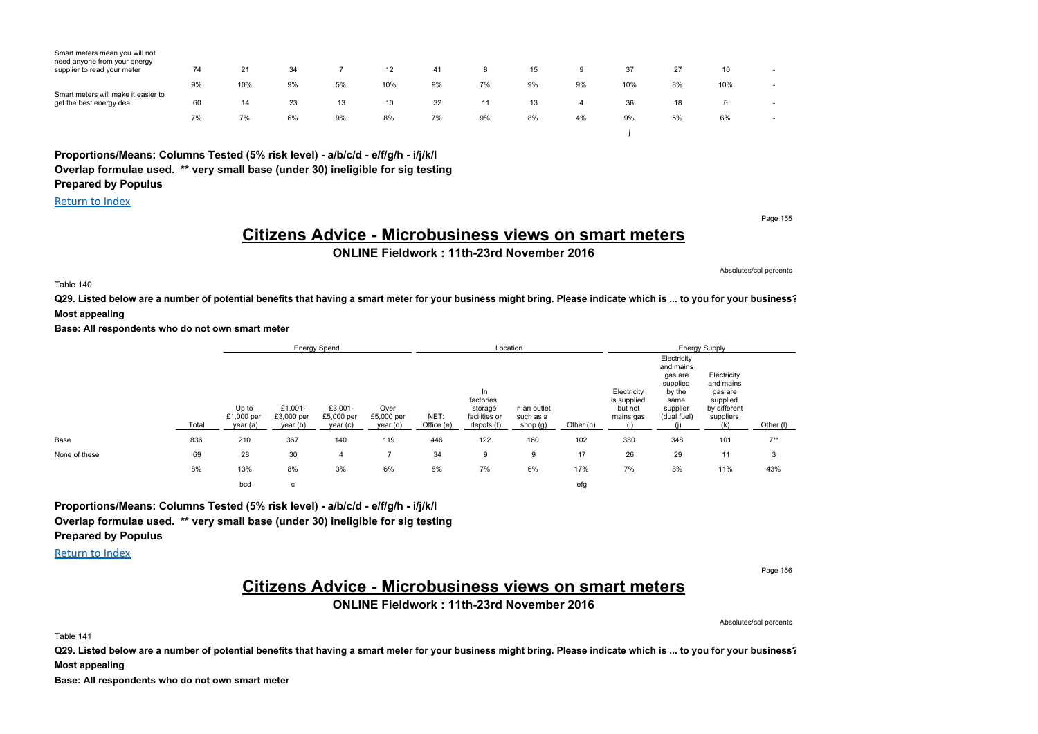| | | | | | | | | | | | | | |
|---|---|---|---|---|---|---|---|---|---|---|---|---|---|
| Smart meters mean you will not need anyone from your energy supplier to read your meter | 74 | 21 | 34 | 7 | 12 | 41 | 8 | 15 | 9 | 37 | 27 | 10 | - |
| | 9% | 10% | 9% | 5% | 10% | 9% | 7% | 9% | 9% | 10% | 8% | 10% | - |
| Smart meters will make it easier to get the best energy deal | 60 | 14 | 23 | 13 | 10 | 32 | 11 | 13 | 4 | 36 | 18 | 6 | - |
| | 7% | 7% | 6% | 9% | 8% | 7% | 9% | 8% | 4% | 9% | 5% | 6% | - |
| | | | | | | | | | | j | | | |

**Proportions/Means: Columns Tested (5% risk level) - a/b/c/d - e/f/g/h - i/j/k/l**
**Overlap formulae used. \*\* very small base (under 30) ineligible for sig testing**
**Prepared by Populus**

Return to Index

# Citizens Advice - Microbusiness views on smart meters

**ONLINE Fieldwork : 11th-23rd November 2016**

Absolutes/col percents

Table 140

**Q29. Listed below are a number of potential benefits that having a smart meter for your business might bring. Please indicate which is ... to you for your business?**
**Most appealing**
**Base: All respondents who do not own smart meter**

| | | Energy Spend | | | | Location | | | | Energy Supply | | | |
|---|---|---|---|---|---|---|---|---|---|---|---|---|---|
| | Total | Up to £1,000 per year (a) | £1,001- £3,000 per year (b) | £3,001- £5,000 per year (c) | Over £5,000 per year (d) | NET: Office (e) | In factories, storage facilities or depots (f) | In an outlet such as a shop (g) | Other (h) | Electricity is supplied but not mains gas (i) | Electricity and mains gas are supplied by the same supplier (dual fuel) (j) | Electricity and mains gas are supplied by different suppliers (k) | Other (l) |
| Base | 836 | 210 | 367 | 140 | 119 | 446 | 122 | 160 | 102 | 380 | 348 | 101 | 7** |
| None of these | 69 | 28 | 30 | 4 | 7 | 34 | 9 | 9 | 17 | 26 | 29 | 11 | 3 |
| | 8% | 13% | 8% | 3% | 6% | 8% | 7% | 6% | 17% | 7% | 8% | 11% | 43% |
| | | bcd | c | | | | | | efg | | | | |

**Proportions/Means: Columns Tested (5% risk level) - a/b/c/d - e/f/g/h - i/j/k/l**
**Overlap formulae used. \*\* very small base (under 30) ineligible for sig testing**
**Prepared by Populus**

Return to Index

# Citizens Advice - Microbusiness views on smart meters

**ONLINE Fieldwork : 11th-23rd November 2016**

Absolutes/col percents

Table 141

**Q29. Listed below are a number of potential benefits that having a smart meter for your business might bring. Please indicate which is ... to you for your business?**
**Most appealing**
**Base: All respondents who do not own smart meter**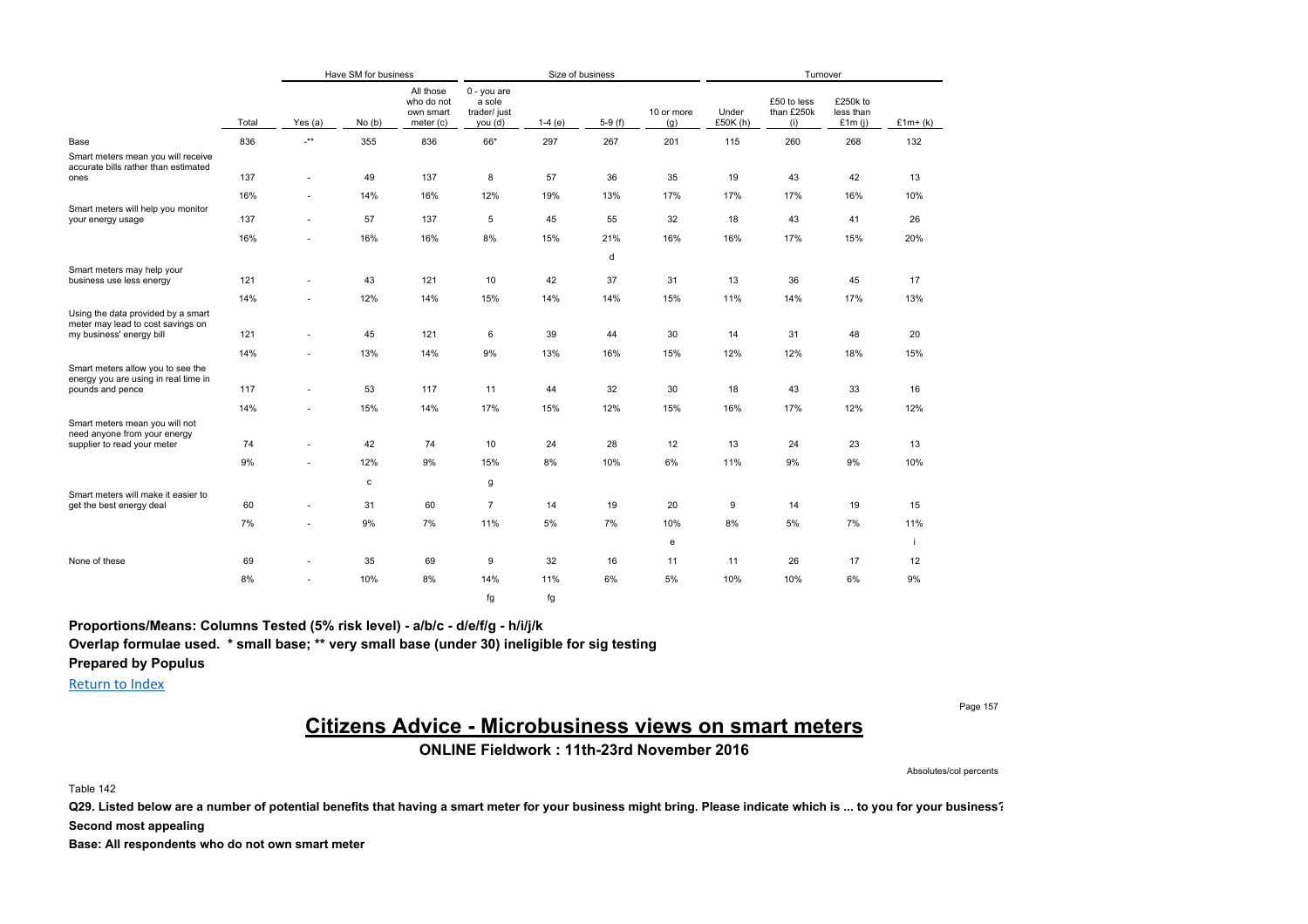| | | Have SM for business | | | Size of business | | | | Turnover | | | |
|---|---|---|---|---|---|---|---|---|---|---|---|---|
| | Total | Yes (a) | No (b) | All those who do not own smart meter (c) | 0 - you are a sole trader/ just you (d) | 1-4 (e) | 5-9 (f) | 10 or more (g) | Under £50K (h) | £50 to less than £250k (i) | £250k to less than £1m (j) | £1m+ (k) |
| Base | 836 | -** | 355 | 836 | 66* | 297 | 267 | 201 | 115 | 260 | 268 | 132 |
| Smart meters mean you will receive accurate bills rather than estimated ones | 137 | - | 49 | 137 | 8 | 57 | 36 | 35 | 19 | 43 | 42 | 13 |
| | 16% | - | 14% | 16% | 12% | 19% | 13% | 17% | 17% | 17% | 16% | 10% |
| Smart meters will help you monitor your energy usage | 137 | - | 57 | 137 | 5 | 45 | 55 | 32 | 18 | 43 | 41 | 26 |
| | 16% | - | 16% | 16% | 8% | 15% | 21% | 16% | 16% | 17% | 15% | 20% |
| | | | | | | | d | | | | | |
| Smart meters may help your business use less energy | 121 | - | 43 | 121 | 10 | 42 | 37 | 31 | 13 | 36 | 45 | 17 |
| | 14% | - | 12% | 14% | 15% | 14% | 14% | 15% | 11% | 14% | 17% | 13% |
| Using the data provided by a smart meter may lead to cost savings on my business' energy bill | 121 | - | 45 | 121 | 6 | 39 | 44 | 30 | 14 | 31 | 48 | 20 |
| | 14% | - | 13% | 14% | 9% | 13% | 16% | 15% | 12% | 12% | 18% | 15% |
| Smart meters allow you to see the energy you are using in real time in pounds and pence | 117 | - | 53 | 117 | 11 | 44 | 32 | 30 | 18 | 43 | 33 | 16 |
| | 14% | - | 15% | 14% | 17% | 15% | 12% | 15% | 16% | 17% | 12% | 12% |
| Smart meters mean you will not need anyone from your energy supplier to read your meter | 74 | - | 42 | 74 | 10 | 24 | 28 | 12 | 13 | 24 | 23 | 13 |
| | 9% | - | 12% | 9% | 15% | 8% | 10% | 6% | 11% | 9% | 9% | 10% |
| | | | c | | g | | | | | | | |
| Smart meters will make it easier to get the best energy deal | 60 | - | 31 | 60 | 7 | 14 | 19 | 20 | 9 | 14 | 19 | 15 |
| | 7% | - | 9% | 7% | 11% | 5% | 7% | 10% | 8% | 5% | 7% | 11% |
| | | | | | | | | e | | | | i |
| None of these | 69 | - | 35 | 69 | 9 | 32 | 16 | 11 | 11 | 26 | 17 | 12 |
| | 8% | - | 10% | 8% | 14% | 11% | 6% | 5% | 10% | 10% | 6% | 9% |
| | | | | | fg | fg | | | | | | |

**Proportions/Means: Columns Tested (5% risk level) - a/b/c - d/e/f/g - h/i/j/k**

**Overlap formulae used. * small base; ** very small base (under 30) ineligible for sig testing**

**Prepared by Populus**

Return to Index

# Citizens Advice - Microbusiness views on smart meters

**ONLINE Fieldwork : 11th-23rd November 2016**

Absolutes/col percents

Table 142

**Q29. Listed below are a number of potential benefits that having a smart meter for your business might bring. Please indicate which is ... to you for your business?**

**Second most appealing**

**Base: All respondents who do not own smart meter**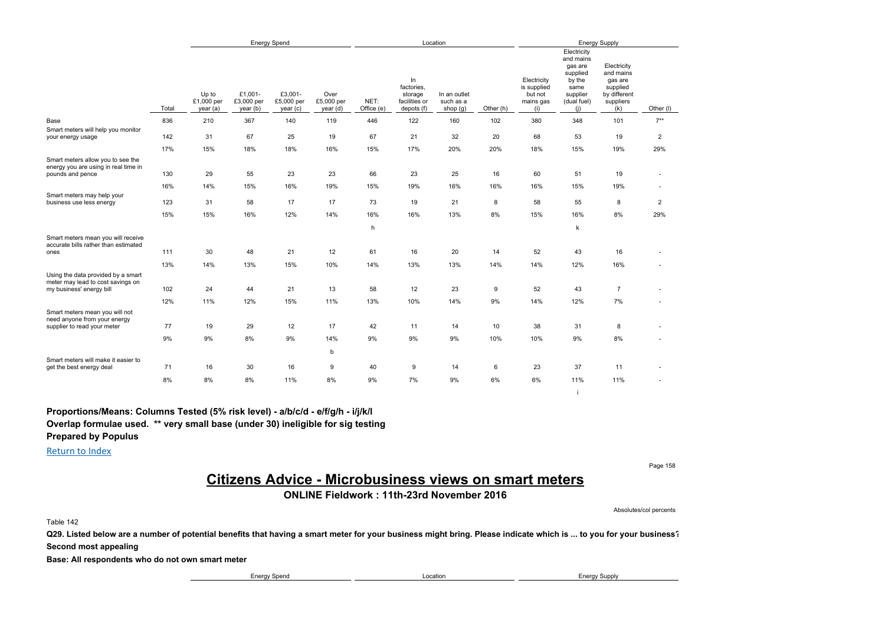| | Total | Energy Spend | | | | Location | | | | Energy Supply | | | |
|---|---|---|---|---|---|---|---|---|---|---|---|---|---|
| | | Up to £1,000 per year (a) | £1,001-£3,000 per year (b) | £3,001-£5,000 per year (c) | Over £5,000 per year (d) | NET: Office (e) | In factories, storage facilities or depots (f) | In an outlet such as a shop (g) | Other (h) | Electricity is supplied but not mains gas (i) | Electricity and mains gas are supplied by the same supplier (dual fuel) (j) | Electricity and mains gas are supplied by different suppliers (k) | Other (l) |
| Base | 836 | 210 | 367 | 140 | 119 | 446 | 122 | 160 | 102 | 380 | 348 | 101 | 7** |
| Smart meters will help you monitor your energy usage | 142 | 31 | 67 | 25 | 19 | 67 | 21 | 32 | 20 | 68 | 53 | 19 | 2 |
| | 17% | 15% | 18% | 18% | 16% | 15% | 17% | 20% | 20% | 18% | 15% | 19% | 29% |
| Smart meters allow you to see the energy you are using in real time in pounds and pence | 130 | 29 | 55 | 23 | 23 | 66 | 23 | 25 | 16 | 60 | 51 | 19 | - |
| | 16% | 14% | 15% | 16% | 19% | 15% | 19% | 16% | 16% | 16% | 15% | 19% | - |
| Smart meters may help your business use less energy | 123 | 31 | 58 | 17 | 17 | 73 | 19 | 21 | 8 | 58 | 55 | 8 | 2 |
| | 15% | 15% | 16% | 12% | 14% | 16% | 16% | 13% | 8% | 15% | 16% | 8% | 29% |
| | | | | | | h | | | | | k | | |
| Smart meters mean you will receive accurate bills rather than estimated ones | 111 | 30 | 48 | 21 | 12 | 61 | 16 | 20 | 14 | 52 | 43 | 16 | - |
| | 13% | 14% | 13% | 15% | 10% | 14% | 13% | 13% | 14% | 14% | 12% | 16% | - |
| Using the data provided by a smart meter may lead to cost savings on my business' energy bill | 102 | 24 | 44 | 21 | 13 | 58 | 12 | 23 | 9 | 52 | 43 | 7 | - |
| | 12% | 11% | 12% | 15% | 11% | 13% | 10% | 14% | 9% | 14% | 12% | 7% | - |
| Smart meters mean you will not need anyone from your energy supplier to read your meter | 77 | 19 | 29 | 12 | 17 | 42 | 11 | 14 | 10 | 38 | 31 | 8 | - |
| | 9% | 9% | 8% | 9% | 14% | 9% | 9% | 9% | 10% | 10% | 9% | 8% | - |
| | | | | | b | | | | | | | | |
| Smart meters will make it easier to get the best energy deal | 71 | 16 | 30 | 16 | 9 | 40 | 9 | 14 | 6 | 23 | 37 | 11 | - |
| | 8% | 8% | 8% | 11% | 8% | 9% | 7% | 9% | 6% | 6% | 11% | 11% | - |
| | | | | | | | | | | | i | | |

**Proportions/Means: Columns Tested (5% risk level) - a/b/c/d - e/f/g/h - i/j/k/l**

**Overlap formulae used. ** very small base (under 30) ineligible for sig testing**

**Prepared by Populus**

Return to Index

# Citizens Advice - Microbusiness views on smart meters

**ONLINE Fieldwork : 11th-23rd November 2016**

Absolutes/col percents

Table 142

**Q29. Listed below are a number of potential benefits that having a smart meter for your business might bring. Please indicate which is ... to you for your business?**

**Second most appealing**

**Base: All respondents who do not own smart meter**

| Energy Spend | Location | Energy Supply |
|---|---|---|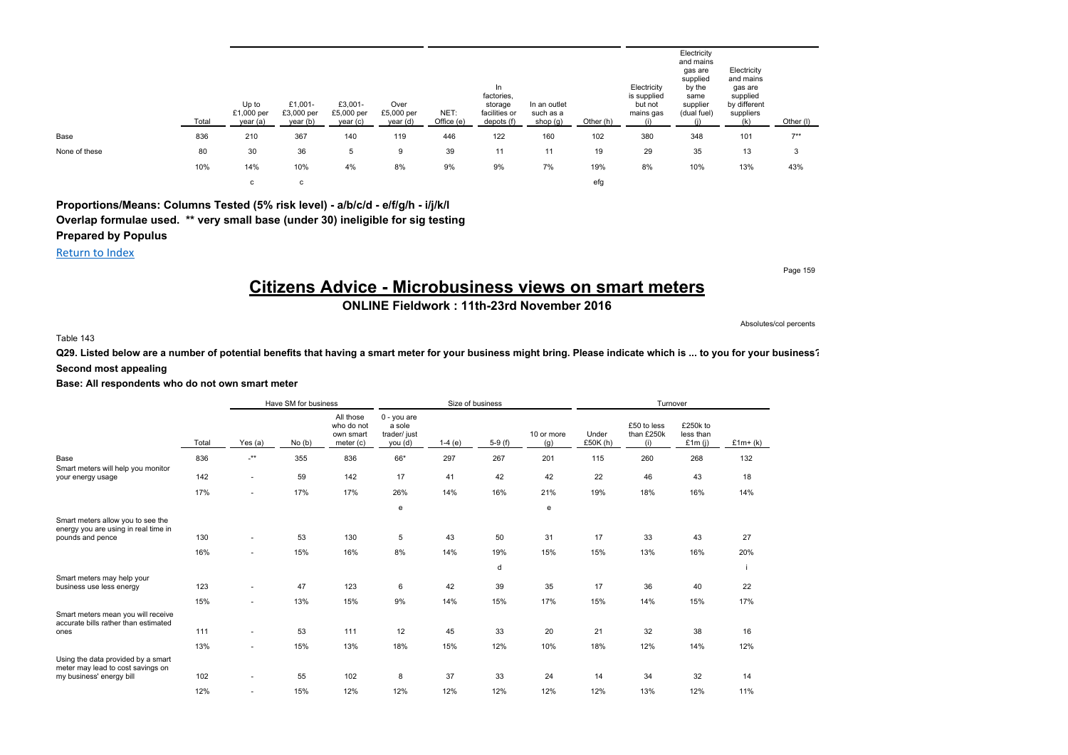| | Total | Up to £1,000 per year (a) | £1,001-£3,000 per year (b) | £3,001-£5,000 per year (c) | Over £5,000 per year (d) | NET: Office (e) | In factories, storage facilities or depots (f) | In an outlet such as a shop (g) | Other (h) | Electricity is supplied but not mains gas (i) | Electricity and mains gas are supplied by the same supplier (dual fuel) (j) | Electricity and mains gas are supplied by different suppliers (k) | Other (l) |
|---|---|---|---|---|---|---|---|---|---|---|---|---|---|
| Base | 836 | 210 | 367 | 140 | 119 | 446 | 122 | 160 | 102 | 380 | 348 | 101 | 7** |
| None of these | 80 | 30 | 36 | 5 | 9 | 39 | 11 | 11 | 19 | 29 | 35 | 13 | 3 |
| | 10% | 14% | 10% | 4% | 8% | 9% | 9% | 7% | 19% | 8% | 10% | 13% | 43% |
| | | c | c | | | | | | efg | | | | |

**Proportions/Means: Columns Tested (5% risk level) - a/b/c/d - e/f/g/h - i/j/k/l**

**Overlap formulae used. \*\* very small base (under 30) ineligible for sig testing**

**Prepared by Populus**

Return to Index

# Citizens Advice - Microbusiness views on smart meters

**ONLINE Fieldwork : 11th-23rd November 2016**

Absolutes/col percents

Table 143

**Q29. Listed below are a number of potential benefits that having a smart meter for your business might bring. Please indicate which is ... to you for your business?**

**Second most appealing**

**Base: All respondents who do not own smart meter**

| | | Have SM for business | | | Size of business | | | | Turnover | | | |
|---|---|---|---|---|---|---|---|---|---|---|---|---|
| | Total | Yes (a) | No (b) | All those who do not own smart meter (c) | 0 - you are a sole trader/ just you (d) | 1-4 (e) | 5-9 (f) | 10 or more (g) | Under £50K (h) | £50 to less than £250k (i) | £250k to less than £1m (j) | £1m+ (k) |
| Base | 836 | -** | 355 | 836 | 66* | 297 | 267 | 201 | 115 | 260 | 268 | 132 |
| Smart meters will help you monitor your energy usage | 142 | - | 59 | 142 | 17 | 41 | 42 | 42 | 22 | 46 | 43 | 18 |
| | 17% | - | 17% | 17% | 26% | 14% | 16% | 21% | 19% | 18% | 16% | 14% |
| | | | | | e | | | e | | | | |
| Smart meters allow you to see the energy you are using in real time in pounds and pence | 130 | - | 53 | 130 | 5 | 43 | 50 | 31 | 17 | 33 | 43 | 27 |
| | 16% | - | 15% | 16% | 8% | 14% | 19% | 15% | 15% | 13% | 16% | 20% |
| | | | | | | | d | | | | | i |
| Smart meters may help your business use less energy | 123 | - | 47 | 123 | 6 | 42 | 39 | 35 | 17 | 36 | 40 | 22 |
| | 15% | - | 13% | 15% | 9% | 14% | 15% | 17% | 15% | 14% | 15% | 17% |
| Smart meters mean you will receive accurate bills rather than estimated ones | 111 | - | 53 | 111 | 12 | 45 | 33 | 20 | 21 | 32 | 38 | 16 |
| | 13% | - | 15% | 13% | 18% | 15% | 12% | 10% | 18% | 12% | 14% | 12% |
| Using the data provided by a smart meter may lead to cost savings on my business' energy bill | 102 | - | 55 | 102 | 8 | 37 | 33 | 24 | 14 | 34 | 32 | 14 |
| | 12% | - | 15% | 12% | 12% | 12% | 12% | 12% | 12% | 13% | 12% | 11% |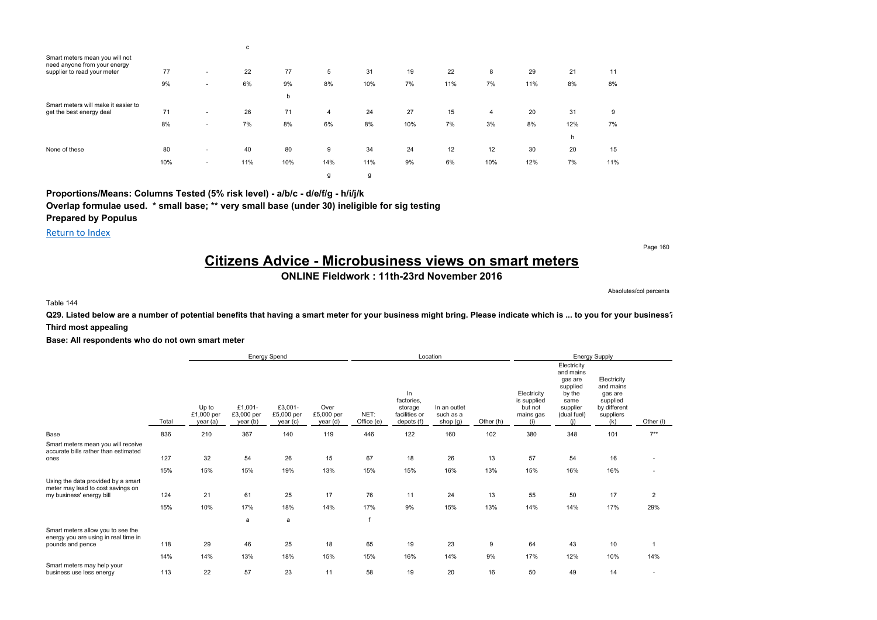| | | | c | | | | | | | | | | |
|---|---|---|---|---|---|---|---|---|---|---|---|---|---|
| Smart meters mean you will not need anyone from your energy supplier to read your meter | 77 | - | 22 | 77 | 5 | 31 | 19 | 22 | 8 | 29 | 21 | 11 | |
| | 9% | - | 6% | 9% | 8% | 10% | 7% | 11% | 7% | 11% | 8% | 8% | |
| | | | | b | | | | | | | | | |
| Smart meters will make it easier to get the best energy deal | 71 | - | 26 | 71 | 4 | 24 | 27 | 15 | 4 | 20 | 31 | 9 | |
| | 8% | - | 7% | 8% | 6% | 8% | 10% | 7% | 3% | 8% | 12% | 7% | |
| | | | | | | | | | | | h | | |
| None of these | 80 | - | 40 | 80 | 9 | 34 | 24 | 12 | 12 | 30 | 20 | 15 | |
| | 10% | - | 11% | 10% | 14% | 11% | 9% | 6% | 10% | 12% | 7% | 11% | |
| | | | | | g | g | | | | | | | |

**Proportions/Means: Columns Tested (5% risk level) - a/b/c - d/e/f/g - h/i/j/k**
**Overlap formulae used. * small base; ** very small base (under 30) ineligible for sig testing**
**Prepared by Populus**

Return to Index

# Citizens Advice - Microbusiness views on smart meters

## ONLINE Fieldwork : 11th-23rd November 2016

Absolutes/col percents

Table 144

**Q29. Listed below are a number of potential benefits that having a smart meter for your business might bring. Please indicate which is ... to you for your business?**
**Third most appealing**

**Base: All respondents who do not own smart meter**

| | | Energy Spend | | | | Location | | | | Energy Supply | | | |
|---|---|---|---|---|---|---|---|---|---|---|---|---|---|
| | Total | Up to £1,000 per year (a) | £1,001-£3,000 per year (b) | £3,001-£5,000 per year (c) | Over £5,000 per year (d) | NET: Office (e) | In factories, storage facilities or depots (f) | In an outlet such as a shop (g) | Other (h) | Electricity is supplied but not mains gas (i) | Electricity and mains gas are supplied by the same supplier (dual fuel) (j) | Electricity and mains gas are supplied by different suppliers (k) | Other (l) |
| Base | 836 | 210 | 367 | 140 | 119 | 446 | 122 | 160 | 102 | 380 | 348 | 101 | 7** |
| Smart meters mean you will receive accurate bills rather than estimated ones | 127 | 32 | 54 | 26 | 15 | 67 | 18 | 26 | 13 | 57 | 54 | 16 | - |
| | 15% | 15% | 15% | 19% | 13% | 15% | 15% | 16% | 13% | 15% | 16% | 16% | - |
| Using the data provided by a smart meter may lead to cost savings on my business' energy bill | 124 | 21 | 61 | 25 | 17 | 76 | 11 | 24 | 13 | 55 | 50 | 17 | 2 |
| | 15% | 10% | 17% | 18% | 14% | 17% | 9% | 15% | 13% | 14% | 14% | 17% | 29% |
| | | | a | a | | f | | | | | | | |
| Smart meters allow you to see the energy you are using in real time in pounds and pence | 118 | 29 | 46 | 25 | 18 | 65 | 19 | 23 | 9 | 64 | 43 | 10 | 1 |
| | 14% | 14% | 13% | 18% | 15% | 15% | 16% | 14% | 9% | 17% | 12% | 10% | 14% |
| Smart meters may help your business use less energy | 113 | 22 | 57 | 23 | 11 | 58 | 19 | 20 | 16 | 50 | 49 | 14 | - |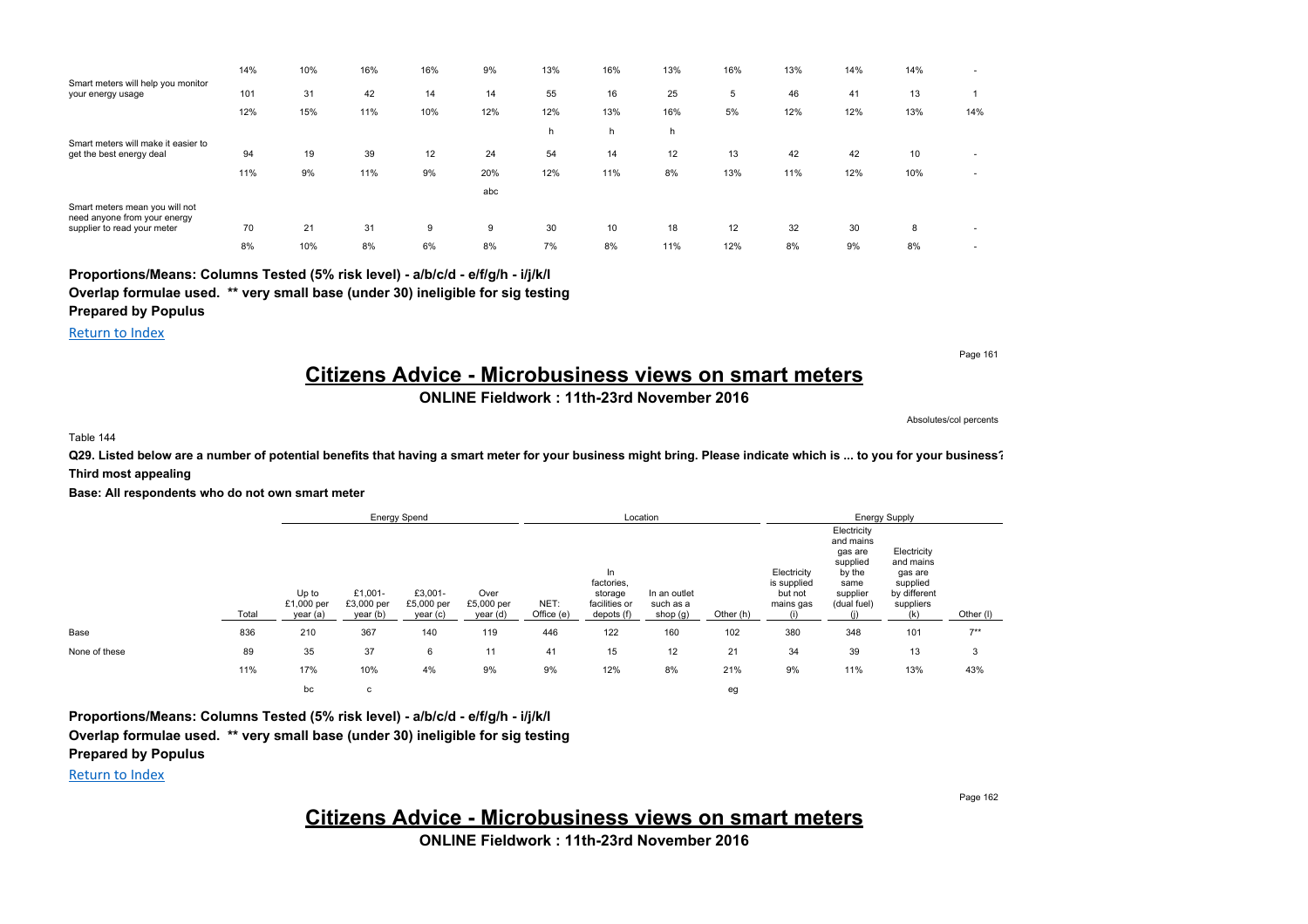| | Total | Up to £1,000 per year (a) | £1,001-£3,000 per year (b) | £3,001-£5,000 per year (c) | Over £5,000 per year (d) | NET: Office (e) | In factories, storage facilities or depots (f) | In an outlet such as a shop (g) | Other (h) | Electricity is supplied but not mains gas (i) | Electricity and mains gas are supplied by the same supplier (dual fuel) (j) | Electricity and mains gas are supplied by different suppliers (k) | Other (l) |
|---|---|---|---|---|---|---|---|---|---|---|---|---|---|
| | 14% | 10% | 16% | 16% | 9% | 13% | 16% | 13% | 16% | 13% | 14% | 14% | - |
| Smart meters will help you monitor your energy usage | 101 | 31 | 42 | 14 | 14 | 55 | 16 | 25 | 5 | 46 | 41 | 13 | 1 |
| | 12% | 15% | 11% | 10% | 12% | 12% | 13% | 16% | 5% | 12% | 12% | 13% | 14% |
| | | | | | | h | h | h | | | | | |
| Smart meters will make it easier to get the best energy deal | 94 | 19 | 39 | 12 | 24 | 54 | 14 | 12 | 13 | 42 | 42 | 10 | - |
| | 11% | 9% | 11% | 9% | 20% | 12% | 11% | 8% | 13% | 11% | 12% | 10% | - |
| | | | | | abc | | | | | | | | |
| Smart meters mean you will not need anyone from your energy supplier to read your meter | 70 | 21 | 31 | 9 | 9 | 30 | 10 | 18 | 12 | 32 | 30 | 8 | - |
| | 8% | 10% | 8% | 6% | 8% | 7% | 8% | 11% | 12% | 8% | 9% | 8% | - |

**Proportions/Means: Columns Tested (5% risk level) - a/b/c/d - e/f/g/h - i/j/k/l**
**Overlap formulae used. ** very small base (under 30) ineligible for sig testing**
**Prepared by Populus**

Return to Index

# Citizens Advice - Microbusiness views on smart meters

**ONLINE Fieldwork : 11th-23rd November 2016**

Absolutes/col percents

Table 144

**Q29. Listed below are a number of potential benefits that having a smart meter for your business might bring. Please indicate which is ... to you for your business?**
**Third most appealing**

**Base: All respondents who do not own smart meter**

| | | Energy Spend | | | | Location | | | | Energy Supply | | | |
|---|---|---|---|---|---|---|---|---|---|---|---|---|---|
| | Total | Up to £1,000 per year (a) | £1,001-£3,000 per year (b) | £3,001-£5,000 per year (c) | Over £5,000 per year (d) | NET: Office (e) | In factories, storage facilities or depots (f) | In an outlet such as a shop (g) | Other (h) | Electricity is supplied but not mains gas (i) | Electricity and mains gas are supplied by the same supplier (dual fuel) (j) | Electricity and mains gas are supplied by different suppliers (k) | Other (l) |
| Base | 836 | 210 | 367 | 140 | 119 | 446 | 122 | 160 | 102 | 380 | 348 | 101 | 7** |
| None of these | 89 | 35 | 37 | 6 | 11 | 41 | 15 | 12 | 21 | 34 | 39 | 13 | 3 |
| | 11% | 17% | 10% | 4% | 9% | 9% | 12% | 8% | 21% | 9% | 11% | 13% | 43% |
| | | bc | c | | | | | | eg | | | | |

**Proportions/Means: Columns Tested (5% risk level) - a/b/c/d - e/f/g/h - i/j/k/l**
**Overlap formulae used. ** very small base (under 30) ineligible for sig testing**
**Prepared by Populus**

Return to Index

# Citizens Advice - Microbusiness views on smart meters

**ONLINE Fieldwork : 11th-23rd November 2016**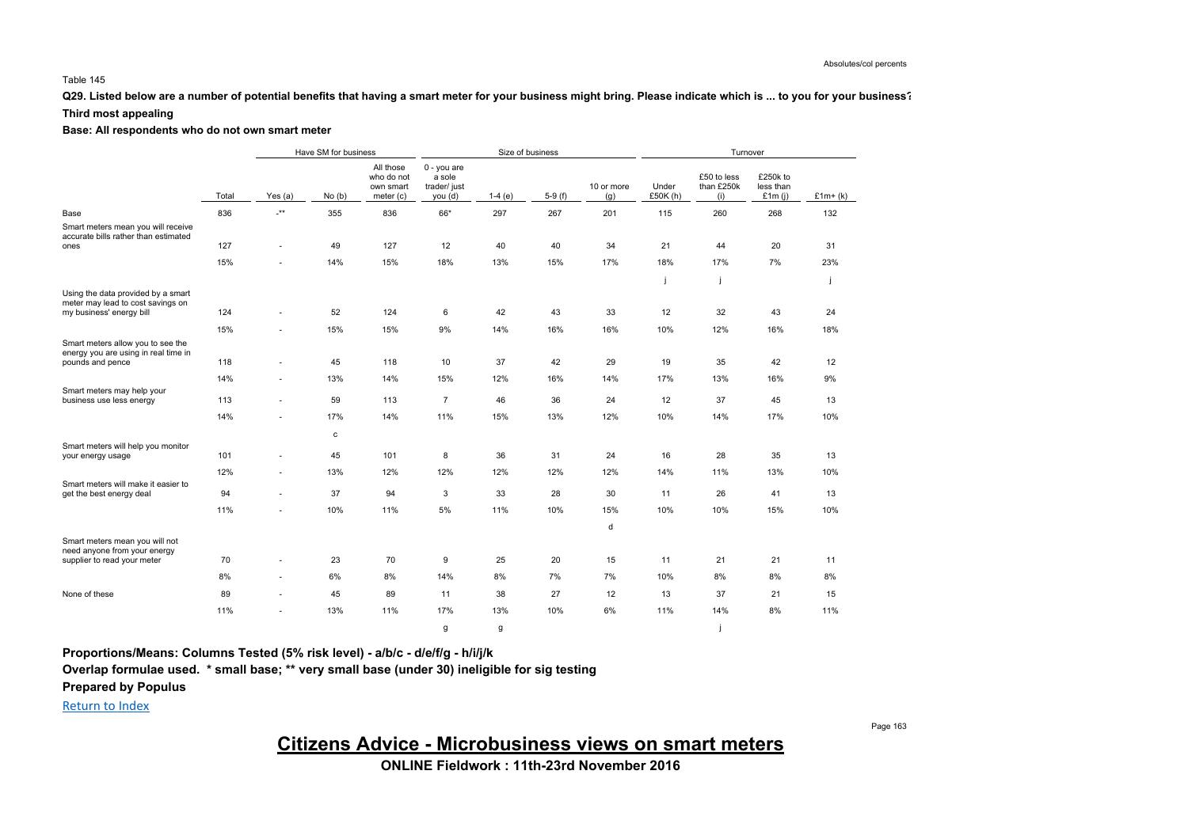Absolutes/col percents

Table 145

**Q29. Listed below are a number of potential benefits that having a smart meter for your business might bring. Please indicate which is ... to you for your business?**

**Third most appealing**

**Base: All respondents who do not own smart meter**

| | | Have SM for business | | | Size of business | | | | Turnover | | | |
|---|---|---|---|---|---|---|---|---|---|---|---|---|
| | Total | Yes (a) | No (b) | All those who do not own smart meter (c) | 0 - you are a sole trader/ just you (d) | 1-4 (e) | 5-9 (f) | 10 or more (g) | Under £50K (h) | £50 to less than £250k (i) | £250k to less than £1m (j) | £1m+ (k) |
| Base | 836 | -** | 355 | 836 | 66* | 297 | 267 | 201 | 115 | 260 | 268 | 132 |
| Smart meters mean you will receive accurate bills rather than estimated ones | 127 | - | 49 | 127 | 12 | 40 | 40 | 34 | 21 | 44 | 20 | 31 |
| | 15% | - | 14% | 15% | 18% | 13% | 15% | 17% | 18% | 17% | 7% | 23% |
| | | | | | | | | | j | j | | j |
| Using the data provided by a smart meter may lead to cost savings on my business' energy bill | 124 | - | 52 | 124 | 6 | 42 | 43 | 33 | 12 | 32 | 43 | 24 |
| | 15% | - | 15% | 15% | 9% | 14% | 16% | 16% | 10% | 12% | 16% | 18% |
| Smart meters allow you to see the energy you are using in real time in pounds and pence | 118 | - | 45 | 118 | 10 | 37 | 42 | 29 | 19 | 35 | 42 | 12 |
| | 14% | - | 13% | 14% | 15% | 12% | 16% | 14% | 17% | 13% | 16% | 9% |
| Smart meters may help your business use less energy | 113 | - | 59 | 113 | 7 | 46 | 36 | 24 | 12 | 37 | 45 | 13 |
| | 14% | - | 17% | 14% | 11% | 15% | 13% | 12% | 10% | 14% | 17% | 10% |
| | | | c | | | | | | | | | |
| Smart meters will help you monitor your energy usage | 101 | - | 45 | 101 | 8 | 36 | 31 | 24 | 16 | 28 | 35 | 13 |
| | 12% | - | 13% | 12% | 12% | 12% | 12% | 12% | 14% | 11% | 13% | 10% |
| Smart meters will make it easier to get the best energy deal | 94 | - | 37 | 94 | 3 | 33 | 28 | 30 | 11 | 26 | 41 | 13 |
| | 11% | - | 10% | 11% | 5% | 11% | 10% | 15% | 10% | 10% | 15% | 10% |
| | | | | | | | | d | | | | |
| Smart meters mean you will not need anyone from your energy supplier to read your meter | 70 | - | 23 | 70 | 9 | 25 | 20 | 15 | 11 | 21 | 21 | 11 |
| | 8% | - | 6% | 8% | 14% | 8% | 7% | 7% | 10% | 8% | 8% | 8% |
| None of these | 89 | - | 45 | 89 | 11 | 38 | 27 | 12 | 13 | 37 | 21 | 15 |
| | 11% | - | 13% | 11% | 17% | 13% | 10% | 6% | 11% | 14% | 8% | 11% |
| | | | | | g | g | | | | j | | |

**Proportions/Means: Columns Tested (5% risk level) - a/b/c - d/e/f/g - h/i/j/k**

**Overlap formulae used. * small base; ** very small base (under 30) ineligible for sig testing**

**Prepared by Populus**

Return to Index

## Citizens Advice - Microbusiness views on smart meters

**ONLINE Fieldwork : 11th-23rd November 2016**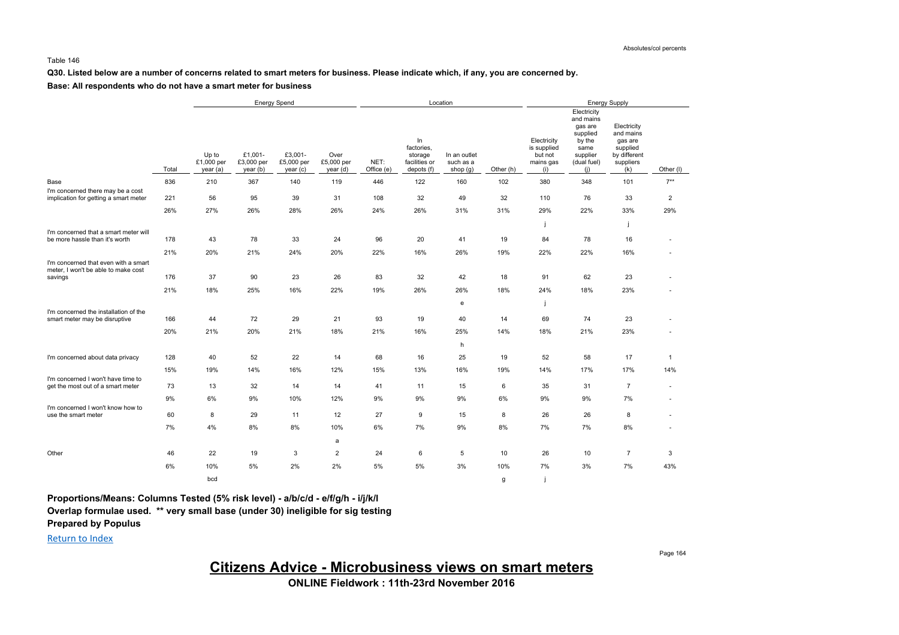Absolutes/col percents

Table 146

**Q30. Listed below are a number of concerns related to smart meters for business. Please indicate which, if any, you are concerned by.**

**Base: All respondents who do not have a smart meter for business**

| | | Energy Spend | | | | Location | | | | Energy Supply | | | |
|---|---|---|---|---|---|---|---|---|---|---|---|---|---|
| | Total | Up to £1,000 per year (a) | £1,001-£3,000 per year (b) | £3,001-£5,000 per year (c) | Over £5,000 per year (d) | NET: Office (e) | In factories, storage facilities or depots (f) | In an outlet such as a shop (g) | Other (h) | Electricity is supplied but not mains gas (i) | Electricity and mains gas are supplied by the same supplier (dual fuel) (j) | Electricity and mains gas are supplied by different suppliers (k) | Other (l) |
| Base | 836 | 210 | 367 | 140 | 119 | 446 | 122 | 160 | 102 | 380 | 348 | 101 | 7** |
| I'm concerned there may be a cost implication for getting a smart meter | 221 | 56 | 95 | 39 | 31 | 108 | 32 | 49 | 32 | 110 | 76 | 33 | 2 |
| | 26% | 27% | 26% | 28% | 26% | 24% | 26% | 31% | 31% | 29% | 22% | 33% | 29% |
| | | | | | | | | | | j | | j | |
| I'm concerned that a smart meter will be more hassle than it's worth | 178 | 43 | 78 | 33 | 24 | 96 | 20 | 41 | 19 | 84 | 78 | 16 | - |
| | 21% | 20% | 21% | 24% | 20% | 22% | 16% | 26% | 19% | 22% | 22% | 16% | - |
| I'm concerned that even with a smart meter, I won't be able to make cost savings | 176 | 37 | 90 | 23 | 26 | 83 | 32 | 42 | 18 | 91 | 62 | 23 | - |
| | 21% | 18% | 25% | 16% | 22% | 19% | 26% | 26% | 18% | 24% | 18% | 23% | - |
| | | | | | | | | e | | j | | | |
| I'm concerned the installation of the smart meter may be disruptive | 166 | 44 | 72 | 29 | 21 | 93 | 19 | 40 | 14 | 69 | 74 | 23 | - |
| | 20% | 21% | 20% | 21% | 18% | 21% | 16% | 25% | 14% | 18% | 21% | 23% | - |
| | | | | | | | | h | | | | | |
| I'm concerned about data privacy | 128 | 40 | 52 | 22 | 14 | 68 | 16 | 25 | 19 | 52 | 58 | 17 | 1 |
| | 15% | 19% | 14% | 16% | 12% | 15% | 13% | 16% | 19% | 14% | 17% | 17% | 14% |
| I'm concerned I won't have time to get the most out of a smart meter | 73 | 13 | 32 | 14 | 14 | 41 | 11 | 15 | 6 | 35 | 31 | 7 | - |
| | 9% | 6% | 9% | 10% | 12% | 9% | 9% | 9% | 6% | 9% | 9% | 7% | - |
| I'm concerned I won't know how to use the smart meter | 60 | 8 | 29 | 11 | 12 | 27 | 9 | 15 | 8 | 26 | 26 | 8 | - |
| | 7% | 4% | 8% | 8% | 10% | 6% | 7% | 9% | 8% | 7% | 7% | 8% | - |
| | | | | | a | | | | | | | | |
| Other | 46 | 22 | 19 | 3 | 2 | 24 | 6 | 5 | 10 | 26 | 10 | 7 | 3 |
| | 6% | 10% | 5% | 2% | 2% | 5% | 5% | 3% | 10% | 7% | 3% | 7% | 43% |
| | | bcd | | | | | | | g | j | | | |

**Proportions/Means: Columns Tested (5% risk level) - a/b/c/d - e/f/g/h - i/j/k/l**
**Overlap formulae used. ** very small base (under 30) ineligible for sig testing**
**Prepared by Populus**

Return to Index

## Citizens Advice - Microbusiness views on smart meters

**ONLINE Fieldwork : 11th-23rd November 2016**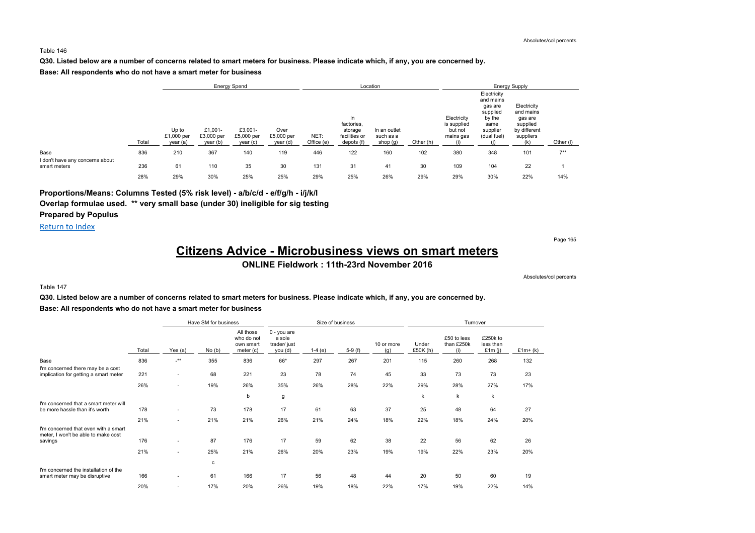Absolutes/col percents

Table 146

**Q30. Listed below are a number of concerns related to smart meters for business. Please indicate which, if any, you are concerned by.**

**Base: All respondents who do not have a smart meter for business**

| | | Energy Spend | | | | Location | | | | Energy Supply | | | |
|---|---|---|---|---|---|---|---|---|---|---|---|---|---|
| | Total | Up to £1,000 per year (a) | £1,001- £3,000 per year (b) | £3,001- £5,000 per year (c) | Over £5,000 per year (d) | NET: Office (e) | In factories, storage facilities or depots (f) | In an outlet such as a shop (g) | Other (h) | Electricity is supplied but not mains gas (i) | Electricity and mains gas are supplied by the same supplier (dual fuel) (j) | Electricity and mains gas are supplied by different suppliers (k) | Other (l) |
| Base | 836 | 210 | 367 | 140 | 119 | 446 | 122 | 160 | 102 | 380 | 348 | 101 | 7** |
| I don't have any concerns about smart meters | 236 | 61 | 110 | 35 | 30 | 131 | 31 | 41 | 30 | 109 | 104 | 22 | 1 |
| | 28% | 29% | 30% | 25% | 25% | 29% | 25% | 26% | 29% | 29% | 30% | 22% | 14% |

**Proportions/Means: Columns Tested (5% risk level) - a/b/c/d - e/f/g/h - i/j/k/l**

**Overlap formulae used. ** very small base (under 30) ineligible for sig testing**

**Prepared by Populus**

Return to Index

# Citizens Advice - Microbusiness views on smart meters

## ONLINE Fieldwork : 11th-23rd November 2016

Absolutes/col percents

Table 147

**Q30. Listed below are a number of concerns related to smart meters for business. Please indicate which, if any, you are concerned by.**

**Base: All respondents who do not have a smart meter for business**

| | | Have SM for business | | | Size of business | | | | Turnover | | | |
|---|---|---|---|---|---|---|---|---|---|---|---|---|
| | Total | Yes (a) | No (b) | All those who do not own smart meter (c) | 0 - you are a sole trader/ just you (d) | 1-4 (e) | 5-9 (f) | 10 or more (g) | Under £50K (h) | £50 to less than £250k (i) | £250k to less than £1m (j) | £1m+ (k) |
| Base | 836 | -** | 355 | 836 | 66* | 297 | 267 | 201 | 115 | 260 | 268 | 132 |
| I'm concerned there may be a cost implication for getting a smart meter | 221 | - | 68 | 221 | 23 | 78 | 74 | 45 | 33 | 73 | 73 | 23 |
| | 26% | - | 19% | 26% | 35% | 26% | 28% | 22% | 29% | 28% | 27% | 17% |
| | | | | b | g | | | | k | k | k | |
| I'm concerned that a smart meter will be more hassle than it's worth | 178 | - | 73 | 178 | 17 | 61 | 63 | 37 | 25 | 48 | 64 | 27 |
| | 21% | - | 21% | 21% | 26% | 21% | 24% | 18% | 22% | 18% | 24% | 20% |
| I'm concerned that even with a smart meter, I won't be able to make cost savings | 176 | - | 87 | 176 | 17 | 59 | 62 | 38 | 22 | 56 | 62 | 26 |
| | 21% | - | 25% | 21% | 26% | 20% | 23% | 19% | 19% | 22% | 23% | 20% |
| | | | c | | | | | | | | | |
| I'm concerned the installation of the smart meter may be disruptive | 166 | - | 61 | 166 | 17 | 56 | 48 | 44 | 20 | 50 | 60 | 19 |
| | 20% | - | 17% | 20% | 26% | 19% | 18% | 22% | 17% | 19% | 22% | 14% |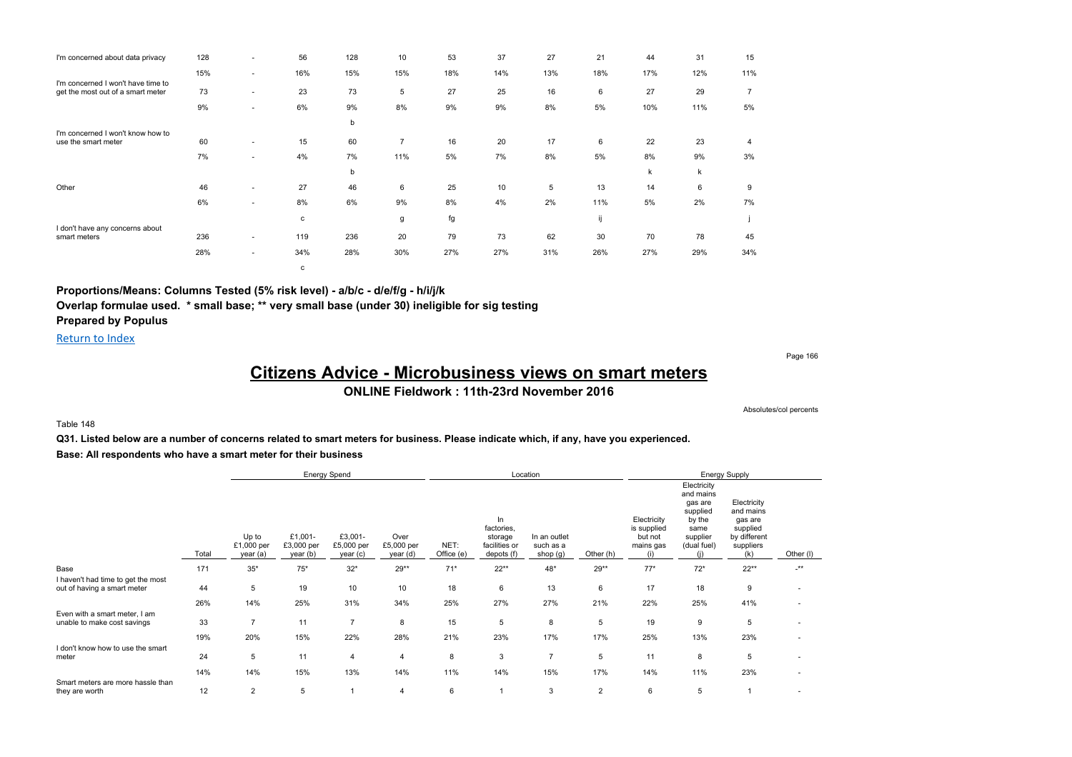| | Total | | | | | | | | | | | | |
|---|---|---|---|---|---|---|---|---|---|---|---|---|---|
| I'm concerned about data privacy | 128 | - | 56 | 128 | 10 | 53 | 37 | 27 | 21 | 44 | 31 | 15 |
| | 15% | - | 16% | 15% | 15% | 18% | 14% | 13% | 18% | 17% | 12% | 11% |
| I'm concerned I won't have time to get the most out of a smart meter | 73 | - | 23 | 73 | 5 | 27 | 25 | 16 | 6 | 27 | 29 | 7 |
| | 9% | - | 6% | 9% | 8% | 9% | 9% | 8% | 5% | 10% | 11% | 5% |
| | | | | b | | | | | | | | |
| I'm concerned I won't know how to use the smart meter | 60 | - | 15 | 60 | 7 | 16 | 20 | 17 | 6 | 22 | 23 | 4 |
| | 7% | - | 4% | 7% | 11% | 5% | 7% | 8% | 5% | 8% | 9% | 3% |
| | | | | b | | | | | | k | k | |
| Other | 46 | - | 27 | 46 | 6 | 25 | 10 | 5 | 13 | 14 | 6 | 9 |
| | 6% | - | 8% | 6% | 9% | 8% | 4% | 2% | 11% | 5% | 2% | 7% |
| | | | c | | g | fg | | | ij | | | j |
| I don't have any concerns about smart meters | 236 | - | 119 | 236 | 20 | 79 | 73 | 62 | 30 | 70 | 78 | 45 |
| | 28% | - | 34% | 28% | 30% | 27% | 27% | 31% | 26% | 27% | 29% | 34% |
| | | | c | | | | | | | | | |

**Proportions/Means: Columns Tested (5% risk level) - a/b/c - d/e/f/g - h/i/j/k**
**Overlap formulae used. * small base; ** very small base (under 30) ineligible for sig testing**
**Prepared by Populus**

Return to Index

# Citizens Advice - Microbusiness views on smart meters

## ONLINE Fieldwork : 11th-23rd November 2016

Absolutes/col percents

Table 148

**Q31. Listed below are a number of concerns related to smart meters for business. Please indicate which, if any, have you experienced.**

**Base: All respondents who have a smart meter for their business**

| | | Energy Spend | | | | Location | | | | Energy Supply | | | |
|---|---|---|---|---|---|---|---|---|---|---|---|---|---|
| | Total | Up to £1,000 per year (a) | £1,001-£3,000 per year (b) | £3,001-£5,000 per year (c) | Over £5,000 per year (d) | NET: Office (e) | In factories, storage facilities or depots (f) | In an outlet such as a shop (g) | Other (h) | Electricity is supplied but not mains gas (i) | Electricity and mains gas are supplied by the same supplier (dual fuel) (j) | Electricity and mains gas are supplied by different suppliers (k) | Other (l) |
| Base | 171 | 35* | 75* | 32* | 29** | 71* | 22** | 48* | 29** | 77* | 72* | 22** | -** |
| I haven't had time to get the most out of having a smart meter | 44 | 5 | 19 | 10 | 10 | 18 | 6 | 13 | 6 | 17 | 18 | 9 | - |
| | 26% | 14% | 25% | 31% | 34% | 25% | 27% | 27% | 21% | 22% | 25% | 41% | - |
| Even with a smart meter, I am unable to make cost savings | 33 | 7 | 11 | 7 | 8 | 15 | 5 | 8 | 5 | 19 | 9 | 5 | - |
| | 19% | 20% | 15% | 22% | 28% | 21% | 23% | 17% | 17% | 25% | 13% | 23% | - |
| I don't know how to use the smart meter | 24 | 5 | 11 | 4 | 4 | 8 | 3 | 7 | 5 | 11 | 8 | 5 | - |
| | 14% | 14% | 15% | 13% | 14% | 11% | 14% | 15% | 17% | 14% | 11% | 23% | - |
| Smart meters are more hassle than they are worth | 12 | 2 | 5 | 1 | 4 | 6 | 1 | 3 | 2 | 6 | 5 | 1 | - |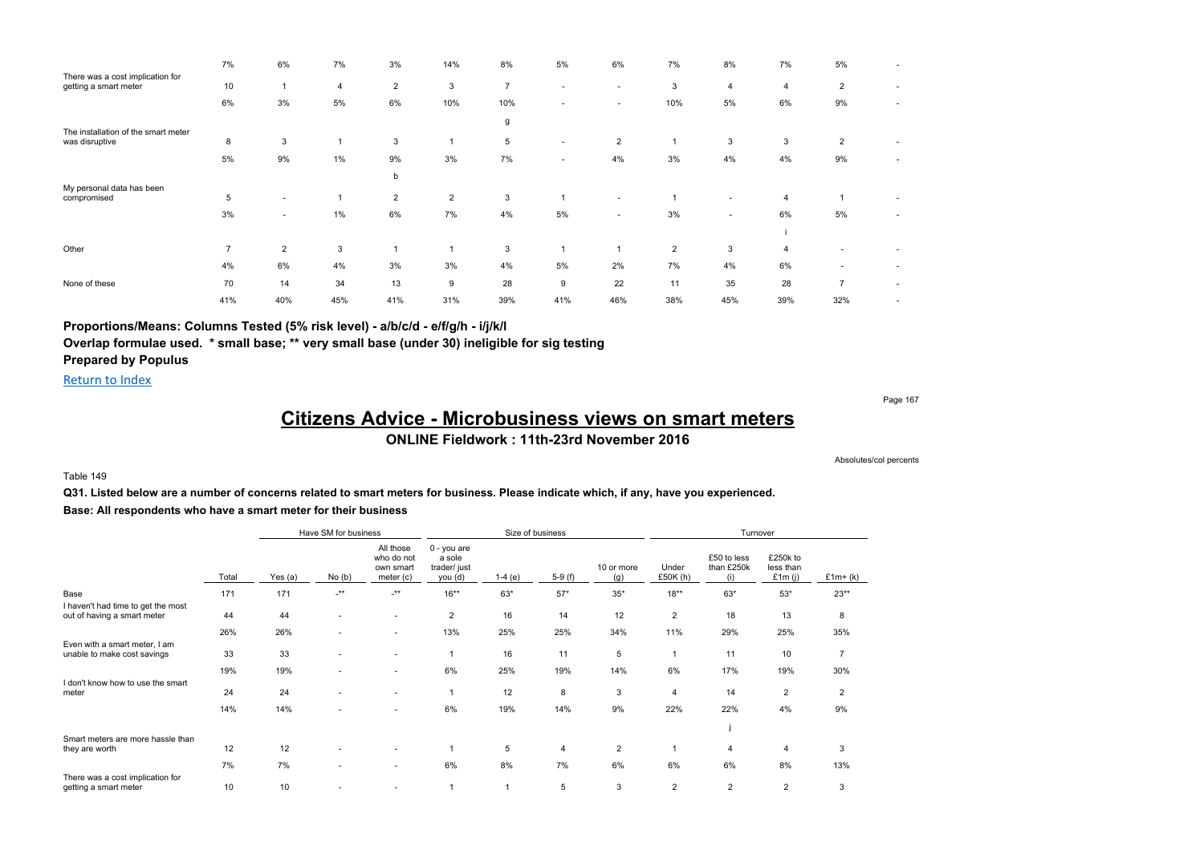| | | | | | | | | | | | | | |
|---|---|---|---|---|---|---|---|---|---|---|---|---|---|
| | 7% | 6% | 7% | 3% | 14% | 8% | 5% | 6% | 7% | 8% | 7% | 5% | - |
| There was a cost implication for getting a smart meter | 10 | 1 | 4 | 2 | 3 | 7 | - | - | 3 | 4 | 4 | 2 | - |
| | 6% | 3% | 5% | 6% | 10% | 10% | - | - | 10% | 5% | 6% | 9% | - |
| | | | | | | g | | | | | | | |
| The installation of the smart meter was disruptive | 8 | 3 | 1 | 3 | 1 | 5 | - | 2 | 1 | 3 | 3 | 2 | - |
| | 5% | 9% | 1% | 9% | 3% | 7% | - | 4% | 3% | 4% | 4% | 9% | - |
| | | | | b | | | | | | | | | |
| My personal data has been compromised | 5 | - | 1 | 2 | 2 | 3 | 1 | - | 1 | - | 4 | 1 | - |
| | 3% | - | 1% | 6% | 7% | 4% | 5% | - | 3% | - | 6% | 5% | - |
| | | | | | | | | | | | i | | |
| Other | 7 | 2 | 3 | 1 | 1 | 3 | 1 | 1 | 2 | 3 | 4 | - | - |
| | 4% | 6% | 4% | 3% | 3% | 4% | 5% | 2% | 7% | 4% | 6% | - | - |
| None of these | 70 | 14 | 34 | 13 | 9 | 28 | 9 | 22 | 11 | 35 | 28 | 7 | - |
| | 41% | 40% | 45% | 41% | 31% | 39% | 41% | 46% | 38% | 45% | 39% | 32% | - |

**Proportions/Means: Columns Tested (5% risk level) - a/b/c/d - e/f/g/h - i/j/k/l**
**Overlap formulae used. * small base; ** very small base (under 30) ineligible for sig testing**
**Prepared by Populus**

Return to Index

# Citizens Advice - Microbusiness views on smart meters

## ONLINE Fieldwork : 11th-23rd November 2016

Absolutes/col percents

Table 149

**Q31. Listed below are a number of concerns related to smart meters for business. Please indicate which, if any, have you experienced.**

**Base: All respondents who have a smart meter for their business**

| | | Have SM for business | | | Size of business | | | | Turnover | | | |
|---|---|---|---|---|---|---|---|---|---|---|---|---|
| | Total | Yes (a) | No (b) | All those who do not own smart meter (c) | 0 - you are a sole trader/ just you (d) | 1-4 (e) | 5-9 (f) | 10 or more (g) | Under £50K (h) | £50 to less than £250k (i) | £250k to less than £1m (j) | £1m+ (k) |
| Base | 171 | 171 | -** | -** | 16** | 63* | 57* | 35* | 18** | 63* | 53* | 23** |
| I haven't had time to get the most out of having a smart meter | 44 | 44 | - | - | 2 | 16 | 14 | 12 | 2 | 18 | 13 | 8 |
| | 26% | 26% | - | - | 13% | 25% | 25% | 34% | 11% | 29% | 25% | 35% |
| Even with a smart meter, I am unable to make cost savings | 33 | 33 | - | - | 1 | 16 | 11 | 5 | 1 | 11 | 10 | 7 |
| | 19% | 19% | - | - | 6% | 25% | 19% | 14% | 6% | 17% | 19% | 30% |
| I don't know how to use the smart meter | 24 | 24 | - | - | 1 | 12 | 8 | 3 | 4 | 14 | 2 | 2 |
| | 14% | 14% | - | - | 6% | 19% | 14% | 9% | 22% | 22% | 4% | 9% |
| | | | | | | | | | | j | | |
| Smart meters are more hassle than they are worth | 12 | 12 | - | - | 1 | 5 | 4 | 2 | 1 | 4 | 4 | 3 |
| | 7% | 7% | - | - | 6% | 8% | 7% | 6% | 6% | 6% | 8% | 13% |
| There was a cost implication for getting a smart meter | 10 | 10 | - | - | 1 | 1 | 5 | 3 | 2 | 2 | 2 | 3 |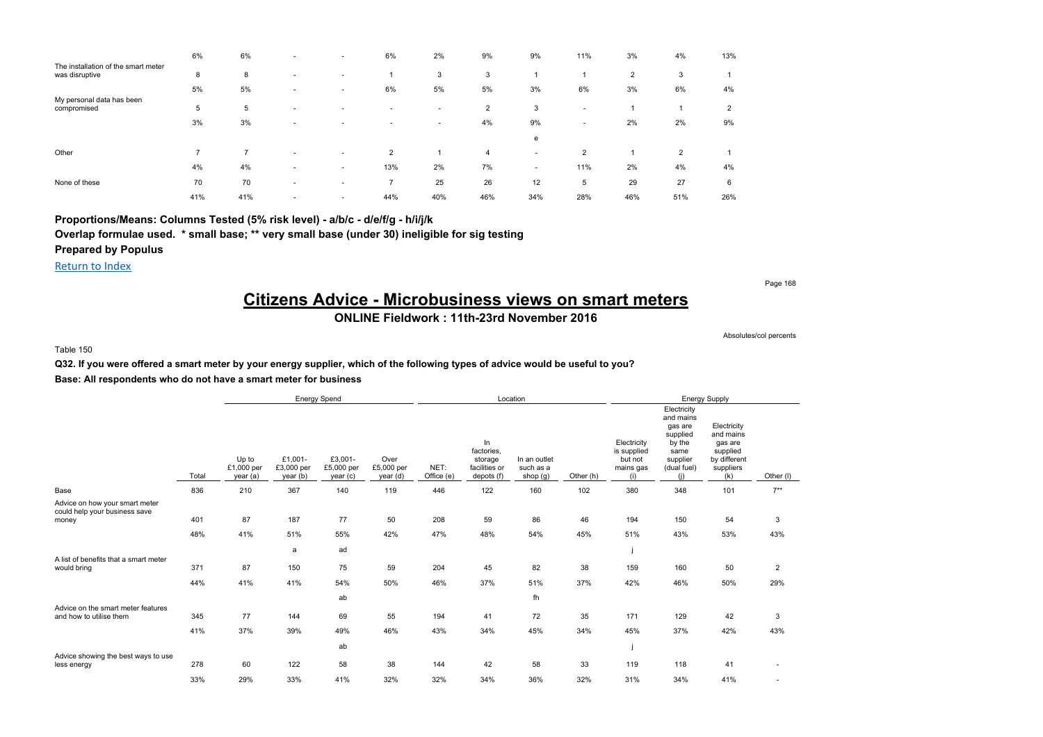| | | | | | | | | | | | | |
|---|---|---|---|---|---|---|---|---|---|---|---|---|
| | 6% | 6% | - | - | 6% | 2% | 9% | 9% | 11% | 3% | 4% | 13% |
| The installation of the smart meter was disruptive | 8 | 8 | - | - | 1 | 3 | 3 | 1 | 1 | 2 | 3 | 1 |
| | 5% | 5% | - | - | 6% | 5% | 5% | 3% | 6% | 3% | 6% | 4% |
| My personal data has been compromised | 5 | 5 | - | - | - | - | 2 | 3 | - | 1 | 1 | 2 |
| | 3% | 3% | - | - | - | - | 4% | 9% | - | 2% | 2% | 9% |
| | | | | | | | | e | | | | |
| Other | 7 | 7 | - | - | 2 | 1 | 4 | - | 2 | 1 | 2 | 1 |
| | 4% | 4% | - | - | 13% | 2% | 7% | - | 11% | 2% | 4% | 4% |
| None of these | 70 | 70 | - | - | 7 | 25 | 26 | 12 | 5 | 29 | 27 | 6 |
| | 41% | 41% | - | - | 44% | 40% | 46% | 34% | 28% | 46% | 51% | 26% |

**Proportions/Means: Columns Tested (5% risk level) - a/b/c - d/e/f/g - h/i/j/k**

**Overlap formulae used. * small base; ** very small base (under 30) ineligible for sig testing**

**Prepared by Populus**

Return to Index

# Citizens Advice - Microbusiness views on smart meters

## ONLINE Fieldwork : 11th-23rd November 2016

Absolutes/col percents

Table 150

**Q32. If you were offered a smart meter by your energy supplier, which of the following types of advice would be useful to you?**

**Base: All respondents who do not have a smart meter for business**

| | | Energy Spend | | | | Location | | | | Energy Supply | | | |
|---|---|---|---|---|---|---|---|---|---|---|---|---|---|
| | Total | Up to £1,000 per year (a) | £1,001-£3,000 per year (b) | £3,001-£5,000 per year (c) | Over £5,000 per year (d) | NET: Office (e) | In factories, storage facilities or depots (f) | In an outlet such as a shop (g) | Other (h) | Electricity is supplied but not mains gas (i) | Electricity and mains gas are supplied by the same supplier (dual fuel) (j) | Electricity and mains gas are supplied by different suppliers (k) | Other (l) |
| Base | 836 | 210 | 367 | 140 | 119 | 446 | 122 | 160 | 102 | 380 | 348 | 101 | 7** |
| Advice on how your smart meter could help your business save money | 401 | 87 | 187 | 77 | 50 | 208 | 59 | 86 | 46 | 194 | 150 | 54 | 3 |
| | 48% | 41% | 51% | 55% | 42% | 47% | 48% | 54% | 45% | 51% | 43% | 53% | 43% |
| | | | a | ad | | | | | | j | | | |
| A list of benefits that a smart meter would bring | 371 | 87 | 150 | 75 | 59 | 204 | 45 | 82 | 38 | 159 | 160 | 50 | 2 |
| | 44% | 41% | 41% | 54% | 50% | 46% | 37% | 51% | 37% | 42% | 46% | 50% | 29% |
| | | | | ab | | | | fh | | | | | |
| Advice on the smart meter features and how to utilise them | 345 | 77 | 144 | 69 | 55 | 194 | 41 | 72 | 35 | 171 | 129 | 42 | 3 |
| | 41% | 37% | 39% | 49% | 46% | 43% | 34% | 45% | 34% | 45% | 37% | 42% | 43% |
| | | | | ab | | | | | | j | | | |
| Advice showing the best ways to use less energy | 278 | 60 | 122 | 58 | 38 | 144 | 42 | 58 | 33 | 119 | 118 | 41 | - |
| | 33% | 29% | 33% | 41% | 32% | 32% | 34% | 36% | 32% | 31% | 34% | 41% | - |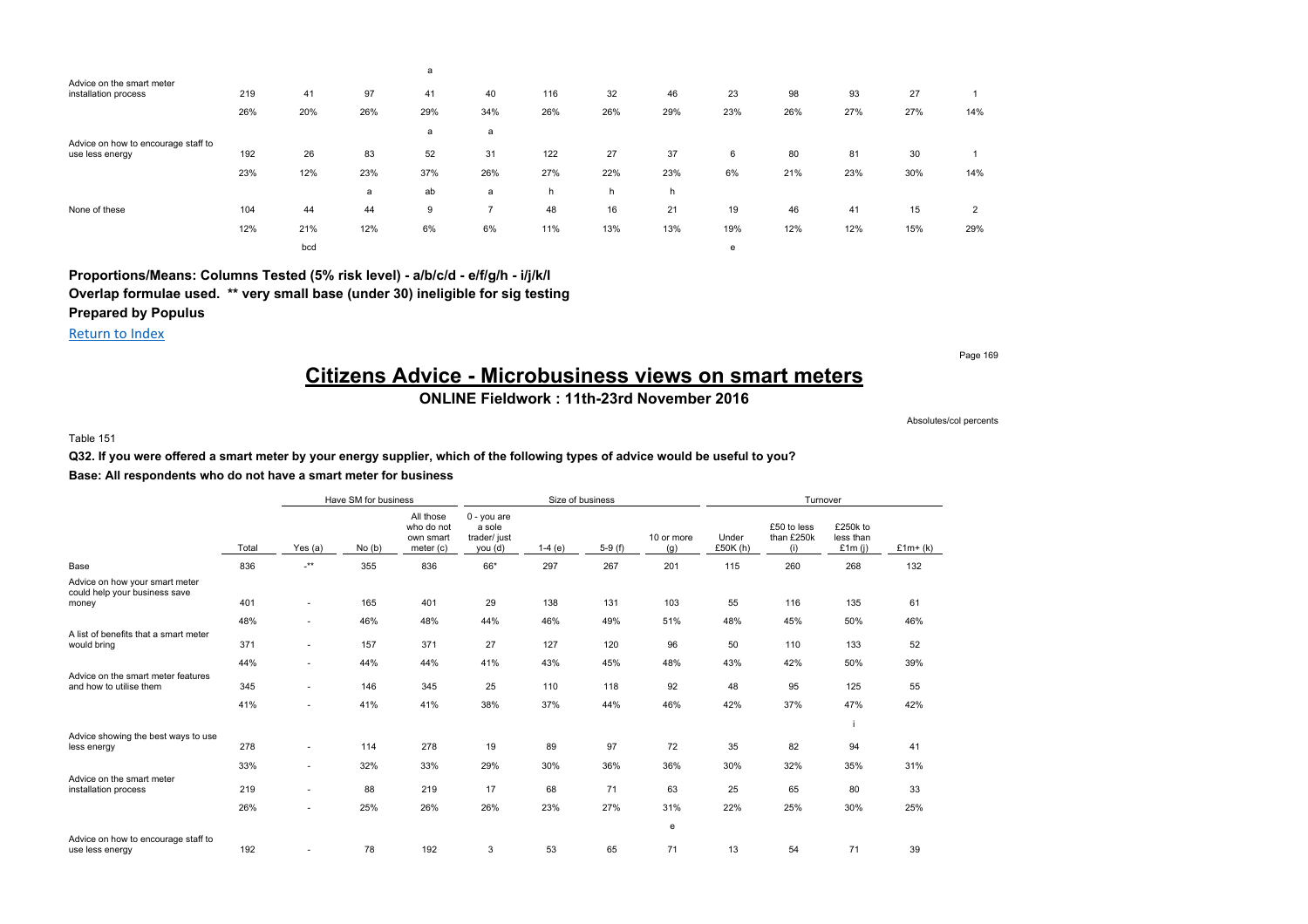| | | | | a | | | | | | | | | |
|---|---|---|---|---|---|---|---|---|---|---|---|---|---|
| Advice on the smart meter installation process | 219 | 41 | 97 | 41 | 40 | 116 | 32 | 46 | 23 | 98 | 93 | 27 | 1 |
| | 26% | 20% | 26% | 29% | 34% | 26% | 26% | 29% | 23% | 26% | 27% | 27% | 14% |
| | | | | a | a | | | | | | | | |
| Advice on how to encourage staff to use less energy | 192 | 26 | 83 | 52 | 31 | 122 | 27 | 37 | 6 | 80 | 81 | 30 | 1 |
| | 23% | 12% | 23% | 37% | 26% | 27% | 22% | 23% | 6% | 21% | 23% | 30% | 14% |
| | | | a | ab | a | h | h | h | | | | | |
| None of these | 104 | 44 | 44 | 9 | 7 | 48 | 16 | 21 | 19 | 46 | 41 | 15 | 2 |
| | 12% | 21% | 12% | 6% | 6% | 11% | 13% | 13% | 19% | 12% | 12% | 15% | 29% |
| | | bcd | | | | | | | e | | | | |

**Proportions/Means: Columns Tested (5% risk level) - a/b/c/d - e/f/g/h - i/j/k/l**

**Overlap formulae used. ** very small base (under 30) ineligible for sig testing**

**Prepared by Populus**

Return to Index

# Citizens Advice - Microbusiness views on smart meters

## ONLINE Fieldwork : 11th-23rd November 2016

Absolutes/col percents

Table 151

**Q32. If you were offered a smart meter by your energy supplier, which of the following types of advice would be useful to you?**

**Base: All respondents who do not have a smart meter for business**

| | | Have SM for business | | | Size of business | | | | Turnover | | | |
|---|---|---|---|---|---|---|---|---|---|---|---|---|
| | Total | Yes (a) | No (b) | All those who do not own smart meter (c) | 0 - you are a sole trader/ just you (d) | 1-4 (e) | 5-9 (f) | 10 or more (g) | Under £50K (h) | £50 to less than £250k (i) | £250k to less than £1m (j) | £1m+ (k) |
| Base | 836 | -** | 355 | 836 | 66* | 297 | 267 | 201 | 115 | 260 | 268 | 132 |
| Advice on how your smart meter could help your business save money | 401 | - | 165 | 401 | 29 | 138 | 131 | 103 | 55 | 116 | 135 | 61 |
| | 48% | - | 46% | 48% | 44% | 46% | 49% | 51% | 48% | 45% | 50% | 46% |
| A list of benefits that a smart meter would bring | 371 | - | 157 | 371 | 27 | 127 | 120 | 96 | 50 | 110 | 133 | 52 |
| | 44% | - | 44% | 44% | 41% | 43% | 45% | 48% | 43% | 42% | 50% | 39% |
| Advice on the smart meter features and how to utilise them | 345 | - | 146 | 345 | 25 | 110 | 118 | 92 | 48 | 95 | 125 | 55 |
| | 41% | - | 41% | 41% | 38% | 37% | 44% | 46% | 42% | 37% | 47% | 42% |
| | | | | | | | | | | | i | |
| Advice showing the best ways to use less energy | 278 | - | 114 | 278 | 19 | 89 | 97 | 72 | 35 | 82 | 94 | 41 |
| | 33% | - | 32% | 33% | 29% | 30% | 36% | 36% | 30% | 32% | 35% | 31% |
| Advice on the smart meter installation process | 219 | - | 88 | 219 | 17 | 68 | 71 | 63 | 25 | 65 | 80 | 33 |
| | 26% | - | 25% | 26% | 26% | 23% | 27% | 31% | 22% | 25% | 30% | 25% |
| | | | | | | | | e | | | | |
| Advice on how to encourage staff to use less energy | 192 | - | 78 | 192 | 3 | 53 | 65 | 71 | 13 | 54 | 71 | 39 |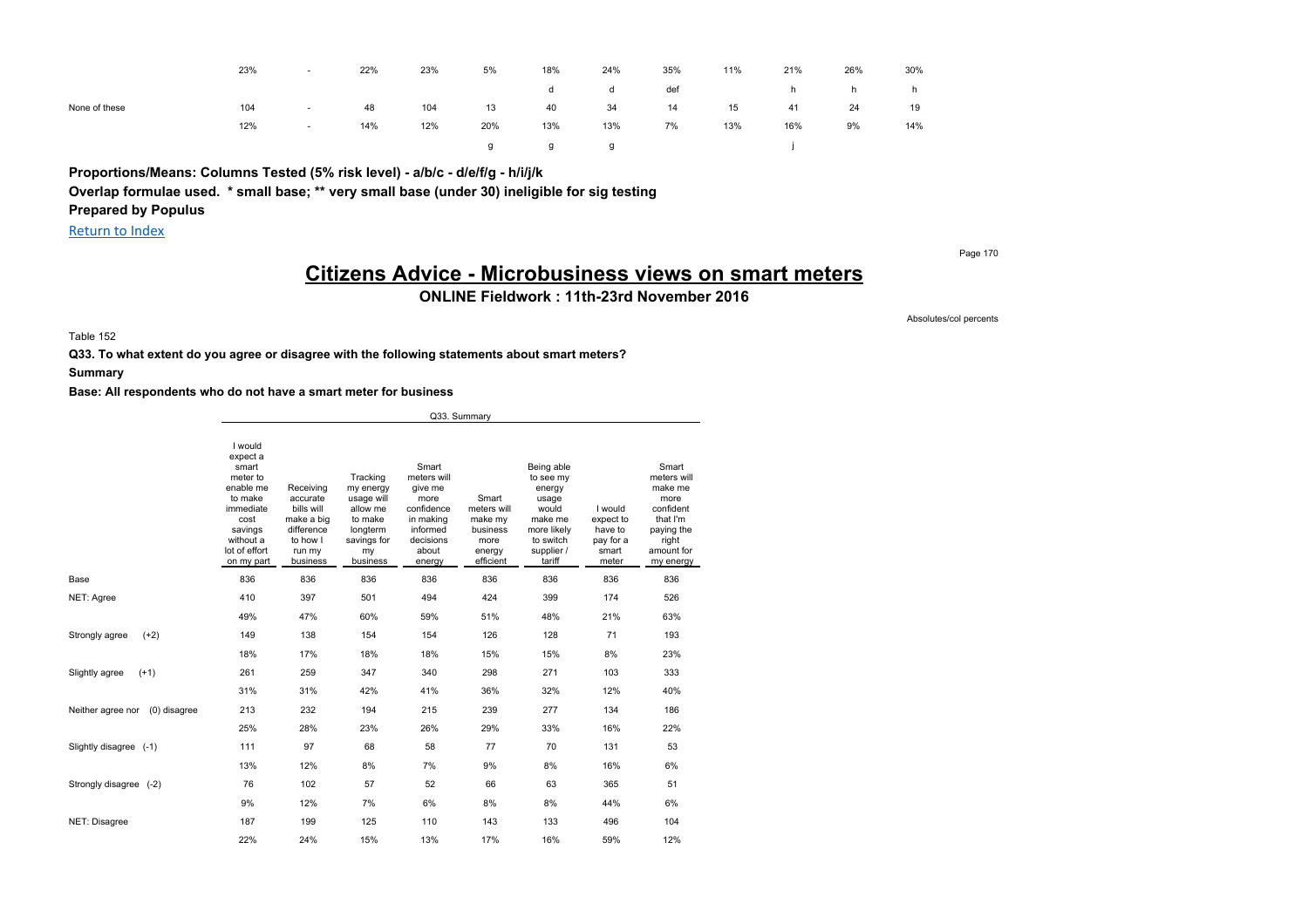| | | | | | | | | | | | | |
|---|---|---|---|---|---|---|---|---|---|---|---|---|
| | 23% | - | 22% | 23% | 5% | 18% | 24% | 35% | 11% | 21% | 26% | 30% |
| | | | | | | d | d | def | | h | h | h |
| None of these | 104 | - | 48 | 104 | 13 | 40 | 34 | 14 | 15 | 41 | 24 | 19 |
| | 12% | - | 14% | 12% | 20% | 13% | 13% | 7% | 13% | 16% | 9% | 14% |
| | | | | | g | g | g | | | j | | |

**Proportions/Means: Columns Tested (5% risk level) - a/b/c - d/e/f/g - h/i/j/k**

**Overlap formulae used. * small base; ** very small base (under 30) ineligible for sig testing**

**Prepared by Populus**

Return to Index

# Citizens Advice - Microbusiness views on smart meters

**ONLINE Fieldwork : 11th-23rd November 2016**

Absolutes/col percents

Table 152

**Q33. To what extent do you agree or disagree with the following statements about smart meters?**

**Summary**

**Base: All respondents who do not have a smart meter for business**

| | Q33. Summary | | | | | | | |
|---|---|---|---|---|---|---|---|---|
| | I would expect a smart meter to enable me to make immediate cost savings without a lot of effort on my part | Receiving accurate bills will make a big difference to how I run my business | Tracking my energy usage will allow me to make longterm savings for my business | Smart meters will give me more confidence in making informed decisions about energy | Smart meters will make my business more energy efficient | Being able to see my energy usage would make me more likely to switch supplier / tariff | I would expect to have to pay for a smart meter | Smart meters will make me more confident that I'm paying the right amount for my energy |
| Base | 836 | 836 | 836 | 836 | 836 | 836 | 836 | 836 |
| NET: Agree | 410 | 397 | 501 | 494 | 424 | 399 | 174 | 526 |
| | 49% | 47% | 60% | 59% | 51% | 48% | 21% | 63% |
| Strongly agree (+2) | 149 | 138 | 154 | 154 | 126 | 128 | 71 | 193 |
| | 18% | 17% | 18% | 18% | 15% | 15% | 8% | 23% |
| Slightly agree (+1) | 261 | 259 | 347 | 340 | 298 | 271 | 103 | 333 |
| | 31% | 31% | 42% | 41% | 36% | 32% | 12% | 40% |
| Neither agree nor (0) disagree | 213 | 232 | 194 | 215 | 239 | 277 | 134 | 186 |
| | 25% | 28% | 23% | 26% | 29% | 33% | 16% | 22% |
| Slightly disagree (-1) | 111 | 97 | 68 | 58 | 77 | 70 | 131 | 53 |
| | 13% | 12% | 8% | 7% | 9% | 8% | 16% | 6% |
| Strongly disagree (-2) | 76 | 102 | 57 | 52 | 66 | 63 | 365 | 51 |
| | 9% | 12% | 7% | 6% | 8% | 8% | 44% | 6% |
| NET: Disagree | 187 | 199 | 125 | 110 | 143 | 133 | 496 | 104 |
| | 22% | 24% | 15% | 13% | 17% | 16% | 59% | 12% |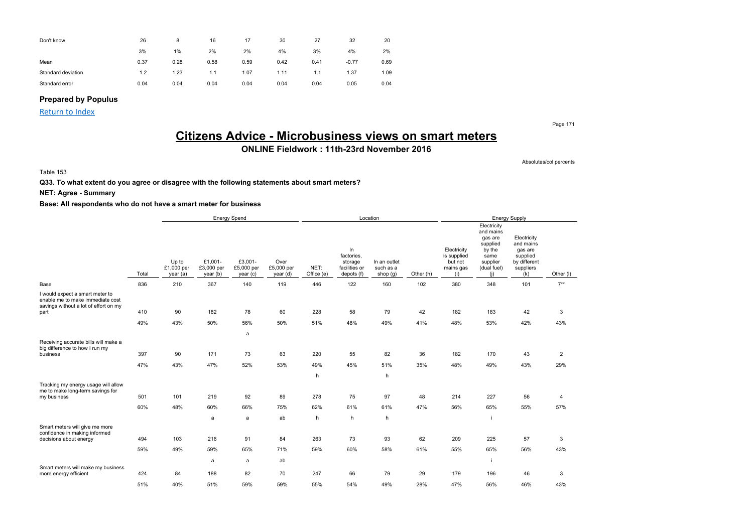| Don't know | 26 | 8 | 16 | 17 | 30 | 27 | 32 | 20 |
|---|---|---|---|---|---|---|---|---|
| | 3% | 1% | 2% | 2% | 4% | 3% | 4% | 2% |
| Mean | 0.37 | 0.28 | 0.58 | 0.59 | 0.42 | 0.41 | -0.77 | 0.69 |
| Standard deviation | 1.2 | 1.23 | 1.1 | 1.07 | 1.11 | 1.1 | 1.37 | 1.09 |
| Standard error | 0.04 | 0.04 | 0.04 | 0.04 | 0.04 | 0.04 | 0.05 | 0.04 |

**Prepared by Populus**

Return to Index

# Citizens Advice - Microbusiness views on smart meters

## ONLINE Fieldwork : 11th-23rd November 2016

Absolutes/col percents

Table 153

**Q33. To what extent do you agree or disagree with the following statements about smart meters?**

**NET: Agree - Summary**

**Base: All respondents who do not have a smart meter for business**

| | | Energy Spend | | | | Location | | | | Energy Supply | | | |
|---|---|---|---|---|---|---|---|---|---|---|---|---|---|
| | Total | Up to £1,000 per year (a) | £1,001-£3,000 per year (b) | £3,001-£5,000 per year (c) | Over £5,000 per year (d) | NET: Office (e) | In factories, storage facilities or depots (f) | In an outlet such as a shop (g) | Other (h) | Electricity is supplied but not mains gas (i) | Electricity and mains gas are supplied by the same supplier (dual fuel) (j) | Electricity and mains gas are supplied by different suppliers (k) | Other (l) |
| Base | 836 | 210 | 367 | 140 | 119 | 446 | 122 | 160 | 102 | 380 | 348 | 101 | 7** |
| I would expect a smart meter to enable me to make immediate cost savings without a lot of effort on my part | 410 | 90 | 182 | 78 | 60 | 228 | 58 | 79 | 42 | 182 | 183 | 42 | 3 |
| | 49% | 43% | 50% | 56% | 50% | 51% | 48% | 49% | 41% | 48% | 53% | 42% | 43% |
| | | | | a | | | | | | | | | |
| Receiving accurate bills will make a big difference to how I run my business | 397 | 90 | 171 | 73 | 63 | 220 | 55 | 82 | 36 | 182 | 170 | 43 | 2 |
| | 47% | 43% | 47% | 52% | 53% | 49% | 45% | 51% | 35% | 48% | 49% | 43% | 29% |
| | | | | | | h | | h | | | | | |
| Tracking my energy usage will allow me to make long-term savings for my business | 501 | 101 | 219 | 92 | 89 | 278 | 75 | 97 | 48 | 214 | 227 | 56 | 4 |
| | 60% | 48% | 60% | 66% | 75% | 62% | 61% | 61% | 47% | 56% | 65% | 55% | 57% |
| | | | a | a | ab | h | h | h | | | i | | |
| Smart meters will give me more confidence in making informed decisions about energy | 494 | 103 | 216 | 91 | 84 | 263 | 73 | 93 | 62 | 209 | 225 | 57 | 3 |
| | 59% | 49% | 59% | 65% | 71% | 59% | 60% | 58% | 61% | 55% | 65% | 56% | 43% |
| | | | a | a | ab | | | | | | i | | |
| Smart meters will make my business more energy efficient | 424 | 84 | 188 | 82 | 70 | 247 | 66 | 79 | 29 | 179 | 196 | 46 | 3 |
| | 51% | 40% | 51% | 59% | 59% | 55% | 54% | 49% | 28% | 47% | 56% | 46% | 43% |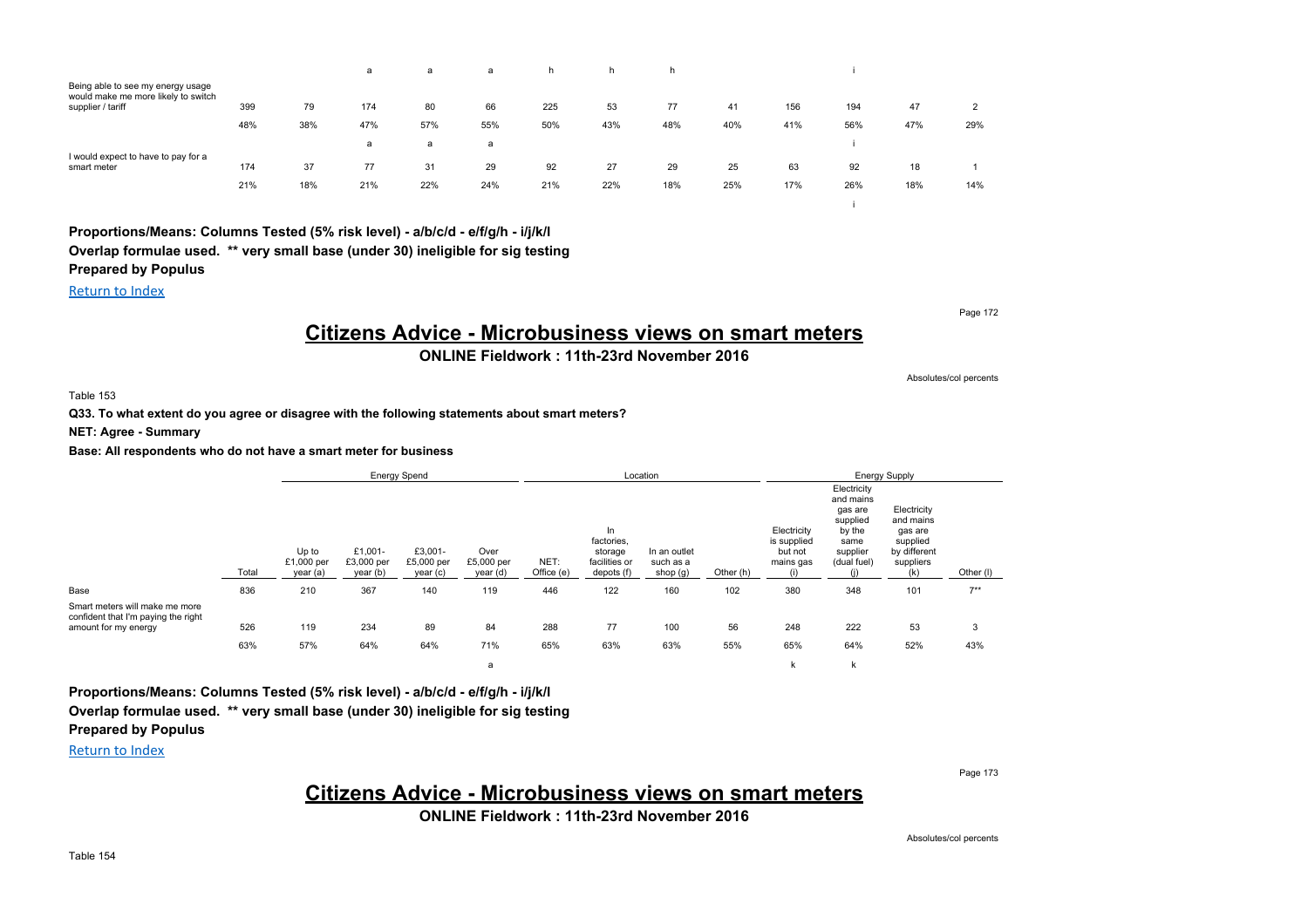| | | | a | a | a | h | h | h | | | i | | |
|---|---|---|---|---|---|---|---|---|---|---|---|---|---|
| Being able to see my energy usage would make me more likely to switch supplier / tariff | 399 | 79 | 174 | 80 | 66 | 225 | 53 | 77 | 41 | 156 | 194 | 47 | 2 |
| | 48% | 38% | 47% | 57% | 55% | 50% | 43% | 48% | 40% | 41% | 56% | 47% | 29% |
| | | | a | a | a | | | | | | i | | |
| I would expect to have to pay for a smart meter | 174 | 37 | 77 | 31 | 29 | 92 | 27 | 29 | 25 | 63 | 92 | 18 | 1 |
| | 21% | 18% | 21% | 22% | 24% | 21% | 22% | 18% | 25% | 17% | 26% | 18% | 14% |
| | | | | | | | | | | | i | | |

**Proportions/Means: Columns Tested (5% risk level) - a/b/c/d - e/f/g/h - i/j/k/l**

**Overlap formulae used. ** very small base (under 30) ineligible for sig testing**

**Prepared by Populus**

Return to Index

# Citizens Advice - Microbusiness views on smart meters

**ONLINE Fieldwork : 11th-23rd November 2016**

Absolutes/col percents

Table 153

**Q33. To what extent do you agree or disagree with the following statements about smart meters?**

**NET: Agree - Summary**

**Base: All respondents who do not have a smart meter for business**

| | | Energy Spend | | | | Location | | | | Energy Supply | | | |
|---|---|---|---|---|---|---|---|---|---|---|---|---|---|
| | Total | Up to £1,000 per year (a) | £1,001-£3,000 per year (b) | £3,001-£5,000 per year (c) | Over £5,000 per year (d) | NET: Office (e) | In factories, storage facilities or depots (f) | In an outlet such as a shop (g) | Other (h) | Electricity is supplied but not mains gas (i) | Electricity and mains gas are supplied by the same supplier (dual fuel) (j) | Electricity and mains gas are supplied by different suppliers (k) | Other (l) |
| Base | 836 | 210 | 367 | 140 | 119 | 446 | 122 | 160 | 102 | 380 | 348 | 101 | 7** |
| Smart meters will make me more confident that I'm paying the right amount for my energy | 526 | 119 | 234 | 89 | 84 | 288 | 77 | 100 | 56 | 248 | 222 | 53 | 3 |
| | 63% | 57% | 64% | 64% | 71% | 65% | 63% | 63% | 55% | 65% | 64% | 52% | 43% |
| | | | | | a | | | | | k | k | | |

**Proportions/Means: Columns Tested (5% risk level) - a/b/c/d - e/f/g/h - i/j/k/l**

**Overlap formulae used. ** very small base (under 30) ineligible for sig testing**

**Prepared by Populus**

Return to Index

# Citizens Advice - Microbusiness views on smart meters

**ONLINE Fieldwork : 11th-23rd November 2016**

Absolutes/col percents

Table 154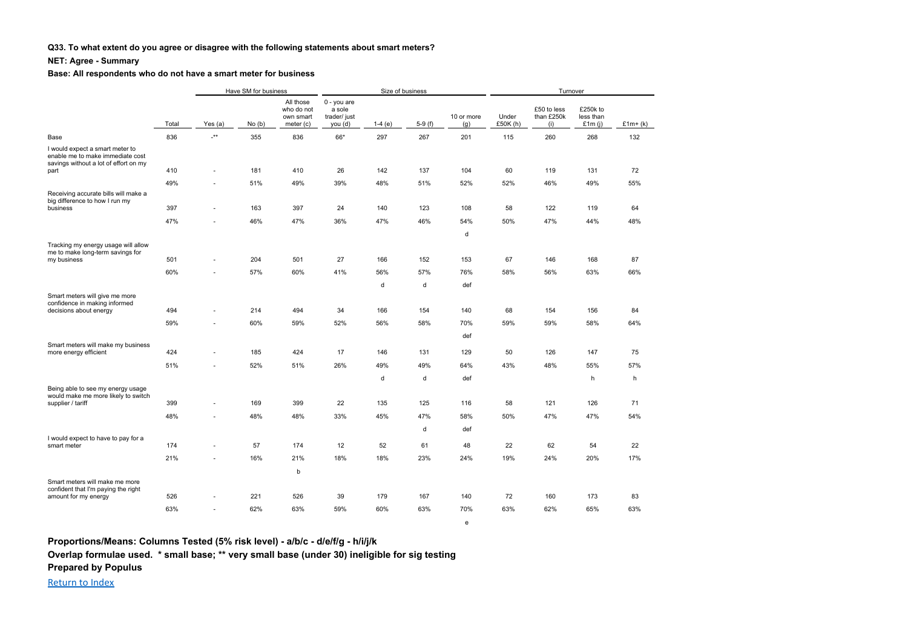**Q33. To what extent do you agree or disagree with the following statements about smart meters?**

**NET: Agree - Summary**

**Base: All respondents who do not have a smart meter for business**

| | | Have SM for business | | | Size of business | | | | Turnover | | | |
|---|---|---|---|---|---|---|---|---|---|---|---|---|
| | Total | Yes (a) | No (b) | All those who do not own smart meter (c) | 0 - you are a sole trader/ just you (d) | 1-4 (e) | 5-9 (f) | 10 or more (g) | Under £50K (h) | £50 to less than £250k (i) | £250k to less than £1m (j) | £1m+ (k) |
| Base | 836 | -** | 355 | 836 | 66* | 297 | 267 | 201 | 115 | 260 | 268 | 132 |
| I would expect a smart meter to enable me to make immediate cost savings without a lot of effort on my part | 410 | - | 181 | 410 | 26 | 142 | 137 | 104 | 60 | 119 | 131 | 72 |
| | 49% | - | 51% | 49% | 39% | 48% | 51% | 52% | 52% | 46% | 49% | 55% |
| Receiving accurate bills will make a big difference to how I run my business | 397 | - | 163 | 397 | 24 | 140 | 123 | 108 | 58 | 122 | 119 | 64 |
| | 47% | - | 46% | 47% | 36% | 47% | 46% | 54% | 50% | 47% | 44% | 48% |
| | | | | | | | | d | | | | |
| Tracking my energy usage will allow me to make long-term savings for my business | 501 | - | 204 | 501 | 27 | 166 | 152 | 153 | 67 | 146 | 168 | 87 |
| | 60% | - | 57% | 60% | 41% | 56% | 57% | 76% | 58% | 56% | 63% | 66% |
| | | | | | | d | d | def | | | | |
| Smart meters will give me more confidence in making informed decisions about energy | 494 | - | 214 | 494 | 34 | 166 | 154 | 140 | 68 | 154 | 156 | 84 |
| | 59% | - | 60% | 59% | 52% | 56% | 58% | 70% | 59% | 59% | 58% | 64% |
| | | | | | | | | def | | | | |
| Smart meters will make my business more energy efficient | 424 | - | 185 | 424 | 17 | 146 | 131 | 129 | 50 | 126 | 147 | 75 |
| | 51% | - | 52% | 51% | 26% | 49% | 49% | 64% | 43% | 48% | 55% | 57% |
| | | | | | | d | d | def | | | h | h |
| Being able to see my energy usage would make me more likely to switch supplier / tariff | 399 | - | 169 | 399 | 22 | 135 | 125 | 116 | 58 | 121 | 126 | 71 |
| | 48% | - | 48% | 48% | 33% | 45% | 47% | 58% | 50% | 47% | 47% | 54% |
| | | | | | | | d | def | | | | |
| I would expect to have to pay for a smart meter | 174 | - | 57 | 174 | 12 | 52 | 61 | 48 | 22 | 62 | 54 | 22 |
| | 21% | - | 16% | 21% | 18% | 18% | 23% | 24% | 19% | 24% | 20% | 17% |
| | | | | b | | | | | | | | |
| Smart meters will make me more confident that I'm paying the right amount for my energy | 526 | - | 221 | 526 | 39 | 179 | 167 | 140 | 72 | 160 | 173 | 83 |
| | 63% | - | 62% | 63% | 59% | 60% | 63% | 70% | 63% | 62% | 65% | 63% |
| | | | | | | | | e | | | | |

**Proportions/Means: Columns Tested (5% risk level) - a/b/c - d/e/f/g - h/i/j/k**

**Overlap formulae used. * small base; ** very small base (under 30) ineligible for sig testing**

**Prepared by Populus**

Return to Index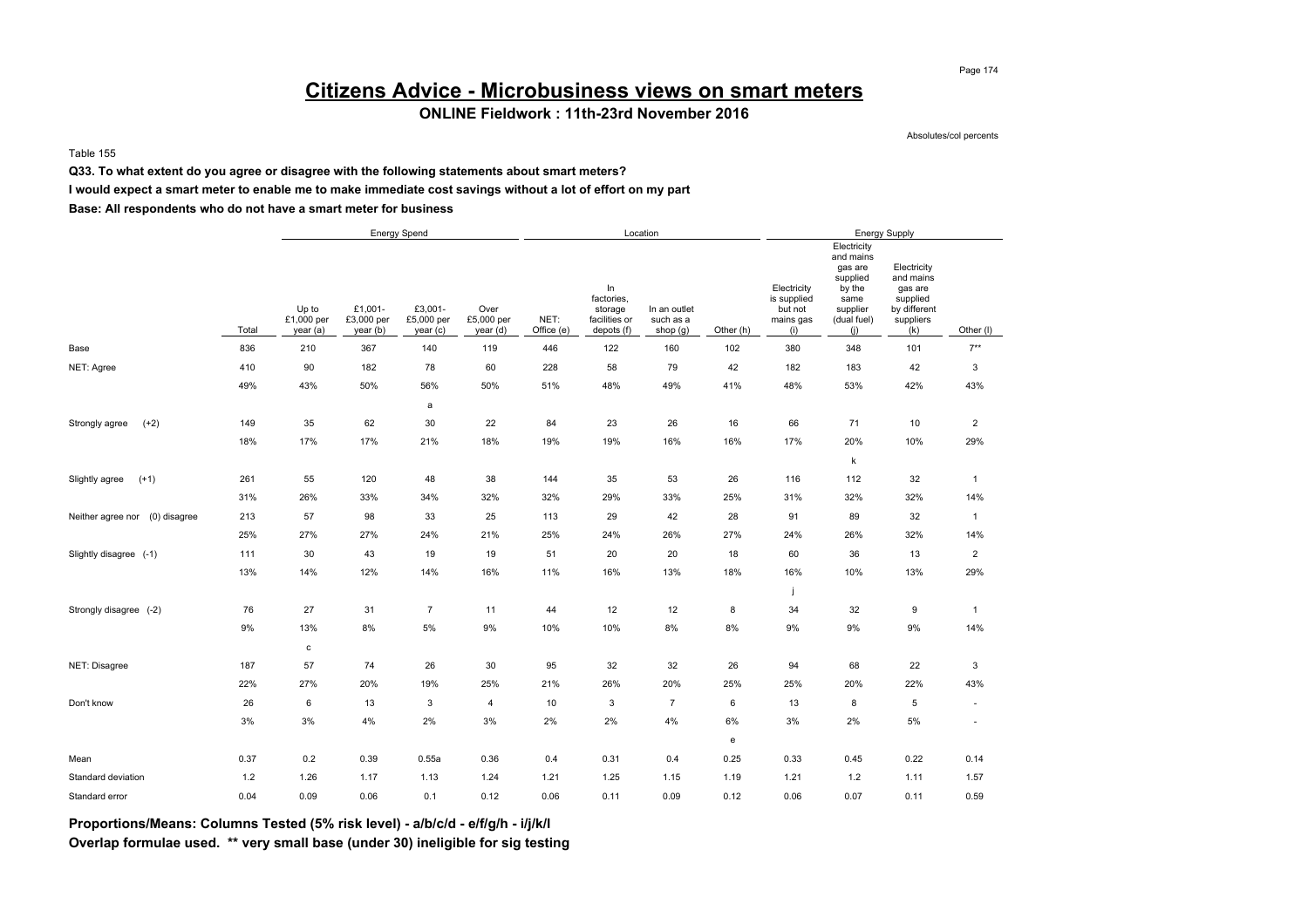# Citizens Advice - Microbusiness views on smart meters

**ONLINE Fieldwork : 11th-23rd November 2016**

Absolutes/col percents

Table 155

**Q33. To what extent do you agree or disagree with the following statements about smart meters?**

**I would expect a smart meter to enable me to make immediate cost savings without a lot of effort on my part**

**Base: All respondents who do not have a smart meter for business**

| | | Energy Spend | | | | Location | | | | Energy Supply | | | |
|---|---|---|---|---|---|---|---|---|---|---|---|---|---|
| | Total | Up to £1,000 per year (a) | £1,001- £3,000 per year (b) | £3,001- £5,000 per year (c) | Over £5,000 per year (d) | NET: Office (e) | In factories, storage facilities or depots (f) | In an outlet such as a shop (g) | Other (h) | Electricity is supplied but not mains gas (i) | Electricity and mains gas are supplied by the same supplier (dual fuel) (j) | Electricity and mains gas are supplied by different suppliers (k) | Other (l) |
| Base | 836 | 210 | 367 | 140 | 119 | 446 | 122 | 160 | 102 | 380 | 348 | 101 | 7** |
| NET: Agree | 410 | 90 | 182 | 78 | 60 | 228 | 58 | 79 | 42 | 182 | 183 | 42 | 3 |
| | 49% | 43% | 50% | 56% | 50% | 51% | 48% | 49% | 41% | 48% | 53% | 42% | 43% |
| | | | | a | | | | | | | | | |
| Strongly agree (+2) | 149 | 35 | 62 | 30 | 22 | 84 | 23 | 26 | 16 | 66 | 71 | 10 | 2 |
| | 18% | 17% | 17% | 21% | 18% | 19% | 19% | 16% | 16% | 17% | 20% | 10% | 29% |
| | | | | | | | | | | | k | | |
| Slightly agree (+1) | 261 | 55 | 120 | 48 | 38 | 144 | 35 | 53 | 26 | 116 | 112 | 32 | 1 |
| | 31% | 26% | 33% | 34% | 32% | 32% | 29% | 33% | 25% | 31% | 32% | 32% | 14% |
| Neither agree nor (0) disagree | 213 | 57 | 98 | 33 | 25 | 113 | 29 | 42 | 28 | 91 | 89 | 32 | 1 |
| | 25% | 27% | 27% | 24% | 21% | 25% | 24% | 26% | 27% | 24% | 26% | 32% | 14% |
| Slightly disagree (-1) | 111 | 30 | 43 | 19 | 19 | 51 | 20 | 20 | 18 | 60 | 36 | 13 | 2 |
| | 13% | 14% | 12% | 14% | 16% | 11% | 16% | 13% | 18% | 16% | 10% | 13% | 29% |
| | | | | | | | | | | j | | | |
| Strongly disagree (-2) | 76 | 27 | 31 | 7 | 11 | 44 | 12 | 12 | 8 | 34 | 32 | 9 | 1 |
| | 9% | 13% | 8% | 5% | 9% | 10% | 10% | 8% | 8% | 9% | 9% | 9% | 14% |
| | | c | | | | | | | | | | | |
| NET: Disagree | 187 | 57 | 74 | 26 | 30 | 95 | 32 | 32 | 26 | 94 | 68 | 22 | 3 |
| | 22% | 27% | 20% | 19% | 25% | 21% | 26% | 20% | 25% | 25% | 20% | 22% | 43% |
| Don't know | 26 | 6 | 13 | 3 | 4 | 10 | 3 | 7 | 6 | 13 | 8 | 5 | - |
| | 3% | 3% | 4% | 2% | 3% | 2% | 2% | 4% | 6% | 3% | 2% | 5% | - |
| | | | | | | | | | e | | | | |
| Mean | 0.37 | 0.2 | 0.39 | 0.55a | 0.36 | 0.4 | 0.31 | 0.4 | 0.25 | 0.33 | 0.45 | 0.22 | 0.14 |
| Standard deviation | 1.2 | 1.26 | 1.17 | 1.13 | 1.24 | 1.21 | 1.25 | 1.15 | 1.19 | 1.21 | 1.2 | 1.11 | 1.57 |
| Standard error | 0.04 | 0.09 | 0.06 | 0.1 | 0.12 | 0.06 | 0.11 | 0.09 | 0.12 | 0.06 | 0.07 | 0.11 | 0.59 |

**Proportions/Means: Columns Tested (5% risk level) - a/b/c/d - e/f/g/h - i/j/k/l**
**Overlap formulae used. ** very small base (under 30) ineligible for sig testing**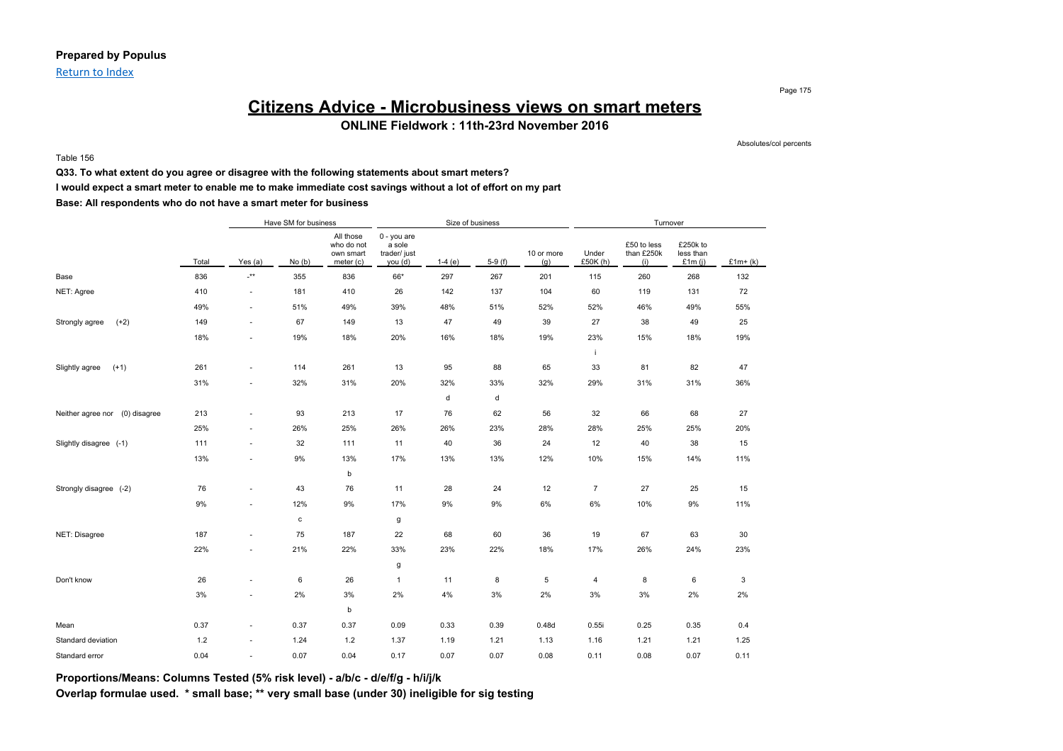**Prepared by Populus**

Return to Index

# Citizens Advice - Microbusiness views on smart meters

**ONLINE Fieldwork : 11th-23rd November 2016**

Absolutes/col percents

Table 156

**Q33. To what extent do you agree or disagree with the following statements about smart meters?**

**I would expect a smart meter to enable me to make immediate cost savings without a lot of effort on my part**

**Base: All respondents who do not have a smart meter for business**

| | | Have SM for business | | | Size of business | | | | Turnover | | | |
|---|---|---|---|---|---|---|---|---|---|---|---|---|
| | Total | Yes (a) | No (b) | All those who do not own smart meter (c) | 0 - you are a sole trader/ just you (d) | 1-4 (e) | 5-9 (f) | 10 or more (g) | Under £50K (h) | £50 to less than £250k (i) | £250k to less than £1m (j) | £1m+ (k) |
| Base | 836 | -** | 355 | 836 | 66* | 297 | 267 | 201 | 115 | 260 | 268 | 132 |
| NET: Agree | 410 | - | 181 | 410 | 26 | 142 | 137 | 104 | 60 | 119 | 131 | 72 |
| | 49% | - | 51% | 49% | 39% | 48% | 51% | 52% | 52% | 46% | 49% | 55% |
| Strongly agree (+2) | 149 | - | 67 | 149 | 13 | 47 | 49 | 39 | 27 | 38 | 49 | 25 |
| | 18% | - | 19% | 18% | 20% | 16% | 18% | 19% | 23% | 15% | 18% | 19% |
| | | | | | | | | | i | | | |
| Slightly agree (+1) | 261 | - | 114 | 261 | 13 | 95 | 88 | 65 | 33 | 81 | 82 | 47 |
| | 31% | - | 32% | 31% | 20% | 32% | 33% | 32% | 29% | 31% | 31% | 36% |
| | | | | | | d | d | | | | | |
| Neither agree nor (0) disagree | 213 | - | 93 | 213 | 17 | 76 | 62 | 56 | 32 | 66 | 68 | 27 |
| | 25% | - | 26% | 25% | 26% | 26% | 23% | 28% | 28% | 25% | 25% | 20% |
| Slightly disagree (-1) | 111 | - | 32 | 111 | 11 | 40 | 36 | 24 | 12 | 40 | 38 | 15 |
| | 13% | - | 9% | 13% | 17% | 13% | 13% | 12% | 10% | 15% | 14% | 11% |
| | | | | b | | | | | | | | |
| Strongly disagree (-2) | 76 | - | 43 | 76 | 11 | 28 | 24 | 12 | 7 | 27 | 25 | 15 |
| | 9% | - | 12% | 9% | 17% | 9% | 9% | 6% | 6% | 10% | 9% | 11% |
| | | | c | | g | | | | | | | |
| NET: Disagree | 187 | - | 75 | 187 | 22 | 68 | 60 | 36 | 19 | 67 | 63 | 30 |
| | 22% | - | 21% | 22% | 33% | 23% | 22% | 18% | 17% | 26% | 24% | 23% |
| | | | | | g | | | | | | | |
| Don't know | 26 | - | 6 | 26 | 1 | 11 | 8 | 5 | 4 | 8 | 6 | 3 |
| | 3% | - | 2% | 3% | 2% | 4% | 3% | 2% | 3% | 3% | 2% | 2% |
| | | | | b | | | | | | | | |
| Mean | 0.37 | - | 0.37 | 0.37 | 0.09 | 0.33 | 0.39 | 0.48d | 0.55i | 0.25 | 0.35 | 0.4 |
| Standard deviation | 1.2 | - | 1.24 | 1.2 | 1.37 | 1.19 | 1.21 | 1.13 | 1.16 | 1.21 | 1.21 | 1.25 |
| Standard error | 0.04 | - | 0.07 | 0.04 | 0.17 | 0.07 | 0.07 | 0.08 | 0.11 | 0.08 | 0.07 | 0.11 |

**Proportions/Means: Columns Tested (5% risk level) - a/b/c - d/e/f/g - h/i/j/k**

**Overlap formulae used. * small base; ** very small base (under 30) ineligible for sig testing**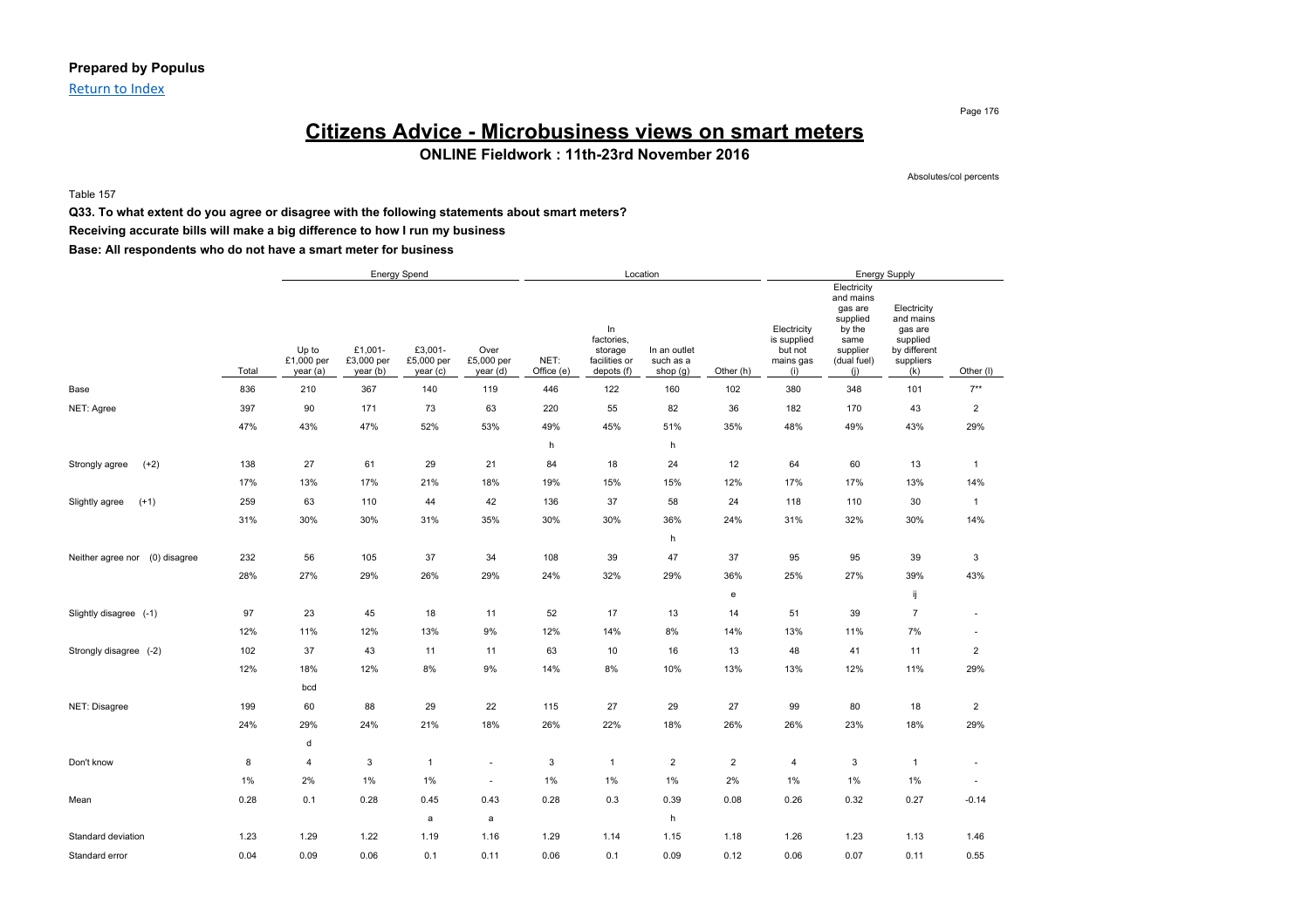**Prepared by Populus**

Return to Index

# Citizens Advice - Microbusiness views on smart meters

## ONLINE Fieldwork : 11th-23rd November 2016

Absolutes/col percents

Table 157

**Q33. To what extent do you agree or disagree with the following statements about smart meters?**

**Receiving accurate bills will make a big difference to how I run my business**

**Base: All respondents who do not have a smart meter for business**

| | | Energy Spend | | | | Location | | | | Energy Supply | | | |
|---|---|---|---|---|---|---|---|---|---|---|---|---|---|
| | Total | Up to £1,000 per year (a) | £1,001-£3,000 per year (b) | £3,001-£5,000 per year (c) | Over £5,000 per year (d) | NET: Office (e) | In factories, storage facilities or depots (f) | In an outlet such as a shop (g) | Other (h) | Electricity is supplied but not mains gas (i) | Electricity and mains gas are supplied by the same supplier (dual fuel) (j) | Electricity and mains gas are supplied by different suppliers (k) | Other (l) |
| Base | 836 | 210 | 367 | 140 | 119 | 446 | 122 | 160 | 102 | 380 | 348 | 101 | 7** |
| NET: Agree | 397 | 90 | 171 | 73 | 63 | 220 | 55 | 82 | 36 | 182 | 170 | 43 | 2 |
| | 47% | 43% | 47% | 52% | 53% | 49% | 45% | 51% | 35% | 48% | 49% | 43% | 29% |
| | | | | | | h | | h | | | | | |
| Strongly agree (+2) | 138 | 27 | 61 | 29 | 21 | 84 | 18 | 24 | 12 | 64 | 60 | 13 | 1 |
| | 17% | 13% | 17% | 21% | 18% | 19% | 15% | 15% | 12% | 17% | 17% | 13% | 14% |
| Slightly agree (+1) | 259 | 63 | 110 | 44 | 42 | 136 | 37 | 58 | 24 | 118 | 110 | 30 | 1 |
| | 31% | 30% | 30% | 31% | 35% | 30% | 30% | 36% | 24% | 31% | 32% | 30% | 14% |
| | | | | | | | | h | | | | | |
| Neither agree nor (0) disagree | 232 | 56 | 105 | 37 | 34 | 108 | 39 | 47 | 37 | 95 | 95 | 39 | 3 |
| | 28% | 27% | 29% | 26% | 29% | 24% | 32% | 29% | 36% | 25% | 27% | 39% | 43% |
| | | | | | | | | | e | | | ij | |
| Slightly disagree (-1) | 97 | 23 | 45 | 18 | 11 | 52 | 17 | 13 | 14 | 51 | 39 | 7 | - |
| | 12% | 11% | 12% | 13% | 9% | 12% | 14% | 8% | 14% | 13% | 11% | 7% | - |
| Strongly disagree (-2) | 102 | 37 | 43 | 11 | 11 | 63 | 10 | 16 | 13 | 48 | 41 | 11 | 2 |
| | 12% | 18% | 12% | 8% | 9% | 14% | 8% | 10% | 13% | 13% | 12% | 11% | 29% |
| | | bcd | | | | | | | | | | | |
| NET: Disagree | 199 | 60 | 88 | 29 | 22 | 115 | 27 | 29 | 27 | 99 | 80 | 18 | 2 |
| | 24% | 29% | 24% | 21% | 18% | 26% | 22% | 18% | 26% | 26% | 23% | 18% | 29% |
| | | d | | | | | | | | | | | |
| Don't know | 8 | 4 | 3 | 1 | - | 3 | 1 | 2 | 2 | 4 | 3 | 1 | - |
| | 1% | 2% | 1% | 1% | - | 1% | 1% | 1% | 2% | 1% | 1% | 1% | - |
| Mean | 0.28 | 0.1 | 0.28 | 0.45 | 0.43 | 0.28 | 0.3 | 0.39 | 0.08 | 0.26 | 0.32 | 0.27 | -0.14 |
| | | | | a | a | | | h | | | | | |
| Standard deviation | 1.23 | 1.29 | 1.22 | 1.19 | 1.16 | 1.29 | 1.14 | 1.15 | 1.18 | 1.26 | 1.23 | 1.13 | 1.46 |
| Standard error | 0.04 | 0.09 | 0.06 | 0.1 | 0.11 | 0.06 | 0.1 | 0.09 | 0.12 | 0.06 | 0.07 | 0.11 | 0.55 |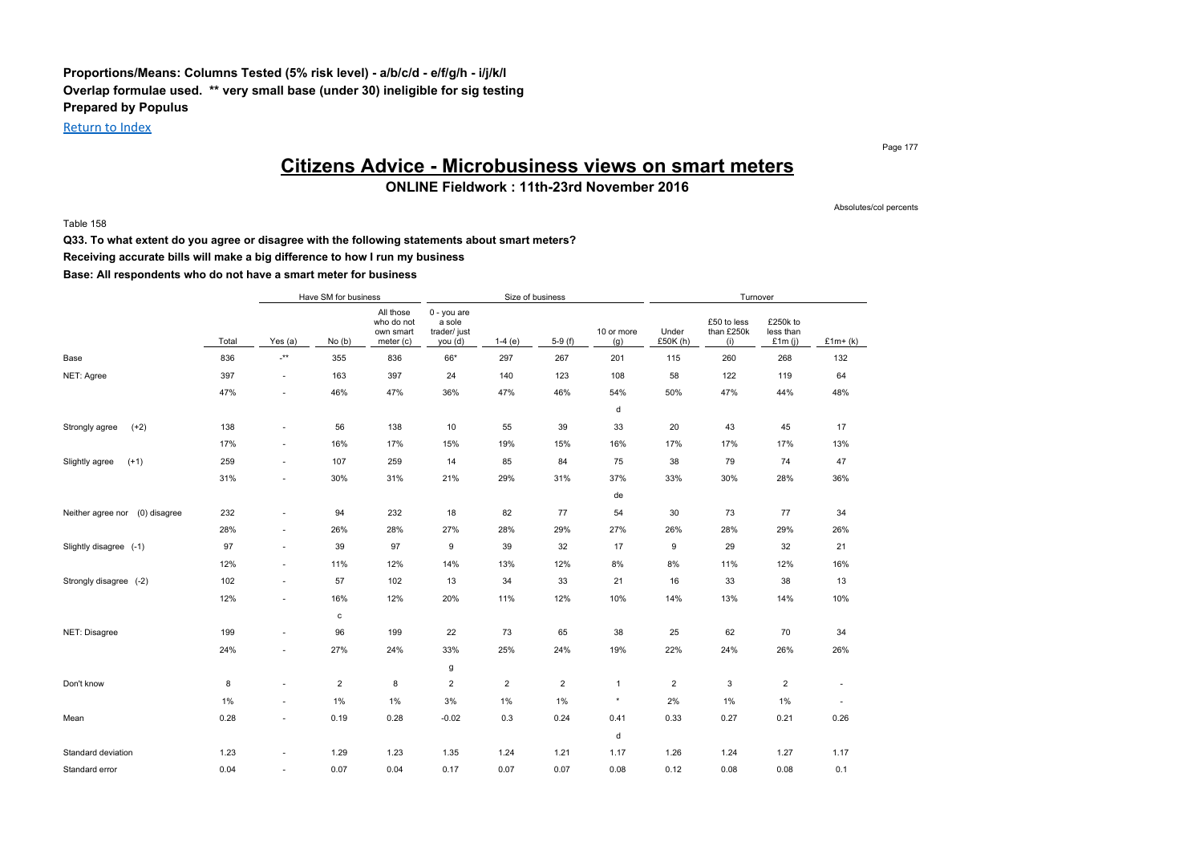**Proportions/Means: Columns Tested (5% risk level) - a/b/c/d - e/f/g/h - i/j/k/l**
**Overlap formulae used. ** very small base (under 30) ineligible for sig testing**
**Prepared by Populus**

Return to Index

# Citizens Advice - Microbusiness views on smart meters

## ONLINE Fieldwork : 11th-23rd November 2016

Absolutes/col percents

Table 158

**Q33. To what extent do you agree or disagree with the following statements about smart meters?**

**Receiving accurate bills will make a big difference to how I run my business**

**Base: All respondents who do not have a smart meter for business**

| | | Have SM for business | | | Size of business | | | | Turnover | | | |
|---|---|---|---|---|---|---|---|---|---|---|---|---|
| | Total | Yes (a) | No (b) | All those who do not own smart meter (c) | 0 - you are a sole trader/ just you (d) | 1-4 (e) | 5-9 (f) | 10 or more (g) | Under £50K (h) | £50 to less than £250k (i) | £250k to less than £1m (j) | £1m+ (k) |
| Base | 836 | -** | 355 | 836 | 66* | 297 | 267 | 201 | 115 | 260 | 268 | 132 |
| NET: Agree | 397 | - | 163 | 397 | 24 | 140 | 123 | 108 | 58 | 122 | 119 | 64 |
| | 47% | - | 46% | 47% | 36% | 47% | 46% | 54% | 50% | 47% | 44% | 48% |
| | | | | | | | | d | | | | |
| Strongly agree (+2) | 138 | - | 56 | 138 | 10 | 55 | 39 | 33 | 20 | 43 | 45 | 17 |
| | 17% | - | 16% | 17% | 15% | 19% | 15% | 16% | 17% | 17% | 17% | 13% |
| Slightly agree (+1) | 259 | - | 107 | 259 | 14 | 85 | 84 | 75 | 38 | 79 | 74 | 47 |
| | 31% | - | 30% | 31% | 21% | 29% | 31% | 37% | 33% | 30% | 28% | 36% |
| | | | | | | | | de | | | | |
| Neither agree nor (0) disagree | 232 | - | 94 | 232 | 18 | 82 | 77 | 54 | 30 | 73 | 77 | 34 |
| | 28% | - | 26% | 28% | 27% | 28% | 29% | 27% | 26% | 28% | 29% | 26% |
| Slightly disagree (-1) | 97 | - | 39 | 97 | 9 | 39 | 32 | 17 | 9 | 29 | 32 | 21 |
| | 12% | - | 11% | 12% | 14% | 13% | 12% | 8% | 8% | 11% | 12% | 16% |
| Strongly disagree (-2) | 102 | - | 57 | 102 | 13 | 34 | 33 | 21 | 16 | 33 | 38 | 13 |
| | 12% | - | 16% | 12% | 20% | 11% | 12% | 10% | 14% | 13% | 14% | 10% |
| | | | c | | | | | | | | | |
| NET: Disagree | 199 | - | 96 | 199 | 22 | 73 | 65 | 38 | 25 | 62 | 70 | 34 |
| | 24% | - | 27% | 24% | 33% | 25% | 24% | 19% | 22% | 24% | 26% | 26% |
| | | | | | g | | | | | | | |
| Don't know | 8 | - | 2 | 8 | 2 | 2 | 2 | 1 | 2 | 3 | 2 | - |
| | 1% | - | 1% | 1% | 3% | 1% | 1% | * | 2% | 1% | 1% | - |
| Mean | 0.28 | - | 0.19 | 0.28 | -0.02 | 0.3 | 0.24 | 0.41 | 0.33 | 0.27 | 0.21 | 0.26 |
| | | | | | | | | d | | | | |
| Standard deviation | 1.23 | - | 1.29 | 1.23 | 1.35 | 1.24 | 1.21 | 1.17 | 1.26 | 1.24 | 1.27 | 1.17 |
| Standard error | 0.04 | - | 0.07 | 0.04 | 0.17 | 0.07 | 0.07 | 0.08 | 0.12 | 0.08 | 0.08 | 0.1 |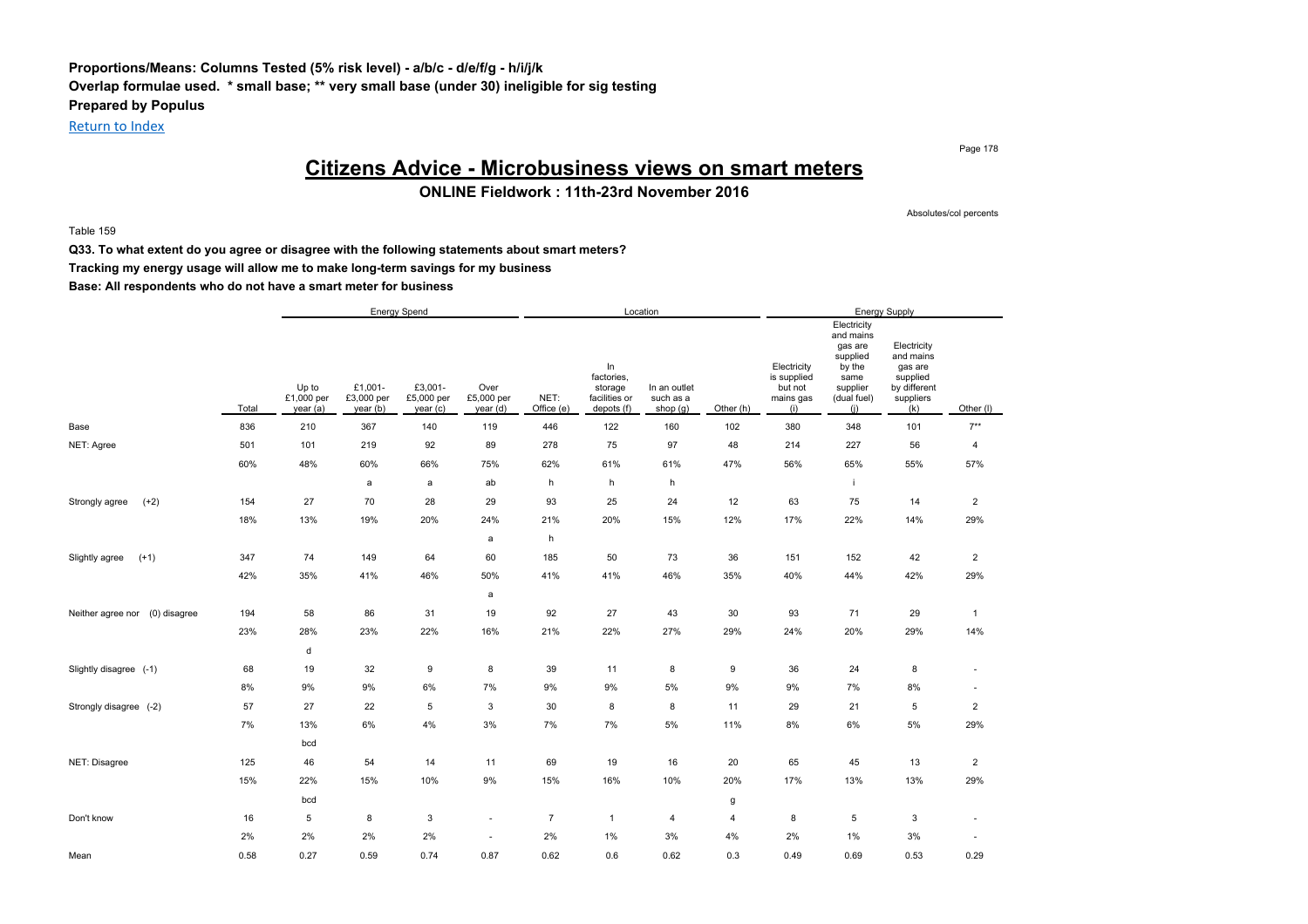**Proportions/Means: Columns Tested (5% risk level) - a/b/c - d/e/f/g - h/i/j/k**
**Overlap formulae used. * small base; ** very small base (under 30) ineligible for sig testing**
**Prepared by Populus**

Return to Index

# Citizens Advice - Microbusiness views on smart meters

## ONLINE Fieldwork : 11th-23rd November 2016

Absolutes/col percents

Table 159

**Q33. To what extent do you agree or disagree with the following statements about smart meters?**
**Tracking my energy usage will allow me to make long-term savings for my business**
**Base: All respondents who do not have a smart meter for business**

| | | Energy Spend | | | | Location | | | | Energy Supply | | | |
|---|---|---|---|---|---|---|---|---|---|---|---|---|---|
| | Total | Up to £1,000 per year (a) | £1,001- £3,000 per year (b) | £3,001- £5,000 per year (c) | Over £5,000 per year (d) | NET: Office (e) | In factories, storage facilities or depots (f) | In an outlet such as a shop (g) | Other (h) | Electricity is supplied but not mains gas (i) | Electricity and mains gas are supplied by the same supplier (dual fuel) (j) | Electricity and mains gas are supplied by different suppliers (k) | Other (l) |
| Base | 836 | 210 | 367 | 140 | 119 | 446 | 122 | 160 | 102 | 380 | 348 | 101 | 7** |
| NET: Agree | 501 | 101 | 219 | 92 | 89 | 278 | 75 | 97 | 48 | 214 | 227 | 56 | 4 |
| | 60% | 48% | 60% | 66% | 75% | 62% | 61% | 61% | 47% | 56% | 65% | 55% | 57% |
| | | | a | a | ab | h | h | h | | | i | | |
| Strongly agree (+2) | 154 | 27 | 70 | 28 | 29 | 93 | 25 | 24 | 12 | 63 | 75 | 14 | 2 |
| | 18% | 13% | 19% | 20% | 24% | 21% | 20% | 15% | 12% | 17% | 22% | 14% | 29% |
| | | | | | a | h | | | | | | | |
| Slightly agree (+1) | 347 | 74 | 149 | 64 | 60 | 185 | 50 | 73 | 36 | 151 | 152 | 42 | 2 |
| | 42% | 35% | 41% | 46% | 50% | 41% | 41% | 46% | 35% | 40% | 44% | 42% | 29% |
| | | | | | a | | | | | | | | |
| Neither agree nor (0) disagree | 194 | 58 | 86 | 31 | 19 | 92 | 27 | 43 | 30 | 93 | 71 | 29 | 1 |
| | 23% | 28% | 23% | 22% | 16% | 21% | 22% | 27% | 29% | 24% | 20% | 29% | 14% |
| | | d | | | | | | | | | | | |
| Slightly disagree (-1) | 68 | 19 | 32 | 9 | 8 | 39 | 11 | 8 | 9 | 36 | 24 | 8 | - |
| | 8% | 9% | 9% | 6% | 7% | 9% | 9% | 5% | 9% | 9% | 7% | 8% | - |
| Strongly disagree (-2) | 57 | 27 | 22 | 5 | 3 | 30 | 8 | 8 | 11 | 29 | 21 | 5 | 2 |
| | 7% | 13% | 6% | 4% | 3% | 7% | 7% | 5% | 11% | 8% | 6% | 5% | 29% |
| | | bcd | | | | | | | | | | | |
| NET: Disagree | 125 | 46 | 54 | 14 | 11 | 69 | 19 | 16 | 20 | 65 | 45 | 13 | 2 |
| | 15% | 22% | 15% | 10% | 9% | 15% | 16% | 10% | 20% | 17% | 13% | 13% | 29% |
| | | bcd | | | | | | | g | | | | |
| Don't know | 16 | 5 | 8 | 3 | - | 7 | 1 | 4 | 4 | 8 | 5 | 3 | - |
| | 2% | 2% | 2% | 2% | - | 2% | 1% | 3% | 4% | 2% | 1% | 3% | - |
| Mean | 0.58 | 0.27 | 0.59 | 0.74 | 0.87 | 0.62 | 0.6 | 0.62 | 0.3 | 0.49 | 0.69 | 0.53 | 0.29 |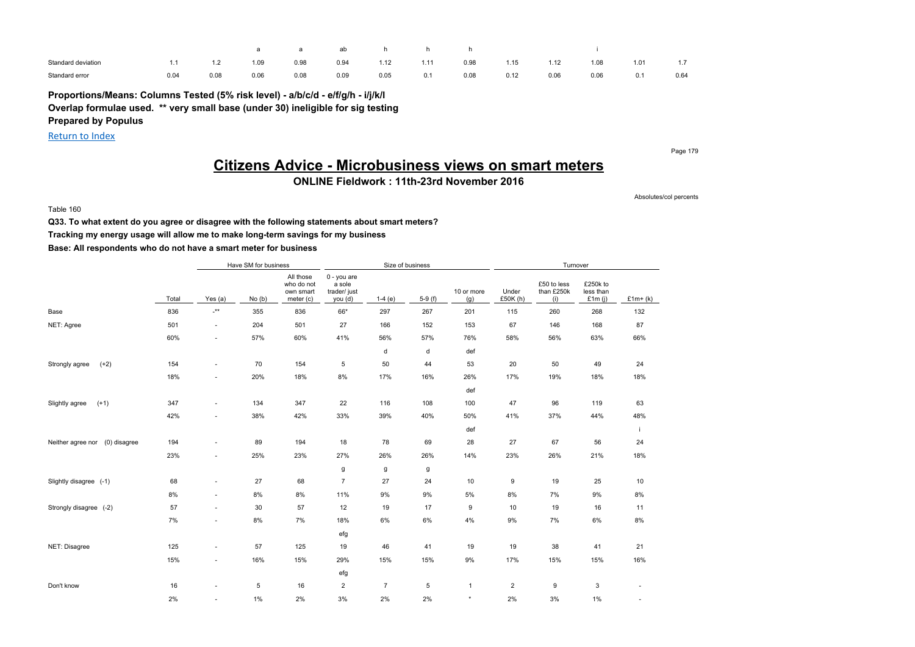| | | | | | | | | | | | | | |
|---|---|---|---|---|---|---|---|---|---|---|---|---|---|
| | | | a | a | ab | h | h | h | | | i | | |
| Standard deviation | 1.1 | 1.2 | 1.09 | 0.98 | 0.94 | 1.12 | 1.11 | 0.98 | 1.15 | 1.12 | 1.08 | 1.01 | 1.7 |
| Standard error | 0.04 | 0.08 | 0.06 | 0.08 | 0.09 | 0.05 | 0.1 | 0.08 | 0.12 | 0.06 | 0.06 | 0.1 | 0.64 |

**Proportions/Means: Columns Tested (5% risk level) - a/b/c/d - e/f/g/h - i/j/k/l**
**Overlap formulae used. \*\* very small base (under 30) ineligible for sig testing**
**Prepared by Populus**

Return to Index

# Citizens Advice - Microbusiness views on smart meters

## ONLINE Fieldwork : 11th-23rd November 2016

Absolutes/col percents

Table 160

**Q33. To what extent do you agree or disagree with the following statements about smart meters?**
**Tracking my energy usage will allow me to make long-term savings for my business**
**Base: All respondents who do not have a smart meter for business**

| | | Have SM for business | | | Size of business | | | | Turnover | | | |
|---|---|---|---|---|---|---|---|---|---|---|---|---|
| | Total | Yes (a) | No (b) | All those who do not own smart meter (c) | 0 - you are a sole trader/ just you (d) | 1-4 (e) | 5-9 (f) | 10 or more (g) | Under £50K (h) | £50 to less than £250k (i) | £250k to less than £1m (j) | £1m+ (k) |
| Base | 836 | -** | 355 | 836 | 66* | 297 | 267 | 201 | 115 | 260 | 268 | 132 |
| NET: Agree | 501 | - | 204 | 501 | 27 | 166 | 152 | 153 | 67 | 146 | 168 | 87 |
| | 60% | - | 57% | 60% | 41% | 56% | 57% | 76% | 58% | 56% | 63% | 66% |
| | | | | | | d | d | def | | | | |
| Strongly agree (+2) | 154 | - | 70 | 154 | 5 | 50 | 44 | 53 | 20 | 50 | 49 | 24 |
| | 18% | - | 20% | 18% | 8% | 17% | 16% | 26% | 17% | 19% | 18% | 18% |
| | | | | | | | | def | | | | |
| Slightly agree (+1) | 347 | - | 134 | 347 | 22 | 116 | 108 | 100 | 47 | 96 | 119 | 63 |
| | 42% | - | 38% | 42% | 33% | 39% | 40% | 50% | 41% | 37% | 44% | 48% |
| | | | | | | | | def | | | | i |
| Neither agree nor (0) disagree | 194 | - | 89 | 194 | 18 | 78 | 69 | 28 | 27 | 67 | 56 | 24 |
| | 23% | - | 25% | 23% | 27% | 26% | 26% | 14% | 23% | 26% | 21% | 18% |
| | | | | | g | g | g | | | | | |
| Slightly disagree (-1) | 68 | - | 27 | 68 | 7 | 27 | 24 | 10 | 9 | 19 | 25 | 10 |
| | 8% | - | 8% | 8% | 11% | 9% | 9% | 5% | 8% | 7% | 9% | 8% |
| Strongly disagree (-2) | 57 | - | 30 | 57 | 12 | 19 | 17 | 9 | 10 | 19 | 16 | 11 |
| | 7% | - | 8% | 7% | 18% | 6% | 6% | 4% | 9% | 7% | 6% | 8% |
| | | | | | efg | | | | | | | |
| NET: Disagree | 125 | - | 57 | 125 | 19 | 46 | 41 | 19 | 19 | 38 | 41 | 21 |
| | 15% | - | 16% | 15% | 29% | 15% | 15% | 9% | 17% | 15% | 15% | 16% |
| | | | | | efg | | | | | | | |
| Don't know | 16 | - | 5 | 16 | 2 | 7 | 5 | 1 | 2 | 9 | 3 | - |
| | 2% | - | 1% | 2% | 3% | 2% | 2% | * | 2% | 3% | 1% | - |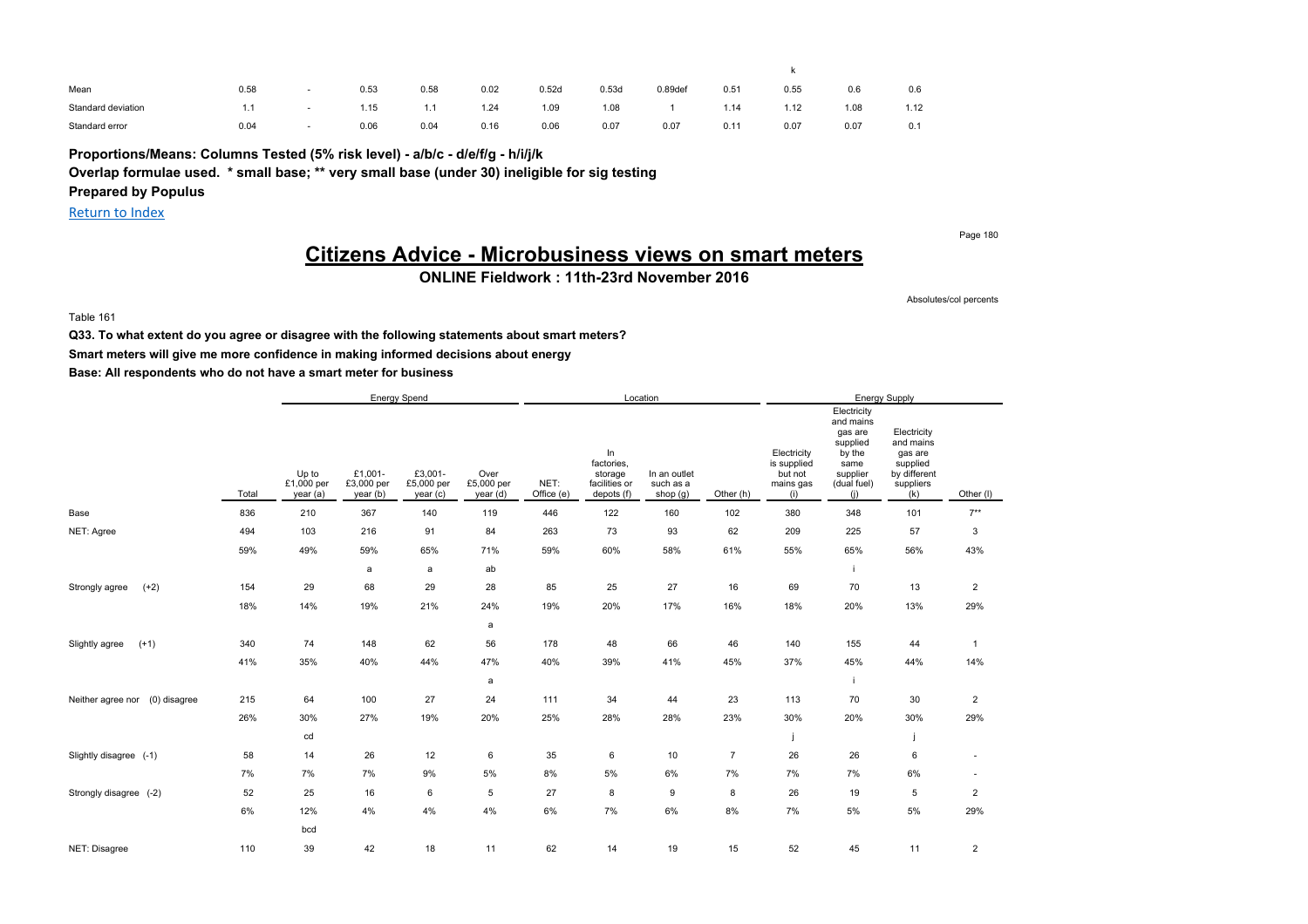| | | | | | | | | | | k | | |
|---|---|---|---|---|---|---|---|---|---|---|---|---|
| Mean | 0.58 | - | 0.53 | 0.58 | 0.02 | 0.52d | 0.53d | 0.89def | 0.51 | 0.55 | 0.6 | 0.6 |
| Standard deviation | 1.1 | - | 1.15 | 1.1 | 1.24 | 1.09 | 1.08 | 1 | 1.14 | 1.12 | 1.08 | 1.12 |
| Standard error | 0.04 | - | 0.06 | 0.04 | 0.16 | 0.06 | 0.07 | 0.07 | 0.11 | 0.07 | 0.07 | 0.1 |

**Proportions/Means: Columns Tested (5% risk level) - a/b/c - d/e/f/g - h/i/j/k**

**Overlap formulae used. * small base; ** very small base (under 30) ineligible for sig testing**

**Prepared by Populus**

[Return to Index]

# Citizens Advice - Microbusiness views on smart meters

## ONLINE Fieldwork : 11th-23rd November 2016

Absolutes/col percents

Table 161

**Q33. To what extent do you agree or disagree with the following statements about smart meters?**

**Smart meters will give me more confidence in making informed decisions about energy**

**Base: All respondents who do not have a smart meter for business**

| | | Energy Spend | | | | Location | | | | Energy Supply | | | |
|---|---|---|---|---|---|---|---|---|---|---|---|---|---|
| | Total | Up to £1,000 per year (a) | £1,001- £3,000 per year (b) | £3,001- £5,000 per year (c) | Over £5,000 per year (d) | NET: Office (e) | In factories, storage facilities or depots (f) | In an outlet such as a shop (g) | Other (h) | Electricity is supplied but not mains gas (i) | Electricity and mains gas are supplied by the same supplier (dual fuel) (j) | Electricity and mains gas are supplied by different suppliers (k) | Other (l) |
| Base | 836 | 210 | 367 | 140 | 119 | 446 | 122 | 160 | 102 | 380 | 348 | 101 | 7** |
| NET: Agree | 494 | 103 | 216 | 91 | 84 | 263 | 73 | 93 | 62 | 209 | 225 | 57 | 3 |
| | 59% | 49% | 59% | 65% | 71% | 59% | 60% | 58% | 61% | 55% | 65% | 56% | 43% |
| | | | a | a | ab | | | | | | i | | |
| Strongly agree (+2) | 154 | 29 | 68 | 29 | 28 | 85 | 25 | 27 | 16 | 69 | 70 | 13 | 2 |
| | 18% | 14% | 19% | 21% | 24% | 19% | 20% | 17% | 16% | 18% | 20% | 13% | 29% |
| | | | | | a | | | | | | | | |
| Slightly agree (+1) | 340 | 74 | 148 | 62 | 56 | 178 | 48 | 66 | 46 | 140 | 155 | 44 | 1 |
| | 41% | 35% | 40% | 44% | 47% | 40% | 39% | 41% | 45% | 37% | 45% | 44% | 14% |
| | | | | | a | | | | | | i | | |
| Neither agree nor (0) disagree | 215 | 64 | 100 | 27 | 24 | 111 | 34 | 44 | 23 | 113 | 70 | 30 | 2 |
| | 26% | 30% | 27% | 19% | 20% | 25% | 28% | 28% | 23% | 30% | 20% | 30% | 29% |
| | | cd | | | | | | | | j | | j | |
| Slightly disagree (-1) | 58 | 14 | 26 | 12 | 6 | 35 | 6 | 10 | 7 | 26 | 26 | 6 | - |
| | 7% | 7% | 7% | 9% | 5% | 8% | 5% | 6% | 7% | 7% | 7% | 6% | - |
| Strongly disagree (-2) | 52 | 25 | 16 | 6 | 5 | 27 | 8 | 9 | 8 | 26 | 19 | 5 | 2 |
| | 6% | 12% | 4% | 4% | 4% | 6% | 7% | 6% | 8% | 7% | 5% | 5% | 29% |
| | | bcd | | | | | | | | | | | |
| NET: Disagree | 110 | 39 | 42 | 18 | 11 | 62 | 14 | 19 | 15 | 52 | 45 | 11 | 2 |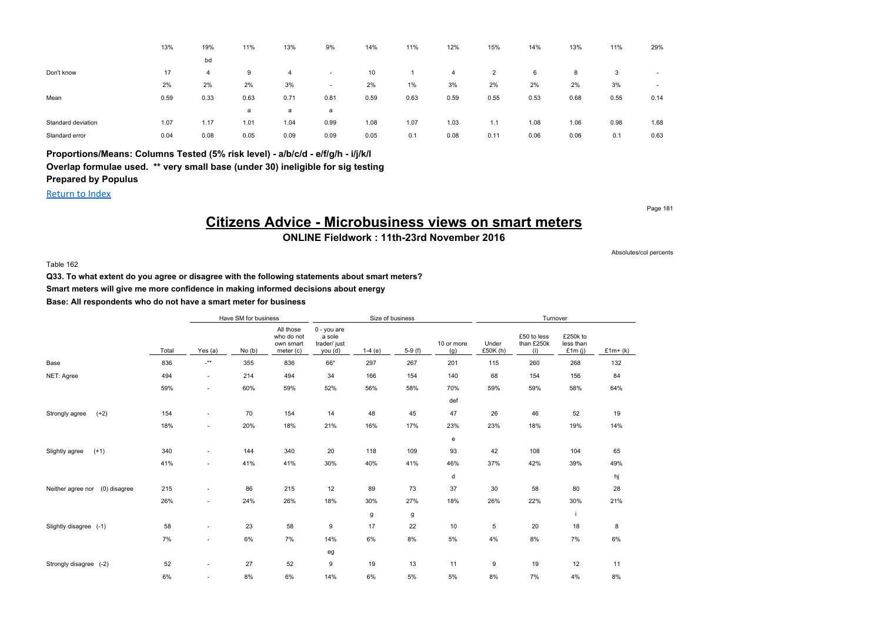| | | | | | | | | | | | | | |
|---|---|---|---|---|---|---|---|---|---|---|---|---|---|
| | 13% | 19% | 11% | 13% | 9% | 14% | 11% | 12% | 15% | 14% | 13% | 11% | 29% |
| | | bd | | | | | | | | | | | |
| Don't know | 17 | 4 | 9 | 4 | - | 10 | 1 | 4 | 2 | 6 | 8 | 3 | - |
| | 2% | 2% | 2% | 3% | - | 2% | 1% | 3% | 2% | 2% | 2% | 3% | - |
| Mean | 0.59 | 0.33 | 0.63 | 0.71 | 0.81 | 0.59 | 0.63 | 0.59 | 0.55 | 0.53 | 0.68 | 0.55 | 0.14 |
| | | | a | a | a | | | | | | | | |
| Standard deviation | 1.07 | 1.17 | 1.01 | 1.04 | 0.99 | 1.08 | 1.07 | 1.03 | 1.1 | 1.08 | 1.06 | 0.98 | 1.68 |
| Standard error | 0.04 | 0.08 | 0.05 | 0.09 | 0.09 | 0.05 | 0.1 | 0.08 | 0.11 | 0.06 | 0.06 | 0.1 | 0.63 |

**Proportions/Means: Columns Tested (5% risk level) - a/b/c/d - e/f/g/h - i/j/k/l**
**Overlap formulae used. ** very small base (under 30) ineligible for sig testing**
**Prepared by Populus**

Return to Index

# Citizens Advice - Microbusiness views on smart meters

**ONLINE Fieldwork : 11th-23rd November 2016**

Absolutes/col percents

Table 162

**Q33. To what extent do you agree or disagree with the following statements about smart meters?**
**Smart meters will give me more confidence in making informed decisions about energy**
**Base: All respondents who do not have a smart meter for business**

| | | Have SM for business | | | Size of business | | | | Turnover | | | |
|---|---|---|---|---|---|---|---|---|---|---|---|---|
| | Total | Yes (a) | No (b) | All those who do not own smart meter (c) | 0 - you are a sole trader/ just you (d) | 1-4 (e) | 5-9 (f) | 10 or more (g) | Under £50K (h) | £50 to less than £250k (i) | £250k to less than £1m (j) | £1m+ (k) |
| Base | 836 | -** | 355 | 836 | 66* | 297 | 267 | 201 | 115 | 260 | 268 | 132 |
| NET: Agree | 494 | - | 214 | 494 | 34 | 166 | 154 | 140 | 68 | 154 | 156 | 84 |
| | 59% | - | 60% | 59% | 52% | 56% | 58% | 70% | 59% | 59% | 58% | 64% |
| | | | | | | | | def | | | | |
| Strongly agree (+2) | 154 | - | 70 | 154 | 14 | 48 | 45 | 47 | 26 | 46 | 52 | 19 |
| | 18% | - | 20% | 18% | 21% | 16% | 17% | 23% | 23% | 18% | 19% | 14% |
| | | | | | | | | e | | | | |
| Slightly agree (+1) | 340 | - | 144 | 340 | 20 | 118 | 109 | 93 | 42 | 108 | 104 | 65 |
| | 41% | - | 41% | 41% | 30% | 40% | 41% | 46% | 37% | 42% | 39% | 49% |
| | | | | | | | | d | | | | hj |
| Neither agree nor (0) disagree | 215 | - | 86 | 215 | 12 | 89 | 73 | 37 | 30 | 58 | 80 | 28 |
| | 26% | - | 24% | 26% | 18% | 30% | 27% | 18% | 26% | 22% | 30% | 21% |
| | | | | | | g | g | | | | i | |
| Slightly disagree (-1) | 58 | - | 23 | 58 | 9 | 17 | 22 | 10 | 5 | 20 | 18 | 8 |
| | 7% | - | 6% | 7% | 14% | 6% | 8% | 5% | 4% | 8% | 7% | 6% |
| | | | | | eg | | | | | | | |
| Strongly disagree (-2) | 52 | - | 27 | 52 | 9 | 19 | 13 | 11 | 9 | 19 | 12 | 11 |
| | 6% | - | 8% | 6% | 14% | 6% | 5% | 5% | 8% | 7% | 4% | 8% |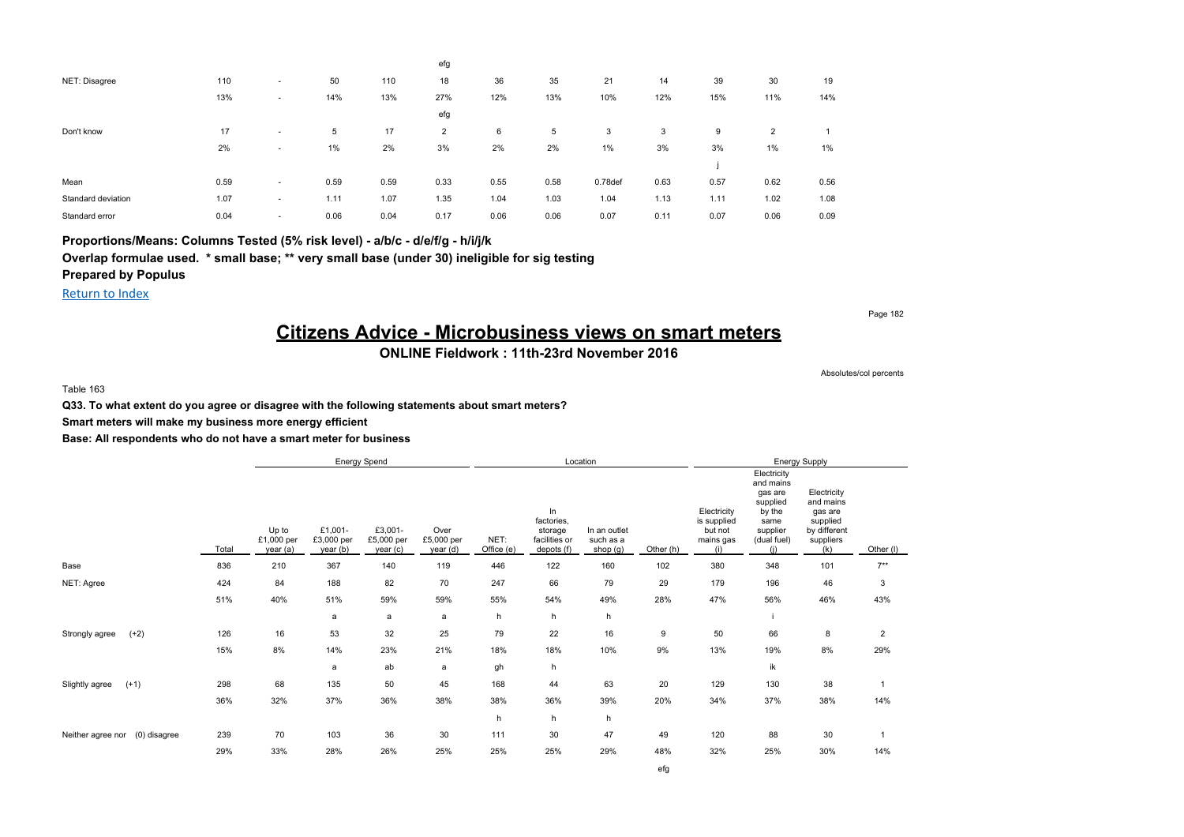| | | | | | efg | | | | | | | |
|---|---|---|---|---|---|---|---|---|---|---|---|---|
| NET: Disagree | 110 | - | 50 | 110 | 18 | 36 | 35 | 21 | 14 | 39 | 30 | 19 |
| | 13% | - | 14% | 13% | 27% | 12% | 13% | 10% | 12% | 15% | 11% | 14% |
| | | | | | efg | | | | | | | |
| Don't know | 17 | - | 5 | 17 | 2 | 6 | 5 | 3 | 3 | 9 | 2 | 1 |
| | 2% | - | 1% | 2% | 3% | 2% | 2% | 1% | 3% | 3% | 1% | 1% |
| | | | | | | | | | | j | | |
| Mean | 0.59 | - | 0.59 | 0.59 | 0.33 | 0.55 | 0.58 | 0.78def | 0.63 | 0.57 | 0.62 | 0.56 |
| Standard deviation | 1.07 | - | 1.11 | 1.07 | 1.35 | 1.04 | 1.03 | 1.04 | 1.13 | 1.11 | 1.02 | 1.08 |
| Standard error | 0.04 | - | 0.06 | 0.04 | 0.17 | 0.06 | 0.06 | 0.07 | 0.11 | 0.07 | 0.06 | 0.09 |

**Proportions/Means: Columns Tested (5% risk level) - a/b/c - d/e/f/g - h/i/j/k**

**Overlap formulae used. * small base; ** very small base (under 30) ineligible for sig testing**

**Prepared by Populus**

Return to Index

# Citizens Advice - Microbusiness views on smart meters

**ONLINE Fieldwork : 11th-23rd November 2016**

Absolutes/col percents

Table 163

**Q33. To what extent do you agree or disagree with the following statements about smart meters?**

**Smart meters will make my business more energy efficient**

**Base: All respondents who do not have a smart meter for business**

| | | Energy Spend | | | | Location | | | | Energy Supply | | | |
|---|---|---|---|---|---|---|---|---|---|---|---|---|---|
| | Total | Up to £1,000 per year (a) | £1,001-£3,000 per year (b) | £3,001-£5,000 per year (c) | Over £5,000 per year (d) | NET: Office (e) | In factories, storage facilities or depots (f) | In an outlet such as a shop (g) | Other (h) | Electricity is supplied but not mains gas (i) | Electricity and mains gas are supplied by the same supplier (dual fuel) (j) | Electricity and mains gas are supplied by different suppliers (k) | Other (l) |
| Base | 836 | 210 | 367 | 140 | 119 | 446 | 122 | 160 | 102 | 380 | 348 | 101 | 7** |
| NET: Agree | 424 | 84 | 188 | 82 | 70 | 247 | 66 | 79 | 29 | 179 | 196 | 46 | 3 |
| | 51% | 40% | 51% | 59% | 59% | 55% | 54% | 49% | 28% | 47% | 56% | 46% | 43% |
| | | | a | a | a | h | h | h | | | i | | |
| Strongly agree (+2) | 126 | 16 | 53 | 32 | 25 | 79 | 22 | 16 | 9 | 50 | 66 | 8 | 2 |
| | 15% | 8% | 14% | 23% | 21% | 18% | 18% | 10% | 9% | 13% | 19% | 8% | 29% |
| | | | a | ab | a | gh | h | | | | ik | | |
| Slightly agree (+1) | 298 | 68 | 135 | 50 | 45 | 168 | 44 | 63 | 20 | 129 | 130 | 38 | 1 |
| | 36% | 32% | 37% | 36% | 38% | 38% | 36% | 39% | 20% | 34% | 37% | 38% | 14% |
| | | | | | | h | h | h | | | | | |
| Neither agree nor (0) disagree | 239 | 70 | 103 | 36 | 30 | 111 | 30 | 47 | 49 | 120 | 88 | 30 | 1 |
| | 29% | 33% | 28% | 26% | 25% | 25% | 25% | 29% | 48% | 32% | 25% | 30% | 14% |
| | | | | | | | | | efg | | | | |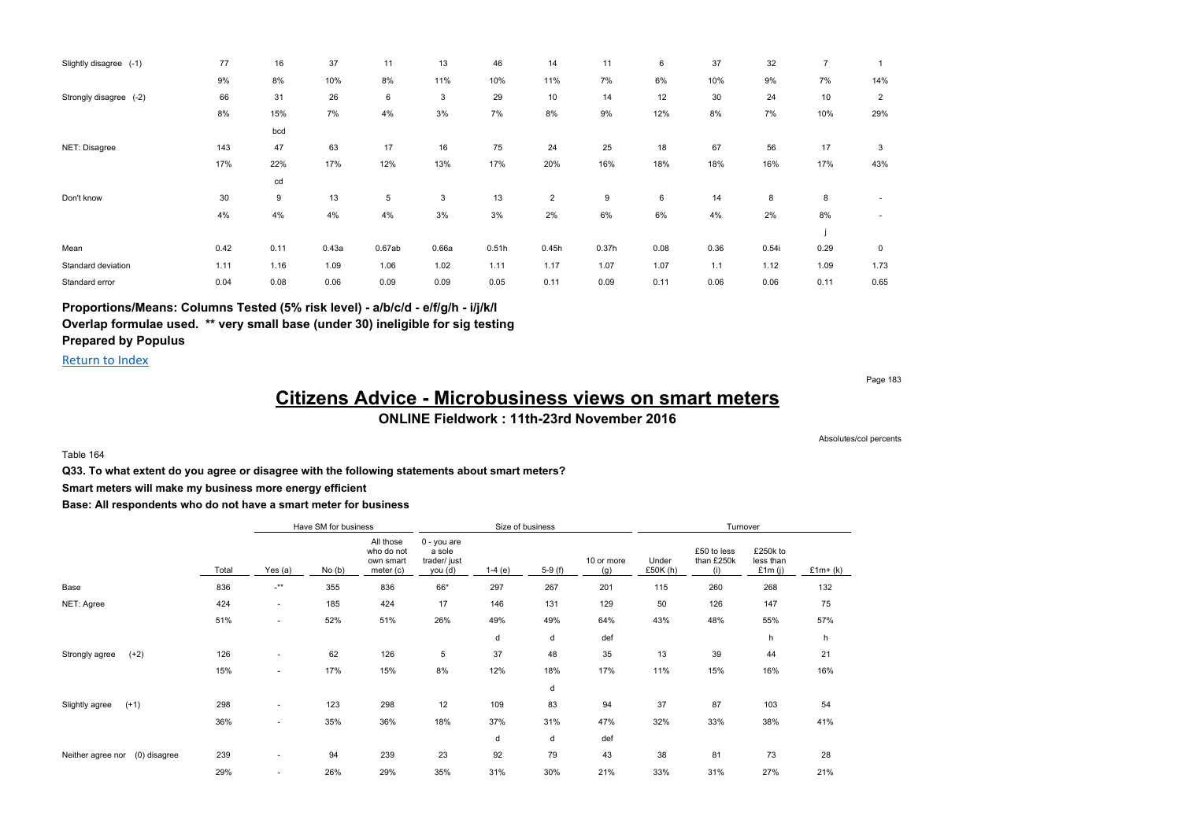| | Total | Yes (a) | No (b) | All those who do not own smart meter (c) | 0 - you are a sole trader/ just you (d) | 1-4 (e) | 5-9 (f) | 10 or more (g) | Under £50K (h) | £50 to less than £250k (i) | £250k to less than £1m (j) | £1m+ (k) | |
|---|---|---|---|---|---|---|---|---|---|---|---|---|---|
| Slightly disagree (-1) | 77 | 16 | 37 | 11 | 13 | 46 | 14 | 11 | 6 | 37 | 32 | 7 | 1 |
| | 9% | 8% | 10% | 8% | 11% | 10% | 11% | 7% | 6% | 10% | 9% | 7% | 14% |
| Strongly disagree (-2) | 66 | 31 | 26 | 6 | 3 | 29 | 10 | 14 | 12 | 30 | 24 | 10 | 2 |
| | 8% | 15% | 7% | 4% | 3% | 7% | 8% | 9% | 12% | 8% | 7% | 10% | 29% |
| | | bcd | | | | | | | | | | | |
| NET: Disagree | 143 | 47 | 63 | 17 | 16 | 75 | 24 | 25 | 18 | 67 | 56 | 17 | 3 |
| | 17% | 22% | 17% | 12% | 13% | 17% | 20% | 16% | 18% | 18% | 16% | 17% | 43% |
| | | cd | | | | | | | | | | | |
| Don't know | 30 | 9 | 13 | 5 | 3 | 13 | 2 | 9 | 6 | 14 | 8 | 8 | - |
| | 4% | 4% | 4% | 4% | 3% | 3% | 2% | 6% | 6% | 4% | 2% | 8% | - |
| | | | | | | | | | | | | j | |
| Mean | 0.42 | 0.11 | 0.43a | 0.67ab | 0.66a | 0.51h | 0.45h | 0.37h | 0.08 | 0.36 | 0.54i | 0.29 | 0 |
| Standard deviation | 1.11 | 1.16 | 1.09 | 1.06 | 1.02 | 1.11 | 1.17 | 1.07 | 1.07 | 1.1 | 1.12 | 1.09 | 1.73 |
| Standard error | 0.04 | 0.08 | 0.06 | 0.09 | 0.09 | 0.05 | 0.11 | 0.09 | 0.11 | 0.06 | 0.06 | 0.11 | 0.65 |

**Proportions/Means: Columns Tested (5% risk level) - a/b/c/d - e/f/g/h - i/j/k/l**
**Overlap formulae used. ** very small base (under 30) ineligible for sig testing**
**Prepared by Populus**

Return to Index

# Citizens Advice - Microbusiness views on smart meters

**ONLINE Fieldwork : 11th-23rd November 2016**

Absolutes/col percents

Table 164

**Q33. To what extent do you agree or disagree with the following statements about smart meters?**

**Smart meters will make my business more energy efficient**

**Base: All respondents who do not have a smart meter for business**

| | | Have SM for business | | | Size of business | | | | Turnover | | | |
|---|---|---|---|---|---|---|---|---|---|---|---|---|
| | Total | Yes (a) | No (b) | All those who do not own smart meter (c) | 0 - you are a sole trader/ just you (d) | 1-4 (e) | 5-9 (f) | 10 or more (g) | Under £50K (h) | £50 to less than £250k (i) | £250k to less than £1m (j) | £1m+ (k) |
| Base | 836 | -** | 355 | 836 | 66* | 297 | 267 | 201 | 115 | 260 | 268 | 132 |
| NET: Agree | 424 | - | 185 | 424 | 17 | 146 | 131 | 129 | 50 | 126 | 147 | 75 |
| | 51% | - | 52% | 51% | 26% | 49% | 49% | 64% | 43% | 48% | 55% | 57% |
| | | | | | | d | d | def | | | h | h |
| Strongly agree (+2) | 126 | - | 62 | 126 | 5 | 37 | 48 | 35 | 13 | 39 | 44 | 21 |
| | 15% | - | 17% | 15% | 8% | 12% | 18% | 17% | 11% | 15% | 16% | 16% |
| | | | | | | | d | | | | | |
| Slightly agree (+1) | 298 | - | 123 | 298 | 12 | 109 | 83 | 94 | 37 | 87 | 103 | 54 |
| | 36% | - | 35% | 36% | 18% | 37% | 31% | 47% | 32% | 33% | 38% | 41% |
| | | | | | | d | d | def | | | | |
| Neither agree nor (0) disagree | 239 | - | 94 | 239 | 23 | 92 | 79 | 43 | 38 | 81 | 73 | 28 |
| | 29% | - | 26% | 29% | 35% | 31% | 30% | 21% | 33% | 31% | 27% | 21% |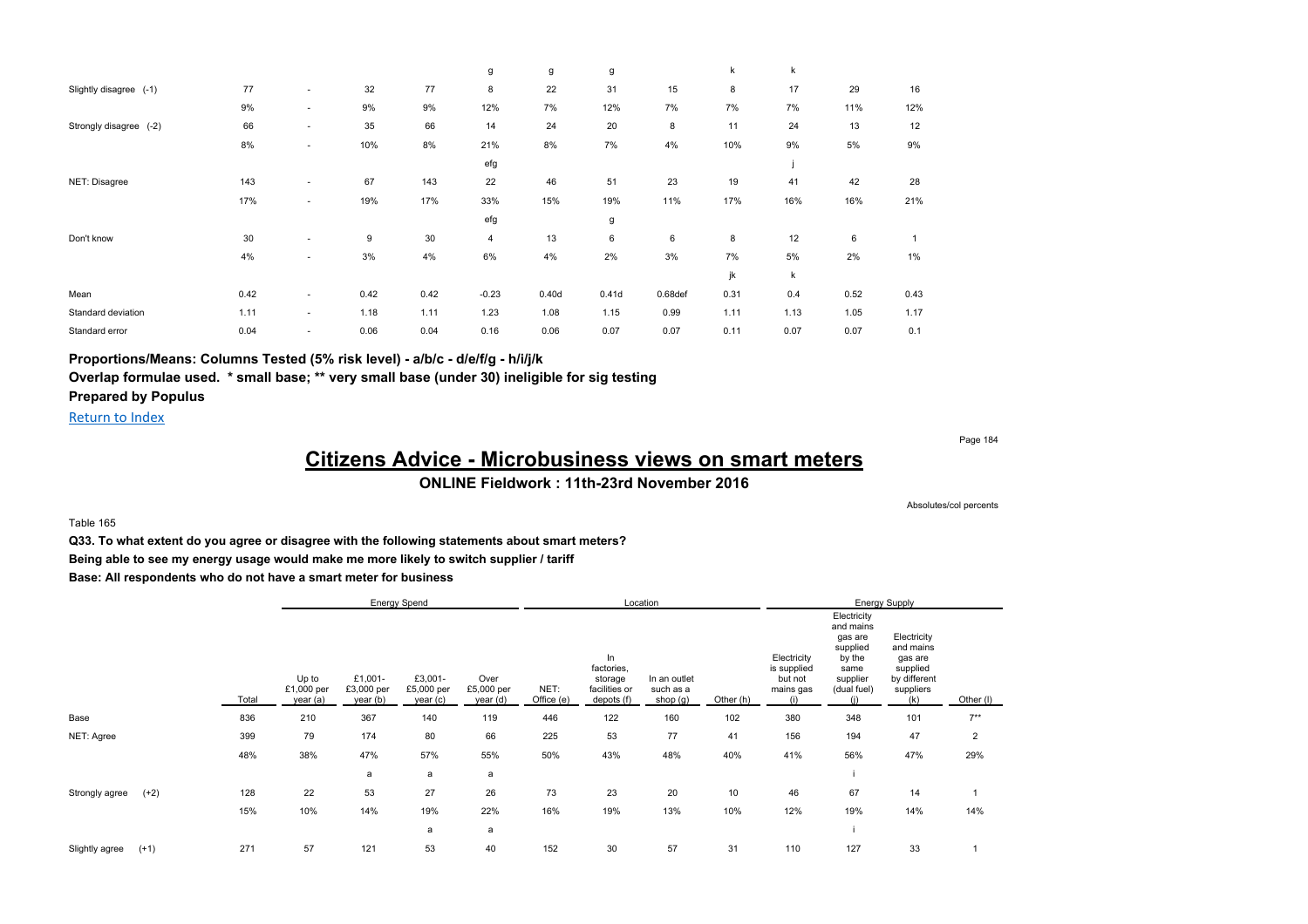| | | | | | | | | | | | | |
|---|---|---|---|---|---|---|---|---|---|---|---|---|
| | | | | | g | g | g | | k | k | | |
| Slightly disagree (-1) | 77 | - | 32 | 77 | 8 | 22 | 31 | 15 | 8 | 17 | 29 | 16 |
| | 9% | - | 9% | 9% | 12% | 7% | 12% | 7% | 7% | 7% | 11% | 12% |
| Strongly disagree (-2) | 66 | - | 35 | 66 | 14 | 24 | 20 | 8 | 11 | 24 | 13 | 12 |
| | 8% | - | 10% | 8% | 21% | 8% | 7% | 4% | 10% | 9% | 5% | 9% |
| | | | | | efg | | | | | j | | |
| NET: Disagree | 143 | - | 67 | 143 | 22 | 46 | 51 | 23 | 19 | 41 | 42 | 28 |
| | 17% | - | 19% | 17% | 33% | 15% | 19% | 11% | 17% | 16% | 16% | 21% |
| | | | | | efg | | g | | | | | |
| Don't know | 30 | - | 9 | 30 | 4 | 13 | 6 | 6 | 8 | 12 | 6 | 1 |
| | 4% | - | 3% | 4% | 6% | 4% | 2% | 3% | 7% | 5% | 2% | 1% |
| | | | | | | | | | jk | k | | |
| Mean | 0.42 | - | 0.42 | 0.42 | -0.23 | 0.40d | 0.41d | 0.68def | 0.31 | 0.4 | 0.52 | 0.43 |
| Standard deviation | 1.11 | - | 1.18 | 1.11 | 1.23 | 1.08 | 1.15 | 0.99 | 1.11 | 1.13 | 1.05 | 1.17 |
| Standard error | 0.04 | - | 0.06 | 0.04 | 0.16 | 0.06 | 0.07 | 0.07 | 0.11 | 0.07 | 0.07 | 0.1 |

**Proportions/Means: Columns Tested (5% risk level) - a/b/c - d/e/f/g - h/i/j/k**

**Overlap formulae used. * small base; ** very small base (under 30) ineligible for sig testing**

**Prepared by Populus**

Return to Index

# Citizens Advice - Microbusiness views on smart meters

**ONLINE Fieldwork : 11th-23rd November 2016**

Absolutes/col percents

Table 165

**Q33. To what extent do you agree or disagree with the following statements about smart meters?**

**Being able to see my energy usage would make me more likely to switch supplier / tariff**

**Base: All respondents who do not have a smart meter for business**

| | | Energy Spend | | | | Location | | | | Energy Supply | | | |
|---|---|---|---|---|---|---|---|---|---|---|---|---|---|
| | Total | Up to £1,000 per year (a) | £1,001- £3,000 per year (b) | £3,001- £5,000 per year (c) | Over £5,000 per year (d) | NET: Office (e) | In factories, storage facilities or depots (f) | In an outlet such as a shop (g) | Other (h) | Electricity is supplied but not mains gas (i) | Electricity and mains gas are supplied by the same supplier (dual fuel) (j) | Electricity and mains gas are supplied by different suppliers (k) | Other (l) |
| Base | 836 | 210 | 367 | 140 | 119 | 446 | 122 | 160 | 102 | 380 | 348 | 101 | 7** |
| NET: Agree | 399 | 79 | 174 | 80 | 66 | 225 | 53 | 77 | 41 | 156 | 194 | 47 | 2 |
| | 48% | 38% | 47% | 57% | 55% | 50% | 43% | 48% | 40% | 41% | 56% | 47% | 29% |
| | | | a | a | a | | | | | | i | | |
| Strongly agree (+2) | 128 | 22 | 53 | 27 | 26 | 73 | 23 | 20 | 10 | 46 | 67 | 14 | 1 |
| | 15% | 10% | 14% | 19% | 22% | 16% | 19% | 13% | 10% | 12% | 19% | 14% | 14% |
| | | | | a | a | | | | | | i | | |
| Slightly agree (+1) | 271 | 57 | 121 | 53 | 40 | 152 | 30 | 57 | 31 | 110 | 127 | 33 | 1 |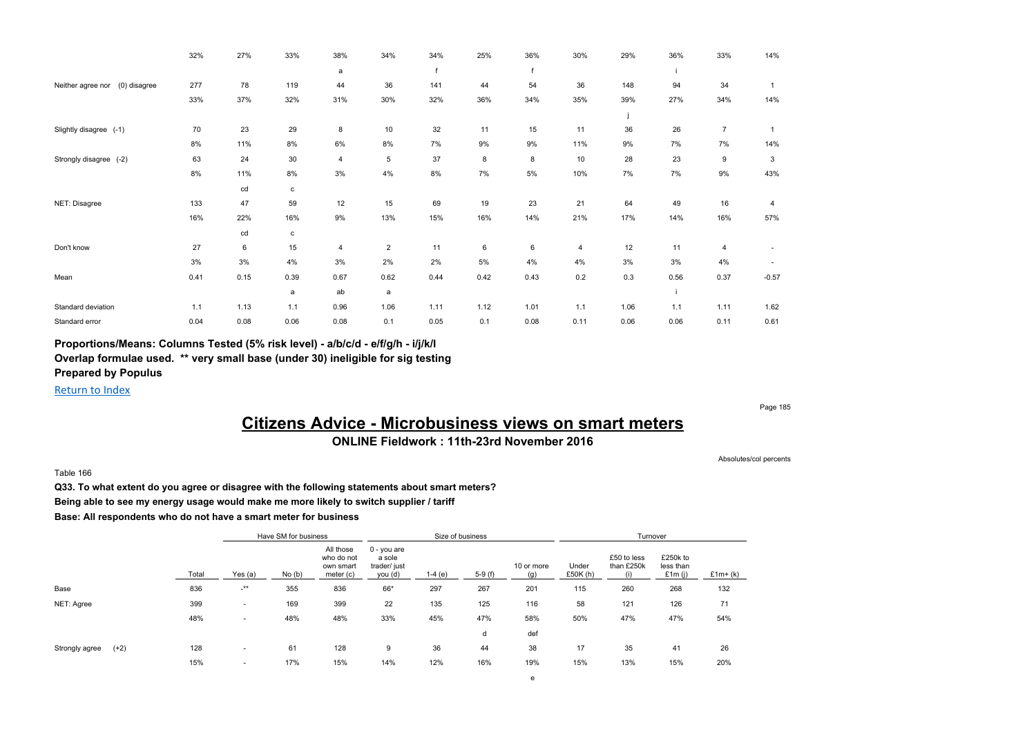| | Total | Yes (a) | No (b) | All those who do not own smart meter (c) | 0 - you are a sole trader/ just you (d) | 1-4 (e) | 5-9 (f) | 10 or more (g) | Under £50K (h) | £50 to less than £250k (i) | £250k to less than £1m (j) | £1m+ (k) | |
|---|---|---|---|---|---|---|---|---|---|---|---|---|---|
| | 32% | 27% | 33% | 38% | 34% | 34% | 25% | 36% | 30% | 29% | 36% | 33% | 14% |
| | | | | a | | f | | f | | | i | | |
| Neither agree nor (0) disagree | 277 | 78 | 119 | 44 | 36 | 141 | 44 | 54 | 36 | 148 | 94 | 34 | 1 |
| | 33% | 37% | 32% | 31% | 30% | 32% | 36% | 34% | 35% | 39% | 27% | 34% | 14% |
| | | | | | | | | | | j | | | |
| Slightly disagree (-1) | 70 | 23 | 29 | 8 | 10 | 32 | 11 | 15 | 11 | 36 | 26 | 7 | 1 |
| | 8% | 11% | 8% | 6% | 8% | 7% | 9% | 9% | 11% | 9% | 7% | 7% | 14% |
| Strongly disagree (-2) | 63 | 24 | 30 | 4 | 5 | 37 | 8 | 8 | 10 | 28 | 23 | 9 | 3 |
| | 8% | 11% | 8% | 3% | 4% | 8% | 7% | 5% | 10% | 7% | 7% | 9% | 43% |
| | | cd | c | | | | | | | | | | |
| NET: Disagree | 133 | 47 | 59 | 12 | 15 | 69 | 19 | 23 | 21 | 64 | 49 | 16 | 4 |
| | 16% | 22% | 16% | 9% | 13% | 15% | 16% | 14% | 21% | 17% | 14% | 16% | 57% |
| | | cd | c | | | | | | | | | | |
| Don't know | 27 | 6 | 15 | 4 | 2 | 11 | 6 | 6 | 4 | 12 | 11 | 4 | - |
| | 3% | 3% | 4% | 3% | 2% | 2% | 5% | 4% | 4% | 3% | 3% | 4% | - |
| Mean | 0.41 | 0.15 | 0.39 | 0.67 | 0.62 | 0.44 | 0.42 | 0.43 | 0.2 | 0.3 | 0.56 | 0.37 | -0.57 |
| | | | a | ab | a | | | | | | i | | |
| Standard deviation | 1.1 | 1.13 | 1.1 | 0.96 | 1.06 | 1.11 | 1.12 | 1.01 | 1.1 | 1.06 | 1.1 | 1.11 | 1.62 |
| Standard error | 0.04 | 0.08 | 0.06 | 0.08 | 0.1 | 0.05 | 0.1 | 0.08 | 0.11 | 0.06 | 0.06 | 0.11 | 0.61 |

**Proportions/Means: Columns Tested (5% risk level) - a/b/c/d - e/f/g/h - i/j/k/l**
**Overlap formulae used. ** very small base (under 30) ineligible for sig testing**
**Prepared by Populus**

Return to Index

# Citizens Advice - Microbusiness views on smart meters

**ONLINE Fieldwork : 11th-23rd November 2016**

Absolutes/col percents

Table 166

**Q33. To what extent do you agree or disagree with the following statements about smart meters?**

**Being able to see my energy usage would make me more likely to switch supplier / tariff**

**Base: All respondents who do not have a smart meter for business**

| | | Have SM for business | | | Size of business | | | | Turnover | | | |
|---|---|---|---|---|---|---|---|---|---|---|---|---|
| | Total | Yes (a) | No (b) | All those who do not own smart meter (c) | 0 - you are a sole trader/ just you (d) | 1-4 (e) | 5-9 (f) | 10 or more (g) | Under £50K (h) | £50 to less than £250k (i) | £250k to less than £1m (j) | £1m+ (k) |
| Base | 836 | -** | 355 | 836 | 66* | 297 | 267 | 201 | 115 | 260 | 268 | 132 |
| NET: Agree | 399 | - | 169 | 399 | 22 | 135 | 125 | 116 | 58 | 121 | 126 | 71 |
| | 48% | - | 48% | 48% | 33% | 45% | 47% | 58% | 50% | 47% | 47% | 54% |
| | | | | | | | d | def | | | | |
| Strongly agree (+2) | 128 | - | 61 | 128 | 9 | 36 | 44 | 38 | 17 | 35 | 41 | 26 |
| | 15% | - | 17% | 15% | 14% | 12% | 16% | 19% | 15% | 13% | 15% | 20% |
| | | | | | | | | e | | | | |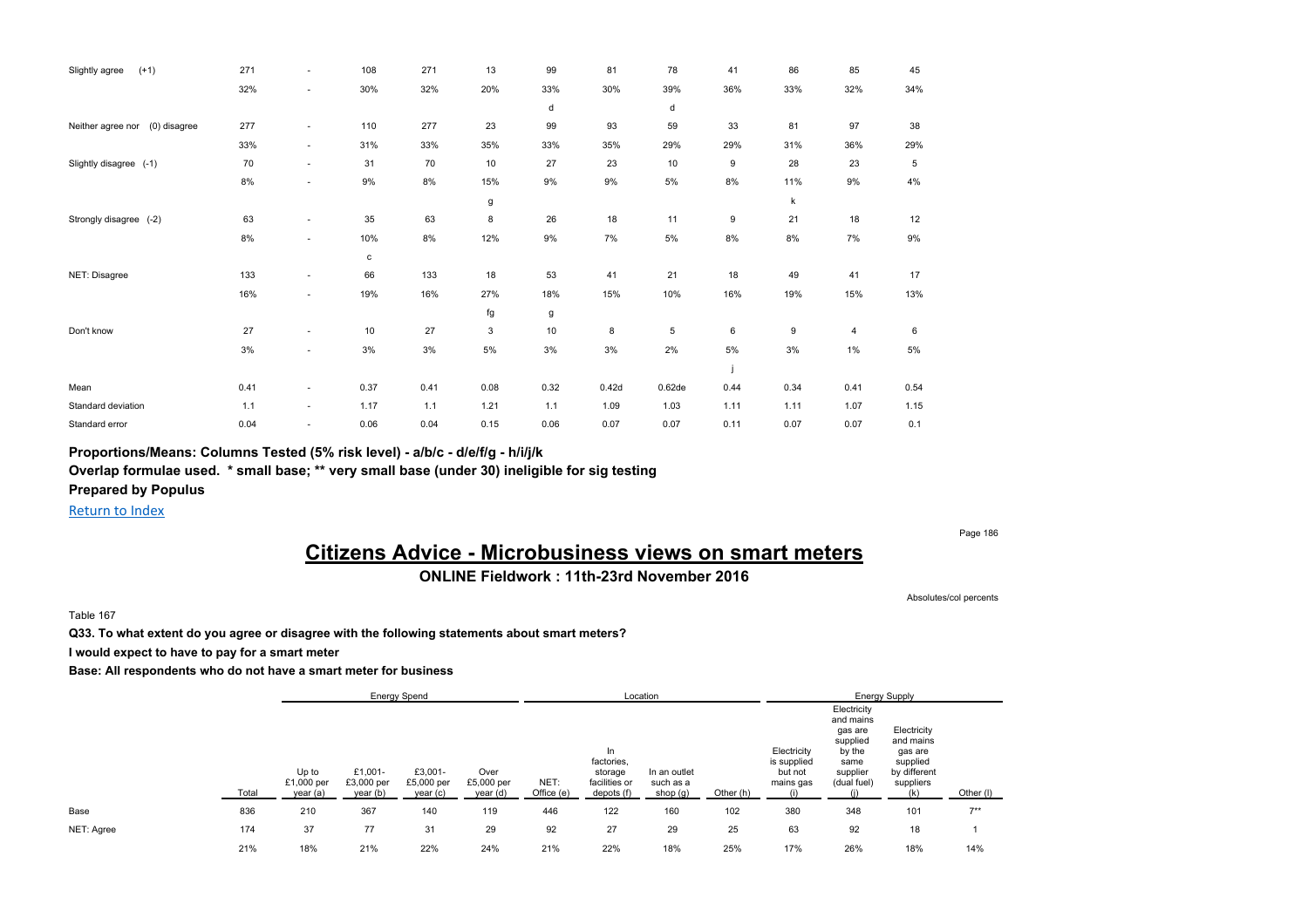| | Total | Up to £1,000 per year (a) | £1,001-£3,000 per year (b) | £3,001-£5,000 per year (c) | Over £5,000 per year (d) | NET: Office (e) | In factories, storage facilities or depots (f) | In an outlet such as a shop (g) | Other (h) | Electricity is supplied but not mains gas (i) | Electricity and mains gas are supplied by the same supplier (dual fuel) (j) | Electricity and mains gas are supplied by different suppliers (k) | Other (l) |
|---|---|---|---|---|---|---|---|---|---|---|---|---|---|
| Slightly agree (+1) | 271 | - | 108 | 271 | 13 | 99 | 81 | 78 | 41 | 86 | 85 | 45 | |
| | 32% | - | 30% | 32% | 20% | 33% | 30% | 39% | 36% | 33% | 32% | 34% | |
| | | | | | | d | | d | | | | | |
| Neither agree nor (0) disagree | 277 | - | 110 | 277 | 23 | 99 | 93 | 59 | 33 | 81 | 97 | 38 | |
| | 33% | - | 31% | 33% | 35% | 33% | 35% | 29% | 29% | 31% | 36% | 29% | |
| Slightly disagree (-1) | 70 | - | 31 | 70 | 10 | 27 | 23 | 10 | 9 | 28 | 23 | 5 | |
| | 8% | - | 9% | 8% | 15% | 9% | 9% | 5% | 8% | 11% | 9% | 4% | |
| | | | | | g | | | | | k | | | |
| Strongly disagree (-2) | 63 | - | 35 | 63 | 8 | 26 | 18 | 11 | 9 | 21 | 18 | 12 | |
| | 8% | - | 10% | 8% | 12% | 9% | 7% | 5% | 8% | 8% | 7% | 9% | |
| | | | c | | | | | | | | | | |
| NET: Disagree | 133 | - | 66 | 133 | 18 | 53 | 41 | 21 | 18 | 49 | 41 | 17 | |
| | 16% | - | 19% | 16% | 27% | 18% | 15% | 10% | 16% | 19% | 15% | 13% | |
| | | | | | fg | g | | | | | | | |
| Don't know | 27 | - | 10 | 27 | 3 | 10 | 8 | 5 | 6 | 9 | 4 | 6 | |
| | 3% | - | 3% | 3% | 5% | 3% | 3% | 2% | 5% | 3% | 1% | 5% | |
| | | | | | | | | | j | | | | |
| Mean | 0.41 | - | 0.37 | 0.41 | 0.08 | 0.32 | 0.42d | 0.62de | 0.44 | 0.34 | 0.41 | 0.54 | |
| Standard deviation | 1.1 | - | 1.17 | 1.1 | 1.21 | 1.1 | 1.09 | 1.03 | 1.11 | 1.11 | 1.07 | 1.15 | |
| Standard error | 0.04 | - | 0.06 | 0.04 | 0.15 | 0.06 | 0.07 | 0.07 | 0.11 | 0.07 | 0.07 | 0.1 | |

**Proportions/Means: Columns Tested (5% risk level) - a/b/c - d/e/f/g - h/i/j/k**

**Overlap formulae used. * small base; ** very small base (under 30) ineligible for sig testing**

**Prepared by Populus**

Return to Index

# Citizens Advice - Microbusiness views on smart meters

**ONLINE Fieldwork : 11th-23rd November 2016**

Absolutes/col percents

Table 167

**Q33. To what extent do you agree or disagree with the following statements about smart meters?**

**I would expect to have to pay for a smart meter**

**Base: All respondents who do not have a smart meter for business**

| | | Energy Spend | | | | Location | | | | Energy Supply | | | |
|---|---|---|---|---|---|---|---|---|---|---|---|---|---|
| | Total | Up to £1,000 per year (a) | £1,001-£3,000 per year (b) | £3,001-£5,000 per year (c) | Over £5,000 per year (d) | NET: Office (e) | In factories, storage facilities or depots (f) | In an outlet such as a shop (g) | Other (h) | Electricity is supplied but not mains gas (i) | Electricity and mains gas are supplied by the same supplier (dual fuel) (j) | Electricity and mains gas are supplied by different suppliers (k) | Other (l) |
| Base | 836 | 210 | 367 | 140 | 119 | 446 | 122 | 160 | 102 | 380 | 348 | 101 | 7** |
| NET: Agree | 174 | 37 | 77 | 31 | 29 | 92 | 27 | 29 | 25 | 63 | 92 | 18 | 1 |
| | 21% | 18% | 21% | 22% | 24% | 21% | 22% | 18% | 25% | 17% | 26% | 18% | 14% |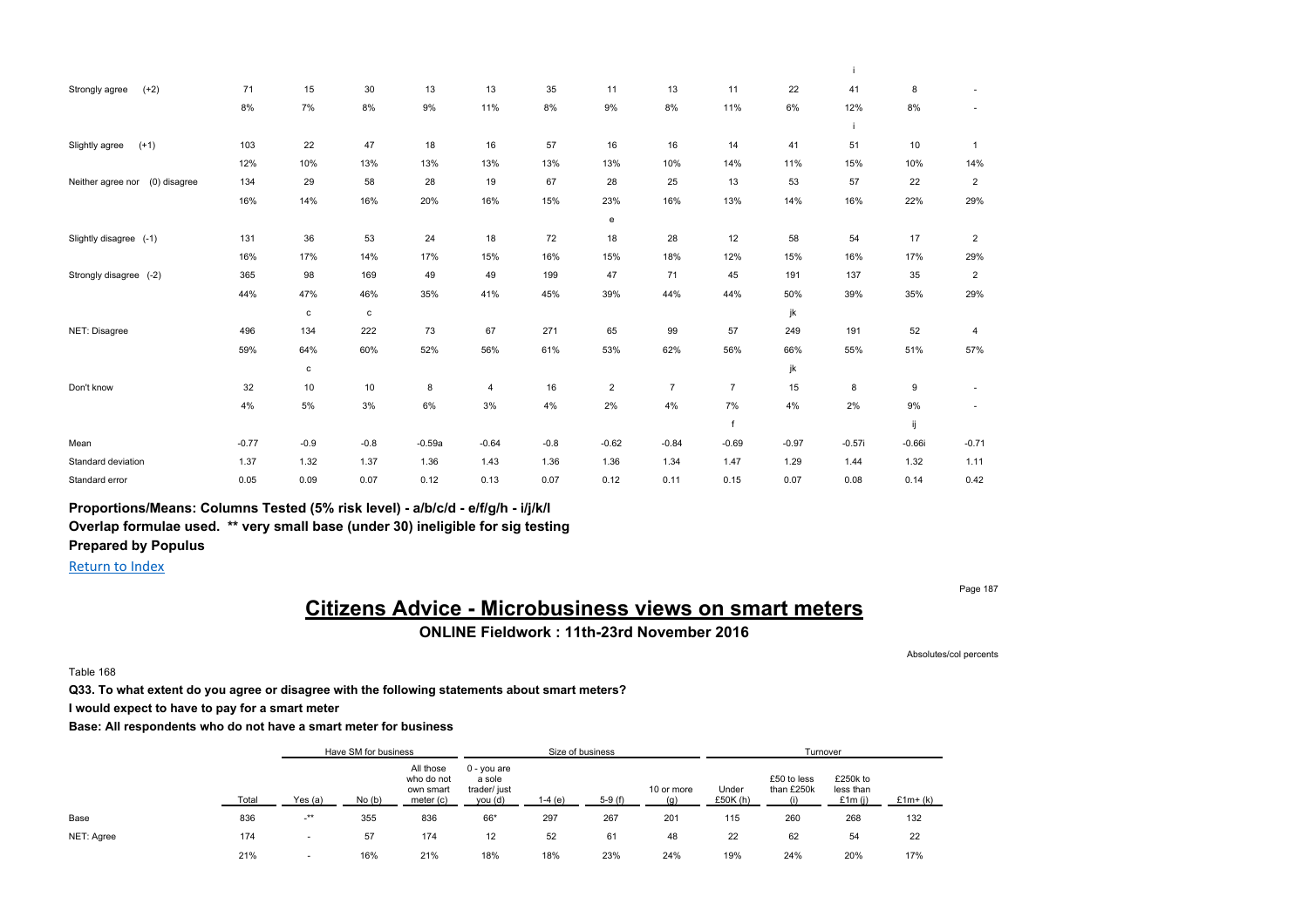| | | | | | | | | | | | | | |
|---|---|---|---|---|---|---|---|---|---|---|---|---|---|
| | | | | | | | | | | | i | | |
| Strongly agree (+2) | 71 | 15 | 30 | 13 | 13 | 35 | 11 | 13 | 11 | 22 | 41 | 8 | - |
| | 8% | 7% | 8% | 9% | 11% | 8% | 9% | 8% | 11% | 6% | 12% | 8% | - |
| | | | | | | | | | | | i | | |
| Slightly agree (+1) | 103 | 22 | 47 | 18 | 16 | 57 | 16 | 16 | 14 | 41 | 51 | 10 | 1 |
| | 12% | 10% | 13% | 13% | 13% | 13% | 13% | 10% | 14% | 11% | 15% | 10% | 14% |
| Neither agree nor (0) disagree | 134 | 29 | 58 | 28 | 19 | 67 | 28 | 25 | 13 | 53 | 57 | 22 | 2 |
| | 16% | 14% | 16% | 20% | 16% | 15% | 23% | 16% | 13% | 14% | 16% | 22% | 29% |
| | | | | | | | e | | | | | | |
| Slightly disagree (-1) | 131 | 36 | 53 | 24 | 18 | 72 | 18 | 28 | 12 | 58 | 54 | 17 | 2 |
| | 16% | 17% | 14% | 17% | 15% | 16% | 15% | 18% | 12% | 15% | 16% | 17% | 29% |
| Strongly disagree (-2) | 365 | 98 | 169 | 49 | 49 | 199 | 47 | 71 | 45 | 191 | 137 | 35 | 2 |
| | 44% | 47% | 46% | 35% | 41% | 45% | 39% | 44% | 44% | 50% | 39% | 35% | 29% |
| | | c | c | | | | | | | jk | | | |
| NET: Disagree | 496 | 134 | 222 | 73 | 67 | 271 | 65 | 99 | 57 | 249 | 191 | 52 | 4 |
| | 59% | 64% | 60% | 52% | 56% | 61% | 53% | 62% | 56% | 66% | 55% | 51% | 57% |
| | | c | | | | | | | | jk | | | |
| Don't know | 32 | 10 | 10 | 8 | 4 | 16 | 2 | 7 | 7 | 15 | 8 | 9 | - |
| | 4% | 5% | 3% | 6% | 3% | 4% | 2% | 4% | 7% | 4% | 2% | 9% | - |
| | | | | | | | | | f | | | ij | |
| Mean | -0.77 | -0.9 | -0.8 | -0.59a | -0.64 | -0.8 | -0.62 | -0.84 | -0.69 | -0.97 | -0.57i | -0.66i | -0.71 |
| Standard deviation | 1.37 | 1.32 | 1.37 | 1.36 | 1.43 | 1.36 | 1.36 | 1.34 | 1.47 | 1.29 | 1.44 | 1.32 | 1.11 |
| Standard error | 0.05 | 0.09 | 0.07 | 0.12 | 0.13 | 0.07 | 0.12 | 0.11 | 0.15 | 0.07 | 0.08 | 0.14 | 0.42 |

**Proportions/Means: Columns Tested (5% risk level) - a/b/c/d - e/f/g/h - i/j/k/l**
**Overlap formulae used. ** very small base (under 30) ineligible for sig testing**
**Prepared by Populus**

Return to Index

# Citizens Advice - Microbusiness views on smart meters

**ONLINE Fieldwork : 11th-23rd November 2016**

Absolutes/col percents

Table 168

**Q33. To what extent do you agree or disagree with the following statements about smart meters?**

**I would expect to have to pay for a smart meter**

**Base: All respondents who do not have a smart meter for business**

| | | Have SM for business | | | Size of business | | | | Turnover | | | |
|---|---|---|---|---|---|---|---|---|---|---|---|---|
| | Total | Yes (a) | No (b) | All those who do not own smart meter (c) | 0 - you are a sole trader/ just you (d) | 1-4 (e) | 5-9 (f) | 10 or more (g) | Under £50K (h) | £50 to less than £250k (i) | £250k to less than £1m (j) | £1m+ (k) |
| Base | 836 | -** | 355 | 836 | 66* | 297 | 267 | 201 | 115 | 260 | 268 | 132 |
| NET: Agree | 174 | - | 57 | 174 | 12 | 52 | 61 | 48 | 22 | 62 | 54 | 22 |
| | 21% | - | 16% | 21% | 18% | 18% | 23% | 24% | 19% | 24% | 20% | 17% |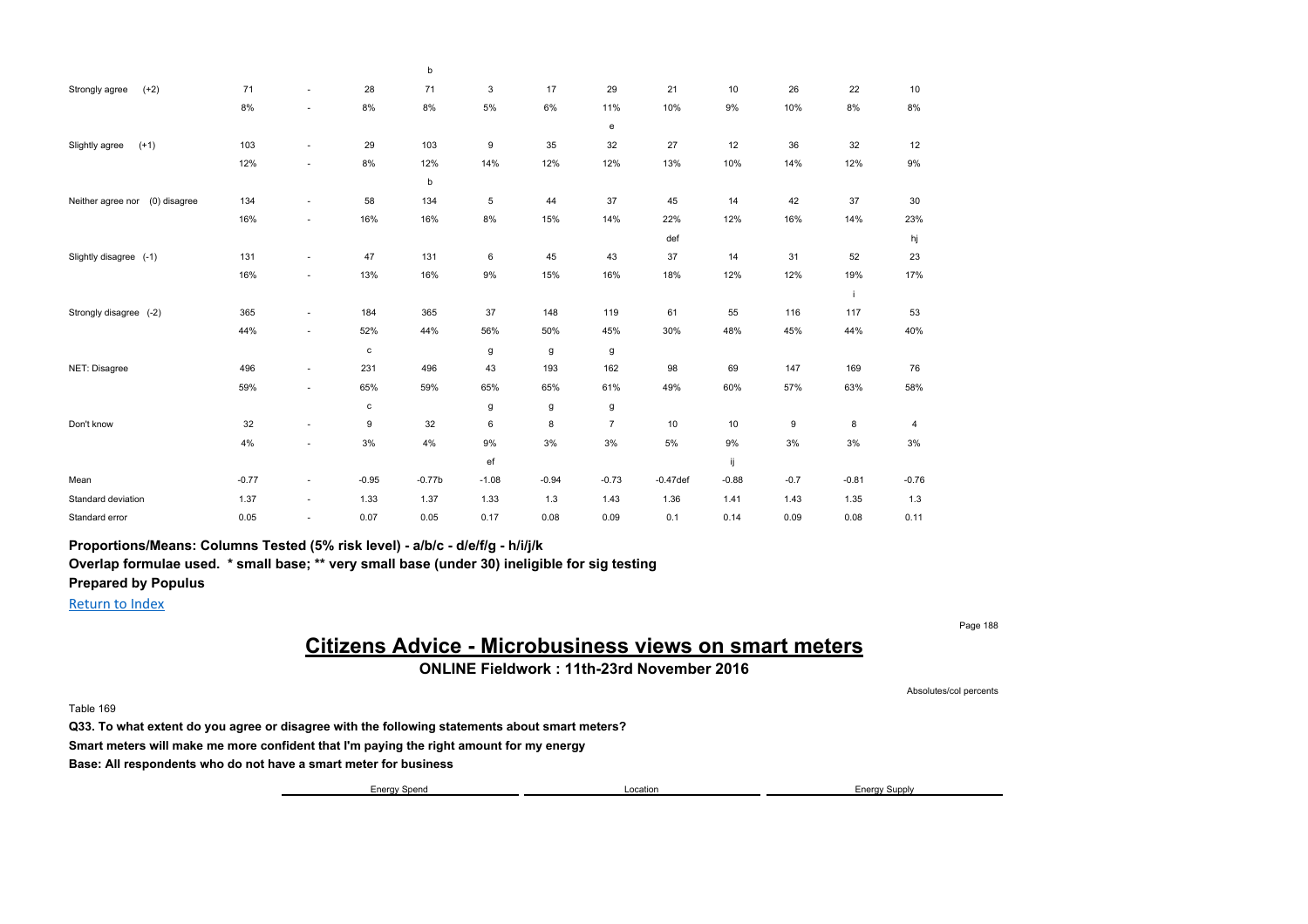| | | | | | | | | | | | | |
|---|---|---|---|---|---|---|---|---|---|---|---|---|
| | | | | b | | | | | | | | |
| Strongly agree (+2) | 71 | - | 28 | 71 | 3 | 17 | 29 | 21 | 10 | 26 | 22 | 10 |
| | 8% | - | 8% | 8% | 5% | 6% | 11% | 10% | 9% | 10% | 8% | 8% |
| | | | | | | | e | | | | | |
| Slightly agree (+1) | 103 | - | 29 | 103 | 9 | 35 | 32 | 27 | 12 | 36 | 32 | 12 |
| | 12% | - | 8% | 12% | 14% | 12% | 12% | 13% | 10% | 14% | 12% | 9% |
| | | | | b | | | | | | | | |
| Neither agree nor (0) disagree | 134 | - | 58 | 134 | 5 | 44 | 37 | 45 | 14 | 42 | 37 | 30 |
| | 16% | - | 16% | 16% | 8% | 15% | 14% | 22% | 12% | 16% | 14% | 23% |
| | | | | | | | | def | | | | hj |
| Slightly disagree (-1) | 131 | - | 47 | 131 | 6 | 45 | 43 | 37 | 14 | 31 | 52 | 23 |
| | 16% | - | 13% | 16% | 9% | 15% | 16% | 18% | 12% | 12% | 19% | 17% |
| | | | | | | | | | | | i | |
| Strongly disagree (-2) | 365 | - | 184 | 365 | 37 | 148 | 119 | 61 | 55 | 116 | 117 | 53 |
| | 44% | - | 52% | 44% | 56% | 50% | 45% | 30% | 48% | 45% | 44% | 40% |
| | | | c | | g | g | g | | | | | |
| NET: Disagree | 496 | - | 231 | 496 | 43 | 193 | 162 | 98 | 69 | 147 | 169 | 76 |
| | 59% | - | 65% | 59% | 65% | 65% | 61% | 49% | 60% | 57% | 63% | 58% |
| | | | c | | g | g | g | | | | | |
| Don't know | 32 | - | 9 | 32 | 6 | 8 | 7 | 10 | 10 | 9 | 8 | 4 |
| | 4% | - | 3% | 4% | 9% | 3% | 3% | 5% | 9% | 3% | 3% | 3% |
| | | | | | ef | | | | ij | | | |
| Mean | -0.77 | - | -0.95 | -0.77b | -1.08 | -0.94 | -0.73 | -0.47def | -0.88 | -0.7 | -0.81 | -0.76 |
| Standard deviation | 1.37 | - | 1.33 | 1.37 | 1.33 | 1.3 | 1.43 | 1.36 | 1.41 | 1.43 | 1.35 | 1.3 |
| Standard error | 0.05 | - | 0.07 | 0.05 | 0.17 | 0.08 | 0.09 | 0.1 | 0.14 | 0.09 | 0.08 | 0.11 |

**Proportions/Means: Columns Tested (5% risk level) - a/b/c - d/e/f/g - h/i/j/k**
**Overlap formulae used. * small base; ** very small base (under 30) ineligible for sig testing**
**Prepared by Populus**

Return to Index

# Citizens Advice - Microbusiness views on smart meters

**ONLINE Fieldwork : 11th-23rd November 2016**

Absolutes/col percents

Table 169

**Q33. To what extent do you agree or disagree with the following statements about smart meters?**

**Smart meters will make me more confident that I'm paying the right amount for my energy**

**Base: All respondents who do not have a smart meter for business**

| Energy Spend | Location | Energy Supply |
|---|---|---|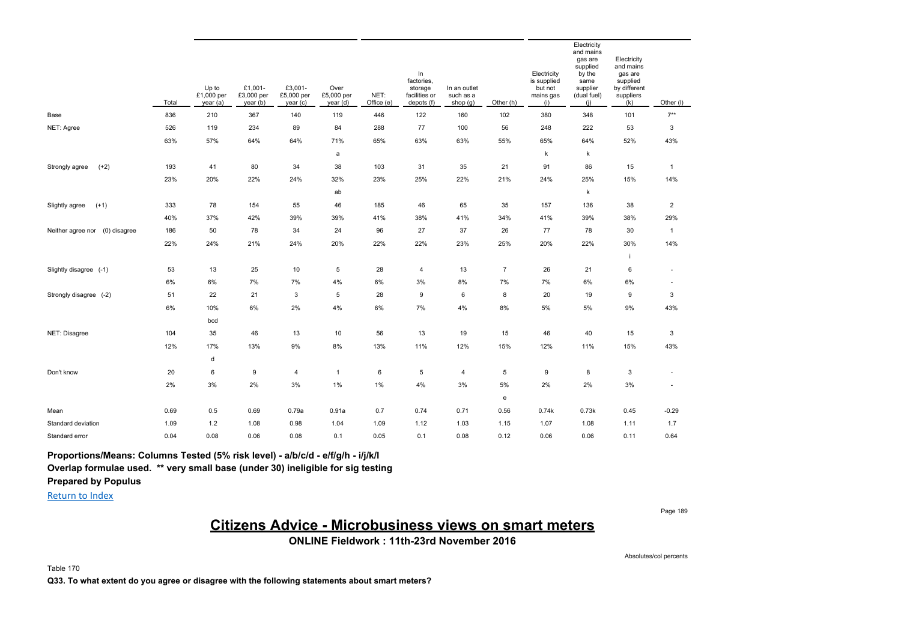| | Total | Up to £1,000 per year (a) | £1,001-£3,000 per year (b) | £3,001-£5,000 per year (c) | Over £5,000 per year (d) | NET: Office (e) | In factories, storage facilities or depots (f) | In an outlet such as a shop (g) | Other (h) | Electricity is supplied but not mains gas (i) | Electricity and mains gas are supplied by the same supplier (dual fuel) (j) | Electricity and mains gas are supplied by different suppliers (k) | Other (l) |
|---|---|---|---|---|---|---|---|---|---|---|---|---|---|
| Base | 836 | 210 | 367 | 140 | 119 | 446 | 122 | 160 | 102 | 380 | 348 | 101 | 7** |
| NET: Agree | 526 | 119 | 234 | 89 | 84 | 288 | 77 | 100 | 56 | 248 | 222 | 53 | 3 |
| | 63% | 57% | 64% | 64% | 71% | 65% | 63% | 63% | 55% | 65% | 64% | 52% | 43% |
| | | | | | a | | | | | k | k | | |
| Strongly agree (+2) | 193 | 41 | 80 | 34 | 38 | 103 | 31 | 35 | 21 | 91 | 86 | 15 | 1 |
| | 23% | 20% | 22% | 24% | 32% | 23% | 25% | 22% | 21% | 24% | 25% | 15% | 14% |
| | | | | | ab | | | | | | k | | |
| Slightly agree (+1) | 333 | 78 | 154 | 55 | 46 | 185 | 46 | 65 | 35 | 157 | 136 | 38 | 2 |
| | 40% | 37% | 42% | 39% | 39% | 41% | 38% | 41% | 34% | 41% | 39% | 38% | 29% |
| Neither agree nor (0) disagree | 186 | 50 | 78 | 34 | 24 | 96 | 27 | 37 | 26 | 77 | 78 | 30 | 1 |
| | 22% | 24% | 21% | 24% | 20% | 22% | 22% | 23% | 25% | 20% | 22% | 30% | 14% |
| | | | | | | | | | | | | i | |
| Slightly disagree (-1) | 53 | 13 | 25 | 10 | 5 | 28 | 4 | 13 | 7 | 26 | 21 | 6 | - |
| | 6% | 6% | 7% | 7% | 4% | 6% | 3% | 8% | 7% | 7% | 6% | 6% | - |
| Strongly disagree (-2) | 51 | 22 | 21 | 3 | 5 | 28 | 9 | 6 | 8 | 20 | 19 | 9 | 3 |
| | 6% | 10% | 6% | 2% | 4% | 6% | 7% | 4% | 8% | 5% | 5% | 9% | 43% |
| | | bcd | | | | | | | | | | | |
| NET: Disagree | 104 | 35 | 46 | 13 | 10 | 56 | 13 | 19 | 15 | 46 | 40 | 15 | 3 |
| | 12% | 17% | 13% | 9% | 8% | 13% | 11% | 12% | 15% | 12% | 11% | 15% | 43% |
| | | d | | | | | | | | | | | |
| Don't know | 20 | 6 | 9 | 4 | 1 | 6 | 5 | 4 | 5 | 9 | 8 | 3 | - |
| | 2% | 3% | 2% | 3% | 1% | 1% | 4% | 3% | 5% | 2% | 2% | 3% | - |
| | | | | | | | | | e | | | | |
| Mean | 0.69 | 0.5 | 0.69 | 0.79a | 0.91a | 0.7 | 0.74 | 0.71 | 0.56 | 0.74k | 0.73k | 0.45 | -0.29 |
| Standard deviation | 1.09 | 1.2 | 1.08 | 0.98 | 1.04 | 1.09 | 1.12 | 1.03 | 1.15 | 1.07 | 1.08 | 1.11 | 1.7 |
| Standard error | 0.04 | 0.08 | 0.06 | 0.08 | 0.1 | 0.05 | 0.1 | 0.08 | 0.12 | 0.06 | 0.06 | 0.11 | 0.64 |

**Proportions/Means: Columns Tested (5% risk level) - a/b/c/d - e/f/g/h - i/j/k/l**
**Overlap formulae used. ** very small base (under 30) ineligible for sig testing**
**Prepared by Populus**

Return to Index

# Citizens Advice - Microbusiness views on smart meters

**ONLINE Fieldwork : 11th-23rd November 2016**

Absolutes/col percents

Table 170

**Q33. To what extent do you agree or disagree with the following statements about smart meters?**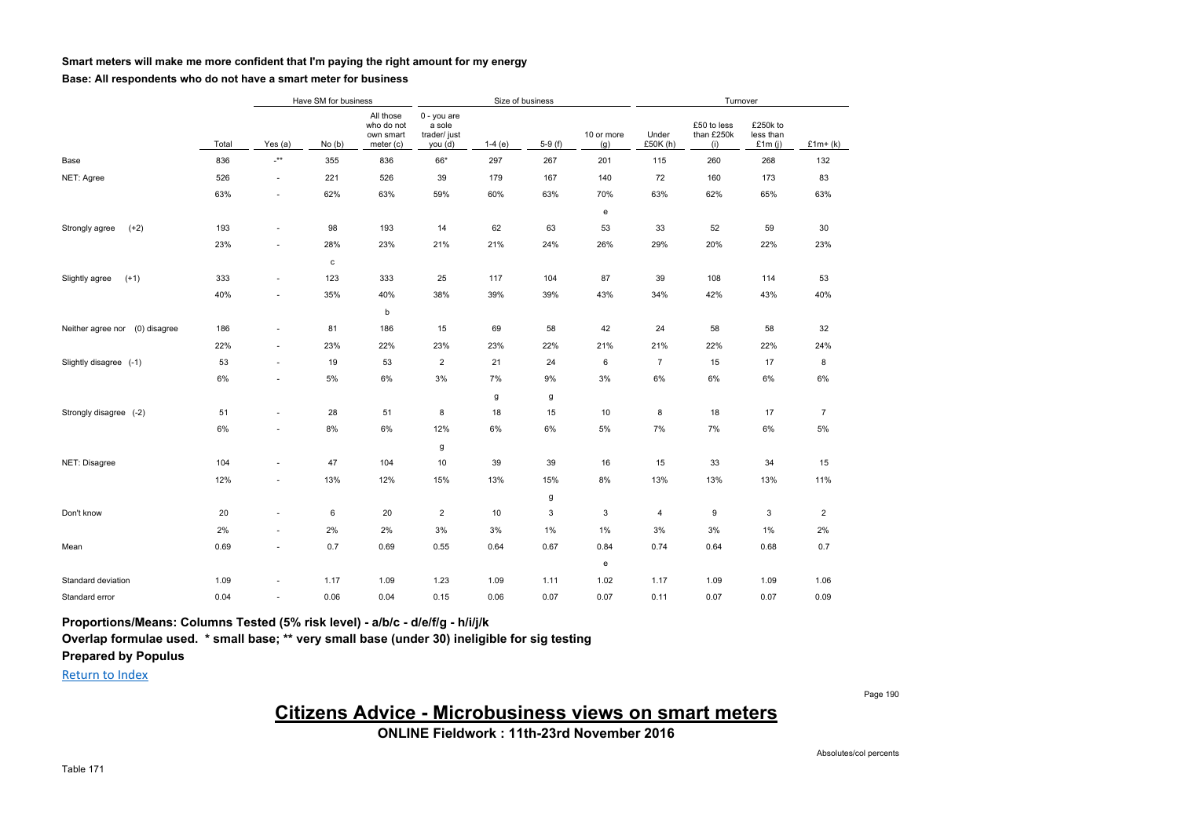**Smart meters will make me more confident that I'm paying the right amount for my energy**

**Base: All respondents who do not have a smart meter for business**

| | | Have SM for business | | | Size of business | | | | Turnover | | | |
|---|---|---|---|---|---|---|---|---|---|---|---|---|
| | Total | Yes (a) | No (b) | All those who do not own smart meter (c) | 0 - you are a sole trader/ just you (d) | 1-4 (e) | 5-9 (f) | 10 or more (g) | Under £50K (h) | £50 to less than £250k (i) | £250k to less than £1m (j) | £1m+ (k) |
| Base | 836 | -** | 355 | 836 | 66* | 297 | 267 | 201 | 115 | 260 | 268 | 132 |
| NET: Agree | 526 | - | 221 | 526 | 39 | 179 | 167 | 140 | 72 | 160 | 173 | 83 |
| | 63% | - | 62% | 63% | 59% | 60% | 63% | 70% | 63% | 62% | 65% | 63% |
| | | | | | | | | e | | | | |
| Strongly agree (+2) | 193 | - | 98 | 193 | 14 | 62 | 63 | 53 | 33 | 52 | 59 | 30 |
| | 23% | - | 28% | 23% | 21% | 21% | 24% | 26% | 29% | 20% | 22% | 23% |
| | | | c | | | | | | | | | |
| Slightly agree (+1) | 333 | - | 123 | 333 | 25 | 117 | 104 | 87 | 39 | 108 | 114 | 53 |
| | 40% | - | 35% | 40% | 38% | 39% | 39% | 43% | 34% | 42% | 43% | 40% |
| | | | | b | | | | | | | | |
| Neither agree nor (0) disagree | 186 | - | 81 | 186 | 15 | 69 | 58 | 42 | 24 | 58 | 58 | 32 |
| | 22% | - | 23% | 22% | 23% | 23% | 22% | 21% | 21% | 22% | 22% | 24% |
| Slightly disagree (-1) | 53 | - | 19 | 53 | 2 | 21 | 24 | 6 | 7 | 15 | 17 | 8 |
| | 6% | - | 5% | 6% | 3% | 7% | 9% | 3% | 6% | 6% | 6% | 6% |
| | | | | | | g | g | | | | | |
| Strongly disagree (-2) | 51 | - | 28 | 51 | 8 | 18 | 15 | 10 | 8 | 18 | 17 | 7 |
| | 6% | - | 8% | 6% | 12% | 6% | 6% | 5% | 7% | 7% | 6% | 5% |
| | | | | | g | | | | | | | |
| NET: Disagree | 104 | - | 47 | 104 | 10 | 39 | 39 | 16 | 15 | 33 | 34 | 15 |
| | 12% | - | 13% | 12% | 15% | 13% | 15% | 8% | 13% | 13% | 13% | 11% |
| | | | | | | | g | | | | | |
| Don't know | 20 | - | 6 | 20 | 2 | 10 | 3 | 3 | 4 | 9 | 3 | 2 |
| | 2% | - | 2% | 2% | 3% | 3% | 1% | 1% | 3% | 3% | 1% | 2% |
| Mean | 0.69 | - | 0.7 | 0.69 | 0.55 | 0.64 | 0.67 | 0.84 | 0.74 | 0.64 | 0.68 | 0.7 |
| | | | | | | | | e | | | | |
| Standard deviation | 1.09 | - | 1.17 | 1.09 | 1.23 | 1.09 | 1.11 | 1.02 | 1.17 | 1.09 | 1.09 | 1.06 |
| Standard error | 0.04 | - | 0.06 | 0.04 | 0.15 | 0.06 | 0.07 | 0.07 | 0.11 | 0.07 | 0.07 | 0.09 |

**Proportions/Means: Columns Tested (5% risk level) - a/b/c - d/e/f/g - h/i/j/k**

**Overlap formulae used. * small base; ** very small base (under 30) ineligible for sig testing**

**Prepared by Populus**

Return to Index

# Citizens Advice - Microbusiness views on smart meters

**ONLINE Fieldwork : 11th-23rd November 2016**

Absolutes/col percents

Table 171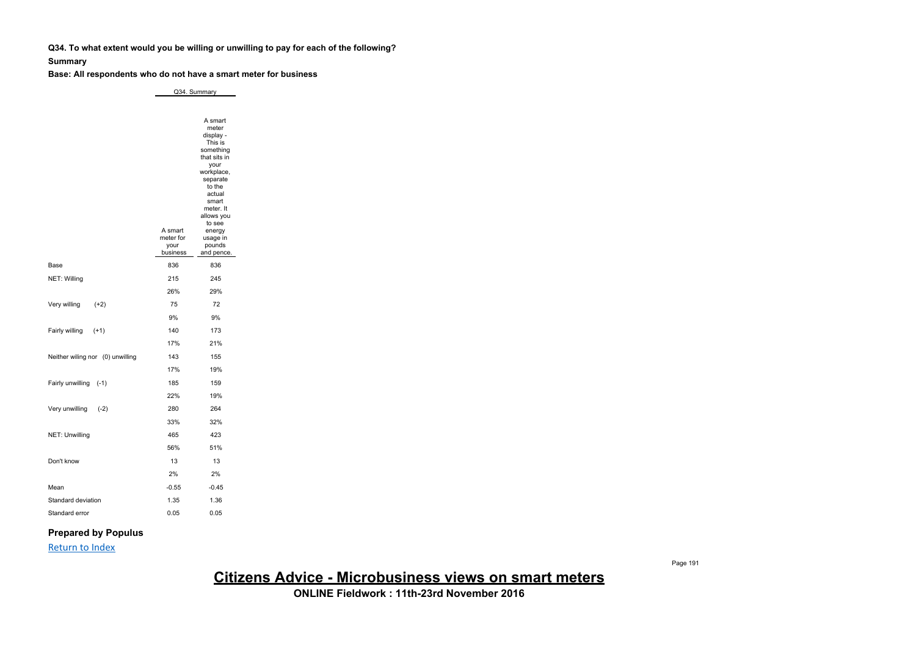**Q34. To what extent would you be willing or unwilling to pay for each of the following?**

**Summary**

**Base: All respondents who do not have a smart meter for business**

| | Q34. Summary | |
|---|---|---|
| | A smart meter for your business | A smart meter display - This is something that sits in your workplace, separate to the actual smart meter. It allows you to see energy usage in pounds and pence. |
| Base | 836 | 836 |
| NET: Willing | 215 | 245 |
| | 26% | 29% |
| Very willing (+2) | 75 | 72 |
| | 9% | 9% |
| Fairly willing (+1) | 140 | 173 |
| | 17% | 21% |
| Neither wiling nor (0) unwilling | 143 | 155 |
| | 17% | 19% |
| Fairly unwilling (-1) | 185 | 159 |
| | 22% | 19% |
| Very unwilling (-2) | 280 | 264 |
| | 33% | 32% |
| NET: Unwilling | 465 | 423 |
| | 56% | 51% |
| Don't know | 13 | 13 |
| | 2% | 2% |
| Mean | -0.55 | -0.45 |
| Standard deviation | 1.35 | 1.36 |
| Standard error | 0.05 | 0.05 |

**Prepared by Populus**

Return to Index

**Citizens Advice - Microbusiness views on smart meters**

**ONLINE Fieldwork : 11th-23rd November 2016**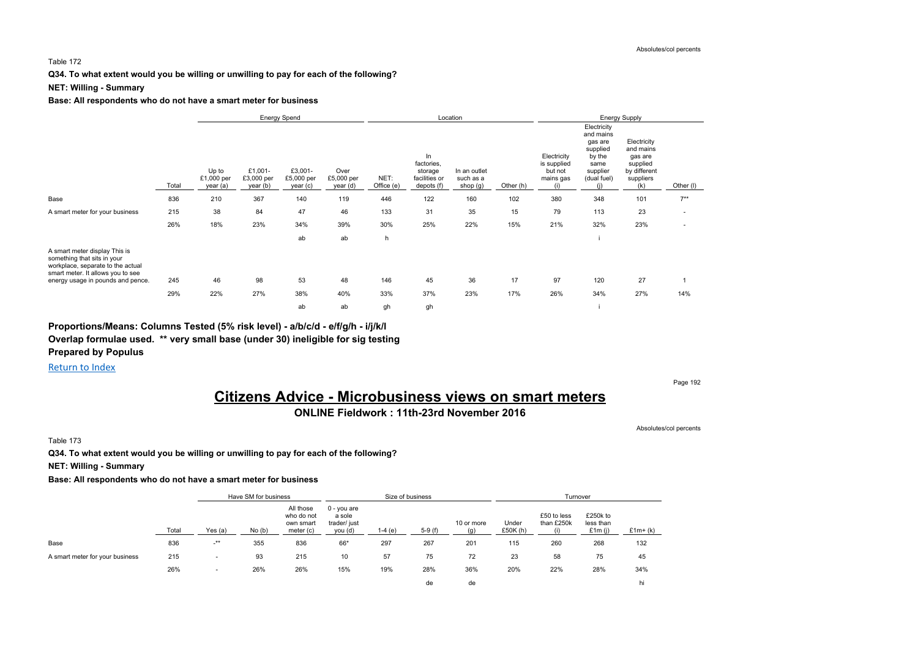Table 172

**Q34. To what extent would you be willing or unwilling to pay for each of the following?**

**NET: Willing - Summary**

**Base: All respondents who do not have a smart meter for business**

| | Total | Energy Spend | | | | Location | | | | Energy Supply | | | |
|---|---|---|---|---|---|---|---|---|---|---|---|---|---|
| | | Up to £1,000 per year (a) | £1,001- £3,000 per year (b) | £3,001- £5,000 per year (c) | Over £5,000 per year (d) | NET: Office (e) | In factories, storage facilities or depots (f) | In an outlet such as a shop (g) | Other (h) | Electricity is supplied but not mains gas (i) | Electricity and mains gas are supplied by the same supplier (dual fuel) (j) | Electricity and mains gas are supplied by different suppliers (k) | Other (l) |
| Base | 836 | 210 | 367 | 140 | 119 | 446 | 122 | 160 | 102 | 380 | 348 | 101 | 7** |
| A smart meter for your business | 215 | 38 | 84 | 47 | 46 | 133 | 31 | 35 | 15 | 79 | 113 | 23 | - |
| | 26% | 18% | 23% | 34% | 39% | 30% | 25% | 22% | 15% | 21% | 32% | 23% | - |
| | | | | ab | ab | h | | | | | i | | |
| A smart meter display This is something that sits in your workplace, separate to the actual smart meter. It allows you to see energy usage in pounds and pence. | 245 | 46 | 98 | 53 | 48 | 146 | 45 | 36 | 17 | 97 | 120 | 27 | 1 |
| | 29% | 22% | 27% | 38% | 40% | 33% | 37% | 23% | 17% | 26% | 34% | 27% | 14% |
| | | | | ab | ab | gh | gh | | | | i | | |

**Proportions/Means: Columns Tested (5% risk level) - a/b/c/d - e/f/g/h - i/j/k/l**
**Overlap formulae used. \*\* very small base (under 30) ineligible for sig testing**
**Prepared by Populus**

Return to Index

# Citizens Advice - Microbusiness views on smart meters

## ONLINE Fieldwork : 11th-23rd November 2016

Table 173

**Q34. To what extent would you be willing or unwilling to pay for each of the following?**

**NET: Willing - Summary**

**Base: All respondents who do not have a smart meter for business**

| | Total | Have SM for business | | | Size of business | | | | Turnover | | | |
|---|---|---|---|---|---|---|---|---|---|---|---|---|
| | | Yes (a) | No (b) | All those who do not own smart meter (c) | 0 - you are a sole trader/ just you (d) | 1-4 (e) | 5-9 (f) | 10 or more (g) | Under £50K (h) | £50 to less than £250k (i) | £250k to less than £1m (j) | £1m+ (k) |
| Base | 836 | -** | 355 | 836 | 66* | 297 | 267 | 201 | 115 | 260 | 268 | 132 |
| A smart meter for your business | 215 | - | 93 | 215 | 10 | 57 | 75 | 72 | 23 | 58 | 75 | 45 |
| | 26% | - | 26% | 26% | 15% | 19% | 28% | 36% | 20% | 22% | 28% | 34% |
| | | | | | | | de | de | | | | hi |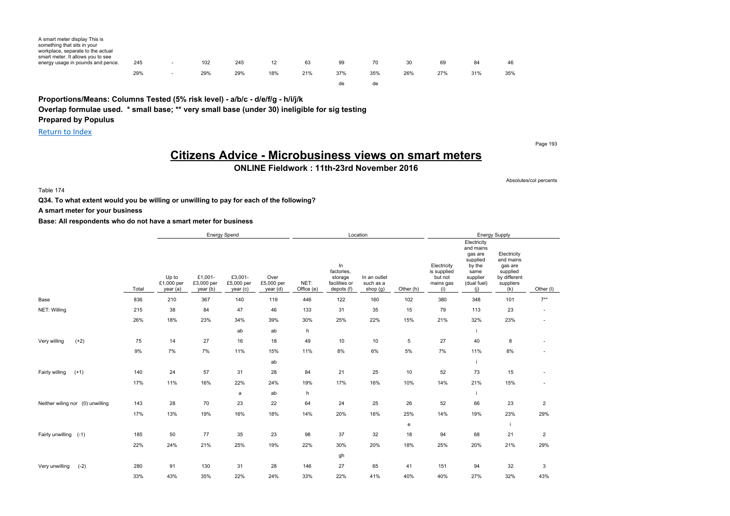| | | | | | | | | | | | | |
|---|---|---|---|---|---|---|---|---|---|---|---|---|
| A smart meter display This is something that sits in your workplace, separate to the actual smart meter. It allows you to see energy usage in pounds and pence. | 245 | - | 102 | 245 | 12 | 63 | 99 | 70 | 30 | 69 | 84 | 46 |
| | 29% | - | 29% | 29% | 18% | 21% | 37% | 35% | 26% | 27% | 31% | 35% |
| | | | | | | | de | de | | | | |

**Proportions/Means: Columns Tested (5% risk level) - a/b/c - d/e/f/g - h/i/j/k**
**Overlap formulae used. * small base; ** very small base (under 30) ineligible for sig testing**
**Prepared by Populus**

Return to Index

# Citizens Advice - Microbusiness views on smart meters

## ONLINE Fieldwork : 11th-23rd November 2016

Absolutes/col percents

Table 174

**Q34. To what extent would you be willing or unwilling to pay for each of the following?**

**A smart meter for your business**

**Base: All respondents who do not have a smart meter for business**

| | | Energy Spend | | | | Location | | | | Energy Supply | | | |
|---|---|---|---|---|---|---|---|---|---|---|---|---|---|
| | Total | Up to £1,000 per year (a) | £1,001- £3,000 per year (b) | £3,001- £5,000 per year (c) | Over £5,000 per year (d) | NET: Office (e) | In factories, storage facilities or depots (f) | In an outlet such as a shop (g) | Other (h) | Electricity is supplied but not mains gas (i) | Electricity and mains gas are supplied by the same supplier (dual fuel) (j) | Electricity and mains gas are supplied by different suppliers (k) | Other (l) |
| Base | 836 | 210 | 367 | 140 | 119 | 446 | 122 | 160 | 102 | 380 | 348 | 101 | 7** |
| NET: Willing | 215 | 38 | 84 | 47 | 46 | 133 | 31 | 35 | 15 | 79 | 113 | 23 | - |
| | 26% | 18% | 23% | 34% | 39% | 30% | 25% | 22% | 15% | 21% | 32% | 23% | - |
| | | | | ab | ab | h | | | | | i | | |
| Very willing (+2) | 75 | 14 | 27 | 16 | 18 | 49 | 10 | 10 | 5 | 27 | 40 | 8 | - |
| | 9% | 7% | 7% | 11% | 15% | 11% | 8% | 6% | 5% | 7% | 11% | 8% | - |
| | | | | | ab | | | | | | i | | |
| Fairly willing (+1) | 140 | 24 | 57 | 31 | 28 | 84 | 21 | 25 | 10 | 52 | 73 | 15 | - |
| | 17% | 11% | 16% | 22% | 24% | 19% | 17% | 16% | 10% | 14% | 21% | 15% | - |
| | | | | a | ab | h | | | | | i | | |
| Neither wiling nor (0) unwilling | 143 | 28 | 70 | 23 | 22 | 64 | 24 | 25 | 26 | 52 | 66 | 23 | 2 |
| | 17% | 13% | 19% | 16% | 18% | 14% | 20% | 16% | 25% | 14% | 19% | 23% | 29% |
| | | | | | | | | | e | | | i | |
| Fairly unwilling (-1) | 185 | 50 | 77 | 35 | 23 | 98 | 37 | 32 | 18 | 94 | 68 | 21 | 2 |
| | 22% | 24% | 21% | 25% | 19% | 22% | 30% | 20% | 18% | 25% | 20% | 21% | 29% |
| | | | | | | | gh | | | | | | |
| Very unwilling (-2) | 280 | 91 | 130 | 31 | 28 | 146 | 27 | 65 | 41 | 151 | 94 | 32 | 3 |
| | 33% | 43% | 35% | 22% | 24% | 33% | 22% | 41% | 40% | 40% | 27% | 32% | 43% |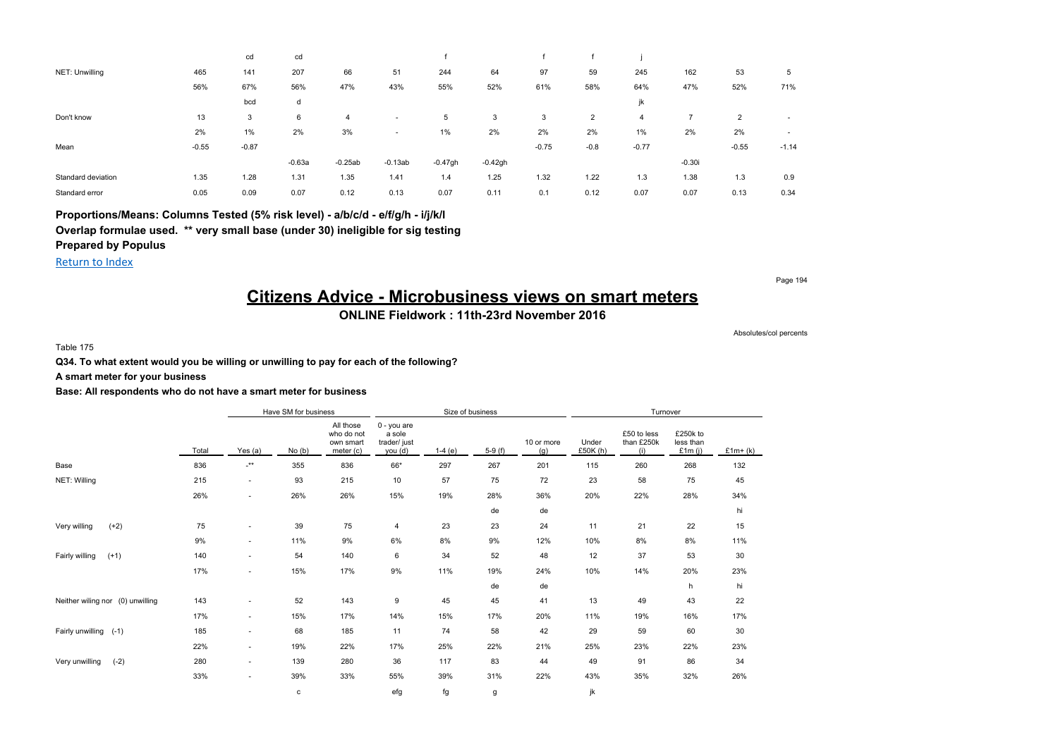| | Total | Yes (a) | No (b) | All those who do not own smart meter (c) | 0 - you are a sole trader/ just you (d) | 1-4 (e) | 5-9 (f) | 10 or more (g) | Under £50K (h) | £50 to less than £250k (i) | £250k to less than £1m (j) | £1m+ (k) | |
|---|---|---|---|---|---|---|---|---|---|---|---|---|---|
| | | cd | cd | | | f | | f | f | j | | | |
| NET: Unwilling | 465 | 141 | 207 | 66 | 51 | 244 | 64 | 97 | 59 | 245 | 162 | 53 | 5 |
| | 56% | 67% | 56% | 47% | 43% | 55% | 52% | 61% | 58% | 64% | 47% | 52% | 71% |
| | | bcd | d | | | | | | | jk | | | |
| Don't know | 13 | 3 | 6 | 4 | - | 5 | 3 | 3 | 2 | 4 | 7 | 2 | - |
| | 2% | 1% | 2% | 3% | - | 1% | 2% | 2% | 2% | 1% | 2% | 2% | - |
| Mean | -0.55 | -0.87 | | | | | | -0.75 | -0.8 | -0.77 | | -0.55 | -1.14 |
| | | | -0.63a | -0.25ab | -0.13ab | -0.47gh | -0.42gh | | | | -0.30i | | |
| Standard deviation | 1.35 | 1.28 | 1.31 | 1.35 | 1.41 | 1.4 | 1.25 | 1.32 | 1.22 | 1.3 | 1.38 | 1.3 | 0.9 |
| Standard error | 0.05 | 0.09 | 0.07 | 0.12 | 0.13 | 0.07 | 0.11 | 0.1 | 0.12 | 0.07 | 0.07 | 0.13 | 0.34 |

**Proportions/Means: Columns Tested (5% risk level) - a/b/c/d - e/f/g/h - i/j/k/l**
**Overlap formulae used. ** very small base (under 30) ineligible for sig testing**
**Prepared by Populus**

Return to Index

# Citizens Advice - Microbusiness views on smart meters

## ONLINE Fieldwork : 11th-23rd November 2016

Absolutes/col percents

Table 175

**Q34. To what extent would you be willing or unwilling to pay for each of the following?**

**A smart meter for your business**

**Base: All respondents who do not have a smart meter for business**

| | | Have SM for business | | | Size of business | | | | Turnover | | | |
|---|---|---|---|---|---|---|---|---|---|---|---|---|
| | Total | Yes (a) | No (b) | All those who do not own smart meter (c) | 0 - you are a sole trader/ just you (d) | 1-4 (e) | 5-9 (f) | 10 or more (g) | Under £50K (h) | £50 to less than £250k (i) | £250k to less than £1m (j) | £1m+ (k) |
| Base | 836 | -** | 355 | 836 | 66* | 297 | 267 | 201 | 115 | 260 | 268 | 132 |
| NET: Willing | 215 | - | 93 | 215 | 10 | 57 | 75 | 72 | 23 | 58 | 75 | 45 |
| | 26% | - | 26% | 26% | 15% | 19% | 28% | 36% | 20% | 22% | 28% | 34% |
| | | | | | | | de | de | | | | hi |
| Very willing (+2) | 75 | - | 39 | 75 | 4 | 23 | 23 | 24 | 11 | 21 | 22 | 15 |
| | 9% | - | 11% | 9% | 6% | 8% | 9% | 12% | 10% | 8% | 8% | 11% |
| Fairly willing (+1) | 140 | - | 54 | 140 | 6 | 34 | 52 | 48 | 12 | 37 | 53 | 30 |
| | 17% | - | 15% | 17% | 9% | 11% | 19% | 24% | 10% | 14% | 20% | 23% |
| | | | | | | | de | de | | | h | hi |
| Neither wiling nor (0) unwilling | 143 | - | 52 | 143 | 9 | 45 | 45 | 41 | 13 | 49 | 43 | 22 |
| | 17% | - | 15% | 17% | 14% | 15% | 17% | 20% | 11% | 19% | 16% | 17% |
| Fairly unwilling (-1) | 185 | - | 68 | 185 | 11 | 74 | 58 | 42 | 29 | 59 | 60 | 30 |
| | 22% | - | 19% | 22% | 17% | 25% | 22% | 21% | 25% | 23% | 22% | 23% |
| Very unwilling (-2) | 280 | - | 139 | 280 | 36 | 117 | 83 | 44 | 49 | 91 | 86 | 34 |
| | 33% | - | 39% | 33% | 55% | 39% | 31% | 22% | 43% | 35% | 32% | 26% |
| | | | c | | efg | fg | g | | jk | | | |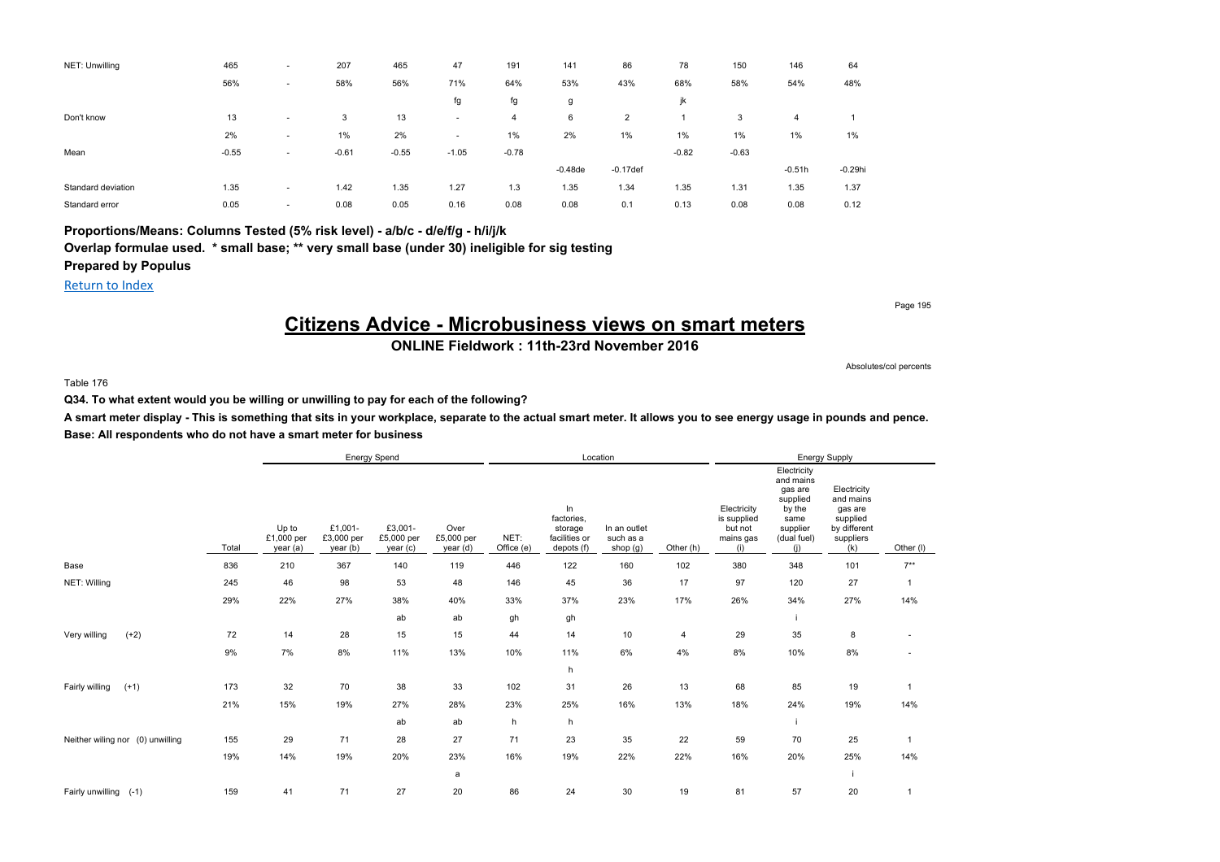| | Total | Up to £1,000 per year (a) | £1,001-£3,000 per year (b) | £3,001-£5,000 per year (c) | Over £5,000 per year (d) | NET: Office (e) | In factories, storage facilities or depots (f) | In an outlet such as a shop (g) | Other (h) | Electricity is supplied but not mains gas (i) | Electricity and mains gas are supplied by the same supplier (dual fuel) (j) | Electricity and mains gas are supplied by different suppliers (k) | Other (l) |
|---|---|---|---|---|---|---|---|---|---|---|---|---|---|
| NET: Unwilling | 465 | - | 207 | 465 | 47 | 191 | 141 | 86 | 78 | 150 | 146 | 64 | |
| | 56% | - | 58% | 56% | 71% | 64% | 53% | 43% | 68% | 58% | 54% | 48% | |
| | | | | | fg | fg | g | | jk | | | | |
| Don't know | 13 | - | 3 | 13 | - | 4 | 6 | 2 | 1 | 3 | 4 | 1 | |
| | 2% | - | 1% | 2% | - | 1% | 2% | 1% | 1% | 1% | 1% | 1% | |
| Mean | -0.55 | - | -0.61 | -0.55 | -1.05 | -0.78 | | | -0.82 | -0.63 | | | |
| | | | | | | | -0.48de | -0.17def | | | -0.51h | -0.29hi | |
| Standard deviation | 1.35 | - | 1.42 | 1.35 | 1.27 | 1.3 | 1.35 | 1.34 | 1.35 | 1.31 | 1.35 | 1.37 | |
| Standard error | 0.05 | - | 0.08 | 0.05 | 0.16 | 0.08 | 0.08 | 0.1 | 0.13 | 0.08 | 0.08 | 0.12 | |

**Proportions/Means: Columns Tested (5% risk level) - a/b/c - d/e/f/g - h/i/j/k**

**Overlap formulae used. * small base; ** very small base (under 30) ineligible for sig testing**

**Prepared by Populus**

Return to Index

# Citizens Advice - Microbusiness views on smart meters

**ONLINE Fieldwork : 11th-23rd November 2016**

Absolutes/col percents

Table 176

**Q34. To what extent would you be willing or unwilling to pay for each of the following?**

**A smart meter display - This is something that sits in your workplace, separate to the actual smart meter. It allows you to see energy usage in pounds and pence.**

**Base: All respondents who do not have a smart meter for business**

| | | Energy Spend | | | | Location | | | | Energy Supply | | | |
|---|---|---|---|---|---|---|---|---|---|---|---|---|---|
| | Total | Up to £1,000 per year (a) | £1,001-£3,000 per year (b) | £3,001-£5,000 per year (c) | Over £5,000 per year (d) | NET: Office (e) | In factories, storage facilities or depots (f) | In an outlet such as a shop (g) | Other (h) | Electricity is supplied but not mains gas (i) | Electricity and mains gas are supplied by the same supplier (dual fuel) (j) | Electricity and mains gas are supplied by different suppliers (k) | Other (l) |
| Base | 836 | 210 | 367 | 140 | 119 | 446 | 122 | 160 | 102 | 380 | 348 | 101 | 7** |
| NET: Willing | 245 | 46 | 98 | 53 | 48 | 146 | 45 | 36 | 17 | 97 | 120 | 27 | 1 |
| | 29% | 22% | 27% | 38% | 40% | 33% | 37% | 23% | 17% | 26% | 34% | 27% | 14% |
| | | | | ab | ab | gh | gh | | | | i | | |
| Very willing (+2) | 72 | 14 | 28 | 15 | 15 | 44 | 14 | 10 | 4 | 29 | 35 | 8 | - |
| | 9% | 7% | 8% | 11% | 13% | 10% | 11% | 6% | 4% | 8% | 10% | 8% | - |
| | | | | | | | h | | | | | | |
| Fairly willing (+1) | 173 | 32 | 70 | 38 | 33 | 102 | 31 | 26 | 13 | 68 | 85 | 19 | 1 |
| | 21% | 15% | 19% | 27% | 28% | 23% | 25% | 16% | 13% | 18% | 24% | 19% | 14% |
| | | | | ab | ab | h | h | | | | i | | |
| Neither wiling nor (0) unwilling | 155 | 29 | 71 | 28 | 27 | 71 | 23 | 35 | 22 | 59 | 70 | 25 | 1 |
| | 19% | 14% | 19% | 20% | 23% | 16% | 19% | 22% | 22% | 16% | 20% | 25% | 14% |
| | | | | | a | | | | | | | i | |
| Fairly unwilling (-1) | 159 | 41 | 71 | 27 | 20 | 86 | 24 | 30 | 19 | 81 | 57 | 20 | 1 |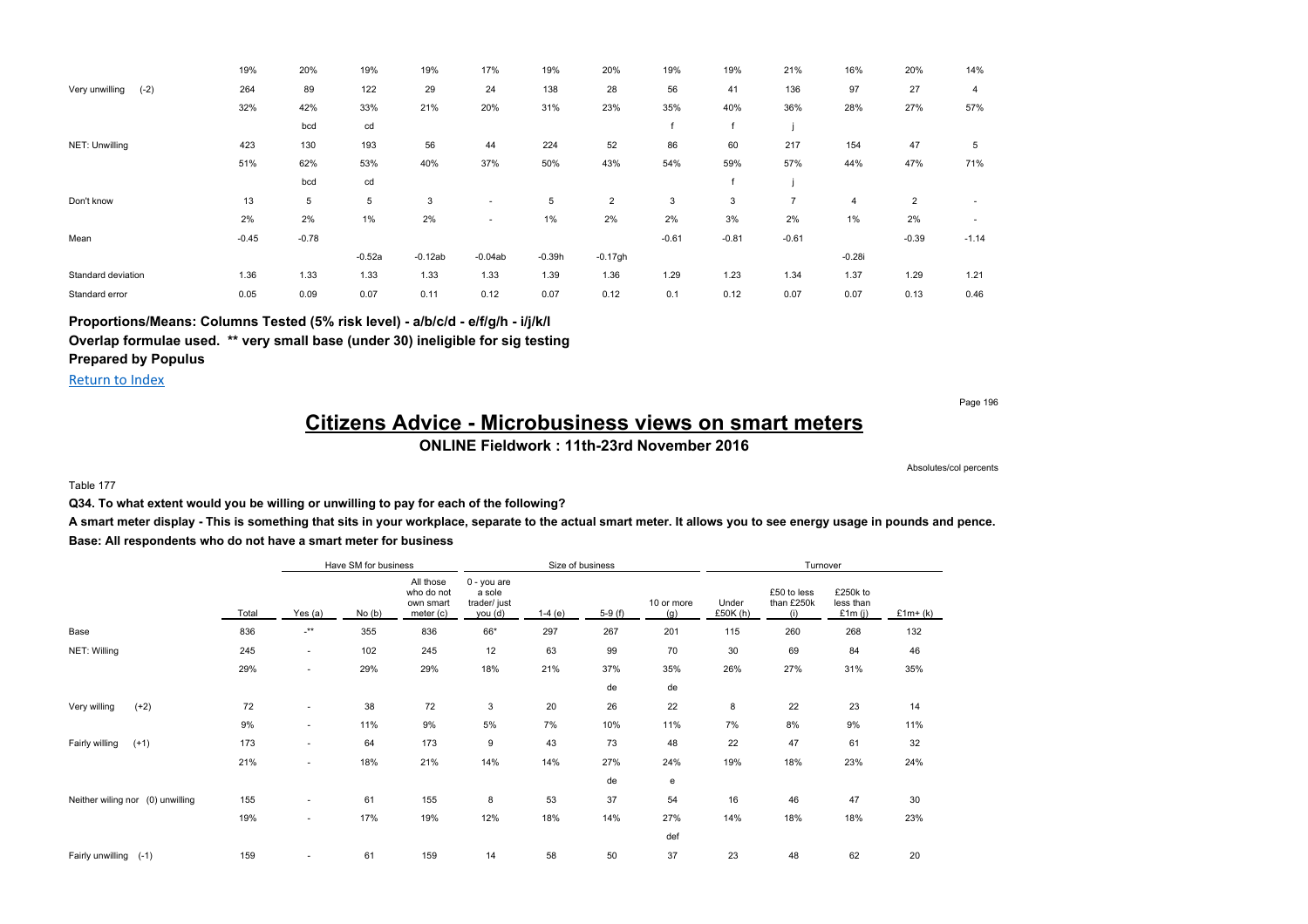| | Total | Yes (a) | No (b) | All those who do not own smart meter (c) | 0 - you are a sole trader/ just you (d) | 1-4 (e) | 5-9 (f) | 10 or more (g) | Under £50K (h) | £50 to less than £250k (i) | £250k to less than £1m (j) | £1m+ (k) |
|---|---|---|---|---|---|---|---|---|---|---|---|---|
| | 19% | 20% | 19% | 19% | 17% | 19% | 20% | 19% | 19% | 21% | 16% | 20% | 14% |
| Very unwilling (-2) | 264 | 89 | 122 | 29 | 24 | 138 | 28 | 56 | 41 | 136 | 97 | 27 | 4 |
| | 32% | 42% | 33% | 21% | 20% | 31% | 23% | 35% | 40% | 36% | 28% | 27% | 57% |
| | | bcd | cd | | | | | f | f | j | | | |
| NET: Unwilling | 423 | 130 | 193 | 56 | 44 | 224 | 52 | 86 | 60 | 217 | 154 | 47 | 5 |
| | 51% | 62% | 53% | 40% | 37% | 50% | 43% | 54% | 59% | 57% | 44% | 47% | 71% |
| | | bcd | cd | | | | | | f | j | | | |
| Don't know | 13 | 5 | 5 | 3 | - | 5 | 2 | 3 | 3 | 7 | 4 | 2 | - |
| | 2% | 2% | 1% | 2% | - | 1% | 2% | 2% | 3% | 2% | 1% | 2% | - |
| Mean | -0.45 | -0.78 | | | | | | -0.61 | -0.81 | -0.61 | | -0.39 | -1.14 |
| | | | -0.52a | -0.12ab | -0.04ab | -0.39h | -0.17gh | | | | -0.28i | | |
| Standard deviation | 1.36 | 1.33 | 1.33 | 1.33 | 1.33 | 1.39 | 1.36 | 1.29 | 1.23 | 1.34 | 1.37 | 1.29 | 1.21 |
| Standard error | 0.05 | 0.09 | 0.07 | 0.11 | 0.12 | 0.07 | 0.12 | 0.1 | 0.12 | 0.07 | 0.07 | 0.13 | 0.46 |

**Proportions/Means: Columns Tested (5% risk level) - a/b/c/d - e/f/g/h - i/j/k/l**
**Overlap formulae used. ** very small base (under 30) ineligible for sig testing**
**Prepared by Populus**

Return to Index

# Citizens Advice - Microbusiness views on smart meters

**ONLINE Fieldwork : 11th-23rd November 2016**

Absolutes/col percents

Table 177

**Q34. To what extent would you be willing or unwilling to pay for each of the following?**

**A smart meter display - This is something that sits in your workplace, separate to the actual smart meter. It allows you to see energy usage in pounds and pence.**

**Base: All respondents who do not have a smart meter for business**

| | | Have SM for business | | | Size of business | | | | Turnover | | | |
|---|---|---|---|---|---|---|---|---|---|---|---|---|
| | Total | Yes (a) | No (b) | All those who do not own smart meter (c) | 0 - you are a sole trader/ just you (d) | 1-4 (e) | 5-9 (f) | 10 or more (g) | Under £50K (h) | £50 to less than £250k (i) | £250k to less than £1m (j) | £1m+ (k) |
| Base | 836 | -** | 355 | 836 | 66* | 297 | 267 | 201 | 115 | 260 | 268 | 132 |
| NET: Willing | 245 | - | 102 | 245 | 12 | 63 | 99 | 70 | 30 | 69 | 84 | 46 |
| | 29% | - | 29% | 29% | 18% | 21% | 37% | 35% | 26% | 27% | 31% | 35% |
| | | | | | | | de | de | | | | |
| Very willing (+2) | 72 | - | 38 | 72 | 3 | 20 | 26 | 22 | 8 | 22 | 23 | 14 |
| | 9% | - | 11% | 9% | 5% | 7% | 10% | 11% | 7% | 8% | 9% | 11% |
| Fairly willing (+1) | 173 | - | 64 | 173 | 9 | 43 | 73 | 48 | 22 | 47 | 61 | 32 |
| | 21% | - | 18% | 21% | 14% | 14% | 27% | 24% | 19% | 18% | 23% | 24% |
| | | | | | | | de | e | | | | |
| Neither wiling nor (0) unwilling | 155 | - | 61 | 155 | 8 | 53 | 37 | 54 | 16 | 46 | 47 | 30 |
| | 19% | - | 17% | 19% | 12% | 18% | 14% | 27% | 14% | 18% | 18% | 23% |
| | | | | | | | | def | | | | |
| Fairly unwilling (-1) | 159 | - | 61 | 159 | 14 | 58 | 50 | 37 | 23 | 48 | 62 | 20 |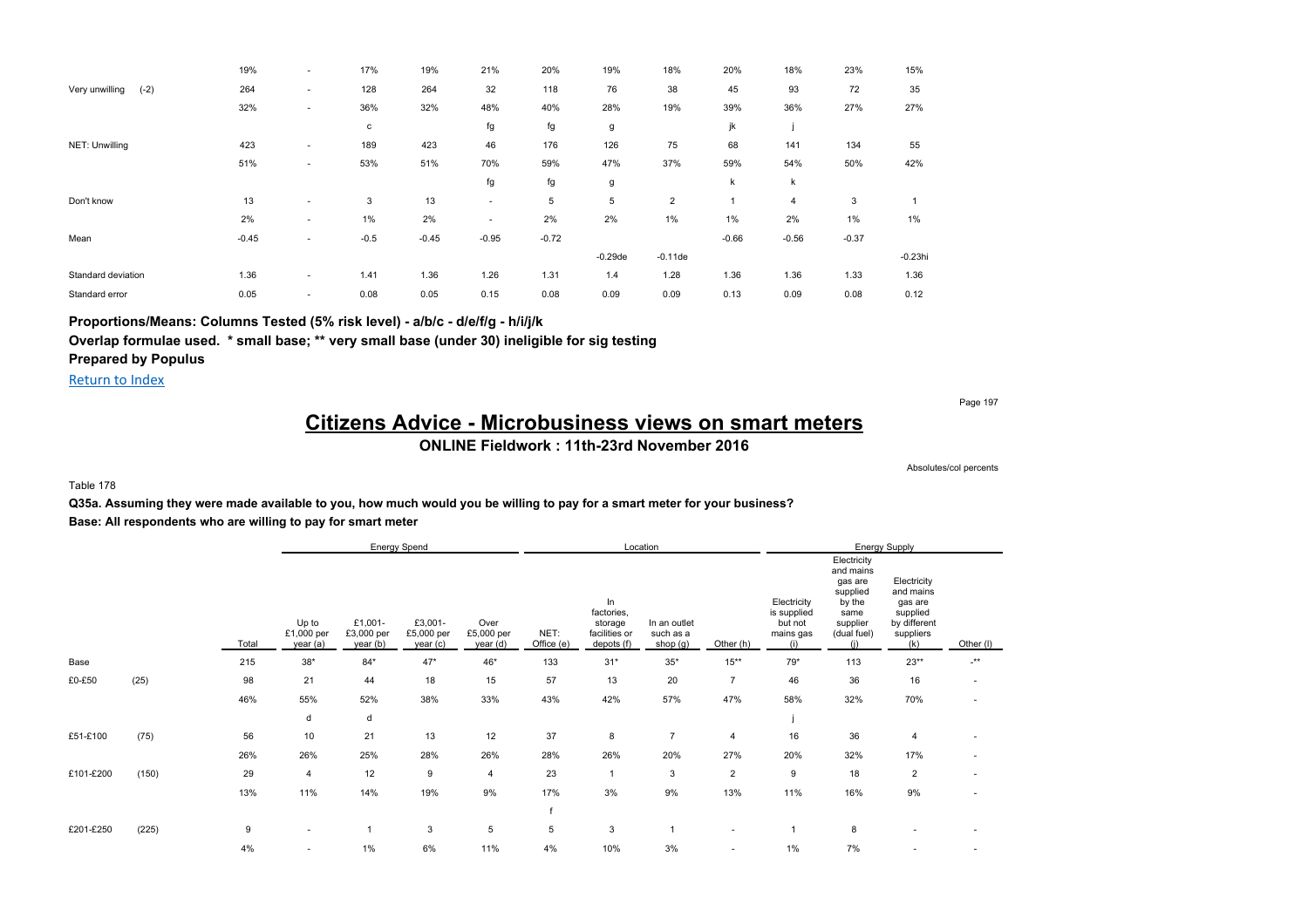| | | | | | | | | | | | | | |
|---|---|---|---|---|---|---|---|---|---|---|---|---|---|
| | | 19% | - | 17% | 19% | 21% | 20% | 19% | 18% | 20% | 18% | 23% | 15% |
| Very unwilling | (-2) | 264 | - | 128 | 264 | 32 | 118 | 76 | 38 | 45 | 93 | 72 | 35 |
| | | 32% | - | 36% | 32% | 48% | 40% | 28% | 19% | 39% | 36% | 27% | 27% |
| | | | | c | | fg | fg | g | | jk | j | | |
| NET: Unwilling | | 423 | - | 189 | 423 | 46 | 176 | 126 | 75 | 68 | 141 | 134 | 55 |
| | | 51% | - | 53% | 51% | 70% | 59% | 47% | 37% | 59% | 54% | 50% | 42% |
| | | | | | | fg | fg | g | | k | k | | |
| Don't know | | 13 | - | 3 | 13 | - | 5 | 5 | 2 | 1 | 4 | 3 | 1 |
| | | 2% | - | 1% | 2% | - | 2% | 2% | 1% | 1% | 2% | 1% | 1% |
| Mean | | -0.45 | - | -0.5 | -0.45 | -0.95 | -0.72 | -0.29de | -0.11de | -0.66 | -0.56 | -0.37 | -0.23hi |
| Standard deviation | | 1.36 | - | 1.41 | 1.36 | 1.26 | 1.31 | 1.4 | 1.28 | 1.36 | 1.36 | 1.33 | 1.36 |
| Standard error | | 0.05 | - | 0.08 | 0.05 | 0.15 | 0.08 | 0.09 | 0.09 | 0.13 | 0.09 | 0.08 | 0.12 |

**Proportions/Means: Columns Tested (5% risk level) - a/b/c - d/e/f/g - h/i/j/k**
**Overlap formulae used. * small base; ** very small base (under 30) ineligible for sig testing**
**Prepared by Populus**

Return to Index

# Citizens Advice - Microbusiness views on smart meters

## ONLINE Fieldwork : 11th-23rd November 2016

Absolutes/col percents

Table 178

**Q35a. Assuming they were made available to you, how much would you be willing to pay for a smart meter for your business?**
**Base: All respondents who are willing to pay for smart meter**

| | | | Energy Spend | | | | Location | | | | Energy Supply | | | |
|---|---|---|---|---|---|---|---|---|---|---|---|---|---|---|
| | | Total | Up to £1,000 per year (a) | £1,001-£3,000 per year (b) | £3,001-£5,000 per year (c) | Over £5,000 per year (d) | NET: Office (e) | In factories, storage facilities or depots (f) | In an outlet such as a shop (g) | Other (h) | Electricity is supplied but not mains gas (i) | Electricity and mains gas are supplied by the same supplier (dual fuel) (j) | Electricity and mains gas are supplied by different suppliers (k) | Other (l) |
| Base | | 215 | 38* | 84* | 47* | 46* | 133 | 31* | 35* | 15** | 79* | 113 | 23** | -** |
| £0-£50 | (25) | 98 | 21 | 44 | 18 | 15 | 57 | 13 | 20 | 7 | 46 | 36 | 16 | - |
| | | 46% | 55% | 52% | 38% | 33% | 43% | 42% | 57% | 47% | 58% | 32% | 70% | - |
| | | | d | d | | | | | | | j | | | |
| £51-£100 | (75) | 56 | 10 | 21 | 13 | 12 | 37 | 8 | 7 | 4 | 16 | 36 | 4 | - |
| | | 26% | 26% | 25% | 28% | 26% | 28% | 26% | 20% | 27% | 20% | 32% | 17% | - |
| £101-£200 | (150) | 29 | 4 | 12 | 9 | 4 | 23 | 1 | 3 | 2 | 9 | 18 | 2 | - |
| | | 13% | 11% | 14% | 19% | 9% | 17% | 3% | 9% | 13% | 11% | 16% | 9% | - |
| | | | | | | | f | | | | | | | |
| £201-£250 | (225) | 9 | - | 1 | 3 | 5 | 5 | 3 | 1 | - | 1 | 8 | - | - |
| | | 4% | - | 1% | 6% | 11% | 4% | 10% | 3% | - | 1% | 7% | - | - |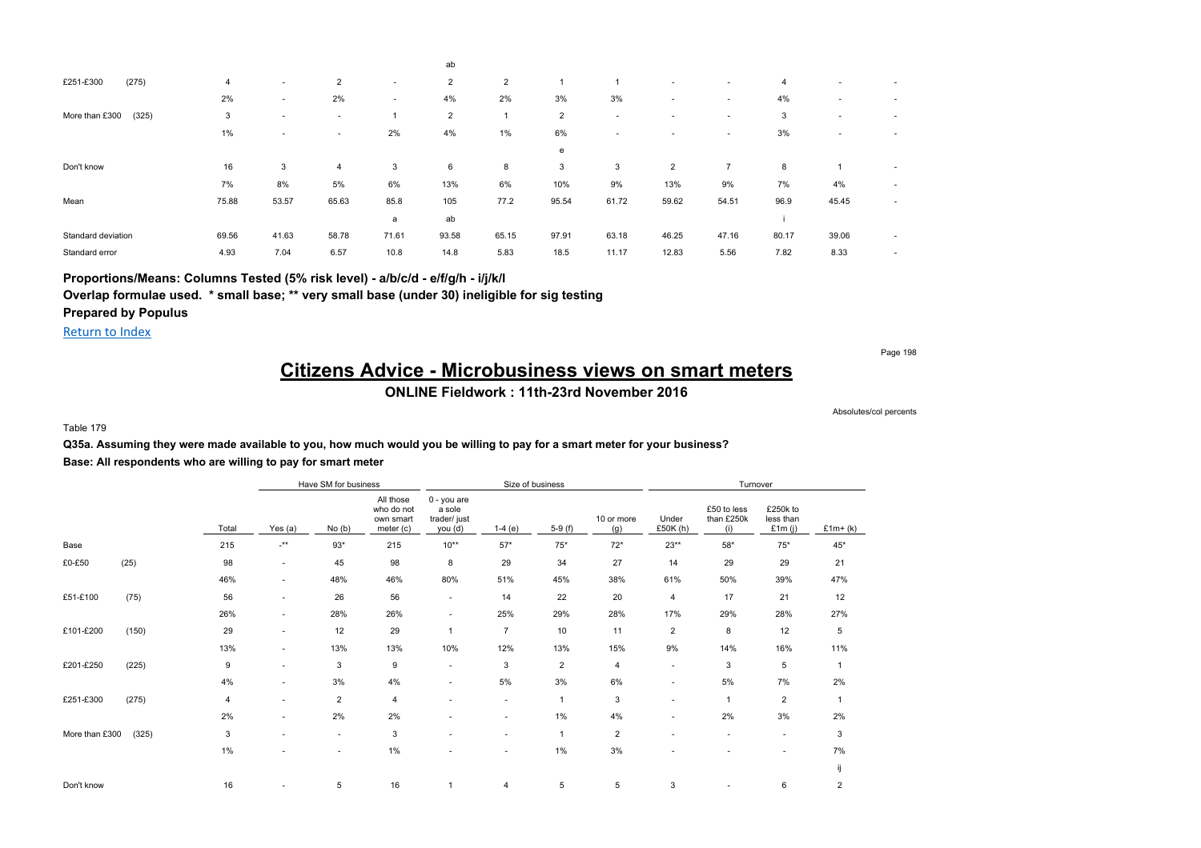| | | | | | | | | | | | | | |
|---|---|---|---|---|---|---|---|---|---|---|---|---|---|
| | | | | | ab | | | | | | | | |
| £251-£300 (275) | 4 | - | 2 | - | 2 | 2 | 1 | 1 | - | - | 4 | - | - |
| | 2% | - | 2% | - | 4% | 2% | 3% | 3% | - | - | 4% | - | - |
| More than £300 (325) | 3 | - | - | 1 | 2 | 1 | 2 | - | - | - | 3 | - | - |
| | 1% | - | - | 2% | 4% | 1% | 6% | - | - | - | 3% | - | - |
| | | | | | | | e | | | | | | |
| Don't know | 16 | 3 | 4 | 3 | 6 | 8 | 3 | 3 | 2 | 7 | 8 | 1 | - |
| | 7% | 8% | 5% | 6% | 13% | 6% | 10% | 9% | 13% | 9% | 7% | 4% | - |
| Mean | 75.88 | 53.57 | 65.63 | 85.8 | 105 | 77.2 | 95.54 | 61.72 | 59.62 | 54.51 | 96.9 | 45.45 | - |
| | | | | a | ab | | | | | | i | | |
| Standard deviation | 69.56 | 41.63 | 58.78 | 71.61 | 93.58 | 65.15 | 97.91 | 63.18 | 46.25 | 47.16 | 80.17 | 39.06 | - |
| Standard error | 4.93 | 7.04 | 6.57 | 10.8 | 14.8 | 5.83 | 18.5 | 11.17 | 12.83 | 5.56 | 7.82 | 8.33 | - |

**Proportions/Means: Columns Tested (5% risk level) - a/b/c/d - e/f/g/h - i/j/k/l**
**Overlap formulae used. * small base; ** very small base (under 30) ineligible for sig testing**
**Prepared by Populus**

Return to Index

# Citizens Advice - Microbusiness views on smart meters

## ONLINE Fieldwork : 11th-23rd November 2016

Absolutes/col percents

Table 179

**Q35a. Assuming they were made available to you, how much would you be willing to pay for a smart meter for your business?**

**Base: All respondents who are willing to pay for smart meter**

| | Total | Have SM for business | | | Size of business | | | | Turnover | | | |
|---|---|---|---|---|---|---|---|---|---|---|---|---|
| | | Yes (a) | No (b) | All those who do not own smart meter (c) | 0 - you are a sole trader/ just you (d) | 1-4 (e) | 5-9 (f) | 10 or more (g) | Under £50K (h) | £50 to less than £250k (i) | £250k to less than £1m (j) | £1m+ (k) |
| Base | 215 | -** | 93* | 215 | 10** | 57* | 75* | 72* | 23** | 58* | 75* | 45* |
| £0-£50 (25) | 98 | - | 45 | 98 | 8 | 29 | 34 | 27 | 14 | 29 | 29 | 21 |
| | 46% | - | 48% | 46% | 80% | 51% | 45% | 38% | 61% | 50% | 39% | 47% |
| £51-£100 (75) | 56 | - | 26 | 56 | - | 14 | 22 | 20 | 4 | 17 | 21 | 12 |
| | 26% | - | 28% | 26% | - | 25% | 29% | 28% | 17% | 29% | 28% | 27% |
| £101-£200 (150) | 29 | - | 12 | 29 | 1 | 7 | 10 | 11 | 2 | 8 | 12 | 5 |
| | 13% | - | 13% | 13% | 10% | 12% | 13% | 15% | 9% | 14% | 16% | 11% |
| £201-£250 (225) | 9 | - | 3 | 9 | - | 3 | 2 | 4 | - | 3 | 5 | 1 |
| | 4% | - | 3% | 4% | - | 5% | 3% | 6% | - | 5% | 7% | 2% |
| £251-£300 (275) | 4 | - | 2 | 4 | - | - | 1 | 3 | - | 1 | 2 | 1 |
| | 2% | - | 2% | 2% | - | - | 1% | 4% | - | 2% | 3% | 2% |
| More than £300 (325) | 3 | - | - | 3 | - | - | 1 | 2 | - | - | - | 3 |
| | 1% | - | - | 1% | - | - | 1% | 3% | - | - | - | 7% |
| | | | | | | | | | | | | ij |
| Don't know | 16 | - | 5 | 16 | 1 | 4 | 5 | 5 | 3 | - | 6 | 2 |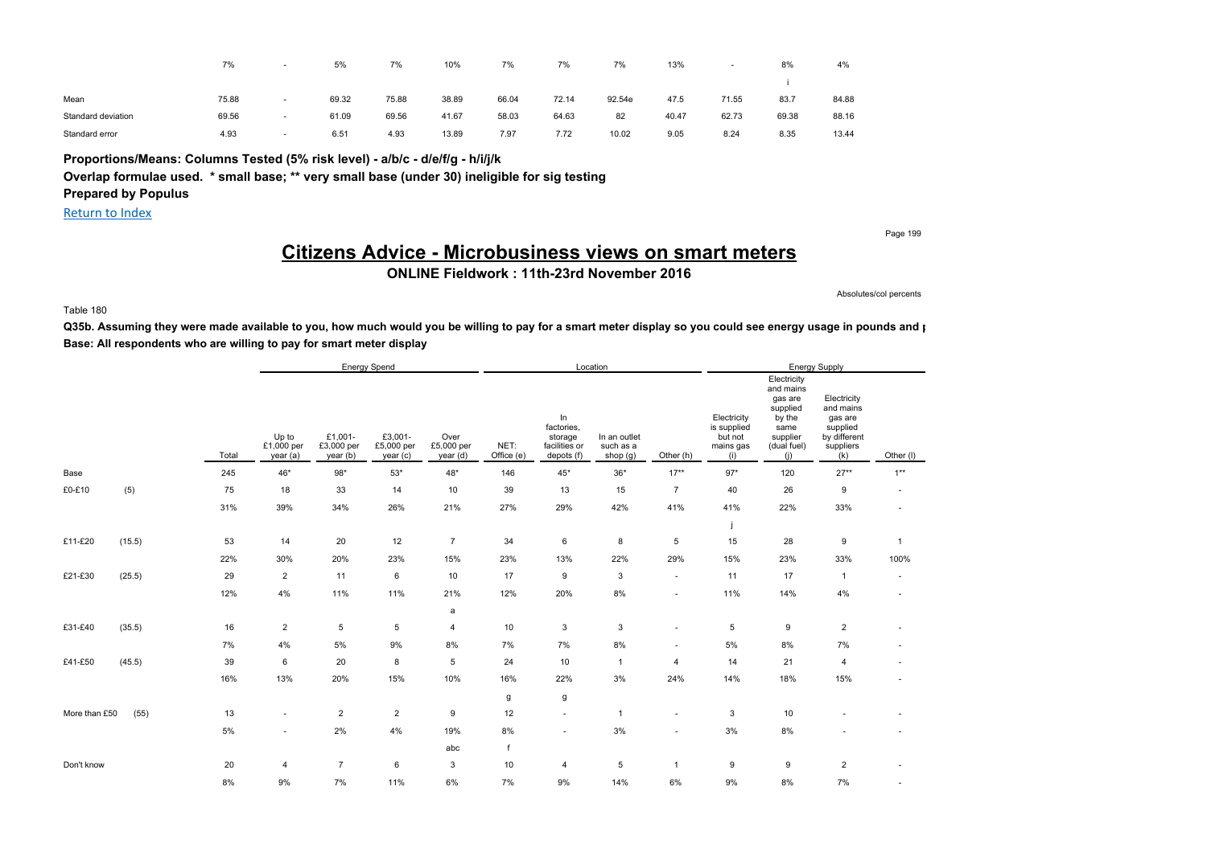| | Total | (a) | (b) | (c) | (d) | (e) | (f) | (g) | (h) | (i) | (j) | (k) | (l) |
|---|---|---|---|---|---|---|---|---|---|---|---|---|---|
| | 7% | - | 5% | 7% | 10% | 7% | 7% | 7% | 13% | - | 8% | 4% | |
| | | | | | | | | | | | i | | |
| Mean | 75.88 | - | 69.32 | 75.88 | 38.89 | 66.04 | 72.14 | 92.54e | 47.5 | 71.55 | 83.7 | 84.88 | |
| Standard deviation | 69.56 | - | 61.09 | 69.56 | 41.67 | 58.03 | 64.63 | 82 | 40.47 | 62.73 | 69.38 | 88.16 | |
| Standard error | 4.93 | - | 6.51 | 4.93 | 13.89 | 7.97 | 7.72 | 10.02 | 9.05 | 8.24 | 8.35 | 13.44 | |

**Proportions/Means: Columns Tested (5% risk level) - a/b/c - d/e/f/g - h/i/j/k**

**Overlap formulae used. * small base; ** very small base (under 30) ineligible for sig testing**

**Prepared by Populus**

Return to Index

# Citizens Advice - Microbusiness views on smart meters

**ONLINE Fieldwork : 11th-23rd November 2016**

Absolutes/col percents

Table 180

**Q35b. Assuming they were made available to you, how much would you be willing to pay for a smart meter display so you could see energy usage in pounds and p**

**Base: All respondents who are willing to pay for smart meter display**

| | | | Energy Spend | | | | Location | | | | Energy Supply | | | |
|---|---|---|---|---|---|---|---|---|---|---|---|---|---|---|
| | | Total | Up to £1,000 per year (a) | £1,001-£3,000 per year (b) | £3,001-£5,000 per year (c) | Over £5,000 per year (d) | NET: Office (e) | In factories, storage facilities or depots (f) | In an outlet such as a shop (g) | Other (h) | Electricity is supplied but not mains gas (i) | Electricity and mains gas are supplied by the same supplier (dual fuel) (j) | Electricity and mains gas are supplied by different suppliers (k) | Other (l) |
| Base | | 245 | 46* | 98* | 53* | 48* | 146 | 45* | 36* | 17** | 97* | 120 | 27** | 1** |
| £0-£10 | (5) | 75 | 18 | 33 | 14 | 10 | 39 | 13 | 15 | 7 | 40 | 26 | 9 | - |
| | | 31% | 39% | 34% | 26% | 21% | 27% | 29% | 42% | 41% | 41% | 22% | 33% | - |
| | | | | | | | | | | | j | | | |
| £11-£20 | (15.5) | 53 | 14 | 20 | 12 | 7 | 34 | 6 | 8 | 5 | 15 | 28 | 9 | 1 |
| | | 22% | 30% | 20% | 23% | 15% | 23% | 13% | 22% | 29% | 15% | 23% | 33% | 100% |
| £21-£30 | (25.5) | 29 | 2 | 11 | 6 | 10 | 17 | 9 | 3 | - | 11 | 17 | 1 | - |
| | | 12% | 4% | 11% | 11% | 21% | 12% | 20% | 8% | - | 11% | 14% | 4% | - |
| | | | | | | a | | | | | | | | |
| £31-£40 | (35.5) | 16 | 2 | 5 | 5 | 4 | 10 | 3 | 3 | - | 5 | 9 | 2 | - |
| | | 7% | 4% | 5% | 9% | 8% | 7% | 7% | 8% | - | 5% | 8% | 7% | - |
| £41-£50 | (45.5) | 39 | 6 | 20 | 8 | 5 | 24 | 10 | 1 | 4 | 14 | 21 | 4 | - |
| | | 16% | 13% | 20% | 15% | 10% | 16% | 22% | 3% | 24% | 14% | 18% | 15% | - |
| | | | | | | | g | g | | | | | | |
| More than £50 | (55) | 13 | - | 2 | 2 | 9 | 12 | - | 1 | - | 3 | 10 | - | - |
| | | 5% | - | 2% | 4% | 19% | 8% | - | 3% | - | 3% | 8% | - | - |
| | | | | | | abc | f | | | | | | | |
| Don't know | | 20 | 4 | 7 | 6 | 3 | 10 | 4 | 5 | 1 | 9 | 9 | 2 | - |
| | | 8% | 9% | 7% | 11% | 6% | 7% | 9% | 14% | 6% | 9% | 8% | 7% | - |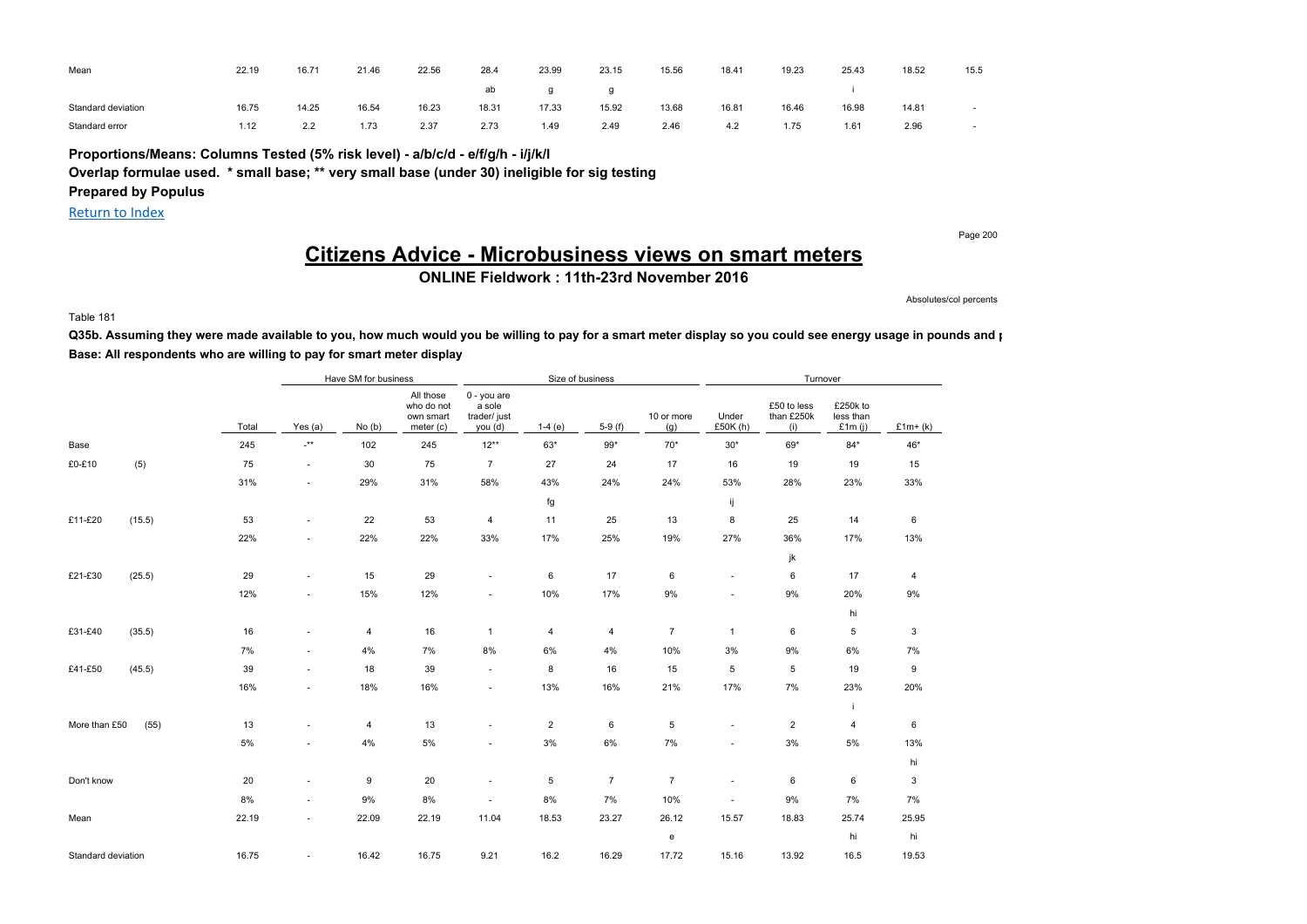| Mean | 22.19 | 16.71 | 21.46 | 22.56 | 28.4 | 23.99 | 23.15 | 15.56 | 18.41 | 19.23 | 25.43 | 18.52 | 15.5 |
|---|---|---|---|---|---|---|---|---|---|---|---|---|---|
| | | | | | ab | g | g | | | | i | | |
| Standard deviation | 16.75 | 14.25 | 16.54 | 16.23 | 18.31 | 17.33 | 15.92 | 13.68 | 16.81 | 16.46 | 16.98 | 14.81 | - |
| Standard error | 1.12 | 2.2 | 1.73 | 2.37 | 2.73 | 1.49 | 2.49 | 2.46 | 4.2 | 1.75 | 1.61 | 2.96 | - |

**Proportions/Means: Columns Tested (5% risk level) - a/b/c/d - e/f/g/h - i/j/k/l**

**Overlap formulae used. * small base; ** very small base (under 30) ineligible for sig testing**

**Prepared by Populus**

Return to Index

# Citizens Advice - Microbusiness views on smart meters

## ONLINE Fieldwork : 11th-23rd November 2016

Absolutes/col percents

Table 181

**Q35b. Assuming they were made available to you, how much would you be willing to pay for a smart meter display so you could see energy usage in pounds and p**

**Base: All respondents who are willing to pay for smart meter display**

| | | | Have SM for business | | | Size of business | | | | Turnover | | | |
|---|---|---|---|---|---|---|---|---|---|---|---|---|---|
| | | Total | Yes (a) | No (b) | All those who do not own smart meter (c) | 0 - you are a sole trader/ just you (d) | 1-4 (e) | 5-9 (f) | 10 or more (g) | Under £50K (h) | £50 to less than £250k (i) | £250k to less than £1m (j) | £1m+ (k) |
| Base | | 245 | -** | 102 | 245 | 12** | 63* | 99* | 70* | 30* | 69* | 84* | 46* |
| £0-£10 | (5) | 75 | - | 30 | 75 | 7 | 27 | 24 | 17 | 16 | 19 | 19 | 15 |
| | | 31% | - | 29% | 31% | 58% | 43% | 24% | 24% | 53% | 28% | 23% | 33% |
| | | | | | | | fg | | | ij | | | |
| £11-£20 | (15.5) | 53 | - | 22 | 53 | 4 | 11 | 25 | 13 | 8 | 25 | 14 | 6 |
| | | 22% | - | 22% | 22% | 33% | 17% | 25% | 19% | 27% | 36% | 17% | 13% |
| | | | | | | | | | | | jk | | |
| £21-£30 | (25.5) | 29 | - | 15 | 29 | - | 6 | 17 | 6 | - | 6 | 17 | 4 |
| | | 12% | - | 15% | 12% | - | 10% | 17% | 9% | - | 9% | 20% | 9% |
| | | | | | | | | | | | | hi | |
| £31-£40 | (35.5) | 16 | - | 4 | 16 | 1 | 4 | 4 | 7 | 1 | 6 | 5 | 3 |
| | | 7% | - | 4% | 7% | 8% | 6% | 4% | 10% | 3% | 9% | 6% | 7% |
| £41-£50 | (45.5) | 39 | - | 18 | 39 | - | 8 | 16 | 15 | 5 | 5 | 19 | 9 |
| | | 16% | - | 18% | 16% | - | 13% | 16% | 21% | 17% | 7% | 23% | 20% |
| | | | | | | | | | | | | i | |
| More than £50 | (55) | 13 | - | 4 | 13 | - | 2 | 6 | 5 | - | 2 | 4 | 6 |
| | | 5% | - | 4% | 5% | - | 3% | 6% | 7% | - | 3% | 5% | 13% |
| | | | | | | | | | | | | | hi |
| Don't know | | 20 | - | 9 | 20 | - | 5 | 7 | 7 | - | 6 | 6 | 3 |
| | | 8% | - | 9% | 8% | - | 8% | 7% | 10% | - | 9% | 7% | 7% |
| Mean | | 22.19 | - | 22.09 | 22.19 | 11.04 | 18.53 | 23.27 | 26.12 | 15.57 | 18.83 | 25.74 | 25.95 |
| | | | | | | | | | e | | | hi | hi |
| Standard deviation | | 16.75 | - | 16.42 | 16.75 | 9.21 | 16.2 | 16.29 | 17.72 | 15.16 | 13.92 | 16.5 | 19.53 |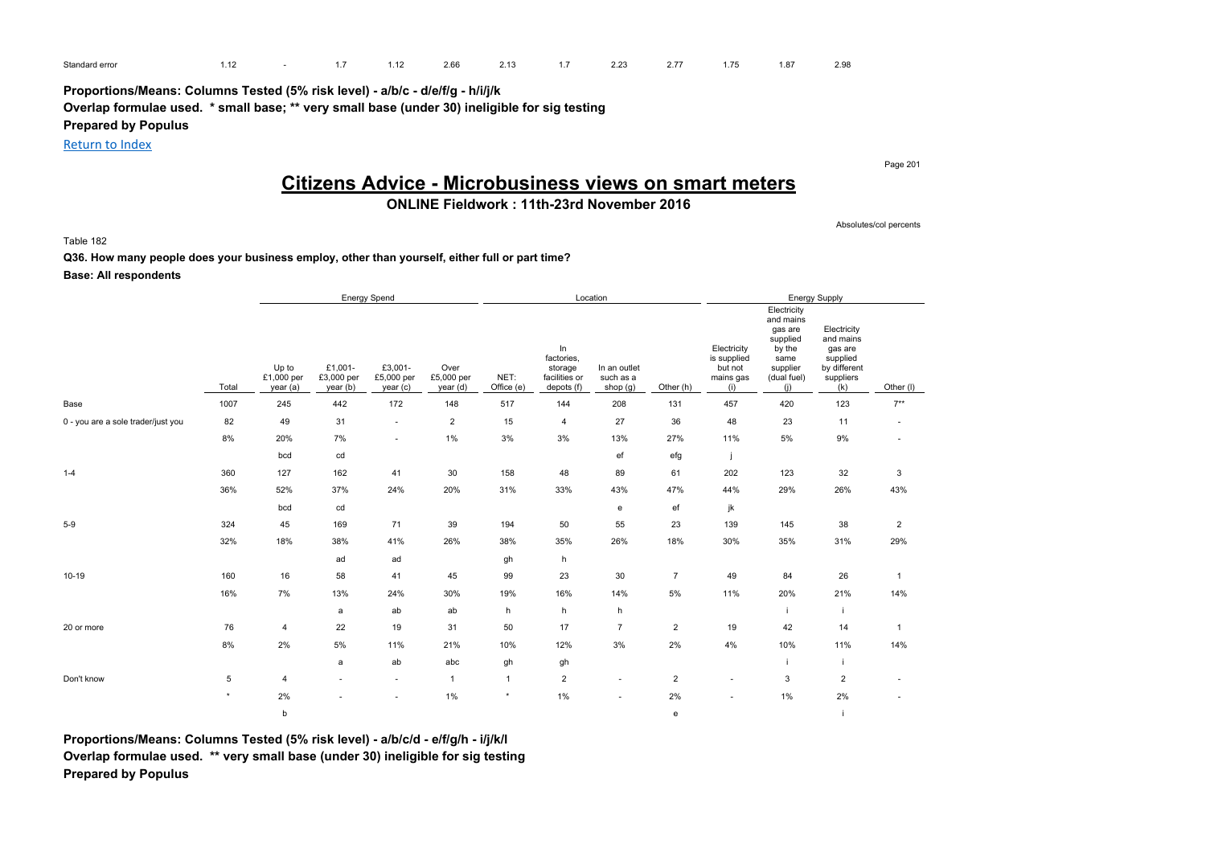| Standard error | 1.12 | - | 1.7 | 1.12 | 2.66 | 2.13 | 1.7 | 2.23 | 2.77 | 1.75 | 1.87 | 2.98 |
|---|---|---|---|---|---|---|---|---|---|---|---|---|

**Proportions/Means: Columns Tested (5% risk level) - a/b/c - d/e/f/g - h/i/j/k**

**Overlap formulae used. * small base; ** very small base (under 30) ineligible for sig testing**

**Prepared by Populus**

Return to Index

# Citizens Advice - Microbusiness views on smart meters

## ONLINE Fieldwork : 11th-23rd November 2016

Absolutes/col percents

Table 182

**Q36. How many people does your business employ, other than yourself, either full or part time?**

**Base: All respondents**

| | | Energy Spend | | | | Location | | | | Energy Supply | | | |
|---|---|---|---|---|---|---|---|---|---|---|---|---|---|
| | Total | Up to £1,000 per year (a) | £1,001- £3,000 per year (b) | £3,001- £5,000 per year (c) | Over £5,000 per year (d) | NET: Office (e) | In factories, storage facilities or depots (f) | In an outlet such as a shop (g) | Other (h) | Electricity is supplied but not mains gas (i) | Electricity and mains gas are supplied by the same supplier (dual fuel) (j) | Electricity and mains gas are supplied by different suppliers (k) | Other (l) |
| Base | 1007 | 245 | 442 | 172 | 148 | 517 | 144 | 208 | 131 | 457 | 420 | 123 | 7** |
| 0 - you are a sole trader/just you | 82 | 49 | 31 | - | 2 | 15 | 4 | 27 | 36 | 48 | 23 | 11 | - |
| | 8% | 20% | 7% | - | 1% | 3% | 3% | 13% | 27% | 11% | 5% | 9% | - |
| | | bcd | cd | | | | | ef | efg | j | | | |
| 1-4 | 360 | 127 | 162 | 41 | 30 | 158 | 48 | 89 | 61 | 202 | 123 | 32 | 3 |
| | 36% | 52% | 37% | 24% | 20% | 31% | 33% | 43% | 47% | 44% | 29% | 26% | 43% |
| | | bcd | cd | | | | | e | ef | jk | | | |
| 5-9 | 324 | 45 | 169 | 71 | 39 | 194 | 50 | 55 | 23 | 139 | 145 | 38 | 2 |
| | 32% | 18% | 38% | 41% | 26% | 38% | 35% | 26% | 18% | 30% | 35% | 31% | 29% |
| | | | ad | ad | | gh | h | | | | | | |
| 10-19 | 160 | 16 | 58 | 41 | 45 | 99 | 23 | 30 | 7 | 49 | 84 | 26 | 1 |
| | 16% | 7% | 13% | 24% | 30% | 19% | 16% | 14% | 5% | 11% | 20% | 21% | 14% |
| | | | a | ab | ab | h | h | h | | | i | i | |
| 20 or more | 76 | 4 | 22 | 19 | 31 | 50 | 17 | 7 | 2 | 19 | 42 | 14 | 1 |
| | 8% | 2% | 5% | 11% | 21% | 10% | 12% | 3% | 2% | 4% | 10% | 11% | 14% |
| | | | a | ab | abc | gh | gh | | | | i | i | |
| Don't know | 5 | 4 | - | - | 1 | 1 | 2 | - | 2 | - | 3 | 2 | - |
| | * | 2% | - | - | 1% | * | 1% | - | 2% | - | 1% | 2% | - |
| | | b | | | | | | | e | | | i | |

**Proportions/Means: Columns Tested (5% risk level) - a/b/c/d - e/f/g/h - i/j/k/l**

**Overlap formulae used. ** very small base (under 30) ineligible for sig testing**

**Prepared by Populus**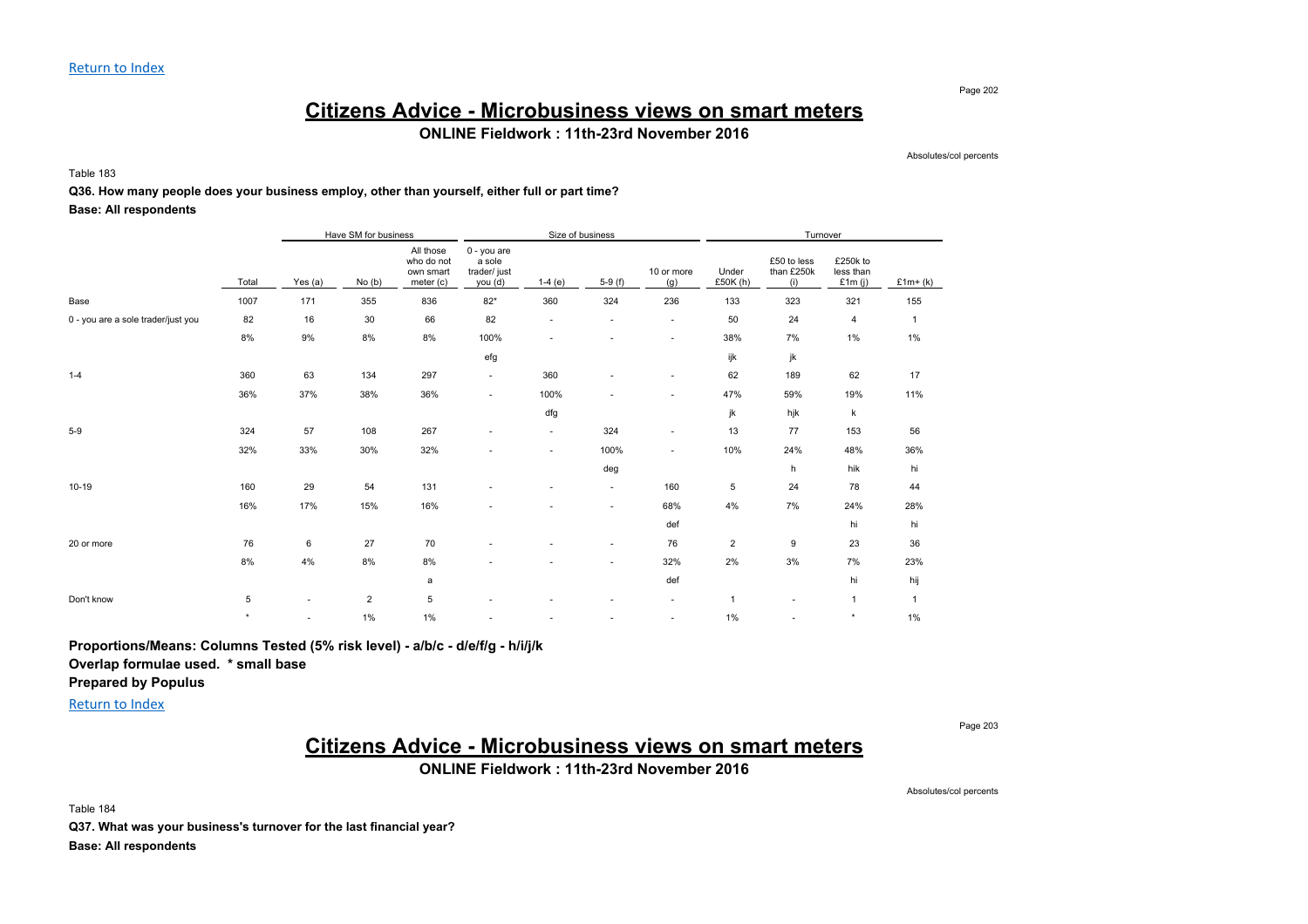Return to Index

# Citizens Advice - Microbusiness views on smart meters

**ONLINE Fieldwork : 11th-23rd November 2016**

Absolutes/col percents

Table 183

**Q36. How many people does your business employ, other than yourself, either full or part time?**

**Base: All respondents**

| | | Have SM for business | | | Size of business | | | | Turnover | | | |
|---|---|---|---|---|---|---|---|---|---|---|---|---|
| | Total | Yes (a) | No (b) | All those who do not own smart meter (c) | 0 - you are a sole trader/ just you (d) | 1-4 (e) | 5-9 (f) | 10 or more (g) | Under £50K (h) | £50 to less than £250k (i) | £250k to less than £1m (j) | £1m+ (k) |
| Base | 1007 | 171 | 355 | 836 | 82* | 360 | 324 | 236 | 133 | 323 | 321 | 155 |
| 0 - you are a sole trader/just you | 82 | 16 | 30 | 66 | 82 | - | - | - | 50 | 24 | 4 | 1 |
| | 8% | 9% | 8% | 8% | 100% | - | - | - | 38% | 7% | 1% | 1% |
| | | | | | efg | | | | ijk | jk | | |
| 1-4 | 360 | 63 | 134 | 297 | - | 360 | - | - | 62 | 189 | 62 | 17 |
| | 36% | 37% | 38% | 36% | - | 100% | - | - | 47% | 59% | 19% | 11% |
| | | | | | | dfg | | | jk | hjk | k | |
| 5-9 | 324 | 57 | 108 | 267 | - | - | 324 | - | 13 | 77 | 153 | 56 |
| | 32% | 33% | 30% | 32% | - | - | 100% | - | 10% | 24% | 48% | 36% |
| | | | | | | | deg | | | h | hik | hi |
| 10-19 | 160 | 29 | 54 | 131 | - | - | - | 160 | 5 | 24 | 78 | 44 |
| | 16% | 17% | 15% | 16% | - | - | - | 68% | 4% | 7% | 24% | 28% |
| | | | | | | | | def | | | hi | hi |
| 20 or more | 76 | 6 | 27 | 70 | - | - | - | 76 | 2 | 9 | 23 | 36 |
| | 8% | 4% | 8% | 8% | - | - | - | 32% | 2% | 3% | 7% | 23% |
| | | | | a | | | | def | | | hi | hij |
| Don't know | 5 | - | 2 | 5 | - | - | - | - | 1 | - | 1 | 1 |
| | * | - | 1% | 1% | - | - | - | - | 1% | - | * | 1% |

**Proportions/Means: Columns Tested (5% risk level) - a/b/c - d/e/f/g - h/i/j/k**
**Overlap formulae used. * small base**
**Prepared by Populus**

Return to Index

# Citizens Advice - Microbusiness views on smart meters

**ONLINE Fieldwork : 11th-23rd November 2016**

Absolutes/col percents

Table 184

**Q37. What was your business's turnover for the last financial year?**

**Base: All respondents**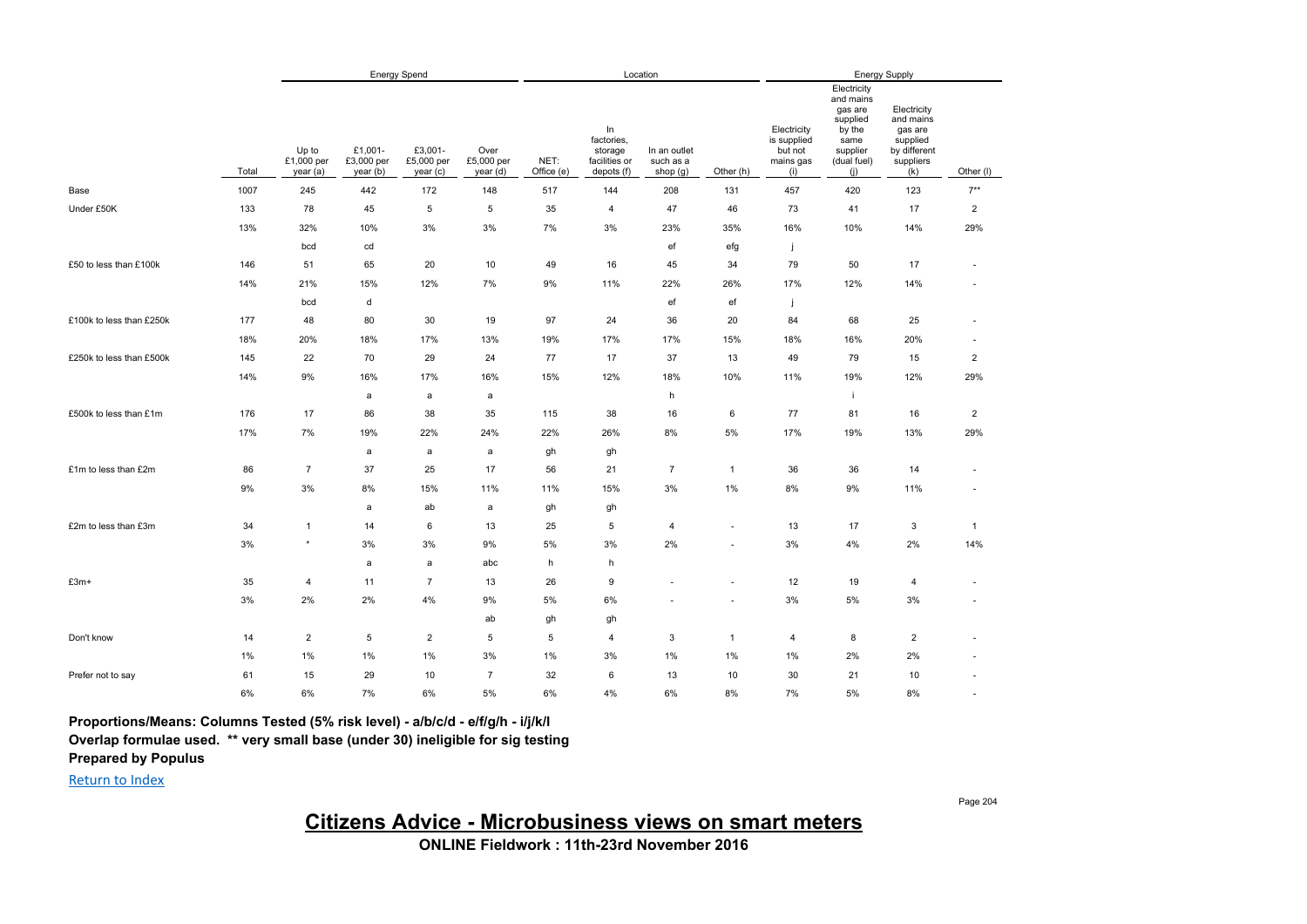| | Total | Energy Spend | | | | Location | | | | Energy Supply | | | |
|---|---|---|---|---|---|---|---|---|---|---|---|---|---|
| | | Up to £1,000 per year (a) | £1,001-£3,000 per year (b) | £3,001-£5,000 per year (c) | Over £5,000 per year (d) | NET: Office (e) | In factories, storage facilities or depots (f) | In an outlet such as a shop (g) | Other (h) | Electricity is supplied but not mains gas (i) | Electricity and mains gas are supplied by the same supplier (dual fuel) (j) | Electricity and mains gas are supplied by different suppliers (k) | Other (l) |
| Base | 1007 | 245 | 442 | 172 | 148 | 517 | 144 | 208 | 131 | 457 | 420 | 123 | 7** |
| Under £50K | 133 | 78 | 45 | 5 | 5 | 35 | 4 | 47 | 46 | 73 | 41 | 17 | 2 |
| | 13% | 32% | 10% | 3% | 3% | 7% | 3% | 23% | 35% | 16% | 10% | 14% | 29% |
| | | bcd | cd | | | | | ef | efg | j | | | |
| £50 to less than £100k | 146 | 51 | 65 | 20 | 10 | 49 | 16 | 45 | 34 | 79 | 50 | 17 | - |
| | 14% | 21% | 15% | 12% | 7% | 9% | 11% | 22% | 26% | 17% | 12% | 14% | - |
| | | bcd | d | | | | | ef | ef | j | | | |
| £100k to less than £250k | 177 | 48 | 80 | 30 | 19 | 97 | 24 | 36 | 20 | 84 | 68 | 25 | - |
| | 18% | 20% | 18% | 17% | 13% | 19% | 17% | 17% | 15% | 18% | 16% | 20% | - |
| £250k to less than £500k | 145 | 22 | 70 | 29 | 24 | 77 | 17 | 37 | 13 | 49 | 79 | 15 | 2 |
| | 14% | 9% | 16% | 17% | 16% | 15% | 12% | 18% | 10% | 11% | 19% | 12% | 29% |
| | | | a | a | a | | | h | | | i | | |
| £500k to less than £1m | 176 | 17 | 86 | 38 | 35 | 115 | 38 | 16 | 6 | 77 | 81 | 16 | 2 |
| | 17% | 7% | 19% | 22% | 24% | 22% | 26% | 8% | 5% | 17% | 19% | 13% | 29% |
| | | | a | a | a | gh | gh | | | | | | |
| £1m to less than £2m | 86 | 7 | 37 | 25 | 17 | 56 | 21 | 7 | 1 | 36 | 36 | 14 | - |
| | 9% | 3% | 8% | 15% | 11% | 11% | 15% | 3% | 1% | 8% | 9% | 11% | - |
| | | | a | ab | a | gh | gh | | | | | | |
| £2m to less than £3m | 34 | 1 | 14 | 6 | 13 | 25 | 5 | 4 | - | 13 | 17 | 3 | 1 |
| | 3% | * | 3% | 3% | 9% | 5% | 3% | 2% | - | 3% | 4% | 2% | 14% |
| | | | a | a | abc | h | h | | | | | | |
| £3m+ | 35 | 4 | 11 | 7 | 13 | 26 | 9 | - | - | 12 | 19 | 4 | - |
| | 3% | 2% | 2% | 4% | 9% | 5% | 6% | - | - | 3% | 5% | 3% | - |
| | | | | | ab | gh | gh | | | | | | |
| Don't know | 14 | 2 | 5 | 2 | 5 | 5 | 4 | 3 | 1 | 4 | 8 | 2 | - |
| | 1% | 1% | 1% | 1% | 3% | 1% | 3% | 1% | 1% | 1% | 2% | 2% | - |
| Prefer not to say | 61 | 15 | 29 | 10 | 7 | 32 | 6 | 13 | 10 | 30 | 21 | 10 | - |
| | 6% | 6% | 7% | 6% | 5% | 6% | 4% | 6% | 8% | 7% | 5% | 8% | - |

**Proportions/Means: Columns Tested (5% risk level) - a/b/c/d - e/f/g/h - i/j/k/l**
**Overlap formulae used. ** very small base (under 30) ineligible for sig testing**
**Prepared by Populus**

Return to Index

# Citizens Advice - Microbusiness views on smart meters

**ONLINE Fieldwork : 11th-23rd November 2016**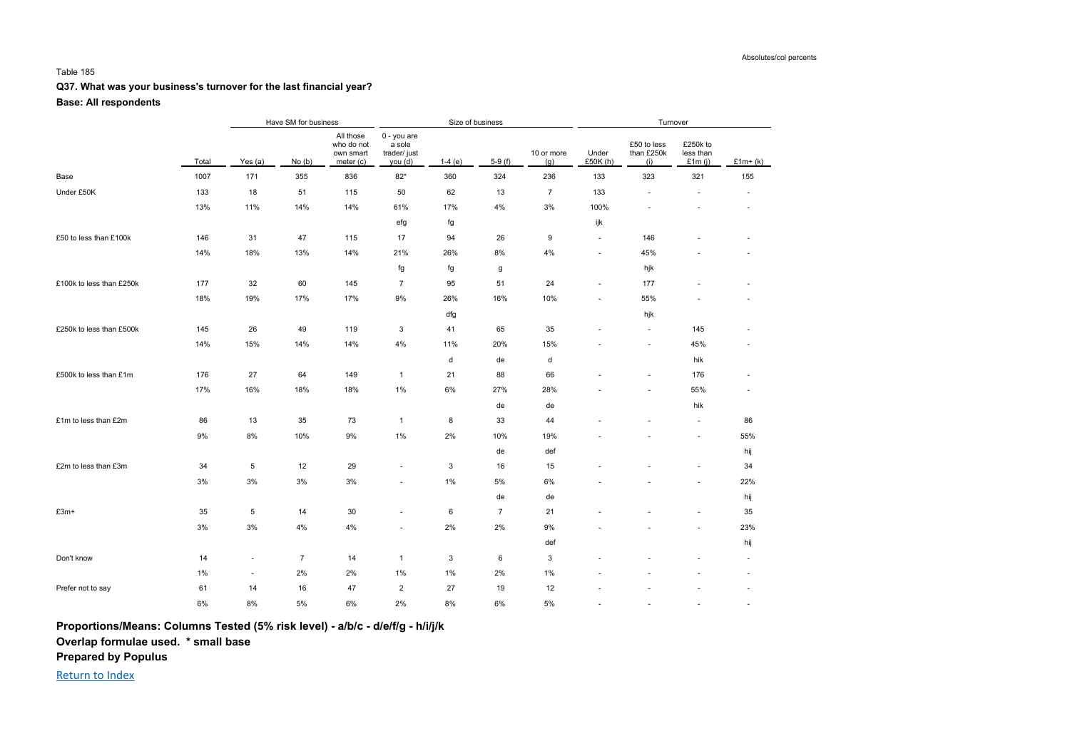Absolutes/col percents

Table 185

**Q37. What was your business's turnover for the last financial year?**

**Base: All respondents**

| | | Have SM for business | | | Size of business | | | | Turnover | | | |
|---|---|---|---|---|---|---|---|---|---|---|---|---|
| | Total | Yes (a) | No (b) | All those who do not own smart meter (c) | 0 - you are a sole trader/ just you (d) | 1-4 (e) | 5-9 (f) | 10 or more (g) | Under £50K (h) | £50 to less than £250k (i) | £250k to less than £1m (j) | £1m+ (k) |
| Base | 1007 | 171 | 355 | 836 | 82* | 360 | 324 | 236 | 133 | 323 | 321 | 155 |
| Under £50K | 133 | 18 | 51 | 115 | 50 | 62 | 13 | 7 | 133 | - | - | - |
| | 13% | 11% | 14% | 14% | 61% | 17% | 4% | 3% | 100% | - | - | - |
| | | | | | efg | fg | | | ijk | | | |
| £50 to less than £100k | 146 | 31 | 47 | 115 | 17 | 94 | 26 | 9 | - | 146 | - | - |
| | 14% | 18% | 13% | 14% | 21% | 26% | 8% | 4% | - | 45% | - | - |
| | | | | | fg | fg | g | | | hjk | | |
| £100k to less than £250k | 177 | 32 | 60 | 145 | 7 | 95 | 51 | 24 | - | 177 | - | - |
| | 18% | 19% | 17% | 17% | 9% | 26% | 16% | 10% | - | 55% | - | - |
| | | | | | | dfg | | | | hjk | | |
| £250k to less than £500k | 145 | 26 | 49 | 119 | 3 | 41 | 65 | 35 | - | - | 145 | - |
| | 14% | 15% | 14% | 14% | 4% | 11% | 20% | 15% | - | - | 45% | - |
| | | | | | | d | de | d | | | hik | |
| £500k to less than £1m | 176 | 27 | 64 | 149 | 1 | 21 | 88 | 66 | - | - | 176 | - |
| | 17% | 16% | 18% | 18% | 1% | 6% | 27% | 28% | - | - | 55% | - |
| | | | | | | | de | de | | | hik | |
| £1m to less than £2m | 86 | 13 | 35 | 73 | 1 | 8 | 33 | 44 | - | - | - | 86 |
| | 9% | 8% | 10% | 9% | 1% | 2% | 10% | 19% | - | - | - | 55% |
| | | | | | | | de | def | | | | hij |
| £2m to less than £3m | 34 | 5 | 12 | 29 | - | 3 | 16 | 15 | - | - | - | 34 |
| | 3% | 3% | 3% | 3% | - | 1% | 5% | 6% | - | - | - | 22% |
| | | | | | | | de | de | | | | hij |
| £3m+ | 35 | 5 | 14 | 30 | - | 6 | 7 | 21 | - | - | - | 35 |
| | 3% | 3% | 4% | 4% | - | 2% | 2% | 9% | - | - | - | 23% |
| | | | | | | | | def | | | | hij |
| Don't know | 14 | - | 7 | 14 | 1 | 3 | 6 | 3 | - | - | - | - |
| | 1% | - | 2% | 2% | 1% | 1% | 2% | 1% | - | - | - | - |
| Prefer not to say | 61 | 14 | 16 | 47 | 2 | 27 | 19 | 12 | - | - | - | - |
| | 6% | 8% | 5% | 6% | 2% | 8% | 6% | 5% | - | - | - | - |

**Proportions/Means: Columns Tested (5% risk level) - a/b/c - d/e/f/g - h/i/j/k**
**Overlap formulae used. * small base**
**Prepared by Populus**

Return to Index